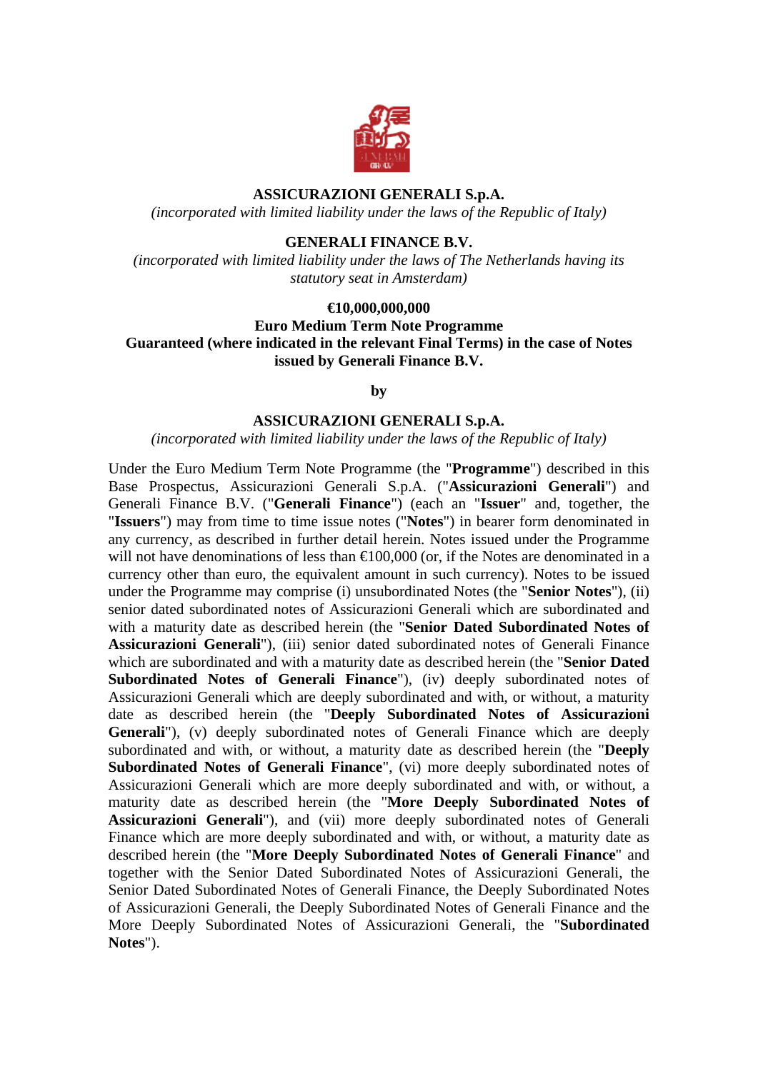**ASSICURAZIONI GENERALI S.p.A.**

*(incorporated with limited liability under the laws of the Republic of Italy)*

**GENERALI FINANCE B.V.**

*(incorporated with limited liability under the laws of The Netherlands having its statutory seat in Amsterdam)*

**€10,000,000,000**

**Euro Medium Term Note Programme**

**Guaranteed (where indicated in the relevant Final Terms) in the case of Notes issued by Generali Finance B.V.**

**by**

**ASSICURAZIONI GENERALI S.p.A.**

*(incorporated with limited liability under the laws of the Republic of Italy)*

Under the Euro Medium Term Note Programme (the "**Programme**") described in this Base Prospectus, Assicurazioni Generali S.p.A. ("**Assicurazioni Generali**") and Generali Finance B.V. ("**Generali Finance**") (each an "**Issuer**" and, together, the "**Issuers**") may from time to time issue notes ("**Notes**") in bearer form denominated in any currency, as described in further detail herein. Notes issued under the Programme will not have denominations of less than €100,000 (or, if the Notes are denominated in a currency other than euro, the equivalent amount in such currency). Notes to be issued under the Programme may comprise (i) unsubordinated Notes (the "**Senior Notes**"), (ii) senior dated subordinated notes of Assicurazioni Generali which are subordinated and with a maturity date as described herein (the "**Senior Dated Subordinated Notes of Assicurazioni Generali**"), (iii) senior dated subordinated notes of Generali Finance which are subordinated and with a maturity date as described herein (the "**Senior Dated Subordinated Notes of Generali Finance**"), (iv) deeply subordinated notes of Assicurazioni Generali which are deeply subordinated and with, or without, a maturity date as described herein (the "**Deeply Subordinated Notes of Assicurazioni Generali**"), (v) deeply subordinated notes of Generali Finance which are deeply subordinated and with, or without, a maturity date as described herein (the "**Deeply Subordinated Notes of Generali Finance**", (vi) more deeply subordinated notes of Assicurazioni Generali which are more deeply subordinated and with, or without, a maturity date as described herein (the "**More Deeply Subordinated Notes of Assicurazioni Generali**"), and (vii) more deeply subordinated notes of Generali Finance which are more deeply subordinated and with, or without, a maturity date as described herein (the "**More Deeply Subordinated Notes of Generali Finance**" and together with the Senior Dated Subordinated Notes of Assicurazioni Generali, the Senior Dated Subordinated Notes of Generali Finance, the Deeply Subordinated Notes of Assicurazioni Generali, the Deeply Subordinated Notes of Generali Finance and the More Deeply Subordinated Notes of Assicurazioni Generali, the "**Subordinated Notes**").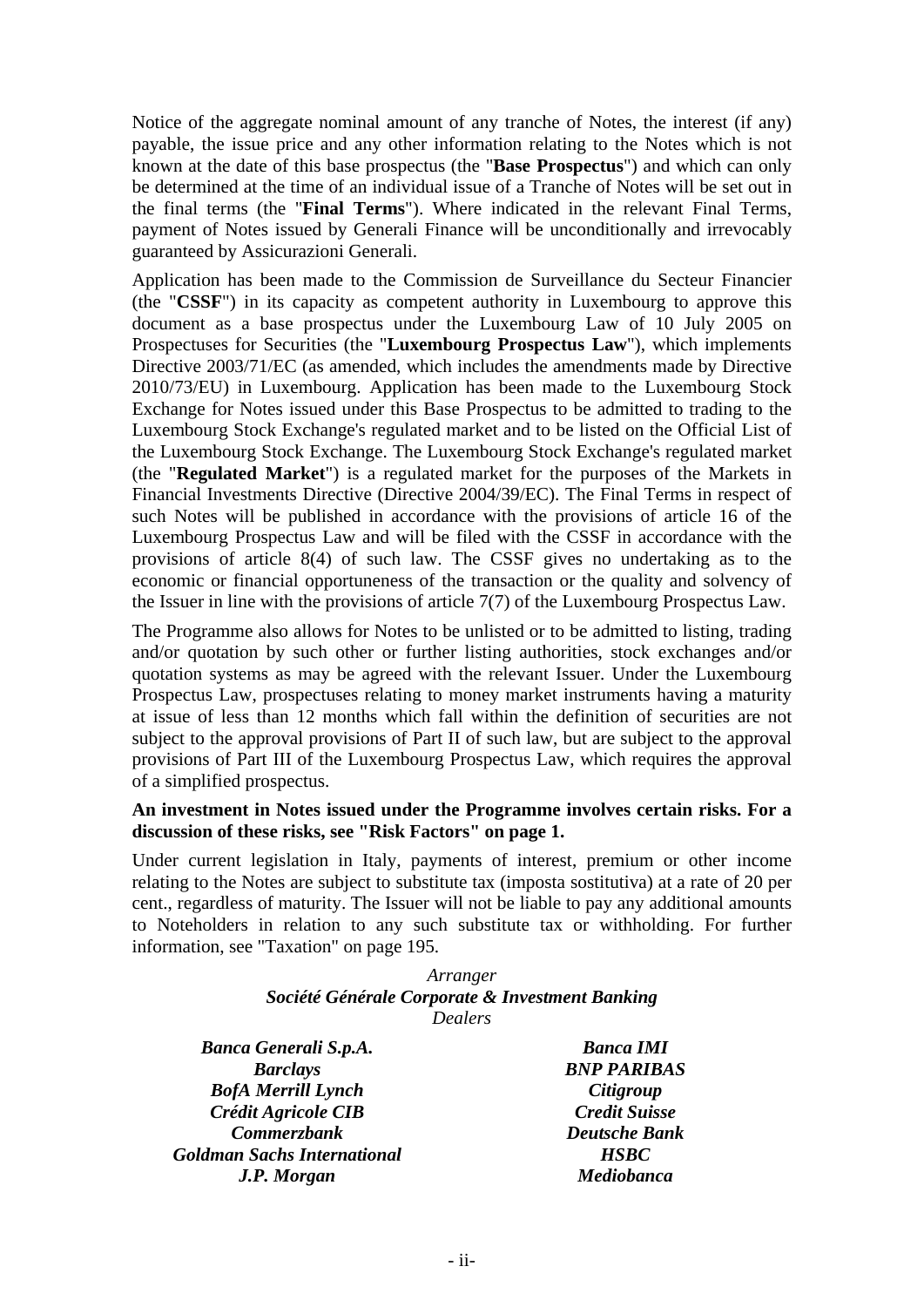Notice of the aggregate nominal amount of any tranche of Notes, the interest (if any) payable, the issue price and any other information relating to the Notes which is not known at the date of this base prospectus (the "**Base Prospectus**") and which can only be determined at the time of an individual issue of a Tranche of Notes will be set out in the final terms (the "**Final Terms**"). Where indicated in the relevant Final Terms, payment of Notes issued by Generali Finance will be unconditionally and irrevocably guaranteed by Assicurazioni Generali.

Application has been made to the Commission de Surveillance du Secteur Financier (the "**CSSF**") in its capacity as competent authority in Luxembourg to approve this document as a base prospectus under the Luxembourg Law of 10 July 2005 on Prospectuses for Securities (the "**Luxembourg Prospectus Law**"), which implements Directive 2003/71/EC (as amended, which includes the amendments made by Directive 2010/73/EU) in Luxembourg. Application has been made to the Luxembourg Stock Exchange for Notes issued under this Base Prospectus to be admitted to trading to the Luxembourg Stock Exchange's regulated market and to be listed on the Official List of the Luxembourg Stock Exchange. The Luxembourg Stock Exchange's regulated market (the "**Regulated Market**") is a regulated market for the purposes of the Markets in Financial Investments Directive (Directive 2004/39/EC). The Final Terms in respect of such Notes will be published in accordance with the provisions of article 16 of the Luxembourg Prospectus Law and will be filed with the CSSF in accordance with the provisions of article 8(4) of such law. The CSSF gives no undertaking as to the economic or financial opportuneness of the transaction or the quality and solvency of the Issuer in line with the provisions of article 7(7) of the Luxembourg Prospectus Law.

The Programme also allows for Notes to be unlisted or to be admitted to listing, trading and/or quotation by such other or further listing authorities, stock exchanges and/or quotation systems as may be agreed with the relevant Issuer. Under the Luxembourg Prospectus Law, prospectuses relating to money market instruments having a maturity at issue of less than 12 months which fall within the definition of securities are not subject to the approval provisions of Part II of such law, but are subject to the approval provisions of Part III of the Luxembourg Prospectus Law, which requires the approval of a simplified prospectus.

**An investment in Notes issued under the Programme involves certain risks. For a discussion of these risks, see "Risk Factors" on page 1.**

Under current legislation in Italy, payments of interest, premium or other income relating to the Notes are subject to substitute tax (imposta sostitutiva) at a rate of 20 per cent., regardless of maturity. The Issuer will not be liable to pay any additional amounts to Noteholders in relation to any such substitute tax or withholding. For further information, see "Taxation" on page 195.

*Arranger*

***Société Générale Corporate & Investment Banking***

*Dealers*

***Banca Generali S.p.A.***

***Banca IMI***

***Barclays***

***BNP PARIBAS***

***BofA Merrill Lynch***

***Citigroup***

***Crédit Agricole CIB***

***Credit Suisse***

***Commerzbank***

***Deutsche Bank***

***Goldman Sachs International***

***HSBC***

***J.P. Morgan***

***Mediobanca***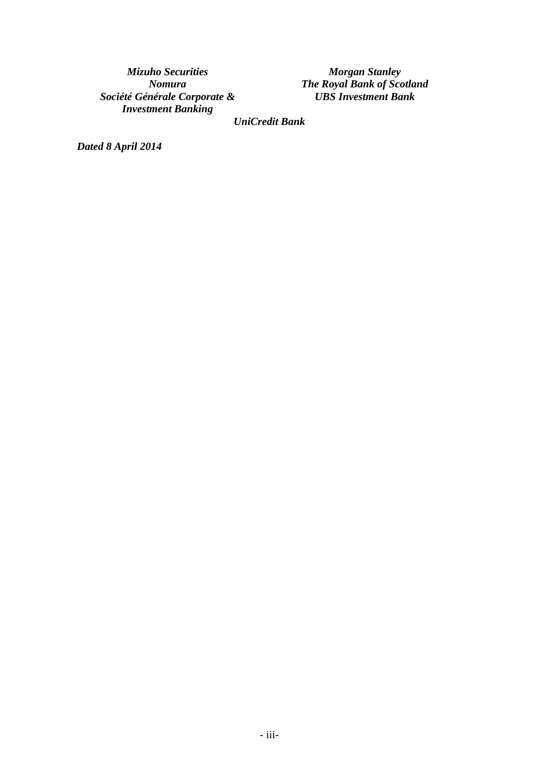*Mizuho Securities*

*Nomura*

*Société Générale Corporate & Investment Banking*

*Morgan Stanley*

*The Royal Bank of Scotland*

*UBS Investment Bank*

*UniCredit Bank*

***Dated 8 April 2014***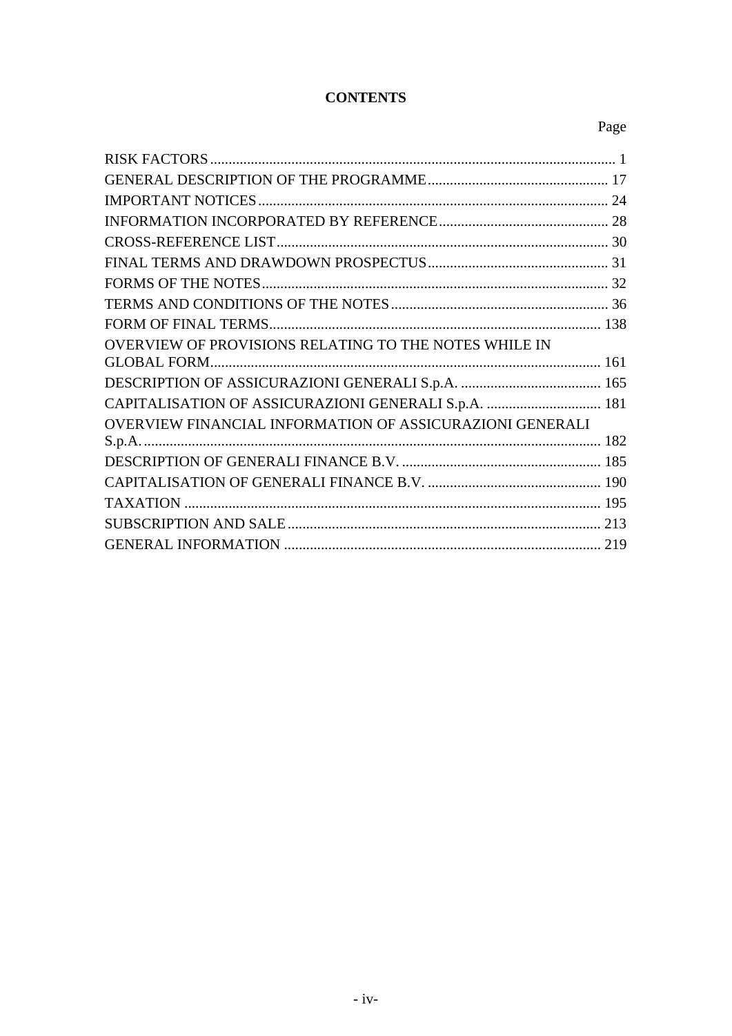# CONTENTS

| | Page |
|---|---|
| RISK FACTORS | 1 |
| GENERAL DESCRIPTION OF THE PROGRAMME | 17 |
| IMPORTANT NOTICES | 24 |
| INFORMATION INCORPORATED BY REFERENCE | 28 |
| CROSS-REFERENCE LIST | 30 |
| FINAL TERMS AND DRAWDOWN PROSPECTUS | 31 |
| FORMS OF THE NOTES | 32 |
| TERMS AND CONDITIONS OF THE NOTES | 36 |
| FORM OF FINAL TERMS | 138 |
| OVERVIEW OF PROVISIONS RELATING TO THE NOTES WHILE IN GLOBAL FORM | 161 |
| DESCRIPTION OF ASSICURAZIONI GENERALI S.p.A. | 165 |
| CAPITALISATION OF ASSICURAZIONI GENERALI S.p.A. | 181 |
| OVERVIEW FINANCIAL INFORMATION OF ASSICURAZIONI GENERALI S.p.A. | 182 |
| DESCRIPTION OF GENERALI FINANCE B.V. | 185 |
| CAPITALISATION OF GENERALI FINANCE B.V. | 190 |
| TAXATION | 195 |
| SUBSCRIPTION AND SALE | 213 |
| GENERAL INFORMATION | 219 |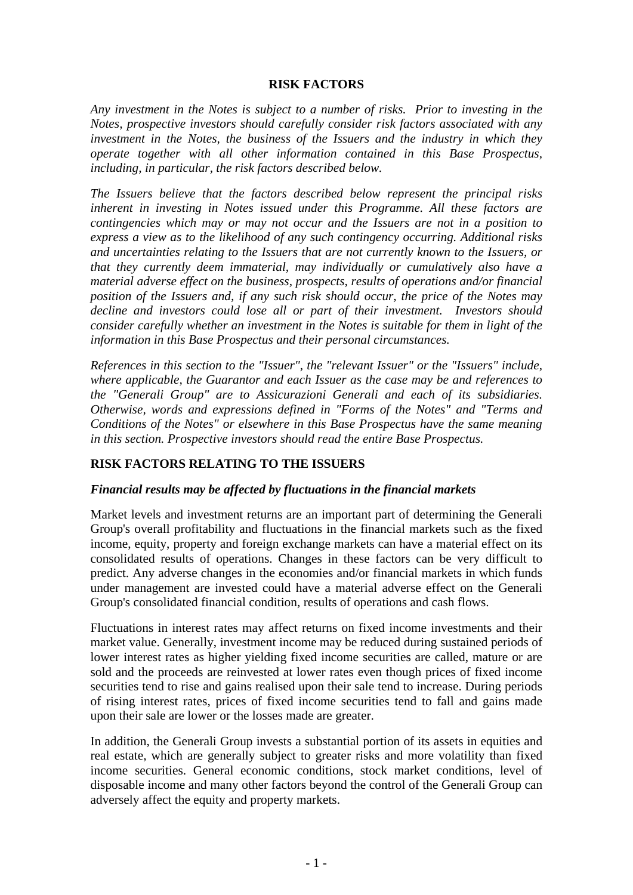# RISK FACTORS

*Any investment in the Notes is subject to a number of risks. Prior to investing in the Notes, prospective investors should carefully consider risk factors associated with any investment in the Notes, the business of the Issuers and the industry in which they operate together with all other information contained in this Base Prospectus, including, in particular, the risk factors described below.*

*The Issuers believe that the factors described below represent the principal risks inherent in investing in Notes issued under this Programme. All these factors are contingencies which may or may not occur and the Issuers are not in a position to express a view as to the likelihood of any such contingency occurring. Additional risks and uncertainties relating to the Issuers that are not currently known to the Issuers, or that they currently deem immaterial, may individually or cumulatively also have a material adverse effect on the business, prospects, results of operations and/or financial position of the Issuers and, if any such risk should occur, the price of the Notes may decline and investors could lose all or part of their investment. Investors should consider carefully whether an investment in the Notes is suitable for them in light of the information in this Base Prospectus and their personal circumstances.*

*References in this section to the "Issuer", the "relevant Issuer" or the "Issuers" include, where applicable, the Guarantor and each Issuer as the case may be and references to the "Generali Group" are to Assicurazioni Generali and each of its subsidiaries. Otherwise, words and expressions defined in "Forms of the Notes" and "Terms and Conditions of the Notes" or elsewhere in this Base Prospectus have the same meaning in this section. Prospective investors should read the entire Base Prospectus.*

## RISK FACTORS RELATING TO THE ISSUERS

### *Financial results may be affected by fluctuations in the financial markets*

Market levels and investment returns are an important part of determining the Generali Group's overall profitability and fluctuations in the financial markets such as the fixed income, equity, property and foreign exchange markets can have a material effect on its consolidated results of operations. Changes in these factors can be very difficult to predict. Any adverse changes in the economies and/or financial markets in which funds under management are invested could have a material adverse effect on the Generali Group's consolidated financial condition, results of operations and cash flows.

Fluctuations in interest rates may affect returns on fixed income investments and their market value. Generally, investment income may be reduced during sustained periods of lower interest rates as higher yielding fixed income securities are called, mature or are sold and the proceeds are reinvested at lower rates even though prices of fixed income securities tend to rise and gains realised upon their sale tend to increase. During periods of rising interest rates, prices of fixed income securities tend to fall and gains made upon their sale are lower or the losses made are greater.

In addition, the Generali Group invests a substantial portion of its assets in equities and real estate, which are generally subject to greater risks and more volatility than fixed income securities. General economic conditions, stock market conditions, level of disposable income and many other factors beyond the control of the Generali Group can adversely affect the equity and property markets.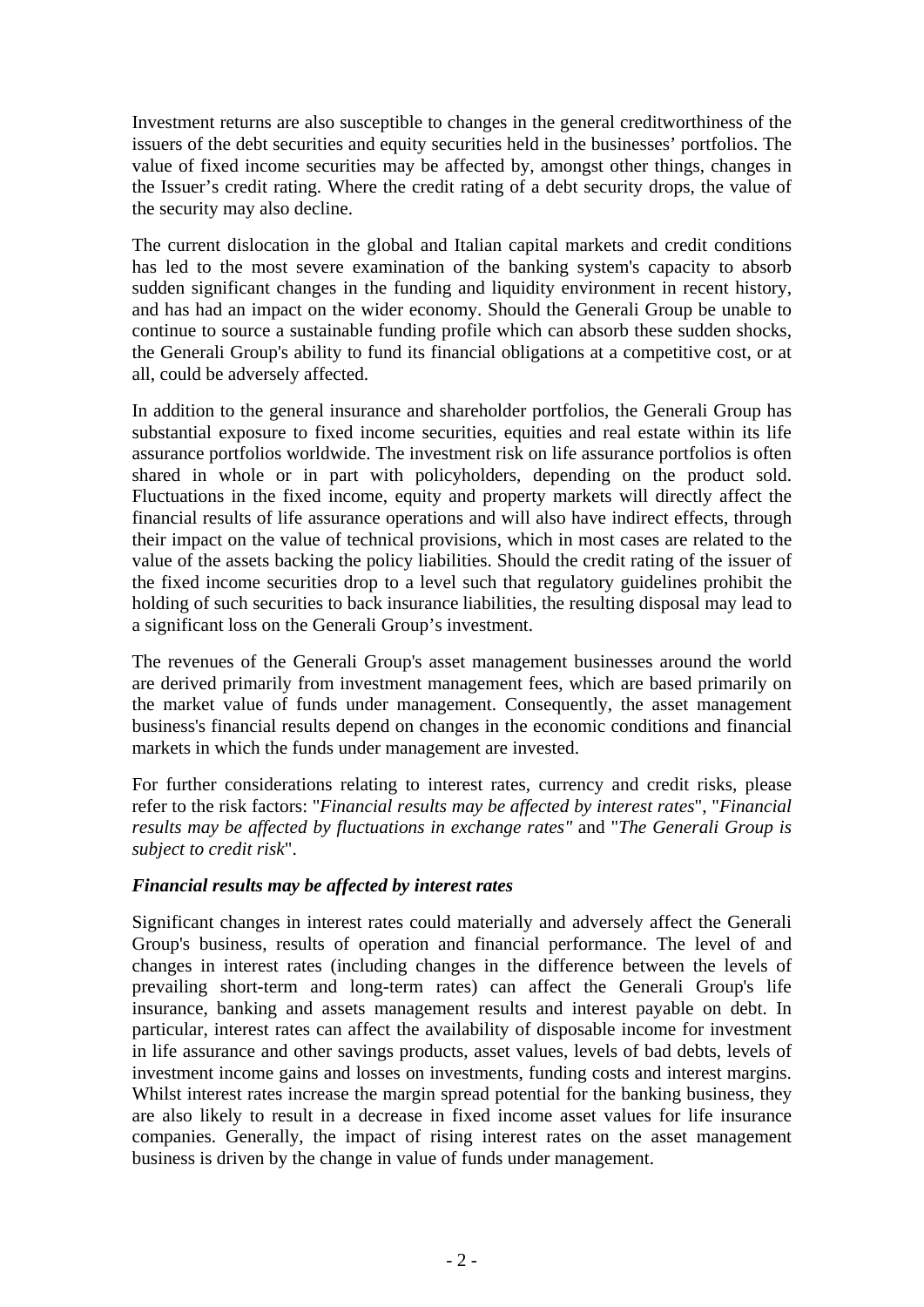Investment returns are also susceptible to changes in the general creditworthiness of the issuers of the debt securities and equity securities held in the businesses' portfolios. The value of fixed income securities may be affected by, amongst other things, changes in the Issuer's credit rating. Where the credit rating of a debt security drops, the value of the security may also decline.

The current dislocation in the global and Italian capital markets and credit conditions has led to the most severe examination of the banking system's capacity to absorb sudden significant changes in the funding and liquidity environment in recent history, and has had an impact on the wider economy. Should the Generali Group be unable to continue to source a sustainable funding profile which can absorb these sudden shocks, the Generali Group's ability to fund its financial obligations at a competitive cost, or at all, could be adversely affected.

In addition to the general insurance and shareholder portfolios, the Generali Group has substantial exposure to fixed income securities, equities and real estate within its life assurance portfolios worldwide. The investment risk on life assurance portfolios is often shared in whole or in part with policyholders, depending on the product sold. Fluctuations in the fixed income, equity and property markets will directly affect the financial results of life assurance operations and will also have indirect effects, through their impact on the value of technical provisions, which in most cases are related to the value of the assets backing the policy liabilities. Should the credit rating of the issuer of the fixed income securities drop to a level such that regulatory guidelines prohibit the holding of such securities to back insurance liabilities, the resulting disposal may lead to a significant loss on the Generali Group's investment.

The revenues of the Generali Group's asset management businesses around the world are derived primarily from investment management fees, which are based primarily on the market value of funds under management. Consequently, the asset management business's financial results depend on changes in the economic conditions and financial markets in which the funds under management are invested.

For further considerations relating to interest rates, currency and credit risks, please refer to the risk factors: "*Financial results may be affected by interest rates*", "*Financial results may be affected by fluctuations in exchange rates"* and "*The Generali Group is subject to credit risk*".

***Financial results may be affected by interest rates***

Significant changes in interest rates could materially and adversely affect the Generali Group's business, results of operation and financial performance. The level of and changes in interest rates (including changes in the difference between the levels of prevailing short-term and long-term rates) can affect the Generali Group's life insurance, banking and assets management results and interest payable on debt. In particular, interest rates can affect the availability of disposable income for investment in life assurance and other savings products, asset values, levels of bad debts, levels of investment income gains and losses on investments, funding costs and interest margins. Whilst interest rates increase the margin spread potential for the banking business, they are also likely to result in a decrease in fixed income asset values for life insurance companies. Generally, the impact of rising interest rates on the asset management business is driven by the change in value of funds under management.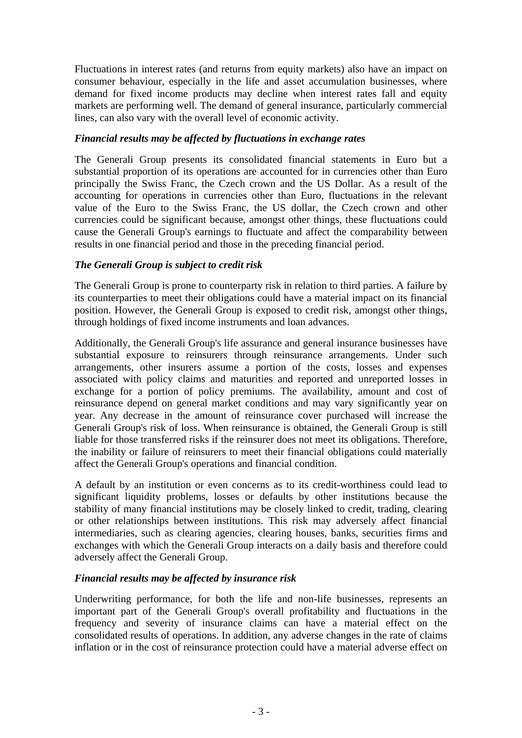Fluctuations in interest rates (and returns from equity markets) also have an impact on consumer behaviour, especially in the life and asset accumulation businesses, where demand for fixed income products may decline when interest rates fall and equity markets are performing well. The demand of general insurance, particularly commercial lines, can also vary with the overall level of economic activity.

***Financial results may be affected by fluctuations in exchange rates***

The Generali Group presents its consolidated financial statements in Euro but a substantial proportion of its operations are accounted for in currencies other than Euro principally the Swiss Franc, the Czech crown and the US Dollar. As a result of the accounting for operations in currencies other than Euro, fluctuations in the relevant value of the Euro to the Swiss Franc, the US dollar, the Czech crown and other currencies could be significant because, amongst other things, these fluctuations could cause the Generali Group's earnings to fluctuate and affect the comparability between results in one financial period and those in the preceding financial period.

***The Generali Group is subject to credit risk***

The Generali Group is prone to counterparty risk in relation to third parties. A failure by its counterparties to meet their obligations could have a material impact on its financial position. However, the Generali Group is exposed to credit risk, amongst other things, through holdings of fixed income instruments and loan advances.

Additionally, the Generali Group's life assurance and general insurance businesses have substantial exposure to reinsurers through reinsurance arrangements. Under such arrangements, other insurers assume a portion of the costs, losses and expenses associated with policy claims and maturities and reported and unreported losses in exchange for a portion of policy premiums. The availability, amount and cost of reinsurance depend on general market conditions and may vary significantly year on year. Any decrease in the amount of reinsurance cover purchased will increase the Generali Group's risk of loss. When reinsurance is obtained, the Generali Group is still liable for those transferred risks if the reinsurer does not meet its obligations. Therefore, the inability or failure of reinsurers to meet their financial obligations could materially affect the Generali Group's operations and financial condition.

A default by an institution or even concerns as to its credit-worthiness could lead to significant liquidity problems, losses or defaults by other institutions because the stability of many financial institutions may be closely linked to credit, trading, clearing or other relationships between institutions. This risk may adversely affect financial intermediaries, such as clearing agencies, clearing houses, banks, securities firms and exchanges with which the Generali Group interacts on a daily basis and therefore could adversely affect the Generali Group.

***Financial results may be affected by insurance risk***

Underwriting performance, for both the life and non-life businesses, represents an important part of the Generali Group's overall profitability and fluctuations in the frequency and severity of insurance claims can have a material effect on the consolidated results of operations. In addition, any adverse changes in the rate of claims inflation or in the cost of reinsurance protection could have a material adverse effect on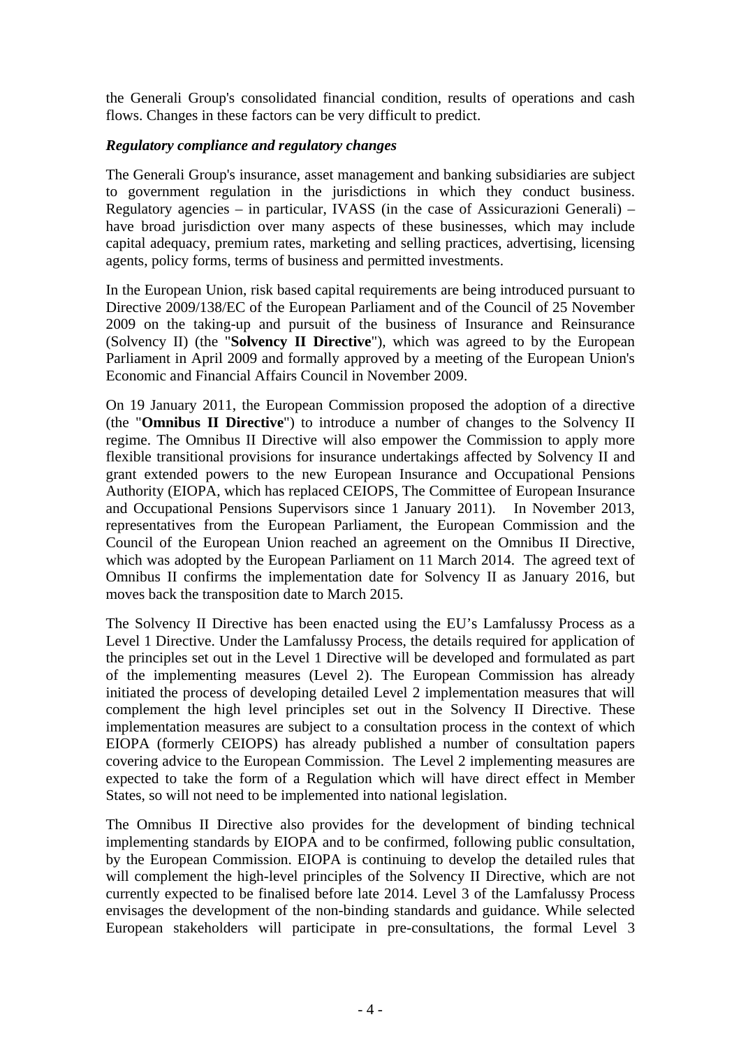the Generali Group's consolidated financial condition, results of operations and cash flows. Changes in these factors can be very difficult to predict.

***Regulatory compliance and regulatory changes***

The Generali Group's insurance, asset management and banking subsidiaries are subject to government regulation in the jurisdictions in which they conduct business. Regulatory agencies – in particular, IVASS (in the case of Assicurazioni Generali) – have broad jurisdiction over many aspects of these businesses, which may include capital adequacy, premium rates, marketing and selling practices, advertising, licensing agents, policy forms, terms of business and permitted investments.

In the European Union, risk based capital requirements are being introduced pursuant to Directive 2009/138/EC of the European Parliament and of the Council of 25 November 2009 on the taking-up and pursuit of the business of Insurance and Reinsurance (Solvency II) (the "**Solvency II Directive**"), which was agreed to by the European Parliament in April 2009 and formally approved by a meeting of the European Union's Economic and Financial Affairs Council in November 2009.

On 19 January 2011, the European Commission proposed the adoption of a directive (the "**Omnibus II Directive**") to introduce a number of changes to the Solvency II regime. The Omnibus II Directive will also empower the Commission to apply more flexible transitional provisions for insurance undertakings affected by Solvency II and grant extended powers to the new European Insurance and Occupational Pensions Authority (EIOPA, which has replaced CEIOPS, The Committee of European Insurance and Occupational Pensions Supervisors since 1 January 2011). In November 2013, representatives from the European Parliament, the European Commission and the Council of the European Union reached an agreement on the Omnibus II Directive, which was adopted by the European Parliament on 11 March 2014. The agreed text of Omnibus II confirms the implementation date for Solvency II as January 2016, but moves back the transposition date to March 2015.

The Solvency II Directive has been enacted using the EU's Lamfalussy Process as a Level 1 Directive. Under the Lamfalussy Process, the details required for application of the principles set out in the Level 1 Directive will be developed and formulated as part of the implementing measures (Level 2). The European Commission has already initiated the process of developing detailed Level 2 implementation measures that will complement the high level principles set out in the Solvency II Directive. These implementation measures are subject to a consultation process in the context of which EIOPA (formerly CEIOPS) has already published a number of consultation papers covering advice to the European Commission. The Level 2 implementing measures are expected to take the form of a Regulation which will have direct effect in Member States, so will not need to be implemented into national legislation.

The Omnibus II Directive also provides for the development of binding technical implementing standards by EIOPA and to be confirmed, following public consultation, by the European Commission. EIOPA is continuing to develop the detailed rules that will complement the high-level principles of the Solvency II Directive, which are not currently expected to be finalised before late 2014. Level 3 of the Lamfalussy Process envisages the development of the non-binding standards and guidance. While selected European stakeholders will participate in pre-consultations, the formal Level 3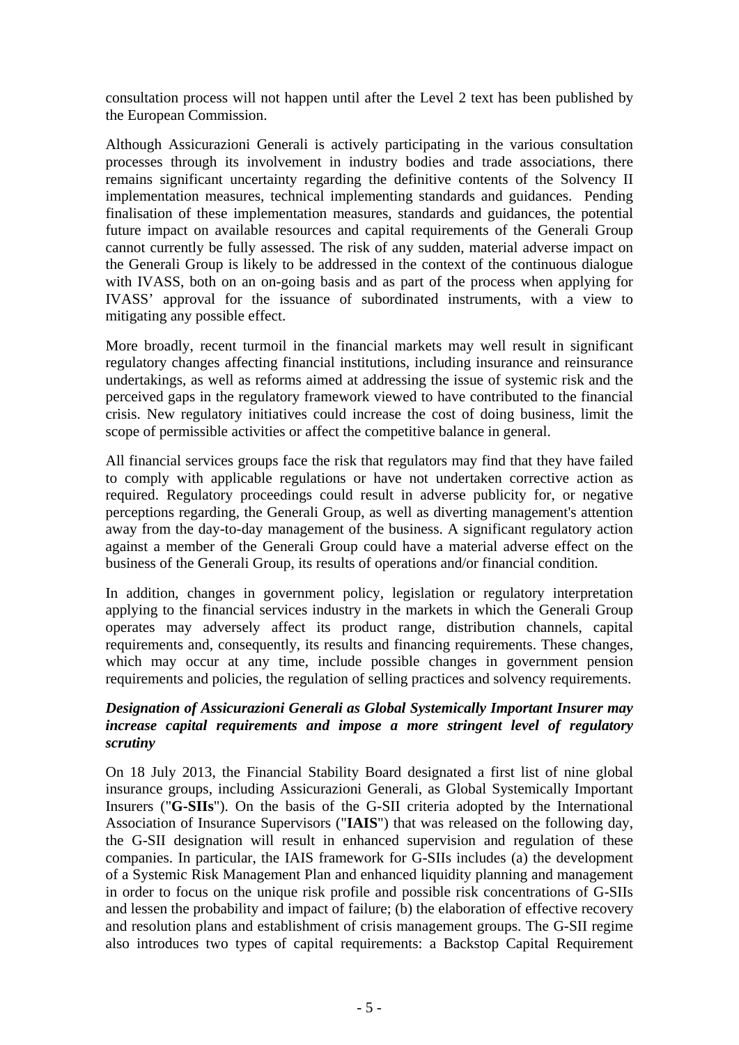consultation process will not happen until after the Level 2 text has been published by the European Commission.

Although Assicurazioni Generali is actively participating in the various consultation processes through its involvement in industry bodies and trade associations, there remains significant uncertainty regarding the definitive contents of the Solvency II implementation measures, technical implementing standards and guidances. Pending finalisation of these implementation measures, standards and guidances, the potential future impact on available resources and capital requirements of the Generali Group cannot currently be fully assessed. The risk of any sudden, material adverse impact on the Generali Group is likely to be addressed in the context of the continuous dialogue with IVASS, both on an on-going basis and as part of the process when applying for IVASS' approval for the issuance of subordinated instruments, with a view to mitigating any possible effect.

More broadly, recent turmoil in the financial markets may well result in significant regulatory changes affecting financial institutions, including insurance and reinsurance undertakings, as well as reforms aimed at addressing the issue of systemic risk and the perceived gaps in the regulatory framework viewed to have contributed to the financial crisis. New regulatory initiatives could increase the cost of doing business, limit the scope of permissible activities or affect the competitive balance in general.

All financial services groups face the risk that regulators may find that they have failed to comply with applicable regulations or have not undertaken corrective action as required. Regulatory proceedings could result in adverse publicity for, or negative perceptions regarding, the Generali Group, as well as diverting management's attention away from the day-to-day management of the business. A significant regulatory action against a member of the Generali Group could have a material adverse effect on the business of the Generali Group, its results of operations and/or financial condition.

In addition, changes in government policy, legislation or regulatory interpretation applying to the financial services industry in the markets in which the Generali Group operates may adversely affect its product range, distribution channels, capital requirements and, consequently, its results and financing requirements. These changes, which may occur at any time, include possible changes in government pension requirements and policies, the regulation of selling practices and solvency requirements.

***Designation of Assicurazioni Generali as Global Systemically Important Insurer may increase capital requirements and impose a more stringent level of regulatory scrutiny***

On 18 July 2013, the Financial Stability Board designated a first list of nine global insurance groups, including Assicurazioni Generali, as Global Systemically Important Insurers ("**G-SIIs**"). On the basis of the G-SII criteria adopted by the International Association of Insurance Supervisors ("**IAIS**") that was released on the following day, the G-SII designation will result in enhanced supervision and regulation of these companies. In particular, the IAIS framework for G-SIIs includes (a) the development of a Systemic Risk Management Plan and enhanced liquidity planning and management in order to focus on the unique risk profile and possible risk concentrations of G-SIIs and lessen the probability and impact of failure; (b) the elaboration of effective recovery and resolution plans and establishment of crisis management groups. The G-SII regime also introduces two types of capital requirements: a Backstop Capital Requirement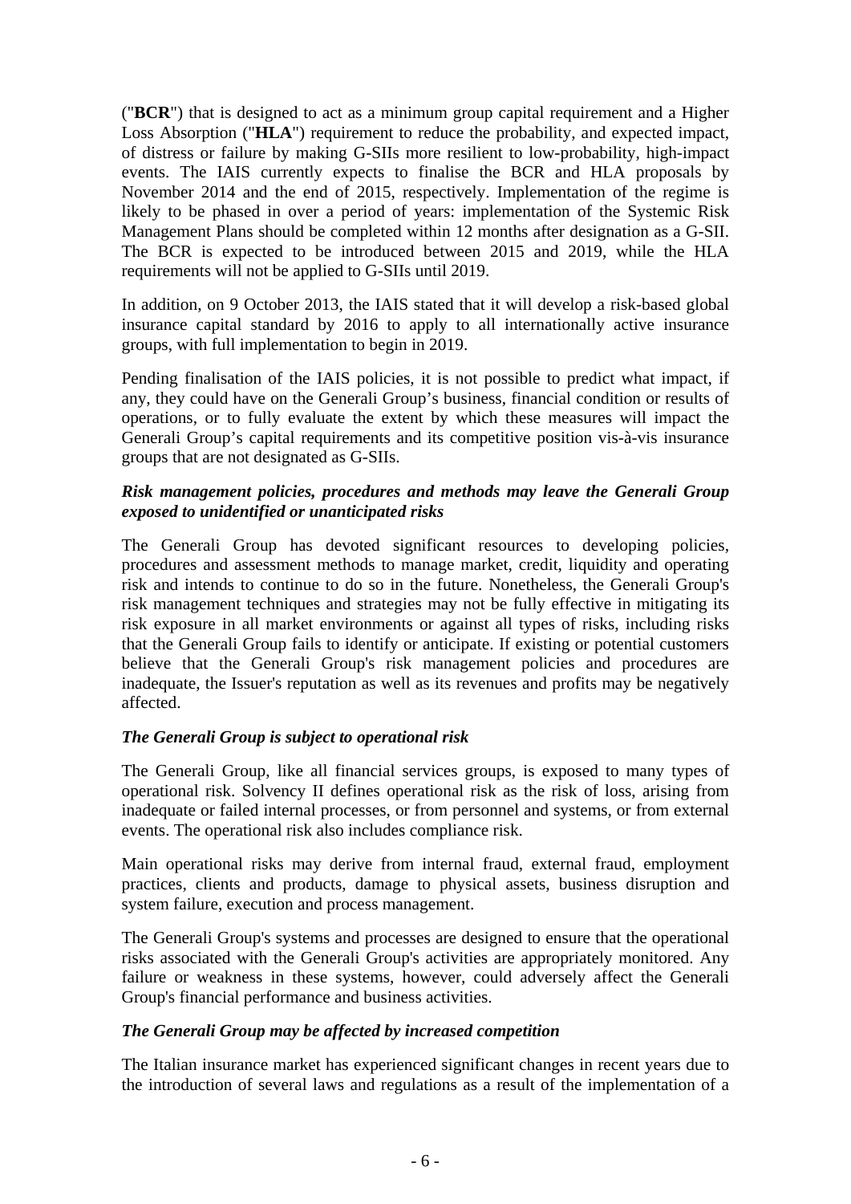("**BCR**") that is designed to act as a minimum group capital requirement and a Higher Loss Absorption ("**HLA**") requirement to reduce the probability, and expected impact, of distress or failure by making G-SIIs more resilient to low-probability, high-impact events. The IAIS currently expects to finalise the BCR and HLA proposals by November 2014 and the end of 2015, respectively. Implementation of the regime is likely to be phased in over a period of years: implementation of the Systemic Risk Management Plans should be completed within 12 months after designation as a G-SII. The BCR is expected to be introduced between 2015 and 2019, while the HLA requirements will not be applied to G-SIIs until 2019.

In addition, on 9 October 2013, the IAIS stated that it will develop a risk-based global insurance capital standard by 2016 to apply to all internationally active insurance groups, with full implementation to begin in 2019.

Pending finalisation of the IAIS policies, it is not possible to predict what impact, if any, they could have on the Generali Group's business, financial condition or results of operations, or to fully evaluate the extent by which these measures will impact the Generali Group's capital requirements and its competitive position vis-à-vis insurance groups that are not designated as G-SIIs.

***Risk management policies, procedures and methods may leave the Generali Group exposed to unidentified or unanticipated risks***

The Generali Group has devoted significant resources to developing policies, procedures and assessment methods to manage market, credit, liquidity and operating risk and intends to continue to do so in the future. Nonetheless, the Generali Group's risk management techniques and strategies may not be fully effective in mitigating its risk exposure in all market environments or against all types of risks, including risks that the Generali Group fails to identify or anticipate. If existing or potential customers believe that the Generali Group's risk management policies and procedures are inadequate, the Issuer's reputation as well as its revenues and profits may be negatively affected.

***The Generali Group is subject to operational risk***

The Generali Group, like all financial services groups, is exposed to many types of operational risk. Solvency II defines operational risk as the risk of loss, arising from inadequate or failed internal processes, or from personnel and systems, or from external events. The operational risk also includes compliance risk.

Main operational risks may derive from internal fraud, external fraud, employment practices, clients and products, damage to physical assets, business disruption and system failure, execution and process management.

The Generali Group's systems and processes are designed to ensure that the operational risks associated with the Generali Group's activities are appropriately monitored. Any failure or weakness in these systems, however, could adversely affect the Generali Group's financial performance and business activities.

***The Generali Group may be affected by increased competition***

The Italian insurance market has experienced significant changes in recent years due to the introduction of several laws and regulations as a result of the implementation of a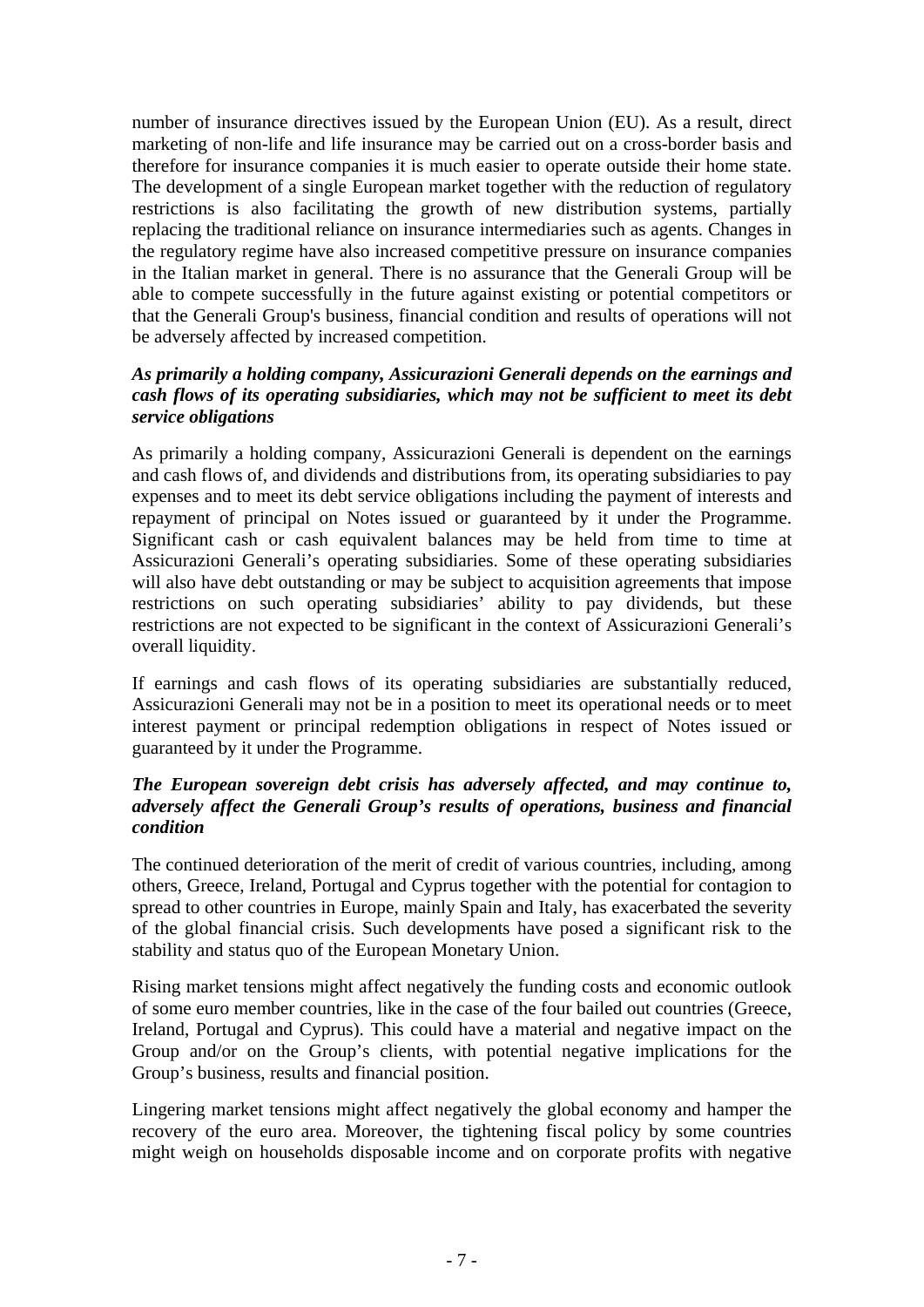number of insurance directives issued by the European Union (EU). As a result, direct marketing of non-life and life insurance may be carried out on a cross-border basis and therefore for insurance companies it is much easier to operate outside their home state. The development of a single European market together with the reduction of regulatory restrictions is also facilitating the growth of new distribution systems, partially replacing the traditional reliance on insurance intermediaries such as agents. Changes in the regulatory regime have also increased competitive pressure on insurance companies in the Italian market in general. There is no assurance that the Generali Group will be able to compete successfully in the future against existing or potential competitors or that the Generali Group's business, financial condition and results of operations will not be adversely affected by increased competition.

***As primarily a holding company, Assicurazioni Generali depends on the earnings and cash flows of its operating subsidiaries, which may not be sufficient to meet its debt service obligations***

As primarily a holding company, Assicurazioni Generali is dependent on the earnings and cash flows of, and dividends and distributions from, its operating subsidiaries to pay expenses and to meet its debt service obligations including the payment of interests and repayment of principal on Notes issued or guaranteed by it under the Programme. Significant cash or cash equivalent balances may be held from time to time at Assicurazioni Generali's operating subsidiaries. Some of these operating subsidiaries will also have debt outstanding or may be subject to acquisition agreements that impose restrictions on such operating subsidiaries' ability to pay dividends, but these restrictions are not expected to be significant in the context of Assicurazioni Generali's overall liquidity.

If earnings and cash flows of its operating subsidiaries are substantially reduced, Assicurazioni Generali may not be in a position to meet its operational needs or to meet interest payment or principal redemption obligations in respect of Notes issued or guaranteed by it under the Programme.

***The European sovereign debt crisis has adversely affected, and may continue to, adversely affect the Generali Group's results of operations, business and financial condition***

The continued deterioration of the merit of credit of various countries, including, among others, Greece, Ireland, Portugal and Cyprus together with the potential for contagion to spread to other countries in Europe, mainly Spain and Italy, has exacerbated the severity of the global financial crisis. Such developments have posed a significant risk to the stability and status quo of the European Monetary Union.

Rising market tensions might affect negatively the funding costs and economic outlook of some euro member countries, like in the case of the four bailed out countries (Greece, Ireland, Portugal and Cyprus). This could have a material and negative impact on the Group and/or on the Group's clients, with potential negative implications for the Group's business, results and financial position.

Lingering market tensions might affect negatively the global economy and hamper the recovery of the euro area. Moreover, the tightening fiscal policy by some countries might weigh on households disposable income and on corporate profits with negative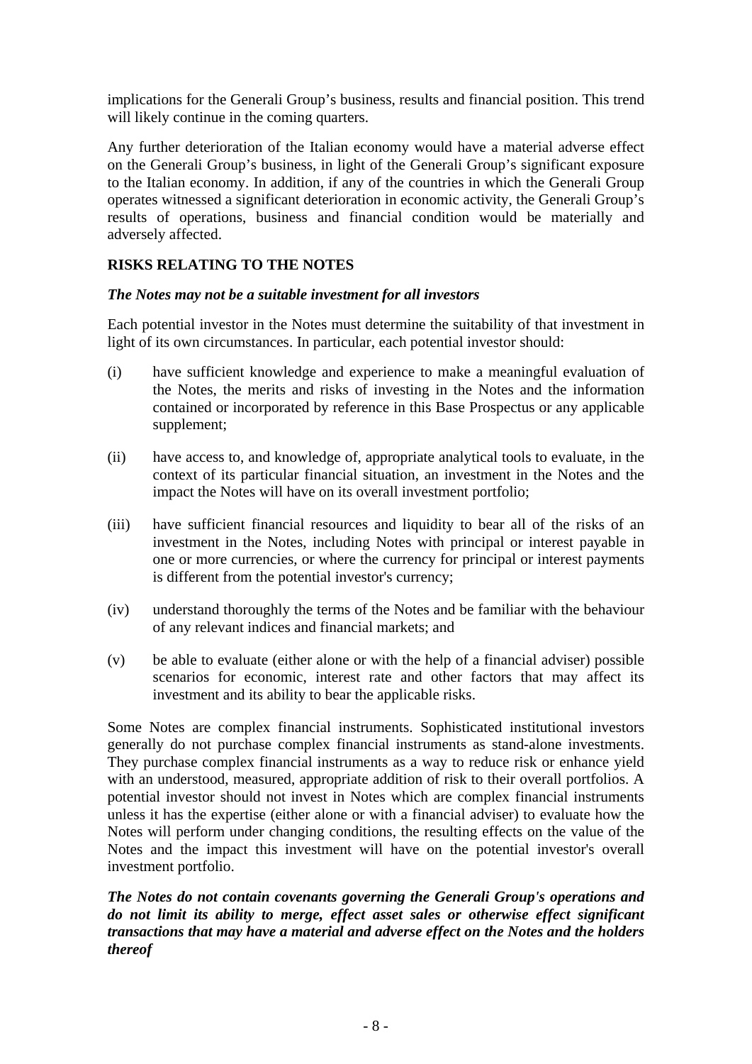implications for the Generali Group's business, results and financial position. This trend will likely continue in the coming quarters.

Any further deterioration of the Italian economy would have a material adverse effect on the Generali Group's business, in light of the Generali Group's significant exposure to the Italian economy. In addition, if any of the countries in which the Generali Group operates witnessed a significant deterioration in economic activity, the Generali Group's results of operations, business and financial condition would be materially and adversely affected.

## RISKS RELATING TO THE NOTES

***The Notes may not be a suitable investment for all investors***

Each potential investor in the Notes must determine the suitability of that investment in light of its own circumstances. In particular, each potential investor should:

(i) have sufficient knowledge and experience to make a meaningful evaluation of the Notes, the merits and risks of investing in the Notes and the information contained or incorporated by reference in this Base Prospectus or any applicable supplement;

(ii) have access to, and knowledge of, appropriate analytical tools to evaluate, in the context of its particular financial situation, an investment in the Notes and the impact the Notes will have on its overall investment portfolio;

(iii) have sufficient financial resources and liquidity to bear all of the risks of an investment in the Notes, including Notes with principal or interest payable in one or more currencies, or where the currency for principal or interest payments is different from the potential investor's currency;

(iv) understand thoroughly the terms of the Notes and be familiar with the behaviour of any relevant indices and financial markets; and

(v) be able to evaluate (either alone or with the help of a financial adviser) possible scenarios for economic, interest rate and other factors that may affect its investment and its ability to bear the applicable risks.

Some Notes are complex financial instruments. Sophisticated institutional investors generally do not purchase complex financial instruments as stand-alone investments. They purchase complex financial instruments as a way to reduce risk or enhance yield with an understood, measured, appropriate addition of risk to their overall portfolios. A potential investor should not invest in Notes which are complex financial instruments unless it has the expertise (either alone or with a financial adviser) to evaluate how the Notes will perform under changing conditions, the resulting effects on the value of the Notes and the impact this investment will have on the potential investor's overall investment portfolio.

***The Notes do not contain covenants governing the Generali Group's operations and do not limit its ability to merge, effect asset sales or otherwise effect significant transactions that may have a material and adverse effect on the Notes and the holders thereof***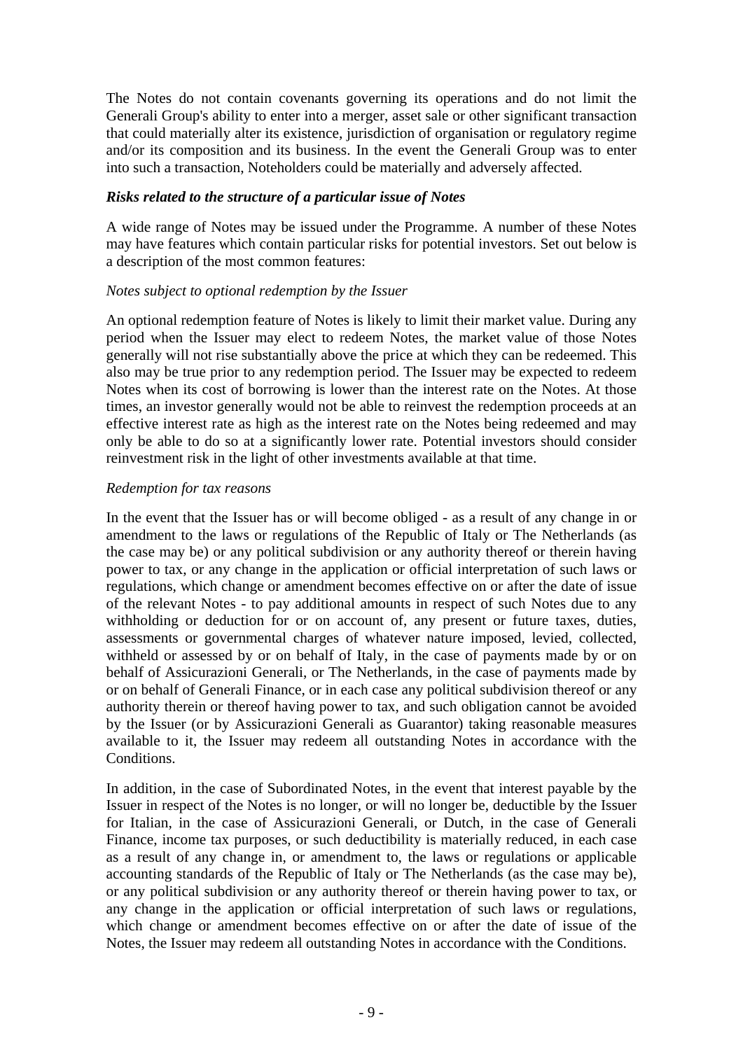The Notes do not contain covenants governing its operations and do not limit the Generali Group's ability to enter into a merger, asset sale or other significant transaction that could materially alter its existence, jurisdiction of organisation or regulatory regime and/or its composition and its business. In the event the Generali Group was to enter into such a transaction, Noteholders could be materially and adversely affected.

***Risks related to the structure of a particular issue of Notes***

A wide range of Notes may be issued under the Programme. A number of these Notes may have features which contain particular risks for potential investors. Set out below is a description of the most common features:

*Notes subject to optional redemption by the Issuer*

An optional redemption feature of Notes is likely to limit their market value. During any period when the Issuer may elect to redeem Notes, the market value of those Notes generally will not rise substantially above the price at which they can be redeemed. This also may be true prior to any redemption period. The Issuer may be expected to redeem Notes when its cost of borrowing is lower than the interest rate on the Notes. At those times, an investor generally would not be able to reinvest the redemption proceeds at an effective interest rate as high as the interest rate on the Notes being redeemed and may only be able to do so at a significantly lower rate. Potential investors should consider reinvestment risk in the light of other investments available at that time.

*Redemption for tax reasons*

In the event that the Issuer has or will become obliged - as a result of any change in or amendment to the laws or regulations of the Republic of Italy or The Netherlands (as the case may be) or any political subdivision or any authority thereof or therein having power to tax, or any change in the application or official interpretation of such laws or regulations, which change or amendment becomes effective on or after the date of issue of the relevant Notes - to pay additional amounts in respect of such Notes due to any withholding or deduction for or on account of, any present or future taxes, duties, assessments or governmental charges of whatever nature imposed, levied, collected, withheld or assessed by or on behalf of Italy, in the case of payments made by or on behalf of Assicurazioni Generali, or The Netherlands, in the case of payments made by or on behalf of Generali Finance, or in each case any political subdivision thereof or any authority therein or thereof having power to tax, and such obligation cannot be avoided by the Issuer (or by Assicurazioni Generali as Guarantor) taking reasonable measures available to it, the Issuer may redeem all outstanding Notes in accordance with the Conditions.

In addition, in the case of Subordinated Notes, in the event that interest payable by the Issuer in respect of the Notes is no longer, or will no longer be, deductible by the Issuer for Italian, in the case of Assicurazioni Generali, or Dutch, in the case of Generali Finance, income tax purposes, or such deductibility is materially reduced, in each case as a result of any change in, or amendment to, the laws or regulations or applicable accounting standards of the Republic of Italy or The Netherlands (as the case may be), or any political subdivision or any authority thereof or therein having power to tax, or any change in the application or official interpretation of such laws or regulations, which change or amendment becomes effective on or after the date of issue of the Notes, the Issuer may redeem all outstanding Notes in accordance with the Conditions.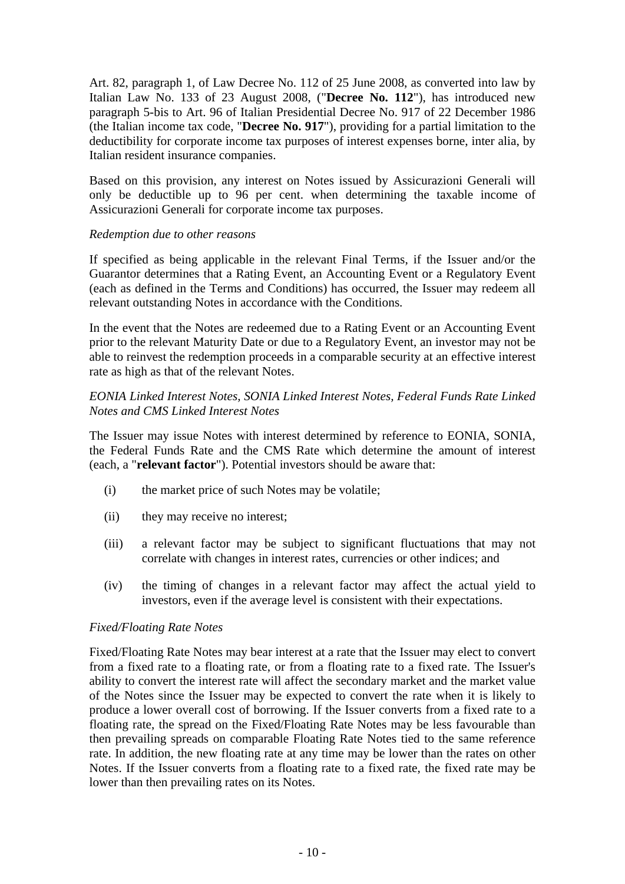Art. 82, paragraph 1, of Law Decree No. 112 of 25 June 2008, as converted into law by Italian Law No. 133 of 23 August 2008, ("**Decree No. 112**"), has introduced new paragraph 5-bis to Art. 96 of Italian Presidential Decree No. 917 of 22 December 1986 (the Italian income tax code, "**Decree No. 917**"), providing for a partial limitation to the deductibility for corporate income tax purposes of interest expenses borne, inter alia, by Italian resident insurance companies.

Based on this provision, any interest on Notes issued by Assicurazioni Generali will only be deductible up to 96 per cent. when determining the taxable income of Assicurazioni Generali for corporate income tax purposes.

*Redemption due to other reasons*

If specified as being applicable in the relevant Final Terms, if the Issuer and/or the Guarantor determines that a Rating Event, an Accounting Event or a Regulatory Event (each as defined in the Terms and Conditions) has occurred, the Issuer may redeem all relevant outstanding Notes in accordance with the Conditions.

In the event that the Notes are redeemed due to a Rating Event or an Accounting Event prior to the relevant Maturity Date or due to a Regulatory Event, an investor may not be able to reinvest the redemption proceeds in a comparable security at an effective interest rate as high as that of the relevant Notes.

*EONIA Linked Interest Notes, SONIA Linked Interest Notes, Federal Funds Rate Linked Notes and CMS Linked Interest Notes*

The Issuer may issue Notes with interest determined by reference to EONIA, SONIA, the Federal Funds Rate and the CMS Rate which determine the amount of interest (each, a "**relevant factor**"). Potential investors should be aware that:

(i) the market price of such Notes may be volatile;

(ii) they may receive no interest;

(iii) a relevant factor may be subject to significant fluctuations that may not correlate with changes in interest rates, currencies or other indices; and

(iv) the timing of changes in a relevant factor may affect the actual yield to investors, even if the average level is consistent with their expectations.

*Fixed/Floating Rate Notes*

Fixed/Floating Rate Notes may bear interest at a rate that the Issuer may elect to convert from a fixed rate to a floating rate, or from a floating rate to a fixed rate. The Issuer's ability to convert the interest rate will affect the secondary market and the market value of the Notes since the Issuer may be expected to convert the rate when it is likely to produce a lower overall cost of borrowing. If the Issuer converts from a fixed rate to a floating rate, the spread on the Fixed/Floating Rate Notes may be less favourable than then prevailing spreads on comparable Floating Rate Notes tied to the same reference rate. In addition, the new floating rate at any time may be lower than the rates on other Notes. If the Issuer converts from a floating rate to a fixed rate, the fixed rate may be lower than then prevailing rates on its Notes.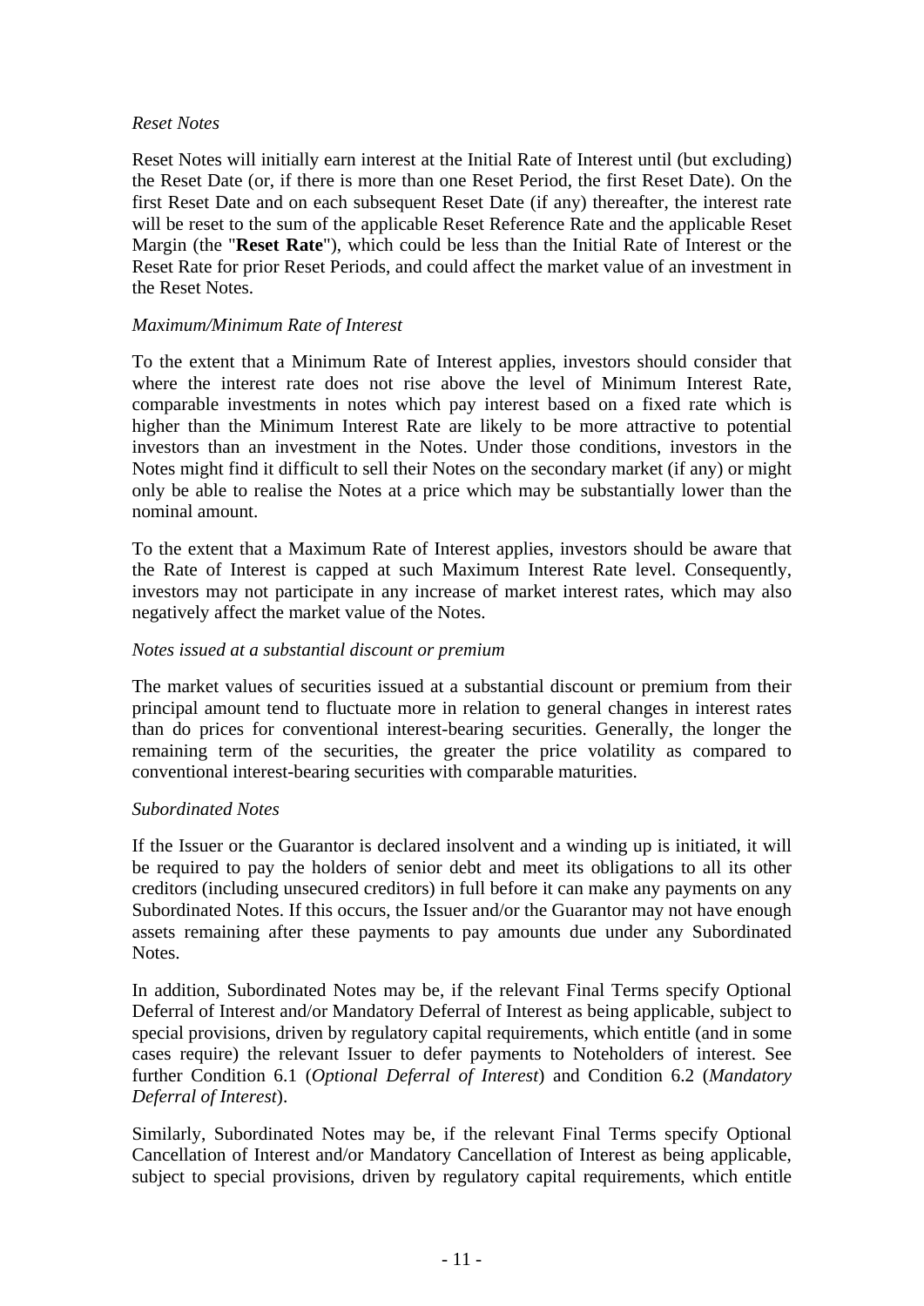*Reset Notes*

Reset Notes will initially earn interest at the Initial Rate of Interest until (but excluding) the Reset Date (or, if there is more than one Reset Period, the first Reset Date). On the first Reset Date and on each subsequent Reset Date (if any) thereafter, the interest rate will be reset to the sum of the applicable Reset Reference Rate and the applicable Reset Margin (the "**Reset Rate**"), which could be less than the Initial Rate of Interest or the Reset Rate for prior Reset Periods, and could affect the market value of an investment in the Reset Notes.

*Maximum/Minimum Rate of Interest*

To the extent that a Minimum Rate of Interest applies, investors should consider that where the interest rate does not rise above the level of Minimum Interest Rate, comparable investments in notes which pay interest based on a fixed rate which is higher than the Minimum Interest Rate are likely to be more attractive to potential investors than an investment in the Notes. Under those conditions, investors in the Notes might find it difficult to sell their Notes on the secondary market (if any) or might only be able to realise the Notes at a price which may be substantially lower than the nominal amount.

To the extent that a Maximum Rate of Interest applies, investors should be aware that the Rate of Interest is capped at such Maximum Interest Rate level. Consequently, investors may not participate in any increase of market interest rates, which may also negatively affect the market value of the Notes.

*Notes issued at a substantial discount or premium*

The market values of securities issued at a substantial discount or premium from their principal amount tend to fluctuate more in relation to general changes in interest rates than do prices for conventional interest-bearing securities. Generally, the longer the remaining term of the securities, the greater the price volatility as compared to conventional interest-bearing securities with comparable maturities.

*Subordinated Notes*

If the Issuer or the Guarantor is declared insolvent and a winding up is initiated, it will be required to pay the holders of senior debt and meet its obligations to all its other creditors (including unsecured creditors) in full before it can make any payments on any Subordinated Notes. If this occurs, the Issuer and/or the Guarantor may not have enough assets remaining after these payments to pay amounts due under any Subordinated Notes.

In addition, Subordinated Notes may be, if the relevant Final Terms specify Optional Deferral of Interest and/or Mandatory Deferral of Interest as being applicable, subject to special provisions, driven by regulatory capital requirements, which entitle (and in some cases require) the relevant Issuer to defer payments to Noteholders of interest. See further Condition 6.1 (*Optional Deferral of Interest*) and Condition 6.2 (*Mandatory Deferral of Interest*).

Similarly, Subordinated Notes may be, if the relevant Final Terms specify Optional Cancellation of Interest and/or Mandatory Cancellation of Interest as being applicable, subject to special provisions, driven by regulatory capital requirements, which entitle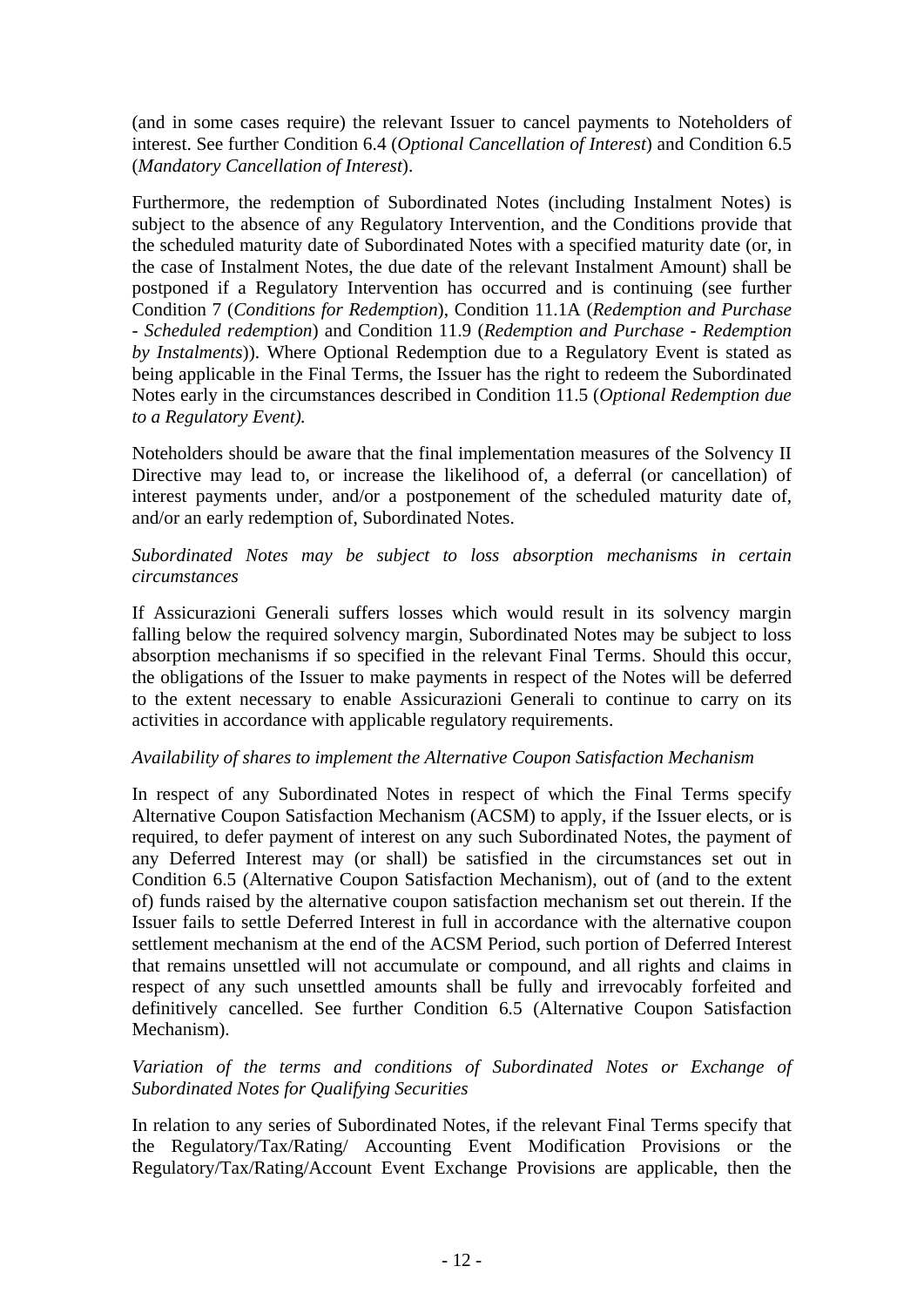(and in some cases require) the relevant Issuer to cancel payments to Noteholders of interest. See further Condition 6.4 (*Optional Cancellation of Interest*) and Condition 6.5 (*Mandatory Cancellation of Interest*).

Furthermore, the redemption of Subordinated Notes (including Instalment Notes) is subject to the absence of any Regulatory Intervention, and the Conditions provide that the scheduled maturity date of Subordinated Notes with a specified maturity date (or, in the case of Instalment Notes, the due date of the relevant Instalment Amount) shall be postponed if a Regulatory Intervention has occurred and is continuing (see further Condition 7 (*Conditions for Redemption*), Condition 11.1A (*Redemption and Purchase - Scheduled redemption*) and Condition 11.9 (*Redemption and Purchase - Redemption by Instalments*)). Where Optional Redemption due to a Regulatory Event is stated as being applicable in the Final Terms, the Issuer has the right to redeem the Subordinated Notes early in the circumstances described in Condition 11.5 (*Optional Redemption due to a Regulatory Event).*

Noteholders should be aware that the final implementation measures of the Solvency II Directive may lead to, or increase the likelihood of, a deferral (or cancellation) of interest payments under, and/or a postponement of the scheduled maturity date of, and/or an early redemption of, Subordinated Notes.

*Subordinated Notes may be subject to loss absorption mechanisms in certain circumstances*

If Assicurazioni Generali suffers losses which would result in its solvency margin falling below the required solvency margin, Subordinated Notes may be subject to loss absorption mechanisms if so specified in the relevant Final Terms. Should this occur, the obligations of the Issuer to make payments in respect of the Notes will be deferred to the extent necessary to enable Assicurazioni Generali to continue to carry on its activities in accordance with applicable regulatory requirements.

*Availability of shares to implement the Alternative Coupon Satisfaction Mechanism*

In respect of any Subordinated Notes in respect of which the Final Terms specify Alternative Coupon Satisfaction Mechanism (ACSM) to apply, if the Issuer elects, or is required, to defer payment of interest on any such Subordinated Notes, the payment of any Deferred Interest may (or shall) be satisfied in the circumstances set out in Condition 6.5 (Alternative Coupon Satisfaction Mechanism), out of (and to the extent of) funds raised by the alternative coupon satisfaction mechanism set out therein. If the Issuer fails to settle Deferred Interest in full in accordance with the alternative coupon settlement mechanism at the end of the ACSM Period, such portion of Deferred Interest that remains unsettled will not accumulate or compound, and all rights and claims in respect of any such unsettled amounts shall be fully and irrevocably forfeited and definitively cancelled. See further Condition 6.5 (Alternative Coupon Satisfaction Mechanism).

*Variation of the terms and conditions of Subordinated Notes or Exchange of Subordinated Notes for Qualifying Securities*

In relation to any series of Subordinated Notes, if the relevant Final Terms specify that the Regulatory/Tax/Rating/ Accounting Event Modification Provisions or the Regulatory/Tax/Rating/Account Event Exchange Provisions are applicable, then the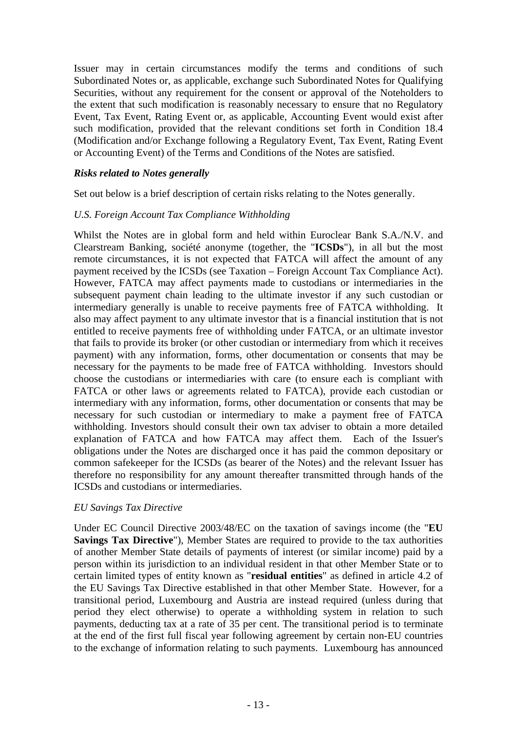Issuer may in certain circumstances modify the terms and conditions of such Subordinated Notes or, as applicable, exchange such Subordinated Notes for Qualifying Securities, without any requirement for the consent or approval of the Noteholders to the extent that such modification is reasonably necessary to ensure that no Regulatory Event, Tax Event, Rating Event or, as applicable, Accounting Event would exist after such modification, provided that the relevant conditions set forth in Condition 18.4 (Modification and/or Exchange following a Regulatory Event, Tax Event, Rating Event or Accounting Event) of the Terms and Conditions of the Notes are satisfied.

### *Risks related to Notes generally*

Set out below is a brief description of certain risks relating to the Notes generally.

*U.S. Foreign Account Tax Compliance Withholding*

Whilst the Notes are in global form and held within Euroclear Bank S.A./N.V. and Clearstream Banking, société anonyme (together, the "**ICSDs**"), in all but the most remote circumstances, it is not expected that FATCA will affect the amount of any payment received by the ICSDs (see Taxation – Foreign Account Tax Compliance Act). However, FATCA may affect payments made to custodians or intermediaries in the subsequent payment chain leading to the ultimate investor if any such custodian or intermediary generally is unable to receive payments free of FATCA withholding. It also may affect payment to any ultimate investor that is a financial institution that is not entitled to receive payments free of withholding under FATCA, or an ultimate investor that fails to provide its broker (or other custodian or intermediary from which it receives payment) with any information, forms, other documentation or consents that may be necessary for the payments to be made free of FATCA withholding. Investors should choose the custodians or intermediaries with care (to ensure each is compliant with FATCA or other laws or agreements related to FATCA), provide each custodian or intermediary with any information, forms, other documentation or consents that may be necessary for such custodian or intermediary to make a payment free of FATCA withholding. Investors should consult their own tax adviser to obtain a more detailed explanation of FATCA and how FATCA may affect them. Each of the Issuer's obligations under the Notes are discharged once it has paid the common depositary or common safekeeper for the ICSDs (as bearer of the Notes) and the relevant Issuer has therefore no responsibility for any amount thereafter transmitted through hands of the ICSDs and custodians or intermediaries.

*EU Savings Tax Directive*

Under EC Council Directive 2003/48/EC on the taxation of savings income (the "**EU Savings Tax Directive**"), Member States are required to provide to the tax authorities of another Member State details of payments of interest (or similar income) paid by a person within its jurisdiction to an individual resident in that other Member State or to certain limited types of entity known as "**residual entities**" as defined in article 4.2 of the EU Savings Tax Directive established in that other Member State. However, for a transitional period, Luxembourg and Austria are instead required (unless during that period they elect otherwise) to operate a withholding system in relation to such payments, deducting tax at a rate of 35 per cent. The transitional period is to terminate at the end of the first full fiscal year following agreement by certain non-EU countries to the exchange of information relating to such payments. Luxembourg has announced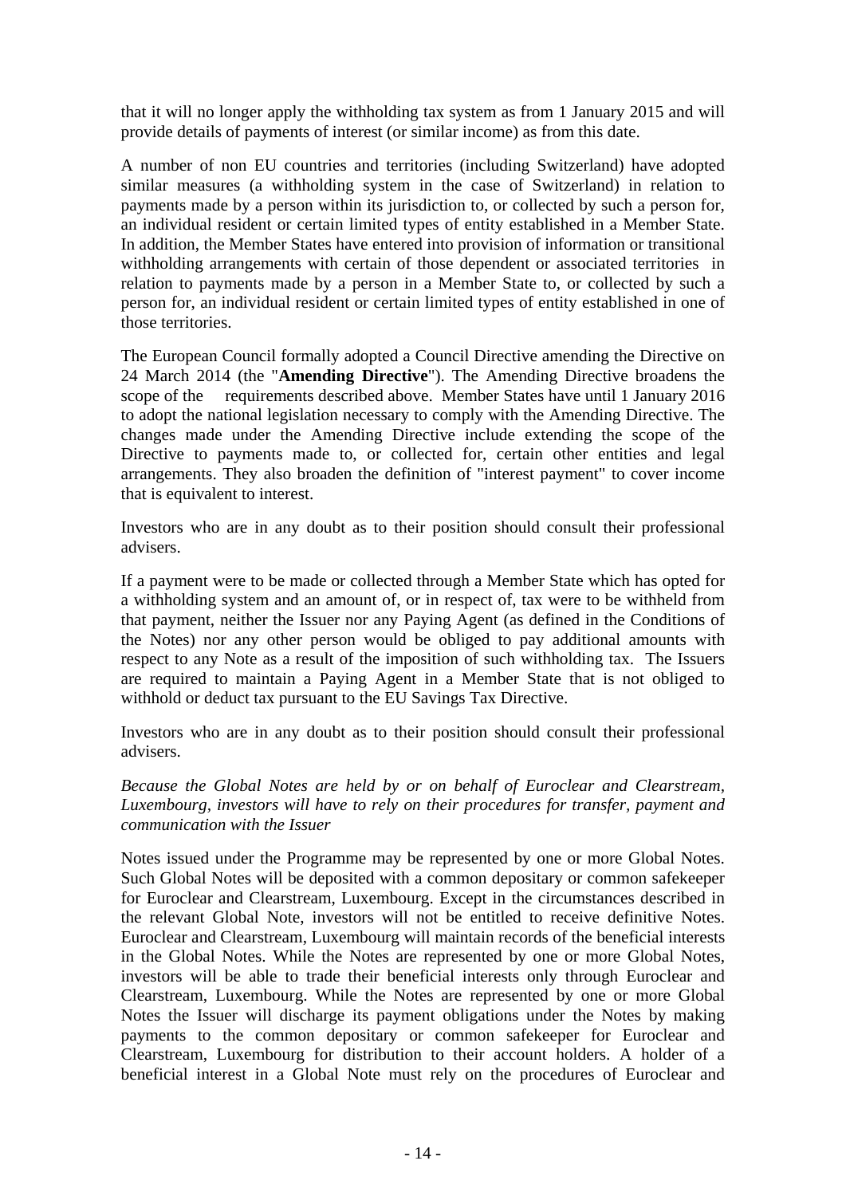that it will no longer apply the withholding tax system as from 1 January 2015 and will provide details of payments of interest (or similar income) as from this date.

A number of non EU countries and territories (including Switzerland) have adopted similar measures (a withholding system in the case of Switzerland) in relation to payments made by a person within its jurisdiction to, or collected by such a person for, an individual resident or certain limited types of entity established in a Member State. In addition, the Member States have entered into provision of information or transitional withholding arrangements with certain of those dependent or associated territories in relation to payments made by a person in a Member State to, or collected by such a person for, an individual resident or certain limited types of entity established in one of those territories.

The European Council formally adopted a Council Directive amending the Directive on 24 March 2014 (the "**Amending Directive**"). The Amending Directive broadens the scope of the requirements described above. Member States have until 1 January 2016 to adopt the national legislation necessary to comply with the Amending Directive. The changes made under the Amending Directive include extending the scope of the Directive to payments made to, or collected for, certain other entities and legal arrangements. They also broaden the definition of "interest payment" to cover income that is equivalent to interest.

Investors who are in any doubt as to their position should consult their professional advisers.

If a payment were to be made or collected through a Member State which has opted for a withholding system and an amount of, or in respect of, tax were to be withheld from that payment, neither the Issuer nor any Paying Agent (as defined in the Conditions of the Notes) nor any other person would be obliged to pay additional amounts with respect to any Note as a result of the imposition of such withholding tax. The Issuers are required to maintain a Paying Agent in a Member State that is not obliged to withhold or deduct tax pursuant to the EU Savings Tax Directive.

Investors who are in any doubt as to their position should consult their professional advisers.

*Because the Global Notes are held by or on behalf of Euroclear and Clearstream, Luxembourg, investors will have to rely on their procedures for transfer, payment and communication with the Issuer*

Notes issued under the Programme may be represented by one or more Global Notes. Such Global Notes will be deposited with a common depositary or common safekeeper for Euroclear and Clearstream, Luxembourg. Except in the circumstances described in the relevant Global Note, investors will not be entitled to receive definitive Notes. Euroclear and Clearstream, Luxembourg will maintain records of the beneficial interests in the Global Notes. While the Notes are represented by one or more Global Notes, investors will be able to trade their beneficial interests only through Euroclear and Clearstream, Luxembourg. While the Notes are represented by one or more Global Notes the Issuer will discharge its payment obligations under the Notes by making payments to the common depositary or common safekeeper for Euroclear and Clearstream, Luxembourg for distribution to their account holders. A holder of a beneficial interest in a Global Note must rely on the procedures of Euroclear and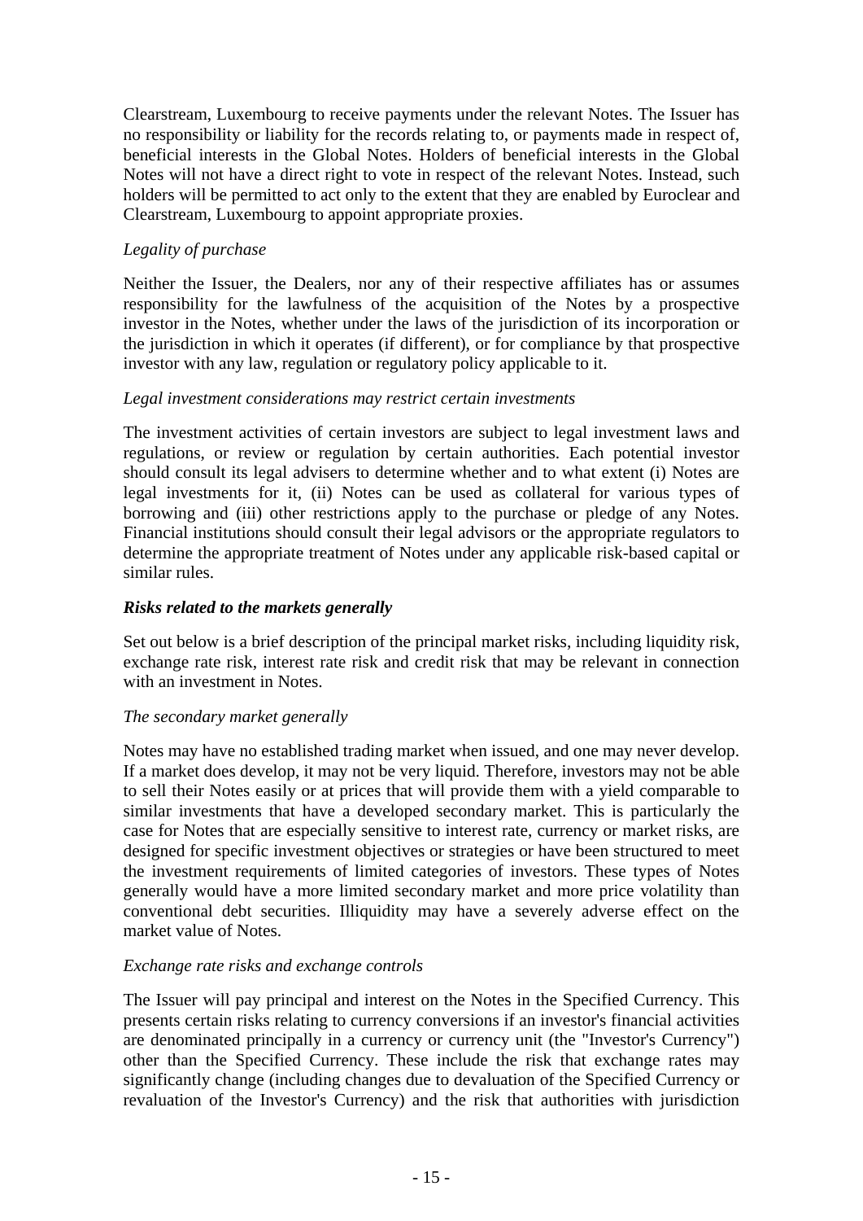Clearstream, Luxembourg to receive payments under the relevant Notes. The Issuer has no responsibility or liability for the records relating to, or payments made in respect of, beneficial interests in the Global Notes. Holders of beneficial interests in the Global Notes will not have a direct right to vote in respect of the relevant Notes. Instead, such holders will be permitted to act only to the extent that they are enabled by Euroclear and Clearstream, Luxembourg to appoint appropriate proxies.

*Legality of purchase*

Neither the Issuer, the Dealers, nor any of their respective affiliates has or assumes responsibility for the lawfulness of the acquisition of the Notes by a prospective investor in the Notes, whether under the laws of the jurisdiction of its incorporation or the jurisdiction in which it operates (if different), or for compliance by that prospective investor with any law, regulation or regulatory policy applicable to it.

*Legal investment considerations may restrict certain investments*

The investment activities of certain investors are subject to legal investment laws and regulations, or review or regulation by certain authorities. Each potential investor should consult its legal advisers to determine whether and to what extent (i) Notes are legal investments for it, (ii) Notes can be used as collateral for various types of borrowing and (iii) other restrictions apply to the purchase or pledge of any Notes. Financial institutions should consult their legal advisors or the appropriate regulators to determine the appropriate treatment of Notes under any applicable risk-based capital or similar rules.

***Risks related to the markets generally***

Set out below is a brief description of the principal market risks, including liquidity risk, exchange rate risk, interest rate risk and credit risk that may be relevant in connection with an investment in Notes.

*The secondary market generally*

Notes may have no established trading market when issued, and one may never develop. If a market does develop, it may not be very liquid. Therefore, investors may not be able to sell their Notes easily or at prices that will provide them with a yield comparable to similar investments that have a developed secondary market. This is particularly the case for Notes that are especially sensitive to interest rate, currency or market risks, are designed for specific investment objectives or strategies or have been structured to meet the investment requirements of limited categories of investors. These types of Notes generally would have a more limited secondary market and more price volatility than conventional debt securities. Illiquidity may have a severely adverse effect on the market value of Notes.

*Exchange rate risks and exchange controls*

The Issuer will pay principal and interest on the Notes in the Specified Currency. This presents certain risks relating to currency conversions if an investor's financial activities are denominated principally in a currency or currency unit (the "Investor's Currency") other than the Specified Currency. These include the risk that exchange rates may significantly change (including changes due to devaluation of the Specified Currency or revaluation of the Investor's Currency) and the risk that authorities with jurisdiction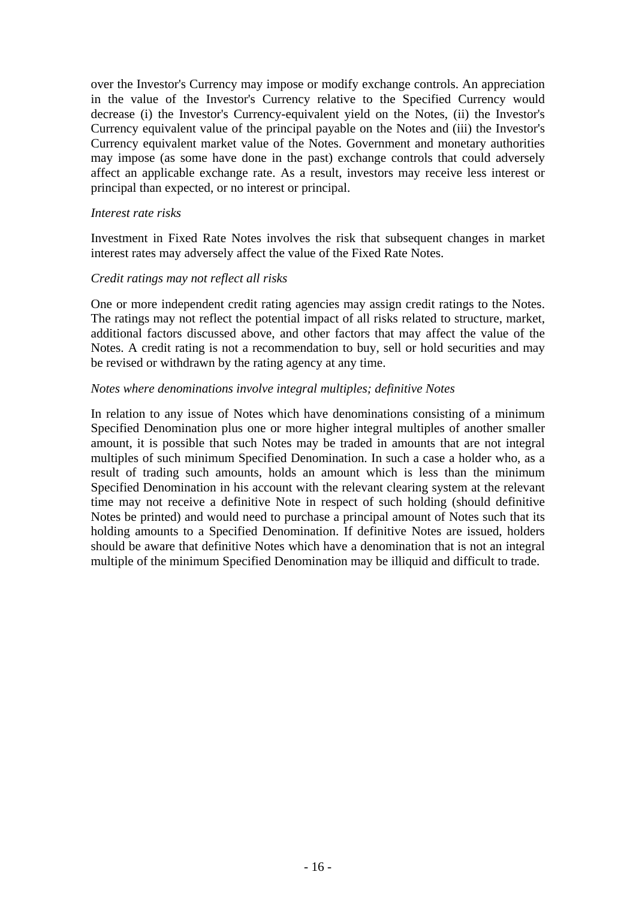over the Investor's Currency may impose or modify exchange controls. An appreciation in the value of the Investor's Currency relative to the Specified Currency would decrease (i) the Investor's Currency-equivalent yield on the Notes, (ii) the Investor's Currency equivalent value of the principal payable on the Notes and (iii) the Investor's Currency equivalent market value of the Notes. Government and monetary authorities may impose (as some have done in the past) exchange controls that could adversely affect an applicable exchange rate. As a result, investors may receive less interest or principal than expected, or no interest or principal.

*Interest rate risks*

Investment in Fixed Rate Notes involves the risk that subsequent changes in market interest rates may adversely affect the value of the Fixed Rate Notes.

*Credit ratings may not reflect all risks*

One or more independent credit rating agencies may assign credit ratings to the Notes. The ratings may not reflect the potential impact of all risks related to structure, market, additional factors discussed above, and other factors that may affect the value of the Notes. A credit rating is not a recommendation to buy, sell or hold securities and may be revised or withdrawn by the rating agency at any time.

*Notes where denominations involve integral multiples; definitive Notes*

In relation to any issue of Notes which have denominations consisting of a minimum Specified Denomination plus one or more higher integral multiples of another smaller amount, it is possible that such Notes may be traded in amounts that are not integral multiples of such minimum Specified Denomination. In such a case a holder who, as a result of trading such amounts, holds an amount which is less than the minimum Specified Denomination in his account with the relevant clearing system at the relevant time may not receive a definitive Note in respect of such holding (should definitive Notes be printed) and would need to purchase a principal amount of Notes such that its holding amounts to a Specified Denomination. If definitive Notes are issued, holders should be aware that definitive Notes which have a denomination that is not an integral multiple of the minimum Specified Denomination may be illiquid and difficult to trade.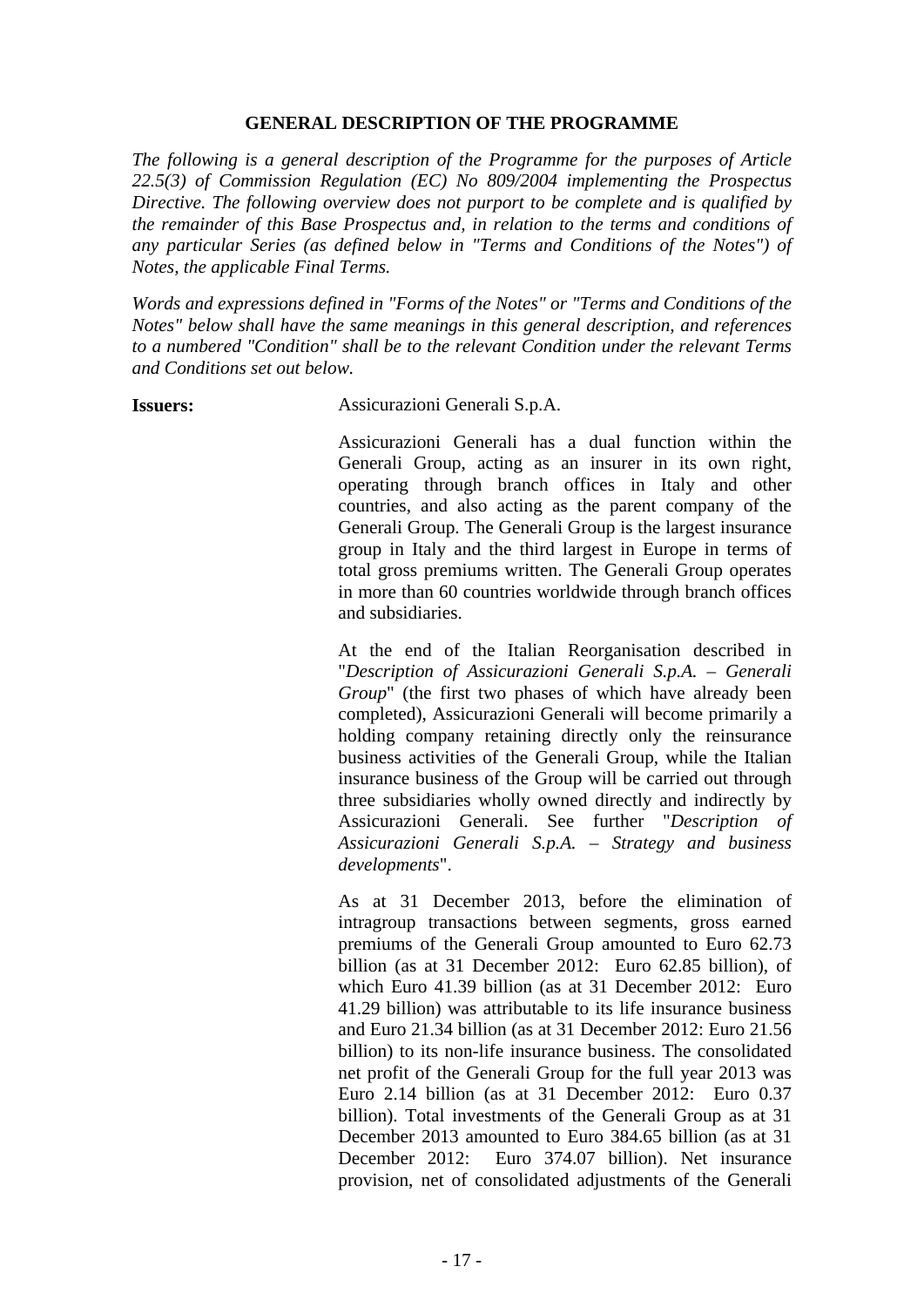# GENERAL DESCRIPTION OF THE PROGRAMME

*The following is a general description of the Programme for the purposes of Article 22.5(3) of Commission Regulation (EC) No 809/2004 implementing the Prospectus Directive. The following overview does not purport to be complete and is qualified by the remainder of this Base Prospectus and, in relation to the terms and conditions of any particular Series (as defined below in "Terms and Conditions of the Notes") of Notes, the applicable Final Terms.*

*Words and expressions defined in "Forms of the Notes" or "Terms and Conditions of the Notes" below shall have the same meanings in this general description, and references to a numbered "Condition" shall be to the relevant Condition under the relevant Terms and Conditions set out below.*

**Issuers:** Assicurazioni Generali S.p.A.

Assicurazioni Generali has a dual function within the Generali Group, acting as an insurer in its own right, operating through branch offices in Italy and other countries, and also acting as the parent company of the Generali Group. The Generali Group is the largest insurance group in Italy and the third largest in Europe in terms of total gross premiums written. The Generali Group operates in more than 60 countries worldwide through branch offices and subsidiaries.

At the end of the Italian Reorganisation described in "*Description of Assicurazioni Generali S.p.A. – Generali Group*" (the first two phases of which have already been completed), Assicurazioni Generali will become primarily a holding company retaining directly only the reinsurance business activities of the Generali Group, while the Italian insurance business of the Group will be carried out through three subsidiaries wholly owned directly and indirectly by Assicurazioni Generali. See further "*Description of Assicurazioni Generali S.p.A. – Strategy and business developments*".

As at 31 December 2013, before the elimination of intragroup transactions between segments, gross earned premiums of the Generali Group amounted to Euro 62.73 billion (as at 31 December 2012: Euro 62.85 billion), of which Euro 41.39 billion (as at 31 December 2012: Euro 41.29 billion) was attributable to its life insurance business and Euro 21.34 billion (as at 31 December 2012: Euro 21.56 billion) to its non-life insurance business. The consolidated net profit of the Generali Group for the full year 2013 was Euro 2.14 billion (as at 31 December 2012: Euro 0.37 billion). Total investments of the Generali Group as at 31 December 2013 amounted to Euro 384.65 billion (as at 31 December 2012: Euro 374.07 billion). Net insurance provision, net of consolidated adjustments of the Generali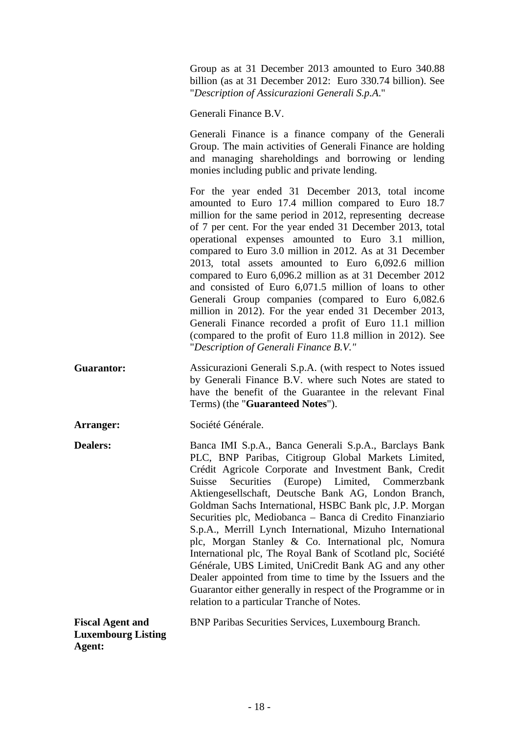Group as at 31 December 2013 amounted to Euro 340.88 billion (as at 31 December 2012: Euro 330.74 billion). See "*Description of Assicurazioni Generali S.p.A.*"

Generali Finance B.V.

Generali Finance is a finance company of the Generali Group. The main activities of Generali Finance are holding and managing shareholdings and borrowing or lending monies including public and private lending.

For the year ended 31 December 2013, total income amounted to Euro 17.4 million compared to Euro 18.7 million for the same period in 2012, representing decrease of 7 per cent. For the year ended 31 December 2013, total operational expenses amounted to Euro 3.1 million, compared to Euro 3.0 million in 2012. As at 31 December 2013, total assets amounted to Euro 6,092.6 million compared to Euro 6,096.2 million as at 31 December 2012 and consisted of Euro 6,071.5 million of loans to other Generali Group companies (compared to Euro 6,082.6 million in 2012). For the year ended 31 December 2013, Generali Finance recorded a profit of Euro 11.1 million (compared to the profit of Euro 11.8 million in 2012). See "*Description of Generali Finance B.V.*"

**Guarantor:** Assicurazioni Generali S.p.A. (with respect to Notes issued by Generali Finance B.V. where such Notes are stated to have the benefit of the Guarantee in the relevant Final Terms) (the "**Guaranteed Notes**").

**Arranger:** Société Générale.

**Dealers:** Banca IMI S.p.A., Banca Generali S.p.A., Barclays Bank PLC, BNP Paribas, Citigroup Global Markets Limited, Crédit Agricole Corporate and Investment Bank, Credit Suisse Securities (Europe) Limited, Commerzbank Aktiengesellschaft, Deutsche Bank AG, London Branch, Goldman Sachs International, HSBC Bank plc, J.P. Morgan Securities plc, Mediobanca – Banca di Credito Finanziario S.p.A., Merrill Lynch International, Mizuho International plc, Morgan Stanley & Co. International plc, Nomura International plc, The Royal Bank of Scotland plc, Société Générale, UBS Limited, UniCredit Bank AG and any other Dealer appointed from time to time by the Issuers and the Guarantor either generally in respect of the Programme or in relation to a particular Tranche of Notes.

**Fiscal Agent and Luxembourg Listing Agent:** BNP Paribas Securities Services, Luxembourg Branch.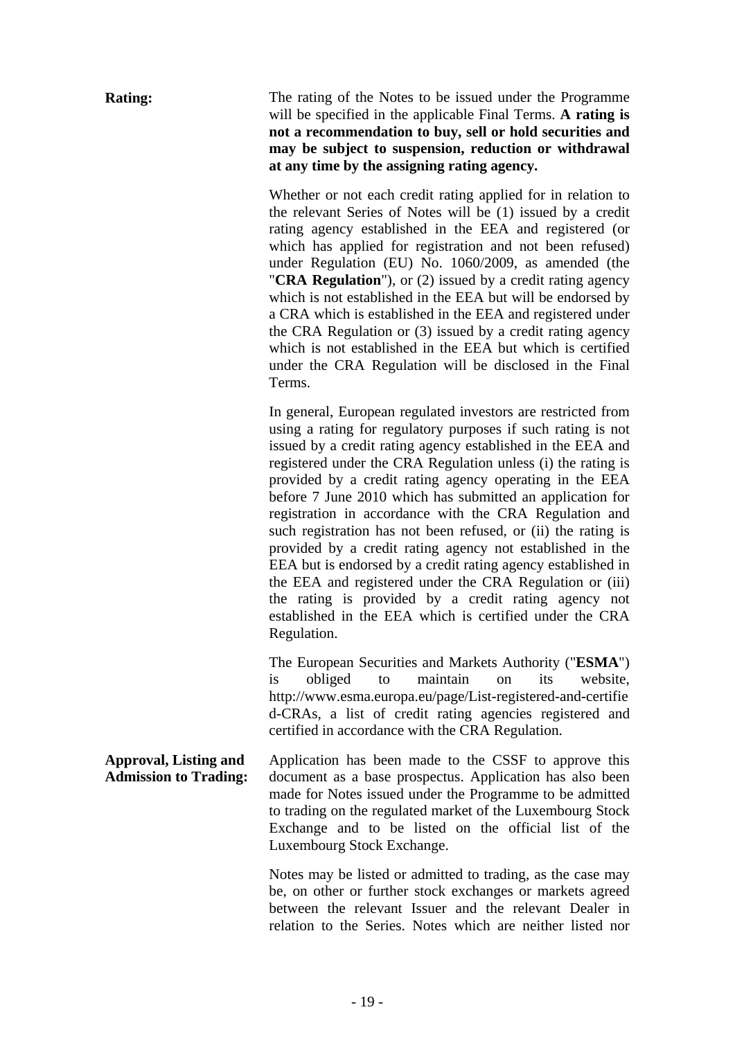**Rating:** The rating of the Notes to be issued under the Programme will be specified in the applicable Final Terms. **A rating is not a recommendation to buy, sell or hold securities and may be subject to suspension, reduction or withdrawal at any time by the assigning rating agency.**

Whether or not each credit rating applied for in relation to the relevant Series of Notes will be (1) issued by a credit rating agency established in the EEA and registered (or which has applied for registration and not been refused) under Regulation (EU) No. 1060/2009, as amended (the "**CRA Regulation**"), or (2) issued by a credit rating agency which is not established in the EEA but will be endorsed by a CRA which is established in the EEA and registered under the CRA Regulation or (3) issued by a credit rating agency which is not established in the EEA but which is certified under the CRA Regulation will be disclosed in the Final Terms.

In general, European regulated investors are restricted from using a rating for regulatory purposes if such rating is not issued by a credit rating agency established in the EEA and registered under the CRA Regulation unless (i) the rating is provided by a credit rating agency operating in the EEA before 7 June 2010 which has submitted an application for registration in accordance with the CRA Regulation and such registration has not been refused, or (ii) the rating is provided by a credit rating agency not established in the EEA but is endorsed by a credit rating agency established in the EEA and registered under the CRA Regulation or (iii) the rating is provided by a credit rating agency not established in the EEA which is certified under the CRA Regulation.

The European Securities and Markets Authority ("**ESMA**") is obliged to maintain on its website, http://www.esma.europa.eu/page/List-registered-and-certified-CRAs, a list of credit rating agencies registered and certified in accordance with the CRA Regulation.

**Approval, Listing and Admission to Trading:** Application has been made to the CSSF to approve this document as a base prospectus. Application has also been made for Notes issued under the Programme to be admitted to trading on the regulated market of the Luxembourg Stock Exchange and to be listed on the official list of the Luxembourg Stock Exchange.

Notes may be listed or admitted to trading, as the case may be, on other or further stock exchanges or markets agreed between the relevant Issuer and the relevant Dealer in relation to the Series. Notes which are neither listed nor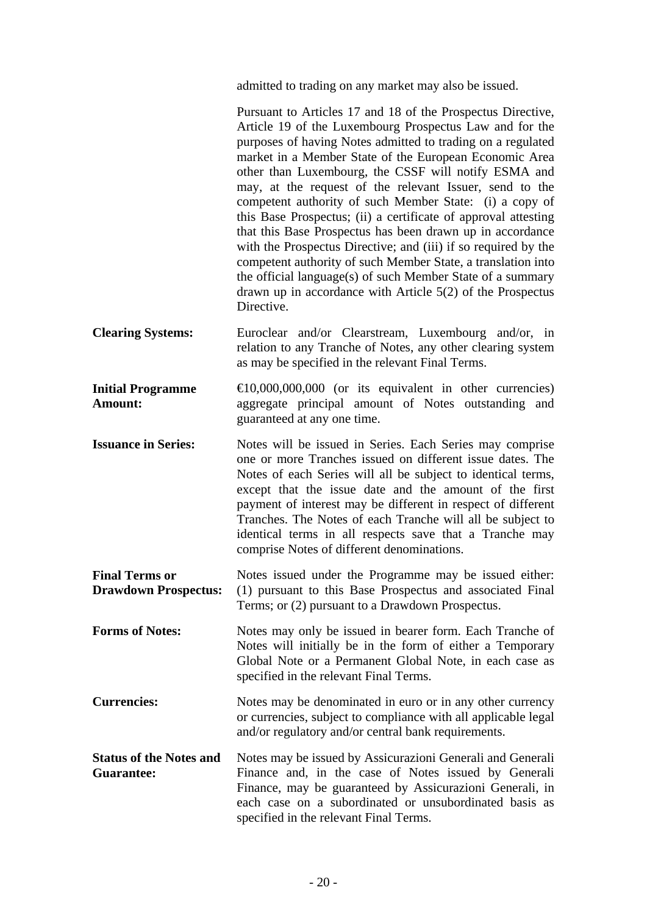admitted to trading on any market may also be issued.

Pursuant to Articles 17 and 18 of the Prospectus Directive, Article 19 of the Luxembourg Prospectus Law and for the purposes of having Notes admitted to trading on a regulated market in a Member State of the European Economic Area other than Luxembourg, the CSSF will notify ESMA and may, at the request of the relevant Issuer, send to the competent authority of such Member State: (i) a copy of this Base Prospectus; (ii) a certificate of approval attesting that this Base Prospectus has been drawn up in accordance with the Prospectus Directive; and (iii) if so required by the competent authority of such Member State, a translation into the official language(s) of such Member State of a summary drawn up in accordance with Article 5(2) of the Prospectus Directive.

**Clearing Systems:** Euroclear and/or Clearstream, Luxembourg and/or, in relation to any Tranche of Notes, any other clearing system as may be specified in the relevant Final Terms.

**Initial Programme Amount:** €10,000,000,000 (or its equivalent in other currencies) aggregate principal amount of Notes outstanding and guaranteed at any one time.

**Issuance in Series:** Notes will be issued in Series. Each Series may comprise one or more Tranches issued on different issue dates. The Notes of each Series will all be subject to identical terms, except that the issue date and the amount of the first payment of interest may be different in respect of different Tranches. The Notes of each Tranche will all be subject to identical terms in all respects save that a Tranche may comprise Notes of different denominations.

**Final Terms or Drawdown Prospectus:** Notes issued under the Programme may be issued either: (1) pursuant to this Base Prospectus and associated Final Terms; or (2) pursuant to a Drawdown Prospectus.

**Forms of Notes:** Notes may only be issued in bearer form. Each Tranche of Notes will initially be in the form of either a Temporary Global Note or a Permanent Global Note, in each case as specified in the relevant Final Terms.

**Currencies:** Notes may be denominated in euro or in any other currency or currencies, subject to compliance with all applicable legal and/or regulatory and/or central bank requirements.

**Status of the Notes and Guarantee:** Notes may be issued by Assicurazioni Generali and Generali Finance and, in the case of Notes issued by Generali Finance, may be guaranteed by Assicurazioni Generali, in each case on a subordinated or unsubordinated basis as specified in the relevant Final Terms.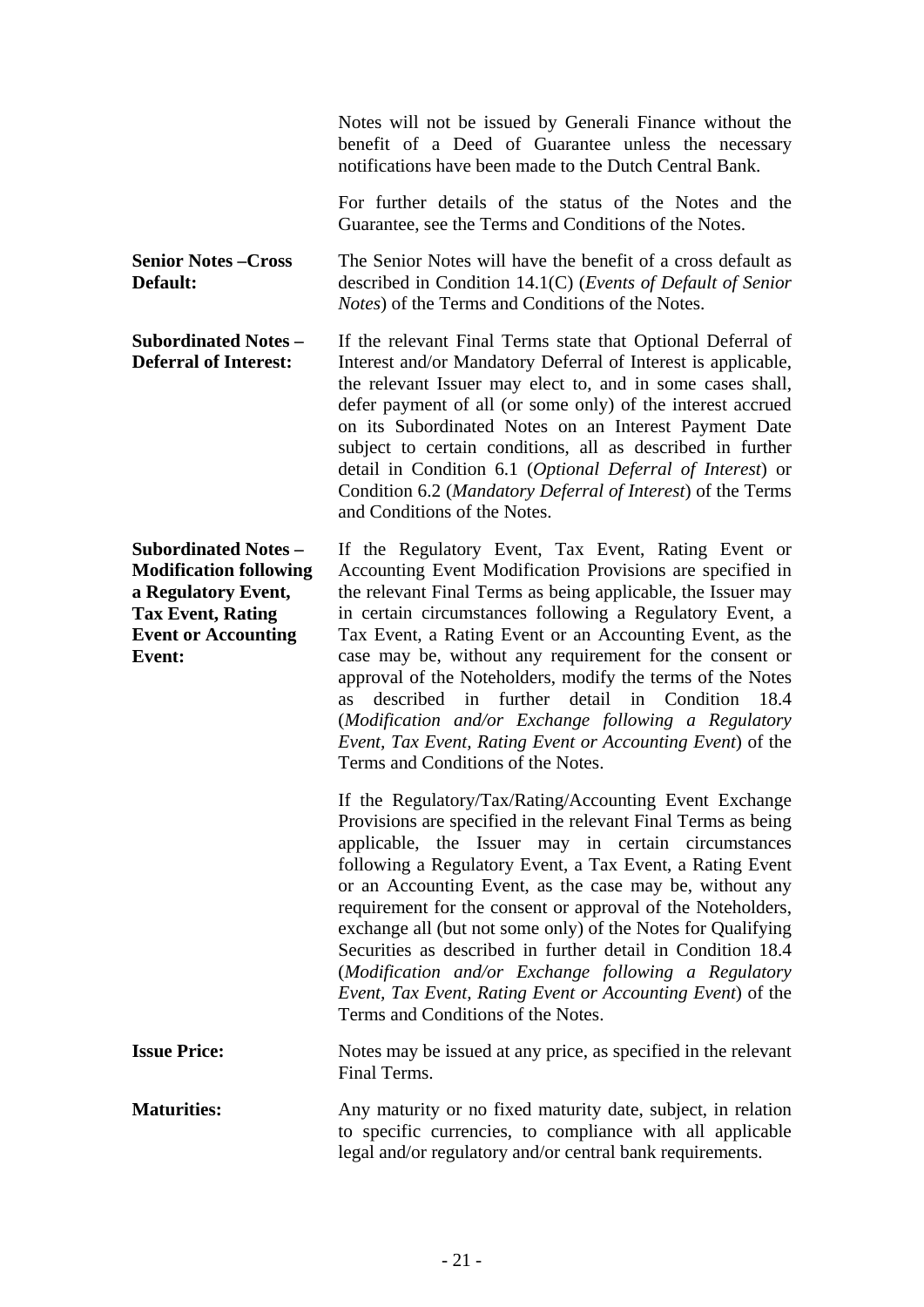Notes will not be issued by Generali Finance without the benefit of a Deed of Guarantee unless the necessary notifications have been made to the Dutch Central Bank.

For further details of the status of the Notes and the Guarantee, see the Terms and Conditions of the Notes.

**Senior Notes –Cross Default:** The Senior Notes will have the benefit of a cross default as described in Condition 14.1(C) (*Events of Default of Senior Notes*) of the Terms and Conditions of the Notes.

**Subordinated Notes – Deferral of Interest:** If the relevant Final Terms state that Optional Deferral of Interest and/or Mandatory Deferral of Interest is applicable, the relevant Issuer may elect to, and in some cases shall, defer payment of all (or some only) of the interest accrued on its Subordinated Notes on an Interest Payment Date subject to certain conditions, all as described in further detail in Condition 6.1 (*Optional Deferral of Interest*) or Condition 6.2 (*Mandatory Deferral of Interest*) of the Terms and Conditions of the Notes.

**Subordinated Notes – Modification following a Regulatory Event, Tax Event, Rating Event or Accounting Event:** If the Regulatory Event, Tax Event, Rating Event or Accounting Event Modification Provisions are specified in the relevant Final Terms as being applicable, the Issuer may in certain circumstances following a Regulatory Event, a Tax Event, a Rating Event or an Accounting Event, as the case may be, without any requirement for the consent or approval of the Noteholders, modify the terms of the Notes as described in further detail in Condition 18.4 (*Modification and/or Exchange following a Regulatory Event, Tax Event, Rating Event or Accounting Event*) of the Terms and Conditions of the Notes.

If the Regulatory/Tax/Rating/Accounting Event Exchange Provisions are specified in the relevant Final Terms as being applicable, the Issuer may in certain circumstances following a Regulatory Event, a Tax Event, a Rating Event or an Accounting Event, as the case may be, without any requirement for the consent or approval of the Noteholders, exchange all (but not some only) of the Notes for Qualifying Securities as described in further detail in Condition 18.4 (*Modification and/or Exchange following a Regulatory Event, Tax Event, Rating Event or Accounting Event*) of the Terms and Conditions of the Notes.

**Issue Price:** Notes may be issued at any price, as specified in the relevant Final Terms.

**Maturities:** Any maturity or no fixed maturity date, subject, in relation to specific currencies, to compliance with all applicable legal and/or regulatory and/or central bank requirements.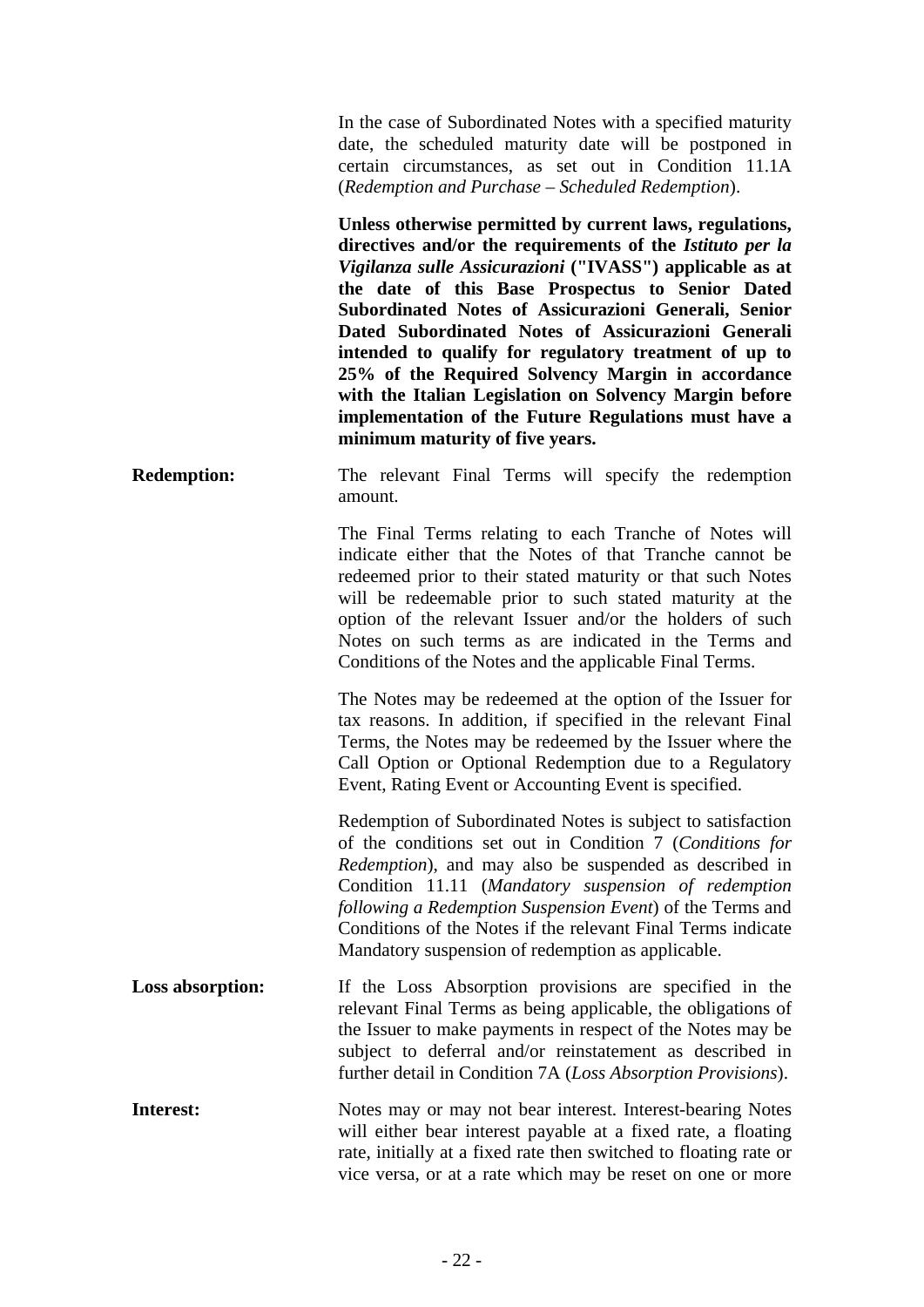In the case of Subordinated Notes with a specified maturity date, the scheduled maturity date will be postponed in certain circumstances, as set out in Condition 11.1A (*Redemption and Purchase – Scheduled Redemption*).

**Unless otherwise permitted by current laws, regulations, directives and/or the requirements of the *Istituto per la Vigilanza sulle Assicurazioni* ("IVASS") applicable as at the date of this Base Prospectus to Senior Dated Subordinated Notes of Assicurazioni Generali, Senior Dated Subordinated Notes of Assicurazioni Generali intended to qualify for regulatory treatment of up to 25% of the Required Solvency Margin in accordance with the Italian Legislation on Solvency Margin before implementation of the Future Regulations must have a minimum maturity of five years.**

**Redemption:** The relevant Final Terms will specify the redemption amount.

The Final Terms relating to each Tranche of Notes will indicate either that the Notes of that Tranche cannot be redeemed prior to their stated maturity or that such Notes will be redeemable prior to such stated maturity at the option of the relevant Issuer and/or the holders of such Notes on such terms as are indicated in the Terms and Conditions of the Notes and the applicable Final Terms.

The Notes may be redeemed at the option of the Issuer for tax reasons. In addition, if specified in the relevant Final Terms, the Notes may be redeemed by the Issuer where the Call Option or Optional Redemption due to a Regulatory Event, Rating Event or Accounting Event is specified.

Redemption of Subordinated Notes is subject to satisfaction of the conditions set out in Condition 7 (*Conditions for Redemption*), and may also be suspended as described in Condition 11.11 (*Mandatory suspension of redemption following a Redemption Suspension Event*) of the Terms and Conditions of the Notes if the relevant Final Terms indicate Mandatory suspension of redemption as applicable.

**Loss absorption:** If the Loss Absorption provisions are specified in the relevant Final Terms as being applicable, the obligations of the Issuer to make payments in respect of the Notes may be subject to deferral and/or reinstatement as described in further detail in Condition 7A (*Loss Absorption Provisions*).

**Interest:** Notes may or may not bear interest. Interest-bearing Notes will either bear interest payable at a fixed rate, a floating rate, initially at a fixed rate then switched to floating rate or vice versa, or at a rate which may be reset on one or more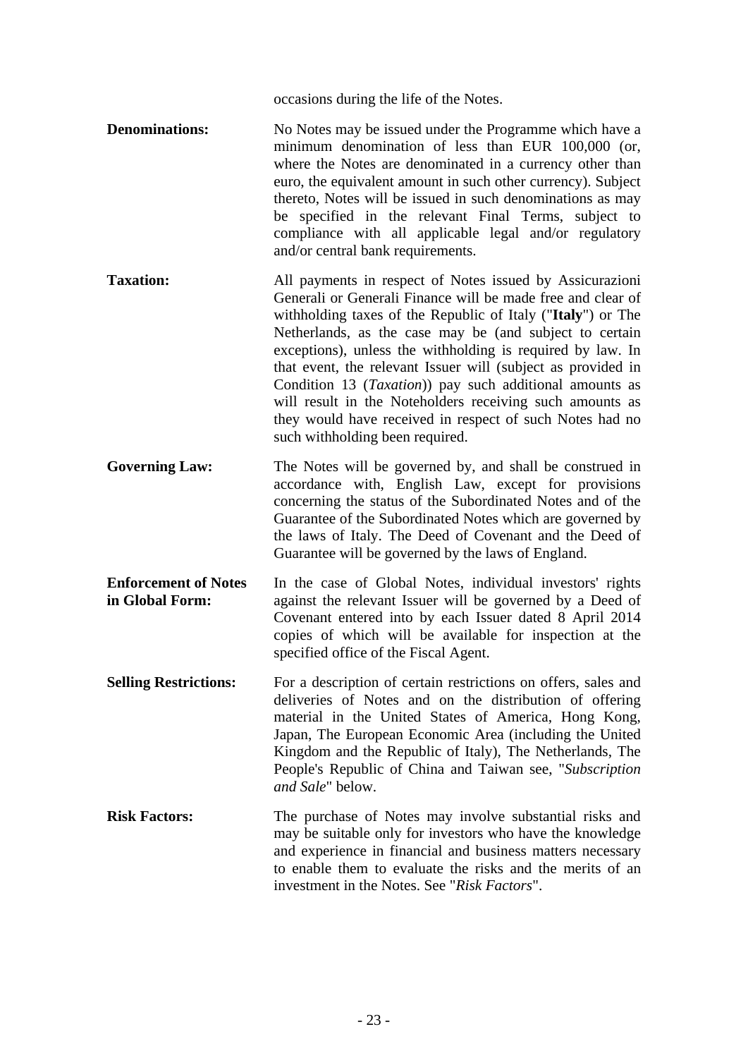occasions during the life of the Notes.

**Denominations:** No Notes may be issued under the Programme which have a minimum denomination of less than EUR 100,000 (or, where the Notes are denominated in a currency other than euro, the equivalent amount in such other currency). Subject thereto, Notes will be issued in such denominations as may be specified in the relevant Final Terms, subject to compliance with all applicable legal and/or regulatory and/or central bank requirements.

**Taxation:** All payments in respect of Notes issued by Assicurazioni Generali or Generali Finance will be made free and clear of withholding taxes of the Republic of Italy ("**Italy**") or The Netherlands, as the case may be (and subject to certain exceptions), unless the withholding is required by law. In that event, the relevant Issuer will (subject as provided in Condition 13 (*Taxation*)) pay such additional amounts as will result in the Noteholders receiving such amounts as they would have received in respect of such Notes had no such withholding been required.

**Governing Law:** The Notes will be governed by, and shall be construed in accordance with, English Law, except for provisions concerning the status of the Subordinated Notes and of the Guarantee of the Subordinated Notes which are governed by the laws of Italy. The Deed of Covenant and the Deed of Guarantee will be governed by the laws of England.

**Enforcement of Notes in Global Form:** In the case of Global Notes, individual investors' rights against the relevant Issuer will be governed by a Deed of Covenant entered into by each Issuer dated 8 April 2014 copies of which will be available for inspection at the specified office of the Fiscal Agent.

**Selling Restrictions:** For a description of certain restrictions on offers, sales and deliveries of Notes and on the distribution of offering material in the United States of America, Hong Kong, Japan, The European Economic Area (including the United Kingdom and the Republic of Italy), The Netherlands, The People's Republic of China and Taiwan see, "*Subscription and Sale*" below.

**Risk Factors:** The purchase of Notes may involve substantial risks and may be suitable only for investors who have the knowledge and experience in financial and business matters necessary to enable them to evaluate the risks and the merits of an investment in the Notes. See "*Risk Factors*".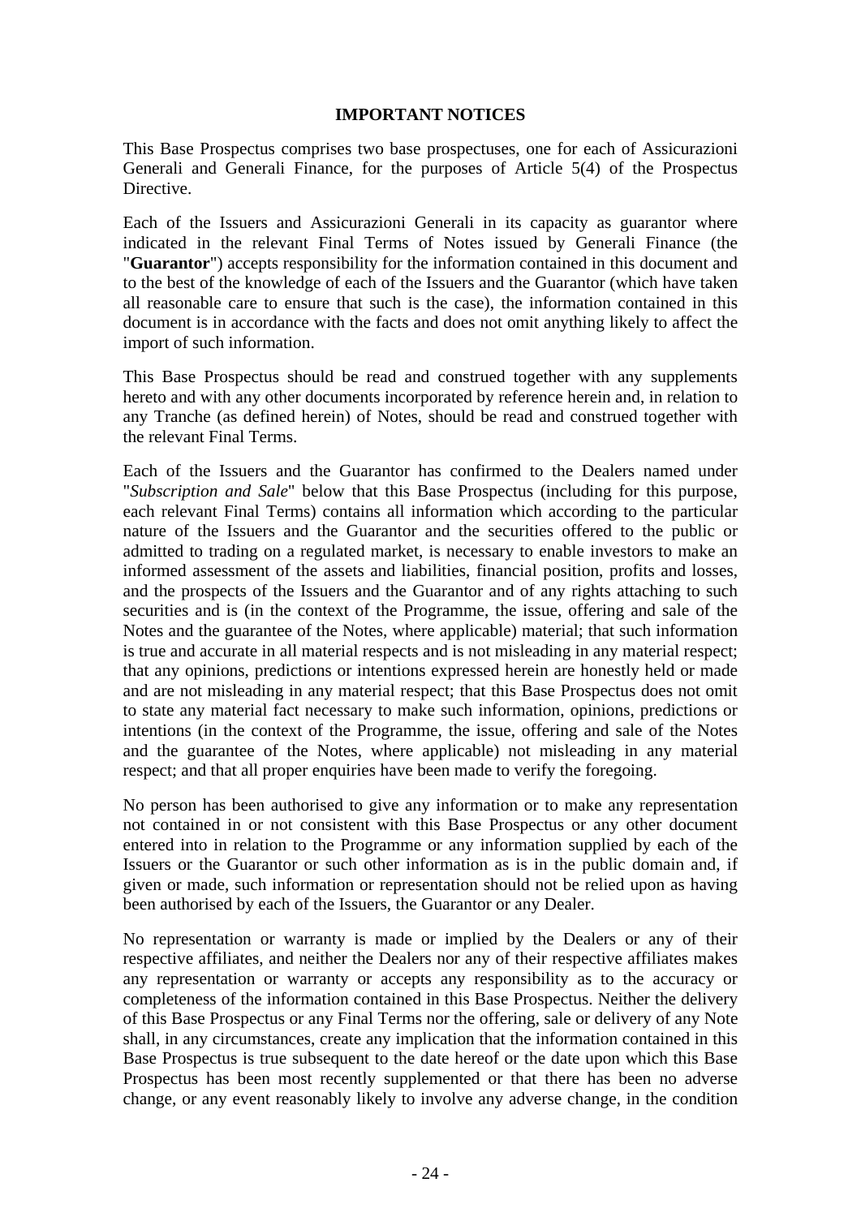## IMPORTANT NOTICES

This Base Prospectus comprises two base prospectuses, one for each of Assicurazioni Generali and Generali Finance, for the purposes of Article 5(4) of the Prospectus Directive.

Each of the Issuers and Assicurazioni Generali in its capacity as guarantor where indicated in the relevant Final Terms of Notes issued by Generali Finance (the "**Guarantor**") accepts responsibility for the information contained in this document and to the best of the knowledge of each of the Issuers and the Guarantor (which have taken all reasonable care to ensure that such is the case), the information contained in this document is in accordance with the facts and does not omit anything likely to affect the import of such information.

This Base Prospectus should be read and construed together with any supplements hereto and with any other documents incorporated by reference herein and, in relation to any Tranche (as defined herein) of Notes, should be read and construed together with the relevant Final Terms.

Each of the Issuers and the Guarantor has confirmed to the Dealers named under "*Subscription and Sale*" below that this Base Prospectus (including for this purpose, each relevant Final Terms) contains all information which according to the particular nature of the Issuers and the Guarantor and the securities offered to the public or admitted to trading on a regulated market, is necessary to enable investors to make an informed assessment of the assets and liabilities, financial position, profits and losses, and the prospects of the Issuers and the Guarantor and of any rights attaching to such securities and is (in the context of the Programme, the issue, offering and sale of the Notes and the guarantee of the Notes, where applicable) material; that such information is true and accurate in all material respects and is not misleading in any material respect; that any opinions, predictions or intentions expressed herein are honestly held or made and are not misleading in any material respect; that this Base Prospectus does not omit to state any material fact necessary to make such information, opinions, predictions or intentions (in the context of the Programme, the issue, offering and sale of the Notes and the guarantee of the Notes, where applicable) not misleading in any material respect; and that all proper enquiries have been made to verify the foregoing.

No person has been authorised to give any information or to make any representation not contained in or not consistent with this Base Prospectus or any other document entered into in relation to the Programme or any information supplied by each of the Issuers or the Guarantor or such other information as is in the public domain and, if given or made, such information or representation should not be relied upon as having been authorised by each of the Issuers, the Guarantor or any Dealer.

No representation or warranty is made or implied by the Dealers or any of their respective affiliates, and neither the Dealers nor any of their respective affiliates makes any representation or warranty or accepts any responsibility as to the accuracy or completeness of the information contained in this Base Prospectus. Neither the delivery of this Base Prospectus or any Final Terms nor the offering, sale or delivery of any Note shall, in any circumstances, create any implication that the information contained in this Base Prospectus is true subsequent to the date hereof or the date upon which this Base Prospectus has been most recently supplemented or that there has been no adverse change, or any event reasonably likely to involve any adverse change, in the condition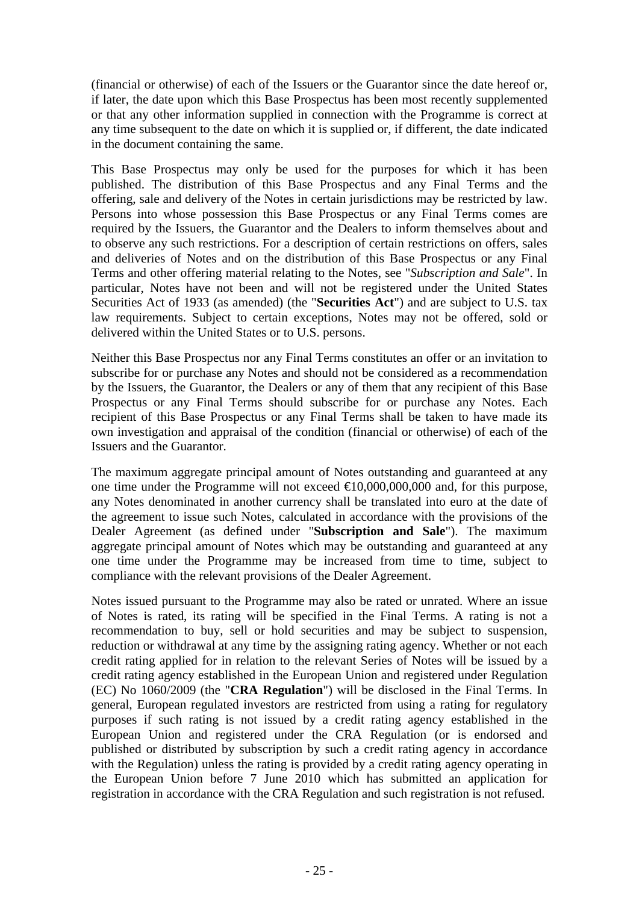(financial or otherwise) of each of the Issuers or the Guarantor since the date hereof or, if later, the date upon which this Base Prospectus has been most recently supplemented or that any other information supplied in connection with the Programme is correct at any time subsequent to the date on which it is supplied or, if different, the date indicated in the document containing the same.

This Base Prospectus may only be used for the purposes for which it has been published. The distribution of this Base Prospectus and any Final Terms and the offering, sale and delivery of the Notes in certain jurisdictions may be restricted by law. Persons into whose possession this Base Prospectus or any Final Terms comes are required by the Issuers, the Guarantor and the Dealers to inform themselves about and to observe any such restrictions. For a description of certain restrictions on offers, sales and deliveries of Notes and on the distribution of this Base Prospectus or any Final Terms and other offering material relating to the Notes, see "*Subscription and Sale*". In particular, Notes have not been and will not be registered under the United States Securities Act of 1933 (as amended) (the "**Securities Act**") and are subject to U.S. tax law requirements. Subject to certain exceptions, Notes may not be offered, sold or delivered within the United States or to U.S. persons.

Neither this Base Prospectus nor any Final Terms constitutes an offer or an invitation to subscribe for or purchase any Notes and should not be considered as a recommendation by the Issuers, the Guarantor, the Dealers or any of them that any recipient of this Base Prospectus or any Final Terms should subscribe for or purchase any Notes. Each recipient of this Base Prospectus or any Final Terms shall be taken to have made its own investigation and appraisal of the condition (financial or otherwise) of each of the Issuers and the Guarantor.

The maximum aggregate principal amount of Notes outstanding and guaranteed at any one time under the Programme will not exceed €10,000,000,000 and, for this purpose, any Notes denominated in another currency shall be translated into euro at the date of the agreement to issue such Notes, calculated in accordance with the provisions of the Dealer Agreement (as defined under "**Subscription and Sale**"). The maximum aggregate principal amount of Notes which may be outstanding and guaranteed at any one time under the Programme may be increased from time to time, subject to compliance with the relevant provisions of the Dealer Agreement.

Notes issued pursuant to the Programme may also be rated or unrated. Where an issue of Notes is rated, its rating will be specified in the Final Terms. A rating is not a recommendation to buy, sell or hold securities and may be subject to suspension, reduction or withdrawal at any time by the assigning rating agency. Whether or not each credit rating applied for in relation to the relevant Series of Notes will be issued by a credit rating agency established in the European Union and registered under Regulation (EC) No 1060/2009 (the "**CRA Regulation**") will be disclosed in the Final Terms. In general, European regulated investors are restricted from using a rating for regulatory purposes if such rating is not issued by a credit rating agency established in the European Union and registered under the CRA Regulation (or is endorsed and published or distributed by subscription by such a credit rating agency in accordance with the Regulation) unless the rating is provided by a credit rating agency operating in the European Union before 7 June 2010 which has submitted an application for registration in accordance with the CRA Regulation and such registration is not refused.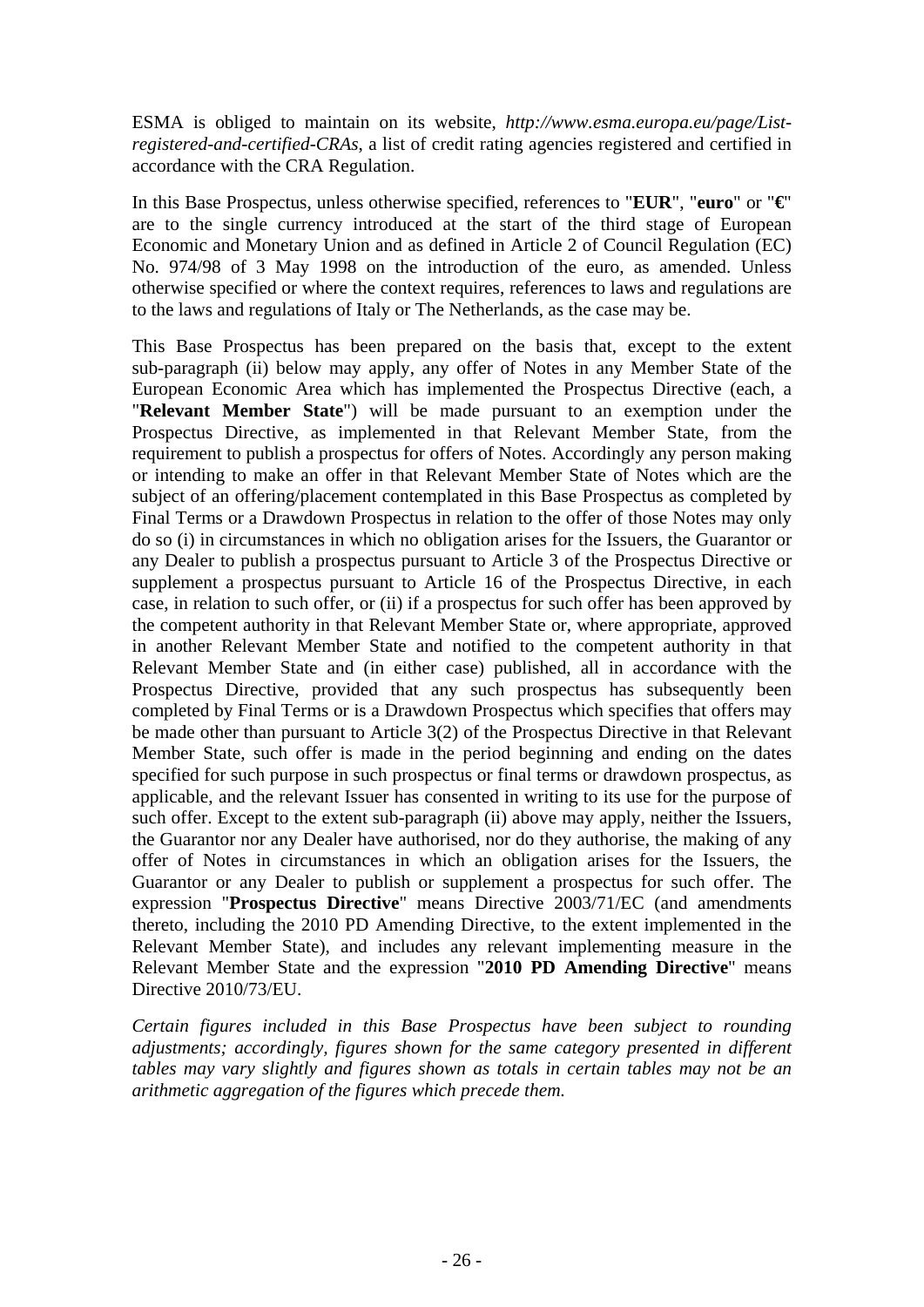ESMA is obliged to maintain on its website, *http://www.esma.europa.eu/page/List-registered-and-certified-CRAs*, a list of credit rating agencies registered and certified in accordance with the CRA Regulation.

In this Base Prospectus, unless otherwise specified, references to "**EUR**", "**euro**" or "**€**" are to the single currency introduced at the start of the third stage of European Economic and Monetary Union and as defined in Article 2 of Council Regulation (EC) No. 974/98 of 3 May 1998 on the introduction of the euro, as amended. Unless otherwise specified or where the context requires, references to laws and regulations are to the laws and regulations of Italy or The Netherlands, as the case may be.

This Base Prospectus has been prepared on the basis that, except to the extent sub-paragraph (ii) below may apply, any offer of Notes in any Member State of the European Economic Area which has implemented the Prospectus Directive (each, a "**Relevant Member State**") will be made pursuant to an exemption under the Prospectus Directive, as implemented in that Relevant Member State, from the requirement to publish a prospectus for offers of Notes. Accordingly any person making or intending to make an offer in that Relevant Member State of Notes which are the subject of an offering/placement contemplated in this Base Prospectus as completed by Final Terms or a Drawdown Prospectus in relation to the offer of those Notes may only do so (i) in circumstances in which no obligation arises for the Issuers, the Guarantor or any Dealer to publish a prospectus pursuant to Article 3 of the Prospectus Directive or supplement a prospectus pursuant to Article 16 of the Prospectus Directive, in each case, in relation to such offer, or (ii) if a prospectus for such offer has been approved by the competent authority in that Relevant Member State or, where appropriate, approved in another Relevant Member State and notified to the competent authority in that Relevant Member State and (in either case) published, all in accordance with the Prospectus Directive, provided that any such prospectus has subsequently been completed by Final Terms or is a Drawdown Prospectus which specifies that offers may be made other than pursuant to Article 3(2) of the Prospectus Directive in that Relevant Member State, such offer is made in the period beginning and ending on the dates specified for such purpose in such prospectus or final terms or drawdown prospectus, as applicable, and the relevant Issuer has consented in writing to its use for the purpose of such offer. Except to the extent sub-paragraph (ii) above may apply, neither the Issuers, the Guarantor nor any Dealer have authorised, nor do they authorise, the making of any offer of Notes in circumstances in which an obligation arises for the Issuers, the Guarantor or any Dealer to publish or supplement a prospectus for such offer. The expression "**Prospectus Directive**" means Directive 2003/71/EC (and amendments thereto, including the 2010 PD Amending Directive, to the extent implemented in the Relevant Member State), and includes any relevant implementing measure in the Relevant Member State and the expression "**2010 PD Amending Directive**" means Directive 2010/73/EU.

*Certain figures included in this Base Prospectus have been subject to rounding adjustments; accordingly, figures shown for the same category presented in different tables may vary slightly and figures shown as totals in certain tables may not be an arithmetic aggregation of the figures which precede them.*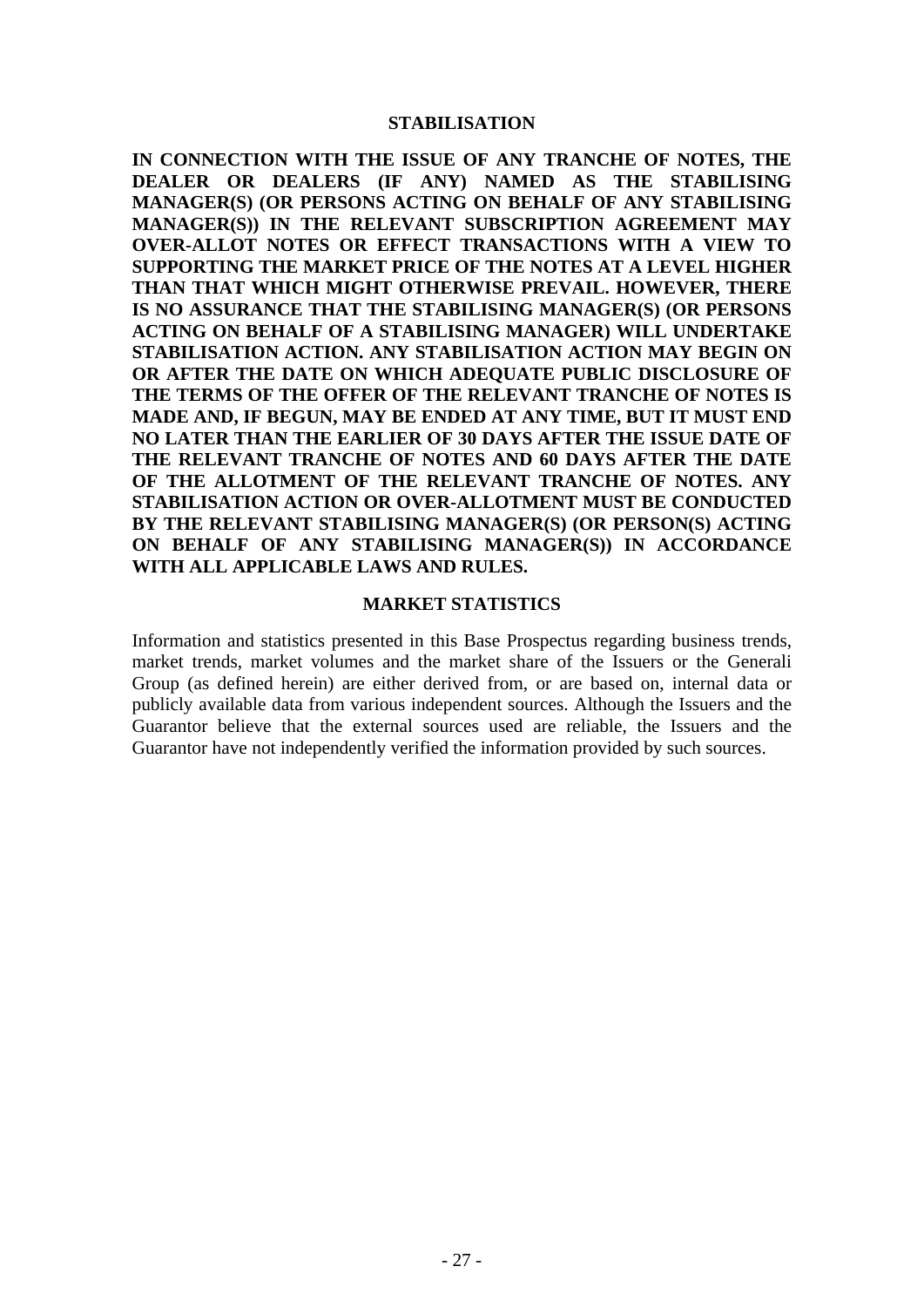## STABILISATION

**IN CONNECTION WITH THE ISSUE OF ANY TRANCHE OF NOTES, THE DEALER OR DEALERS (IF ANY) NAMED AS THE STABILISING MANAGER(S) (OR PERSONS ACTING ON BEHALF OF ANY STABILISING MANAGER(S)) IN THE RELEVANT SUBSCRIPTION AGREEMENT MAY OVER-ALLOT NOTES OR EFFECT TRANSACTIONS WITH A VIEW TO SUPPORTING THE MARKET PRICE OF THE NOTES AT A LEVEL HIGHER THAN THAT WHICH MIGHT OTHERWISE PREVAIL. HOWEVER, THERE IS NO ASSURANCE THAT THE STABILISING MANAGER(S) (OR PERSONS ACTING ON BEHALF OF A STABILISING MANAGER) WILL UNDERTAKE STABILISATION ACTION. ANY STABILISATION ACTION MAY BEGIN ON OR AFTER THE DATE ON WHICH ADEQUATE PUBLIC DISCLOSURE OF THE TERMS OF THE OFFER OF THE RELEVANT TRANCHE OF NOTES IS MADE AND, IF BEGUN, MAY BE ENDED AT ANY TIME, BUT IT MUST END NO LATER THAN THE EARLIER OF 30 DAYS AFTER THE ISSUE DATE OF THE RELEVANT TRANCHE OF NOTES AND 60 DAYS AFTER THE DATE OF THE ALLOTMENT OF THE RELEVANT TRANCHE OF NOTES. ANY STABILISATION ACTION OR OVER-ALLOTMENT MUST BE CONDUCTED BY THE RELEVANT STABILISING MANAGER(S) (OR PERSON(S) ACTING ON BEHALF OF ANY STABILISING MANAGER(S)) IN ACCORDANCE WITH ALL APPLICABLE LAWS AND RULES.**

## MARKET STATISTICS

Information and statistics presented in this Base Prospectus regarding business trends, market trends, market volumes and the market share of the Issuers or the Generali Group (as defined herein) are either derived from, or are based on, internal data or publicly available data from various independent sources. Although the Issuers and the Guarantor believe that the external sources used are reliable, the Issuers and the Guarantor have not independently verified the information provided by such sources.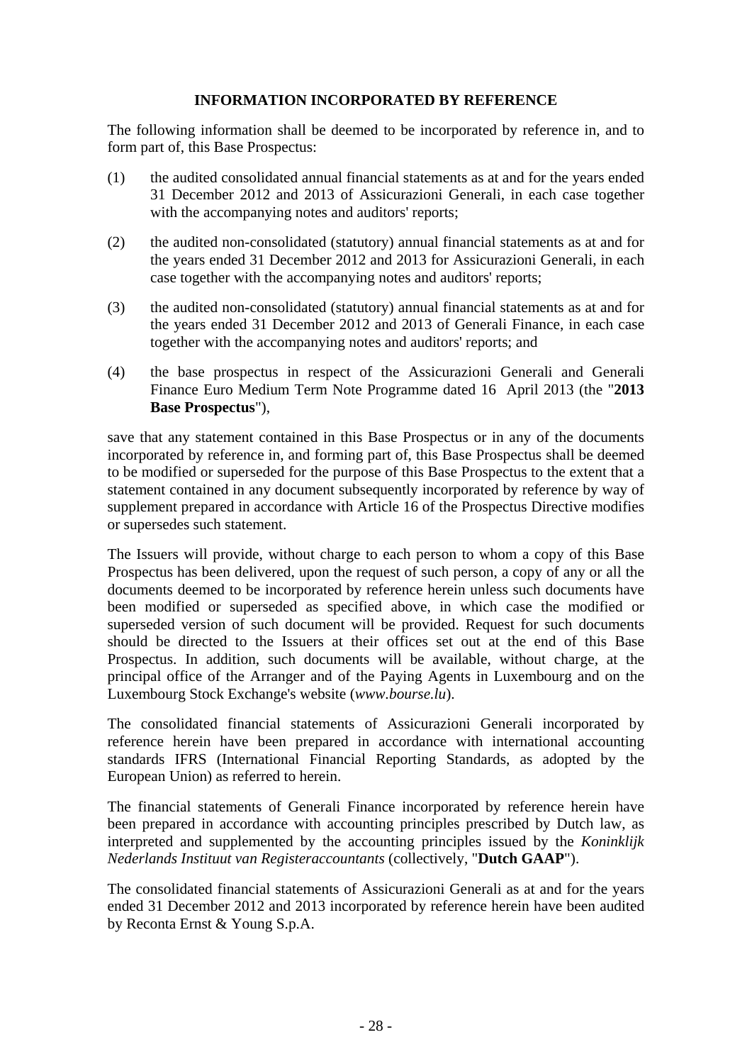## INFORMATION INCORPORATED BY REFERENCE

The following information shall be deemed to be incorporated by reference in, and to form part of, this Base Prospectus:

(1) the audited consolidated annual financial statements as at and for the years ended 31 December 2012 and 2013 of Assicurazioni Generali, in each case together with the accompanying notes and auditors' reports;

(2) the audited non-consolidated (statutory) annual financial statements as at and for the years ended 31 December 2012 and 2013 for Assicurazioni Generali, in each case together with the accompanying notes and auditors' reports;

(3) the audited non-consolidated (statutory) annual financial statements as at and for the years ended 31 December 2012 and 2013 of Generali Finance, in each case together with the accompanying notes and auditors' reports; and

(4) the base prospectus in respect of the Assicurazioni Generali and Generali Finance Euro Medium Term Note Programme dated 16 April 2013 (the "**2013 Base Prospectus**"),

save that any statement contained in this Base Prospectus or in any of the documents incorporated by reference in, and forming part of, this Base Prospectus shall be deemed to be modified or superseded for the purpose of this Base Prospectus to the extent that a statement contained in any document subsequently incorporated by reference by way of supplement prepared in accordance with Article 16 of the Prospectus Directive modifies or supersedes such statement.

The Issuers will provide, without charge to each person to whom a copy of this Base Prospectus has been delivered, upon the request of such person, a copy of any or all the documents deemed to be incorporated by reference herein unless such documents have been modified or superseded as specified above, in which case the modified or superseded version of such document will be provided. Request for such documents should be directed to the Issuers at their offices set out at the end of this Base Prospectus. In addition, such documents will be available, without charge, at the principal office of the Arranger and of the Paying Agents in Luxembourg and on the Luxembourg Stock Exchange's website (*www.bourse.lu*).

The consolidated financial statements of Assicurazioni Generali incorporated by reference herein have been prepared in accordance with international accounting standards IFRS (International Financial Reporting Standards, as adopted by the European Union) as referred to herein.

The financial statements of Generali Finance incorporated by reference herein have been prepared in accordance with accounting principles prescribed by Dutch law, as interpreted and supplemented by the accounting principles issued by the *Koninklijk Nederlands Instituut van Registeraccountants* (collectively, "**Dutch GAAP**").

The consolidated financial statements of Assicurazioni Generali as at and for the years ended 31 December 2012 and 2013 incorporated by reference herein have been audited by Reconta Ernst & Young S.p.A.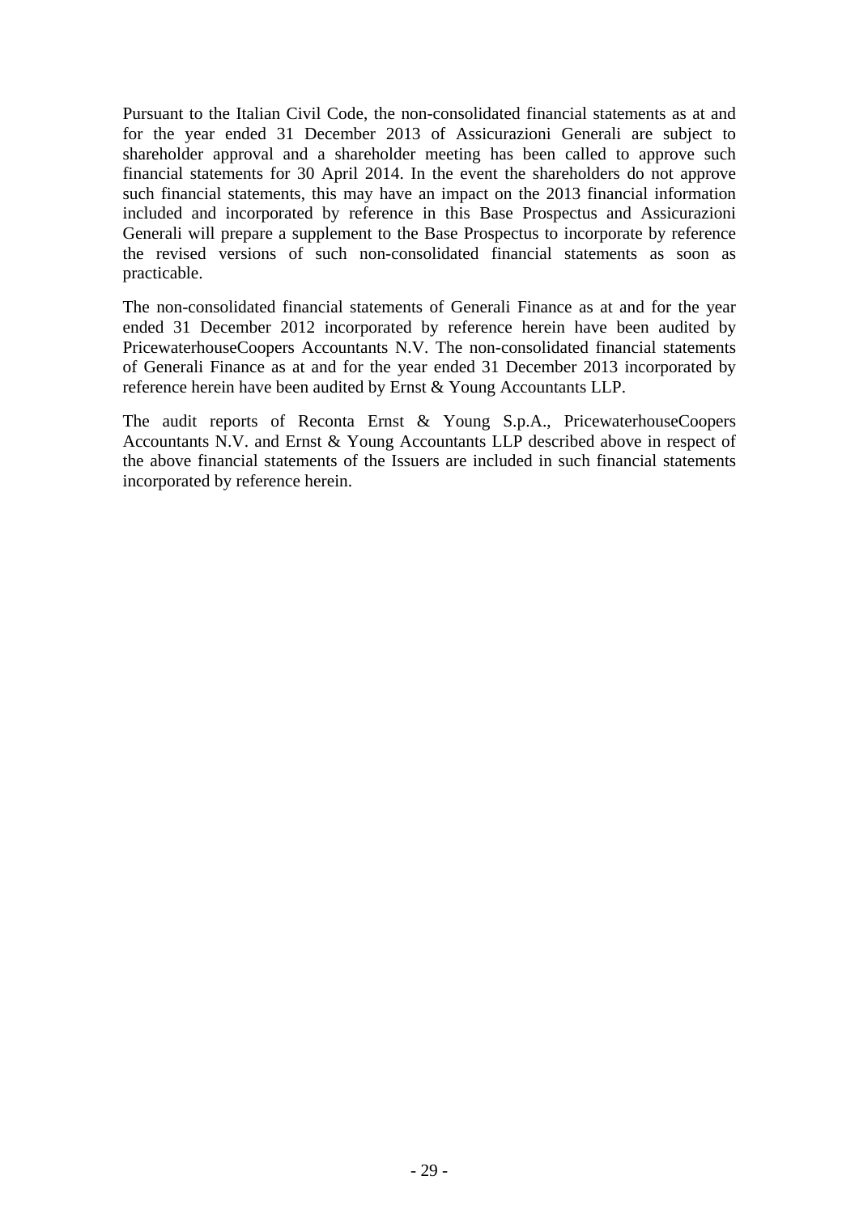Pursuant to the Italian Civil Code, the non-consolidated financial statements as at and for the year ended 31 December 2013 of Assicurazioni Generali are subject to shareholder approval and a shareholder meeting has been called to approve such financial statements for 30 April 2014. In the event the shareholders do not approve such financial statements, this may have an impact on the 2013 financial information included and incorporated by reference in this Base Prospectus and Assicurazioni Generali will prepare a supplement to the Base Prospectus to incorporate by reference the revised versions of such non-consolidated financial statements as soon as practicable.

The non-consolidated financial statements of Generali Finance as at and for the year ended 31 December 2012 incorporated by reference herein have been audited by PricewaterhouseCoopers Accountants N.V. The non-consolidated financial statements of Generali Finance as at and for the year ended 31 December 2013 incorporated by reference herein have been audited by Ernst & Young Accountants LLP.

The audit reports of Reconta Ernst & Young S.p.A., PricewaterhouseCoopers Accountants N.V. and Ernst & Young Accountants LLP described above in respect of the above financial statements of the Issuers are included in such financial statements incorporated by reference herein.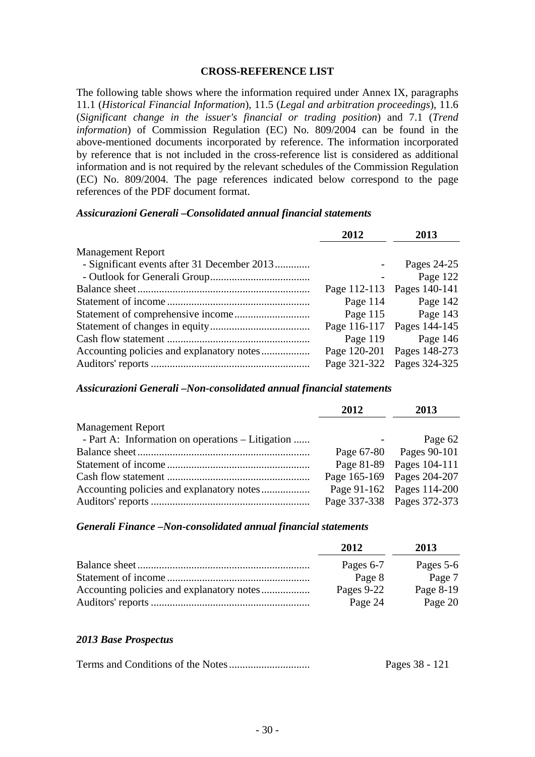## CROSS-REFERENCE LIST

The following table shows where the information required under Annex IX, paragraphs 11.1 (*Historical Financial Information*), 11.5 (*Legal and arbitration proceedings*), 11.6 (*Significant change in the issuer's financial or trading position*) and 7.1 (*Trend information*) of Commission Regulation (EC) No. 809/2004 can be found in the above-mentioned documents incorporated by reference. The information incorporated by reference that is not included in the cross-reference list is considered as additional information and is not required by the relevant schedules of the Commission Regulation (EC) No. 809/2004. The page references indicated below correspond to the page references of the PDF document format.

### *Assicurazioni Generali –Consolidated annual financial statements*

| | 2012 | 2013 |
|---|---|---|
| Management Report | | |
| - Significant events after 31 December 2013 | - | Pages 24-25 |
| - Outlook for Generali Group | - | Page 122 |
| Balance sheet | Page 112-113 | Pages 140-141 |
| Statement of income | Page 114 | Page 142 |
| Statement of comprehensive income | Page 115 | Page 143 |
| Statement of changes in equity | Page 116-117 | Pages 144-145 |
| Cash flow statement | Page 119 | Page 146 |
| Accounting policies and explanatory notes | Page 120-201 | Pages 148-273 |
| Auditors' reports | Page 321-322 | Pages 324-325 |

### *Assicurazioni Generali –Non-consolidated annual financial statements*

| | 2012 | 2013 |
|---|---|---|
| Management Report | | |
| - Part A: Information on operations – Litigation | - | Page 62 |
| Balance sheet | Page 67-80 | Pages 90-101 |
| Statement of income | Page 81-89 | Pages 104-111 |
| Cash flow statement | Page 165-169 | Pages 204-207 |
| Accounting policies and explanatory notes | Page 91-162 | Pages 114-200 |
| Auditors' reports | Page 337-338 | Pages 372-373 |

### *Generali Finance –Non-consolidated annual financial statements*

| | 2012 | 2013 |
|---|---|---|
| Balance sheet | Pages 6-7 | Pages 5-6 |
| Statement of income | Page 8 | Page 7 |
| Accounting policies and explanatory notes | Pages 9-22 | Page 8-19 |
| Auditors' reports | Page 24 | Page 20 |

### *2013 Base Prospectus*

| | |
|---|---|
| Terms and Conditions of the Notes | Pages 38 - 121 |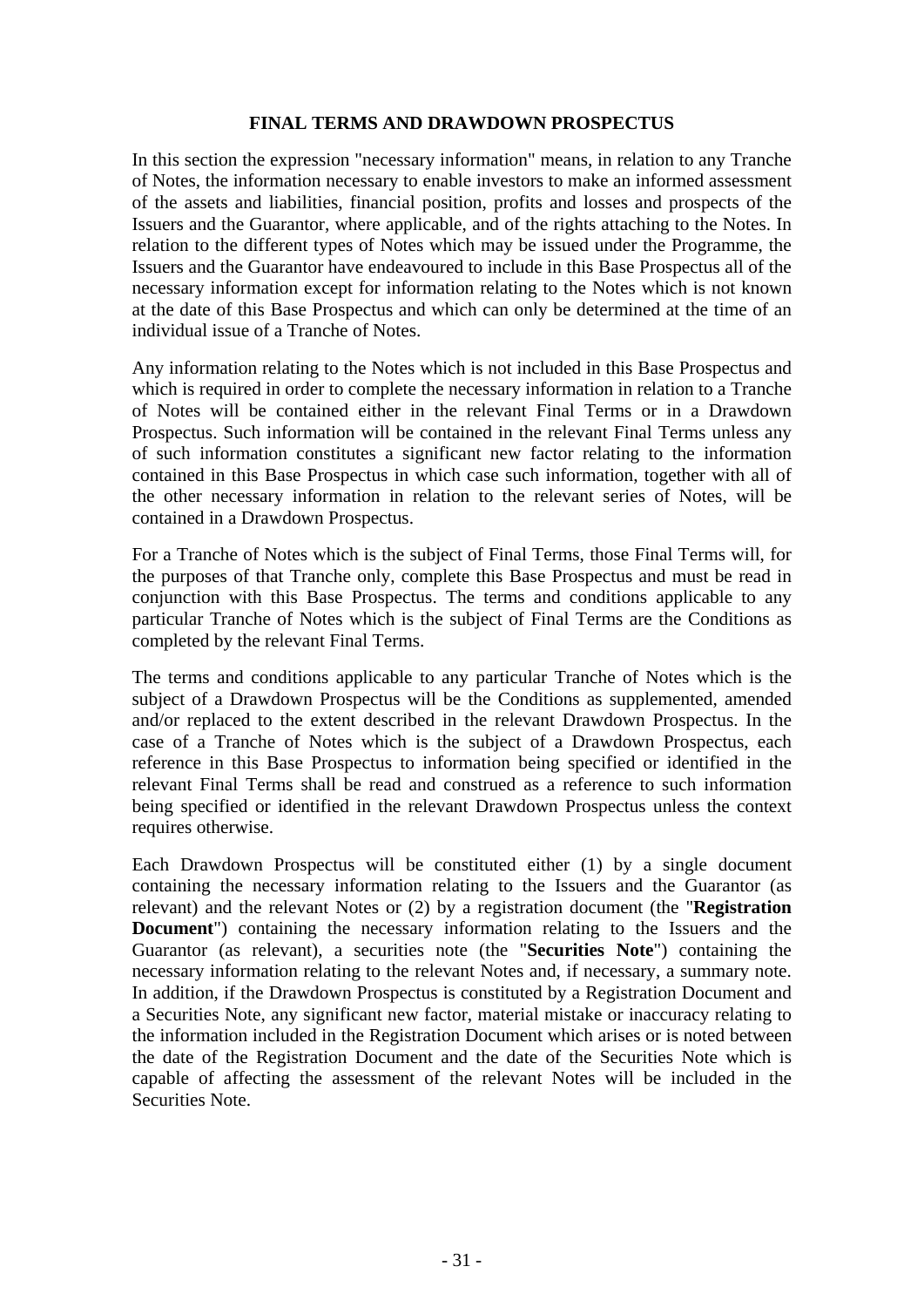## FINAL TERMS AND DRAWDOWN PROSPECTUS

In this section the expression "necessary information" means, in relation to any Tranche of Notes, the information necessary to enable investors to make an informed assessment of the assets and liabilities, financial position, profits and losses and prospects of the Issuers and the Guarantor, where applicable, and of the rights attaching to the Notes. In relation to the different types of Notes which may be issued under the Programme, the Issuers and the Guarantor have endeavoured to include in this Base Prospectus all of the necessary information except for information relating to the Notes which is not known at the date of this Base Prospectus and which can only be determined at the time of an individual issue of a Tranche of Notes.

Any information relating to the Notes which is not included in this Base Prospectus and which is required in order to complete the necessary information in relation to a Tranche of Notes will be contained either in the relevant Final Terms or in a Drawdown Prospectus. Such information will be contained in the relevant Final Terms unless any of such information constitutes a significant new factor relating to the information contained in this Base Prospectus in which case such information, together with all of the other necessary information in relation to the relevant series of Notes, will be contained in a Drawdown Prospectus.

For a Tranche of Notes which is the subject of Final Terms, those Final Terms will, for the purposes of that Tranche only, complete this Base Prospectus and must be read in conjunction with this Base Prospectus. The terms and conditions applicable to any particular Tranche of Notes which is the subject of Final Terms are the Conditions as completed by the relevant Final Terms.

The terms and conditions applicable to any particular Tranche of Notes which is the subject of a Drawdown Prospectus will be the Conditions as supplemented, amended and/or replaced to the extent described in the relevant Drawdown Prospectus. In the case of a Tranche of Notes which is the subject of a Drawdown Prospectus, each reference in this Base Prospectus to information being specified or identified in the relevant Final Terms shall be read and construed as a reference to such information being specified or identified in the relevant Drawdown Prospectus unless the context requires otherwise.

Each Drawdown Prospectus will be constituted either (1) by a single document containing the necessary information relating to the Issuers and the Guarantor (as relevant) and the relevant Notes or (2) by a registration document (the "**Registration Document**") containing the necessary information relating to the Issuers and the Guarantor (as relevant), a securities note (the "**Securities Note**") containing the necessary information relating to the relevant Notes and, if necessary, a summary note. In addition, if the Drawdown Prospectus is constituted by a Registration Document and a Securities Note, any significant new factor, material mistake or inaccuracy relating to the information included in the Registration Document which arises or is noted between the date of the Registration Document and the date of the Securities Note which is capable of affecting the assessment of the relevant Notes will be included in the Securities Note.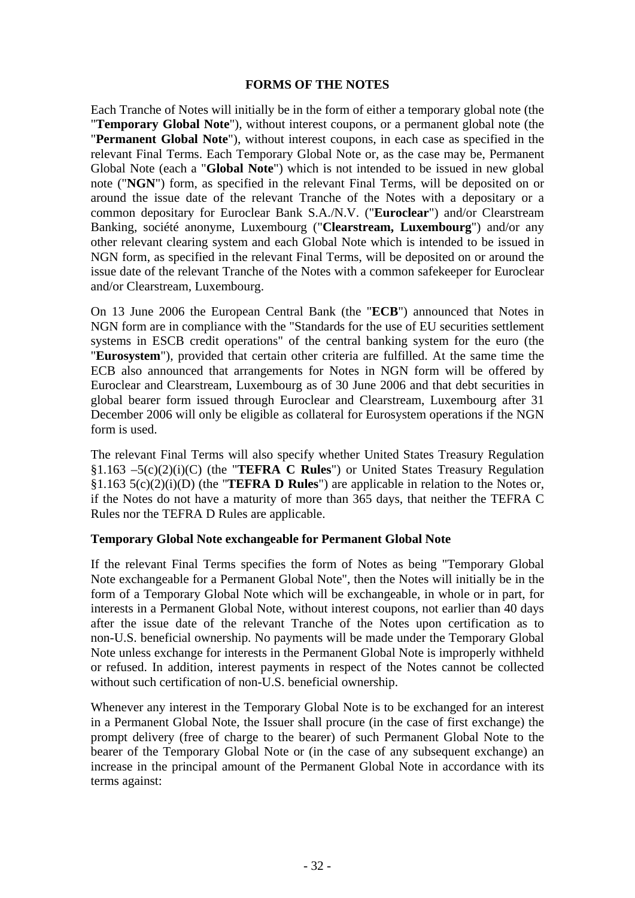## FORMS OF THE NOTES

Each Tranche of Notes will initially be in the form of either a temporary global note (the "**Temporary Global Note**"), without interest coupons, or a permanent global note (the "**Permanent Global Note**"), without interest coupons, in each case as specified in the relevant Final Terms. Each Temporary Global Note or, as the case may be, Permanent Global Note (each a "**Global Note**") which is not intended to be issued in new global note ("**NGN**") form, as specified in the relevant Final Terms, will be deposited on or around the issue date of the relevant Tranche of the Notes with a depositary or a common depositary for Euroclear Bank S.A./N.V. ("**Euroclear**") and/or Clearstream Banking, société anonyme, Luxembourg ("**Clearstream, Luxembourg**") and/or any other relevant clearing system and each Global Note which is intended to be issued in NGN form, as specified in the relevant Final Terms, will be deposited on or around the issue date of the relevant Tranche of the Notes with a common safekeeper for Euroclear and/or Clearstream, Luxembourg.

On 13 June 2006 the European Central Bank (the "**ECB**") announced that Notes in NGN form are in compliance with the "Standards for the use of EU securities settlement systems in ESCB credit operations" of the central banking system for the euro (the "**Eurosystem**"), provided that certain other criteria are fulfilled. At the same time the ECB also announced that arrangements for Notes in NGN form will be offered by Euroclear and Clearstream, Luxembourg as of 30 June 2006 and that debt securities in global bearer form issued through Euroclear and Clearstream, Luxembourg after 31 December 2006 will only be eligible as collateral for Eurosystem operations if the NGN form is used.

The relevant Final Terms will also specify whether United States Treasury Regulation §1.163 –5(c)(2)(i)(C) (the "**TEFRA C Rules**") or United States Treasury Regulation §1.163 5(c)(2)(i)(D) (the "**TEFRA D Rules**") are applicable in relation to the Notes or, if the Notes do not have a maturity of more than 365 days, that neither the TEFRA C Rules nor the TEFRA D Rules are applicable.

### Temporary Global Note exchangeable for Permanent Global Note

If the relevant Final Terms specifies the form of Notes as being "Temporary Global Note exchangeable for a Permanent Global Note", then the Notes will initially be in the form of a Temporary Global Note which will be exchangeable, in whole or in part, for interests in a Permanent Global Note, without interest coupons, not earlier than 40 days after the issue date of the relevant Tranche of the Notes upon certification as to non-U.S. beneficial ownership. No payments will be made under the Temporary Global Note unless exchange for interests in the Permanent Global Note is improperly withheld or refused. In addition, interest payments in respect of the Notes cannot be collected without such certification of non-U.S. beneficial ownership.

Whenever any interest in the Temporary Global Note is to be exchanged for an interest in a Permanent Global Note, the Issuer shall procure (in the case of first exchange) the prompt delivery (free of charge to the bearer) of such Permanent Global Note to the bearer of the Temporary Global Note or (in the case of any subsequent exchange) an increase in the principal amount of the Permanent Global Note in accordance with its terms against: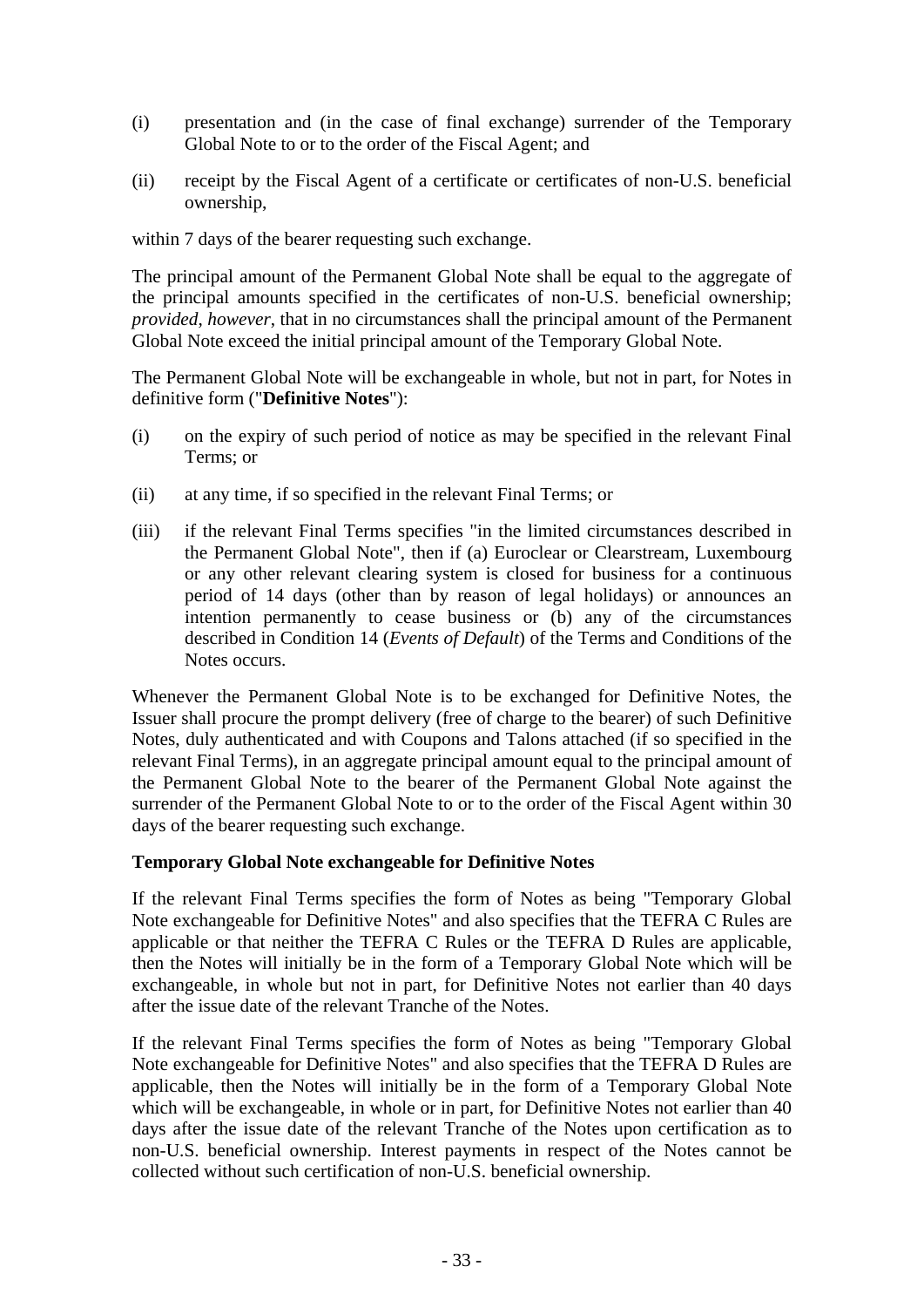(i) presentation and (in the case of final exchange) surrender of the Temporary Global Note to or to the order of the Fiscal Agent; and

(ii) receipt by the Fiscal Agent of a certificate or certificates of non-U.S. beneficial ownership,

within 7 days of the bearer requesting such exchange.

The principal amount of the Permanent Global Note shall be equal to the aggregate of the principal amounts specified in the certificates of non-U.S. beneficial ownership; *provided*, *however*, that in no circumstances shall the principal amount of the Permanent Global Note exceed the initial principal amount of the Temporary Global Note.

The Permanent Global Note will be exchangeable in whole, but not in part, for Notes in definitive form ("**Definitive Notes**"):

(i) on the expiry of such period of notice as may be specified in the relevant Final Terms; or

(ii) at any time, if so specified in the relevant Final Terms; or

(iii) if the relevant Final Terms specifies "in the limited circumstances described in the Permanent Global Note", then if (a) Euroclear or Clearstream, Luxembourg or any other relevant clearing system is closed for business for a continuous period of 14 days (other than by reason of legal holidays) or announces an intention permanently to cease business or (b) any of the circumstances described in Condition 14 (*Events of Default*) of the Terms and Conditions of the Notes occurs.

Whenever the Permanent Global Note is to be exchanged for Definitive Notes, the Issuer shall procure the prompt delivery (free of charge to the bearer) of such Definitive Notes, duly authenticated and with Coupons and Talons attached (if so specified in the relevant Final Terms), in an aggregate principal amount equal to the principal amount of the Permanent Global Note to the bearer of the Permanent Global Note against the surrender of the Permanent Global Note to or to the order of the Fiscal Agent within 30 days of the bearer requesting such exchange.

**Temporary Global Note exchangeable for Definitive Notes**

If the relevant Final Terms specifies the form of Notes as being "Temporary Global Note exchangeable for Definitive Notes" and also specifies that the TEFRA C Rules are applicable or that neither the TEFRA C Rules or the TEFRA D Rules are applicable, then the Notes will initially be in the form of a Temporary Global Note which will be exchangeable, in whole but not in part, for Definitive Notes not earlier than 40 days after the issue date of the relevant Tranche of the Notes.

If the relevant Final Terms specifies the form of Notes as being "Temporary Global Note exchangeable for Definitive Notes" and also specifies that the TEFRA D Rules are applicable, then the Notes will initially be in the form of a Temporary Global Note which will be exchangeable, in whole or in part, for Definitive Notes not earlier than 40 days after the issue date of the relevant Tranche of the Notes upon certification as to non-U.S. beneficial ownership. Interest payments in respect of the Notes cannot be collected without such certification of non-U.S. beneficial ownership.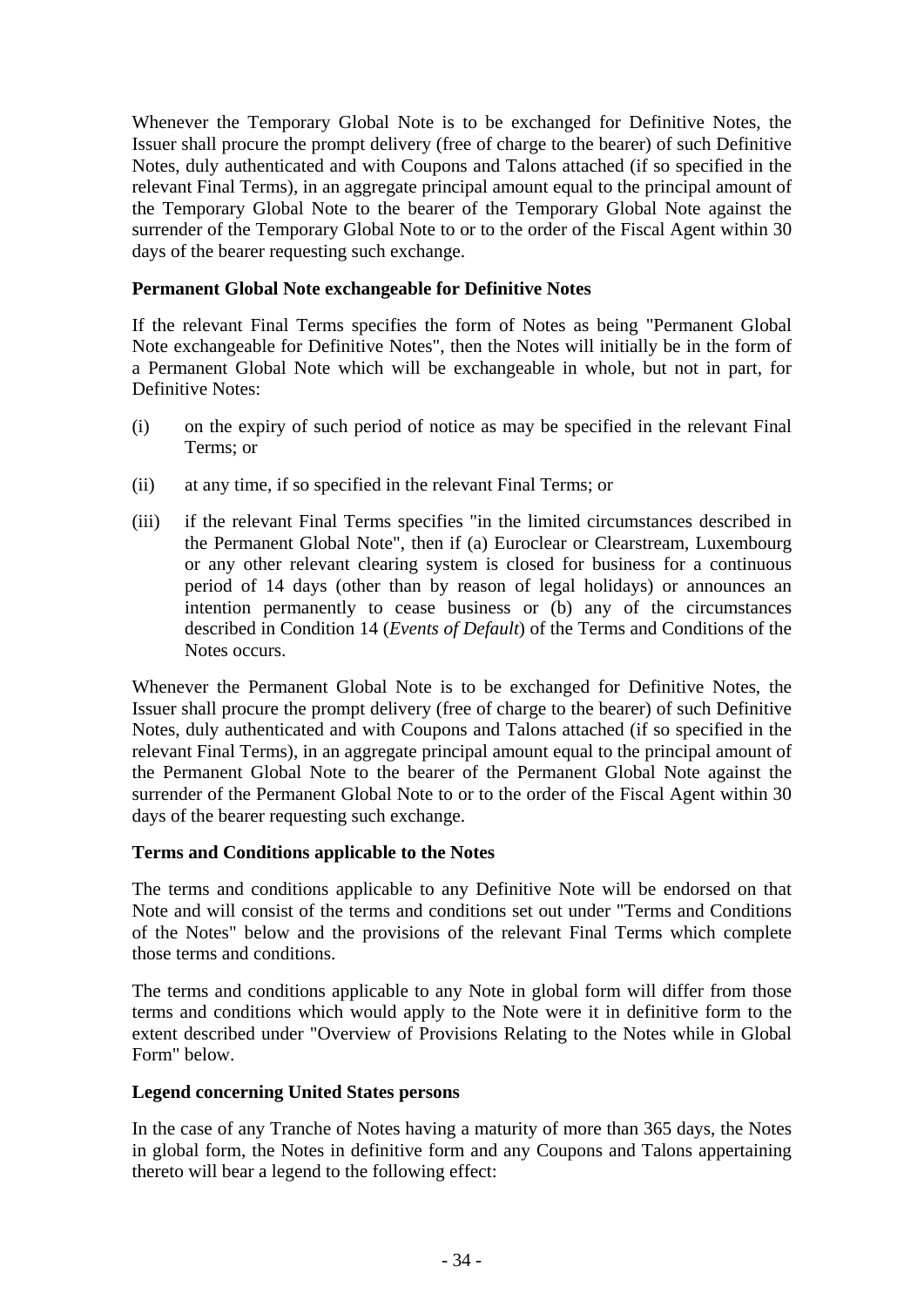Whenever the Temporary Global Note is to be exchanged for Definitive Notes, the Issuer shall procure the prompt delivery (free of charge to the bearer) of such Definitive Notes, duly authenticated and with Coupons and Talons attached (if so specified in the relevant Final Terms), in an aggregate principal amount equal to the principal amount of the Temporary Global Note to the bearer of the Temporary Global Note against the surrender of the Temporary Global Note to or to the order of the Fiscal Agent within 30 days of the bearer requesting such exchange.

**Permanent Global Note exchangeable for Definitive Notes**

If the relevant Final Terms specifies the form of Notes as being "Permanent Global Note exchangeable for Definitive Notes", then the Notes will initially be in the form of a Permanent Global Note which will be exchangeable in whole, but not in part, for Definitive Notes:

(i) on the expiry of such period of notice as may be specified in the relevant Final Terms; or

(ii) at any time, if so specified in the relevant Final Terms; or

(iii) if the relevant Final Terms specifies "in the limited circumstances described in the Permanent Global Note", then if (a) Euroclear or Clearstream, Luxembourg or any other relevant clearing system is closed for business for a continuous period of 14 days (other than by reason of legal holidays) or announces an intention permanently to cease business or (b) any of the circumstances described in Condition 14 (*Events of Default*) of the Terms and Conditions of the Notes occurs.

Whenever the Permanent Global Note is to be exchanged for Definitive Notes, the Issuer shall procure the prompt delivery (free of charge to the bearer) of such Definitive Notes, duly authenticated and with Coupons and Talons attached (if so specified in the relevant Final Terms), in an aggregate principal amount equal to the principal amount of the Permanent Global Note to the bearer of the Permanent Global Note against the surrender of the Permanent Global Note to or to the order of the Fiscal Agent within 30 days of the bearer requesting such exchange.

**Terms and Conditions applicable to the Notes**

The terms and conditions applicable to any Definitive Note will be endorsed on that Note and will consist of the terms and conditions set out under "Terms and Conditions of the Notes" below and the provisions of the relevant Final Terms which complete those terms and conditions.

The terms and conditions applicable to any Note in global form will differ from those terms and conditions which would apply to the Note were it in definitive form to the extent described under "Overview of Provisions Relating to the Notes while in Global Form" below.

**Legend concerning United States persons**

In the case of any Tranche of Notes having a maturity of more than 365 days, the Notes in global form, the Notes in definitive form and any Coupons and Talons appertaining thereto will bear a legend to the following effect: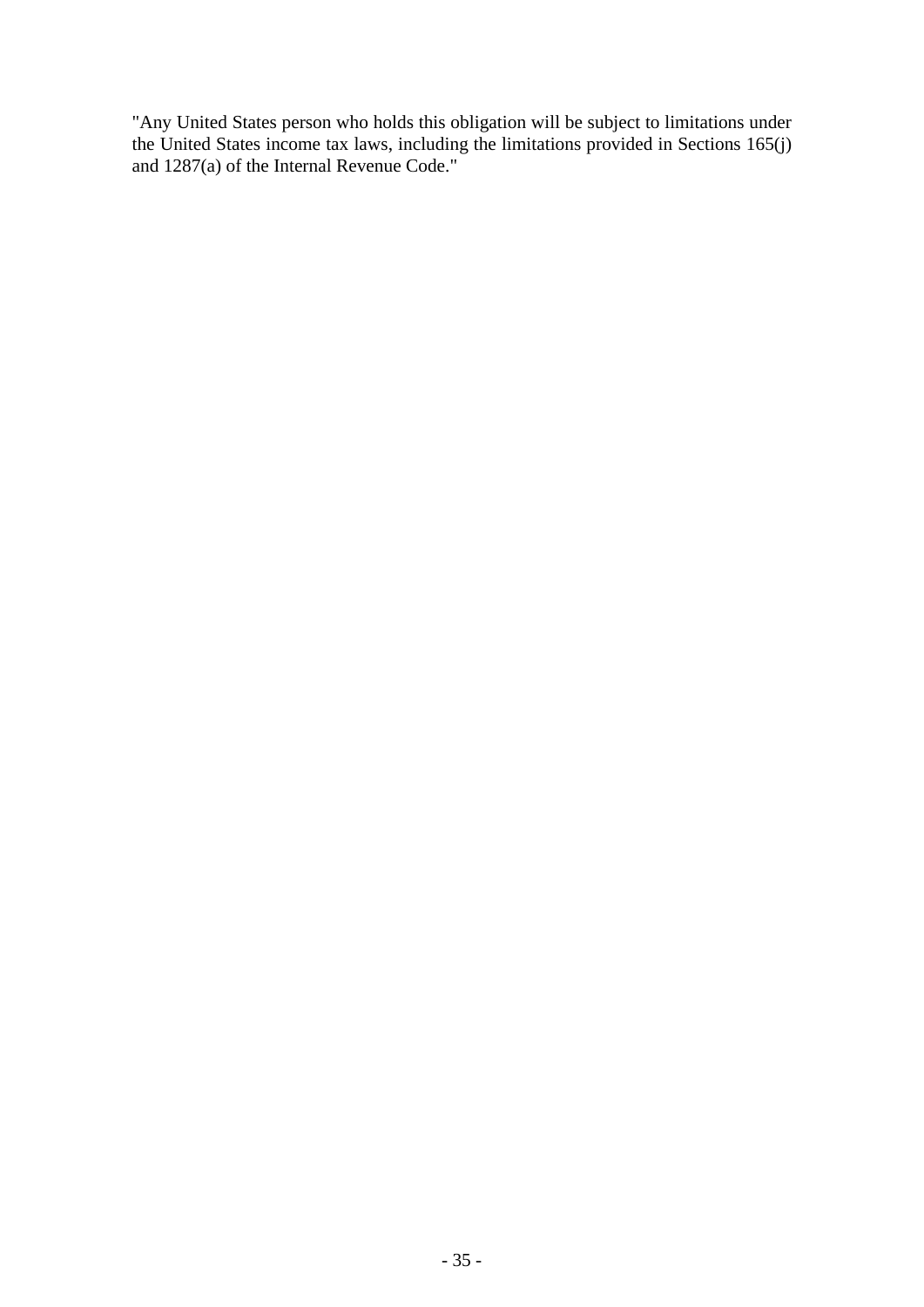"Any United States person who holds this obligation will be subject to limitations under the United States income tax laws, including the limitations provided in Sections 165(j) and 1287(a) of the Internal Revenue Code."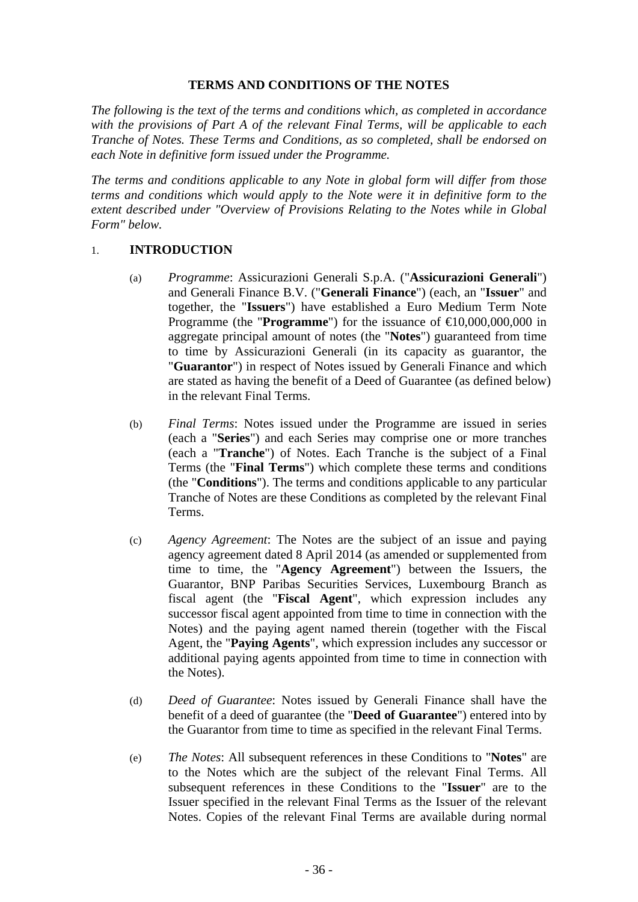# TERMS AND CONDITIONS OF THE NOTES

*The following is the text of the terms and conditions which, as completed in accordance with the provisions of Part A of the relevant Final Terms, will be applicable to each Tranche of Notes. These Terms and Conditions, as so completed, shall be endorsed on each Note in definitive form issued under the Programme.*

*The terms and conditions applicable to any Note in global form will differ from those terms and conditions which would apply to the Note were it in definitive form to the extent described under "Overview of Provisions Relating to the Notes while in Global Form" below.*

## 1. INTRODUCTION

(a) *Programme*: Assicurazioni Generali S.p.A. ("**Assicurazioni Generali**") and Generali Finance B.V. ("**Generali Finance**") (each, an "**Issuer**" and together, the "**Issuers**") have established a Euro Medium Term Note Programme (the "**Programme**") for the issuance of €10,000,000,000 in aggregate principal amount of notes (the "**Notes**") guaranteed from time to time by Assicurazioni Generali (in its capacity as guarantor, the "**Guarantor**") in respect of Notes issued by Generali Finance and which are stated as having the benefit of a Deed of Guarantee (as defined below) in the relevant Final Terms.

(b) *Final Terms*: Notes issued under the Programme are issued in series (each a "**Series**") and each Series may comprise one or more tranches (each a "**Tranche**") of Notes. Each Tranche is the subject of a Final Terms (the "**Final Terms**") which complete these terms and conditions (the "**Conditions**"). The terms and conditions applicable to any particular Tranche of Notes are these Conditions as completed by the relevant Final Terms.

(c) *Agency Agreement*: The Notes are the subject of an issue and paying agency agreement dated 8 April 2014 (as amended or supplemented from time to time, the "**Agency Agreement**") between the Issuers, the Guarantor, BNP Paribas Securities Services, Luxembourg Branch as fiscal agent (the "**Fiscal Agent**", which expression includes any successor fiscal agent appointed from time to time in connection with the Notes) and the paying agent named therein (together with the Fiscal Agent, the "**Paying Agents**", which expression includes any successor or additional paying agents appointed from time to time in connection with the Notes).

(d) *Deed of Guarantee*: Notes issued by Generali Finance shall have the benefit of a deed of guarantee (the "**Deed of Guarantee**") entered into by the Guarantor from time to time as specified in the relevant Final Terms.

(e) *The Notes*: All subsequent references in these Conditions to "**Notes**" are to the Notes which are the subject of the relevant Final Terms. All subsequent references in these Conditions to the "**Issuer**" are to the Issuer specified in the relevant Final Terms as the Issuer of the relevant Notes. Copies of the relevant Final Terms are available during normal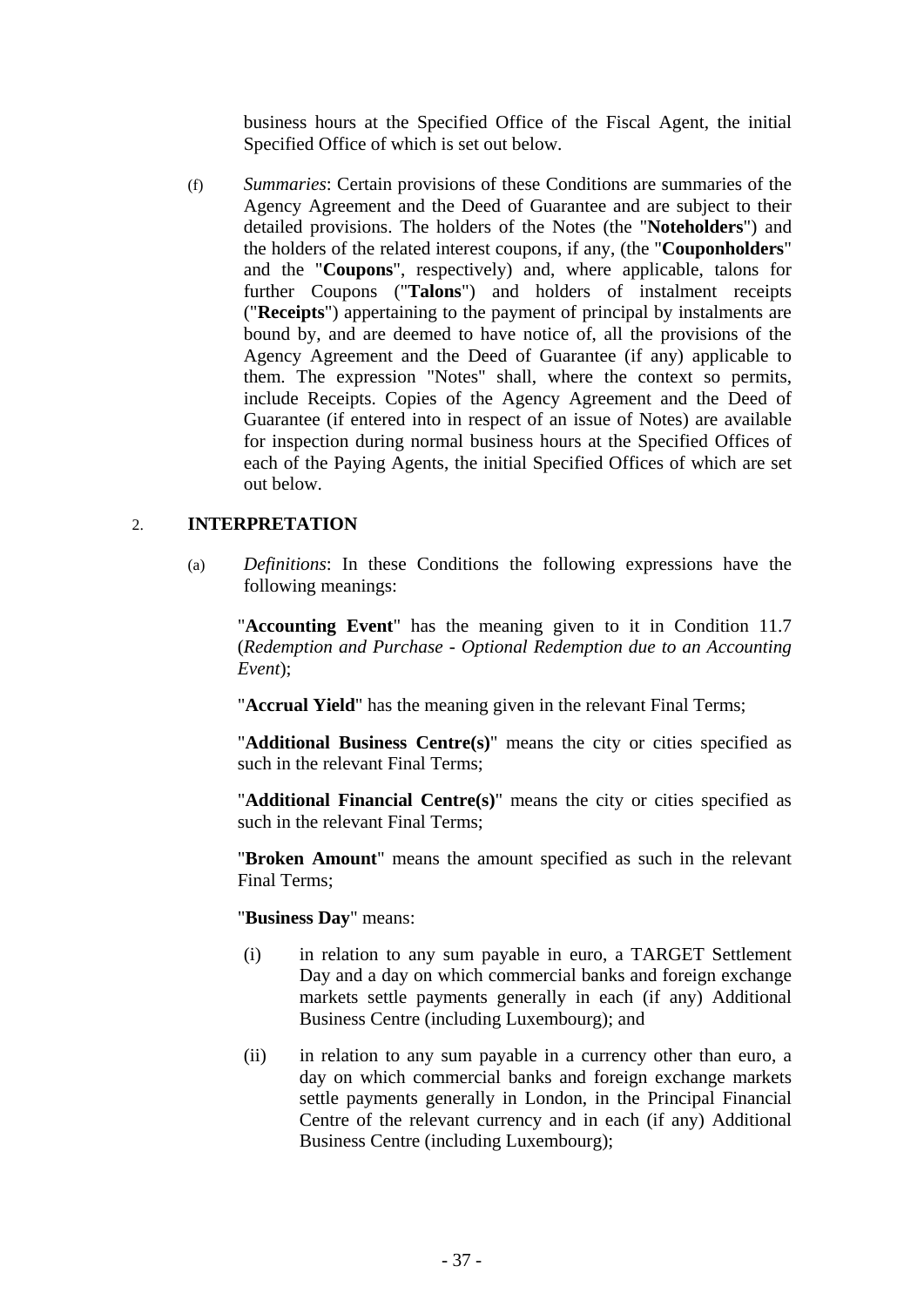business hours at the Specified Office of the Fiscal Agent, the initial Specified Office of which is set out below.

(f) *Summaries*: Certain provisions of these Conditions are summaries of the Agency Agreement and the Deed of Guarantee and are subject to their detailed provisions. The holders of the Notes (the "**Noteholders**") and the holders of the related interest coupons, if any, (the "**Couponholders**" and the "**Coupons**", respectively) and, where applicable, talons for further Coupons ("**Talons**") and holders of instalment receipts ("**Receipts**") appertaining to the payment of principal by instalments are bound by, and are deemed to have notice of, all the provisions of the Agency Agreement and the Deed of Guarantee (if any) applicable to them. The expression "Notes" shall, where the context so permits, include Receipts. Copies of the Agency Agreement and the Deed of Guarantee (if entered into in respect of an issue of Notes) are available for inspection during normal business hours at the Specified Offices of each of the Paying Agents, the initial Specified Offices of which are set out below.

## 2. INTERPRETATION

(a) *Definitions*: In these Conditions the following expressions have the following meanings:

"**Accounting Event**" has the meaning given to it in Condition 11.7 (*Redemption and Purchase - Optional Redemption due to an Accounting Event*);

"**Accrual Yield**" has the meaning given in the relevant Final Terms;

"**Additional Business Centre(s)**" means the city or cities specified as such in the relevant Final Terms;

"**Additional Financial Centre(s)**" means the city or cities specified as such in the relevant Final Terms;

"**Broken Amount**" means the amount specified as such in the relevant Final Terms;

"**Business Day**" means:

(i) in relation to any sum payable in euro, a TARGET Settlement Day and a day on which commercial banks and foreign exchange markets settle payments generally in each (if any) Additional Business Centre (including Luxembourg); and

(ii) in relation to any sum payable in a currency other than euro, a day on which commercial banks and foreign exchange markets settle payments generally in London, in the Principal Financial Centre of the relevant currency and in each (if any) Additional Business Centre (including Luxembourg);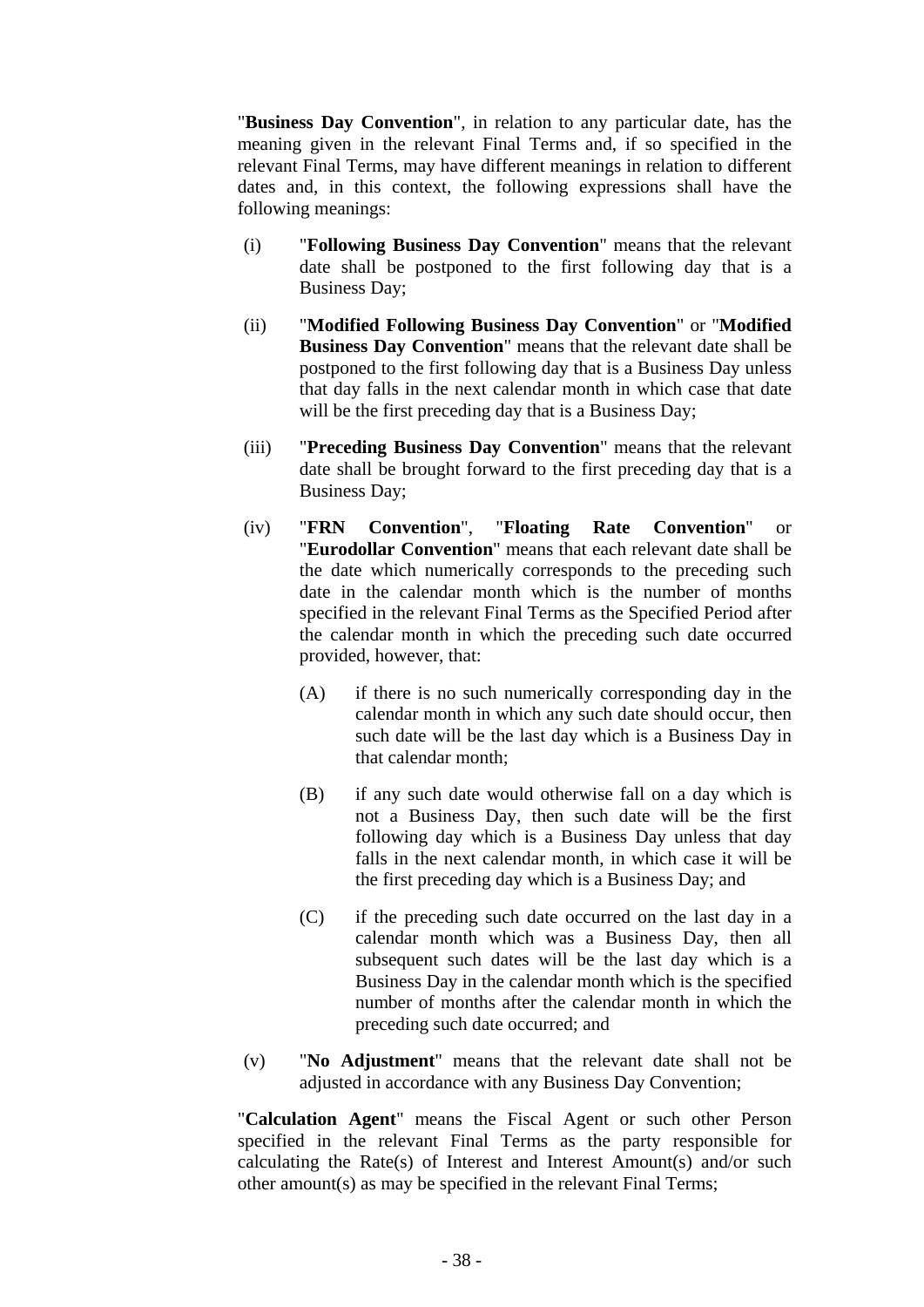"**Business Day Convention**", in relation to any particular date, has the meaning given in the relevant Final Terms and, if so specified in the relevant Final Terms, may have different meanings in relation to different dates and, in this context, the following expressions shall have the following meanings:

(i) "**Following Business Day Convention**" means that the relevant date shall be postponed to the first following day that is a Business Day;

(ii) "**Modified Following Business Day Convention**" or "**Modified Business Day Convention**" means that the relevant date shall be postponed to the first following day that is a Business Day unless that day falls in the next calendar month in which case that date will be the first preceding day that is a Business Day;

(iii) "**Preceding Business Day Convention**" means that the relevant date shall be brought forward to the first preceding day that is a Business Day;

(iv) "**FRN Convention**", "**Floating Rate Convention**" or "**Eurodollar Convention**" means that each relevant date shall be the date which numerically corresponds to the preceding such date in the calendar month which is the number of months specified in the relevant Final Terms as the Specified Period after the calendar month in which the preceding such date occurred provided, however, that:

   (A) if there is no such numerically corresponding day in the calendar month in which any such date should occur, then such date will be the last day which is a Business Day in that calendar month;

   (B) if any such date would otherwise fall on a day which is not a Business Day, then such date will be the first following day which is a Business Day unless that day falls in the next calendar month, in which case it will be the first preceding day which is a Business Day; and

   (C) if the preceding such date occurred on the last day in a calendar month which was a Business Day, then all subsequent such dates will be the last day which is a Business Day in the calendar month which is the specified number of months after the calendar month in which the preceding such date occurred; and

(v) "**No Adjustment**" means that the relevant date shall not be adjusted in accordance with any Business Day Convention;

"**Calculation Agent**" means the Fiscal Agent or such other Person specified in the relevant Final Terms as the party responsible for calculating the Rate(s) of Interest and Interest Amount(s) and/or such other amount(s) as may be specified in the relevant Final Terms;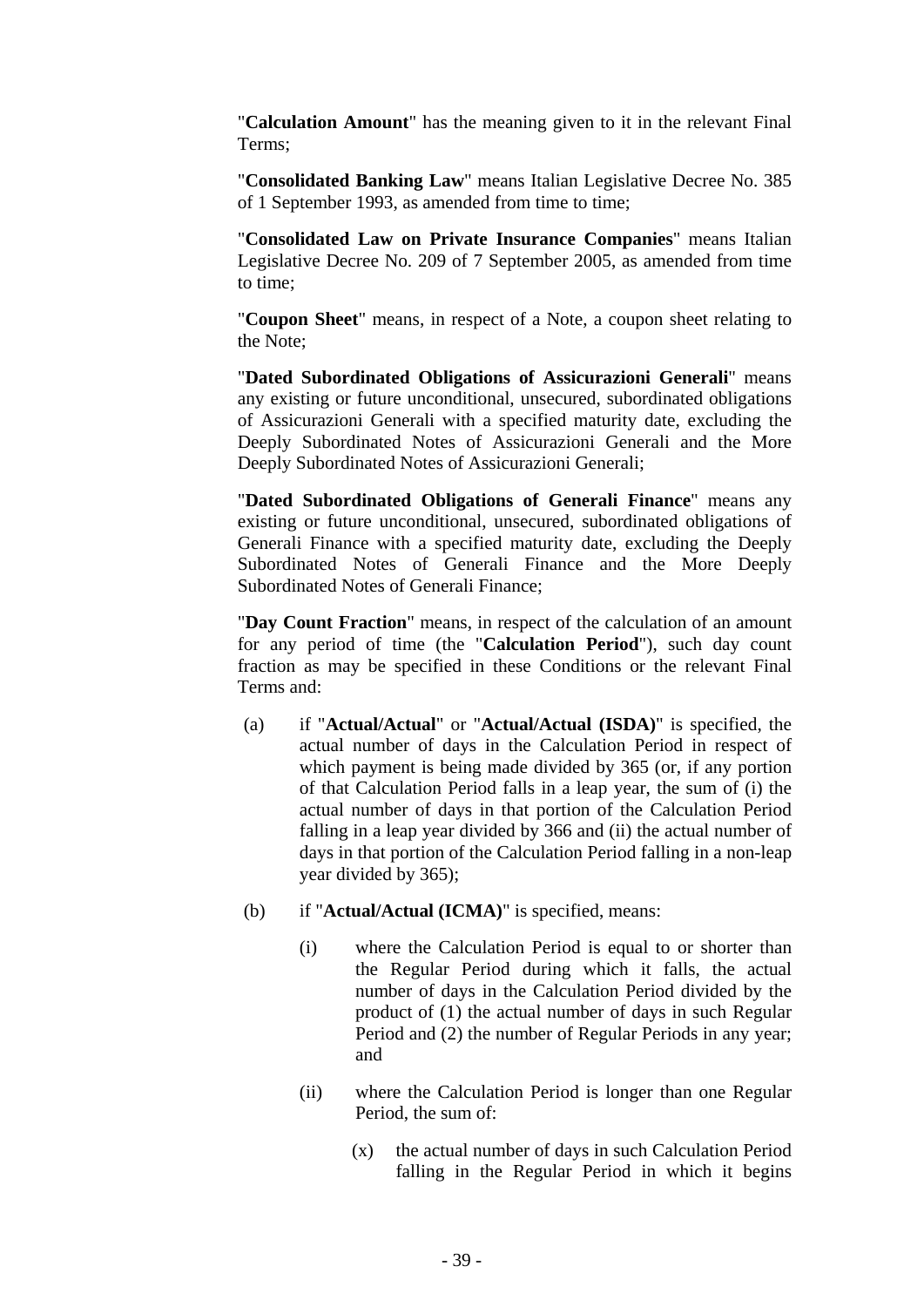"**Calculation Amount**" has the meaning given to it in the relevant Final Terms;

"**Consolidated Banking Law**" means Italian Legislative Decree No. 385 of 1 September 1993, as amended from time to time;

"**Consolidated Law on Private Insurance Companies**" means Italian Legislative Decree No. 209 of 7 September 2005, as amended from time to time;

"**Coupon Sheet**" means, in respect of a Note, a coupon sheet relating to the Note;

"**Dated Subordinated Obligations of Assicurazioni Generali**" means any existing or future unconditional, unsecured, subordinated obligations of Assicurazioni Generali with a specified maturity date, excluding the Deeply Subordinated Notes of Assicurazioni Generali and the More Deeply Subordinated Notes of Assicurazioni Generali;

"**Dated Subordinated Obligations of Generali Finance**" means any existing or future unconditional, unsecured, subordinated obligations of Generali Finance with a specified maturity date, excluding the Deeply Subordinated Notes of Generali Finance and the More Deeply Subordinated Notes of Generali Finance;

"**Day Count Fraction**" means, in respect of the calculation of an amount for any period of time (the "**Calculation Period**"), such day count fraction as may be specified in these Conditions or the relevant Final Terms and:

(a) if "**Actual/Actual**" or "**Actual/Actual (ISDA)**" is specified, the actual number of days in the Calculation Period in respect of which payment is being made divided by 365 (or, if any portion of that Calculation Period falls in a leap year, the sum of (i) the actual number of days in that portion of the Calculation Period falling in a leap year divided by 366 and (ii) the actual number of days in that portion of the Calculation Period falling in a non-leap year divided by 365);

(b) if "**Actual/Actual (ICMA)**" is specified, means:

  (i) where the Calculation Period is equal to or shorter than the Regular Period during which it falls, the actual number of days in the Calculation Period divided by the product of (1) the actual number of days in such Regular Period and (2) the number of Regular Periods in any year; and

  (ii) where the Calculation Period is longer than one Regular Period, the sum of:

    (x) the actual number of days in such Calculation Period falling in the Regular Period in which it begins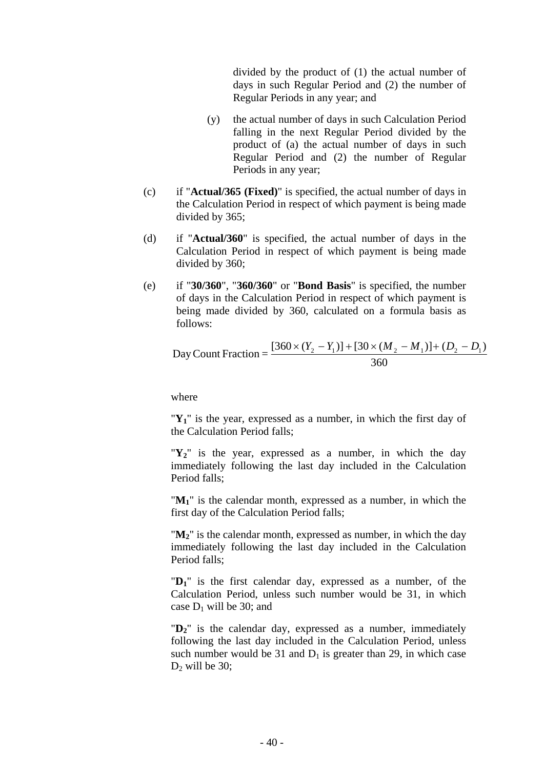divided by the product of (1) the actual number of days in such Regular Period and (2) the number of Regular Periods in any year; and

(y) the actual number of days in such Calculation Period falling in the next Regular Period divided by the product of (a) the actual number of days in such Regular Period and (2) the number of Regular Periods in any year;

(c) if "**Actual/365 (Fixed)**" is specified, the actual number of days in the Calculation Period in respect of which payment is being made divided by 365;

(d) if "**Actual/360**" is specified, the actual number of days in the Calculation Period in respect of which payment is being made divided by 360;

(e) if "**30/360**", "**360/360**" or "**Bond Basis**" is specified, the number of days in the Calculation Period in respect of which payment is being made divided by 360, calculated on a formula basis as follows:

$$\text{Day Count Fraction} = \frac{[360 \times (Y_2 - Y_1)] + [30 \times (M_2 - M_1)] + (D_2 - D_1)}{360}$$

where

"$\mathbf{Y_1}$" is the year, expressed as a number, in which the first day of the Calculation Period falls;

"$\mathbf{Y_2}$" is the year, expressed as a number, in which the day immediately following the last day included in the Calculation Period falls;

"$\mathbf{M_1}$" is the calendar month, expressed as a number, in which the first day of the Calculation Period falls;

"$\mathbf{M_2}$" is the calendar month, expressed as number, in which the day immediately following the last day included in the Calculation Period falls;

"$\mathbf{D_1}$" is the first calendar day, expressed as a number, of the Calculation Period, unless such number would be 31, in which case $D_1$ will be 30; and

"$\mathbf{D_2}$" is the calendar day, expressed as a number, immediately following the last day included in the Calculation Period, unless such number would be 31 and $D_1$ is greater than 29, in which case $D_2$ will be 30;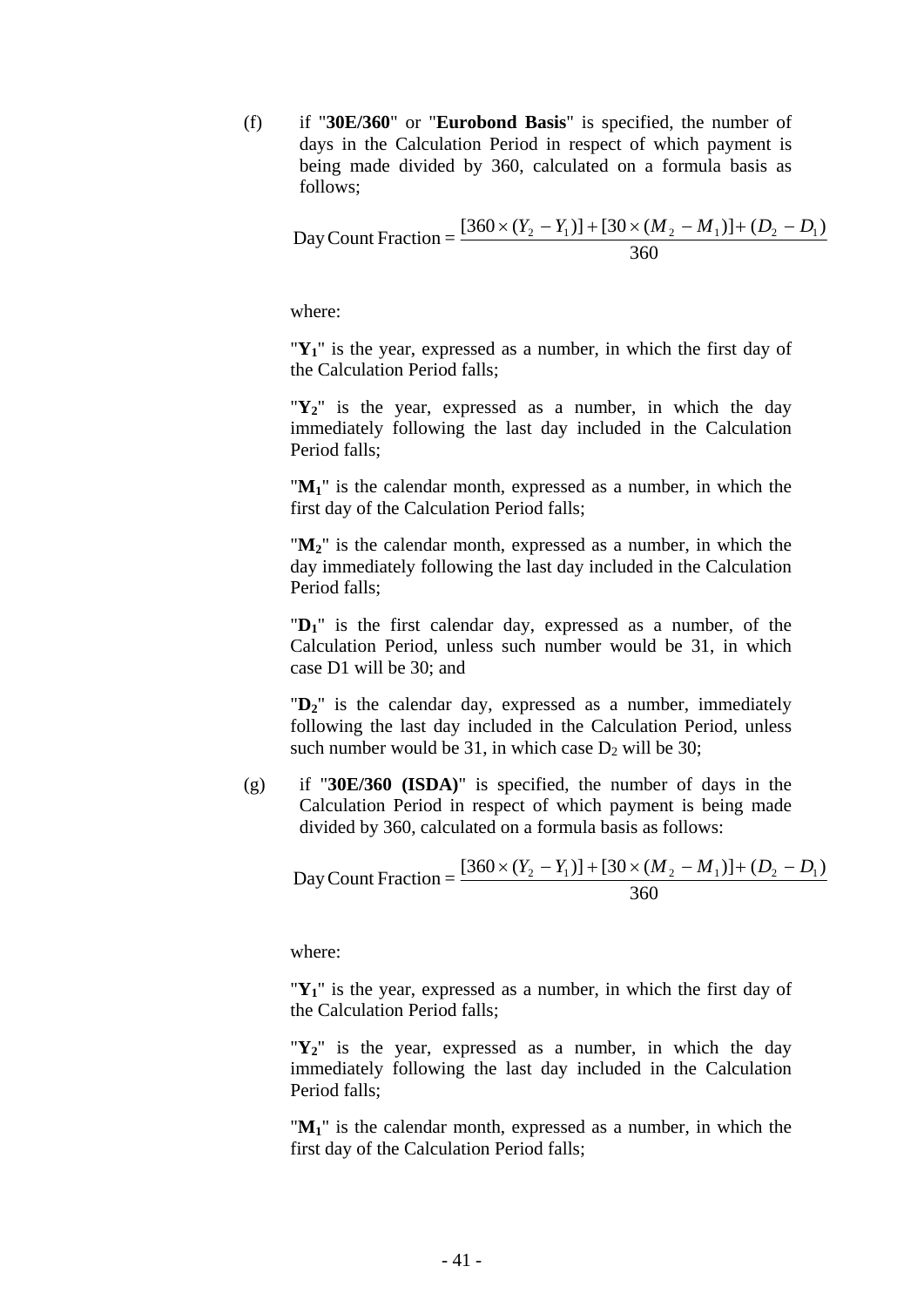(f) if "**30E/360**" or "**Eurobond Basis**" is specified, the number of days in the Calculation Period in respect of which payment is being made divided by 360, calculated on a formula basis as follows;

$$\text{Day Count Fraction} = \frac{[360 \times (Y_2 - Y_1)] + [30 \times (M_2 - M_1)] + (D_2 - D_1)}{360}$$

where:

"$\mathbf{Y_1}$" is the year, expressed as a number, in which the first day of the Calculation Period falls;

"$\mathbf{Y_2}$" is the year, expressed as a number, in which the day immediately following the last day included in the Calculation Period falls;

"$\mathbf{M_1}$" is the calendar month, expressed as a number, in which the first day of the Calculation Period falls;

"$\mathbf{M_2}$" is the calendar month, expressed as a number, in which the day immediately following the last day included in the Calculation Period falls;

"$\mathbf{D_1}$" is the first calendar day, expressed as a number, of the Calculation Period, unless such number would be 31, in which case D1 will be 30; and

"$\mathbf{D_2}$" is the calendar day, expressed as a number, immediately following the last day included in the Calculation Period, unless such number would be 31, in which case $D_2$ will be 30;

(g) if "**30E/360 (ISDA)**" is specified, the number of days in the Calculation Period in respect of which payment is being made divided by 360, calculated on a formula basis as follows:

$$\text{Day Count Fraction} = \frac{[360 \times (Y_2 - Y_1)] + [30 \times (M_2 - M_1)] + (D_2 - D_1)}{360}$$

where:

"$\mathbf{Y_1}$" is the year, expressed as a number, in which the first day of the Calculation Period falls;

"$\mathbf{Y_2}$" is the year, expressed as a number, in which the day immediately following the last day included in the Calculation Period falls;

"$\mathbf{M_1}$" is the calendar month, expressed as a number, in which the first day of the Calculation Period falls;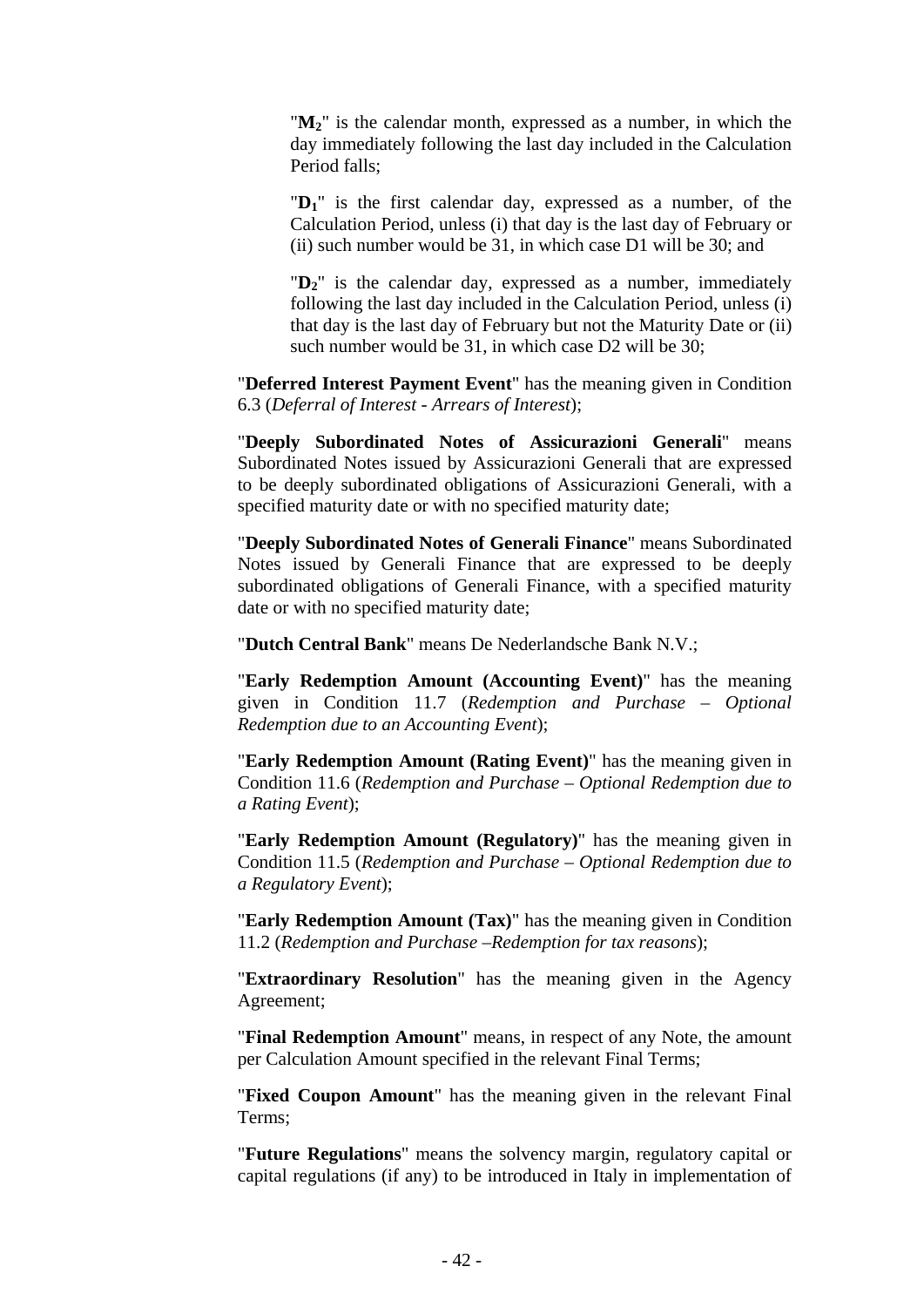"$M_2$" is the calendar month, expressed as a number, in which the day immediately following the last day included in the Calculation Period falls;

"$D_1$" is the first calendar day, expressed as a number, of the Calculation Period, unless (i) that day is the last day of February or (ii) such number would be 31, in which case D1 will be 30; and

"$D_2$" is the calendar day, expressed as a number, immediately following the last day included in the Calculation Period, unless (i) that day is the last day of February but not the Maturity Date or (ii) such number would be 31, in which case D2 will be 30;

"**Deferred Interest Payment Event**" has the meaning given in Condition 6.3 (*Deferral of Interest - Arrears of Interest*);

"**Deeply Subordinated Notes of Assicurazioni Generali**" means Subordinated Notes issued by Assicurazioni Generali that are expressed to be deeply subordinated obligations of Assicurazioni Generali, with a specified maturity date or with no specified maturity date;

"**Deeply Subordinated Notes of Generali Finance**" means Subordinated Notes issued by Generali Finance that are expressed to be deeply subordinated obligations of Generali Finance, with a specified maturity date or with no specified maturity date;

"**Dutch Central Bank**" means De Nederlandsche Bank N.V.;

"**Early Redemption Amount (Accounting Event)**" has the meaning given in Condition 11.7 (*Redemption and Purchase – Optional Redemption due to an Accounting Event*);

"**Early Redemption Amount (Rating Event)**" has the meaning given in Condition 11.6 (*Redemption and Purchase – Optional Redemption due to a Rating Event*);

"**Early Redemption Amount (Regulatory)**" has the meaning given in Condition 11.5 (*Redemption and Purchase – Optional Redemption due to a Regulatory Event*);

"**Early Redemption Amount (Tax)**" has the meaning given in Condition 11.2 (*Redemption and Purchase –Redemption for tax reasons*);

"**Extraordinary Resolution**" has the meaning given in the Agency Agreement;

"**Final Redemption Amount**" means, in respect of any Note, the amount per Calculation Amount specified in the relevant Final Terms;

"**Fixed Coupon Amount**" has the meaning given in the relevant Final Terms;

"**Future Regulations**" means the solvency margin, regulatory capital or capital regulations (if any) to be introduced in Italy in implementation of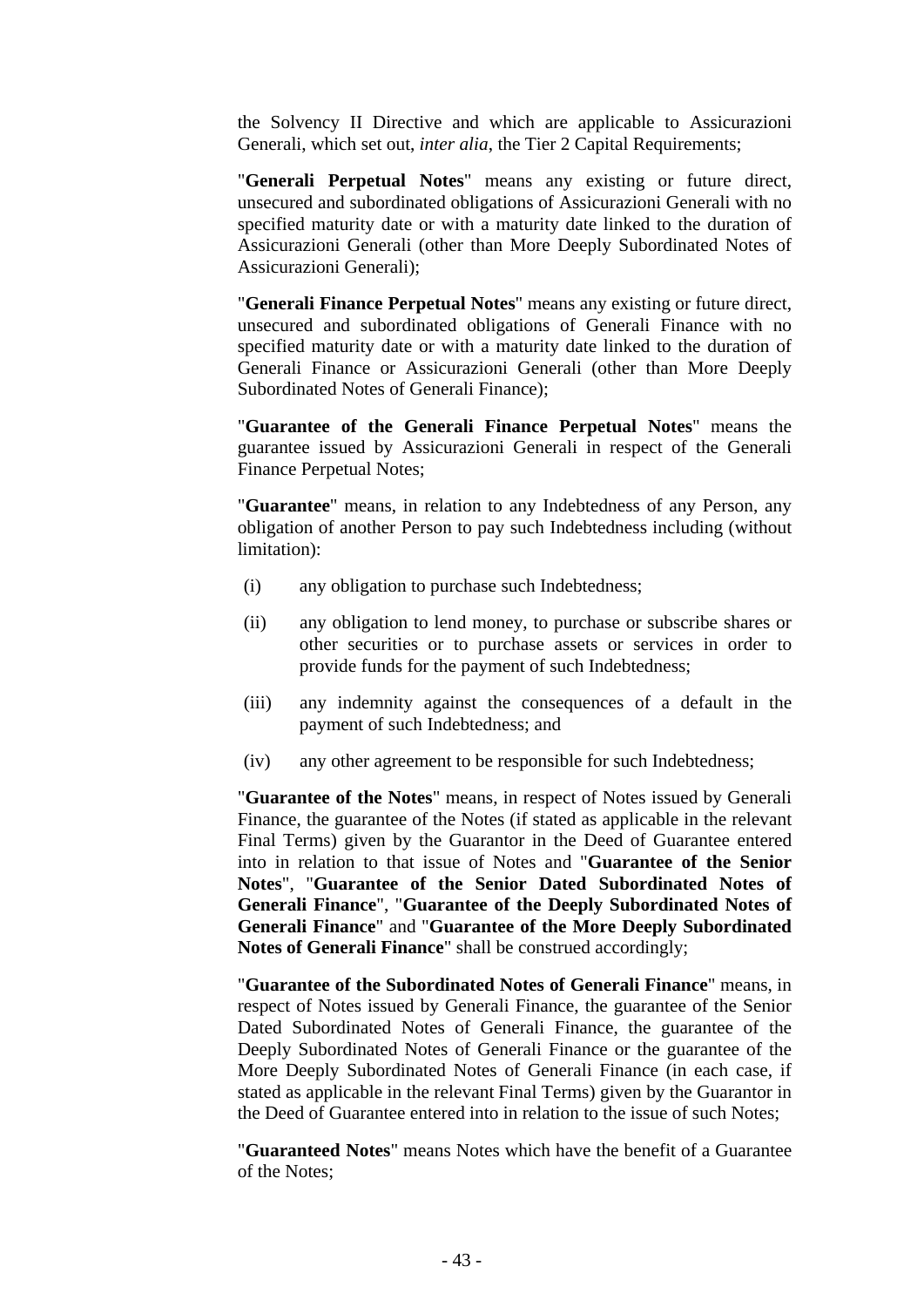the Solvency II Directive and which are applicable to Assicurazioni Generali, which set out, *inter alia*, the Tier 2 Capital Requirements;

"**Generali Perpetual Notes**" means any existing or future direct, unsecured and subordinated obligations of Assicurazioni Generali with no specified maturity date or with a maturity date linked to the duration of Assicurazioni Generali (other than More Deeply Subordinated Notes of Assicurazioni Generali);

"**Generali Finance Perpetual Notes**" means any existing or future direct, unsecured and subordinated obligations of Generali Finance with no specified maturity date or with a maturity date linked to the duration of Generali Finance or Assicurazioni Generali (other than More Deeply Subordinated Notes of Generali Finance);

"**Guarantee of the Generali Finance Perpetual Notes**" means the guarantee issued by Assicurazioni Generali in respect of the Generali Finance Perpetual Notes;

"**Guarantee**" means, in relation to any Indebtedness of any Person, any obligation of another Person to pay such Indebtedness including (without limitation):

(i) any obligation to purchase such Indebtedness;

(ii) any obligation to lend money, to purchase or subscribe shares or other securities or to purchase assets or services in order to provide funds for the payment of such Indebtedness;

(iii) any indemnity against the consequences of a default in the payment of such Indebtedness; and

(iv) any other agreement to be responsible for such Indebtedness;

"**Guarantee of the Notes**" means, in respect of Notes issued by Generali Finance, the guarantee of the Notes (if stated as applicable in the relevant Final Terms) given by the Guarantor in the Deed of Guarantee entered into in relation to that issue of Notes and "**Guarantee of the Senior Notes**", "**Guarantee of the Senior Dated Subordinated Notes of Generali Finance**", "**Guarantee of the Deeply Subordinated Notes of Generali Finance**" and "**Guarantee of the More Deeply Subordinated Notes of Generali Finance**" shall be construed accordingly;

"**Guarantee of the Subordinated Notes of Generali Finance**" means, in respect of Notes issued by Generali Finance, the guarantee of the Senior Dated Subordinated Notes of Generali Finance, the guarantee of the Deeply Subordinated Notes of Generali Finance or the guarantee of the More Deeply Subordinated Notes of Generali Finance (in each case, if stated as applicable in the relevant Final Terms) given by the Guarantor in the Deed of Guarantee entered into in relation to the issue of such Notes;

"**Guaranteed Notes**" means Notes which have the benefit of a Guarantee of the Notes;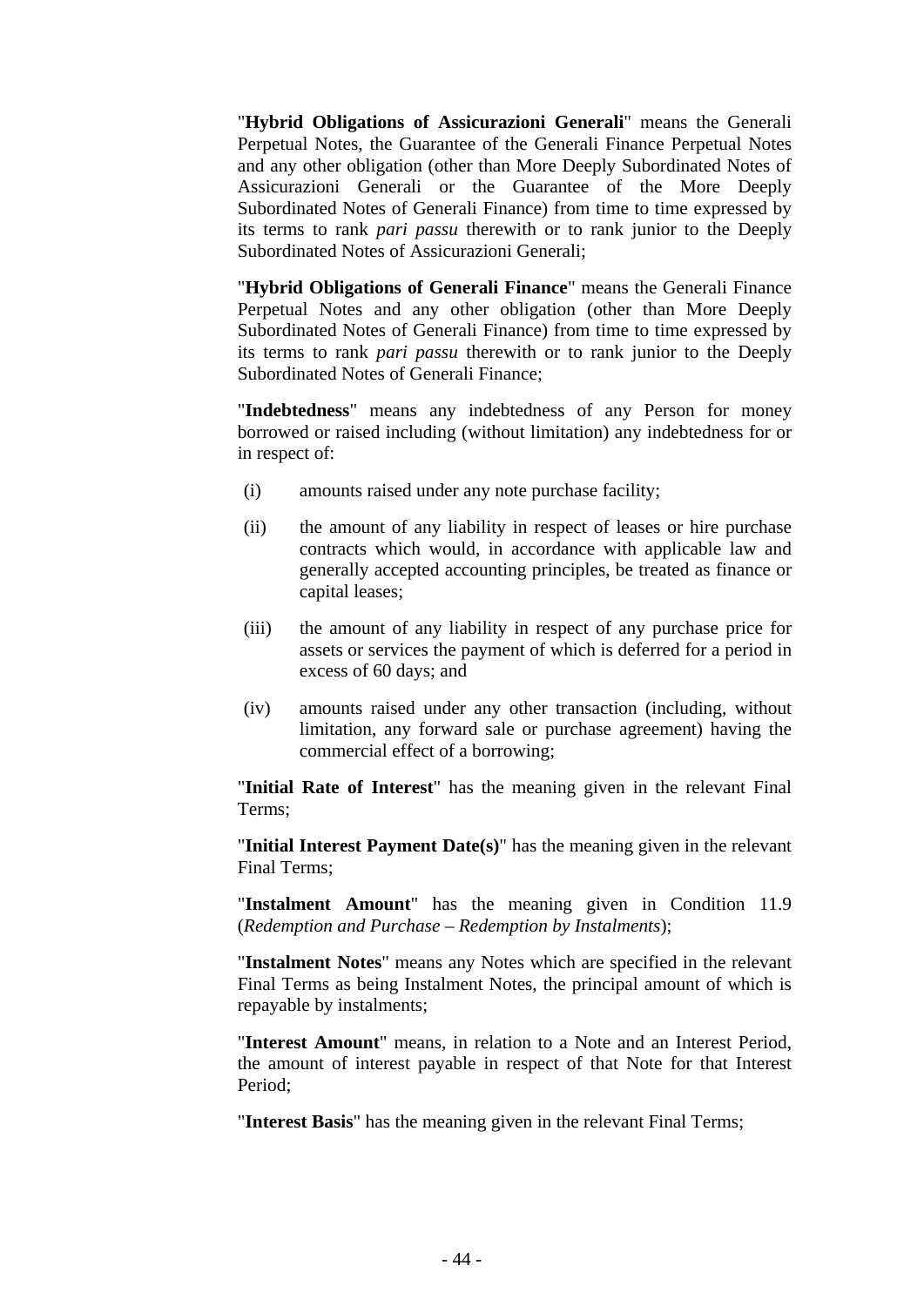"**Hybrid Obligations of Assicurazioni Generali**" means the Generali Perpetual Notes, the Guarantee of the Generali Finance Perpetual Notes and any other obligation (other than More Deeply Subordinated Notes of Assicurazioni Generali or the Guarantee of the More Deeply Subordinated Notes of Generali Finance) from time to time expressed by its terms to rank *pari passu* therewith or to rank junior to the Deeply Subordinated Notes of Assicurazioni Generali;

"**Hybrid Obligations of Generali Finance**" means the Generali Finance Perpetual Notes and any other obligation (other than More Deeply Subordinated Notes of Generali Finance) from time to time expressed by its terms to rank *pari passu* therewith or to rank junior to the Deeply Subordinated Notes of Generali Finance;

"**Indebtedness**" means any indebtedness of any Person for money borrowed or raised including (without limitation) any indebtedness for or in respect of:

(i) amounts raised under any note purchase facility;

(ii) the amount of any liability in respect of leases or hire purchase contracts which would, in accordance with applicable law and generally accepted accounting principles, be treated as finance or capital leases;

(iii) the amount of any liability in respect of any purchase price for assets or services the payment of which is deferred for a period in excess of 60 days; and

(iv) amounts raised under any other transaction (including, without limitation, any forward sale or purchase agreement) having the commercial effect of a borrowing;

"**Initial Rate of Interest**" has the meaning given in the relevant Final Terms;

"**Initial Interest Payment Date(s)**" has the meaning given in the relevant Final Terms;

"**Instalment Amount**" has the meaning given in Condition 11.9 (*Redemption and Purchase – Redemption by Instalments*);

"**Instalment Notes**" means any Notes which are specified in the relevant Final Terms as being Instalment Notes, the principal amount of which is repayable by instalments;

"**Interest Amount**" means, in relation to a Note and an Interest Period, the amount of interest payable in respect of that Note for that Interest Period;

"**Interest Basis**" has the meaning given in the relevant Final Terms;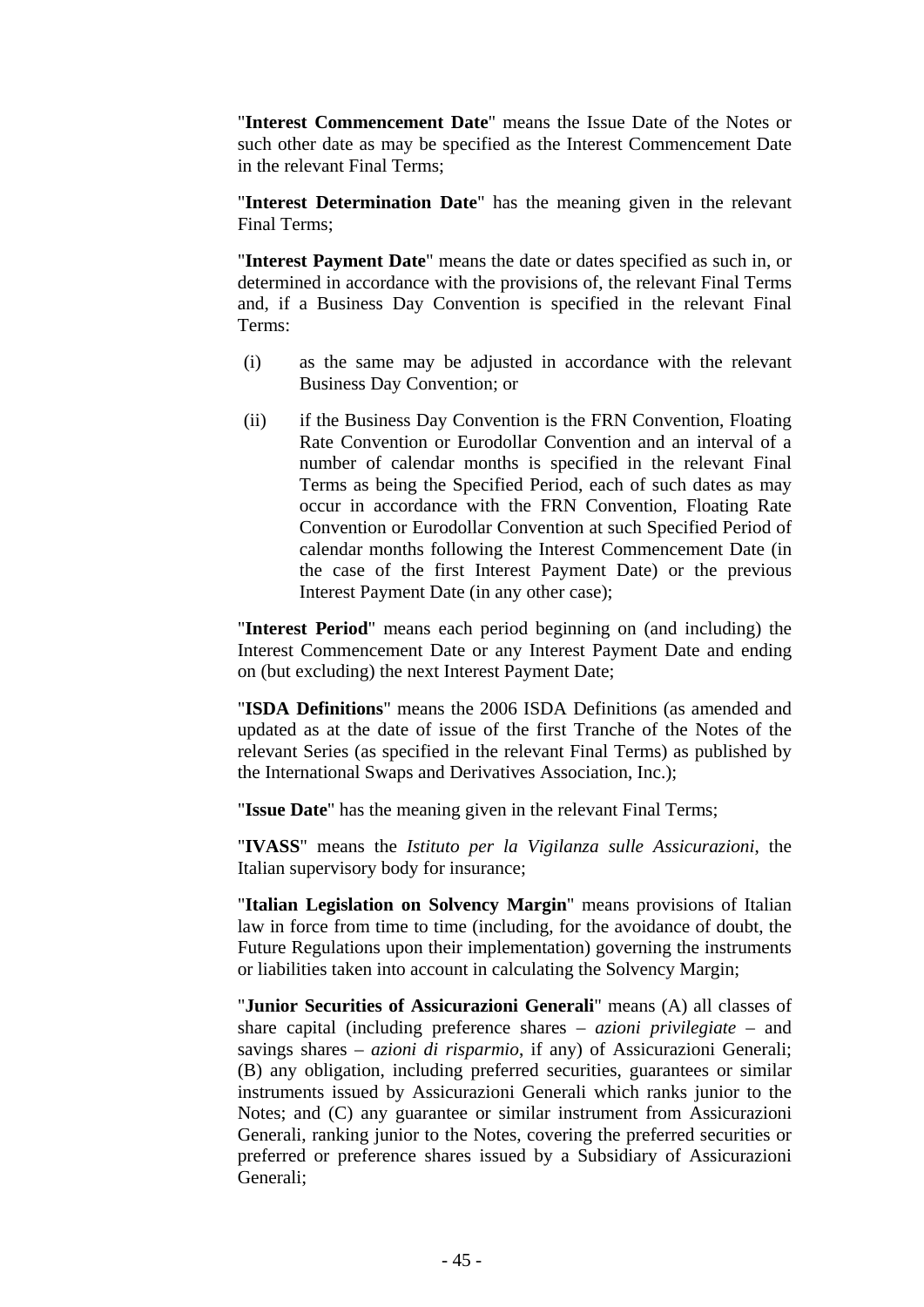"**Interest Commencement Date**" means the Issue Date of the Notes or such other date as may be specified as the Interest Commencement Date in the relevant Final Terms;

"**Interest Determination Date**" has the meaning given in the relevant Final Terms;

"**Interest Payment Date**" means the date or dates specified as such in, or determined in accordance with the provisions of, the relevant Final Terms and, if a Business Day Convention is specified in the relevant Final Terms:

(i) as the same may be adjusted in accordance with the relevant Business Day Convention; or

(ii) if the Business Day Convention is the FRN Convention, Floating Rate Convention or Eurodollar Convention and an interval of a number of calendar months is specified in the relevant Final Terms as being the Specified Period, each of such dates as may occur in accordance with the FRN Convention, Floating Rate Convention or Eurodollar Convention at such Specified Period of calendar months following the Interest Commencement Date (in the case of the first Interest Payment Date) or the previous Interest Payment Date (in any other case);

"**Interest Period**" means each period beginning on (and including) the Interest Commencement Date or any Interest Payment Date and ending on (but excluding) the next Interest Payment Date;

"**ISDA Definitions**" means the 2006 ISDA Definitions (as amended and updated as at the date of issue of the first Tranche of the Notes of the relevant Series (as specified in the relevant Final Terms) as published by the International Swaps and Derivatives Association, Inc.);

"**Issue Date**" has the meaning given in the relevant Final Terms;

"**IVASS**" means the *Istituto per la Vigilanza sulle Assicurazioni*, the Italian supervisory body for insurance;

"**Italian Legislation on Solvency Margin**" means provisions of Italian law in force from time to time (including, for the avoidance of doubt, the Future Regulations upon their implementation) governing the instruments or liabilities taken into account in calculating the Solvency Margin;

"**Junior Securities of Assicurazioni Generali**" means (A) all classes of share capital (including preference shares – *azioni privilegiate* – and savings shares – *azioni di risparmio*, if any) of Assicurazioni Generali; (B) any obligation, including preferred securities, guarantees or similar instruments issued by Assicurazioni Generali which ranks junior to the Notes; and (C) any guarantee or similar instrument from Assicurazioni Generali, ranking junior to the Notes, covering the preferred securities or preferred or preference shares issued by a Subsidiary of Assicurazioni Generali;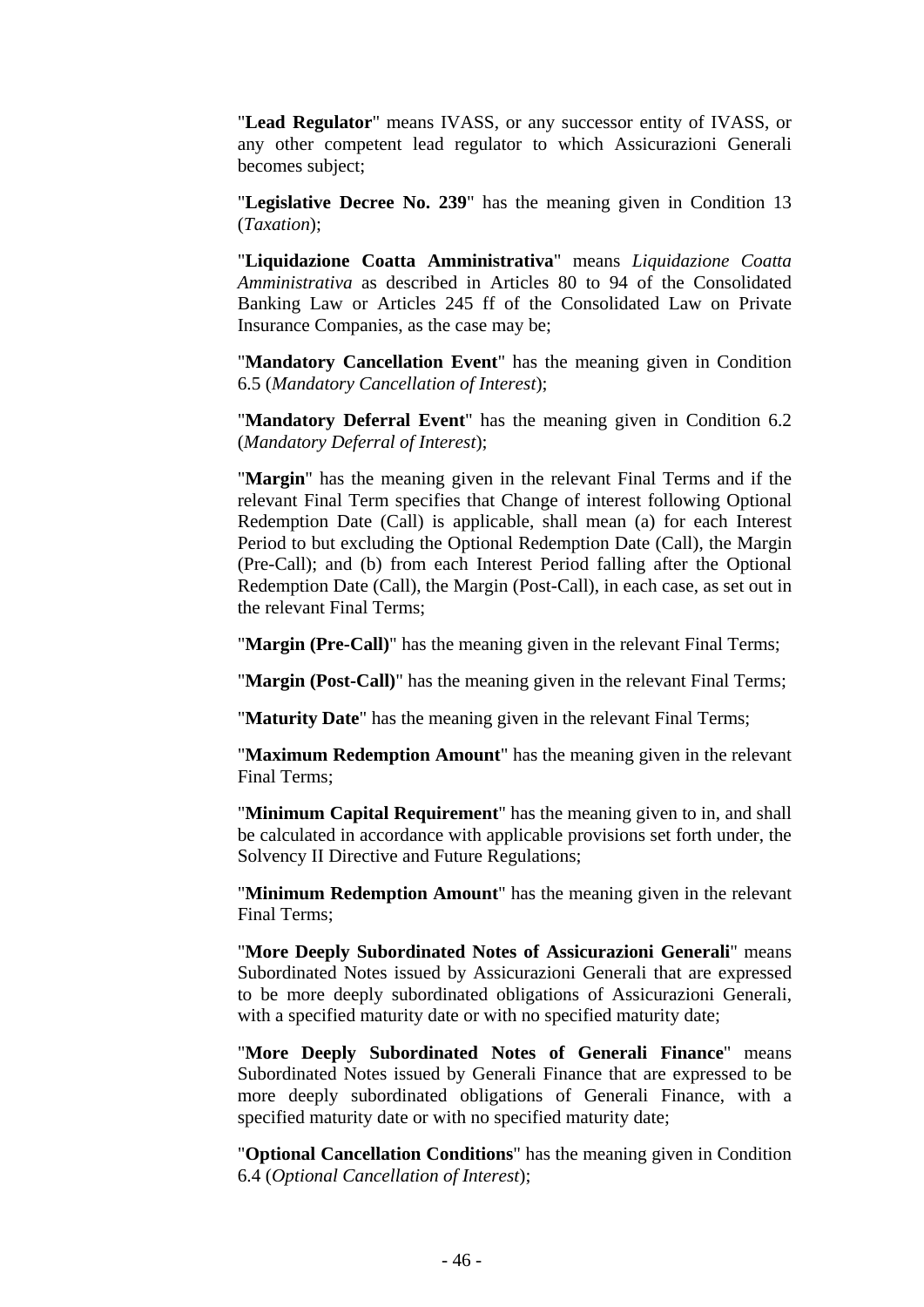"**Lead Regulator**" means IVASS, or any successor entity of IVASS, or any other competent lead regulator to which Assicurazioni Generali becomes subject;

"**Legislative Decree No. 239**" has the meaning given in Condition 13 (*Taxation*);

"**Liquidazione Coatta Amministrativa**" means *Liquidazione Coatta Amministrativa* as described in Articles 80 to 94 of the Consolidated Banking Law or Articles 245 ff of the Consolidated Law on Private Insurance Companies, as the case may be;

"**Mandatory Cancellation Event**" has the meaning given in Condition 6.5 (*Mandatory Cancellation of Interest*);

"**Mandatory Deferral Event**" has the meaning given in Condition 6.2 (*Mandatory Deferral of Interest*);

"**Margin**" has the meaning given in the relevant Final Terms and if the relevant Final Term specifies that Change of interest following Optional Redemption Date (Call) is applicable, shall mean (a) for each Interest Period to but excluding the Optional Redemption Date (Call), the Margin (Pre-Call); and (b) from each Interest Period falling after the Optional Redemption Date (Call), the Margin (Post-Call), in each case, as set out in the relevant Final Terms;

"**Margin (Pre-Call)**" has the meaning given in the relevant Final Terms;

"**Margin (Post-Call)**" has the meaning given in the relevant Final Terms;

"**Maturity Date**" has the meaning given in the relevant Final Terms;

"**Maximum Redemption Amount**" has the meaning given in the relevant Final Terms;

"**Minimum Capital Requirement**" has the meaning given to in, and shall be calculated in accordance with applicable provisions set forth under, the Solvency II Directive and Future Regulations;

"**Minimum Redemption Amount**" has the meaning given in the relevant Final Terms;

"**More Deeply Subordinated Notes of Assicurazioni Generali**" means Subordinated Notes issued by Assicurazioni Generali that are expressed to be more deeply subordinated obligations of Assicurazioni Generali, with a specified maturity date or with no specified maturity date;

"**More Deeply Subordinated Notes of Generali Finance**" means Subordinated Notes issued by Generali Finance that are expressed to be more deeply subordinated obligations of Generali Finance, with a specified maturity date or with no specified maturity date;

"**Optional Cancellation Conditions**" has the meaning given in Condition 6.4 (*Optional Cancellation of Interest*);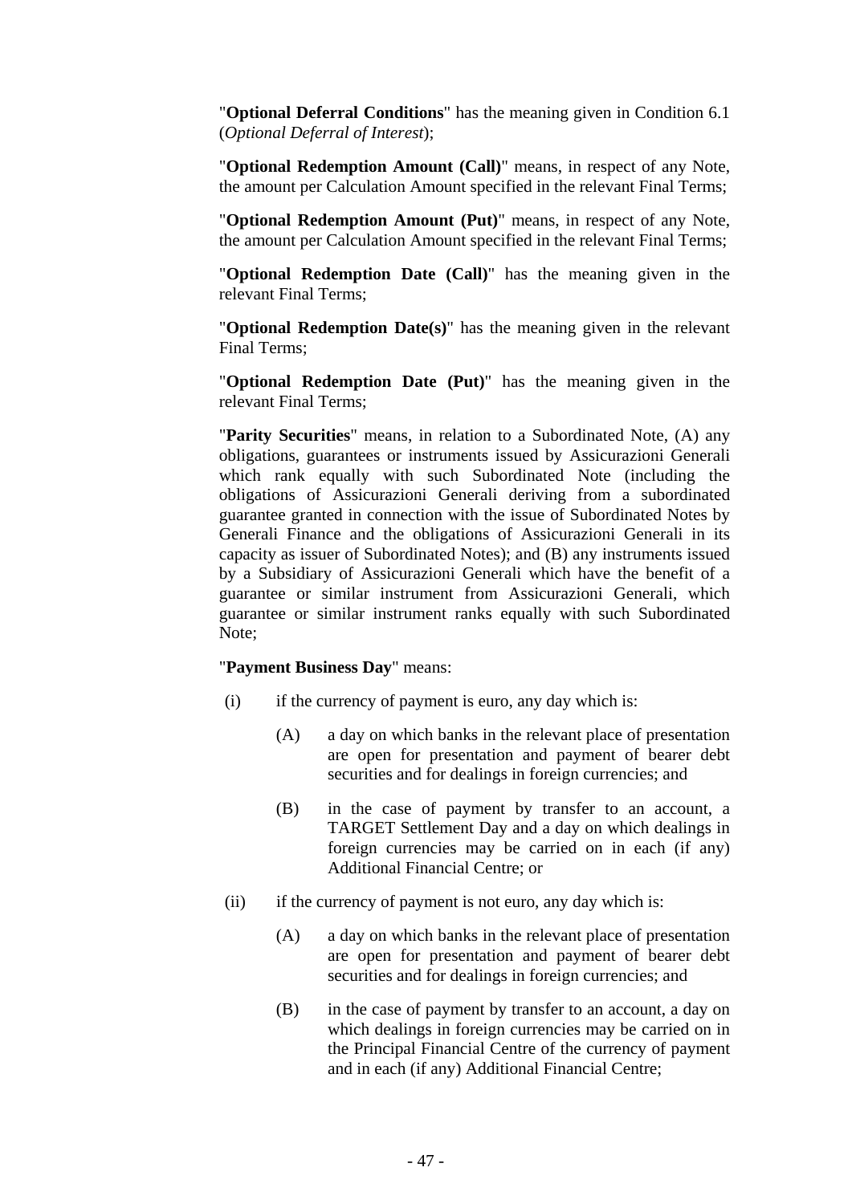"**Optional Deferral Conditions**" has the meaning given in Condition 6.1 (*Optional Deferral of Interest*);

"**Optional Redemption Amount (Call)**" means, in respect of any Note, the amount per Calculation Amount specified in the relevant Final Terms;

"**Optional Redemption Amount (Put)**" means, in respect of any Note, the amount per Calculation Amount specified in the relevant Final Terms;

"**Optional Redemption Date (Call)**" has the meaning given in the relevant Final Terms;

"**Optional Redemption Date(s)**" has the meaning given in the relevant Final Terms;

"**Optional Redemption Date (Put)**" has the meaning given in the relevant Final Terms;

"**Parity Securities**" means, in relation to a Subordinated Note, (A) any obligations, guarantees or instruments issued by Assicurazioni Generali which rank equally with such Subordinated Note (including the obligations of Assicurazioni Generali deriving from a subordinated guarantee granted in connection with the issue of Subordinated Notes by Generali Finance and the obligations of Assicurazioni Generali in its capacity as issuer of Subordinated Notes); and (B) any instruments issued by a Subsidiary of Assicurazioni Generali which have the benefit of a guarantee or similar instrument from Assicurazioni Generali, which guarantee or similar instrument ranks equally with such Subordinated Note;

"**Payment Business Day**" means:

(i) if the currency of payment is euro, any day which is:

  (A) a day on which banks in the relevant place of presentation are open for presentation and payment of bearer debt securities and for dealings in foreign currencies; and

  (B) in the case of payment by transfer to an account, a TARGET Settlement Day and a day on which dealings in foreign currencies may be carried on in each (if any) Additional Financial Centre; or

(ii) if the currency of payment is not euro, any day which is:

  (A) a day on which banks in the relevant place of presentation are open for presentation and payment of bearer debt securities and for dealings in foreign currencies; and

  (B) in the case of payment by transfer to an account, a day on which dealings in foreign currencies may be carried on in the Principal Financial Centre of the currency of payment and in each (if any) Additional Financial Centre;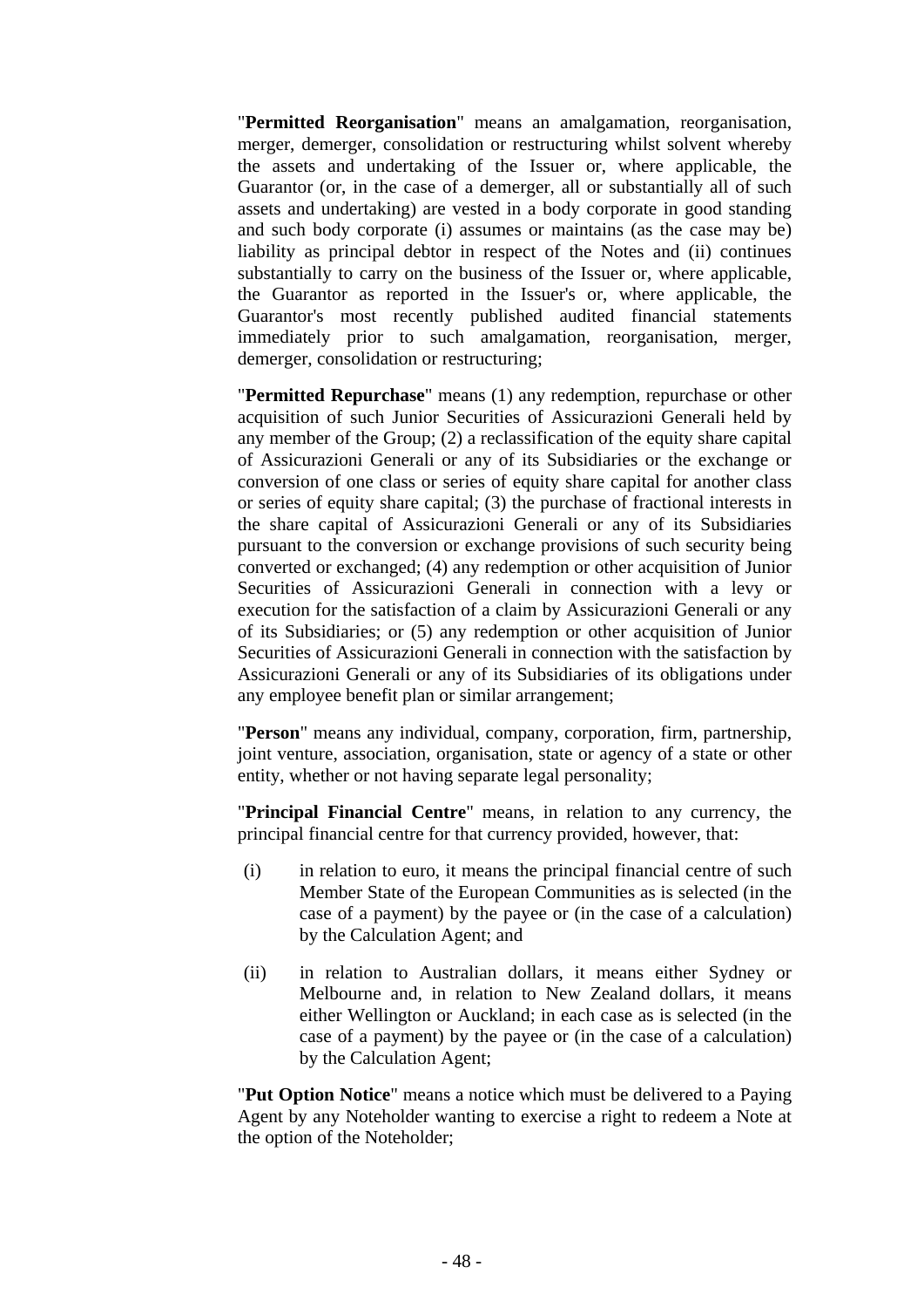"**Permitted Reorganisation**" means an amalgamation, reorganisation, merger, demerger, consolidation or restructuring whilst solvent whereby the assets and undertaking of the Issuer or, where applicable, the Guarantor (or, in the case of a demerger, all or substantially all of such assets and undertaking) are vested in a body corporate in good standing and such body corporate (i) assumes or maintains (as the case may be) liability as principal debtor in respect of the Notes and (ii) continues substantially to carry on the business of the Issuer or, where applicable, the Guarantor as reported in the Issuer's or, where applicable, the Guarantor's most recently published audited financial statements immediately prior to such amalgamation, reorganisation, merger, demerger, consolidation or restructuring;

"**Permitted Repurchase**" means (1) any redemption, repurchase or other acquisition of such Junior Securities of Assicurazioni Generali held by any member of the Group; (2) a reclassification of the equity share capital of Assicurazioni Generali or any of its Subsidiaries or the exchange or conversion of one class or series of equity share capital for another class or series of equity share capital; (3) the purchase of fractional interests in the share capital of Assicurazioni Generali or any of its Subsidiaries pursuant to the conversion or exchange provisions of such security being converted or exchanged; (4) any redemption or other acquisition of Junior Securities of Assicurazioni Generali in connection with a levy or execution for the satisfaction of a claim by Assicurazioni Generali or any of its Subsidiaries; or (5) any redemption or other acquisition of Junior Securities of Assicurazioni Generali in connection with the satisfaction by Assicurazioni Generali or any of its Subsidiaries of its obligations under any employee benefit plan or similar arrangement;

"**Person**" means any individual, company, corporation, firm, partnership, joint venture, association, organisation, state or agency of a state or other entity, whether or not having separate legal personality;

"**Principal Financial Centre**" means, in relation to any currency, the principal financial centre for that currency provided, however, that:

(i) in relation to euro, it means the principal financial centre of such Member State of the European Communities as is selected (in the case of a payment) by the payee or (in the case of a calculation) by the Calculation Agent; and

(ii) in relation to Australian dollars, it means either Sydney or Melbourne and, in relation to New Zealand dollars, it means either Wellington or Auckland; in each case as is selected (in the case of a payment) by the payee or (in the case of a calculation) by the Calculation Agent;

"**Put Option Notice**" means a notice which must be delivered to a Paying Agent by any Noteholder wanting to exercise a right to redeem a Note at the option of the Noteholder;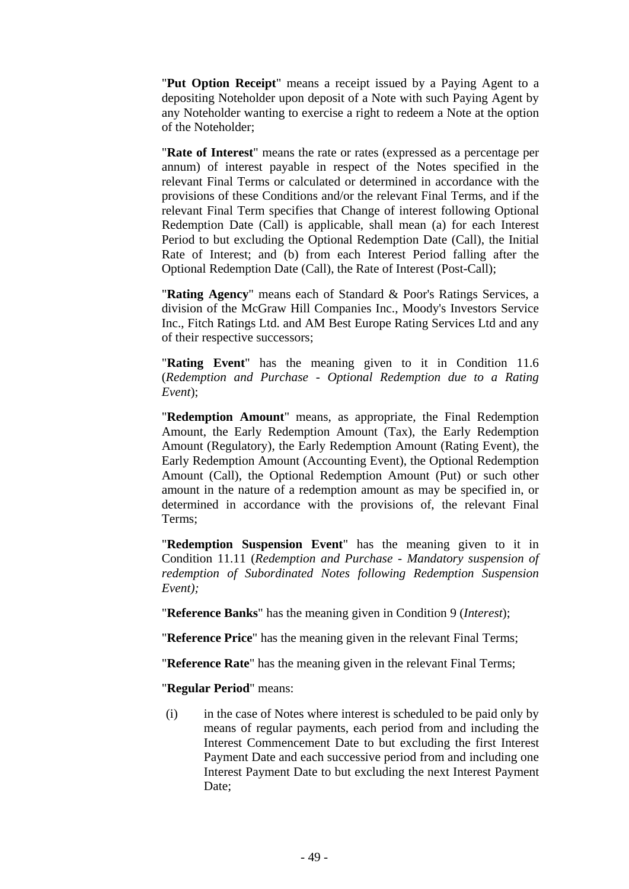"**Put Option Receipt**" means a receipt issued by a Paying Agent to a depositing Noteholder upon deposit of a Note with such Paying Agent by any Noteholder wanting to exercise a right to redeem a Note at the option of the Noteholder;

"**Rate of Interest**" means the rate or rates (expressed as a percentage per annum) of interest payable in respect of the Notes specified in the relevant Final Terms or calculated or determined in accordance with the provisions of these Conditions and/or the relevant Final Terms, and if the relevant Final Term specifies that Change of interest following Optional Redemption Date (Call) is applicable, shall mean (a) for each Interest Period to but excluding the Optional Redemption Date (Call), the Initial Rate of Interest; and (b) from each Interest Period falling after the Optional Redemption Date (Call), the Rate of Interest (Post-Call);

"**Rating Agency**" means each of Standard & Poor's Ratings Services, a division of the McGraw Hill Companies Inc., Moody's Investors Service Inc., Fitch Ratings Ltd. and AM Best Europe Rating Services Ltd and any of their respective successors;

"**Rating Event**" has the meaning given to it in Condition 11.6 (*Redemption and Purchase - Optional Redemption due to a Rating Event*);

"**Redemption Amount**" means, as appropriate, the Final Redemption Amount, the Early Redemption Amount (Tax), the Early Redemption Amount (Regulatory), the Early Redemption Amount (Rating Event), the Early Redemption Amount (Accounting Event), the Optional Redemption Amount (Call), the Optional Redemption Amount (Put) or such other amount in the nature of a redemption amount as may be specified in, or determined in accordance with the provisions of, the relevant Final Terms;

"**Redemption Suspension Event**" has the meaning given to it in Condition 11.11 (*Redemption and Purchase - Mandatory suspension of redemption of Subordinated Notes following Redemption Suspension Event);*

"**Reference Banks**" has the meaning given in Condition 9 (*Interest*);

"**Reference Price**" has the meaning given in the relevant Final Terms;

"**Reference Rate**" has the meaning given in the relevant Final Terms;

"**Regular Period**" means:

(i) in the case of Notes where interest is scheduled to be paid only by means of regular payments, each period from and including the Interest Commencement Date to but excluding the first Interest Payment Date and each successive period from and including one Interest Payment Date to but excluding the next Interest Payment Date;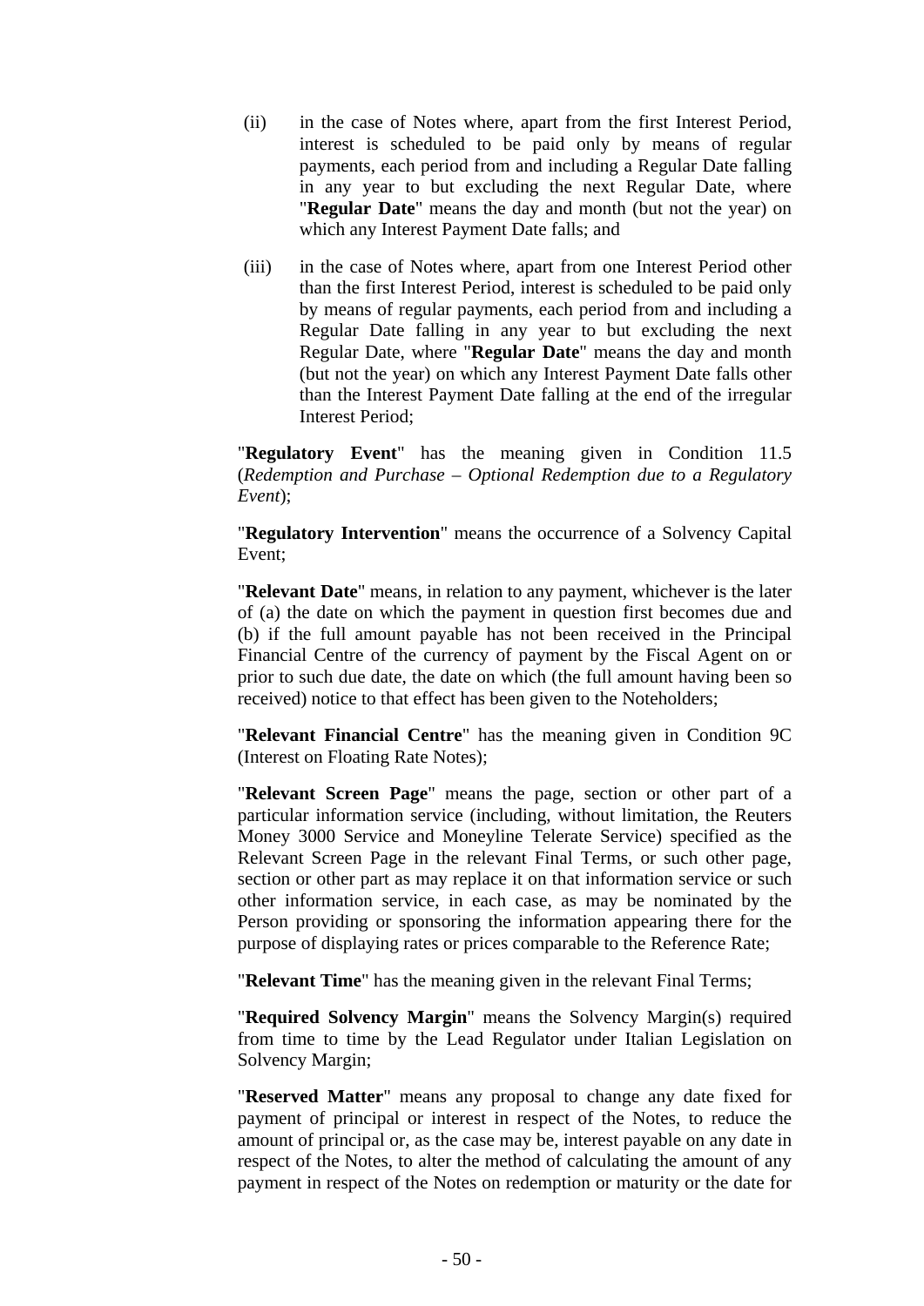(ii) in the case of Notes where, apart from the first Interest Period, interest is scheduled to be paid only by means of regular payments, each period from and including a Regular Date falling in any year to but excluding the next Regular Date, where "**Regular Date**" means the day and month (but not the year) on which any Interest Payment Date falls; and

(iii) in the case of Notes where, apart from one Interest Period other than the first Interest Period, interest is scheduled to be paid only by means of regular payments, each period from and including a Regular Date falling in any year to but excluding the next Regular Date, where "**Regular Date**" means the day and month (but not the year) on which any Interest Payment Date falls other than the Interest Payment Date falling at the end of the irregular Interest Period;

"**Regulatory Event**" has the meaning given in Condition 11.5 (*Redemption and Purchase – Optional Redemption due to a Regulatory Event*);

"**Regulatory Intervention**" means the occurrence of a Solvency Capital Event;

"**Relevant Date**" means, in relation to any payment, whichever is the later of (a) the date on which the payment in question first becomes due and (b) if the full amount payable has not been received in the Principal Financial Centre of the currency of payment by the Fiscal Agent on or prior to such due date, the date on which (the full amount having been so received) notice to that effect has been given to the Noteholders;

"**Relevant Financial Centre**" has the meaning given in Condition 9C (Interest on Floating Rate Notes);

"**Relevant Screen Page**" means the page, section or other part of a particular information service (including, without limitation, the Reuters Money 3000 Service and Moneyline Telerate Service) specified as the Relevant Screen Page in the relevant Final Terms, or such other page, section or other part as may replace it on that information service or such other information service, in each case, as may be nominated by the Person providing or sponsoring the information appearing there for the purpose of displaying rates or prices comparable to the Reference Rate;

"**Relevant Time**" has the meaning given in the relevant Final Terms;

"**Required Solvency Margin**" means the Solvency Margin(s) required from time to time by the Lead Regulator under Italian Legislation on Solvency Margin;

"**Reserved Matter**" means any proposal to change any date fixed for payment of principal or interest in respect of the Notes, to reduce the amount of principal or, as the case may be, interest payable on any date in respect of the Notes, to alter the method of calculating the amount of any payment in respect of the Notes on redemption or maturity or the date for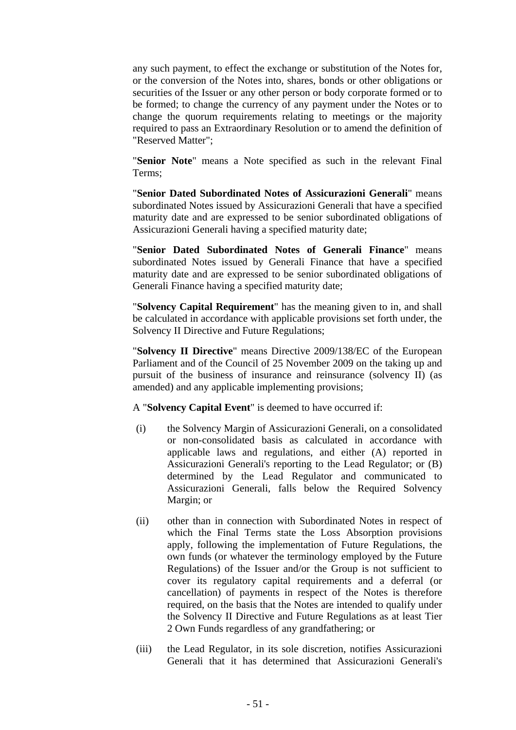any such payment, to effect the exchange or substitution of the Notes for, or the conversion of the Notes into, shares, bonds or other obligations or securities of the Issuer or any other person or body corporate formed or to be formed; to change the currency of any payment under the Notes or to change the quorum requirements relating to meetings or the majority required to pass an Extraordinary Resolution or to amend the definition of "Reserved Matter";

"**Senior Note**" means a Note specified as such in the relevant Final Terms;

"**Senior Dated Subordinated Notes of Assicurazioni Generali**" means subordinated Notes issued by Assicurazioni Generali that have a specified maturity date and are expressed to be senior subordinated obligations of Assicurazioni Generali having a specified maturity date;

"**Senior Dated Subordinated Notes of Generali Finance**" means subordinated Notes issued by Generali Finance that have a specified maturity date and are expressed to be senior subordinated obligations of Generali Finance having a specified maturity date;

"**Solvency Capital Requirement**" has the meaning given to in, and shall be calculated in accordance with applicable provisions set forth under, the Solvency II Directive and Future Regulations;

"**Solvency II Directive**" means Directive 2009/138/EC of the European Parliament and of the Council of 25 November 2009 on the taking up and pursuit of the business of insurance and reinsurance (solvency II) (as amended) and any applicable implementing provisions;

A "**Solvency Capital Event**" is deemed to have occurred if:

(i) the Solvency Margin of Assicurazioni Generali, on a consolidated or non-consolidated basis as calculated in accordance with applicable laws and regulations, and either (A) reported in Assicurazioni Generali's reporting to the Lead Regulator; or (B) determined by the Lead Regulator and communicated to Assicurazioni Generali, falls below the Required Solvency Margin; or

(ii) other than in connection with Subordinated Notes in respect of which the Final Terms state the Loss Absorption provisions apply, following the implementation of Future Regulations, the own funds (or whatever the terminology employed by the Future Regulations) of the Issuer and/or the Group is not sufficient to cover its regulatory capital requirements and a deferral (or cancellation) of payments in respect of the Notes is therefore required, on the basis that the Notes are intended to qualify under the Solvency II Directive and Future Regulations as at least Tier 2 Own Funds regardless of any grandfathering; or

(iii) the Lead Regulator, in its sole discretion, notifies Assicurazioni Generali that it has determined that Assicurazioni Generali's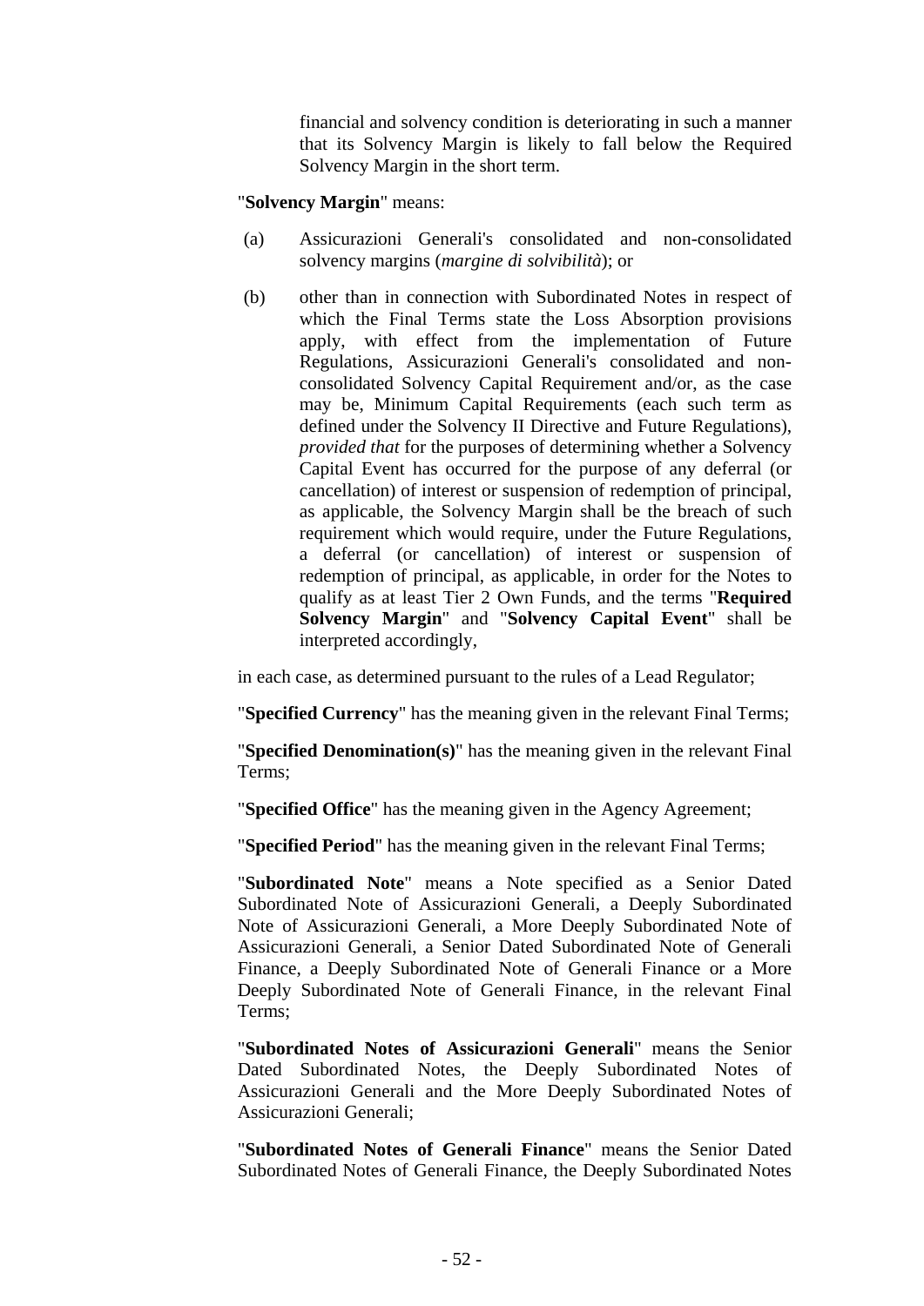financial and solvency condition is deteriorating in such a manner that its Solvency Margin is likely to fall below the Required Solvency Margin in the short term.

"**Solvency Margin**" means:

(a) Assicurazioni Generali's consolidated and non-consolidated solvency margins (*margine di solvibilità*); or

(b) other than in connection with Subordinated Notes in respect of which the Final Terms state the Loss Absorption provisions apply, with effect from the implementation of Future Regulations, Assicurazioni Generali's consolidated and non-consolidated Solvency Capital Requirement and/or, as the case may be, Minimum Capital Requirements (each such term as defined under the Solvency II Directive and Future Regulations), *provided that* for the purposes of determining whether a Solvency Capital Event has occurred for the purpose of any deferral (or cancellation) of interest or suspension of redemption of principal, as applicable, the Solvency Margin shall be the breach of such requirement which would require, under the Future Regulations, a deferral (or cancellation) of interest or suspension of redemption of principal, as applicable, in order for the Notes to qualify as at least Tier 2 Own Funds, and the terms "**Required Solvency Margin**" and "**Solvency Capital Event**" shall be interpreted accordingly,

in each case, as determined pursuant to the rules of a Lead Regulator;

"**Specified Currency**" has the meaning given in the relevant Final Terms;

"**Specified Denomination(s)**" has the meaning given in the relevant Final Terms;

"**Specified Office**" has the meaning given in the Agency Agreement;

"**Specified Period**" has the meaning given in the relevant Final Terms;

"**Subordinated Note**" means a Note specified as a Senior Dated Subordinated Note of Assicurazioni Generali, a Deeply Subordinated Note of Assicurazioni Generali, a More Deeply Subordinated Note of Assicurazioni Generali, a Senior Dated Subordinated Note of Generali Finance, a Deeply Subordinated Note of Generali Finance or a More Deeply Subordinated Note of Generali Finance, in the relevant Final Terms;

"**Subordinated Notes of Assicurazioni Generali**" means the Senior Dated Subordinated Notes, the Deeply Subordinated Notes of Assicurazioni Generali and the More Deeply Subordinated Notes of Assicurazioni Generali;

"**Subordinated Notes of Generali Finance**" means the Senior Dated Subordinated Notes of Generali Finance, the Deeply Subordinated Notes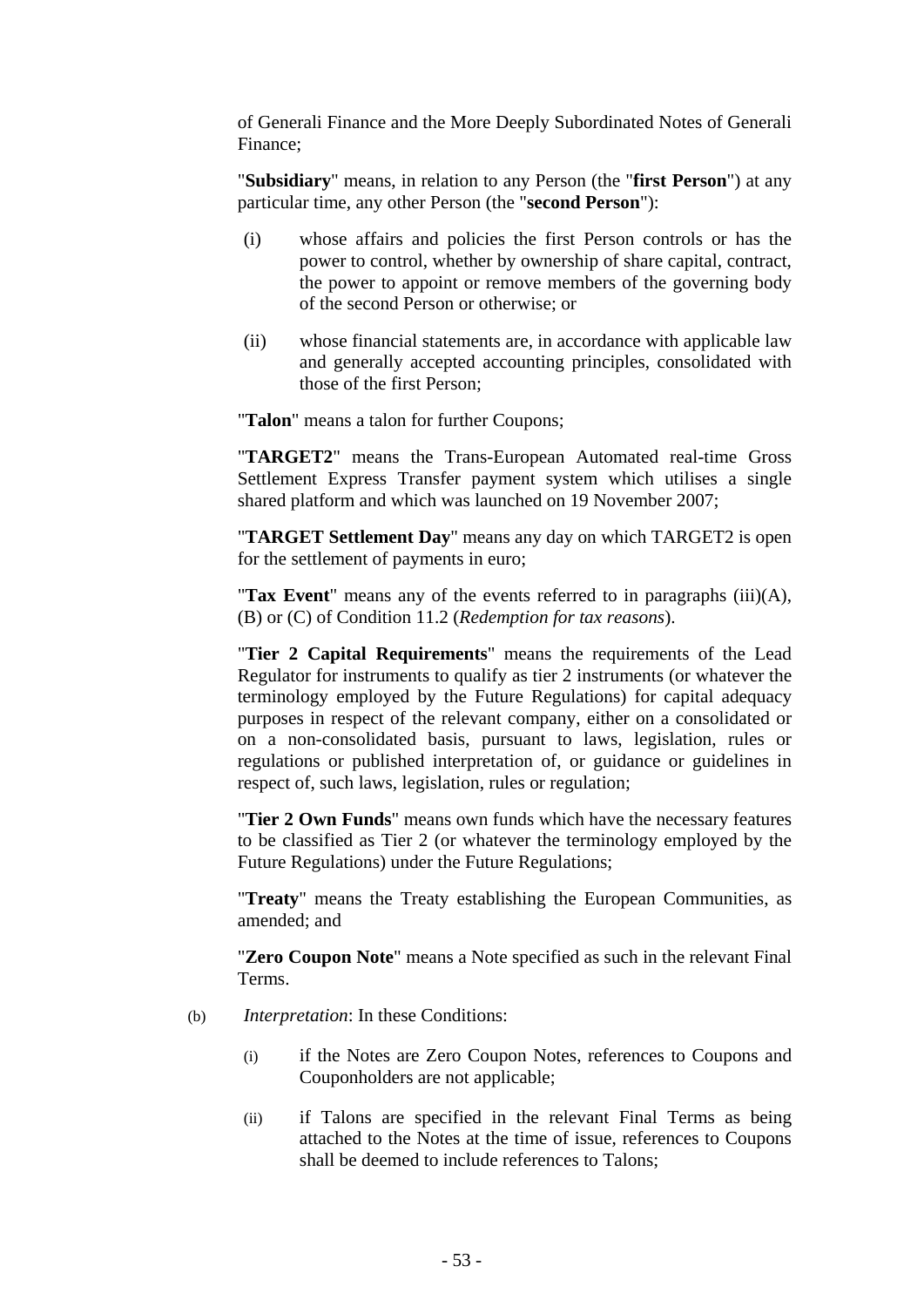of Generali Finance and the More Deeply Subordinated Notes of Generali Finance;

"**Subsidiary**" means, in relation to any Person (the "**first Person**") at any particular time, any other Person (the "**second Person**"):

(i) whose affairs and policies the first Person controls or has the power to control, whether by ownership of share capital, contract, the power to appoint or remove members of the governing body of the second Person or otherwise; or

(ii) whose financial statements are, in accordance with applicable law and generally accepted accounting principles, consolidated with those of the first Person;

"**Talon**" means a talon for further Coupons;

"**TARGET2**" means the Trans-European Automated real-time Gross Settlement Express Transfer payment system which utilises a single shared platform and which was launched on 19 November 2007;

"**TARGET Settlement Day**" means any day on which TARGET2 is open for the settlement of payments in euro;

"**Tax Event**" means any of the events referred to in paragraphs (iii)(A), (B) or (C) of Condition 11.2 (*Redemption for tax reasons*).

"**Tier 2 Capital Requirements**" means the requirements of the Lead Regulator for instruments to qualify as tier 2 instruments (or whatever the terminology employed by the Future Regulations) for capital adequacy purposes in respect of the relevant company, either on a consolidated or on a non-consolidated basis, pursuant to laws, legislation, rules or regulations or published interpretation of, or guidance or guidelines in respect of, such laws, legislation, rules or regulation;

"**Tier 2 Own Funds**" means own funds which have the necessary features to be classified as Tier 2 (or whatever the terminology employed by the Future Regulations) under the Future Regulations;

"**Treaty**" means the Treaty establishing the European Communities, as amended; and

"**Zero Coupon Note**" means a Note specified as such in the relevant Final Terms.

(b) *Interpretation*: In these Conditions:

(i) if the Notes are Zero Coupon Notes, references to Coupons and Couponholders are not applicable;

(ii) if Talons are specified in the relevant Final Terms as being attached to the Notes at the time of issue, references to Coupons shall be deemed to include references to Talons;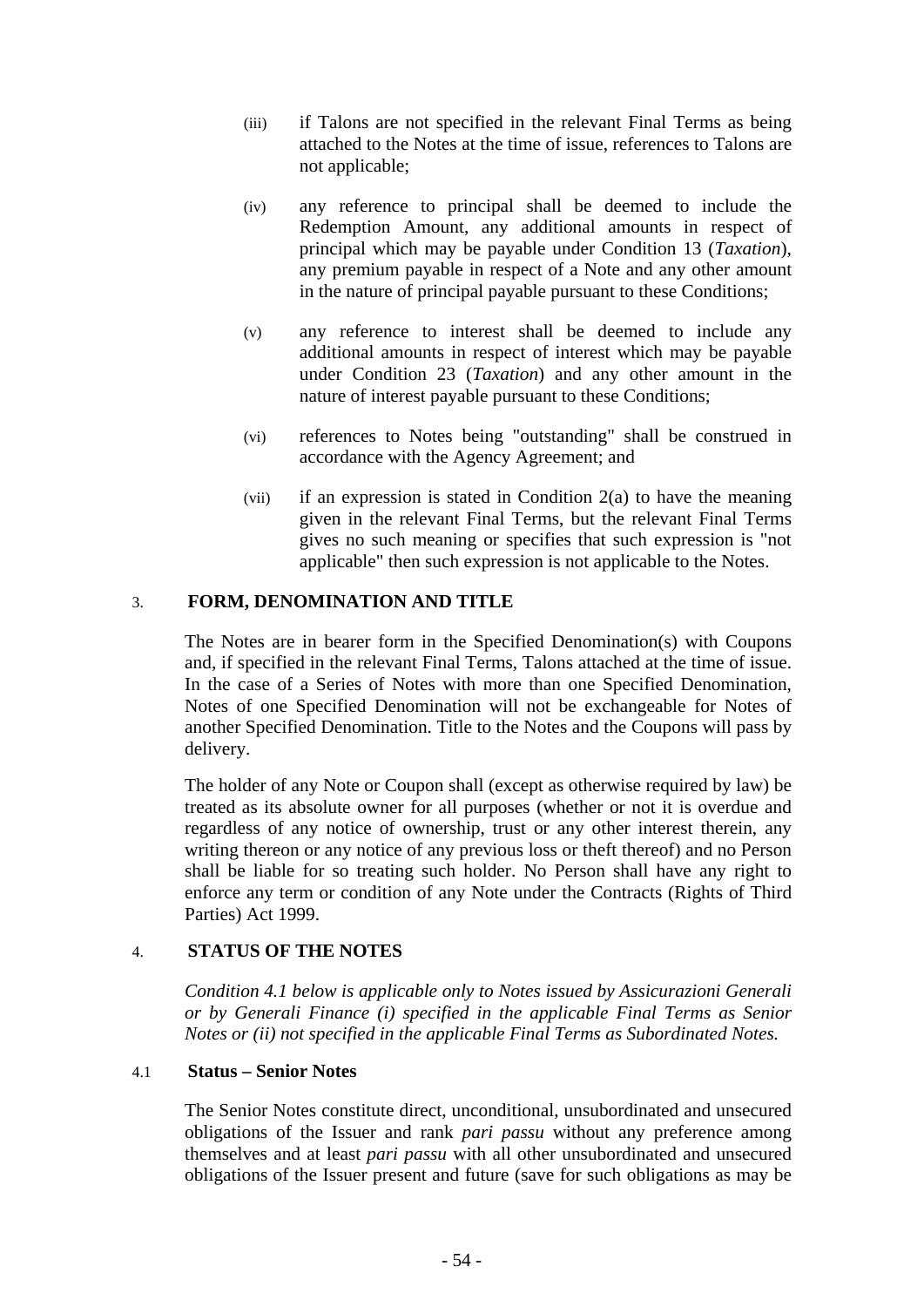(iii) if Talons are not specified in the relevant Final Terms as being attached to the Notes at the time of issue, references to Talons are not applicable;

(iv) any reference to principal shall be deemed to include the Redemption Amount, any additional amounts in respect of principal which may be payable under Condition 13 (*Taxation*), any premium payable in respect of a Note and any other amount in the nature of principal payable pursuant to these Conditions;

(v) any reference to interest shall be deemed to include any additional amounts in respect of interest which may be payable under Condition 23 (*Taxation*) and any other amount in the nature of interest payable pursuant to these Conditions;

(vi) references to Notes being "outstanding" shall be construed in accordance with the Agency Agreement; and

(vii) if an expression is stated in Condition 2(a) to have the meaning given in the relevant Final Terms, but the relevant Final Terms gives no such meaning or specifies that such expression is "not applicable" then such expression is not applicable to the Notes.

## 3. FORM, DENOMINATION AND TITLE

The Notes are in bearer form in the Specified Denomination(s) with Coupons and, if specified in the relevant Final Terms, Talons attached at the time of issue. In the case of a Series of Notes with more than one Specified Denomination, Notes of one Specified Denomination will not be exchangeable for Notes of another Specified Denomination. Title to the Notes and the Coupons will pass by delivery.

The holder of any Note or Coupon shall (except as otherwise required by law) be treated as its absolute owner for all purposes (whether or not it is overdue and regardless of any notice of ownership, trust or any other interest therein, any writing thereon or any notice of any previous loss or theft thereof) and no Person shall be liable for so treating such holder. No Person shall have any right to enforce any term or condition of any Note under the Contracts (Rights of Third Parties) Act 1999.

## 4. STATUS OF THE NOTES

*Condition 4.1 below is applicable only to Notes issued by Assicurazioni Generali or by Generali Finance (i) specified in the applicable Final Terms as Senior Notes or (ii) not specified in the applicable Final Terms as Subordinated Notes.*

### 4.1 Status – Senior Notes

The Senior Notes constitute direct, unconditional, unsubordinated and unsecured obligations of the Issuer and rank *pari passu* without any preference among themselves and at least *pari passu* with all other unsubordinated and unsecured obligations of the Issuer present and future (save for such obligations as may be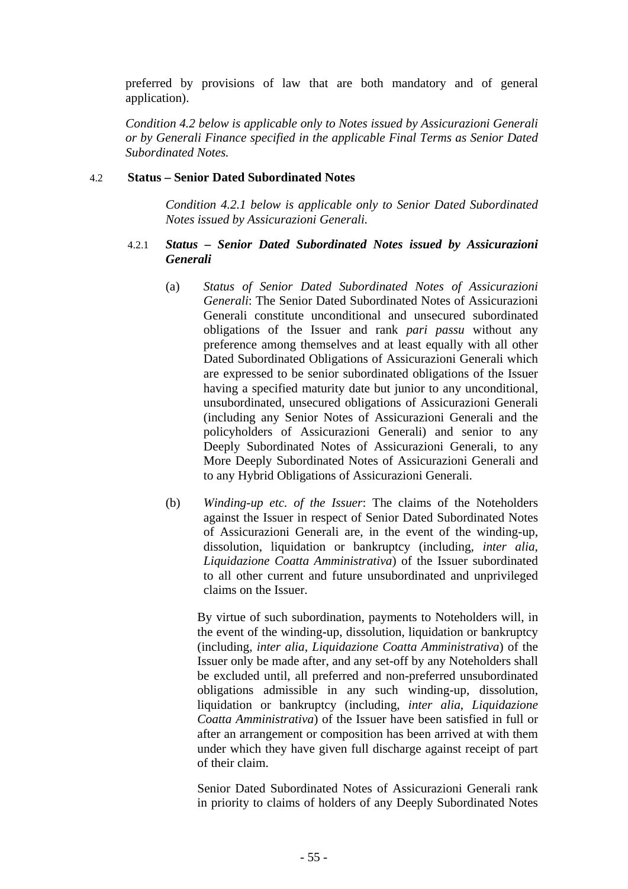preferred by provisions of law that are both mandatory and of general application).

*Condition 4.2 below is applicable only to Notes issued by Assicurazioni Generali or by Generali Finance specified in the applicable Final Terms as Senior Dated Subordinated Notes.*

### 4.2 Status – Senior Dated Subordinated Notes

*Condition 4.2.1 below is applicable only to Senior Dated Subordinated Notes issued by Assicurazioni Generali.*

#### 4.2.1 *Status – Senior Dated Subordinated Notes issued by Assicurazioni Generali*

(a) *Status of Senior Dated Subordinated Notes of Assicurazioni Generali*: The Senior Dated Subordinated Notes of Assicurazioni Generali constitute unconditional and unsecured subordinated obligations of the Issuer and rank *pari passu* without any preference among themselves and at least equally with all other Dated Subordinated Obligations of Assicurazioni Generali which are expressed to be senior subordinated obligations of the Issuer having a specified maturity date but junior to any unconditional, unsubordinated, unsecured obligations of Assicurazioni Generali (including any Senior Notes of Assicurazioni Generali and the policyholders of Assicurazioni Generali) and senior to any Deeply Subordinated Notes of Assicurazioni Generali, to any More Deeply Subordinated Notes of Assicurazioni Generali and to any Hybrid Obligations of Assicurazioni Generali.

(b) *Winding-up etc. of the Issuer*: The claims of the Noteholders against the Issuer in respect of Senior Dated Subordinated Notes of Assicurazioni Generali are, in the event of the winding-up, dissolution, liquidation or bankruptcy (including, *inter alia, Liquidazione Coatta Amministrativa*) of the Issuer subordinated to all other current and future unsubordinated and unprivileged claims on the Issuer.

By virtue of such subordination, payments to Noteholders will, in the event of the winding-up, dissolution, liquidation or bankruptcy (including, *inter alia*, *Liquidazione Coatta Amministrativa*) of the Issuer only be made after, and any set-off by any Noteholders shall be excluded until, all preferred and non-preferred unsubordinated obligations admissible in any such winding-up, dissolution, liquidation or bankruptcy (including, *inter alia*, *Liquidazione Coatta Amministrativa*) of the Issuer have been satisfied in full or after an arrangement or composition has been arrived at with them under which they have given full discharge against receipt of part of their claim.

Senior Dated Subordinated Notes of Assicurazioni Generali rank in priority to claims of holders of any Deeply Subordinated Notes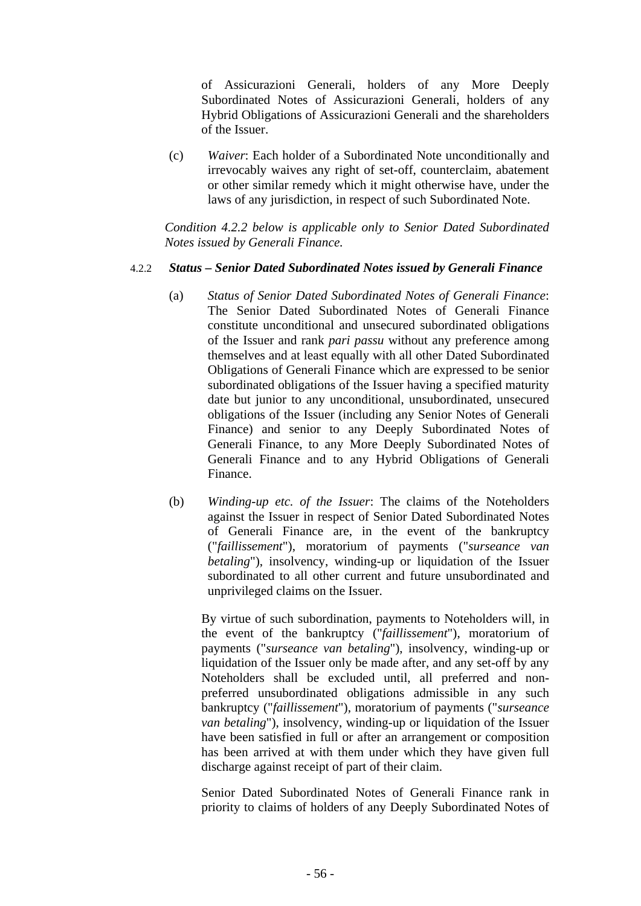of Assicurazioni Generali, holders of any More Deeply Subordinated Notes of Assicurazioni Generali, holders of any Hybrid Obligations of Assicurazioni Generali and the shareholders of the Issuer.

(c) *Waiver*: Each holder of a Subordinated Note unconditionally and irrevocably waives any right of set-off, counterclaim, abatement or other similar remedy which it might otherwise have, under the laws of any jurisdiction, in respect of such Subordinated Note.

*Condition 4.2.2 below is applicable only to Senior Dated Subordinated Notes issued by Generali Finance.*

4.2.2 ***Status – Senior Dated Subordinated Notes issued by Generali Finance***

(a) *Status of Senior Dated Subordinated Notes of Generali Finance*: The Senior Dated Subordinated Notes of Generali Finance constitute unconditional and unsecured subordinated obligations of the Issuer and rank *pari passu* without any preference among themselves and at least equally with all other Dated Subordinated Obligations of Generali Finance which are expressed to be senior subordinated obligations of the Issuer having a specified maturity date but junior to any unconditional, unsubordinated, unsecured obligations of the Issuer (including any Senior Notes of Generali Finance) and senior to any Deeply Subordinated Notes of Generali Finance, to any More Deeply Subordinated Notes of Generali Finance and to any Hybrid Obligations of Generali Finance.

(b) *Winding-up etc. of the Issuer*: The claims of the Noteholders against the Issuer in respect of Senior Dated Subordinated Notes of Generali Finance are, in the event of the bankruptcy ("*faillissement*"), moratorium of payments ("*surseance van betaling*"), insolvency, winding-up or liquidation of the Issuer subordinated to all other current and future unsubordinated and unprivileged claims on the Issuer.

By virtue of such subordination, payments to Noteholders will, in the event of the bankruptcy ("*faillissement*"), moratorium of payments ("*surseance van betaling*"), insolvency, winding-up or liquidation of the Issuer only be made after, and any set-off by any Noteholders shall be excluded until, all preferred and non-preferred unsubordinated obligations admissible in any such bankruptcy ("*faillissement*"), moratorium of payments ("*surseance van betaling*"), insolvency, winding-up or liquidation of the Issuer have been satisfied in full or after an arrangement or composition has been arrived at with them under which they have given full discharge against receipt of part of their claim.

Senior Dated Subordinated Notes of Generali Finance rank in priority to claims of holders of any Deeply Subordinated Notes of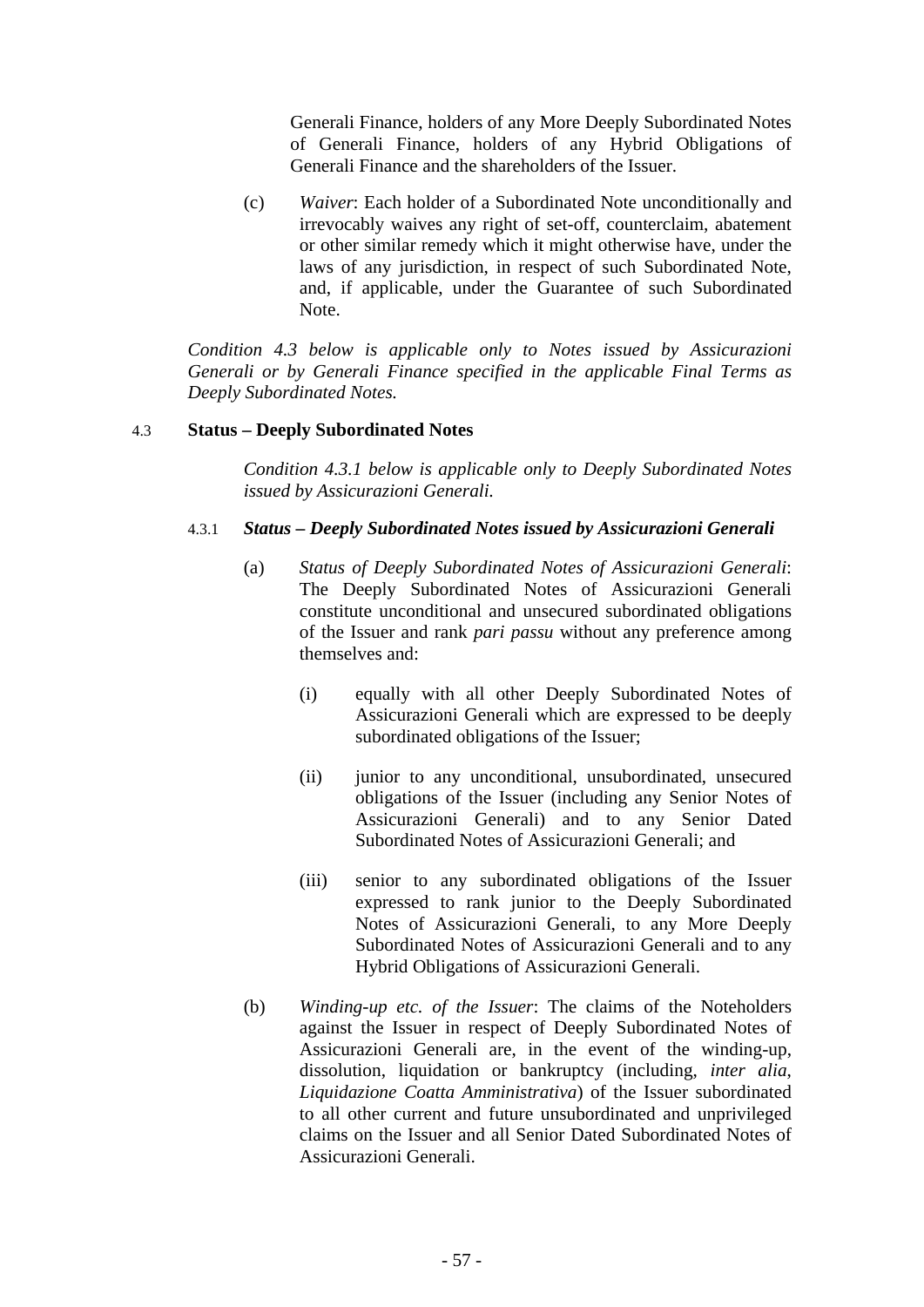Generali Finance, holders of any More Deeply Subordinated Notes of Generali Finance, holders of any Hybrid Obligations of Generali Finance and the shareholders of the Issuer.

(c) *Waiver*: Each holder of a Subordinated Note unconditionally and irrevocably waives any right of set-off, counterclaim, abatement or other similar remedy which it might otherwise have, under the laws of any jurisdiction, in respect of such Subordinated Note, and, if applicable, under the Guarantee of such Subordinated Note.

*Condition 4.3 below is applicable only to Notes issued by Assicurazioni Generali or by Generali Finance specified in the applicable Final Terms as Deeply Subordinated Notes.*

### 4.3 Status – Deeply Subordinated Notes

*Condition 4.3.1 below is applicable only to Deeply Subordinated Notes issued by Assicurazioni Generali.*

#### 4.3.1 *Status – Deeply Subordinated Notes issued by Assicurazioni Generali*

(a) *Status of Deeply Subordinated Notes of Assicurazioni Generali*: The Deeply Subordinated Notes of Assicurazioni Generali constitute unconditional and unsecured subordinated obligations of the Issuer and rank *pari passu* without any preference among themselves and:

(i) equally with all other Deeply Subordinated Notes of Assicurazioni Generali which are expressed to be deeply subordinated obligations of the Issuer;

(ii) junior to any unconditional, unsubordinated, unsecured obligations of the Issuer (including any Senior Notes of Assicurazioni Generali) and to any Senior Dated Subordinated Notes of Assicurazioni Generali; and

(iii) senior to any subordinated obligations of the Issuer expressed to rank junior to the Deeply Subordinated Notes of Assicurazioni Generali, to any More Deeply Subordinated Notes of Assicurazioni Generali and to any Hybrid Obligations of Assicurazioni Generali.

(b) *Winding-up etc. of the Issuer*: The claims of the Noteholders against the Issuer in respect of Deeply Subordinated Notes of Assicurazioni Generali are, in the event of the winding-up, dissolution, liquidation or bankruptcy (including, *inter alia*, *Liquidazione Coatta Amministrativa*) of the Issuer subordinated to all other current and future unsubordinated and unprivileged claims on the Issuer and all Senior Dated Subordinated Notes of Assicurazioni Generali.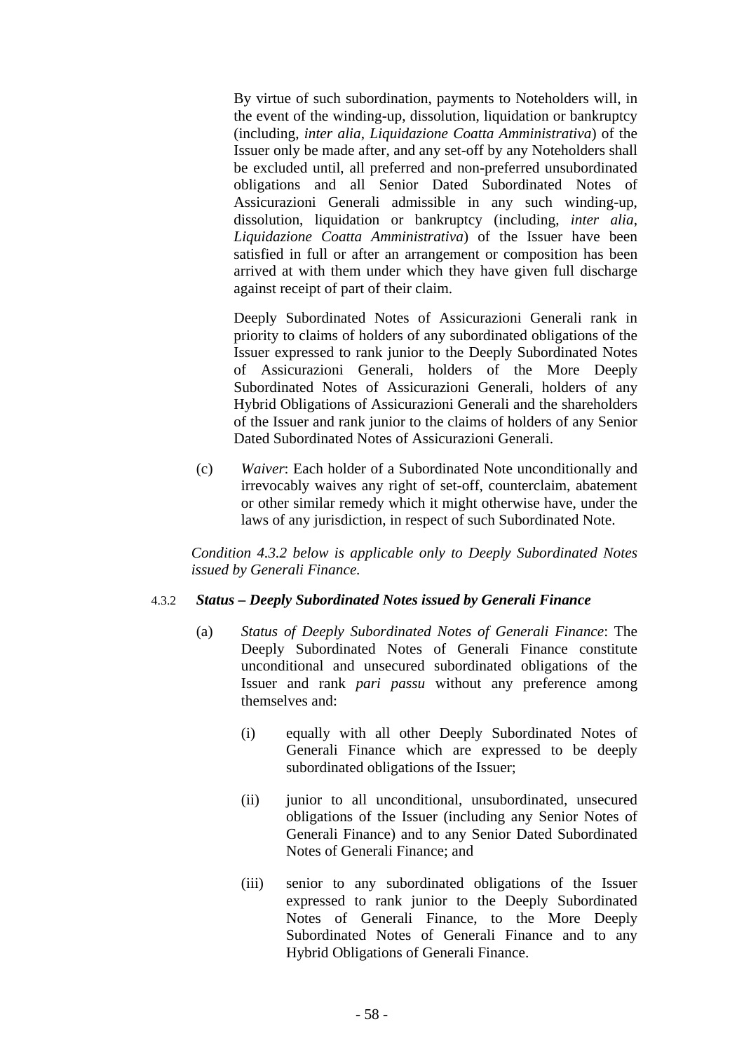By virtue of such subordination, payments to Noteholders will, in the event of the winding-up, dissolution, liquidation or bankruptcy (including, *inter alia*, *Liquidazione Coatta Amministrativa*) of the Issuer only be made after, and any set-off by any Noteholders shall be excluded until, all preferred and non-preferred unsubordinated obligations and all Senior Dated Subordinated Notes of Assicurazioni Generali admissible in any such winding-up, dissolution, liquidation or bankruptcy (including, *inter alia*, *Liquidazione Coatta Amministrativa*) of the Issuer have been satisfied in full or after an arrangement or composition has been arrived at with them under which they have given full discharge against receipt of part of their claim.

Deeply Subordinated Notes of Assicurazioni Generali rank in priority to claims of holders of any subordinated obligations of the Issuer expressed to rank junior to the Deeply Subordinated Notes of Assicurazioni Generali, holders of the More Deeply Subordinated Notes of Assicurazioni Generali, holders of any Hybrid Obligations of Assicurazioni Generali and the shareholders of the Issuer and rank junior to the claims of holders of any Senior Dated Subordinated Notes of Assicurazioni Generali.

(c) *Waiver*: Each holder of a Subordinated Note unconditionally and irrevocably waives any right of set-off, counterclaim, abatement or other similar remedy which it might otherwise have, under the laws of any jurisdiction, in respect of such Subordinated Note.

*Condition 4.3.2 below is applicable only to Deeply Subordinated Notes issued by Generali Finance.*

#### 4.3.2 *Status – Deeply Subordinated Notes issued by Generali Finance*

(a) *Status of Deeply Subordinated Notes of Generali Finance*: The Deeply Subordinated Notes of Generali Finance constitute unconditional and unsecured subordinated obligations of the Issuer and rank *pari passu* without any preference among themselves and:

(i) equally with all other Deeply Subordinated Notes of Generali Finance which are expressed to be deeply subordinated obligations of the Issuer;

(ii) junior to all unconditional, unsubordinated, unsecured obligations of the Issuer (including any Senior Notes of Generali Finance) and to any Senior Dated Subordinated Notes of Generali Finance; and

(iii) senior to any subordinated obligations of the Issuer expressed to rank junior to the Deeply Subordinated Notes of Generali Finance, to the More Deeply Subordinated Notes of Generali Finance and to any Hybrid Obligations of Generali Finance.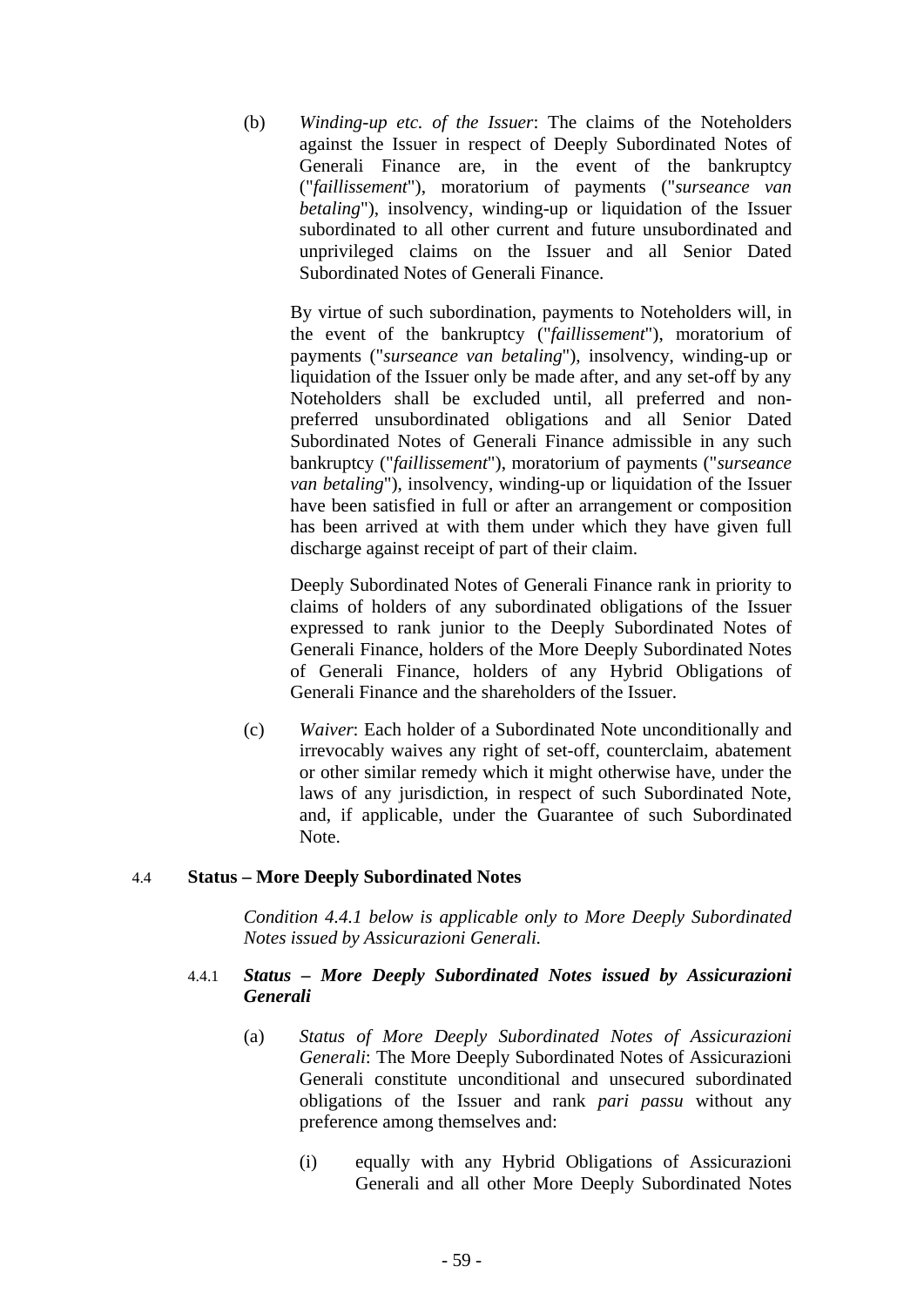(b) *Winding-up etc. of the Issuer*: The claims of the Noteholders against the Issuer in respect of Deeply Subordinated Notes of Generali Finance are, in the event of the bankruptcy ("*faillissement*"), moratorium of payments ("*surseance van betaling*"), insolvency, winding-up or liquidation of the Issuer subordinated to all other current and future unsubordinated and unprivileged claims on the Issuer and all Senior Dated Subordinated Notes of Generali Finance.

By virtue of such subordination, payments to Noteholders will, in the event of the bankruptcy ("*faillissement*"), moratorium of payments ("*surseance van betaling*"), insolvency, winding-up or liquidation of the Issuer only be made after, and any set-off by any Noteholders shall be excluded until, all preferred and non-preferred unsubordinated obligations and all Senior Dated Subordinated Notes of Generali Finance admissible in any such bankruptcy ("*faillissement*"), moratorium of payments ("*surseance van betaling*"), insolvency, winding-up or liquidation of the Issuer have been satisfied in full or after an arrangement or composition has been arrived at with them under which they have given full discharge against receipt of part of their claim.

Deeply Subordinated Notes of Generali Finance rank in priority to claims of holders of any subordinated obligations of the Issuer expressed to rank junior to the Deeply Subordinated Notes of Generali Finance, holders of the More Deeply Subordinated Notes of Generali Finance, holders of any Hybrid Obligations of Generali Finance and the shareholders of the Issuer.

(c) *Waiver*: Each holder of a Subordinated Note unconditionally and irrevocably waives any right of set-off, counterclaim, abatement or other similar remedy which it might otherwise have, under the laws of any jurisdiction, in respect of such Subordinated Note, and, if applicable, under the Guarantee of such Subordinated Note.

### 4.4 Status – More Deeply Subordinated Notes

*Condition 4.4.1 below is applicable only to More Deeply Subordinated Notes issued by Assicurazioni Generali.*

#### 4.4.1 *Status – More Deeply Subordinated Notes issued by Assicurazioni Generali*

(a) *Status of More Deeply Subordinated Notes of Assicurazioni Generali*: The More Deeply Subordinated Notes of Assicurazioni Generali constitute unconditional and unsecured subordinated obligations of the Issuer and rank *pari passu* without any preference among themselves and:

(i) equally with any Hybrid Obligations of Assicurazioni Generali and all other More Deeply Subordinated Notes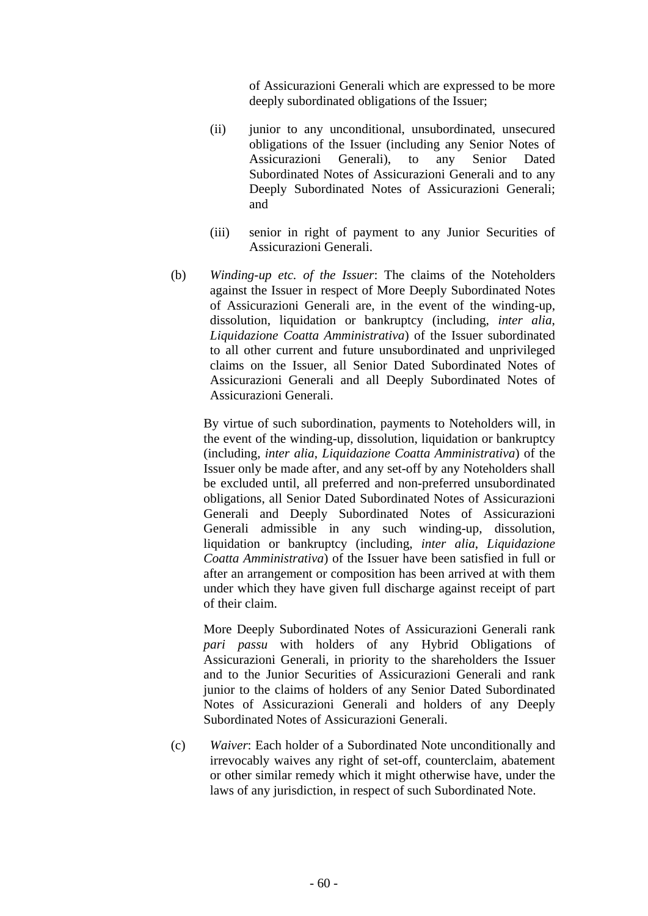of Assicurazioni Generali which are expressed to be more deeply subordinated obligations of the Issuer;

(ii) junior to any unconditional, unsubordinated, unsecured obligations of the Issuer (including any Senior Notes of Assicurazioni Generali), to any Senior Dated Subordinated Notes of Assicurazioni Generali and to any Deeply Subordinated Notes of Assicurazioni Generali; and

(iii) senior in right of payment to any Junior Securities of Assicurazioni Generali.

(b) *Winding-up etc. of the Issuer*: The claims of the Noteholders against the Issuer in respect of More Deeply Subordinated Notes of Assicurazioni Generali are, in the event of the winding-up, dissolution, liquidation or bankruptcy (including, *inter alia*, *Liquidazione Coatta Amministrativa*) of the Issuer subordinated to all other current and future unsubordinated and unprivileged claims on the Issuer, all Senior Dated Subordinated Notes of Assicurazioni Generali and all Deeply Subordinated Notes of Assicurazioni Generali.

By virtue of such subordination, payments to Noteholders will, in the event of the winding-up, dissolution, liquidation or bankruptcy (including, *inter alia*, *Liquidazione Coatta Amministrativa*) of the Issuer only be made after, and any set-off by any Noteholders shall be excluded until, all preferred and non-preferred unsubordinated obligations, all Senior Dated Subordinated Notes of Assicurazioni Generali and Deeply Subordinated Notes of Assicurazioni Generali admissible in any such winding-up, dissolution, liquidation or bankruptcy (including, *inter alia*, *Liquidazione Coatta Amministrativa*) of the Issuer have been satisfied in full or after an arrangement or composition has been arrived at with them under which they have given full discharge against receipt of part of their claim.

More Deeply Subordinated Notes of Assicurazioni Generali rank *pari passu* with holders of any Hybrid Obligations of Assicurazioni Generali, in priority to the shareholders the Issuer and to the Junior Securities of Assicurazioni Generali and rank junior to the claims of holders of any Senior Dated Subordinated Notes of Assicurazioni Generali and holders of any Deeply Subordinated Notes of Assicurazioni Generali.

(c) *Waiver*: Each holder of a Subordinated Note unconditionally and irrevocably waives any right of set-off, counterclaim, abatement or other similar remedy which it might otherwise have, under the laws of any jurisdiction, in respect of such Subordinated Note.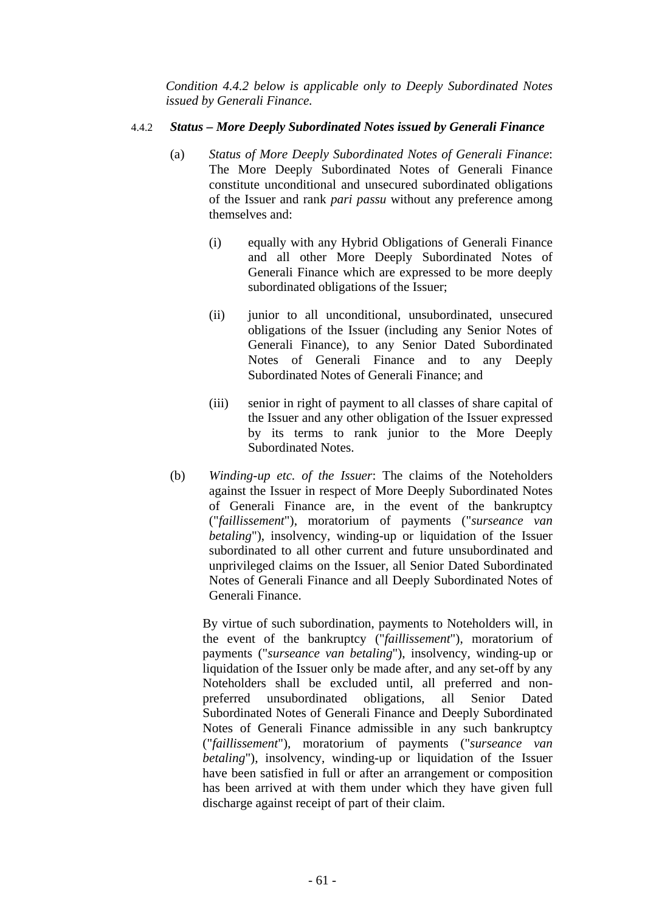*Condition 4.4.2 below is applicable only to Deeply Subordinated Notes issued by Generali Finance.*

4.4.2 ***Status – More Deeply Subordinated Notes issued by Generali Finance***

(a) *Status of More Deeply Subordinated Notes of Generali Finance*: The More Deeply Subordinated Notes of Generali Finance constitute unconditional and unsecured subordinated obligations of the Issuer and rank *pari passu* without any preference among themselves and:

(i) equally with any Hybrid Obligations of Generali Finance and all other More Deeply Subordinated Notes of Generali Finance which are expressed to be more deeply subordinated obligations of the Issuer;

(ii) junior to all unconditional, unsubordinated, unsecured obligations of the Issuer (including any Senior Notes of Generali Finance), to any Senior Dated Subordinated Notes of Generali Finance and to any Deeply Subordinated Notes of Generali Finance; and

(iii) senior in right of payment to all classes of share capital of the Issuer and any other obligation of the Issuer expressed by its terms to rank junior to the More Deeply Subordinated Notes.

(b) *Winding-up etc. of the Issuer*: The claims of the Noteholders against the Issuer in respect of More Deeply Subordinated Notes of Generali Finance are, in the event of the bankruptcy ("*faillissement*"), moratorium of payments ("*surseance van betaling*"), insolvency, winding-up or liquidation of the Issuer subordinated to all other current and future unsubordinated and unprivileged claims on the Issuer, all Senior Dated Subordinated Notes of Generali Finance and all Deeply Subordinated Notes of Generali Finance.

By virtue of such subordination, payments to Noteholders will, in the event of the bankruptcy ("*faillissement*"), moratorium of payments ("*surseance van betaling*"), insolvency, winding-up or liquidation of the Issuer only be made after, and any set-off by any Noteholders shall be excluded until, all preferred and non-preferred unsubordinated obligations, all Senior Dated Subordinated Notes of Generali Finance and Deeply Subordinated Notes of Generali Finance admissible in any such bankruptcy ("*faillissement*"), moratorium of payments ("*surseance van betaling*"), insolvency, winding-up or liquidation of the Issuer have been satisfied in full or after an arrangement or composition has been arrived at with them under which they have given full discharge against receipt of part of their claim.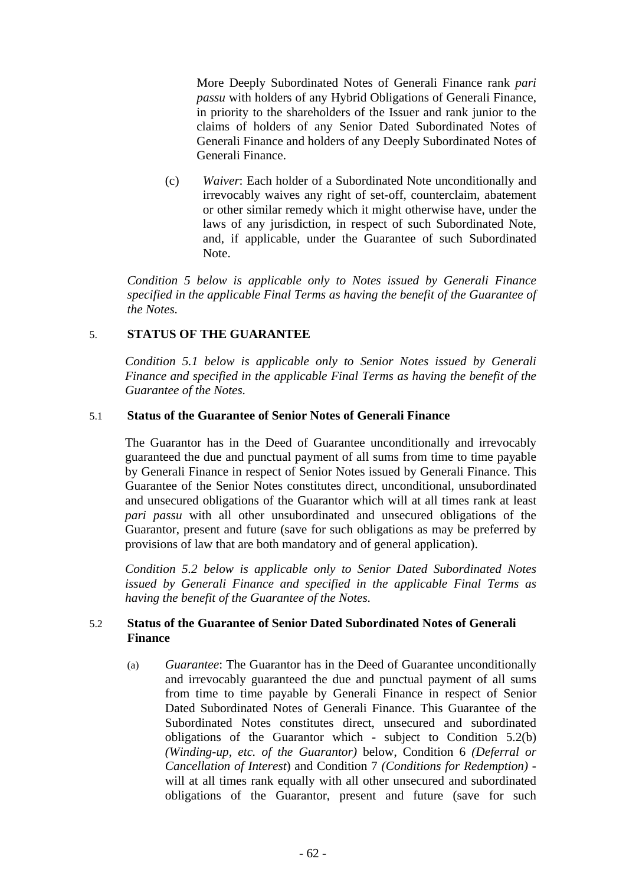More Deeply Subordinated Notes of Generali Finance rank *pari passu* with holders of any Hybrid Obligations of Generali Finance, in priority to the shareholders of the Issuer and rank junior to the claims of holders of any Senior Dated Subordinated Notes of Generali Finance and holders of any Deeply Subordinated Notes of Generali Finance.

(c) *Waiver*: Each holder of a Subordinated Note unconditionally and irrevocably waives any right of set-off, counterclaim, abatement or other similar remedy which it might otherwise have, under the laws of any jurisdiction, in respect of such Subordinated Note, and, if applicable, under the Guarantee of such Subordinated Note.

*Condition 5 below is applicable only to Notes issued by Generali Finance specified in the applicable Final Terms as having the benefit of the Guarantee of the Notes.*

## 5. STATUS OF THE GUARANTEE

*Condition 5.1 below is applicable only to Senior Notes issued by Generali Finance and specified in the applicable Final Terms as having the benefit of the Guarantee of the Notes.*

### 5.1 Status of the Guarantee of Senior Notes of Generali Finance

The Guarantor has in the Deed of Guarantee unconditionally and irrevocably guaranteed the due and punctual payment of all sums from time to time payable by Generali Finance in respect of Senior Notes issued by Generali Finance. This Guarantee of the Senior Notes constitutes direct, unconditional, unsubordinated and unsecured obligations of the Guarantor which will at all times rank at least *pari passu* with all other unsubordinated and unsecured obligations of the Guarantor, present and future (save for such obligations as may be preferred by provisions of law that are both mandatory and of general application).

*Condition 5.2 below is applicable only to Senior Dated Subordinated Notes issued by Generali Finance and specified in the applicable Final Terms as having the benefit of the Guarantee of the Notes.*

### 5.2 Status of the Guarantee of Senior Dated Subordinated Notes of Generali Finance

(a) *Guarantee*: The Guarantor has in the Deed of Guarantee unconditionally and irrevocably guaranteed the due and punctual payment of all sums from time to time payable by Generali Finance in respect of Senior Dated Subordinated Notes of Generali Finance. This Guarantee of the Subordinated Notes constitutes direct, unsecured and subordinated obligations of the Guarantor which - subject to Condition 5.2(b) *(Winding-up, etc. of the Guarantor)* below, Condition 6 *(Deferral or Cancellation of Interest*) and Condition 7 *(Conditions for Redemption)* - will at all times rank equally with all other unsecured and subordinated obligations of the Guarantor, present and future (save for such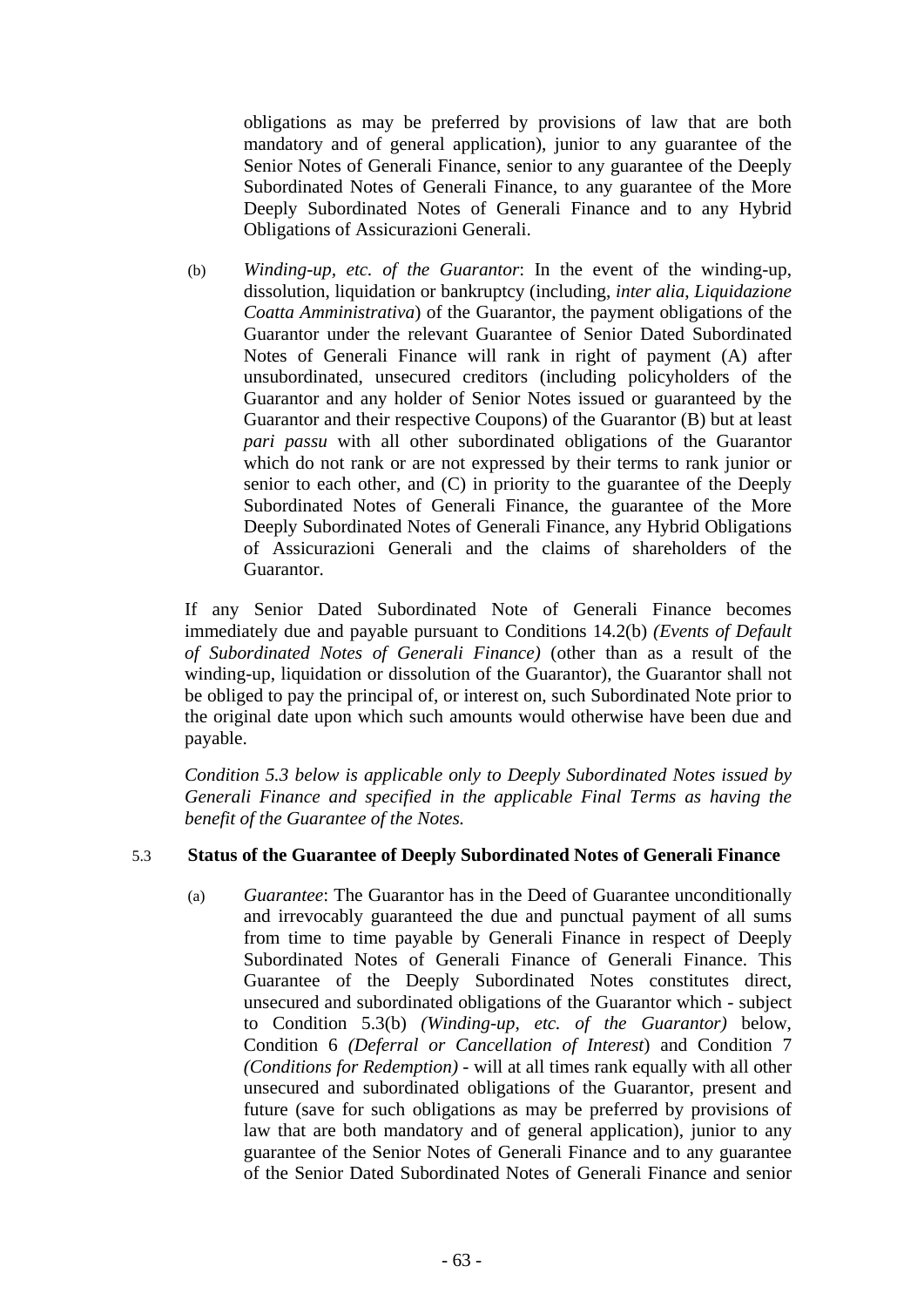obligations as may be preferred by provisions of law that are both mandatory and of general application), junior to any guarantee of the Senior Notes of Generali Finance, senior to any guarantee of the Deeply Subordinated Notes of Generali Finance, to any guarantee of the More Deeply Subordinated Notes of Generali Finance and to any Hybrid Obligations of Assicurazioni Generali.

(b) *Winding-up, etc. of the Guarantor*: In the event of the winding-up, dissolution, liquidation or bankruptcy (including, *inter alia*, *Liquidazione Coatta Amministrativa*) of the Guarantor, the payment obligations of the Guarantor under the relevant Guarantee of Senior Dated Subordinated Notes of Generali Finance will rank in right of payment (A) after unsubordinated, unsecured creditors (including policyholders of the Guarantor and any holder of Senior Notes issued or guaranteed by the Guarantor and their respective Coupons) of the Guarantor (B) but at least *pari passu* with all other subordinated obligations of the Guarantor which do not rank or are not expressed by their terms to rank junior or senior to each other, and (C) in priority to the guarantee of the Deeply Subordinated Notes of Generali Finance, the guarantee of the More Deeply Subordinated Notes of Generali Finance, any Hybrid Obligations of Assicurazioni Generali and the claims of shareholders of the Guarantor.

If any Senior Dated Subordinated Note of Generali Finance becomes immediately due and payable pursuant to Conditions 14.2(b) *(Events of Default of Subordinated Notes of Generali Finance)* (other than as a result of the winding-up, liquidation or dissolution of the Guarantor), the Guarantor shall not be obliged to pay the principal of, or interest on, such Subordinated Note prior to the original date upon which such amounts would otherwise have been due and payable.

*Condition 5.3 below is applicable only to Deeply Subordinated Notes issued by Generali Finance and specified in the applicable Final Terms as having the benefit of the Guarantee of the Notes.*

### 5.3 Status of the Guarantee of Deeply Subordinated Notes of Generali Finance

(a) *Guarantee*: The Guarantor has in the Deed of Guarantee unconditionally and irrevocably guaranteed the due and punctual payment of all sums from time to time payable by Generali Finance in respect of Deeply Subordinated Notes of Generali Finance of Generali Finance. This Guarantee of the Deeply Subordinated Notes constitutes direct, unsecured and subordinated obligations of the Guarantor which - subject to Condition 5.3(b) *(Winding-up, etc. of the Guarantor)* below, Condition 6 *(Deferral or Cancellation of Interest*) and Condition 7 *(Conditions for Redemption)* - will at all times rank equally with all other unsecured and subordinated obligations of the Guarantor, present and future (save for such obligations as may be preferred by provisions of law that are both mandatory and of general application), junior to any guarantee of the Senior Notes of Generali Finance and to any guarantee of the Senior Dated Subordinated Notes of Generali Finance and senior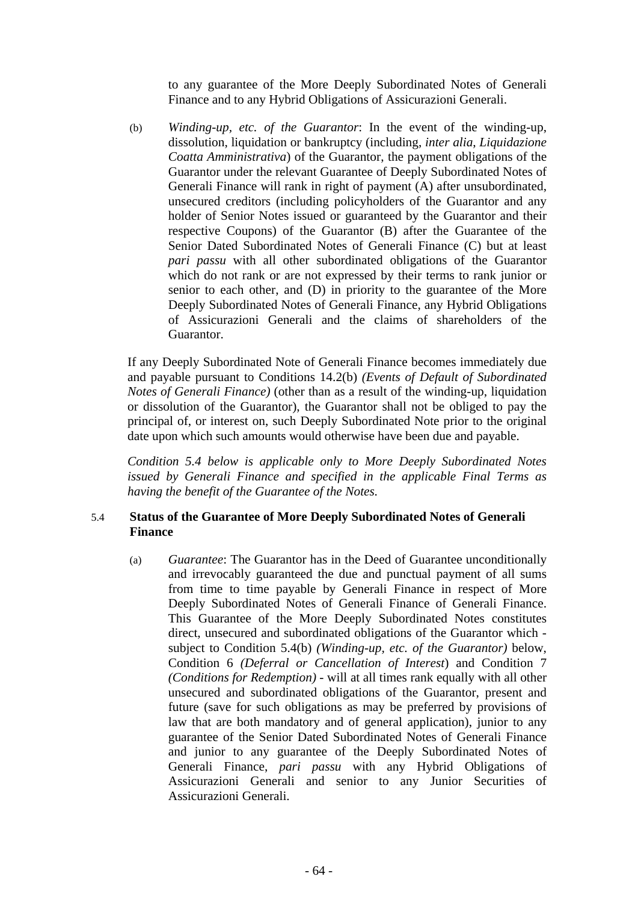to any guarantee of the More Deeply Subordinated Notes of Generali Finance and to any Hybrid Obligations of Assicurazioni Generali.

(b) *Winding-up, etc. of the Guarantor*: In the event of the winding-up, dissolution, liquidation or bankruptcy (including, *inter alia*, *Liquidazione Coatta Amministrativa*) of the Guarantor, the payment obligations of the Guarantor under the relevant Guarantee of Deeply Subordinated Notes of Generali Finance will rank in right of payment (A) after unsubordinated, unsecured creditors (including policyholders of the Guarantor and any holder of Senior Notes issued or guaranteed by the Guarantor and their respective Coupons) of the Guarantor (B) after the Guarantee of the Senior Dated Subordinated Notes of Generali Finance (C) but at least *pari passu* with all other subordinated obligations of the Guarantor which do not rank or are not expressed by their terms to rank junior or senior to each other, and (D) in priority to the guarantee of the More Deeply Subordinated Notes of Generali Finance, any Hybrid Obligations of Assicurazioni Generali and the claims of shareholders of the Guarantor.

If any Deeply Subordinated Note of Generali Finance becomes immediately due and payable pursuant to Conditions 14.2(b) *(Events of Default of Subordinated Notes of Generali Finance)* (other than as a result of the winding-up, liquidation or dissolution of the Guarantor), the Guarantor shall not be obliged to pay the principal of, or interest on, such Deeply Subordinated Note prior to the original date upon which such amounts would otherwise have been due and payable.

*Condition 5.4 below is applicable only to More Deeply Subordinated Notes issued by Generali Finance and specified in the applicable Final Terms as having the benefit of the Guarantee of the Notes.*

### 5.4 Status of the Guarantee of More Deeply Subordinated Notes of Generali Finance

(a) *Guarantee*: The Guarantor has in the Deed of Guarantee unconditionally and irrevocably guaranteed the due and punctual payment of all sums from time to time payable by Generali Finance in respect of More Deeply Subordinated Notes of Generali Finance of Generali Finance. This Guarantee of the More Deeply Subordinated Notes constitutes direct, unsecured and subordinated obligations of the Guarantor which - subject to Condition 5.4(b) *(Winding-up, etc. of the Guarantor)* below, Condition 6 *(Deferral or Cancellation of Interest*) and Condition 7 *(Conditions for Redemption)* - will at all times rank equally with all other unsecured and subordinated obligations of the Guarantor, present and future (save for such obligations as may be preferred by provisions of law that are both mandatory and of general application), junior to any guarantee of the Senior Dated Subordinated Notes of Generali Finance and junior to any guarantee of the Deeply Subordinated Notes of Generali Finance, *pari passu* with any Hybrid Obligations of Assicurazioni Generali and senior to any Junior Securities of Assicurazioni Generali.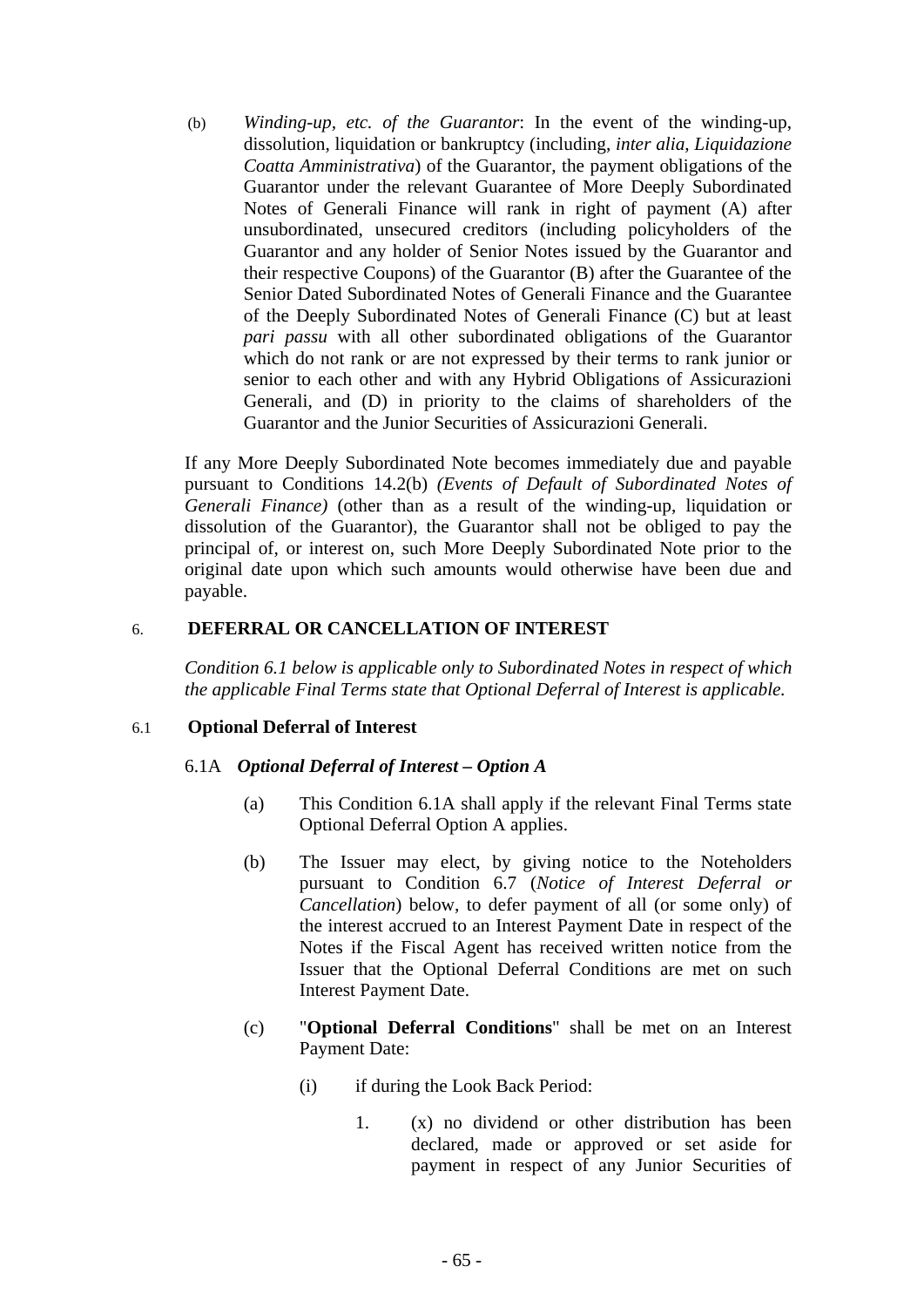(b) *Winding-up, etc. of the Guarantor*: In the event of the winding-up, dissolution, liquidation or bankruptcy (including, *inter alia*, *Liquidazione Coatta Amministrativa*) of the Guarantor, the payment obligations of the Guarantor under the relevant Guarantee of More Deeply Subordinated Notes of Generali Finance will rank in right of payment (A) after unsubordinated, unsecured creditors (including policyholders of the Guarantor and any holder of Senior Notes issued by the Guarantor and their respective Coupons) of the Guarantor (B) after the Guarantee of the Senior Dated Subordinated Notes of Generali Finance and the Guarantee of the Deeply Subordinated Notes of Generali Finance (C) but at least *pari passu* with all other subordinated obligations of the Guarantor which do not rank or are not expressed by their terms to rank junior or senior to each other and with any Hybrid Obligations of Assicurazioni Generali, and (D) in priority to the claims of shareholders of the Guarantor and the Junior Securities of Assicurazioni Generali.

If any More Deeply Subordinated Note becomes immediately due and payable pursuant to Conditions 14.2(b) *(Events of Default of Subordinated Notes of Generali Finance)* (other than as a result of the winding-up, liquidation or dissolution of the Guarantor), the Guarantor shall not be obliged to pay the principal of, or interest on, such More Deeply Subordinated Note prior to the original date upon which such amounts would otherwise have been due and payable.

## 6. DEFERRAL OR CANCELLATION OF INTEREST

*Condition 6.1 below is applicable only to Subordinated Notes in respect of which the applicable Final Terms state that Optional Deferral of Interest is applicable.*

### 6.1 Optional Deferral of Interest

#### 6.1A *Optional Deferral of Interest – Option A*

(a) This Condition 6.1A shall apply if the relevant Final Terms state Optional Deferral Option A applies.

(b) The Issuer may elect, by giving notice to the Noteholders pursuant to Condition 6.7 (*Notice of Interest Deferral or Cancellation*) below, to defer payment of all (or some only) of the interest accrued to an Interest Payment Date in respect of the Notes if the Fiscal Agent has received written notice from the Issuer that the Optional Deferral Conditions are met on such Interest Payment Date.

(c) "**Optional Deferral Conditions**" shall be met on an Interest Payment Date:

(i) if during the Look Back Period:

1. (x) no dividend or other distribution has been declared, made or approved or set aside for payment in respect of any Junior Securities of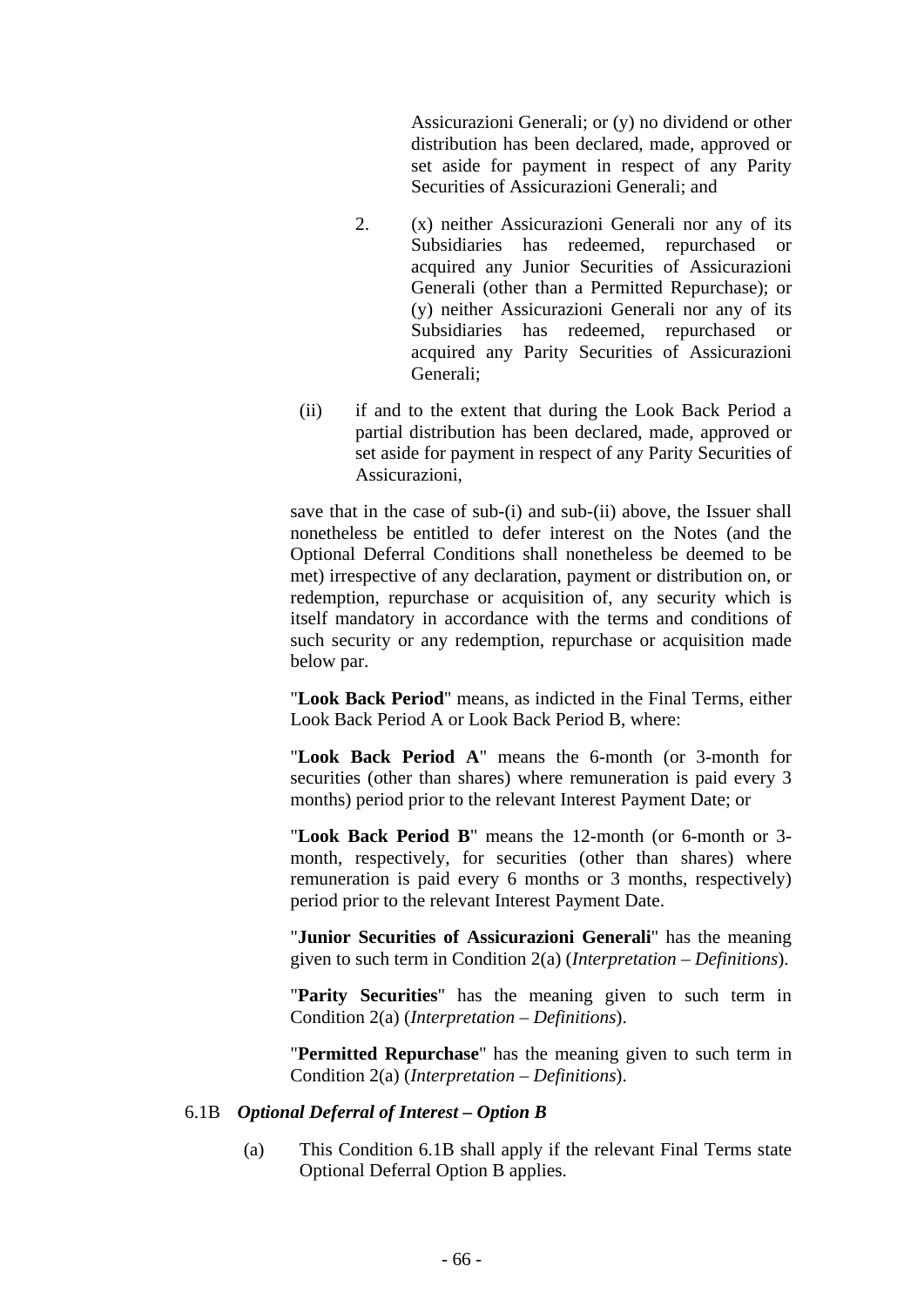Assicurazioni Generali; or (y) no dividend or other distribution has been declared, made, approved or set aside for payment in respect of any Parity Securities of Assicurazioni Generali; and

2. (x) neither Assicurazioni Generali nor any of its Subsidiaries has redeemed, repurchased or acquired any Junior Securities of Assicurazioni Generali (other than a Permitted Repurchase); or (y) neither Assicurazioni Generali nor any of its Subsidiaries has redeemed, repurchased or acquired any Parity Securities of Assicurazioni Generali;

(ii) if and to the extent that during the Look Back Period a partial distribution has been declared, made, approved or set aside for payment in respect of any Parity Securities of Assicurazioni,

save that in the case of sub-(i) and sub-(ii) above, the Issuer shall nonetheless be entitled to defer interest on the Notes (and the Optional Deferral Conditions shall nonetheless be deemed to be met) irrespective of any declaration, payment or distribution on, or redemption, repurchase or acquisition of, any security which is itself mandatory in accordance with the terms and conditions of such security or any redemption, repurchase or acquisition made below par.

"**Look Back Period**" means, as indicted in the Final Terms, either Look Back Period A or Look Back Period B, where:

"**Look Back Period A**" means the 6-month (or 3-month for securities (other than shares) where remuneration is paid every 3 months) period prior to the relevant Interest Payment Date; or

"**Look Back Period B**" means the 12-month (or 6-month or 3-month, respectively, for securities (other than shares) where remuneration is paid every 6 months or 3 months, respectively) period prior to the relevant Interest Payment Date.

"**Junior Securities of Assicurazioni Generali**" has the meaning given to such term in Condition 2(a) (*Interpretation – Definitions*).

"**Parity Securities**" has the meaning given to such term in Condition 2(a) (*Interpretation – Definitions*).

"**Permitted Repurchase**" has the meaning given to such term in Condition 2(a) (*Interpretation – Definitions*).

### 6.1B *Optional Deferral of Interest – Option B*

(a) This Condition 6.1B shall apply if the relevant Final Terms state Optional Deferral Option B applies.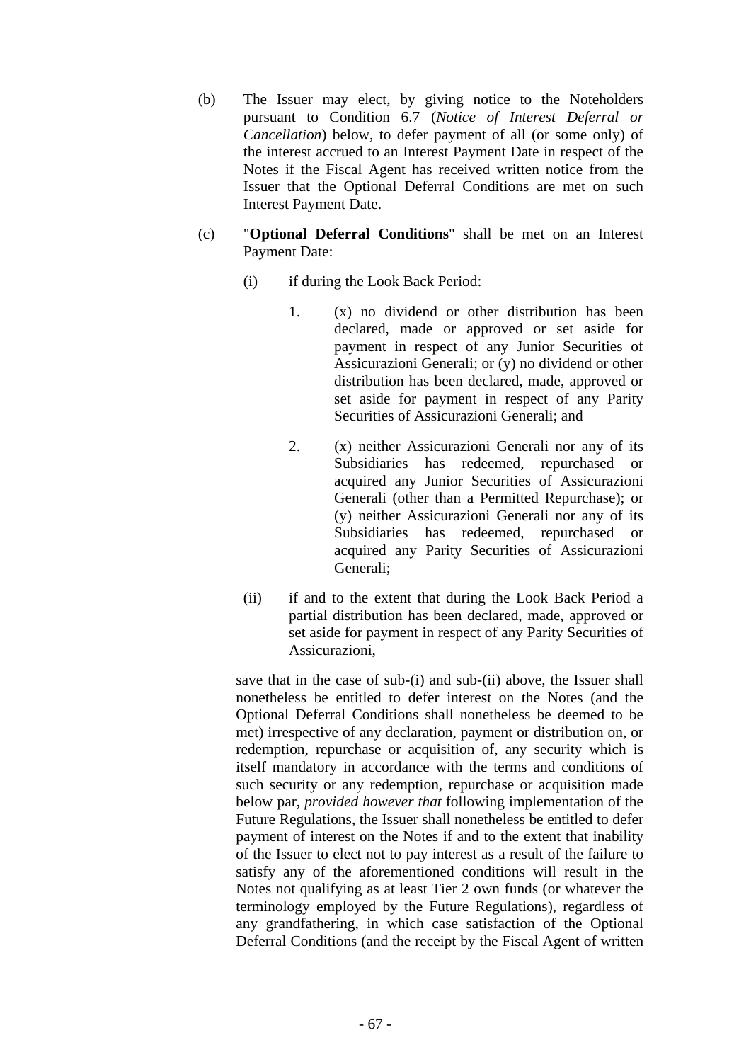(b) The Issuer may elect, by giving notice to the Noteholders pursuant to Condition 6.7 (*Notice of Interest Deferral or Cancellation*) below, to defer payment of all (or some only) of the interest accrued to an Interest Payment Date in respect of the Notes if the Fiscal Agent has received written notice from the Issuer that the Optional Deferral Conditions are met on such Interest Payment Date.

(c) "**Optional Deferral Conditions**" shall be met on an Interest Payment Date:

   (i) if during the Look Back Period:

      1. (x) no dividend or other distribution has been declared, made or approved or set aside for payment in respect of any Junior Securities of Assicurazioni Generali; or (y) no dividend or other distribution has been declared, made, approved or set aside for payment in respect of any Parity Securities of Assicurazioni Generali; and

      2. (x) neither Assicurazioni Generali nor any of its Subsidiaries has redeemed, repurchased or acquired any Junior Securities of Assicurazioni Generali (other than a Permitted Repurchase); or (y) neither Assicurazioni Generali nor any of its Subsidiaries has redeemed, repurchased or acquired any Parity Securities of Assicurazioni Generali;

   (ii) if and to the extent that during the Look Back Period a partial distribution has been declared, made, approved or set aside for payment in respect of any Parity Securities of Assicurazioni,

   save that in the case of sub-(i) and sub-(ii) above, the Issuer shall nonetheless be entitled to defer interest on the Notes (and the Optional Deferral Conditions shall nonetheless be deemed to be met) irrespective of any declaration, payment or distribution on, or redemption, repurchase or acquisition of, any security which is itself mandatory in accordance with the terms and conditions of such security or any redemption, repurchase or acquisition made below par, *provided however that* following implementation of the Future Regulations, the Issuer shall nonetheless be entitled to defer payment of interest on the Notes if and to the extent that inability of the Issuer to elect not to pay interest as a result of the failure to satisfy any of the aforementioned conditions will result in the Notes not qualifying as at least Tier 2 own funds (or whatever the terminology employed by the Future Regulations), regardless of any grandfathering, in which case satisfaction of the Optional Deferral Conditions (and the receipt by the Fiscal Agent of written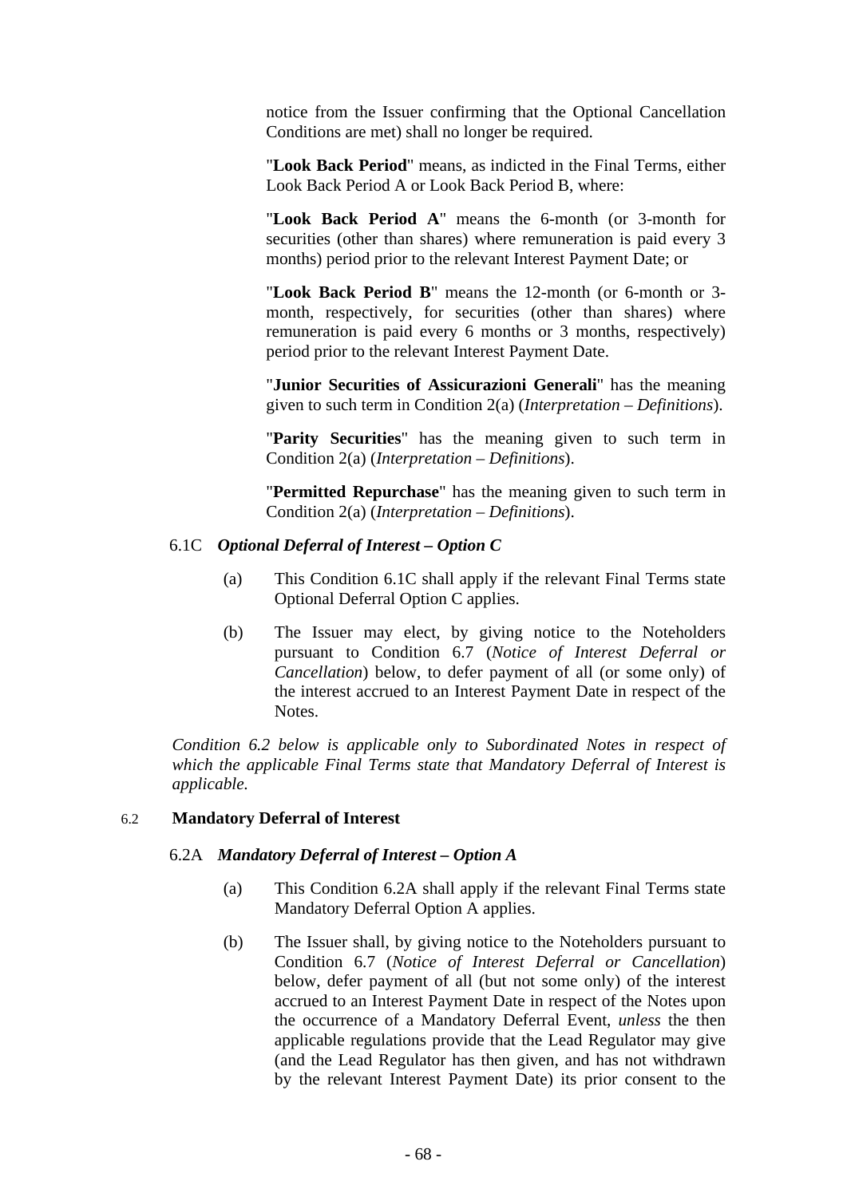notice from the Issuer confirming that the Optional Cancellation Conditions are met) shall no longer be required.

"**Look Back Period**" means, as indicted in the Final Terms, either Look Back Period A or Look Back Period B, where:

"**Look Back Period A**" means the 6-month (or 3-month for securities (other than shares) where remuneration is paid every 3 months) period prior to the relevant Interest Payment Date; or

"**Look Back Period B**" means the 12-month (or 6-month or 3-month, respectively, for securities (other than shares) where remuneration is paid every 6 months or 3 months, respectively) period prior to the relevant Interest Payment Date.

"**Junior Securities of Assicurazioni Generali**" has the meaning given to such term in Condition 2(a) (*Interpretation – Definitions*).

"**Parity Securities**" has the meaning given to such term in Condition 2(a) (*Interpretation – Definitions*).

"**Permitted Repurchase**" has the meaning given to such term in Condition 2(a) (*Interpretation – Definitions*).

6.1C ***Optional Deferral of Interest – Option C***

(a) This Condition 6.1C shall apply if the relevant Final Terms state Optional Deferral Option C applies.

(b) The Issuer may elect, by giving notice to the Noteholders pursuant to Condition 6.7 (*Notice of Interest Deferral or Cancellation*) below, to defer payment of all (or some only) of the interest accrued to an Interest Payment Date in respect of the Notes.

*Condition 6.2 below is applicable only to Subordinated Notes in respect of which the applicable Final Terms state that Mandatory Deferral of Interest is applicable.*

### 6.2 Mandatory Deferral of Interest

6.2A ***Mandatory Deferral of Interest – Option A***

(a) This Condition 6.2A shall apply if the relevant Final Terms state Mandatory Deferral Option A applies.

(b) The Issuer shall, by giving notice to the Noteholders pursuant to Condition 6.7 (*Notice of Interest Deferral or Cancellation*) below, defer payment of all (but not some only) of the interest accrued to an Interest Payment Date in respect of the Notes upon the occurrence of a Mandatory Deferral Event, *unless* the then applicable regulations provide that the Lead Regulator may give (and the Lead Regulator has then given, and has not withdrawn by the relevant Interest Payment Date) its prior consent to the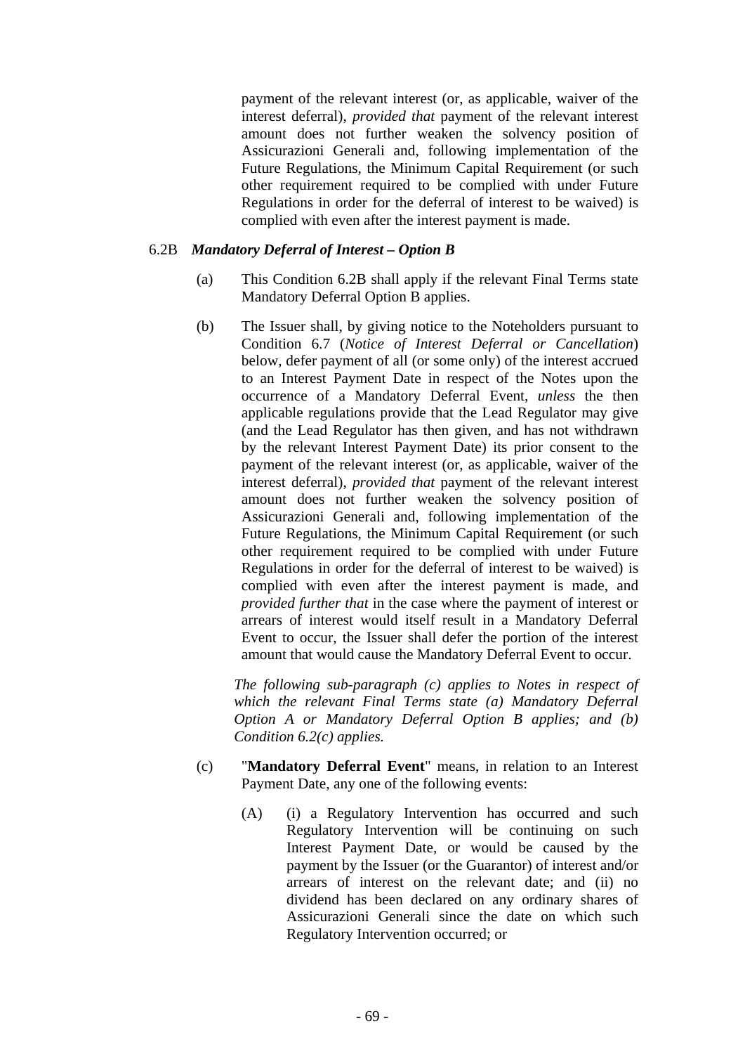payment of the relevant interest (or, as applicable, waiver of the interest deferral), *provided that* payment of the relevant interest amount does not further weaken the solvency position of Assicurazioni Generali and, following implementation of the Future Regulations, the Minimum Capital Requirement (or such other requirement required to be complied with under Future Regulations in order for the deferral of interest to be waived) is complied with even after the interest payment is made.

6.2B ***Mandatory Deferral of Interest – Option B***

(a) This Condition 6.2B shall apply if the relevant Final Terms state Mandatory Deferral Option B applies.

(b) The Issuer shall, by giving notice to the Noteholders pursuant to Condition 6.7 (*Notice of Interest Deferral or Cancellation*) below, defer payment of all (or some only) of the interest accrued to an Interest Payment Date in respect of the Notes upon the occurrence of a Mandatory Deferral Event, *unless* the then applicable regulations provide that the Lead Regulator may give (and the Lead Regulator has then given, and has not withdrawn by the relevant Interest Payment Date) its prior consent to the payment of the relevant interest (or, as applicable, waiver of the interest deferral), *provided that* payment of the relevant interest amount does not further weaken the solvency position of Assicurazioni Generali and, following implementation of the Future Regulations, the Minimum Capital Requirement (or such other requirement required to be complied with under Future Regulations in order for the deferral of interest to be waived) is complied with even after the interest payment is made, and *provided further that* in the case where the payment of interest or arrears of interest would itself result in a Mandatory Deferral Event to occur, the Issuer shall defer the portion of the interest amount that would cause the Mandatory Deferral Event to occur.

*The following sub-paragraph (c) applies to Notes in respect of which the relevant Final Terms state (a) Mandatory Deferral Option A or Mandatory Deferral Option B applies; and (b) Condition 6.2(c) applies.*

(c) "**Mandatory Deferral Event**" means, in relation to an Interest Payment Date, any one of the following events:

(A) (i) a Regulatory Intervention has occurred and such Regulatory Intervention will be continuing on such Interest Payment Date, or would be caused by the payment by the Issuer (or the Guarantor) of interest and/or arrears of interest on the relevant date; and (ii) no dividend has been declared on any ordinary shares of Assicurazioni Generali since the date on which such Regulatory Intervention occurred; or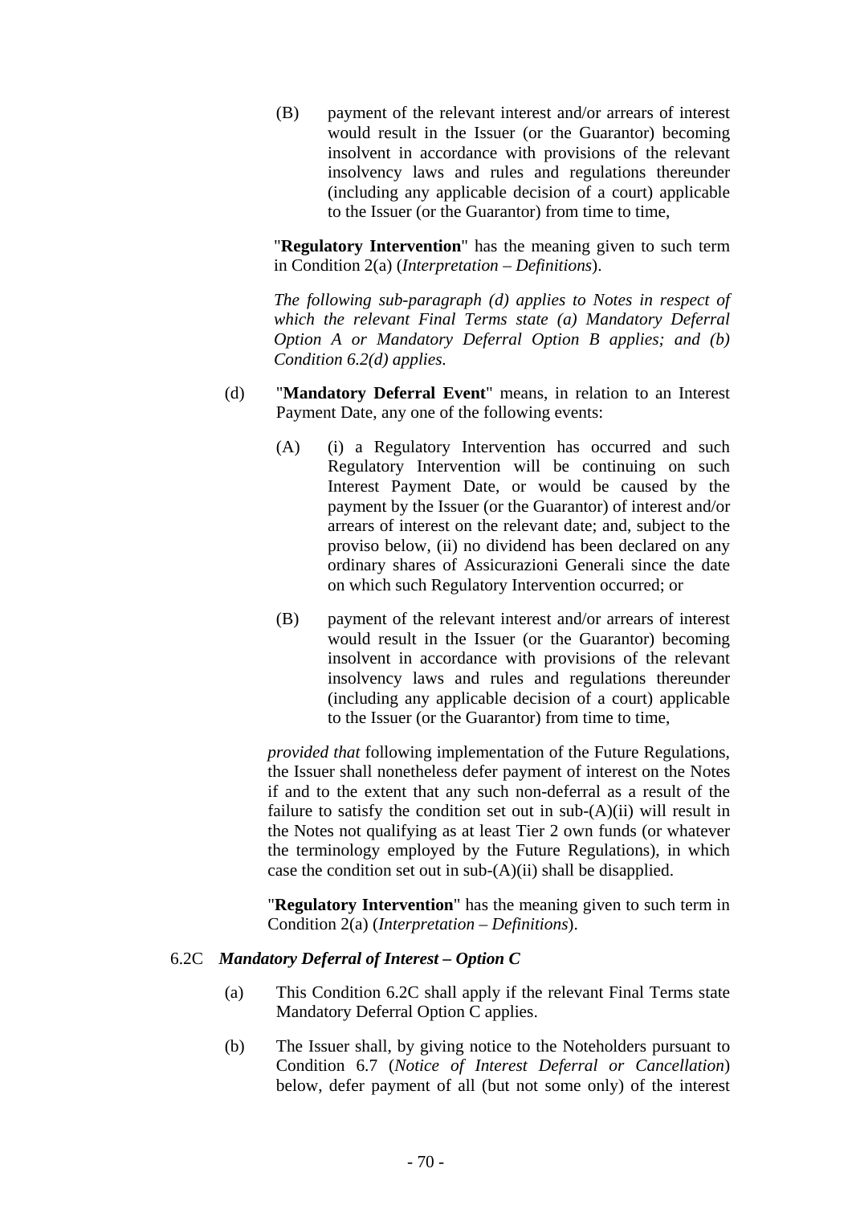(B) payment of the relevant interest and/or arrears of interest would result in the Issuer (or the Guarantor) becoming insolvent in accordance with provisions of the relevant insolvency laws and rules and regulations thereunder (including any applicable decision of a court) applicable to the Issuer (or the Guarantor) from time to time,

"**Regulatory Intervention**" has the meaning given to such term in Condition 2(a) (*Interpretation – Definitions*).

*The following sub-paragraph (d) applies to Notes in respect of which the relevant Final Terms state (a) Mandatory Deferral Option A or Mandatory Deferral Option B applies; and (b) Condition 6.2(d) applies.*

(d) "**Mandatory Deferral Event**" means, in relation to an Interest Payment Date, any one of the following events:

(A) (i) a Regulatory Intervention has occurred and such Regulatory Intervention will be continuing on such Interest Payment Date, or would be caused by the payment by the Issuer (or the Guarantor) of interest and/or arrears of interest on the relevant date; and, subject to the proviso below, (ii) no dividend has been declared on any ordinary shares of Assicurazioni Generali since the date on which such Regulatory Intervention occurred; or

(B) payment of the relevant interest and/or arrears of interest would result in the Issuer (or the Guarantor) becoming insolvent in accordance with provisions of the relevant insolvency laws and rules and regulations thereunder (including any applicable decision of a court) applicable to the Issuer (or the Guarantor) from time to time,

*provided that* following implementation of the Future Regulations, the Issuer shall nonetheless defer payment of interest on the Notes if and to the extent that any such non-deferral as a result of the failure to satisfy the condition set out in sub-(A)(ii) will result in the Notes not qualifying as at least Tier 2 own funds (or whatever the terminology employed by the Future Regulations), in which case the condition set out in sub-(A)(ii) shall be disapplied.

"**Regulatory Intervention**" has the meaning given to such term in Condition 2(a) (*Interpretation – Definitions*).

### 6.2C *Mandatory Deferral of Interest – Option C*

(a) This Condition 6.2C shall apply if the relevant Final Terms state Mandatory Deferral Option C applies.

(b) The Issuer shall, by giving notice to the Noteholders pursuant to Condition 6.7 (*Notice of Interest Deferral or Cancellation*) below, defer payment of all (but not some only) of the interest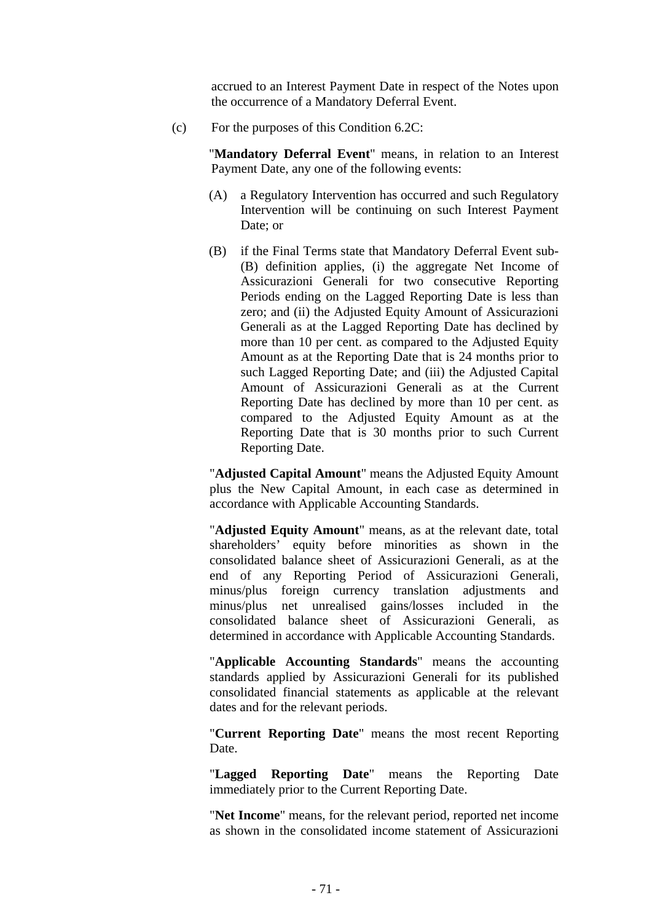accrued to an Interest Payment Date in respect of the Notes upon the occurrence of a Mandatory Deferral Event.

(c) For the purposes of this Condition 6.2C:

"**Mandatory Deferral Event**" means, in relation to an Interest Payment Date, any one of the following events:

(A) a Regulatory Intervention has occurred and such Regulatory Intervention will be continuing on such Interest Payment Date; or

(B) if the Final Terms state that Mandatory Deferral Event sub-(B) definition applies, (i) the aggregate Net Income of Assicurazioni Generali for two consecutive Reporting Periods ending on the Lagged Reporting Date is less than zero; and (ii) the Adjusted Equity Amount of Assicurazioni Generali as at the Lagged Reporting Date has declined by more than 10 per cent. as compared to the Adjusted Equity Amount as at the Reporting Date that is 24 months prior to such Lagged Reporting Date; and (iii) the Adjusted Capital Amount of Assicurazioni Generali as at the Current Reporting Date has declined by more than 10 per cent. as compared to the Adjusted Equity Amount as at the Reporting Date that is 30 months prior to such Current Reporting Date.

"**Adjusted Capital Amount**" means the Adjusted Equity Amount plus the New Capital Amount, in each case as determined in accordance with Applicable Accounting Standards.

"**Adjusted Equity Amount**" means, as at the relevant date, total shareholders' equity before minorities as shown in the consolidated balance sheet of Assicurazioni Generali, as at the end of any Reporting Period of Assicurazioni Generali, minus/plus foreign currency translation adjustments and minus/plus net unrealised gains/losses included in the consolidated balance sheet of Assicurazioni Generali, as determined in accordance with Applicable Accounting Standards.

"**Applicable Accounting Standards**" means the accounting standards applied by Assicurazioni Generali for its published consolidated financial statements as applicable at the relevant dates and for the relevant periods.

"**Current Reporting Date**" means the most recent Reporting Date.

"**Lagged Reporting Date**" means the Reporting Date immediately prior to the Current Reporting Date.

"**Net Income**" means, for the relevant period, reported net income as shown in the consolidated income statement of Assicurazioni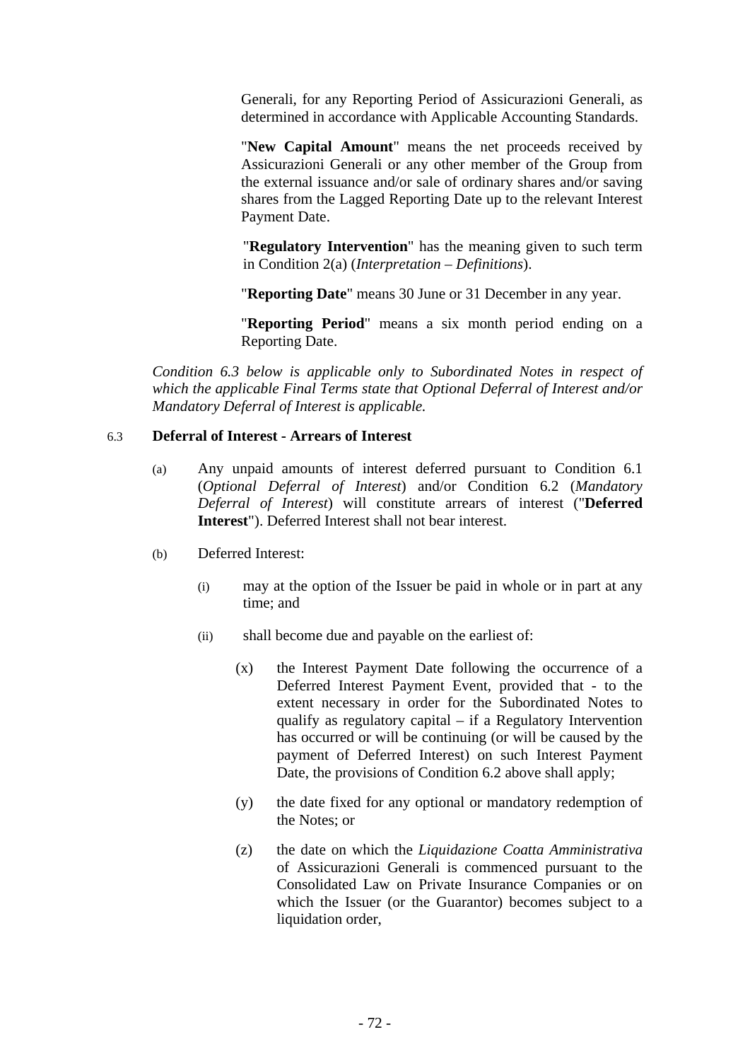Generali, for any Reporting Period of Assicurazioni Generali, as determined in accordance with Applicable Accounting Standards.

"**New Capital Amount**" means the net proceeds received by Assicurazioni Generali or any other member of the Group from the external issuance and/or sale of ordinary shares and/or saving shares from the Lagged Reporting Date up to the relevant Interest Payment Date.

"**Regulatory Intervention**" has the meaning given to such term in Condition 2(a) (*Interpretation – Definitions*).

"**Reporting Date**" means 30 June or 31 December in any year.

"**Reporting Period**" means a six month period ending on a Reporting Date.

*Condition 6.3 below is applicable only to Subordinated Notes in respect of which the applicable Final Terms state that Optional Deferral of Interest and/or Mandatory Deferral of Interest is applicable.*

6.3 **Deferral of Interest - Arrears of Interest**

(a) Any unpaid amounts of interest deferred pursuant to Condition 6.1 (*Optional Deferral of Interest*) and/or Condition 6.2 (*Mandatory Deferral of Interest*) will constitute arrears of interest ("**Deferred Interest**"). Deferred Interest shall not bear interest.

(b) Deferred Interest:

(i) may at the option of the Issuer be paid in whole or in part at any time; and

(ii) shall become due and payable on the earliest of:

(x) the Interest Payment Date following the occurrence of a Deferred Interest Payment Event, provided that - to the extent necessary in order for the Subordinated Notes to qualify as regulatory capital – if a Regulatory Intervention has occurred or will be continuing (or will be caused by the payment of Deferred Interest) on such Interest Payment Date, the provisions of Condition 6.2 above shall apply;

(y) the date fixed for any optional or mandatory redemption of the Notes; or

(z) the date on which the *Liquidazione Coatta Amministrativa* of Assicurazioni Generali is commenced pursuant to the Consolidated Law on Private Insurance Companies or on which the Issuer (or the Guarantor) becomes subject to a liquidation order,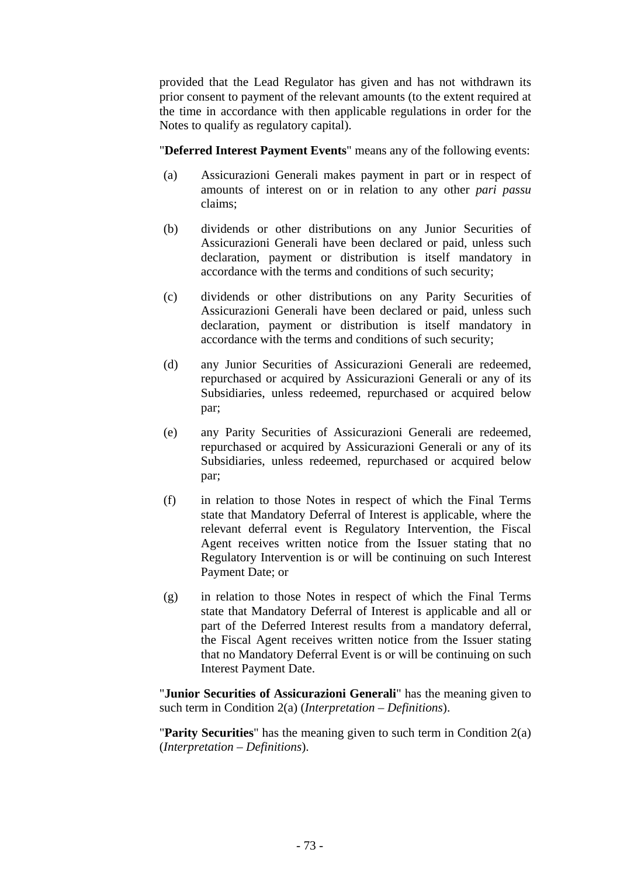provided that the Lead Regulator has given and has not withdrawn its prior consent to payment of the relevant amounts (to the extent required at the time in accordance with then applicable regulations in order for the Notes to qualify as regulatory capital).

"**Deferred Interest Payment Events**" means any of the following events:

(a) Assicurazioni Generali makes payment in part or in respect of amounts of interest on or in relation to any other *pari passu* claims;

(b) dividends or other distributions on any Junior Securities of Assicurazioni Generali have been declared or paid, unless such declaration, payment or distribution is itself mandatory in accordance with the terms and conditions of such security;

(c) dividends or other distributions on any Parity Securities of Assicurazioni Generali have been declared or paid, unless such declaration, payment or distribution is itself mandatory in accordance with the terms and conditions of such security;

(d) any Junior Securities of Assicurazioni Generali are redeemed, repurchased or acquired by Assicurazioni Generali or any of its Subsidiaries, unless redeemed, repurchased or acquired below par;

(e) any Parity Securities of Assicurazioni Generali are redeemed, repurchased or acquired by Assicurazioni Generali or any of its Subsidiaries, unless redeemed, repurchased or acquired below par;

(f) in relation to those Notes in respect of which the Final Terms state that Mandatory Deferral of Interest is applicable, where the relevant deferral event is Regulatory Intervention, the Fiscal Agent receives written notice from the Issuer stating that no Regulatory Intervention is or will be continuing on such Interest Payment Date; or

(g) in relation to those Notes in respect of which the Final Terms state that Mandatory Deferral of Interest is applicable and all or part of the Deferred Interest results from a mandatory deferral, the Fiscal Agent receives written notice from the Issuer stating that no Mandatory Deferral Event is or will be continuing on such Interest Payment Date.

"**Junior Securities of Assicurazioni Generali**" has the meaning given to such term in Condition 2(a) (*Interpretation – Definitions*).

"**Parity Securities**" has the meaning given to such term in Condition 2(a) (*Interpretation – Definitions*).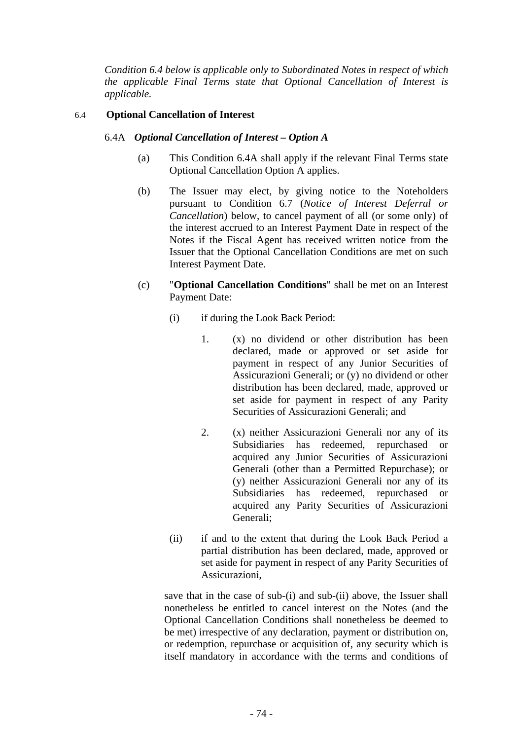*Condition 6.4 below is applicable only to Subordinated Notes in respect of which the applicable Final Terms state that Optional Cancellation of Interest is applicable.*

### 6.4 Optional Cancellation of Interest

#### 6.4A *Optional Cancellation of Interest – Option A*

(a) This Condition 6.4A shall apply if the relevant Final Terms state Optional Cancellation Option A applies.

(b) The Issuer may elect, by giving notice to the Noteholders pursuant to Condition 6.7 (*Notice of Interest Deferral or Cancellation*) below, to cancel payment of all (or some only) of the interest accrued to an Interest Payment Date in respect of the Notes if the Fiscal Agent has received written notice from the Issuer that the Optional Cancellation Conditions are met on such Interest Payment Date.

(c) "**Optional Cancellation Conditions**" shall be met on an Interest Payment Date:

(i) if during the Look Back Period:

1. (x) no dividend or other distribution has been declared, made or approved or set aside for payment in respect of any Junior Securities of Assicurazioni Generali; or (y) no dividend or other distribution has been declared, made, approved or set aside for payment in respect of any Parity Securities of Assicurazioni Generali; and

2. (x) neither Assicurazioni Generali nor any of its Subsidiaries has redeemed, repurchased or acquired any Junior Securities of Assicurazioni Generali (other than a Permitted Repurchase); or (y) neither Assicurazioni Generali nor any of its Subsidiaries has redeemed, repurchased or acquired any Parity Securities of Assicurazioni Generali;

(ii) if and to the extent that during the Look Back Period a partial distribution has been declared, made, approved or set aside for payment in respect of any Parity Securities of Assicurazioni,

save that in the case of sub-(i) and sub-(ii) above, the Issuer shall nonetheless be entitled to cancel interest on the Notes (and the Optional Cancellation Conditions shall nonetheless be deemed to be met) irrespective of any declaration, payment or distribution on, or redemption, repurchase or acquisition of, any security which is itself mandatory in accordance with the terms and conditions of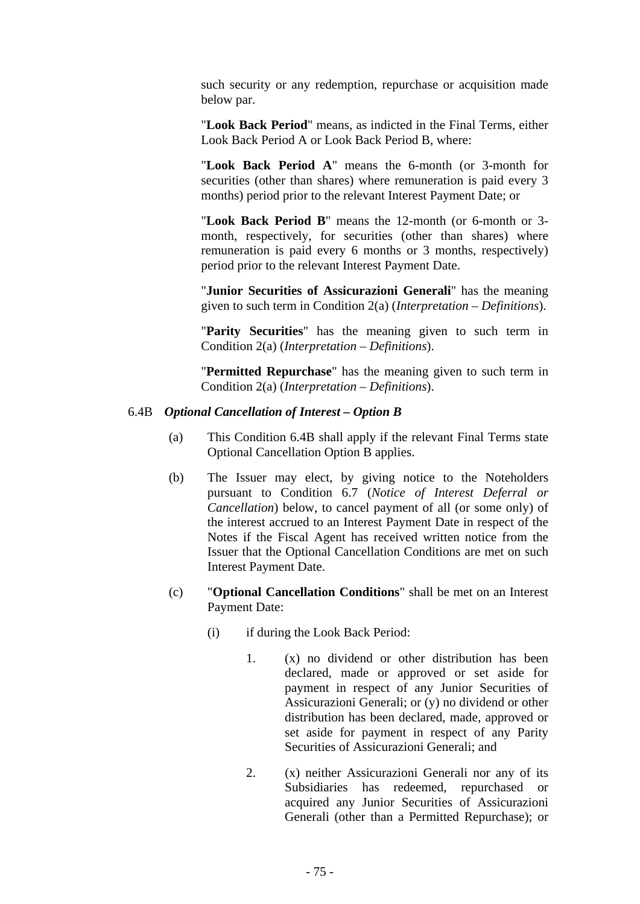such security or any redemption, repurchase or acquisition made below par.

"**Look Back Period**" means, as indicted in the Final Terms, either Look Back Period A or Look Back Period B, where:

"**Look Back Period A**" means the 6-month (or 3-month for securities (other than shares) where remuneration is paid every 3 months) period prior to the relevant Interest Payment Date; or

"**Look Back Period B**" means the 12-month (or 6-month or 3-month, respectively, for securities (other than shares) where remuneration is paid every 6 months or 3 months, respectively) period prior to the relevant Interest Payment Date.

"**Junior Securities of Assicurazioni Generali**" has the meaning given to such term in Condition 2(a) (*Interpretation – Definitions*).

"**Parity Securities**" has the meaning given to such term in Condition 2(a) (*Interpretation – Definitions*).

"**Permitted Repurchase**" has the meaning given to such term in Condition 2(a) (*Interpretation – Definitions*).

6.4B ***Optional Cancellation of Interest – Option B***

(a) This Condition 6.4B shall apply if the relevant Final Terms state Optional Cancellation Option B applies.

(b) The Issuer may elect, by giving notice to the Noteholders pursuant to Condition 6.7 (*Notice of Interest Deferral or Cancellation*) below, to cancel payment of all (or some only) of the interest accrued to an Interest Payment Date in respect of the Notes if the Fiscal Agent has received written notice from the Issuer that the Optional Cancellation Conditions are met on such Interest Payment Date.

(c) "**Optional Cancellation Conditions**" shall be met on an Interest Payment Date:

(i) if during the Look Back Period:

1. (x) no dividend or other distribution has been declared, made or approved or set aside for payment in respect of any Junior Securities of Assicurazioni Generali; or (y) no dividend or other distribution has been declared, made, approved or set aside for payment in respect of any Parity Securities of Assicurazioni Generali; and

2. (x) neither Assicurazioni Generali nor any of its Subsidiaries has redeemed, repurchased or acquired any Junior Securities of Assicurazioni Generali (other than a Permitted Repurchase); or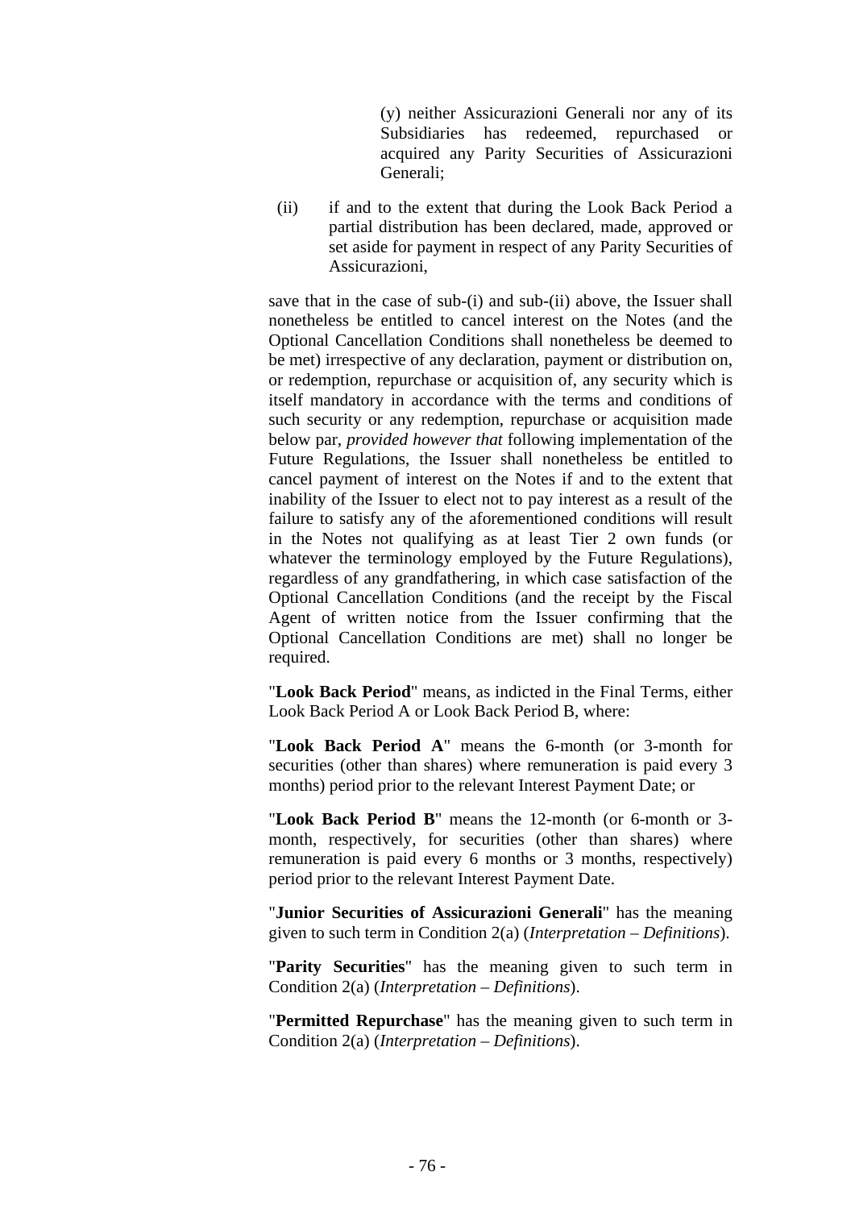(y) neither Assicurazioni Generali nor any of its Subsidiaries has redeemed, repurchased or acquired any Parity Securities of Assicurazioni Generali;

(ii) if and to the extent that during the Look Back Period a partial distribution has been declared, made, approved or set aside for payment in respect of any Parity Securities of Assicurazioni,

save that in the case of sub-(i) and sub-(ii) above, the Issuer shall nonetheless be entitled to cancel interest on the Notes (and the Optional Cancellation Conditions shall nonetheless be deemed to be met) irrespective of any declaration, payment or distribution on, or redemption, repurchase or acquisition of, any security which is itself mandatory in accordance with the terms and conditions of such security or any redemption, repurchase or acquisition made below par, *provided however that* following implementation of the Future Regulations, the Issuer shall nonetheless be entitled to cancel payment of interest on the Notes if and to the extent that inability of the Issuer to elect not to pay interest as a result of the failure to satisfy any of the aforementioned conditions will result in the Notes not qualifying as at least Tier 2 own funds (or whatever the terminology employed by the Future Regulations), regardless of any grandfathering, in which case satisfaction of the Optional Cancellation Conditions (and the receipt by the Fiscal Agent of written notice from the Issuer confirming that the Optional Cancellation Conditions are met) shall no longer be required.

"**Look Back Period**" means, as indicted in the Final Terms, either Look Back Period A or Look Back Period B, where:

"**Look Back Period A**" means the 6-month (or 3-month for securities (other than shares) where remuneration is paid every 3 months) period prior to the relevant Interest Payment Date; or

"**Look Back Period B**" means the 12-month (or 6-month or 3-month, respectively, for securities (other than shares) where remuneration is paid every 6 months or 3 months, respectively) period prior to the relevant Interest Payment Date.

"**Junior Securities of Assicurazioni Generali**" has the meaning given to such term in Condition 2(a) (*Interpretation – Definitions*).

"**Parity Securities**" has the meaning given to such term in Condition 2(a) (*Interpretation – Definitions*).

"**Permitted Repurchase**" has the meaning given to such term in Condition 2(a) (*Interpretation – Definitions*).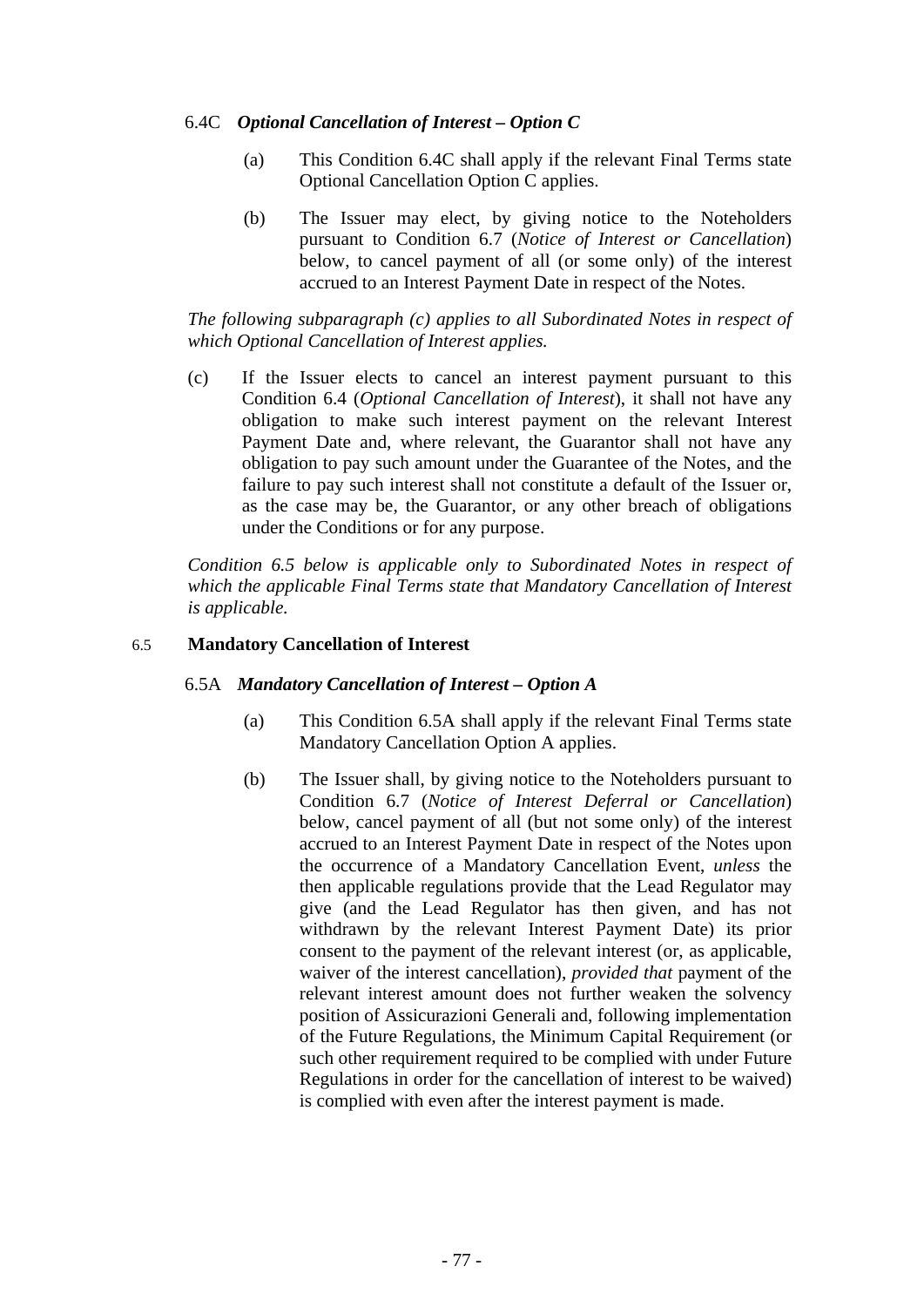6.4C *Optional Cancellation of Interest – Option C*

(a) This Condition 6.4C shall apply if the relevant Final Terms state Optional Cancellation Option C applies.

(b) The Issuer may elect, by giving notice to the Noteholders pursuant to Condition 6.7 (*Notice of Interest or Cancellation*) below, to cancel payment of all (or some only) of the interest accrued to an Interest Payment Date in respect of the Notes.

*The following subparagraph (c) applies to all Subordinated Notes in respect of which Optional Cancellation of Interest applies.*

(c) If the Issuer elects to cancel an interest payment pursuant to this Condition 6.4 (*Optional Cancellation of Interest*), it shall not have any obligation to make such interest payment on the relevant Interest Payment Date and, where relevant, the Guarantor shall not have any obligation to pay such amount under the Guarantee of the Notes, and the failure to pay such interest shall not constitute a default of the Issuer or, as the case may be, the Guarantor, or any other breach of obligations under the Conditions or for any purpose.

*Condition 6.5 below is applicable only to Subordinated Notes in respect of which the applicable Final Terms state that Mandatory Cancellation of Interest is applicable.*

## 6.5 Mandatory Cancellation of Interest

6.5A *Mandatory Cancellation of Interest – Option A*

(a) This Condition 6.5A shall apply if the relevant Final Terms state Mandatory Cancellation Option A applies.

(b) The Issuer shall, by giving notice to the Noteholders pursuant to Condition 6.7 (*Notice of Interest Deferral or Cancellation*) below, cancel payment of all (but not some only) of the interest accrued to an Interest Payment Date in respect of the Notes upon the occurrence of a Mandatory Cancellation Event, *unless* the then applicable regulations provide that the Lead Regulator may give (and the Lead Regulator has then given, and has not withdrawn by the relevant Interest Payment Date) its prior consent to the payment of the relevant interest (or, as applicable, waiver of the interest cancellation), *provided that* payment of the relevant interest amount does not further weaken the solvency position of Assicurazioni Generali and, following implementation of the Future Regulations, the Minimum Capital Requirement (or such other requirement required to be complied with under Future Regulations in order for the cancellation of interest to be waived) is complied with even after the interest payment is made.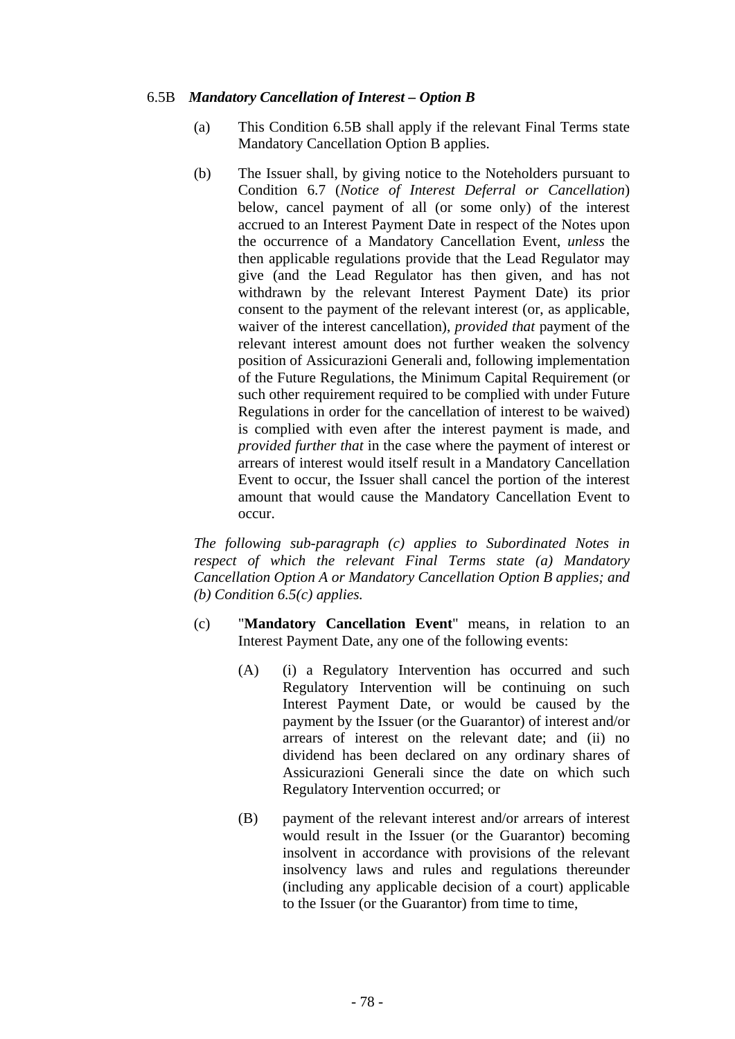### 6.5B *Mandatory Cancellation of Interest – Option B*

(a) This Condition 6.5B shall apply if the relevant Final Terms state Mandatory Cancellation Option B applies.

(b) The Issuer shall, by giving notice to the Noteholders pursuant to Condition 6.7 (*Notice of Interest Deferral or Cancellation*) below, cancel payment of all (or some only) of the interest accrued to an Interest Payment Date in respect of the Notes upon the occurrence of a Mandatory Cancellation Event, *unless* the then applicable regulations provide that the Lead Regulator may give (and the Lead Regulator has then given, and has not withdrawn by the relevant Interest Payment Date) its prior consent to the payment of the relevant interest (or, as applicable, waiver of the interest cancellation), *provided that* payment of the relevant interest amount does not further weaken the solvency position of Assicurazioni Generali and, following implementation of the Future Regulations, the Minimum Capital Requirement (or such other requirement required to be complied with under Future Regulations in order for the cancellation of interest to be waived) is complied with even after the interest payment is made, and *provided further that* in the case where the payment of interest or arrears of interest would itself result in a Mandatory Cancellation Event to occur, the Issuer shall cancel the portion of the interest amount that would cause the Mandatory Cancellation Event to occur.

*The following sub-paragraph (c) applies to Subordinated Notes in respect of which the relevant Final Terms state (a) Mandatory Cancellation Option A or Mandatory Cancellation Option B applies; and (b) Condition 6.5(c) applies.*

(c) "**Mandatory Cancellation Event**" means, in relation to an Interest Payment Date, any one of the following events:

(A) (i) a Regulatory Intervention has occurred and such Regulatory Intervention will be continuing on such Interest Payment Date, or would be caused by the payment by the Issuer (or the Guarantor) of interest and/or arrears of interest on the relevant date; and (ii) no dividend has been declared on any ordinary shares of Assicurazioni Generali since the date on which such Regulatory Intervention occurred; or

(B) payment of the relevant interest and/or arrears of interest would result in the Issuer (or the Guarantor) becoming insolvent in accordance with provisions of the relevant insolvency laws and rules and regulations thereunder (including any applicable decision of a court) applicable to the Issuer (or the Guarantor) from time to time,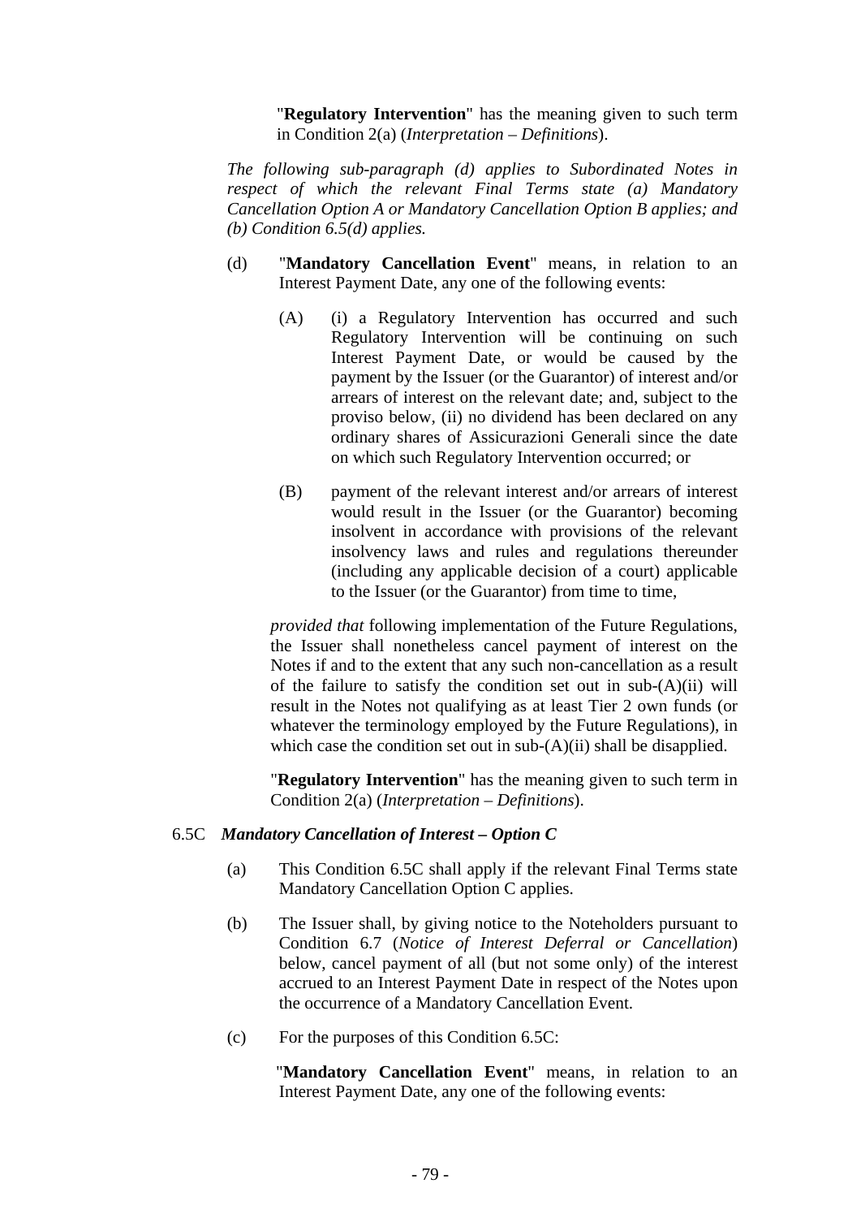"**Regulatory Intervention**" has the meaning given to such term in Condition 2(a) (*Interpretation – Definitions*).

*The following sub-paragraph (d) applies to Subordinated Notes in respect of which the relevant Final Terms state (a) Mandatory Cancellation Option A or Mandatory Cancellation Option B applies; and (b) Condition 6.5(d) applies.*

(d) "**Mandatory Cancellation Event**" means, in relation to an Interest Payment Date, any one of the following events:

(A) (i) a Regulatory Intervention has occurred and such Regulatory Intervention will be continuing on such Interest Payment Date, or would be caused by the payment by the Issuer (or the Guarantor) of interest and/or arrears of interest on the relevant date; and, subject to the proviso below, (ii) no dividend has been declared on any ordinary shares of Assicurazioni Generali since the date on which such Regulatory Intervention occurred; or

(B) payment of the relevant interest and/or arrears of interest would result in the Issuer (or the Guarantor) becoming insolvent in accordance with provisions of the relevant insolvency laws and rules and regulations thereunder (including any applicable decision of a court) applicable to the Issuer (or the Guarantor) from time to time,

*provided that* following implementation of the Future Regulations, the Issuer shall nonetheless cancel payment of interest on the Notes if and to the extent that any such non-cancellation as a result of the failure to satisfy the condition set out in sub-(A)(ii) will result in the Notes not qualifying as at least Tier 2 own funds (or whatever the terminology employed by the Future Regulations), in which case the condition set out in sub-(A)(ii) shall be disapplied.

"**Regulatory Intervention**" has the meaning given to such term in Condition 2(a) (*Interpretation – Definitions*).

### 6.5C *Mandatory Cancellation of Interest – Option C*

(a) This Condition 6.5C shall apply if the relevant Final Terms state Mandatory Cancellation Option C applies.

(b) The Issuer shall, by giving notice to the Noteholders pursuant to Condition 6.7 (*Notice of Interest Deferral or Cancellation*) below, cancel payment of all (but not some only) of the interest accrued to an Interest Payment Date in respect of the Notes upon the occurrence of a Mandatory Cancellation Event.

(c) For the purposes of this Condition 6.5C:

"**Mandatory Cancellation Event**" means, in relation to an Interest Payment Date, any one of the following events: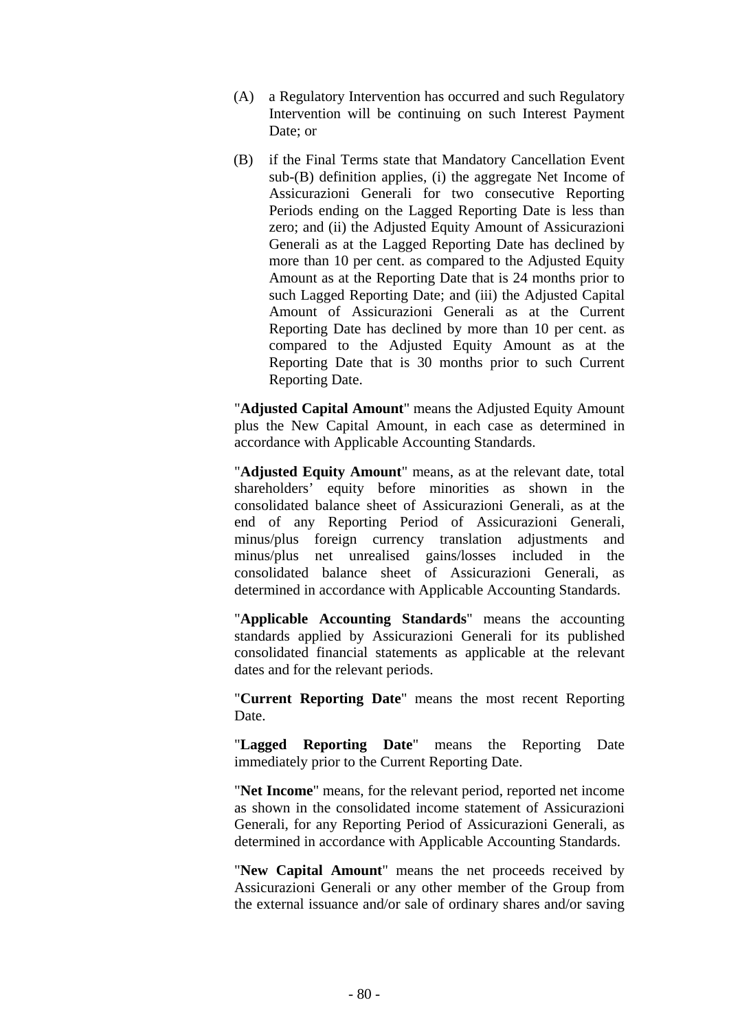(A) a Regulatory Intervention has occurred and such Regulatory Intervention will be continuing on such Interest Payment Date; or

(B) if the Final Terms state that Mandatory Cancellation Event sub-(B) definition applies, (i) the aggregate Net Income of Assicurazioni Generali for two consecutive Reporting Periods ending on the Lagged Reporting Date is less than zero; and (ii) the Adjusted Equity Amount of Assicurazioni Generali as at the Lagged Reporting Date has declined by more than 10 per cent. as compared to the Adjusted Equity Amount as at the Reporting Date that is 24 months prior to such Lagged Reporting Date; and (iii) the Adjusted Capital Amount of Assicurazioni Generali as at the Current Reporting Date has declined by more than 10 per cent. as compared to the Adjusted Equity Amount as at the Reporting Date that is 30 months prior to such Current Reporting Date.

"**Adjusted Capital Amount**" means the Adjusted Equity Amount plus the New Capital Amount, in each case as determined in accordance with Applicable Accounting Standards.

"**Adjusted Equity Amount**" means, as at the relevant date, total shareholders' equity before minorities as shown in the consolidated balance sheet of Assicurazioni Generali, as at the end of any Reporting Period of Assicurazioni Generali, minus/plus foreign currency translation adjustments and minus/plus net unrealised gains/losses included in the consolidated balance sheet of Assicurazioni Generali, as determined in accordance with Applicable Accounting Standards.

"**Applicable Accounting Standards**" means the accounting standards applied by Assicurazioni Generali for its published consolidated financial statements as applicable at the relevant dates and for the relevant periods.

"**Current Reporting Date**" means the most recent Reporting Date.

"**Lagged Reporting Date**" means the Reporting Date immediately prior to the Current Reporting Date.

"**Net Income**" means, for the relevant period, reported net income as shown in the consolidated income statement of Assicurazioni Generali, for any Reporting Period of Assicurazioni Generali, as determined in accordance with Applicable Accounting Standards.

"**New Capital Amount**" means the net proceeds received by Assicurazioni Generali or any other member of the Group from the external issuance and/or sale of ordinary shares and/or saving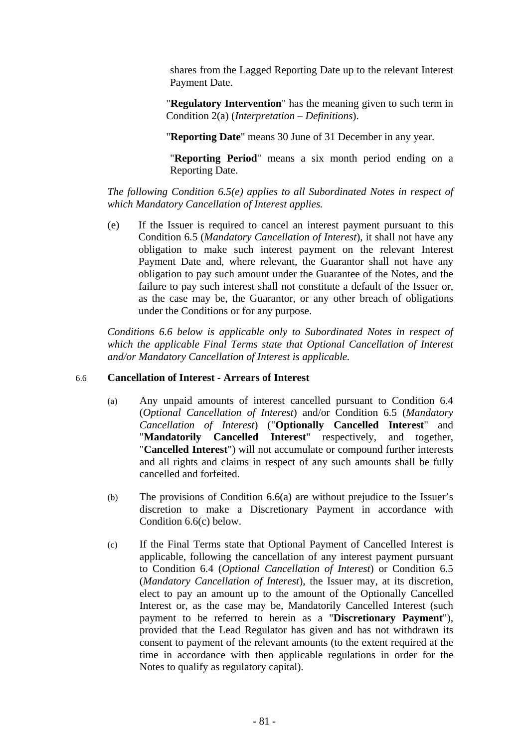shares from the Lagged Reporting Date up to the relevant Interest Payment Date.

"**Regulatory Intervention**" has the meaning given to such term in Condition 2(a) (*Interpretation – Definitions*).

"**Reporting Date**" means 30 June of 31 December in any year.

"**Reporting Period**" means a six month period ending on a Reporting Date.

*The following Condition 6.5(e) applies to all Subordinated Notes in respect of which Mandatory Cancellation of Interest applies.*

(e) If the Issuer is required to cancel an interest payment pursuant to this Condition 6.5 (*Mandatory Cancellation of Interest*), it shall not have any obligation to make such interest payment on the relevant Interest Payment Date and, where relevant, the Guarantor shall not have any obligation to pay such amount under the Guarantee of the Notes, and the failure to pay such interest shall not constitute a default of the Issuer or, as the case may be, the Guarantor, or any other breach of obligations under the Conditions or for any purpose.

*Conditions 6.6 below is applicable only to Subordinated Notes in respect of which the applicable Final Terms state that Optional Cancellation of Interest and/or Mandatory Cancellation of Interest is applicable.*

### 6.6 Cancellation of Interest - Arrears of Interest

(a) Any unpaid amounts of interest cancelled pursuant to Condition 6.4 (*Optional Cancellation of Interest*) and/or Condition 6.5 (*Mandatory Cancellation of Interest*) ("**Optionally Cancelled Interest**" and "**Mandatorily Cancelled Interest**" respectively, and together, "**Cancelled Interest**") will not accumulate or compound further interests and all rights and claims in respect of any such amounts shall be fully cancelled and forfeited.

(b) The provisions of Condition 6.6(a) are without prejudice to the Issuer's discretion to make a Discretionary Payment in accordance with Condition 6.6(c) below.

(c) If the Final Terms state that Optional Payment of Cancelled Interest is applicable, following the cancellation of any interest payment pursuant to Condition 6.4 (*Optional Cancellation of Interest*) or Condition 6.5 (*Mandatory Cancellation of Interest*), the Issuer may, at its discretion, elect to pay an amount up to the amount of the Optionally Cancelled Interest or, as the case may be, Mandatorily Cancelled Interest (such payment to be referred to herein as a "**Discretionary Payment**"), provided that the Lead Regulator has given and has not withdrawn its consent to payment of the relevant amounts (to the extent required at the time in accordance with then applicable regulations in order for the Notes to qualify as regulatory capital).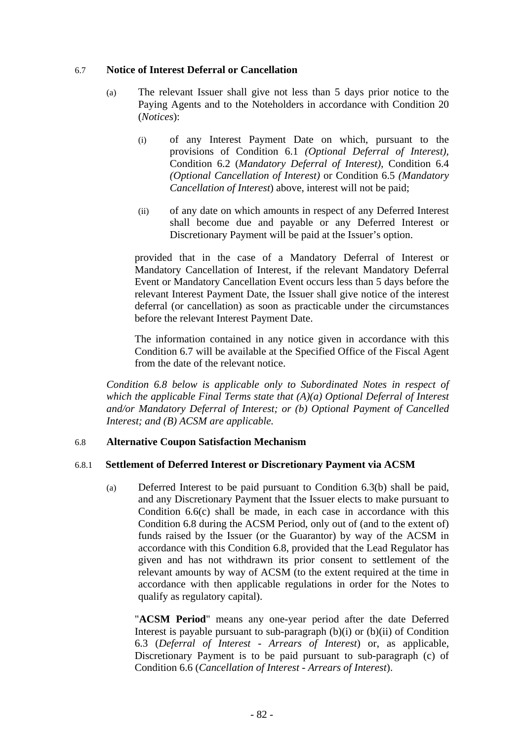### 6.7 **Notice of Interest Deferral or Cancellation**

(a) The relevant Issuer shall give not less than 5 days prior notice to the Paying Agents and to the Noteholders in accordance with Condition 20 (*Notices*):

   (i) of any Interest Payment Date on which, pursuant to the provisions of Condition 6.1 *(Optional Deferral of Interest),* Condition 6.2 (*Mandatory Deferral of Interest)*, Condition 6.4 *(Optional Cancellation of Interest)* or Condition 6.5 *(Mandatory Cancellation of Interest*) above, interest will not be paid;

   (ii) of any date on which amounts in respect of any Deferred Interest shall become due and payable or any Deferred Interest or Discretionary Payment will be paid at the Issuer's option.

provided that in the case of a Mandatory Deferral of Interest or Mandatory Cancellation of Interest, if the relevant Mandatory Deferral Event or Mandatory Cancellation Event occurs less than 5 days before the relevant Interest Payment Date, the Issuer shall give notice of the interest deferral (or cancellation) as soon as practicable under the circumstances before the relevant Interest Payment Date.

The information contained in any notice given in accordance with this Condition 6.7 will be available at the Specified Office of the Fiscal Agent from the date of the relevant notice.

*Condition 6.8 below is applicable only to Subordinated Notes in respect of which the applicable Final Terms state that (A)(a) Optional Deferral of Interest and/or Mandatory Deferral of Interest; or (b) Optional Payment of Cancelled Interest; and (B) ACSM are applicable.*

### 6.8 **Alternative Coupon Satisfaction Mechanism**

#### 6.8.1 **Settlement of Deferred Interest or Discretionary Payment via ACSM**

(a) Deferred Interest to be paid pursuant to Condition 6.3(b) shall be paid, and any Discretionary Payment that the Issuer elects to make pursuant to Condition 6.6(c) shall be made, in each case in accordance with this Condition 6.8 during the ACSM Period, only out of (and to the extent of) funds raised by the Issuer (or the Guarantor) by way of the ACSM in accordance with this Condition 6.8, provided that the Lead Regulator has given and has not withdrawn its prior consent to settlement of the relevant amounts by way of ACSM (to the extent required at the time in accordance with then applicable regulations in order for the Notes to qualify as regulatory capital).

"**ACSM Period**" means any one-year period after the date Deferred Interest is payable pursuant to sub-paragraph (b)(i) or (b)(ii) of Condition 6.3 (*Deferral of Interest - Arrears of Interest*) or, as applicable, Discretionary Payment is to be paid pursuant to sub-paragraph (c) of Condition 6.6 (*Cancellation of Interest - Arrears of Interest*).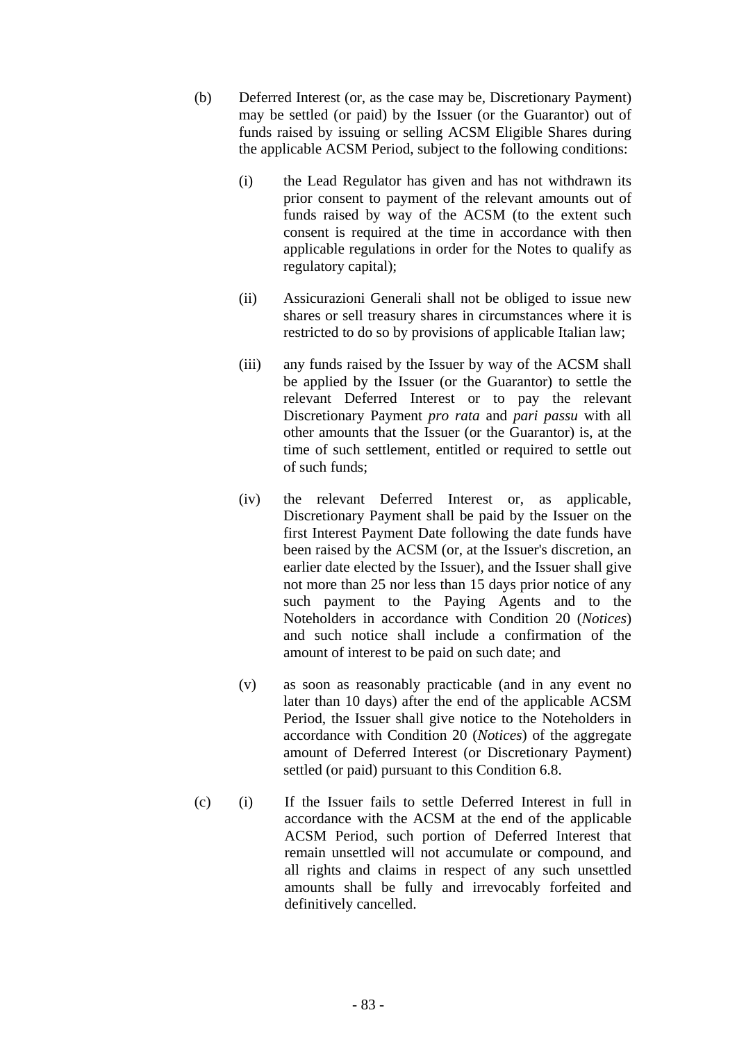(b) Deferred Interest (or, as the case may be, Discretionary Payment) may be settled (or paid) by the Issuer (or the Guarantor) out of funds raised by issuing or selling ACSM Eligible Shares during the applicable ACSM Period, subject to the following conditions:

   (i) the Lead Regulator has given and has not withdrawn its prior consent to payment of the relevant amounts out of funds raised by way of the ACSM (to the extent such consent is required at the time in accordance with then applicable regulations in order for the Notes to qualify as regulatory capital);

   (ii) Assicurazioni Generali shall not be obliged to issue new shares or sell treasury shares in circumstances where it is restricted to do so by provisions of applicable Italian law;

   (iii) any funds raised by the Issuer by way of the ACSM shall be applied by the Issuer (or the Guarantor) to settle the relevant Deferred Interest or to pay the relevant Discretionary Payment *pro rata* and *pari passu* with all other amounts that the Issuer (or the Guarantor) is, at the time of such settlement, entitled or required to settle out of such funds;

   (iv) the relevant Deferred Interest or, as applicable, Discretionary Payment shall be paid by the Issuer on the first Interest Payment Date following the date funds have been raised by the ACSM (or, at the Issuer's discretion, an earlier date elected by the Issuer), and the Issuer shall give not more than 25 nor less than 15 days prior notice of any such payment to the Paying Agents and to the Noteholders in accordance with Condition 20 (*Notices*) and such notice shall include a confirmation of the amount of interest to be paid on such date; and

   (v) as soon as reasonably practicable (and in any event no later than 10 days) after the end of the applicable ACSM Period, the Issuer shall give notice to the Noteholders in accordance with Condition 20 (*Notices*) of the aggregate amount of Deferred Interest (or Discretionary Payment) settled (or paid) pursuant to this Condition 6.8.

(c) (i) If the Issuer fails to settle Deferred Interest in full in accordance with the ACSM at the end of the applicable ACSM Period, such portion of Deferred Interest that remain unsettled will not accumulate or compound, and all rights and claims in respect of any such unsettled amounts shall be fully and irrevocably forfeited and definitively cancelled.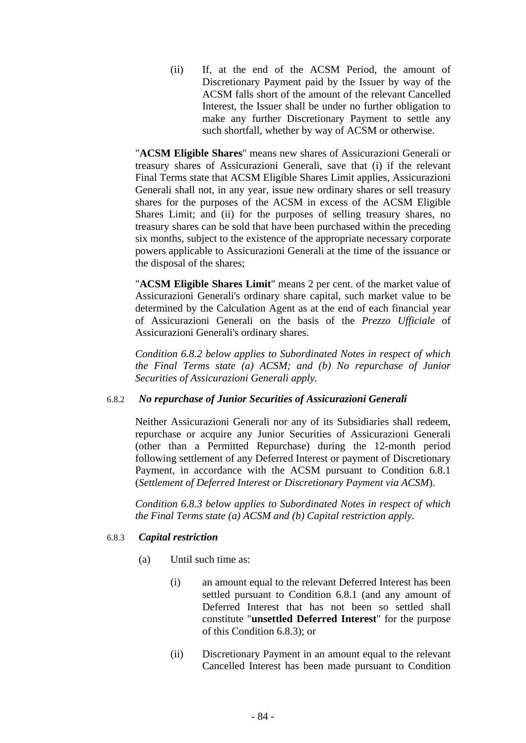(ii) If, at the end of the ACSM Period, the amount of Discretionary Payment paid by the Issuer by way of the ACSM falls short of the amount of the relevant Cancelled Interest, the Issuer shall be under no further obligation to make any further Discretionary Payment to settle any such shortfall, whether by way of ACSM or otherwise.

"**ACSM Eligible Shares**" means new shares of Assicurazioni Generali or treasury shares of Assicurazioni Generali, save that (i) if the relevant Final Terms state that ACSM Eligible Shares Limit applies, Assicurazioni Generali shall not, in any year, issue new ordinary shares or sell treasury shares for the purposes of the ACSM in excess of the ACSM Eligible Shares Limit; and (ii) for the purposes of selling treasury shares, no treasury shares can be sold that have been purchased within the preceding six months, subject to the existence of the appropriate necessary corporate powers applicable to Assicurazioni Generali at the time of the issuance or the disposal of the shares;

"**ACSM Eligible Shares Limit**" means 2 per cent. of the market value of Assicurazioni Generali's ordinary share capital, such market value to be determined by the Calculation Agent as at the end of each financial year of Assicurazioni Generali on the basis of the *Prezzo Ufficiale* of Assicurazioni Generali's ordinary shares.

*Condition 6.8.2 below applies to Subordinated Notes in respect of which the Final Terms state (a) ACSM; and (b) No repurchase of Junior Securities of Assicurazioni Generali apply.*

6.8.2 ***No repurchase of Junior Securities of Assicurazioni Generali***

Neither Assicurazioni Generali nor any of its Subsidiaries shall redeem, repurchase or acquire any Junior Securities of Assicurazioni Generali (other than a Permitted Repurchase) during the 12-month period following settlement of any Deferred Interest or payment of Discretionary Payment, in accordance with the ACSM pursuant to Condition 6.8.1 (*Settlement of Deferred Interest or Discretionary Payment via ACSM*).

*Condition 6.8.3 below applies to Subordinated Notes in respect of which the Final Terms state (a) ACSM and (b) Capital restriction apply.*

6.8.3 ***Capital restriction***

(a) Until such time as:

(i) an amount equal to the relevant Deferred Interest has been settled pursuant to Condition 6.8.1 (and any amount of Deferred Interest that has not been so settled shall constitute "**unsettled Deferred Interest**" for the purpose of this Condition 6.8.3); or

(ii) Discretionary Payment in an amount equal to the relevant Cancelled Interest has been made pursuant to Condition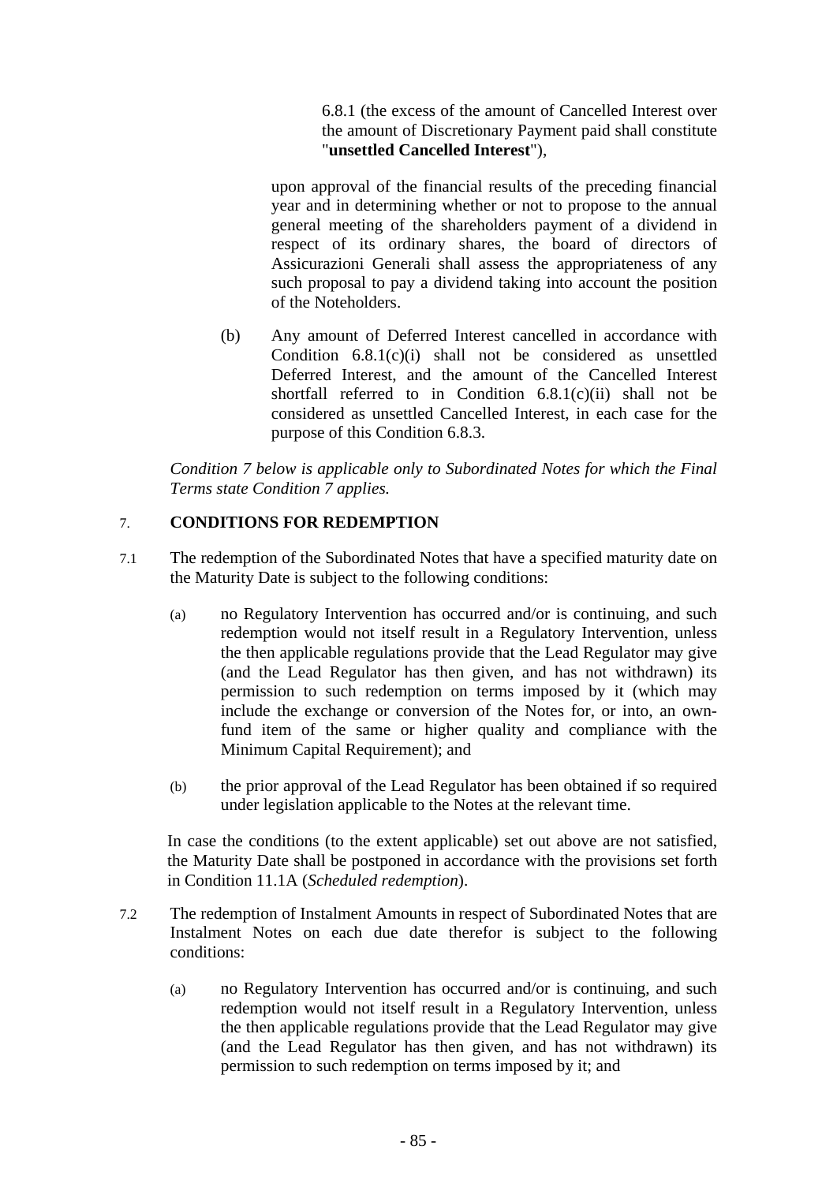6.8.1 (the excess of the amount of Cancelled Interest over the amount of Discretionary Payment paid shall constitute "**unsettled Cancelled Interest**"),

upon approval of the financial results of the preceding financial year and in determining whether or not to propose to the annual general meeting of the shareholders payment of a dividend in respect of its ordinary shares, the board of directors of Assicurazioni Generali shall assess the appropriateness of any such proposal to pay a dividend taking into account the position of the Noteholders.

(b) Any amount of Deferred Interest cancelled in accordance with Condition 6.8.1(c)(i) shall not be considered as unsettled Deferred Interest, and the amount of the Cancelled Interest shortfall referred to in Condition 6.8.1(c)(ii) shall not be considered as unsettled Cancelled Interest, in each case for the purpose of this Condition 6.8.3.

*Condition 7 below is applicable only to Subordinated Notes for which the Final Terms state Condition 7 applies.*

## 7. CONDITIONS FOR REDEMPTION

7.1 The redemption of the Subordinated Notes that have a specified maturity date on the Maturity Date is subject to the following conditions:

(a) no Regulatory Intervention has occurred and/or is continuing, and such redemption would not itself result in a Regulatory Intervention, unless the then applicable regulations provide that the Lead Regulator may give (and the Lead Regulator has then given, and has not withdrawn) its permission to such redemption on terms imposed by it (which may include the exchange or conversion of the Notes for, or into, an own-fund item of the same or higher quality and compliance with the Minimum Capital Requirement); and

(b) the prior approval of the Lead Regulator has been obtained if so required under legislation applicable to the Notes at the relevant time.

In case the conditions (to the extent applicable) set out above are not satisfied, the Maturity Date shall be postponed in accordance with the provisions set forth in Condition 11.1A (*Scheduled redemption*).

7.2 The redemption of Instalment Amounts in respect of Subordinated Notes that are Instalment Notes on each due date therefor is subject to the following conditions:

(a) no Regulatory Intervention has occurred and/or is continuing, and such redemption would not itself result in a Regulatory Intervention, unless the then applicable regulations provide that the Lead Regulator may give (and the Lead Regulator has then given, and has not withdrawn) its permission to such redemption on terms imposed by it; and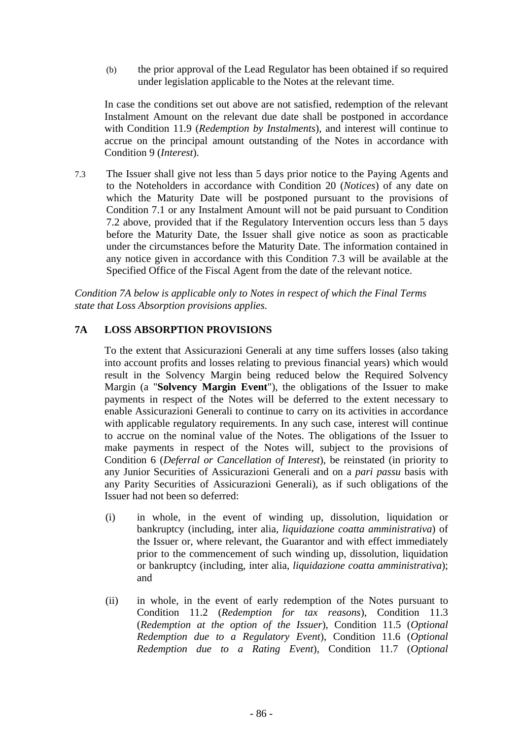(b) the prior approval of the Lead Regulator has been obtained if so required under legislation applicable to the Notes at the relevant time.

In case the conditions set out above are not satisfied, redemption of the relevant Instalment Amount on the relevant due date shall be postponed in accordance with Condition 11.9 (*Redemption by Instalments*), and interest will continue to accrue on the principal amount outstanding of the Notes in accordance with Condition 9 (*Interest*).

7.3 The Issuer shall give not less than 5 days prior notice to the Paying Agents and to the Noteholders in accordance with Condition 20 (*Notices*) of any date on which the Maturity Date will be postponed pursuant to the provisions of Condition 7.1 or any Instalment Amount will not be paid pursuant to Condition 7.2 above, provided that if the Regulatory Intervention occurs less than 5 days before the Maturity Date, the Issuer shall give notice as soon as practicable under the circumstances before the Maturity Date. The information contained in any notice given in accordance with this Condition 7.3 will be available at the Specified Office of the Fiscal Agent from the date of the relevant notice.

*Condition 7A below is applicable only to Notes in respect of which the Final Terms state that Loss Absorption provisions applies.*

## 7A LOSS ABSORPTION PROVISIONS

To the extent that Assicurazioni Generali at any time suffers losses (also taking into account profits and losses relating to previous financial years) which would result in the Solvency Margin being reduced below the Required Solvency Margin (a "**Solvency Margin Event**"), the obligations of the Issuer to make payments in respect of the Notes will be deferred to the extent necessary to enable Assicurazioni Generali to continue to carry on its activities in accordance with applicable regulatory requirements. In any such case, interest will continue to accrue on the nominal value of the Notes. The obligations of the Issuer to make payments in respect of the Notes will, subject to the provisions of Condition 6 (*Deferral or Cancellation of Interest*), be reinstated (in priority to any Junior Securities of Assicurazioni Generali and on a *pari passu* basis with any Parity Securities of Assicurazioni Generali), as if such obligations of the Issuer had not been so deferred:

(i) in whole, in the event of winding up, dissolution, liquidation or bankruptcy (including, inter alia, *liquidazione coatta amministrativa*) of the Issuer or, where relevant, the Guarantor and with effect immediately prior to the commencement of such winding up, dissolution, liquidation or bankruptcy (including, inter alia, *liquidazione coatta amministrativa*); and

(ii) in whole, in the event of early redemption of the Notes pursuant to Condition 11.2 (*Redemption for tax reasons*), Condition 11.3 (*Redemption at the option of the Issuer*), Condition 11.5 (*Optional Redemption due to a Regulatory Event*), Condition 11.6 (*Optional Redemption due to a Rating Event*), Condition 11.7 (*Optional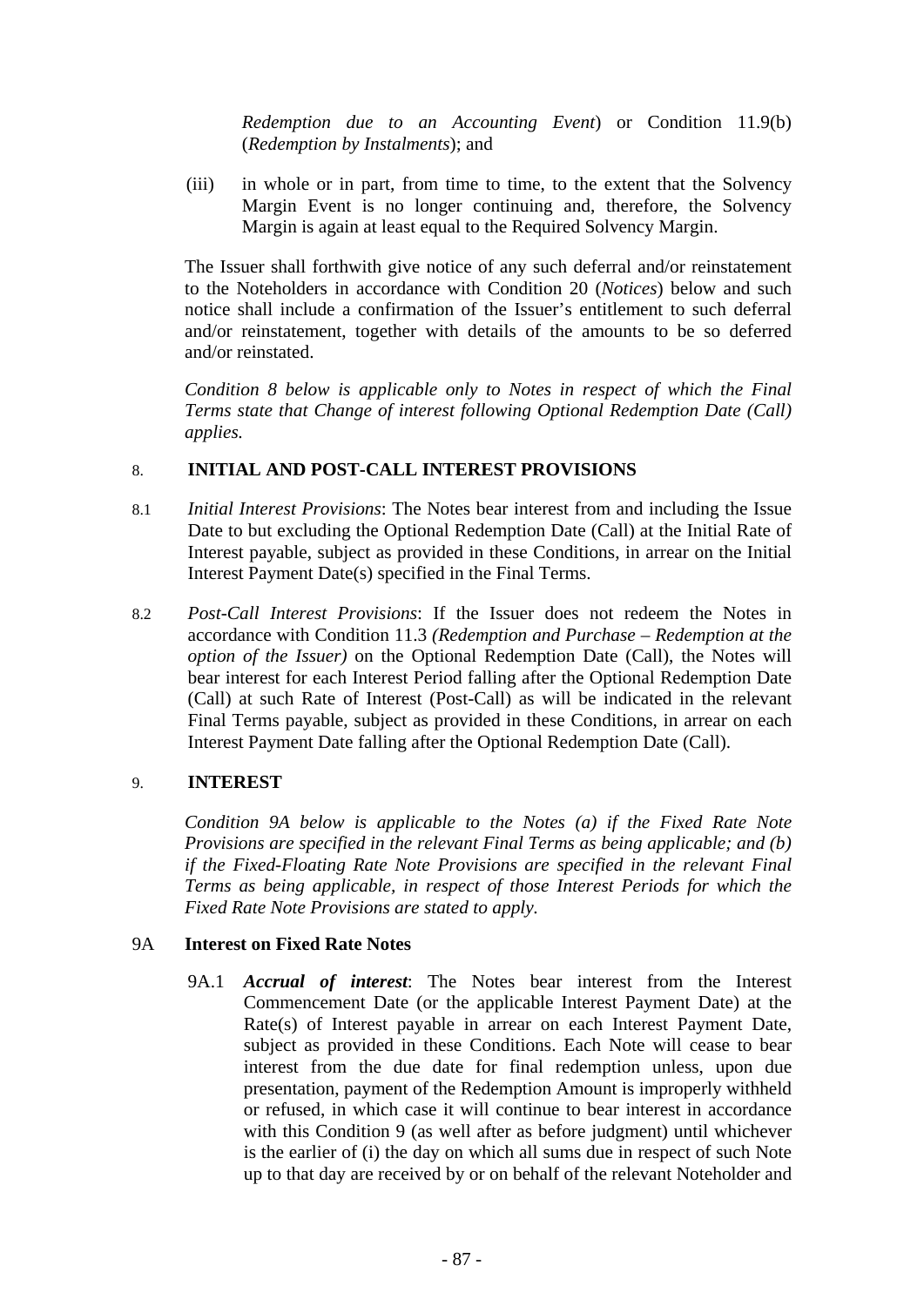*Redemption due to an Accounting Event*) or Condition 11.9(b) (*Redemption by Instalments*); and

(iii) in whole or in part, from time to time, to the extent that the Solvency Margin Event is no longer continuing and, therefore, the Solvency Margin is again at least equal to the Required Solvency Margin.

The Issuer shall forthwith give notice of any such deferral and/or reinstatement to the Noteholders in accordance with Condition 20 (*Notices*) below and such notice shall include a confirmation of the Issuer's entitlement to such deferral and/or reinstatement, together with details of the amounts to be so deferred and/or reinstated.

*Condition 8 below is applicable only to Notes in respect of which the Final Terms state that Change of interest following Optional Redemption Date (Call) applies.*

## 8. INITIAL AND POST-CALL INTEREST PROVISIONS

8.1 *Initial Interest Provisions*: The Notes bear interest from and including the Issue Date to but excluding the Optional Redemption Date (Call) at the Initial Rate of Interest payable, subject as provided in these Conditions, in arrear on the Initial Interest Payment Date(s) specified in the Final Terms.

8.2 *Post-Call Interest Provisions*: If the Issuer does not redeem the Notes in accordance with Condition 11.3 *(Redemption and Purchase – Redemption at the option of the Issuer)* on the Optional Redemption Date (Call), the Notes will bear interest for each Interest Period falling after the Optional Redemption Date (Call) at such Rate of Interest (Post-Call) as will be indicated in the relevant Final Terms payable, subject as provided in these Conditions, in arrear on each Interest Payment Date falling after the Optional Redemption Date (Call).

## 9. INTEREST

*Condition 9A below is applicable to the Notes (a) if the Fixed Rate Note Provisions are specified in the relevant Final Terms as being applicable; and (b) if the Fixed-Floating Rate Note Provisions are specified in the relevant Final Terms as being applicable, in respect of those Interest Periods for which the Fixed Rate Note Provisions are stated to apply.*

### 9A Interest on Fixed Rate Notes

9A.1 ***Accrual of interest***: The Notes bear interest from the Interest Commencement Date (or the applicable Interest Payment Date) at the Rate(s) of Interest payable in arrear on each Interest Payment Date, subject as provided in these Conditions. Each Note will cease to bear interest from the due date for final redemption unless, upon due presentation, payment of the Redemption Amount is improperly withheld or refused, in which case it will continue to bear interest in accordance with this Condition 9 (as well after as before judgment) until whichever is the earlier of (i) the day on which all sums due in respect of such Note up to that day are received by or on behalf of the relevant Noteholder and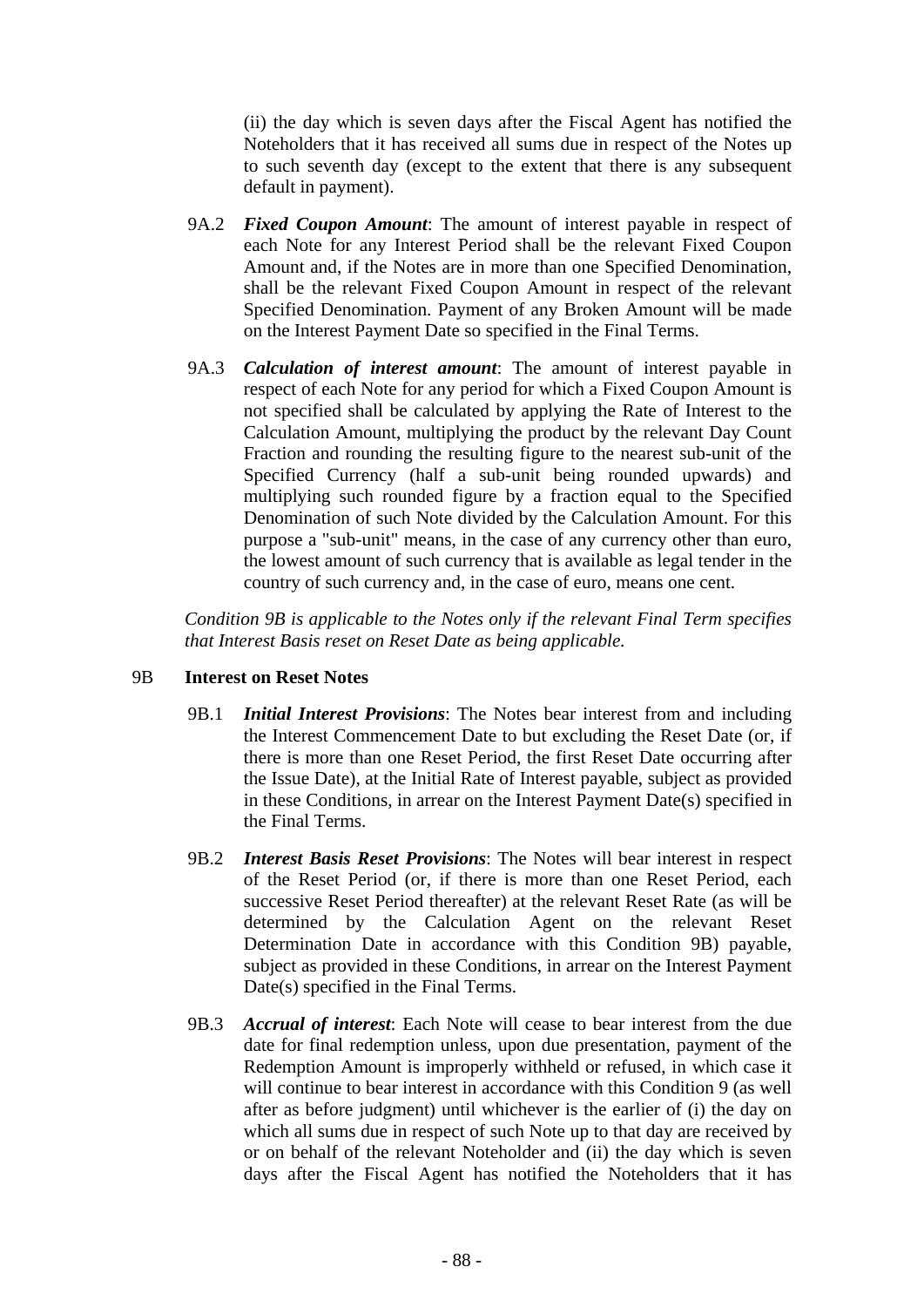(ii) the day which is seven days after the Fiscal Agent has notified the Noteholders that it has received all sums due in respect of the Notes up to such seventh day (except to the extent that there is any subsequent default in payment).

9A.2 ***Fixed Coupon Amount***: The amount of interest payable in respect of each Note for any Interest Period shall be the relevant Fixed Coupon Amount and, if the Notes are in more than one Specified Denomination, shall be the relevant Fixed Coupon Amount in respect of the relevant Specified Denomination. Payment of any Broken Amount will be made on the Interest Payment Date so specified in the Final Terms.

9A.3 ***Calculation of interest amount***: The amount of interest payable in respect of each Note for any period for which a Fixed Coupon Amount is not specified shall be calculated by applying the Rate of Interest to the Calculation Amount, multiplying the product by the relevant Day Count Fraction and rounding the resulting figure to the nearest sub-unit of the Specified Currency (half a sub-unit being rounded upwards) and multiplying such rounded figure by a fraction equal to the Specified Denomination of such Note divided by the Calculation Amount. For this purpose a "sub-unit" means, in the case of any currency other than euro, the lowest amount of such currency that is available as legal tender in the country of such currency and, in the case of euro, means one cent.

*Condition 9B is applicable to the Notes only if the relevant Final Term specifies that Interest Basis reset on Reset Date as being applicable.*

## 9B Interest on Reset Notes

9B.1 ***Initial Interest Provisions***: The Notes bear interest from and including the Interest Commencement Date to but excluding the Reset Date (or, if there is more than one Reset Period, the first Reset Date occurring after the Issue Date), at the Initial Rate of Interest payable, subject as provided in these Conditions, in arrear on the Interest Payment Date(s) specified in the Final Terms.

9B.2 ***Interest Basis Reset Provisions***: The Notes will bear interest in respect of the Reset Period (or, if there is more than one Reset Period, each successive Reset Period thereafter) at the relevant Reset Rate (as will be determined by the Calculation Agent on the relevant Reset Determination Date in accordance with this Condition 9B) payable, subject as provided in these Conditions, in arrear on the Interest Payment Date(s) specified in the Final Terms.

9B.3 ***Accrual of interest***: Each Note will cease to bear interest from the due date for final redemption unless, upon due presentation, payment of the Redemption Amount is improperly withheld or refused, in which case it will continue to bear interest in accordance with this Condition 9 (as well after as before judgment) until whichever is the earlier of (i) the day on which all sums due in respect of such Note up to that day are received by or on behalf of the relevant Noteholder and (ii) the day which is seven days after the Fiscal Agent has notified the Noteholders that it has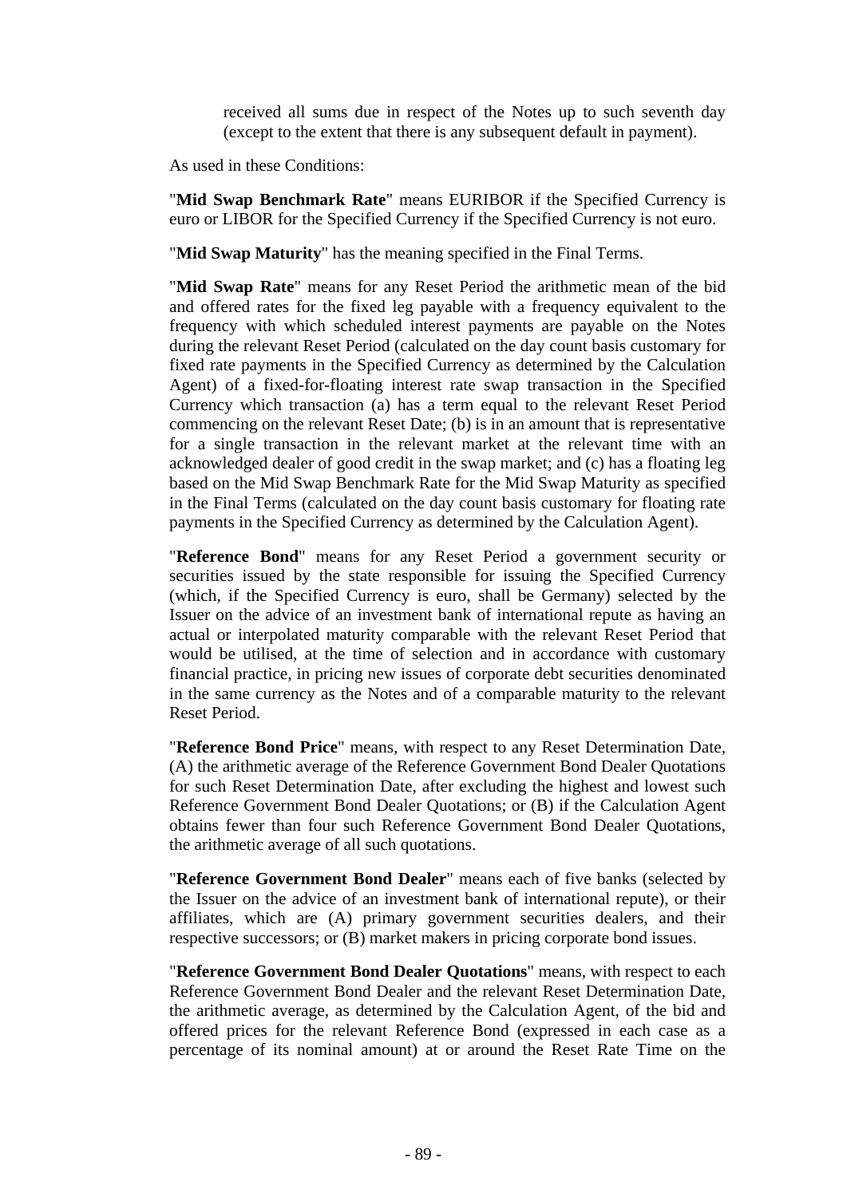received all sums due in respect of the Notes up to such seventh day (except to the extent that there is any subsequent default in payment).

As used in these Conditions:

"**Mid Swap Benchmark Rate**" means EURIBOR if the Specified Currency is euro or LIBOR for the Specified Currency if the Specified Currency is not euro.

"**Mid Swap Maturity**" has the meaning specified in the Final Terms.

"**Mid Swap Rate**" means for any Reset Period the arithmetic mean of the bid and offered rates for the fixed leg payable with a frequency equivalent to the frequency with which scheduled interest payments are payable on the Notes during the relevant Reset Period (calculated on the day count basis customary for fixed rate payments in the Specified Currency as determined by the Calculation Agent) of a fixed-for-floating interest rate swap transaction in the Specified Currency which transaction (a) has a term equal to the relevant Reset Period commencing on the relevant Reset Date; (b) is in an amount that is representative for a single transaction in the relevant market at the relevant time with an acknowledged dealer of good credit in the swap market; and (c) has a floating leg based on the Mid Swap Benchmark Rate for the Mid Swap Maturity as specified in the Final Terms (calculated on the day count basis customary for floating rate payments in the Specified Currency as determined by the Calculation Agent).

"**Reference Bond**" means for any Reset Period a government security or securities issued by the state responsible for issuing the Specified Currency (which, if the Specified Currency is euro, shall be Germany) selected by the Issuer on the advice of an investment bank of international repute as having an actual or interpolated maturity comparable with the relevant Reset Period that would be utilised, at the time of selection and in accordance with customary financial practice, in pricing new issues of corporate debt securities denominated in the same currency as the Notes and of a comparable maturity to the relevant Reset Period.

"**Reference Bond Price**" means, with respect to any Reset Determination Date, (A) the arithmetic average of the Reference Government Bond Dealer Quotations for such Reset Determination Date, after excluding the highest and lowest such Reference Government Bond Dealer Quotations; or (B) if the Calculation Agent obtains fewer than four such Reference Government Bond Dealer Quotations, the arithmetic average of all such quotations.

"**Reference Government Bond Dealer**" means each of five banks (selected by the Issuer on the advice of an investment bank of international repute), or their affiliates, which are (A) primary government securities dealers, and their respective successors; or (B) market makers in pricing corporate bond issues.

"**Reference Government Bond Dealer Quotations**" means, with respect to each Reference Government Bond Dealer and the relevant Reset Determination Date, the arithmetic average, as determined by the Calculation Agent, of the bid and offered prices for the relevant Reference Bond (expressed in each case as a percentage of its nominal amount) at or around the Reset Rate Time on the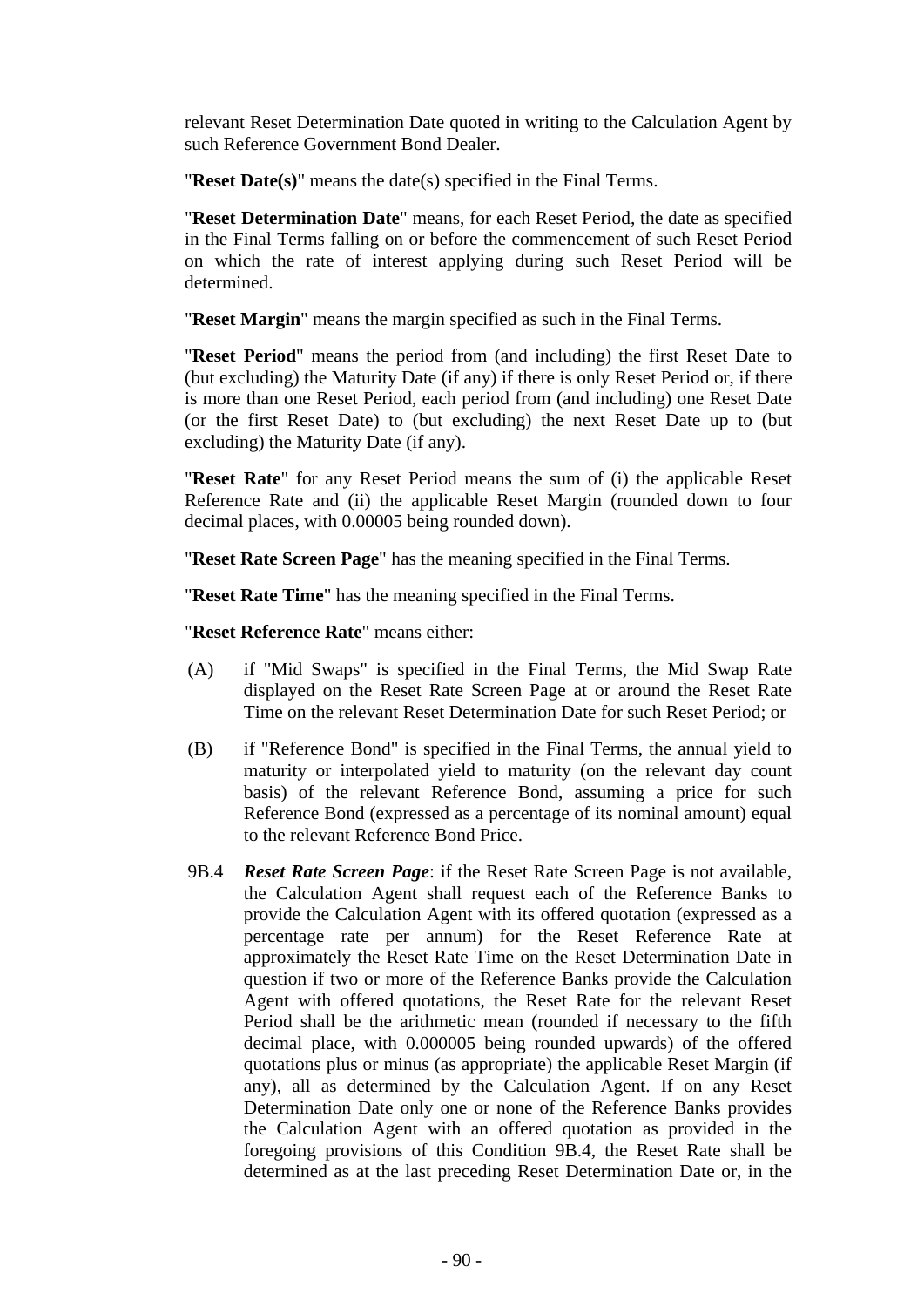relevant Reset Determination Date quoted in writing to the Calculation Agent by such Reference Government Bond Dealer.

"**Reset Date(s)**" means the date(s) specified in the Final Terms.

"**Reset Determination Date**" means, for each Reset Period, the date as specified in the Final Terms falling on or before the commencement of such Reset Period on which the rate of interest applying during such Reset Period will be determined.

"**Reset Margin**" means the margin specified as such in the Final Terms.

"**Reset Period**" means the period from (and including) the first Reset Date to (but excluding) the Maturity Date (if any) if there is only Reset Period or, if there is more than one Reset Period, each period from (and including) one Reset Date (or the first Reset Date) to (but excluding) the next Reset Date up to (but excluding) the Maturity Date (if any).

"**Reset Rate**" for any Reset Period means the sum of (i) the applicable Reset Reference Rate and (ii) the applicable Reset Margin (rounded down to four decimal places, with 0.00005 being rounded down).

"**Reset Rate Screen Page**" has the meaning specified in the Final Terms.

"**Reset Rate Time**" has the meaning specified in the Final Terms.

"**Reset Reference Rate**" means either:

(A) if "Mid Swaps" is specified in the Final Terms, the Mid Swap Rate displayed on the Reset Rate Screen Page at or around the Reset Rate Time on the relevant Reset Determination Date for such Reset Period; or

(B) if "Reference Bond" is specified in the Final Terms, the annual yield to maturity or interpolated yield to maturity (on the relevant day count basis) of the relevant Reference Bond, assuming a price for such Reference Bond (expressed as a percentage of its nominal amount) equal to the relevant Reference Bond Price.

9B.4 ***Reset Rate Screen Page***: if the Reset Rate Screen Page is not available, the Calculation Agent shall request each of the Reference Banks to provide the Calculation Agent with its offered quotation (expressed as a percentage rate per annum) for the Reset Reference Rate at approximately the Reset Rate Time on the Reset Determination Date in question if two or more of the Reference Banks provide the Calculation Agent with offered quotations, the Reset Rate for the relevant Reset Period shall be the arithmetic mean (rounded if necessary to the fifth decimal place, with 0.000005 being rounded upwards) of the offered quotations plus or minus (as appropriate) the applicable Reset Margin (if any), all as determined by the Calculation Agent. If on any Reset Determination Date only one or none of the Reference Banks provides the Calculation Agent with an offered quotation as provided in the foregoing provisions of this Condition 9B.4, the Reset Rate shall be determined as at the last preceding Reset Determination Date or, in the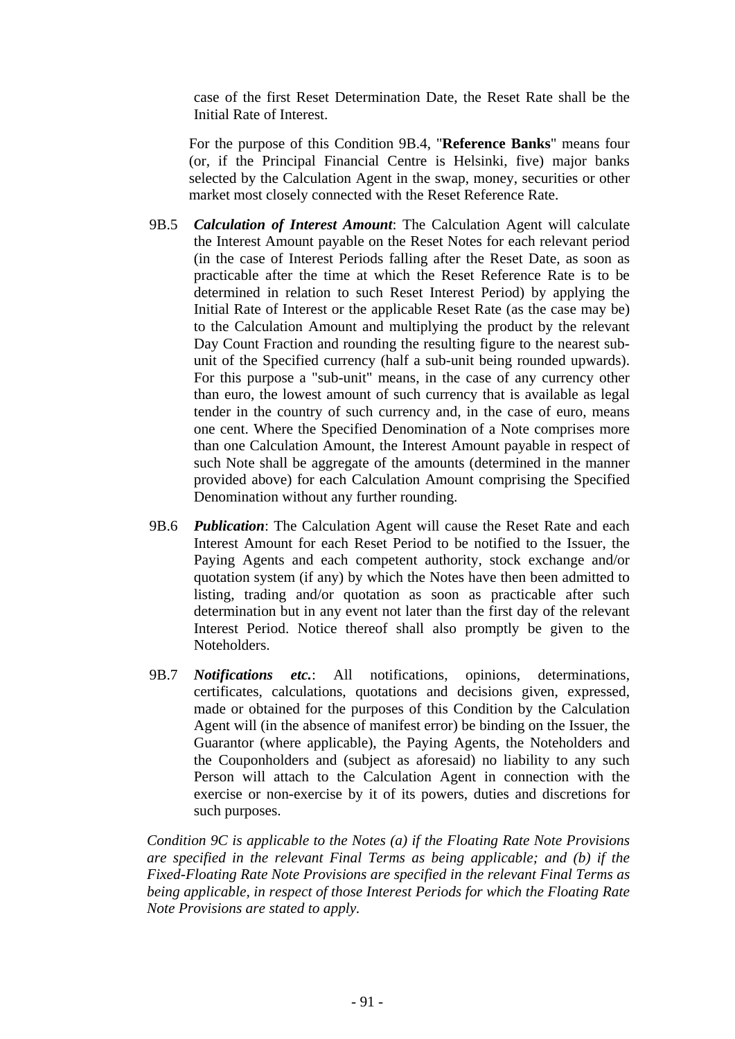case of the first Reset Determination Date, the Reset Rate shall be the Initial Rate of Interest.

For the purpose of this Condition 9B.4, "**Reference Banks**" means four (or, if the Principal Financial Centre is Helsinki, five) major banks selected by the Calculation Agent in the swap, money, securities or other market most closely connected with the Reset Reference Rate.

9B.5 ***Calculation of Interest Amount***: The Calculation Agent will calculate the Interest Amount payable on the Reset Notes for each relevant period (in the case of Interest Periods falling after the Reset Date, as soon as practicable after the time at which the Reset Reference Rate is to be determined in relation to such Reset Interest Period) by applying the Initial Rate of Interest or the applicable Reset Rate (as the case may be) to the Calculation Amount and multiplying the product by the relevant Day Count Fraction and rounding the resulting figure to the nearest sub-unit of the Specified currency (half a sub-unit being rounded upwards). For this purpose a "sub-unit" means, in the case of any currency other than euro, the lowest amount of such currency that is available as legal tender in the country of such currency and, in the case of euro, means one cent. Where the Specified Denomination of a Note comprises more than one Calculation Amount, the Interest Amount payable in respect of such Note shall be aggregate of the amounts (determined in the manner provided above) for each Calculation Amount comprising the Specified Denomination without any further rounding.

9B.6 ***Publication***: The Calculation Agent will cause the Reset Rate and each Interest Amount for each Reset Period to be notified to the Issuer, the Paying Agents and each competent authority, stock exchange and/or quotation system (if any) by which the Notes have then been admitted to listing, trading and/or quotation as soon as practicable after such determination but in any event not later than the first day of the relevant Interest Period. Notice thereof shall also promptly be given to the Noteholders.

9B.7 ***Notifications etc.***: All notifications, opinions, determinations, certificates, calculations, quotations and decisions given, expressed, made or obtained for the purposes of this Condition by the Calculation Agent will (in the absence of manifest error) be binding on the Issuer, the Guarantor (where applicable), the Paying Agents, the Noteholders and the Couponholders and (subject as aforesaid) no liability to any such Person will attach to the Calculation Agent in connection with the exercise or non-exercise by it of its powers, duties and discretions for such purposes.

*Condition 9C is applicable to the Notes (a) if the Floating Rate Note Provisions are specified in the relevant Final Terms as being applicable; and (b) if the Fixed-Floating Rate Note Provisions are specified in the relevant Final Terms as being applicable, in respect of those Interest Periods for which the Floating Rate Note Provisions are stated to apply.*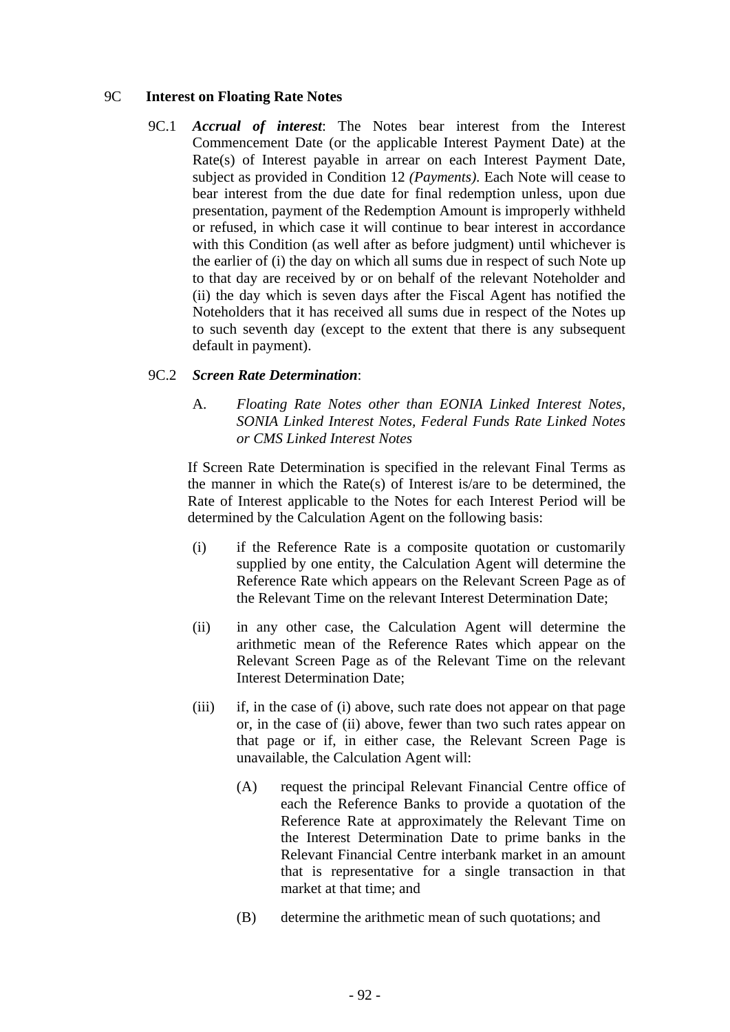## 9C Interest on Floating Rate Notes

9C.1 ***Accrual of interest***: The Notes bear interest from the Interest Commencement Date (or the applicable Interest Payment Date) at the Rate(s) of Interest payable in arrear on each Interest Payment Date, subject as provided in Condition 12 *(Payments)*. Each Note will cease to bear interest from the due date for final redemption unless, upon due presentation, payment of the Redemption Amount is improperly withheld or refused, in which case it will continue to bear interest in accordance with this Condition (as well after as before judgment) until whichever is the earlier of (i) the day on which all sums due in respect of such Note up to that day are received by or on behalf of the relevant Noteholder and (ii) the day which is seven days after the Fiscal Agent has notified the Noteholders that it has received all sums due in respect of the Notes up to such seventh day (except to the extent that there is any subsequent default in payment).

9C.2 ***Screen Rate Determination***:

A. *Floating Rate Notes other than EONIA Linked Interest Notes, SONIA Linked Interest Notes, Federal Funds Rate Linked Notes or CMS Linked Interest Notes*

If Screen Rate Determination is specified in the relevant Final Terms as the manner in which the Rate(s) of Interest is/are to be determined, the Rate of Interest applicable to the Notes for each Interest Period will be determined by the Calculation Agent on the following basis:

(i) if the Reference Rate is a composite quotation or customarily supplied by one entity, the Calculation Agent will determine the Reference Rate which appears on the Relevant Screen Page as of the Relevant Time on the relevant Interest Determination Date;

(ii) in any other case, the Calculation Agent will determine the arithmetic mean of the Reference Rates which appear on the Relevant Screen Page as of the Relevant Time on the relevant Interest Determination Date;

(iii) if, in the case of (i) above, such rate does not appear on that page or, in the case of (ii) above, fewer than two such rates appear on that page or if, in either case, the Relevant Screen Page is unavailable, the Calculation Agent will:

(A) request the principal Relevant Financial Centre office of each the Reference Banks to provide a quotation of the Reference Rate at approximately the Relevant Time on the Interest Determination Date to prime banks in the Relevant Financial Centre interbank market in an amount that is representative for a single transaction in that market at that time; and

(B) determine the arithmetic mean of such quotations; and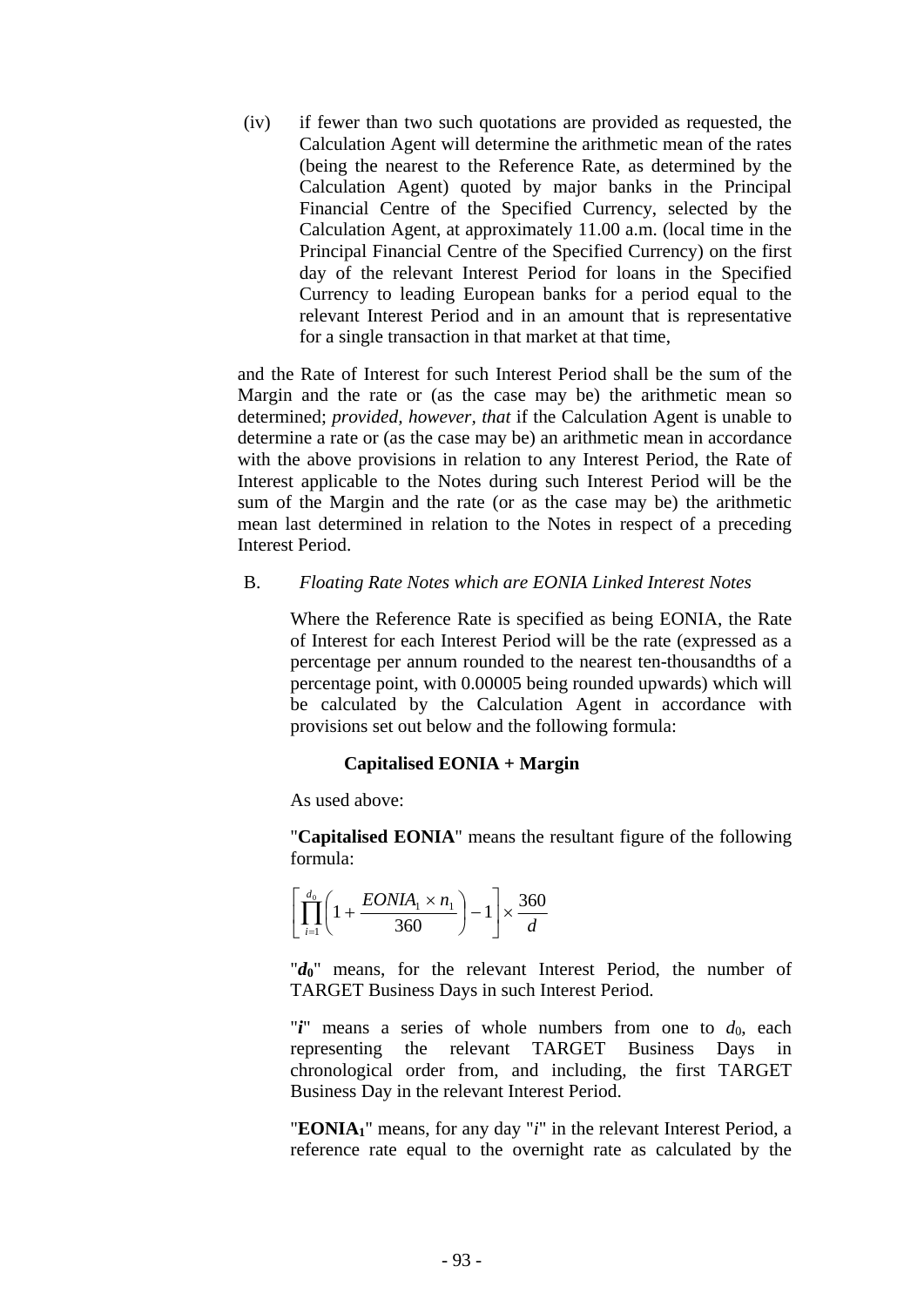(iv) if fewer than two such quotations are provided as requested, the Calculation Agent will determine the arithmetic mean of the rates (being the nearest to the Reference Rate, as determined by the Calculation Agent) quoted by major banks in the Principal Financial Centre of the Specified Currency, selected by the Calculation Agent, at approximately 11.00 a.m. (local time in the Principal Financial Centre of the Specified Currency) on the first day of the relevant Interest Period for loans in the Specified Currency to leading European banks for a period equal to the relevant Interest Period and in an amount that is representative for a single transaction in that market at that time,

and the Rate of Interest for such Interest Period shall be the sum of the Margin and the rate or (as the case may be) the arithmetic mean so determined; *provided, however, that* if the Calculation Agent is unable to determine a rate or (as the case may be) an arithmetic mean in accordance with the above provisions in relation to any Interest Period, the Rate of Interest applicable to the Notes during such Interest Period will be the sum of the Margin and the rate (or as the case may be) the arithmetic mean last determined in relation to the Notes in respect of a preceding Interest Period.

B. *Floating Rate Notes which are EONIA Linked Interest Notes*

Where the Reference Rate is specified as being EONIA, the Rate of Interest for each Interest Period will be the rate (expressed as a percentage per annum rounded to the nearest ten-thousandths of a percentage point, with 0.00005 being rounded upwards) which will be calculated by the Calculation Agent in accordance with provisions set out below and the following formula:

**Capitalised EONIA + Margin**

As used above:

"**Capitalised EONIA**" means the resultant figure of the following formula:

$$\left[\prod_{i=1}^{d_0}\left(1+\frac{EONIA_1 \times n_1}{360}\right)-1\right]\times\frac{360}{d}$$

"$d_0$" means, for the relevant Interest Period, the number of TARGET Business Days in such Interest Period.

"$i$" means a series of whole numbers from one to $d_0$, each representing the relevant TARGET Business Days in chronological order from, and including, the first TARGET Business Day in the relevant Interest Period.

"**EONIA$_1$**" means, for any day "$i$" in the relevant Interest Period, a reference rate equal to the overnight rate as calculated by the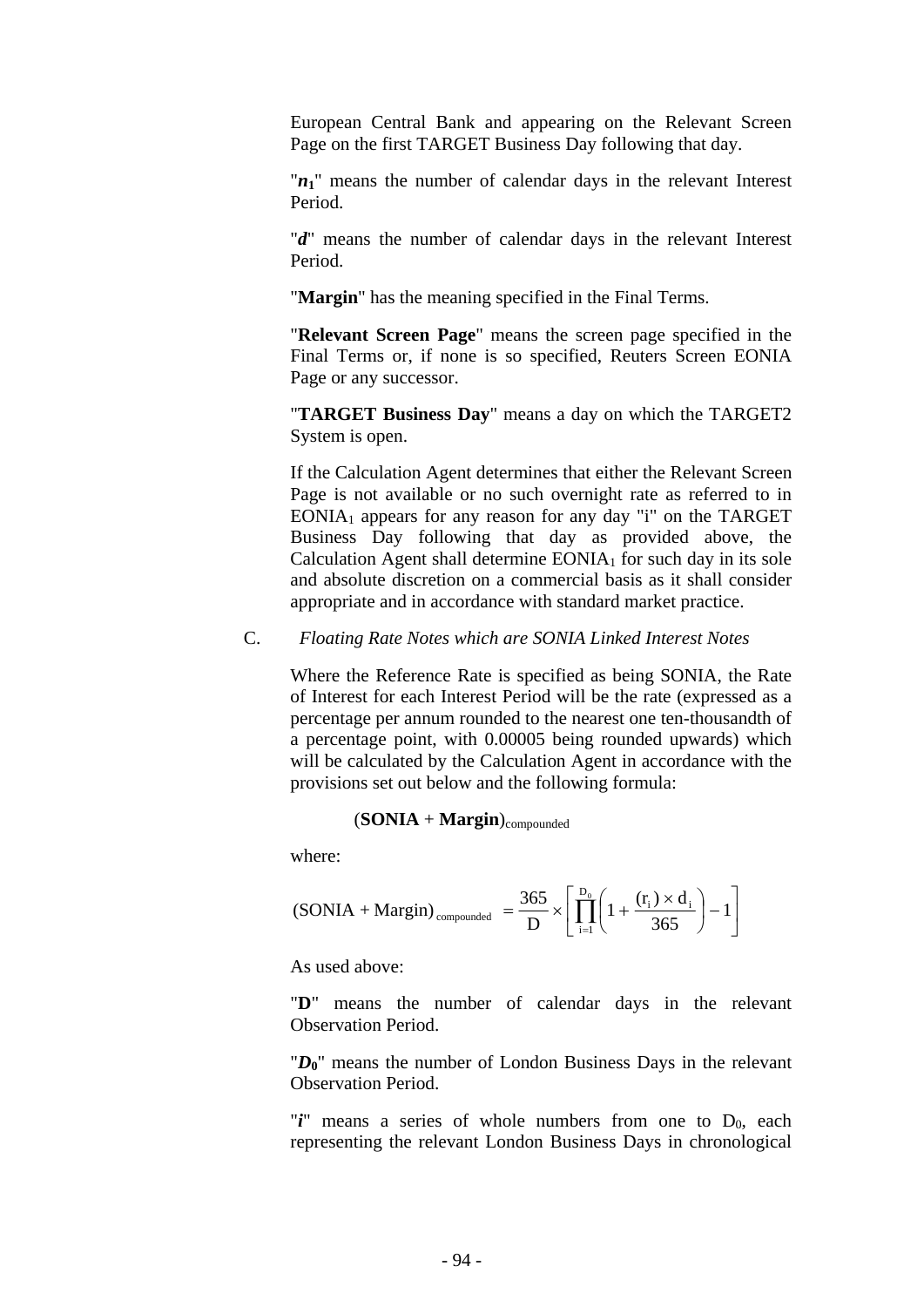European Central Bank and appearing on the Relevant Screen Page on the first TARGET Business Day following that day.

"$n_1$" means the number of calendar days in the relevant Interest Period.

"***d***" means the number of calendar days in the relevant Interest Period.

"**Margin**" has the meaning specified in the Final Terms.

"**Relevant Screen Page**" means the screen page specified in the Final Terms or, if none is so specified, Reuters Screen EONIA Page or any successor.

"**TARGET Business Day**" means a day on which the TARGET2 System is open.

If the Calculation Agent determines that either the Relevant Screen Page is not available or no such overnight rate as referred to in $EONIA_1$ appears for any reason for any day "i" on the TARGET Business Day following that day as provided above, the Calculation Agent shall determine $EONIA_1$ for such day in its sole and absolute discretion on a commercial basis as it shall consider appropriate and in accordance with standard market practice.

C. *Floating Rate Notes which are SONIA Linked Interest Notes*

Where the Reference Rate is specified as being SONIA, the Rate of Interest for each Interest Period will be the rate (expressed as a percentage per annum rounded to the nearest one ten-thousandth of a percentage point, with 0.00005 being rounded upwards) which will be calculated by the Calculation Agent in accordance with the provisions set out below and the following formula:

$$(\textbf{SONIA} + \textbf{Margin})_{\text{compounded}}$$

where:

$$(\text{SONIA} + \text{Margin})_{\text{compounded}} = \frac{365}{D} \times \left[ \prod_{i=1}^{D_0} \left( 1 + \frac{(r_i) \times d_i}{365} \right) - 1 \right]$$

As used above:

"**D**" means the number of calendar days in the relevant Observation Period.

"$D_0$" means the number of London Business Days in the relevant Observation Period.

"***i***" means a series of whole numbers from one to $D_0$, each representing the relevant London Business Days in chronological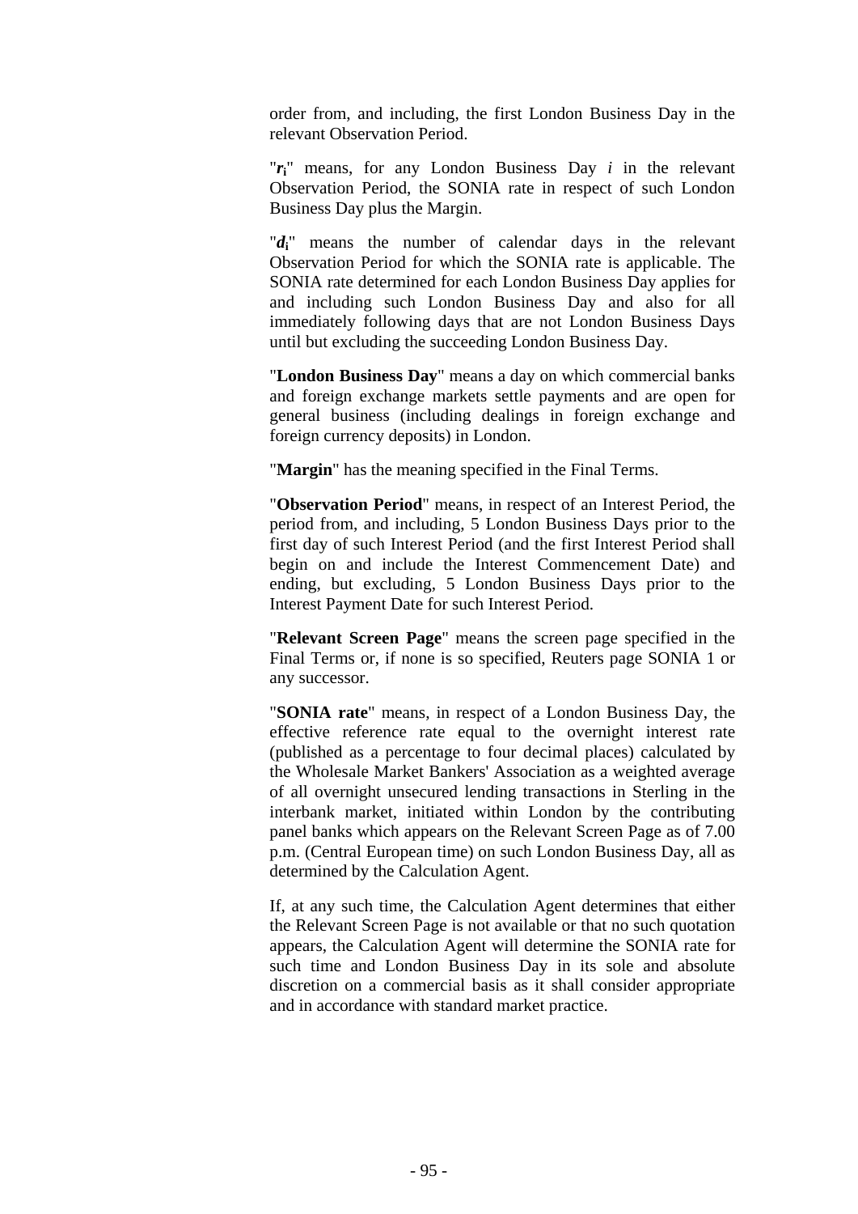order from, and including, the first London Business Day in the relevant Observation Period.

"$r_i$" means, for any London Business Day $i$ in the relevant Observation Period, the SONIA rate in respect of such London Business Day plus the Margin.

"$d_i$" means the number of calendar days in the relevant Observation Period for which the SONIA rate is applicable. The SONIA rate determined for each London Business Day applies for and including such London Business Day and also for all immediately following days that are not London Business Days until but excluding the succeeding London Business Day.

"**London Business Day**" means a day on which commercial banks and foreign exchange markets settle payments and are open for general business (including dealings in foreign exchange and foreign currency deposits) in London.

"**Margin**" has the meaning specified in the Final Terms.

"**Observation Period**" means, in respect of an Interest Period, the period from, and including, 5 London Business Days prior to the first day of such Interest Period (and the first Interest Period shall begin on and include the Interest Commencement Date) and ending, but excluding, 5 London Business Days prior to the Interest Payment Date for such Interest Period.

"**Relevant Screen Page**" means the screen page specified in the Final Terms or, if none is so specified, Reuters page SONIA 1 or any successor.

"**SONIA rate**" means, in respect of a London Business Day, the effective reference rate equal to the overnight interest rate (published as a percentage to four decimal places) calculated by the Wholesale Market Bankers' Association as a weighted average of all overnight unsecured lending transactions in Sterling in the interbank market, initiated within London by the contributing panel banks which appears on the Relevant Screen Page as of 7.00 p.m. (Central European time) on such London Business Day, all as determined by the Calculation Agent.

If, at any such time, the Calculation Agent determines that either the Relevant Screen Page is not available or that no such quotation appears, the Calculation Agent will determine the SONIA rate for such time and London Business Day in its sole and absolute discretion on a commercial basis as it shall consider appropriate and in accordance with standard market practice.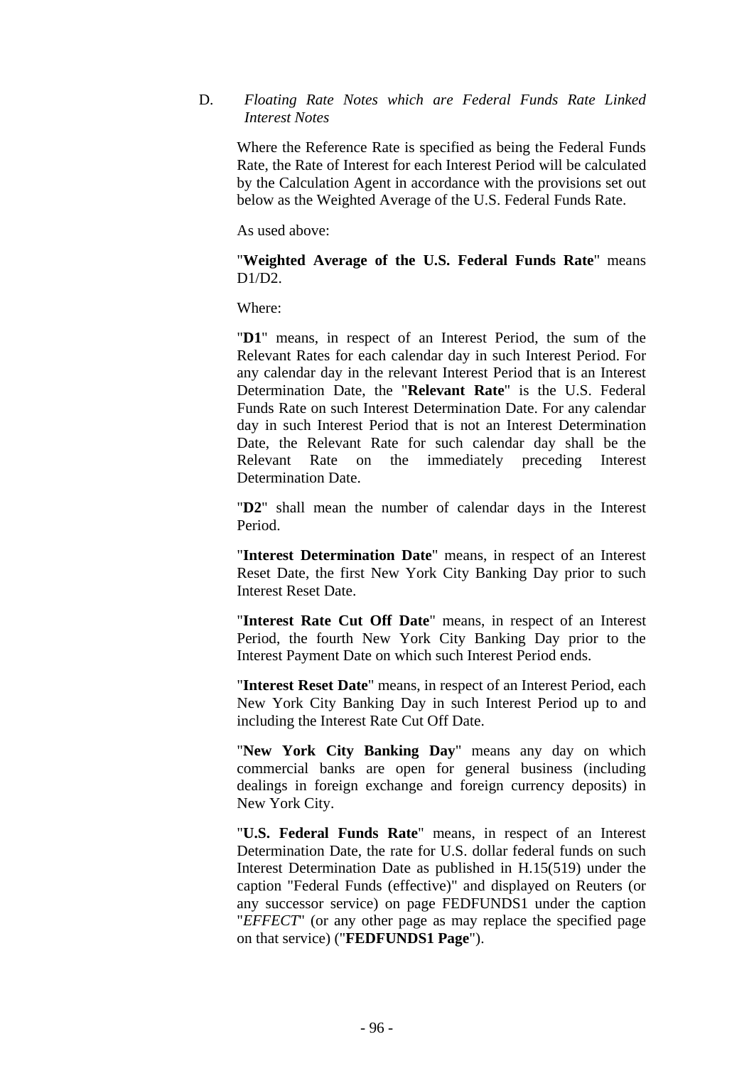D. *Floating Rate Notes which are Federal Funds Rate Linked Interest Notes*

Where the Reference Rate is specified as being the Federal Funds Rate, the Rate of Interest for each Interest Period will be calculated by the Calculation Agent in accordance with the provisions set out below as the Weighted Average of the U.S. Federal Funds Rate.

As used above:

"**Weighted Average of the U.S. Federal Funds Rate**" means D1/D2.

Where:

"**D1**" means, in respect of an Interest Period, the sum of the Relevant Rates for each calendar day in such Interest Period. For any calendar day in the relevant Interest Period that is an Interest Determination Date, the "**Relevant Rate**" is the U.S. Federal Funds Rate on such Interest Determination Date. For any calendar day in such Interest Period that is not an Interest Determination Date, the Relevant Rate for such calendar day shall be the Relevant Rate on the immediately preceding Interest Determination Date.

"**D2**" shall mean the number of calendar days in the Interest Period.

"**Interest Determination Date**" means, in respect of an Interest Reset Date, the first New York City Banking Day prior to such Interest Reset Date.

"**Interest Rate Cut Off Date**" means, in respect of an Interest Period, the fourth New York City Banking Day prior to the Interest Payment Date on which such Interest Period ends.

"**Interest Reset Date**" means, in respect of an Interest Period, each New York City Banking Day in such Interest Period up to and including the Interest Rate Cut Off Date.

"**New York City Banking Day**" means any day on which commercial banks are open for general business (including dealings in foreign exchange and foreign currency deposits) in New York City.

"**U.S. Federal Funds Rate**" means, in respect of an Interest Determination Date, the rate for U.S. dollar federal funds on such Interest Determination Date as published in H.15(519) under the caption "Federal Funds (effective)" and displayed on Reuters (or any successor service) on page FEDFUNDS1 under the caption "*EFFECT*" (or any other page as may replace the specified page on that service) ("**FEDFUNDS1 Page**").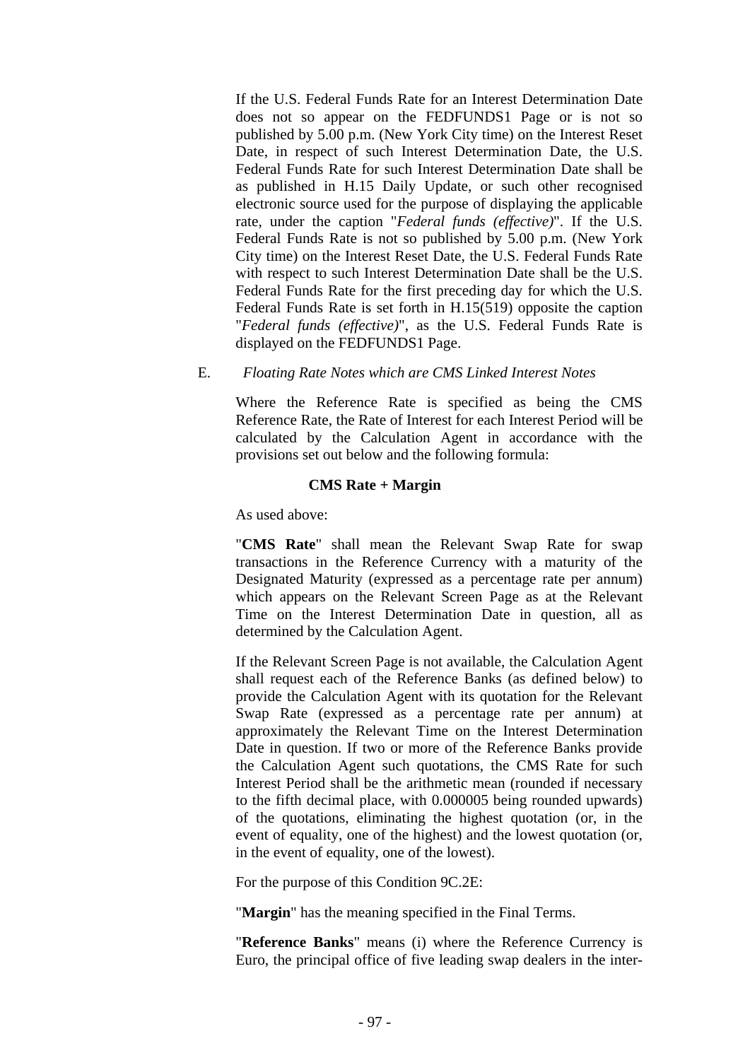If the U.S. Federal Funds Rate for an Interest Determination Date does not so appear on the FEDFUNDS1 Page or is not so published by 5.00 p.m. (New York City time) on the Interest Reset Date, in respect of such Interest Determination Date, the U.S. Federal Funds Rate for such Interest Determination Date shall be as published in H.15 Daily Update, or such other recognised electronic source used for the purpose of displaying the applicable rate, under the caption "*Federal funds (effective)*". If the U.S. Federal Funds Rate is not so published by 5.00 p.m. (New York City time) on the Interest Reset Date, the U.S. Federal Funds Rate with respect to such Interest Determination Date shall be the U.S. Federal Funds Rate for the first preceding day for which the U.S. Federal Funds Rate is set forth in H.15(519) opposite the caption "*Federal funds (effective)*", as the U.S. Federal Funds Rate is displayed on the FEDFUNDS1 Page.

E. *Floating Rate Notes which are CMS Linked Interest Notes*

Where the Reference Rate is specified as being the CMS Reference Rate, the Rate of Interest for each Interest Period will be calculated by the Calculation Agent in accordance with the provisions set out below and the following formula:

**CMS Rate + Margin**

As used above:

"**CMS Rate**" shall mean the Relevant Swap Rate for swap transactions in the Reference Currency with a maturity of the Designated Maturity (expressed as a percentage rate per annum) which appears on the Relevant Screen Page as at the Relevant Time on the Interest Determination Date in question, all as determined by the Calculation Agent.

If the Relevant Screen Page is not available, the Calculation Agent shall request each of the Reference Banks (as defined below) to provide the Calculation Agent with its quotation for the Relevant Swap Rate (expressed as a percentage rate per annum) at approximately the Relevant Time on the Interest Determination Date in question. If two or more of the Reference Banks provide the Calculation Agent such quotations, the CMS Rate for such Interest Period shall be the arithmetic mean (rounded if necessary to the fifth decimal place, with 0.000005 being rounded upwards) of the quotations, eliminating the highest quotation (or, in the event of equality, one of the highest) and the lowest quotation (or, in the event of equality, one of the lowest).

For the purpose of this Condition 9C.2E:

"**Margin**" has the meaning specified in the Final Terms.

"**Reference Banks**" means (i) where the Reference Currency is Euro, the principal office of five leading swap dealers in the inter-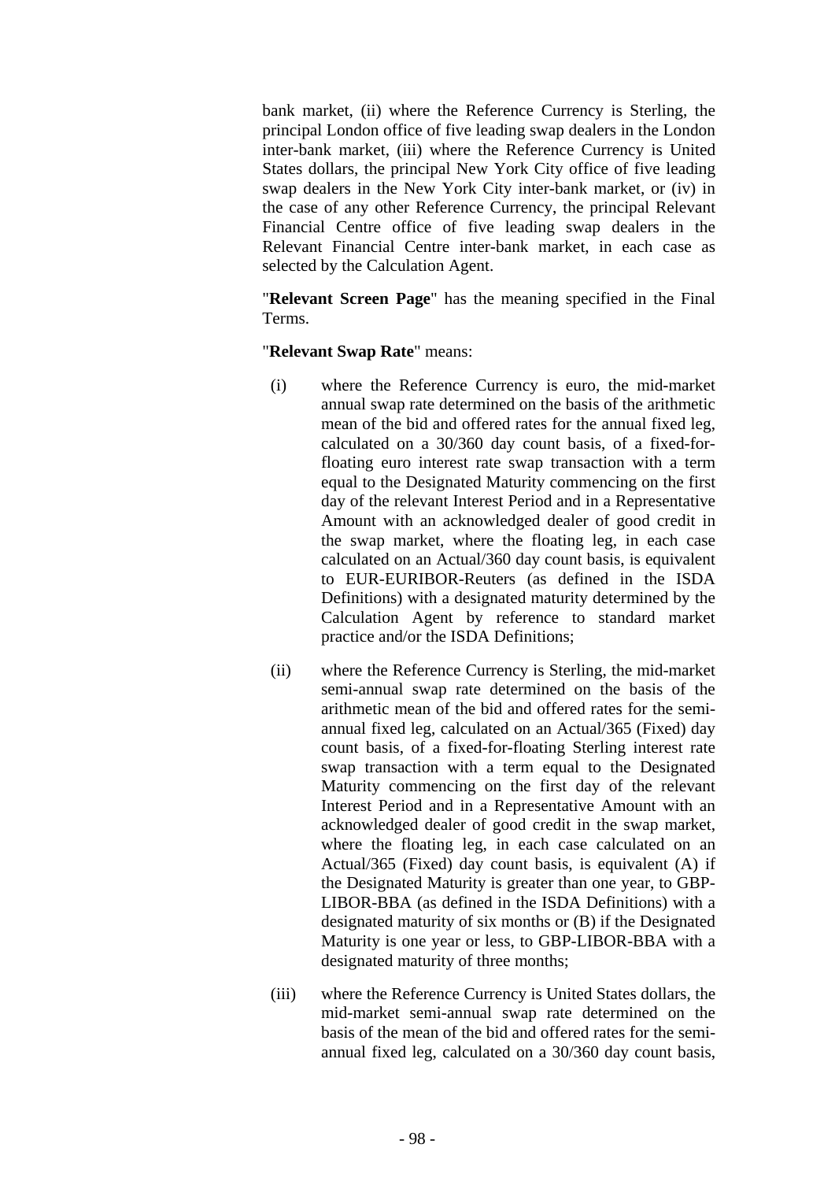bank market, (ii) where the Reference Currency is Sterling, the principal London office of five leading swap dealers in the London inter-bank market, (iii) where the Reference Currency is United States dollars, the principal New York City office of five leading swap dealers in the New York City inter-bank market, or (iv) in the case of any other Reference Currency, the principal Relevant Financial Centre office of five leading swap dealers in the Relevant Financial Centre inter-bank market, in each case as selected by the Calculation Agent.

"**Relevant Screen Page**" has the meaning specified in the Final Terms.

"**Relevant Swap Rate**" means:

(i) where the Reference Currency is euro, the mid-market annual swap rate determined on the basis of the arithmetic mean of the bid and offered rates for the annual fixed leg, calculated on a 30/360 day count basis, of a fixed-for-floating euro interest rate swap transaction with a term equal to the Designated Maturity commencing on the first day of the relevant Interest Period and in a Representative Amount with an acknowledged dealer of good credit in the swap market, where the floating leg, in each case calculated on an Actual/360 day count basis, is equivalent to EUR-EURIBOR-Reuters (as defined in the ISDA Definitions) with a designated maturity determined by the Calculation Agent by reference to standard market practice and/or the ISDA Definitions;

(ii) where the Reference Currency is Sterling, the mid-market semi-annual swap rate determined on the basis of the arithmetic mean of the bid and offered rates for the semi-annual fixed leg, calculated on an Actual/365 (Fixed) day count basis, of a fixed-for-floating Sterling interest rate swap transaction with a term equal to the Designated Maturity commencing on the first day of the relevant Interest Period and in a Representative Amount with an acknowledged dealer of good credit in the swap market, where the floating leg, in each case calculated on an Actual/365 (Fixed) day count basis, is equivalent (A) if the Designated Maturity is greater than one year, to GBP-LIBOR-BBA (as defined in the ISDA Definitions) with a designated maturity of six months or (B) if the Designated Maturity is one year or less, to GBP-LIBOR-BBA with a designated maturity of three months;

(iii) where the Reference Currency is United States dollars, the mid-market semi-annual swap rate determined on the basis of the mean of the bid and offered rates for the semi-annual fixed leg, calculated on a 30/360 day count basis,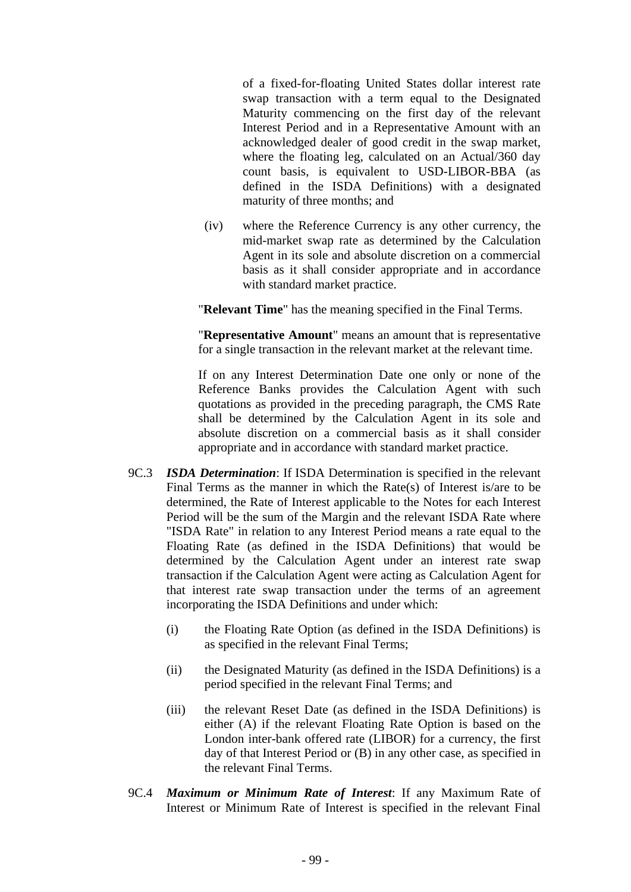of a fixed-for-floating United States dollar interest rate swap transaction with a term equal to the Designated Maturity commencing on the first day of the relevant Interest Period and in a Representative Amount with an acknowledged dealer of good credit in the swap market, where the floating leg, calculated on an Actual/360 day count basis, is equivalent to USD-LIBOR-BBA (as defined in the ISDA Definitions) with a designated maturity of three months; and

(iv) where the Reference Currency is any other currency, the mid-market swap rate as determined by the Calculation Agent in its sole and absolute discretion on a commercial basis as it shall consider appropriate and in accordance with standard market practice.

"**Relevant Time**" has the meaning specified in the Final Terms.

"**Representative Amount**" means an amount that is representative for a single transaction in the relevant market at the relevant time.

If on any Interest Determination Date one only or none of the Reference Banks provides the Calculation Agent with such quotations as provided in the preceding paragraph, the CMS Rate shall be determined by the Calculation Agent in its sole and absolute discretion on a commercial basis as it shall consider appropriate and in accordance with standard market practice.

9C.3 ***ISDA Determination***: If ISDA Determination is specified in the relevant Final Terms as the manner in which the Rate(s) of Interest is/are to be determined, the Rate of Interest applicable to the Notes for each Interest Period will be the sum of the Margin and the relevant ISDA Rate where "ISDA Rate" in relation to any Interest Period means a rate equal to the Floating Rate (as defined in the ISDA Definitions) that would be determined by the Calculation Agent under an interest rate swap transaction if the Calculation Agent were acting as Calculation Agent for that interest rate swap transaction under the terms of an agreement incorporating the ISDA Definitions and under which:

(i) the Floating Rate Option (as defined in the ISDA Definitions) is as specified in the relevant Final Terms;

(ii) the Designated Maturity (as defined in the ISDA Definitions) is a period specified in the relevant Final Terms; and

(iii) the relevant Reset Date (as defined in the ISDA Definitions) is either (A) if the relevant Floating Rate Option is based on the London inter-bank offered rate (LIBOR) for a currency, the first day of that Interest Period or (B) in any other case, as specified in the relevant Final Terms.

9C.4 ***Maximum or Minimum Rate of Interest***: If any Maximum Rate of Interest or Minimum Rate of Interest is specified in the relevant Final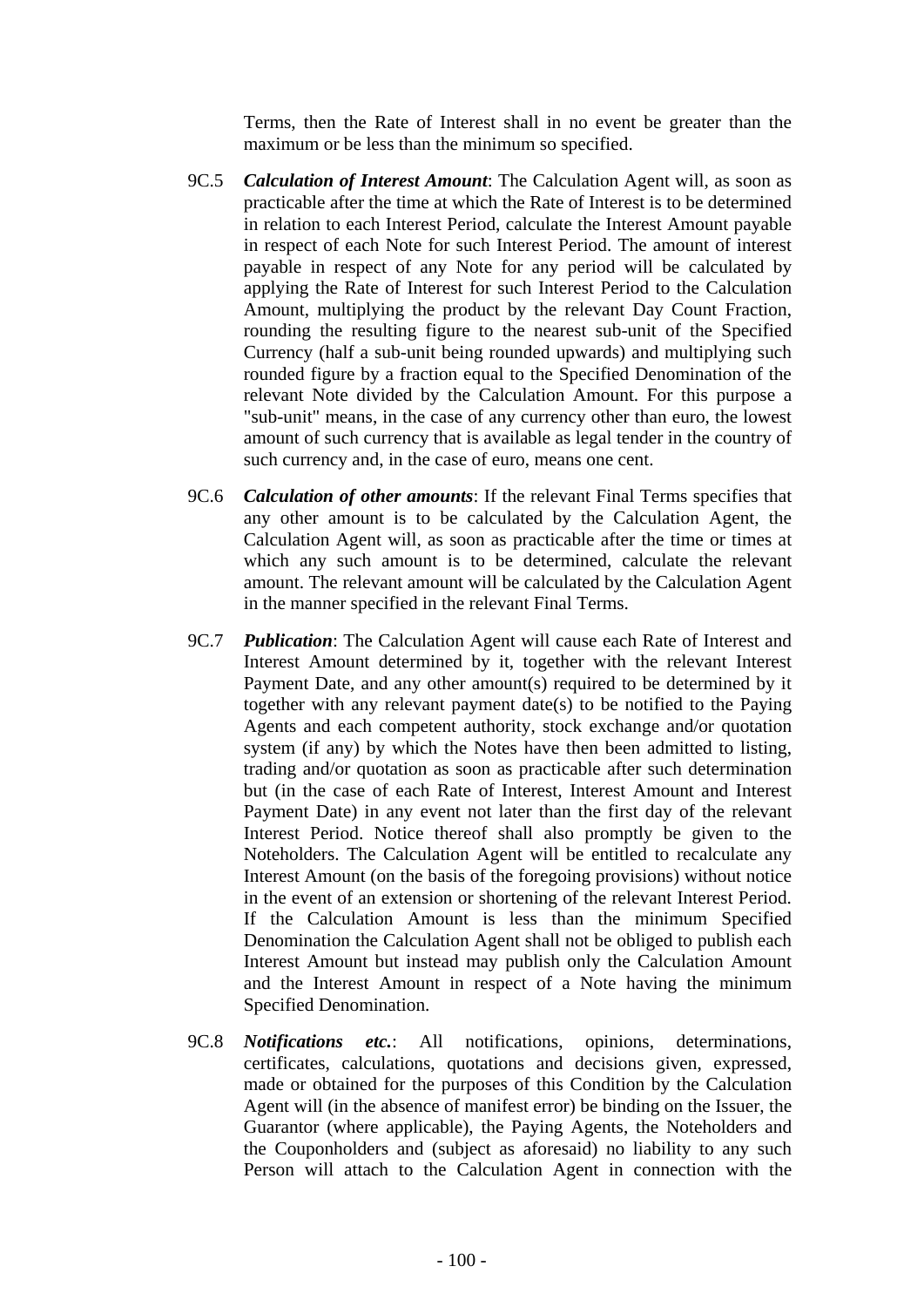Terms, then the Rate of Interest shall in no event be greater than the maximum or be less than the minimum so specified.

9C.5 ***Calculation of Interest Amount***: The Calculation Agent will, as soon as practicable after the time at which the Rate of Interest is to be determined in relation to each Interest Period, calculate the Interest Amount payable in respect of each Note for such Interest Period. The amount of interest payable in respect of any Note for any period will be calculated by applying the Rate of Interest for such Interest Period to the Calculation Amount, multiplying the product by the relevant Day Count Fraction, rounding the resulting figure to the nearest sub-unit of the Specified Currency (half a sub-unit being rounded upwards) and multiplying such rounded figure by a fraction equal to the Specified Denomination of the relevant Note divided by the Calculation Amount. For this purpose a "sub-unit" means, in the case of any currency other than euro, the lowest amount of such currency that is available as legal tender in the country of such currency and, in the case of euro, means one cent.

9C.6 ***Calculation of other amounts***: If the relevant Final Terms specifies that any other amount is to be calculated by the Calculation Agent, the Calculation Agent will, as soon as practicable after the time or times at which any such amount is to be determined, calculate the relevant amount. The relevant amount will be calculated by the Calculation Agent in the manner specified in the relevant Final Terms.

9C.7 ***Publication***: The Calculation Agent will cause each Rate of Interest and Interest Amount determined by it, together with the relevant Interest Payment Date, and any other amount(s) required to be determined by it together with any relevant payment date(s) to be notified to the Paying Agents and each competent authority, stock exchange and/or quotation system (if any) by which the Notes have then been admitted to listing, trading and/or quotation as soon as practicable after such determination but (in the case of each Rate of Interest, Interest Amount and Interest Payment Date) in any event not later than the first day of the relevant Interest Period. Notice thereof shall also promptly be given to the Noteholders. The Calculation Agent will be entitled to recalculate any Interest Amount (on the basis of the foregoing provisions) without notice in the event of an extension or shortening of the relevant Interest Period. If the Calculation Amount is less than the minimum Specified Denomination the Calculation Agent shall not be obliged to publish each Interest Amount but instead may publish only the Calculation Amount and the Interest Amount in respect of a Note having the minimum Specified Denomination.

9C.8 ***Notifications etc.***: All notifications, opinions, determinations, certificates, calculations, quotations and decisions given, expressed, made or obtained for the purposes of this Condition by the Calculation Agent will (in the absence of manifest error) be binding on the Issuer, the Guarantor (where applicable), the Paying Agents, the Noteholders and the Couponholders and (subject as aforesaid) no liability to any such Person will attach to the Calculation Agent in connection with the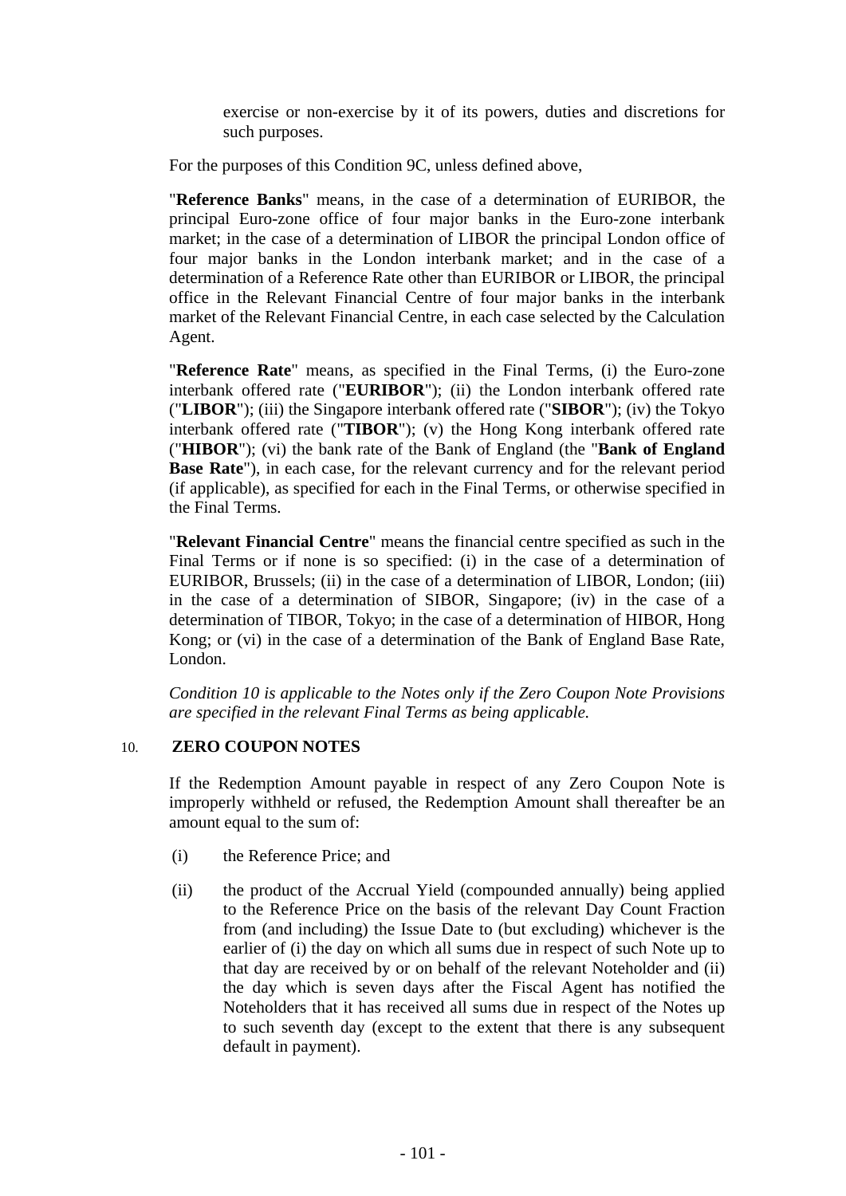exercise or non-exercise by it of its powers, duties and discretions for such purposes.

For the purposes of this Condition 9C, unless defined above,

"**Reference Banks**" means, in the case of a determination of EURIBOR, the principal Euro-zone office of four major banks in the Euro-zone interbank market; in the case of a determination of LIBOR the principal London office of four major banks in the London interbank market; and in the case of a determination of a Reference Rate other than EURIBOR or LIBOR, the principal office in the Relevant Financial Centre of four major banks in the interbank market of the Relevant Financial Centre, in each case selected by the Calculation Agent.

"**Reference Rate**" means, as specified in the Final Terms, (i) the Euro-zone interbank offered rate ("**EURIBOR**"); (ii) the London interbank offered rate ("**LIBOR**"); (iii) the Singapore interbank offered rate ("**SIBOR**"); (iv) the Tokyo interbank offered rate ("**TIBOR**"); (v) the Hong Kong interbank offered rate ("**HIBOR**"); (vi) the bank rate of the Bank of England (the "**Bank of England Base Rate**"), in each case, for the relevant currency and for the relevant period (if applicable), as specified for each in the Final Terms, or otherwise specified in the Final Terms.

"**Relevant Financial Centre**" means the financial centre specified as such in the Final Terms or if none is so specified: (i) in the case of a determination of EURIBOR, Brussels; (ii) in the case of a determination of LIBOR, London; (iii) in the case of a determination of SIBOR, Singapore; (iv) in the case of a determination of TIBOR, Tokyo; in the case of a determination of HIBOR, Hong Kong; or (vi) in the case of a determination of the Bank of England Base Rate, London.

*Condition 10 is applicable to the Notes only if the Zero Coupon Note Provisions are specified in the relevant Final Terms as being applicable.*

## 10. ZERO COUPON NOTES

If the Redemption Amount payable in respect of any Zero Coupon Note is improperly withheld or refused, the Redemption Amount shall thereafter be an amount equal to the sum of:

(i) the Reference Price; and

(ii) the product of the Accrual Yield (compounded annually) being applied to the Reference Price on the basis of the relevant Day Count Fraction from (and including) the Issue Date to (but excluding) whichever is the earlier of (i) the day on which all sums due in respect of such Note up to that day are received by or on behalf of the relevant Noteholder and (ii) the day which is seven days after the Fiscal Agent has notified the Noteholders that it has received all sums due in respect of the Notes up to such seventh day (except to the extent that there is any subsequent default in payment).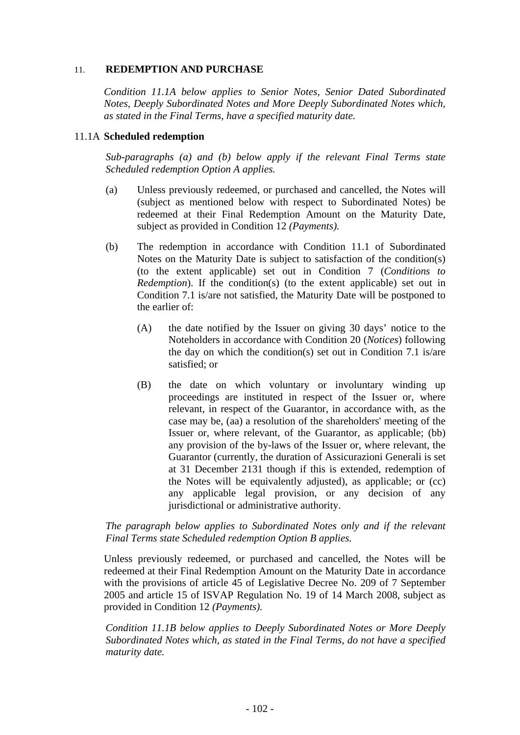## 11. REDEMPTION AND PURCHASE

*Condition 11.1A below applies to Senior Notes, Senior Dated Subordinated Notes, Deeply Subordinated Notes and More Deeply Subordinated Notes which, as stated in the Final Terms, have a specified maturity date.*

### 11.1A Scheduled redemption

*Sub-paragraphs (a) and (b) below apply if the relevant Final Terms state Scheduled redemption Option A applies.*

(a) Unless previously redeemed, or purchased and cancelled, the Notes will (subject as mentioned below with respect to Subordinated Notes) be redeemed at their Final Redemption Amount on the Maturity Date, subject as provided in Condition 12 *(Payments).*

(b) The redemption in accordance with Condition 11.1 of Subordinated Notes on the Maturity Date is subject to satisfaction of the condition(s) (to the extent applicable) set out in Condition 7 (*Conditions to Redemption*). If the condition(s) (to the extent applicable) set out in Condition 7.1 is/are not satisfied, the Maturity Date will be postponed to the earlier of:

   (A) the date notified by the Issuer on giving 30 days' notice to the Noteholders in accordance with Condition 20 (*Notices*) following the day on which the condition(s) set out in Condition 7.1 is/are satisfied; or

   (B) the date on which voluntary or involuntary winding up proceedings are instituted in respect of the Issuer or, where relevant, in respect of the Guarantor, in accordance with, as the case may be, (aa) a resolution of the shareholders' meeting of the Issuer or, where relevant, of the Guarantor, as applicable; (bb) any provision of the by-laws of the Issuer or, where relevant, the Guarantor (currently, the duration of Assicurazioni Generali is set at 31 December 2131 though if this is extended, redemption of the Notes will be equivalently adjusted), as applicable; or (cc) any applicable legal provision, or any decision of any jurisdictional or administrative authority.

*The paragraph below applies to Subordinated Notes only and if the relevant Final Terms state Scheduled redemption Option B applies.*

Unless previously redeemed, or purchased and cancelled, the Notes will be redeemed at their Final Redemption Amount on the Maturity Date in accordance with the provisions of article 45 of Legislative Decree No. 209 of 7 September 2005 and article 15 of ISVAP Regulation No. 19 of 14 March 2008, subject as provided in Condition 12 *(Payments).*

*Condition 11.1B below applies to Deeply Subordinated Notes or More Deeply Subordinated Notes which, as stated in the Final Terms, do not have a specified maturity date.*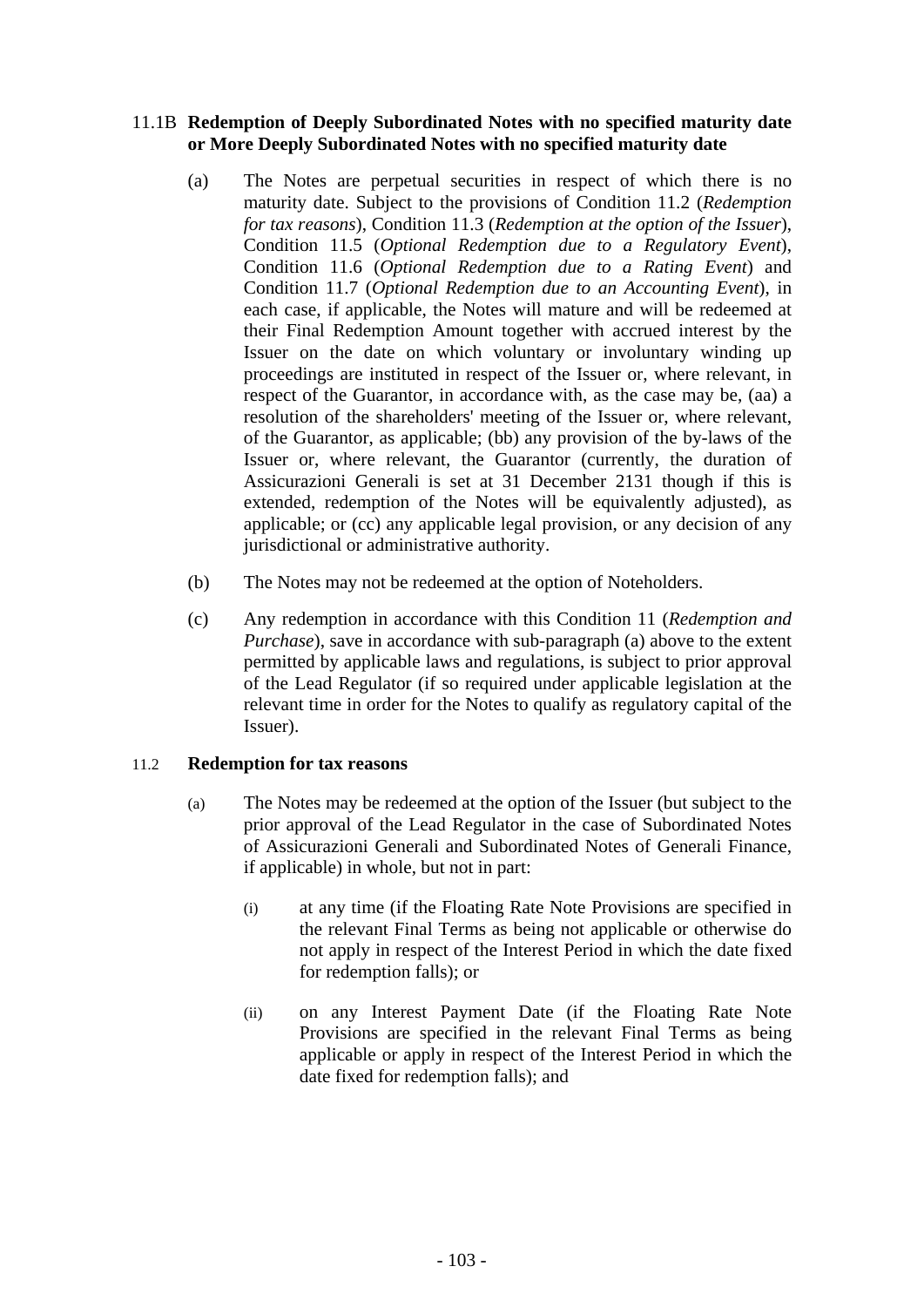### 11.1B **Redemption of Deeply Subordinated Notes with no specified maturity date or More Deeply Subordinated Notes with no specified maturity date**

(a) The Notes are perpetual securities in respect of which there is no maturity date. Subject to the provisions of Condition 11.2 (*Redemption for tax reasons*), Condition 11.3 (*Redemption at the option of the Issuer*), Condition 11.5 (*Optional Redemption due to a Regulatory Event*), Condition 11.6 (*Optional Redemption due to a Rating Event*) and Condition 11.7 (*Optional Redemption due to an Accounting Event*), in each case, if applicable, the Notes will mature and will be redeemed at their Final Redemption Amount together with accrued interest by the Issuer on the date on which voluntary or involuntary winding up proceedings are instituted in respect of the Issuer or, where relevant, in respect of the Guarantor, in accordance with, as the case may be, (aa) a resolution of the shareholders' meeting of the Issuer or, where relevant, of the Guarantor, as applicable; (bb) any provision of the by-laws of the Issuer or, where relevant, the Guarantor (currently, the duration of Assicurazioni Generali is set at 31 December 2131 though if this is extended, redemption of the Notes will be equivalently adjusted), as applicable; or (cc) any applicable legal provision, or any decision of any jurisdictional or administrative authority.

(b) The Notes may not be redeemed at the option of Noteholders.

(c) Any redemption in accordance with this Condition 11 (*Redemption and Purchase*), save in accordance with sub-paragraph (a) above to the extent permitted by applicable laws and regulations, is subject to prior approval of the Lead Regulator (if so required under applicable legislation at the relevant time in order for the Notes to qualify as regulatory capital of the Issuer).

### 11.2 **Redemption for tax reasons**

(a) The Notes may be redeemed at the option of the Issuer (but subject to the prior approval of the Lead Regulator in the case of Subordinated Notes of Assicurazioni Generali and Subordinated Notes of Generali Finance, if applicable) in whole, but not in part:

(i) at any time (if the Floating Rate Note Provisions are specified in the relevant Final Terms as being not applicable or otherwise do not apply in respect of the Interest Period in which the date fixed for redemption falls); or

(ii) on any Interest Payment Date (if the Floating Rate Note Provisions are specified in the relevant Final Terms as being applicable or apply in respect of the Interest Period in which the date fixed for redemption falls); and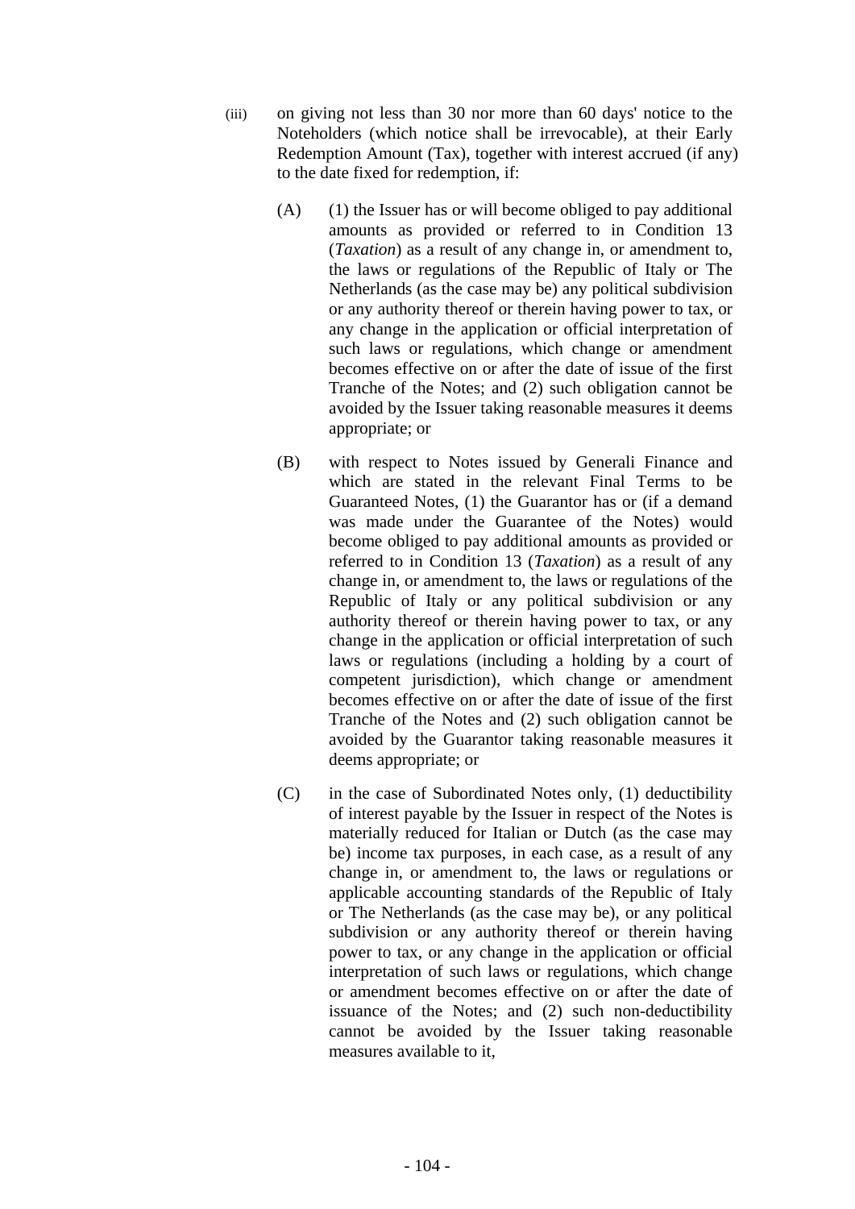(iii) on giving not less than 30 nor more than 60 days' notice to the Noteholders (which notice shall be irrevocable), at their Early Redemption Amount (Tax), together with interest accrued (if any) to the date fixed for redemption, if:

  (A) (1) the Issuer has or will become obliged to pay additional amounts as provided or referred to in Condition 13 (*Taxation*) as a result of any change in, or amendment to, the laws or regulations of the Republic of Italy or The Netherlands (as the case may be) any political subdivision or any authority thereof or therein having power to tax, or any change in the application or official interpretation of such laws or regulations, which change or amendment becomes effective on or after the date of issue of the first Tranche of the Notes; and (2) such obligation cannot be avoided by the Issuer taking reasonable measures it deems appropriate; or

  (B) with respect to Notes issued by Generali Finance and which are stated in the relevant Final Terms to be Guaranteed Notes, (1) the Guarantor has or (if a demand was made under the Guarantee of the Notes) would become obliged to pay additional amounts as provided or referred to in Condition 13 (*Taxation*) as a result of any change in, or amendment to, the laws or regulations of the Republic of Italy or any political subdivision or any authority thereof or therein having power to tax, or any change in the application or official interpretation of such laws or regulations (including a holding by a court of competent jurisdiction), which change or amendment becomes effective on or after the date of issue of the first Tranche of the Notes and (2) such obligation cannot be avoided by the Guarantor taking reasonable measures it deems appropriate; or

  (C) in the case of Subordinated Notes only, (1) deductibility of interest payable by the Issuer in respect of the Notes is materially reduced for Italian or Dutch (as the case may be) income tax purposes, in each case, as a result of any change in, or amendment to, the laws or regulations or applicable accounting standards of the Republic of Italy or The Netherlands (as the case may be), or any political subdivision or any authority thereof or therein having power to tax, or any change in the application or official interpretation of such laws or regulations, which change or amendment becomes effective on or after the date of issuance of the Notes; and (2) such non-deductibility cannot be avoided by the Issuer taking reasonable measures available to it,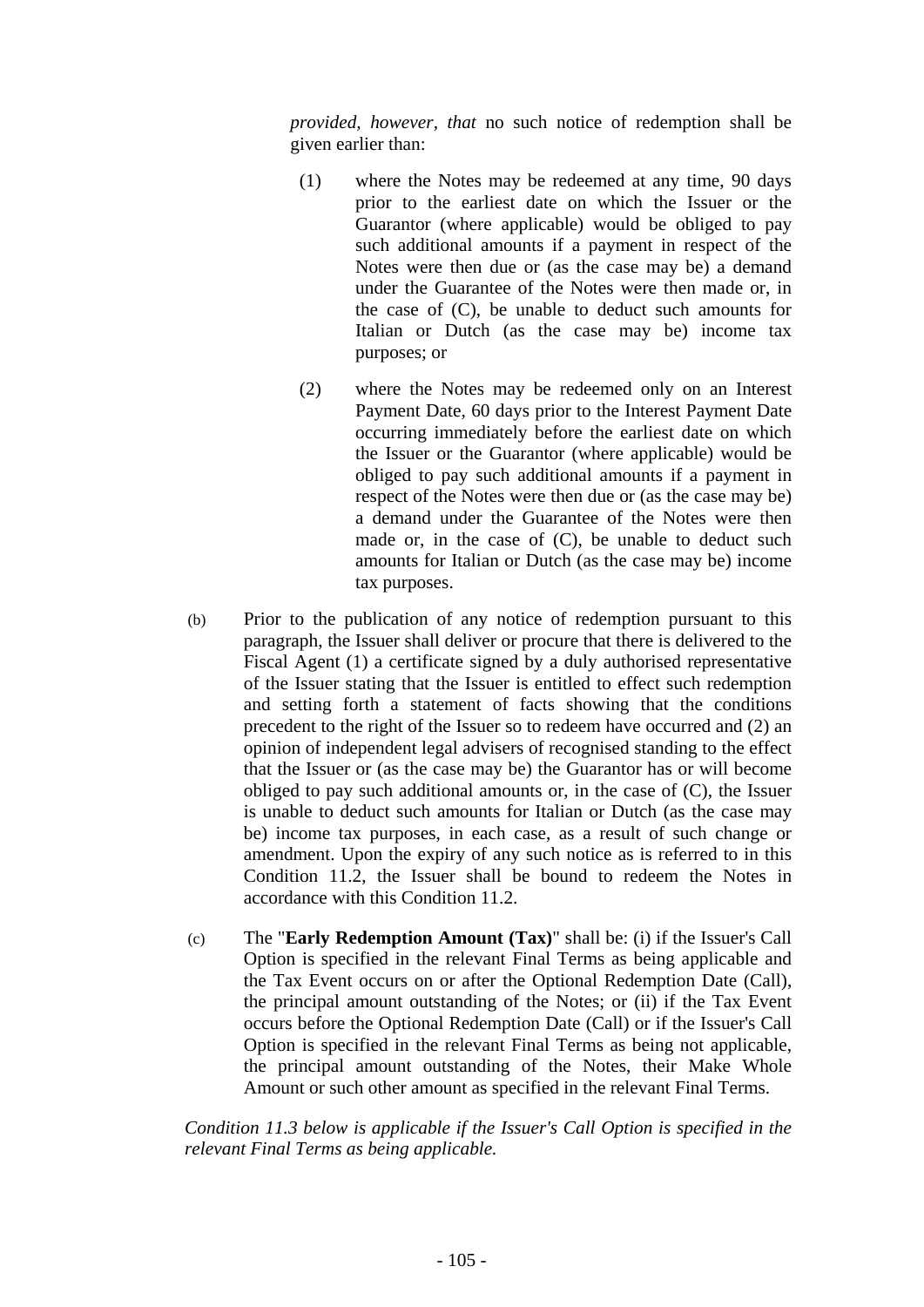*provided, however, that* no such notice of redemption shall be given earlier than:

(1) where the Notes may be redeemed at any time, 90 days prior to the earliest date on which the Issuer or the Guarantor (where applicable) would be obliged to pay such additional amounts if a payment in respect of the Notes were then due or (as the case may be) a demand under the Guarantee of the Notes were then made or, in the case of (C), be unable to deduct such amounts for Italian or Dutch (as the case may be) income tax purposes; or

(2) where the Notes may be redeemed only on an Interest Payment Date, 60 days prior to the Interest Payment Date occurring immediately before the earliest date on which the Issuer or the Guarantor (where applicable) would be obliged to pay such additional amounts if a payment in respect of the Notes were then due or (as the case may be) a demand under the Guarantee of the Notes were then made or, in the case of (C), be unable to deduct such amounts for Italian or Dutch (as the case may be) income tax purposes.

(b) Prior to the publication of any notice of redemption pursuant to this paragraph, the Issuer shall deliver or procure that there is delivered to the Fiscal Agent (1) a certificate signed by a duly authorised representative of the Issuer stating that the Issuer is entitled to effect such redemption and setting forth a statement of facts showing that the conditions precedent to the right of the Issuer so to redeem have occurred and (2) an opinion of independent legal advisers of recognised standing to the effect that the Issuer or (as the case may be) the Guarantor has or will become obliged to pay such additional amounts or, in the case of (C), the Issuer is unable to deduct such amounts for Italian or Dutch (as the case may be) income tax purposes, in each case, as a result of such change or amendment. Upon the expiry of any such notice as is referred to in this Condition 11.2, the Issuer shall be bound to redeem the Notes in accordance with this Condition 11.2.

(c) The "**Early Redemption Amount (Tax)**" shall be: (i) if the Issuer's Call Option is specified in the relevant Final Terms as being applicable and the Tax Event occurs on or after the Optional Redemption Date (Call), the principal amount outstanding of the Notes; or (ii) if the Tax Event occurs before the Optional Redemption Date (Call) or if the Issuer's Call Option is specified in the relevant Final Terms as being not applicable, the principal amount outstanding of the Notes, their Make Whole Amount or such other amount as specified in the relevant Final Terms.

*Condition 11.3 below is applicable if the Issuer's Call Option is specified in the relevant Final Terms as being applicable.*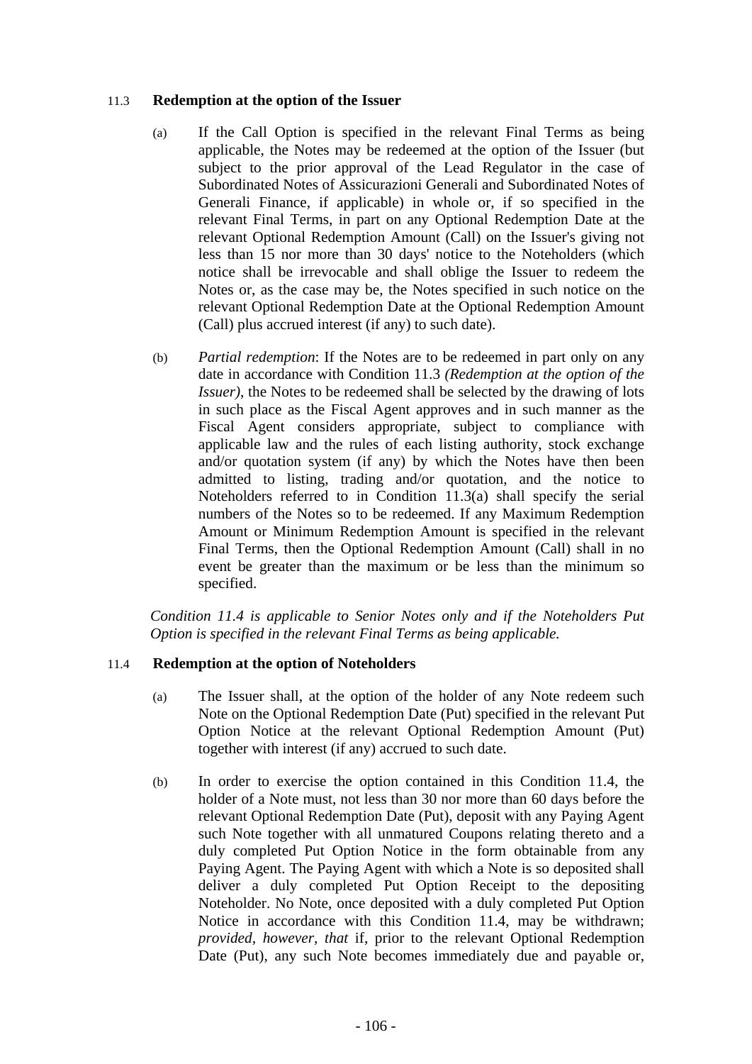### 11.3 Redemption at the option of the Issuer

(a) If the Call Option is specified in the relevant Final Terms as being applicable, the Notes may be redeemed at the option of the Issuer (but subject to the prior approval of the Lead Regulator in the case of Subordinated Notes of Assicurazioni Generali and Subordinated Notes of Generali Finance, if applicable) in whole or, if so specified in the relevant Final Terms, in part on any Optional Redemption Date at the relevant Optional Redemption Amount (Call) on the Issuer's giving not less than 15 nor more than 30 days' notice to the Noteholders (which notice shall be irrevocable and shall oblige the Issuer to redeem the Notes or, as the case may be, the Notes specified in such notice on the relevant Optional Redemption Date at the Optional Redemption Amount (Call) plus accrued interest (if any) to such date).

(b) *Partial redemption*: If the Notes are to be redeemed in part only on any date in accordance with Condition 11.3 *(Redemption at the option of the Issuer)*, the Notes to be redeemed shall be selected by the drawing of lots in such place as the Fiscal Agent approves and in such manner as the Fiscal Agent considers appropriate, subject to compliance with applicable law and the rules of each listing authority, stock exchange and/or quotation system (if any) by which the Notes have then been admitted to listing, trading and/or quotation, and the notice to Noteholders referred to in Condition 11.3(a) shall specify the serial numbers of the Notes so to be redeemed. If any Maximum Redemption Amount or Minimum Redemption Amount is specified in the relevant Final Terms, then the Optional Redemption Amount (Call) shall in no event be greater than the maximum or be less than the minimum so specified.

*Condition 11.4 is applicable to Senior Notes only and if the Noteholders Put Option is specified in the relevant Final Terms as being applicable.*

### 11.4 Redemption at the option of Noteholders

(a) The Issuer shall, at the option of the holder of any Note redeem such Note on the Optional Redemption Date (Put) specified in the relevant Put Option Notice at the relevant Optional Redemption Amount (Put) together with interest (if any) accrued to such date.

(b) In order to exercise the option contained in this Condition 11.4, the holder of a Note must, not less than 30 nor more than 60 days before the relevant Optional Redemption Date (Put), deposit with any Paying Agent such Note together with all unmatured Coupons relating thereto and a duly completed Put Option Notice in the form obtainable from any Paying Agent. The Paying Agent with which a Note is so deposited shall deliver a duly completed Put Option Receipt to the depositing Noteholder. No Note, once deposited with a duly completed Put Option Notice in accordance with this Condition 11.4, may be withdrawn; *provided, however, that* if, prior to the relevant Optional Redemption Date (Put), any such Note becomes immediately due and payable or,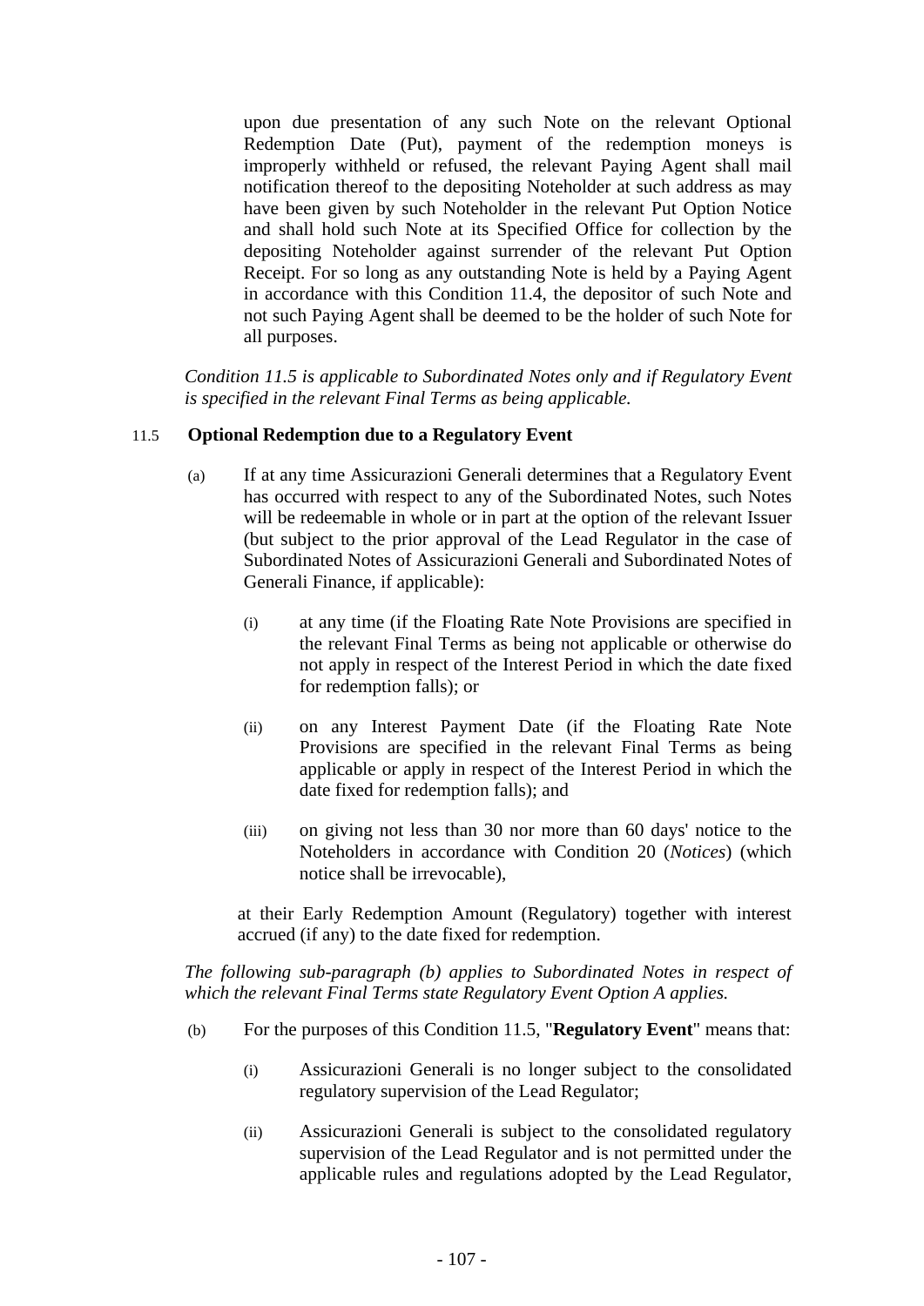upon due presentation of any such Note on the relevant Optional Redemption Date (Put), payment of the redemption moneys is improperly withheld or refused, the relevant Paying Agent shall mail notification thereof to the depositing Noteholder at such address as may have been given by such Noteholder in the relevant Put Option Notice and shall hold such Note at its Specified Office for collection by the depositing Noteholder against surrender of the relevant Put Option Receipt. For so long as any outstanding Note is held by a Paying Agent in accordance with this Condition 11.4, the depositor of such Note and not such Paying Agent shall be deemed to be the holder of such Note for all purposes.

*Condition 11.5 is applicable to Subordinated Notes only and if Regulatory Event is specified in the relevant Final Terms as being applicable.*

### 11.5 Optional Redemption due to a Regulatory Event

(a) If at any time Assicurazioni Generali determines that a Regulatory Event has occurred with respect to any of the Subordinated Notes, such Notes will be redeemable in whole or in part at the option of the relevant Issuer (but subject to the prior approval of the Lead Regulator in the case of Subordinated Notes of Assicurazioni Generali and Subordinated Notes of Generali Finance, if applicable):

(i) at any time (if the Floating Rate Note Provisions are specified in the relevant Final Terms as being not applicable or otherwise do not apply in respect of the Interest Period in which the date fixed for redemption falls); or

(ii) on any Interest Payment Date (if the Floating Rate Note Provisions are specified in the relevant Final Terms as being applicable or apply in respect of the Interest Period in which the date fixed for redemption falls); and

(iii) on giving not less than 30 nor more than 60 days' notice to the Noteholders in accordance with Condition 20 (*Notices*) (which notice shall be irrevocable),

at their Early Redemption Amount (Regulatory) together with interest accrued (if any) to the date fixed for redemption.

*The following sub-paragraph (b) applies to Subordinated Notes in respect of which the relevant Final Terms state Regulatory Event Option A applies.*

(b) For the purposes of this Condition 11.5, "**Regulatory Event**" means that:

(i) Assicurazioni Generali is no longer subject to the consolidated regulatory supervision of the Lead Regulator;

(ii) Assicurazioni Generali is subject to the consolidated regulatory supervision of the Lead Regulator and is not permitted under the applicable rules and regulations adopted by the Lead Regulator,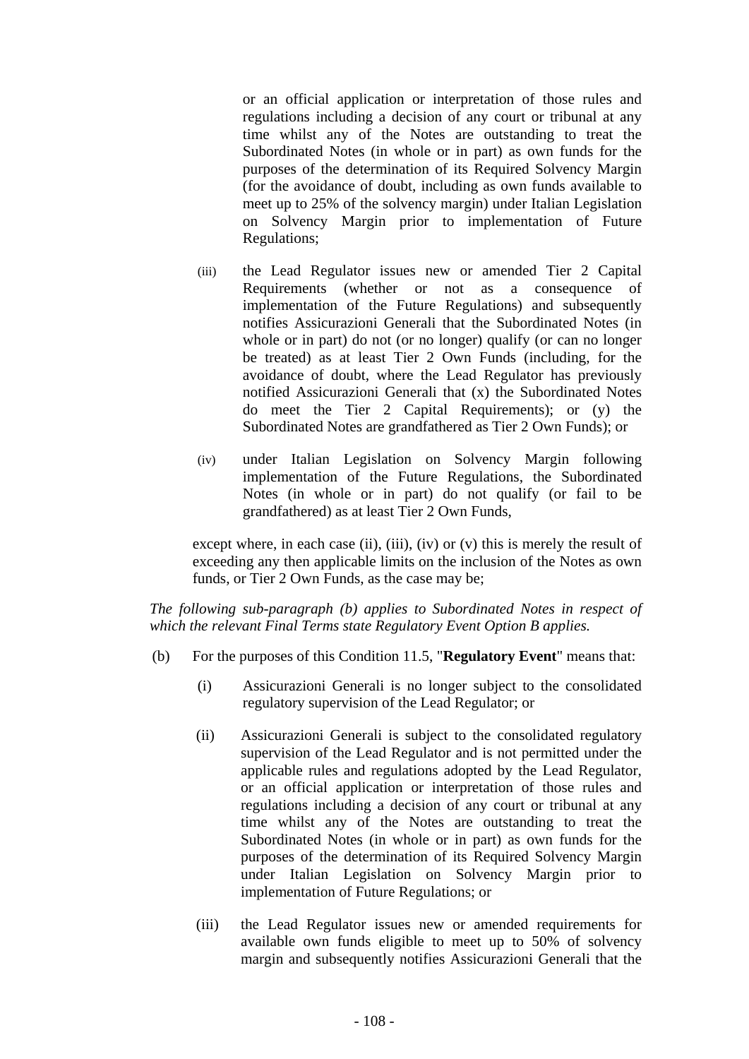or an official application or interpretation of those rules and regulations including a decision of any court or tribunal at any time whilst any of the Notes are outstanding to treat the Subordinated Notes (in whole or in part) as own funds for the purposes of the determination of its Required Solvency Margin (for the avoidance of doubt, including as own funds available to meet up to 25% of the solvency margin) under Italian Legislation on Solvency Margin prior to implementation of Future Regulations;

(iii) the Lead Regulator issues new or amended Tier 2 Capital Requirements (whether or not as a consequence of implementation of the Future Regulations) and subsequently notifies Assicurazioni Generali that the Subordinated Notes (in whole or in part) do not (or no longer) qualify (or can no longer be treated) as at least Tier 2 Own Funds (including, for the avoidance of doubt, where the Lead Regulator has previously notified Assicurazioni Generali that (x) the Subordinated Notes do meet the Tier 2 Capital Requirements); or (y) the Subordinated Notes are grandfathered as Tier 2 Own Funds); or

(iv) under Italian Legislation on Solvency Margin following implementation of the Future Regulations, the Subordinated Notes (in whole or in part) do not qualify (or fail to be grandfathered) as at least Tier 2 Own Funds,

except where, in each case (ii), (iii), (iv) or (v) this is merely the result of exceeding any then applicable limits on the inclusion of the Notes as own funds, or Tier 2 Own Funds, as the case may be;

*The following sub-paragraph (b) applies to Subordinated Notes in respect of which the relevant Final Terms state Regulatory Event Option B applies.*

(b) For the purposes of this Condition 11.5, "**Regulatory Event**" means that:

(i) Assicurazioni Generali is no longer subject to the consolidated regulatory supervision of the Lead Regulator; or

(ii) Assicurazioni Generali is subject to the consolidated regulatory supervision of the Lead Regulator and is not permitted under the applicable rules and regulations adopted by the Lead Regulator, or an official application or interpretation of those rules and regulations including a decision of any court or tribunal at any time whilst any of the Notes are outstanding to treat the Subordinated Notes (in whole or in part) as own funds for the purposes of the determination of its Required Solvency Margin under Italian Legislation on Solvency Margin prior to implementation of Future Regulations; or

(iii) the Lead Regulator issues new or amended requirements for available own funds eligible to meet up to 50% of solvency margin and subsequently notifies Assicurazioni Generali that the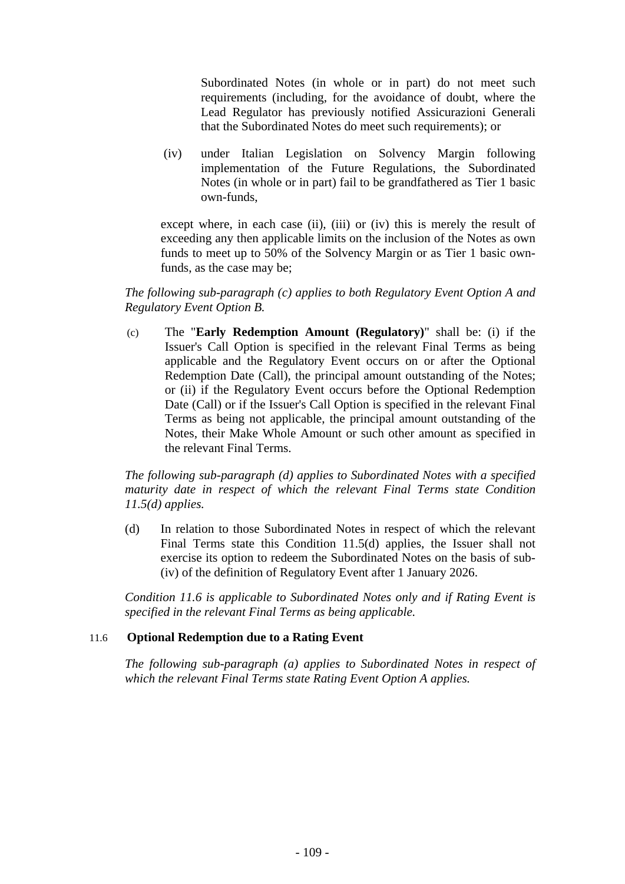Subordinated Notes (in whole or in part) do not meet such requirements (including, for the avoidance of doubt, where the Lead Regulator has previously notified Assicurazioni Generali that the Subordinated Notes do meet such requirements); or

(iv) under Italian Legislation on Solvency Margin following implementation of the Future Regulations, the Subordinated Notes (in whole or in part) fail to be grandfathered as Tier 1 basic own-funds,

except where, in each case (ii), (iii) or (iv) this is merely the result of exceeding any then applicable limits on the inclusion of the Notes as own funds to meet up to 50% of the Solvency Margin or as Tier 1 basic own-funds, as the case may be;

*The following sub-paragraph (c) applies to both Regulatory Event Option A and Regulatory Event Option B.*

(c) The "**Early Redemption Amount (Regulatory)**" shall be: (i) if the Issuer's Call Option is specified in the relevant Final Terms as being applicable and the Regulatory Event occurs on or after the Optional Redemption Date (Call), the principal amount outstanding of the Notes; or (ii) if the Regulatory Event occurs before the Optional Redemption Date (Call) or if the Issuer's Call Option is specified in the relevant Final Terms as being not applicable, the principal amount outstanding of the Notes, their Make Whole Amount or such other amount as specified in the relevant Final Terms.

*The following sub-paragraph (d) applies to Subordinated Notes with a specified maturity date in respect of which the relevant Final Terms state Condition 11.5(d) applies.*

(d) In relation to those Subordinated Notes in respect of which the relevant Final Terms state this Condition 11.5(d) applies, the Issuer shall not exercise its option to redeem the Subordinated Notes on the basis of sub-(iv) of the definition of Regulatory Event after 1 January 2026.

*Condition 11.6 is applicable to Subordinated Notes only and if Rating Event is specified in the relevant Final Terms as being applicable.*

## 11.6 Optional Redemption due to a Rating Event

*The following sub-paragraph (a) applies to Subordinated Notes in respect of which the relevant Final Terms state Rating Event Option A applies.*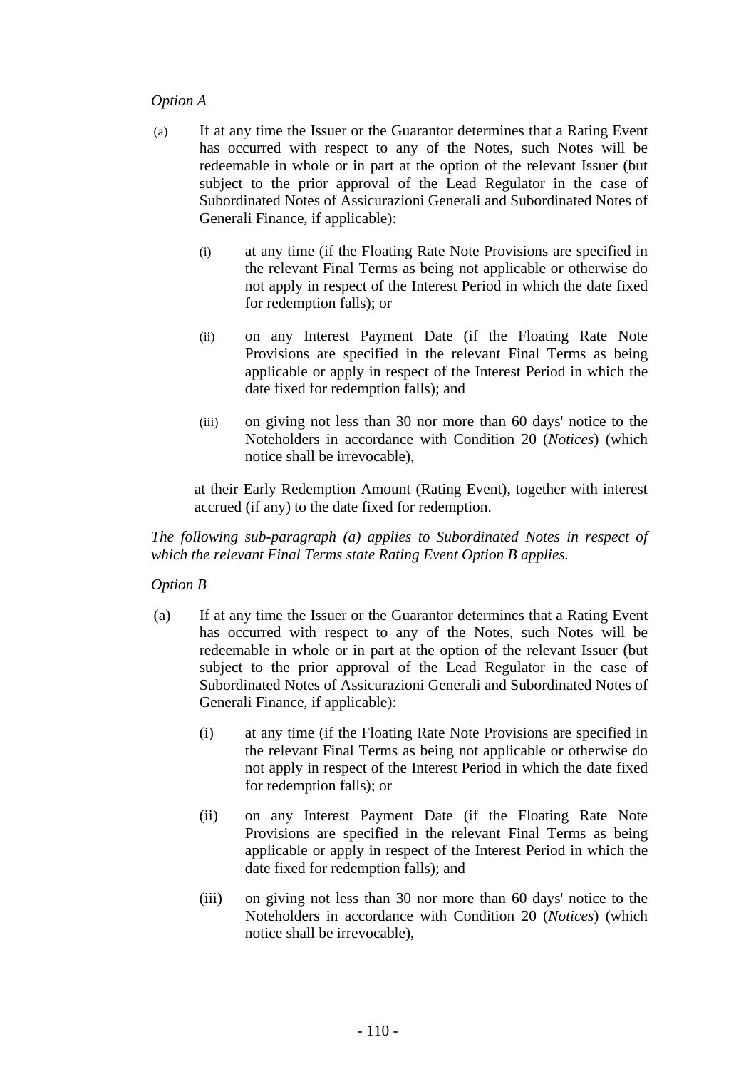*Option A*

(a) If at any time the Issuer or the Guarantor determines that a Rating Event has occurred with respect to any of the Notes, such Notes will be redeemable in whole or in part at the option of the relevant Issuer (but subject to the prior approval of the Lead Regulator in the case of Subordinated Notes of Assicurazioni Generali and Subordinated Notes of Generali Finance, if applicable):

   (i) at any time (if the Floating Rate Note Provisions are specified in the relevant Final Terms as being not applicable or otherwise do not apply in respect of the Interest Period in which the date fixed for redemption falls); or

   (ii) on any Interest Payment Date (if the Floating Rate Note Provisions are specified in the relevant Final Terms as being applicable or apply in respect of the Interest Period in which the date fixed for redemption falls); and

   (iii) on giving not less than 30 nor more than 60 days' notice to the Noteholders in accordance with Condition 20 (*Notices*) (which notice shall be irrevocable),

   at their Early Redemption Amount (Rating Event), together with interest accrued (if any) to the date fixed for redemption.

*The following sub-paragraph (a) applies to Subordinated Notes in respect of which the relevant Final Terms state Rating Event Option B applies.*

*Option B*

(a) If at any time the Issuer or the Guarantor determines that a Rating Event has occurred with respect to any of the Notes, such Notes will be redeemable in whole or in part at the option of the relevant Issuer (but subject to the prior approval of the Lead Regulator in the case of Subordinated Notes of Assicurazioni Generali and Subordinated Notes of Generali Finance, if applicable):

   (i) at any time (if the Floating Rate Note Provisions are specified in the relevant Final Terms as being not applicable or otherwise do not apply in respect of the Interest Period in which the date fixed for redemption falls); or

   (ii) on any Interest Payment Date (if the Floating Rate Note Provisions are specified in the relevant Final Terms as being applicable or apply in respect of the Interest Period in which the date fixed for redemption falls); and

   (iii) on giving not less than 30 nor more than 60 days' notice to the Noteholders in accordance with Condition 20 (*Notices*) (which notice shall be irrevocable),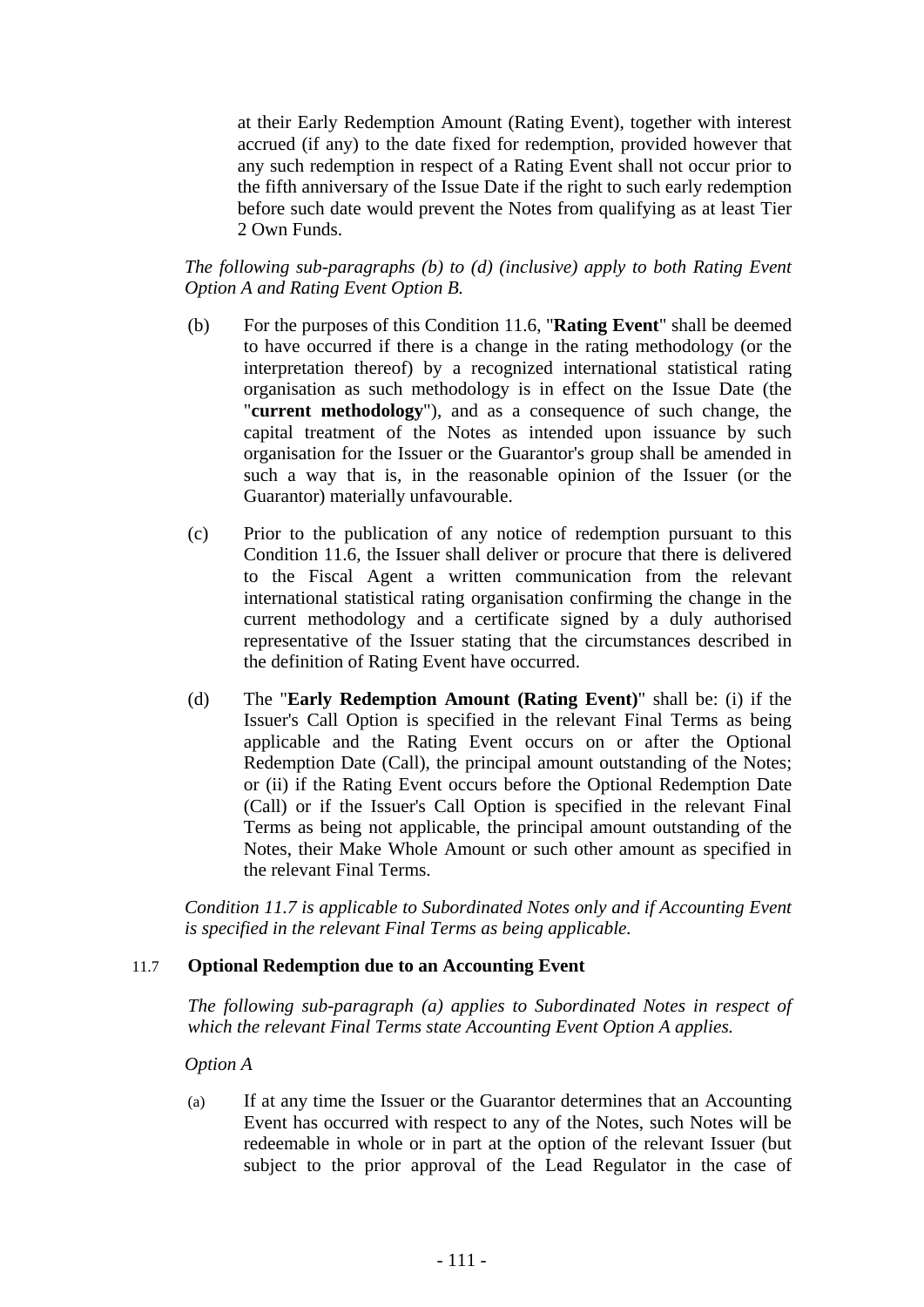at their Early Redemption Amount (Rating Event), together with interest accrued (if any) to the date fixed for redemption, provided however that any such redemption in respect of a Rating Event shall not occur prior to the fifth anniversary of the Issue Date if the right to such early redemption before such date would prevent the Notes from qualifying as at least Tier 2 Own Funds.

*The following sub-paragraphs (b) to (d) (inclusive) apply to both Rating Event Option A and Rating Event Option B.*

(b) For the purposes of this Condition 11.6, "**Rating Event**" shall be deemed to have occurred if there is a change in the rating methodology (or the interpretation thereof) by a recognized international statistical rating organisation as such methodology is in effect on the Issue Date (the "**current methodology**"), and as a consequence of such change, the capital treatment of the Notes as intended upon issuance by such organisation for the Issuer or the Guarantor's group shall be amended in such a way that is, in the reasonable opinion of the Issuer (or the Guarantor) materially unfavourable.

(c) Prior to the publication of any notice of redemption pursuant to this Condition 11.6, the Issuer shall deliver or procure that there is delivered to the Fiscal Agent a written communication from the relevant international statistical rating organisation confirming the change in the current methodology and a certificate signed by a duly authorised representative of the Issuer stating that the circumstances described in the definition of Rating Event have occurred.

(d) The "**Early Redemption Amount (Rating Event)**" shall be: (i) if the Issuer's Call Option is specified in the relevant Final Terms as being applicable and the Rating Event occurs on or after the Optional Redemption Date (Call), the principal amount outstanding of the Notes; or (ii) if the Rating Event occurs before the Optional Redemption Date (Call) or if the Issuer's Call Option is specified in the relevant Final Terms as being not applicable, the principal amount outstanding of the Notes, their Make Whole Amount or such other amount as specified in the relevant Final Terms.

*Condition 11.7 is applicable to Subordinated Notes only and if Accounting Event is specified in the relevant Final Terms as being applicable.*

### 11.7 Optional Redemption due to an Accounting Event

*The following sub-paragraph (a) applies to Subordinated Notes in respect of which the relevant Final Terms state Accounting Event Option A applies.*

*Option A*

(a) If at any time the Issuer or the Guarantor determines that an Accounting Event has occurred with respect to any of the Notes, such Notes will be redeemable in whole or in part at the option of the relevant Issuer (but subject to the prior approval of the Lead Regulator in the case of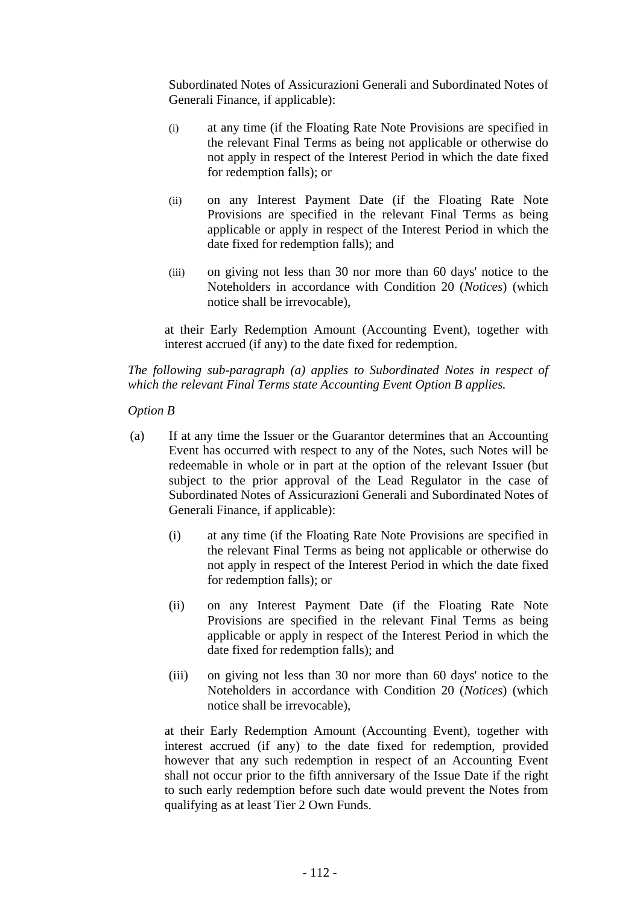Subordinated Notes of Assicurazioni Generali and Subordinated Notes of Generali Finance, if applicable):

(i) at any time (if the Floating Rate Note Provisions are specified in the relevant Final Terms as being not applicable or otherwise do not apply in respect of the Interest Period in which the date fixed for redemption falls); or

(ii) on any Interest Payment Date (if the Floating Rate Note Provisions are specified in the relevant Final Terms as being applicable or apply in respect of the Interest Period in which the date fixed for redemption falls); and

(iii) on giving not less than 30 nor more than 60 days' notice to the Noteholders in accordance with Condition 20 (*Notices*) (which notice shall be irrevocable),

at their Early Redemption Amount (Accounting Event), together with interest accrued (if any) to the date fixed for redemption.

*The following sub-paragraph (a) applies to Subordinated Notes in respect of which the relevant Final Terms state Accounting Event Option B applies.*

*Option B*

(a) If at any time the Issuer or the Guarantor determines that an Accounting Event has occurred with respect to any of the Notes, such Notes will be redeemable in whole or in part at the option of the relevant Issuer (but subject to the prior approval of the Lead Regulator in the case of Subordinated Notes of Assicurazioni Generali and Subordinated Notes of Generali Finance, if applicable):

(i) at any time (if the Floating Rate Note Provisions are specified in the relevant Final Terms as being not applicable or otherwise do not apply in respect of the Interest Period in which the date fixed for redemption falls); or

(ii) on any Interest Payment Date (if the Floating Rate Note Provisions are specified in the relevant Final Terms as being applicable or apply in respect of the Interest Period in which the date fixed for redemption falls); and

(iii) on giving not less than 30 nor more than 60 days' notice to the Noteholders in accordance with Condition 20 (*Notices*) (which notice shall be irrevocable),

at their Early Redemption Amount (Accounting Event), together with interest accrued (if any) to the date fixed for redemption, provided however that any such redemption in respect of an Accounting Event shall not occur prior to the fifth anniversary of the Issue Date if the right to such early redemption before such date would prevent the Notes from qualifying as at least Tier 2 Own Funds.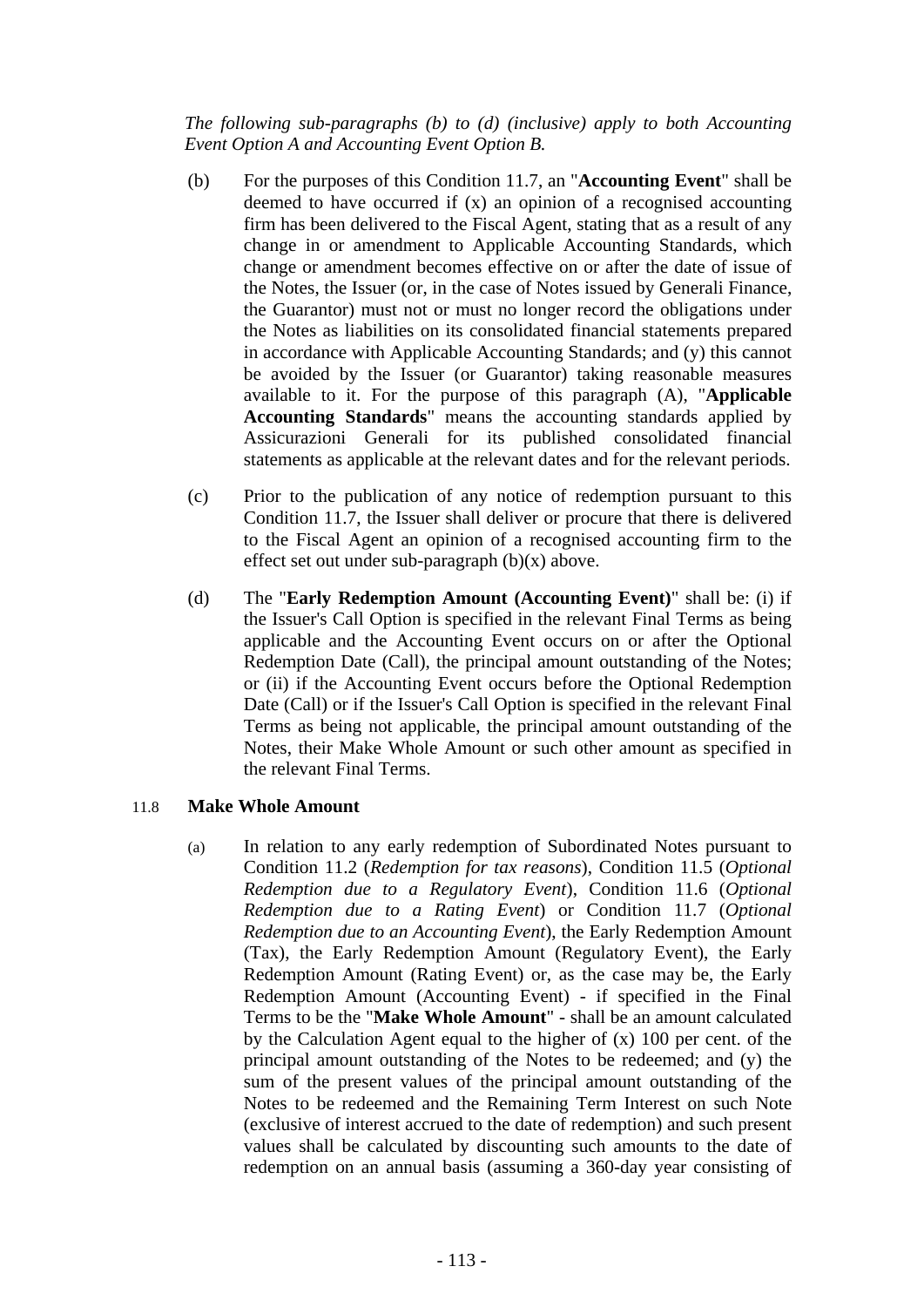*The following sub-paragraphs (b) to (d) (inclusive) apply to both Accounting Event Option A and Accounting Event Option B.*

(b) For the purposes of this Condition 11.7, an "**Accounting Event**" shall be deemed to have occurred if (x) an opinion of a recognised accounting firm has been delivered to the Fiscal Agent, stating that as a result of any change in or amendment to Applicable Accounting Standards, which change or amendment becomes effective on or after the date of issue of the Notes, the Issuer (or, in the case of Notes issued by Generali Finance, the Guarantor) must not or must no longer record the obligations under the Notes as liabilities on its consolidated financial statements prepared in accordance with Applicable Accounting Standards; and (y) this cannot be avoided by the Issuer (or Guarantor) taking reasonable measures available to it. For the purpose of this paragraph (A), "**Applicable Accounting Standards**" means the accounting standards applied by Assicurazioni Generali for its published consolidated financial statements as applicable at the relevant dates and for the relevant periods.

(c) Prior to the publication of any notice of redemption pursuant to this Condition 11.7, the Issuer shall deliver or procure that there is delivered to the Fiscal Agent an opinion of a recognised accounting firm to the effect set out under sub-paragraph (b)(x) above.

(d) The "**Early Redemption Amount (Accounting Event)**" shall be: (i) if the Issuer's Call Option is specified in the relevant Final Terms as being applicable and the Accounting Event occurs on or after the Optional Redemption Date (Call), the principal amount outstanding of the Notes; or (ii) if the Accounting Event occurs before the Optional Redemption Date (Call) or if the Issuer's Call Option is specified in the relevant Final Terms as being not applicable, the principal amount outstanding of the Notes, their Make Whole Amount or such other amount as specified in the relevant Final Terms.

### 11.8 Make Whole Amount

(a) In relation to any early redemption of Subordinated Notes pursuant to Condition 11.2 (*Redemption for tax reasons*), Condition 11.5 (*Optional Redemption due to a Regulatory Event*), Condition 11.6 (*Optional Redemption due to a Rating Event*) or Condition 11.7 (*Optional Redemption due to an Accounting Event*), the Early Redemption Amount (Tax), the Early Redemption Amount (Regulatory Event), the Early Redemption Amount (Rating Event) or, as the case may be, the Early Redemption Amount (Accounting Event) - if specified in the Final Terms to be the "**Make Whole Amount**" - shall be an amount calculated by the Calculation Agent equal to the higher of (x) 100 per cent. of the principal amount outstanding of the Notes to be redeemed; and (y) the sum of the present values of the principal amount outstanding of the Notes to be redeemed and the Remaining Term Interest on such Note (exclusive of interest accrued to the date of redemption) and such present values shall be calculated by discounting such amounts to the date of redemption on an annual basis (assuming a 360-day year consisting of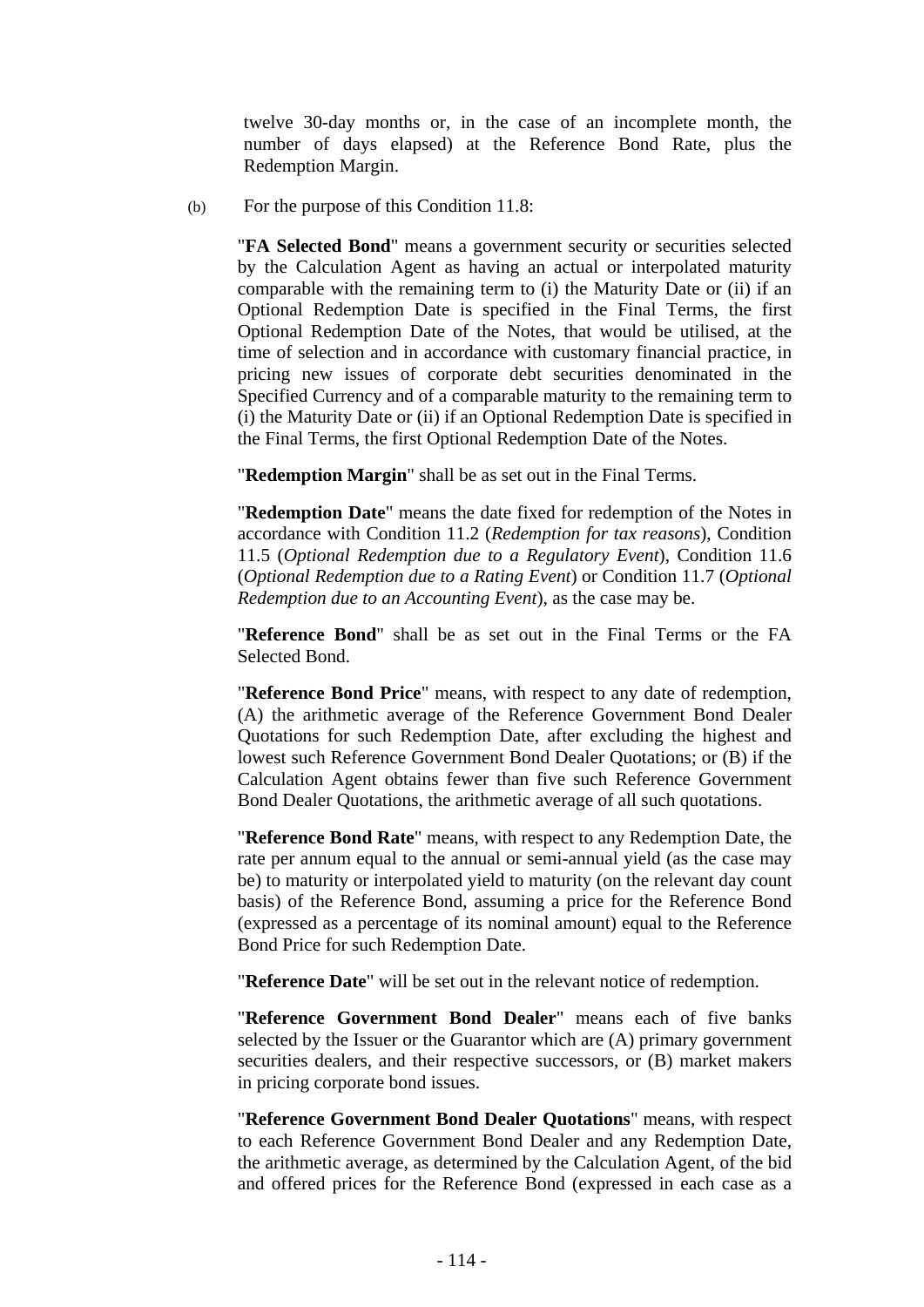twelve 30-day months or, in the case of an incomplete month, the number of days elapsed) at the Reference Bond Rate, plus the Redemption Margin.

(b) For the purpose of this Condition 11.8:

"**FA Selected Bond**" means a government security or securities selected by the Calculation Agent as having an actual or interpolated maturity comparable with the remaining term to (i) the Maturity Date or (ii) if an Optional Redemption Date is specified in the Final Terms, the first Optional Redemption Date of the Notes, that would be utilised, at the time of selection and in accordance with customary financial practice, in pricing new issues of corporate debt securities denominated in the Specified Currency and of a comparable maturity to the remaining term to (i) the Maturity Date or (ii) if an Optional Redemption Date is specified in the Final Terms, the first Optional Redemption Date of the Notes.

"**Redemption Margin**" shall be as set out in the Final Terms.

"**Redemption Date**" means the date fixed for redemption of the Notes in accordance with Condition 11.2 (*Redemption for tax reasons*), Condition 11.5 (*Optional Redemption due to a Regulatory Event*), Condition 11.6 (*Optional Redemption due to a Rating Event*) or Condition 11.7 (*Optional Redemption due to an Accounting Event*), as the case may be.

"**Reference Bond**" shall be as set out in the Final Terms or the FA Selected Bond.

"**Reference Bond Price**" means, with respect to any date of redemption, (A) the arithmetic average of the Reference Government Bond Dealer Quotations for such Redemption Date, after excluding the highest and lowest such Reference Government Bond Dealer Quotations; or (B) if the Calculation Agent obtains fewer than five such Reference Government Bond Dealer Quotations, the arithmetic average of all such quotations.

"**Reference Bond Rate**" means, with respect to any Redemption Date, the rate per annum equal to the annual or semi-annual yield (as the case may be) to maturity or interpolated yield to maturity (on the relevant day count basis) of the Reference Bond, assuming a price for the Reference Bond (expressed as a percentage of its nominal amount) equal to the Reference Bond Price for such Redemption Date.

"**Reference Date**" will be set out in the relevant notice of redemption.

"**Reference Government Bond Dealer**" means each of five banks selected by the Issuer or the Guarantor which are (A) primary government securities dealers, and their respective successors, or (B) market makers in pricing corporate bond issues.

"**Reference Government Bond Dealer Quotations**" means, with respect to each Reference Government Bond Dealer and any Redemption Date, the arithmetic average, as determined by the Calculation Agent, of the bid and offered prices for the Reference Bond (expressed in each case as a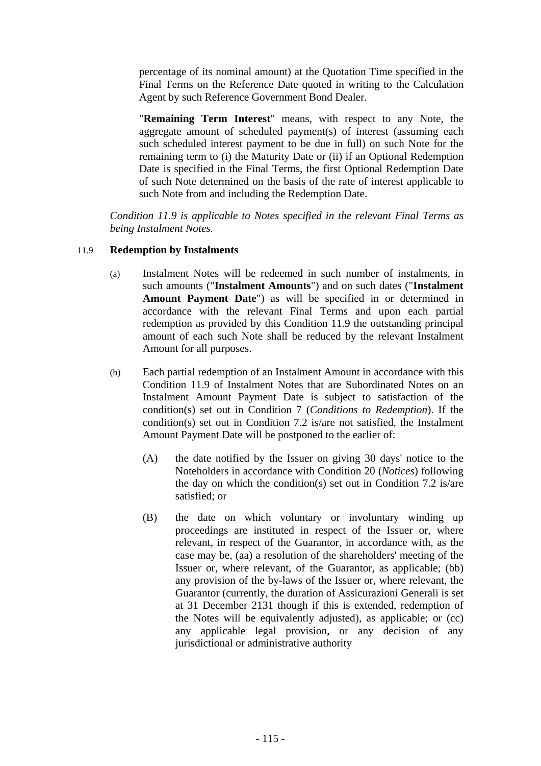percentage of its nominal amount) at the Quotation Time specified in the Final Terms on the Reference Date quoted in writing to the Calculation Agent by such Reference Government Bond Dealer.

"**Remaining Term Interest**" means, with respect to any Note, the aggregate amount of scheduled payment(s) of interest (assuming each such scheduled interest payment to be due in full) on such Note for the remaining term to (i) the Maturity Date or (ii) if an Optional Redemption Date is specified in the Final Terms, the first Optional Redemption Date of such Note determined on the basis of the rate of interest applicable to such Note from and including the Redemption Date.

*Condition 11.9 is applicable to Notes specified in the relevant Final Terms as being Instalment Notes.*

### 11.9 Redemption by Instalments

(a) Instalment Notes will be redeemed in such number of instalments, in such amounts ("**Instalment Amounts**") and on such dates ("**Instalment Amount Payment Date**") as will be specified in or determined in accordance with the relevant Final Terms and upon each partial redemption as provided by this Condition 11.9 the outstanding principal amount of each such Note shall be reduced by the relevant Instalment Amount for all purposes.

(b) Each partial redemption of an Instalment Amount in accordance with this Condition 11.9 of Instalment Notes that are Subordinated Notes on an Instalment Amount Payment Date is subject to satisfaction of the condition(s) set out in Condition 7 (*Conditions to Redemption*). If the condition(s) set out in Condition 7.2 is/are not satisfied, the Instalment Amount Payment Date will be postponed to the earlier of:

   (A) the date notified by the Issuer on giving 30 days' notice to the Noteholders in accordance with Condition 20 (*Notices*) following the day on which the condition(s) set out in Condition 7.2 is/are satisfied; or

   (B) the date on which voluntary or involuntary winding up proceedings are instituted in respect of the Issuer or, where relevant, in respect of the Guarantor, in accordance with, as the case may be, (aa) a resolution of the shareholders' meeting of the Issuer or, where relevant, of the Guarantor, as applicable; (bb) any provision of the by-laws of the Issuer or, where relevant, the Guarantor (currently, the duration of Assicurazioni Generali is set at 31 December 2131 though if this is extended, redemption of the Notes will be equivalently adjusted), as applicable; or (cc) any applicable legal provision, or any decision of any jurisdictional or administrative authority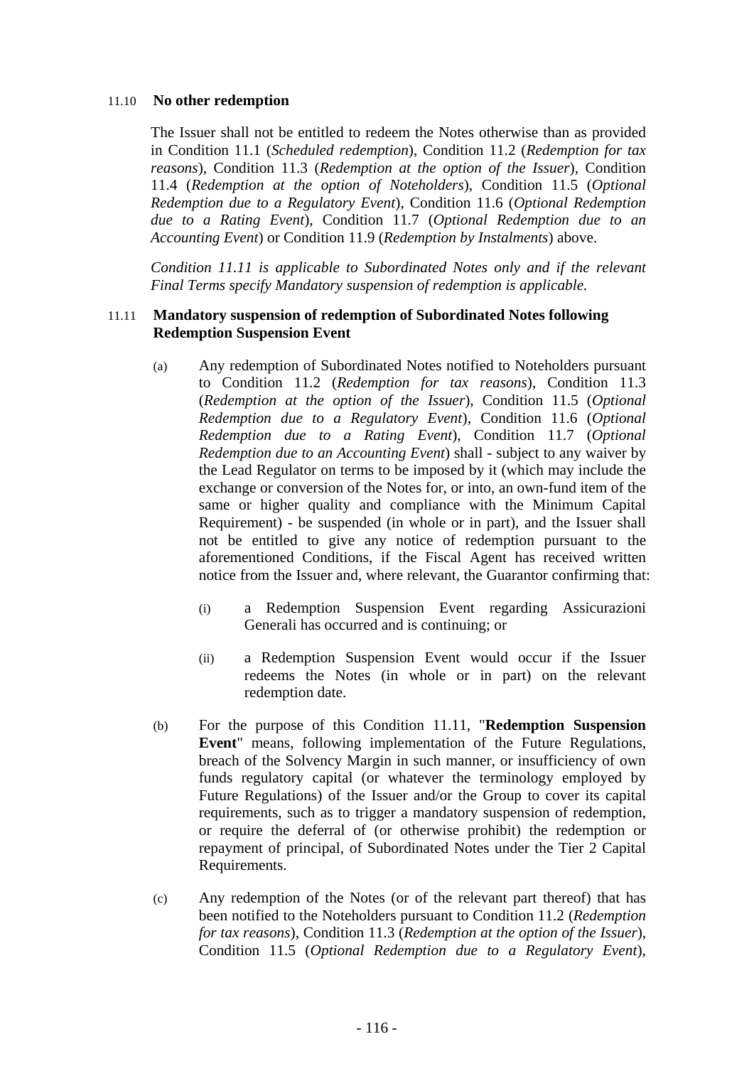### 11.10 **No other redemption**

The Issuer shall not be entitled to redeem the Notes otherwise than as provided in Condition 11.1 (*Scheduled redemption*), Condition 11.2 (*Redemption for tax reasons*), Condition 11.3 (*Redemption at the option of the Issuer*), Condition 11.4 (*Redemption at the option of Noteholders*), Condition 11.5 (*Optional Redemption due to a Regulatory Event*), Condition 11.6 (*Optional Redemption due to a Rating Event*), Condition 11.7 (*Optional Redemption due to an Accounting Event*) or Condition 11.9 (*Redemption by Instalments*) above.

*Condition 11.11 is applicable to Subordinated Notes only and if the relevant Final Terms specify Mandatory suspension of redemption is applicable.*

### 11.11 **Mandatory suspension of redemption of Subordinated Notes following Redemption Suspension Event**

(a) Any redemption of Subordinated Notes notified to Noteholders pursuant to Condition 11.2 (*Redemption for tax reasons*), Condition 11.3 (*Redemption at the option of the Issuer*), Condition 11.5 (*Optional Redemption due to a Regulatory Event*), Condition 11.6 (*Optional Redemption due to a Rating Event*), Condition 11.7 (*Optional Redemption due to an Accounting Event*) shall - subject to any waiver by the Lead Regulator on terms to be imposed by it (which may include the exchange or conversion of the Notes for, or into, an own-fund item of the same or higher quality and compliance with the Minimum Capital Requirement) - be suspended (in whole or in part), and the Issuer shall not be entitled to give any notice of redemption pursuant to the aforementioned Conditions, if the Fiscal Agent has received written notice from the Issuer and, where relevant, the Guarantor confirming that:

   (i) a Redemption Suspension Event regarding Assicurazioni Generali has occurred and is continuing; or

   (ii) a Redemption Suspension Event would occur if the Issuer redeems the Notes (in whole or in part) on the relevant redemption date.

(b) For the purpose of this Condition 11.11, "**Redemption Suspension Event**" means, following implementation of the Future Regulations, breach of the Solvency Margin in such manner, or insufficiency of own funds regulatory capital (or whatever the terminology employed by Future Regulations) of the Issuer and/or the Group to cover its capital requirements, such as to trigger a mandatory suspension of redemption, or require the deferral of (or otherwise prohibit) the redemption or repayment of principal, of Subordinated Notes under the Tier 2 Capital Requirements.

(c) Any redemption of the Notes (or of the relevant part thereof) that has been notified to the Noteholders pursuant to Condition 11.2 (*Redemption for tax reasons*), Condition 11.3 (*Redemption at the option of the Issuer*), Condition 11.5 (*Optional Redemption due to a Regulatory Event*),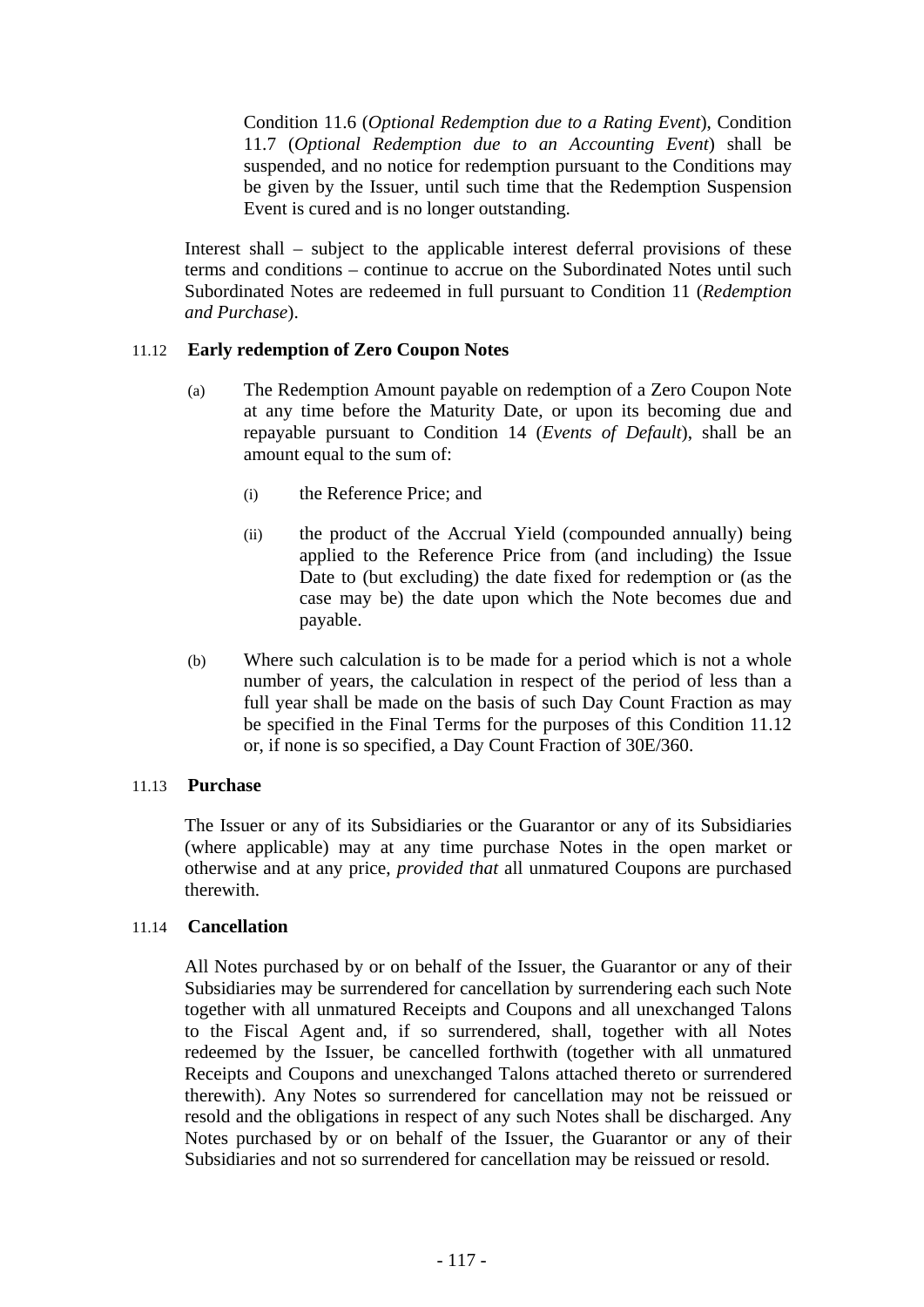Condition 11.6 (*Optional Redemption due to a Rating Event*), Condition 11.7 (*Optional Redemption due to an Accounting Event*) shall be suspended, and no notice for redemption pursuant to the Conditions may be given by the Issuer, until such time that the Redemption Suspension Event is cured and is no longer outstanding.

Interest shall – subject to the applicable interest deferral provisions of these terms and conditions – continue to accrue on the Subordinated Notes until such Subordinated Notes are redeemed in full pursuant to Condition 11 (*Redemption and Purchase*).

### 11.12 Early redemption of Zero Coupon Notes

(a) The Redemption Amount payable on redemption of a Zero Coupon Note at any time before the Maturity Date, or upon its becoming due and repayable pursuant to Condition 14 (*Events of Default*), shall be an amount equal to the sum of:

  (i) the Reference Price; and

  (ii) the product of the Accrual Yield (compounded annually) being applied to the Reference Price from (and including) the Issue Date to (but excluding) the date fixed for redemption or (as the case may be) the date upon which the Note becomes due and payable.

(b) Where such calculation is to be made for a period which is not a whole number of years, the calculation in respect of the period of less than a full year shall be made on the basis of such Day Count Fraction as may be specified in the Final Terms for the purposes of this Condition 11.12 or, if none is so specified, a Day Count Fraction of 30E/360.

### 11.13 Purchase

The Issuer or any of its Subsidiaries or the Guarantor or any of its Subsidiaries (where applicable) may at any time purchase Notes in the open market or otherwise and at any price, *provided that* all unmatured Coupons are purchased therewith.

### 11.14 Cancellation

All Notes purchased by or on behalf of the Issuer, the Guarantor or any of their Subsidiaries may be surrendered for cancellation by surrendering each such Note together with all unmatured Receipts and Coupons and all unexchanged Talons to the Fiscal Agent and, if so surrendered, shall, together with all Notes redeemed by the Issuer, be cancelled forthwith (together with all unmatured Receipts and Coupons and unexchanged Talons attached thereto or surrendered therewith). Any Notes so surrendered for cancellation may not be reissued or resold and the obligations in respect of any such Notes shall be discharged. Any Notes purchased by or on behalf of the Issuer, the Guarantor or any of their Subsidiaries and not so surrendered for cancellation may be reissued or resold.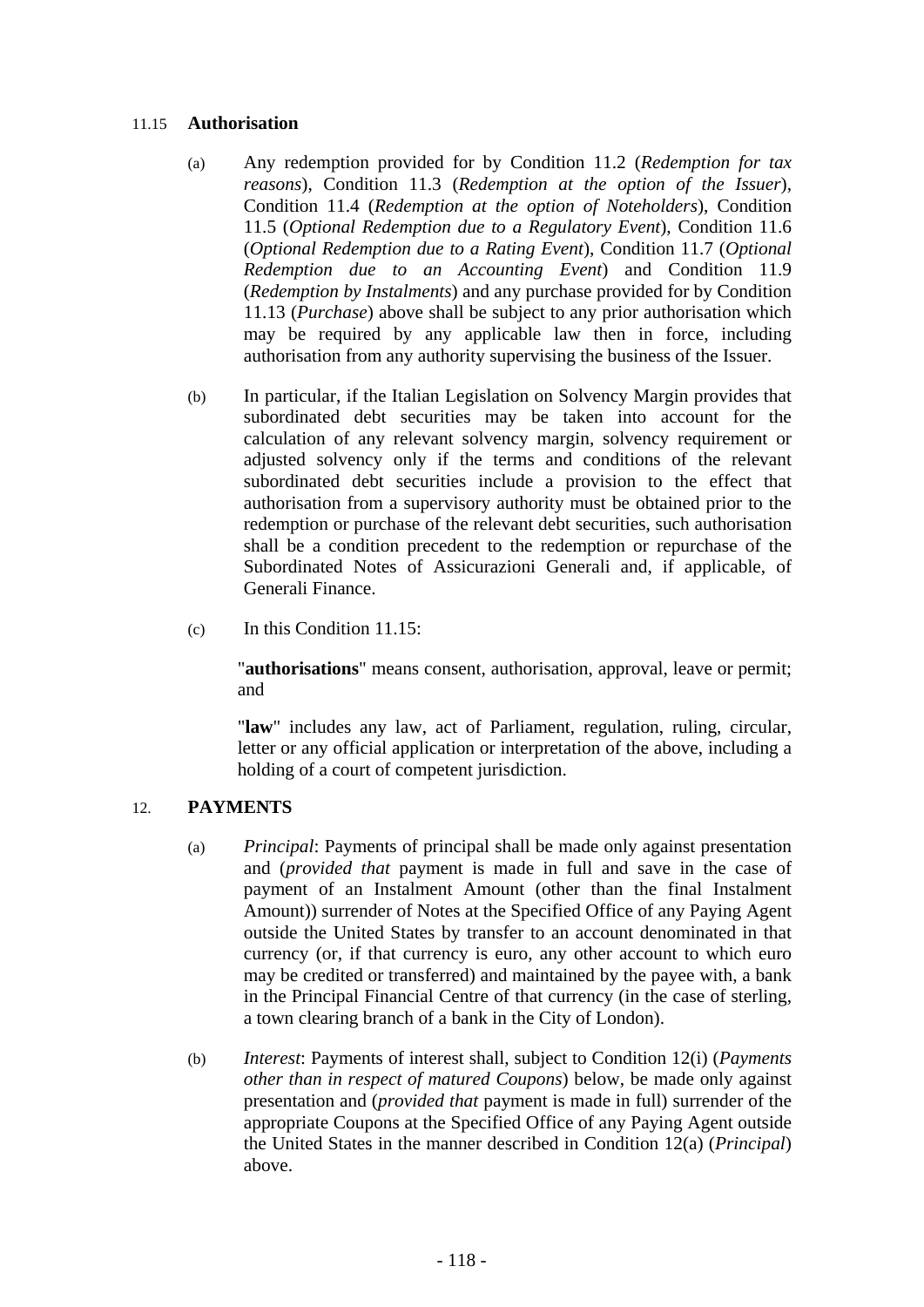### 11.15 **Authorisation**

(a) Any redemption provided for by Condition 11.2 (*Redemption for tax reasons*), Condition 11.3 (*Redemption at the option of the Issuer*), Condition 11.4 (*Redemption at the option of Noteholders*), Condition 11.5 (*Optional Redemption due to a Regulatory Event*), Condition 11.6 (*Optional Redemption due to a Rating Event*), Condition 11.7 (*Optional Redemption due to an Accounting Event*) and Condition 11.9 (*Redemption by Instalments*) and any purchase provided for by Condition 11.13 (*Purchase*) above shall be subject to any prior authorisation which may be required by any applicable law then in force, including authorisation from any authority supervising the business of the Issuer.

(b) In particular, if the Italian Legislation on Solvency Margin provides that subordinated debt securities may be taken into account for the calculation of any relevant solvency margin, solvency requirement or adjusted solvency only if the terms and conditions of the relevant subordinated debt securities include a provision to the effect that authorisation from a supervisory authority must be obtained prior to the redemption or purchase of the relevant debt securities, such authorisation shall be a condition precedent to the redemption or repurchase of the Subordinated Notes of Assicurazioni Generali and, if applicable, of Generali Finance.

(c) In this Condition 11.15:

"**authorisations**" means consent, authorisation, approval, leave or permit; and

"**law**" includes any law, act of Parliament, regulation, ruling, circular, letter or any official application or interpretation of the above, including a holding of a court of competent jurisdiction.

## 12. **PAYMENTS**

(a) *Principal*: Payments of principal shall be made only against presentation and (*provided that* payment is made in full and save in the case of payment of an Instalment Amount (other than the final Instalment Amount)) surrender of Notes at the Specified Office of any Paying Agent outside the United States by transfer to an account denominated in that currency (or, if that currency is euro, any other account to which euro may be credited or transferred) and maintained by the payee with, a bank in the Principal Financial Centre of that currency (in the case of sterling, a town clearing branch of a bank in the City of London).

(b) *Interest*: Payments of interest shall, subject to Condition 12(i) (*Payments other than in respect of matured Coupons*) below, be made only against presentation and (*provided that* payment is made in full) surrender of the appropriate Coupons at the Specified Office of any Paying Agent outside the United States in the manner described in Condition 12(a) (*Principal*) above.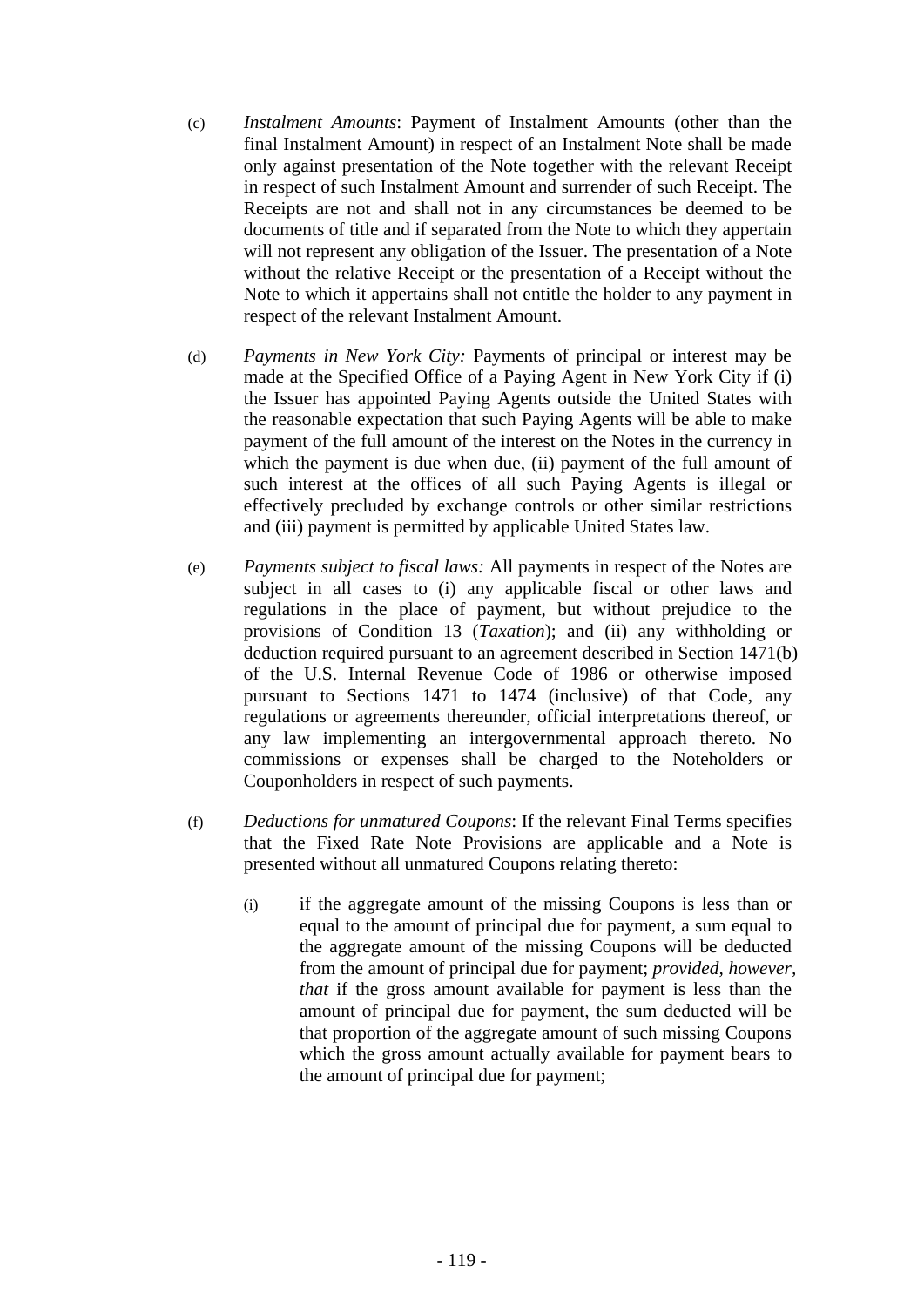(c) *Instalment Amounts*: Payment of Instalment Amounts (other than the final Instalment Amount) in respect of an Instalment Note shall be made only against presentation of the Note together with the relevant Receipt in respect of such Instalment Amount and surrender of such Receipt. The Receipts are not and shall not in any circumstances be deemed to be documents of title and if separated from the Note to which they appertain will not represent any obligation of the Issuer. The presentation of a Note without the relative Receipt or the presentation of a Receipt without the Note to which it appertains shall not entitle the holder to any payment in respect of the relevant Instalment Amount.

(d) *Payments in New York City:* Payments of principal or interest may be made at the Specified Office of a Paying Agent in New York City if (i) the Issuer has appointed Paying Agents outside the United States with the reasonable expectation that such Paying Agents will be able to make payment of the full amount of the interest on the Notes in the currency in which the payment is due when due, (ii) payment of the full amount of such interest at the offices of all such Paying Agents is illegal or effectively precluded by exchange controls or other similar restrictions and (iii) payment is permitted by applicable United States law.

(e) *Payments subject to fiscal laws:* All payments in respect of the Notes are subject in all cases to (i) any applicable fiscal or other laws and regulations in the place of payment, but without prejudice to the provisions of Condition 13 (*Taxation*); and (ii) any withholding or deduction required pursuant to an agreement described in Section 1471(b) of the U.S. Internal Revenue Code of 1986 or otherwise imposed pursuant to Sections 1471 to 1474 (inclusive) of that Code, any regulations or agreements thereunder, official interpretations thereof, or any law implementing an intergovernmental approach thereto. No commissions or expenses shall be charged to the Noteholders or Couponholders in respect of such payments.

(f) *Deductions for unmatured Coupons*: If the relevant Final Terms specifies that the Fixed Rate Note Provisions are applicable and a Note is presented without all unmatured Coupons relating thereto:

(i) if the aggregate amount of the missing Coupons is less than or equal to the amount of principal due for payment, a sum equal to the aggregate amount of the missing Coupons will be deducted from the amount of principal due for payment; *provided, however, that* if the gross amount available for payment is less than the amount of principal due for payment, the sum deducted will be that proportion of the aggregate amount of such missing Coupons which the gross amount actually available for payment bears to the amount of principal due for payment;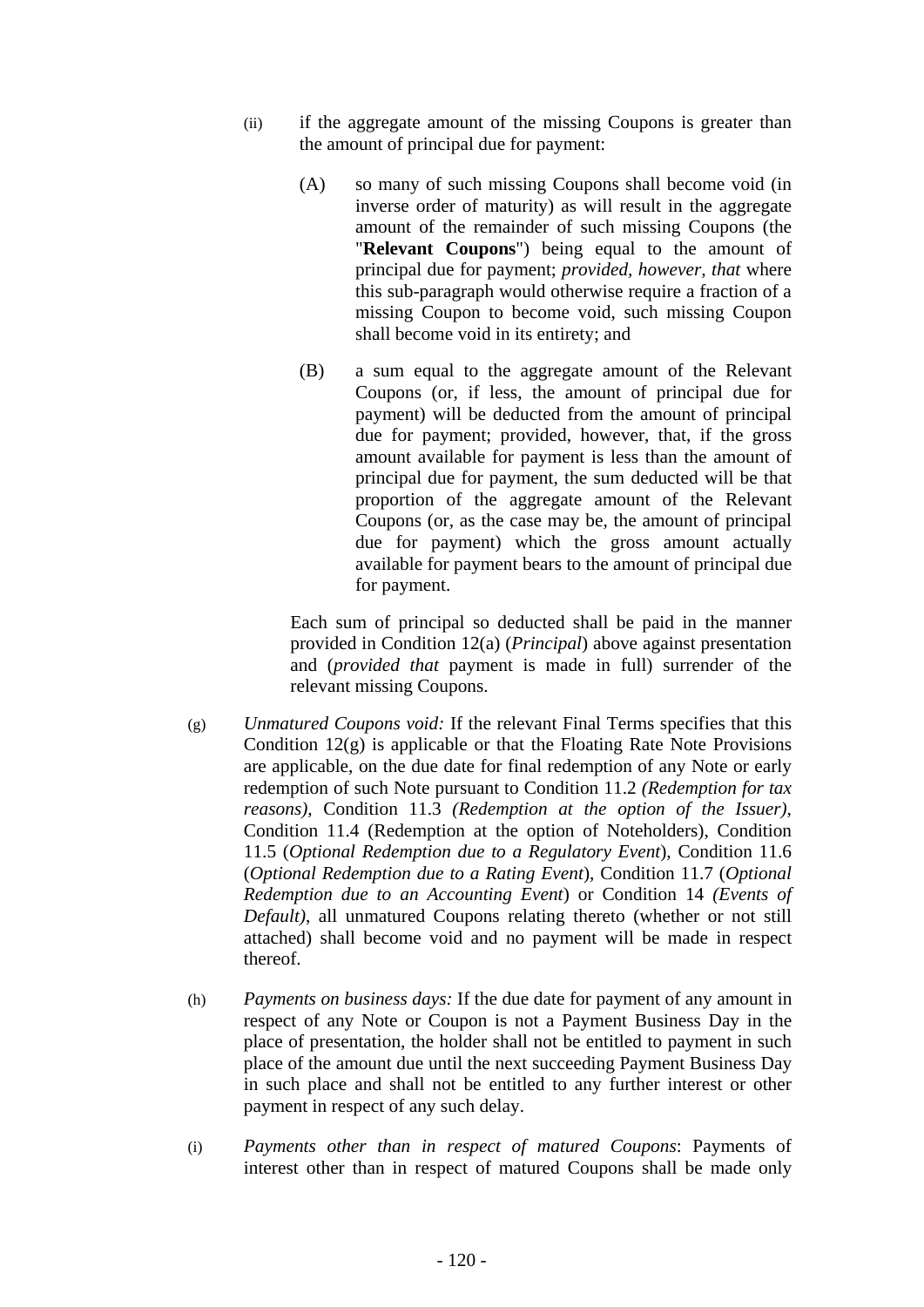(ii) if the aggregate amount of the missing Coupons is greater than the amount of principal due for payment:

   (A) so many of such missing Coupons shall become void (in inverse order of maturity) as will result in the aggregate amount of the remainder of such missing Coupons (the "**Relevant Coupons**") being equal to the amount of principal due for payment; *provided, however, that* where this sub-paragraph would otherwise require a fraction of a missing Coupon to become void, such missing Coupon shall become void in its entirety; and

   (B) a sum equal to the aggregate amount of the Relevant Coupons (or, if less, the amount of principal due for payment) will be deducted from the amount of principal due for payment; provided, however, that, if the gross amount available for payment is less than the amount of principal due for payment, the sum deducted will be that proportion of the aggregate amount of the Relevant Coupons (or, as the case may be, the amount of principal due for payment) which the gross amount actually available for payment bears to the amount of principal due for payment.

   Each sum of principal so deducted shall be paid in the manner provided in Condition 12(a) (*Principal*) above against presentation and (*provided that* payment is made in full) surrender of the relevant missing Coupons.

(g) *Unmatured Coupons void:* If the relevant Final Terms specifies that this Condition 12(g) is applicable or that the Floating Rate Note Provisions are applicable, on the due date for final redemption of any Note or early redemption of such Note pursuant to Condition 11.2 *(Redemption for tax reasons)*, Condition 11.3 *(Redemption at the option of the Issuer)*, Condition 11.4 (Redemption at the option of Noteholders), Condition 11.5 (*Optional Redemption due to a Regulatory Event*), Condition 11.6 (*Optional Redemption due to a Rating Event*), Condition 11.7 (*Optional Redemption due to an Accounting Event*) or Condition 14 *(Events of Default)*, all unmatured Coupons relating thereto (whether or not still attached) shall become void and no payment will be made in respect thereof.

(h) *Payments on business days:* If the due date for payment of any amount in respect of any Note or Coupon is not a Payment Business Day in the place of presentation, the holder shall not be entitled to payment in such place of the amount due until the next succeeding Payment Business Day in such place and shall not be entitled to any further interest or other payment in respect of any such delay.

(i) *Payments other than in respect of matured Coupons*: Payments of interest other than in respect of matured Coupons shall be made only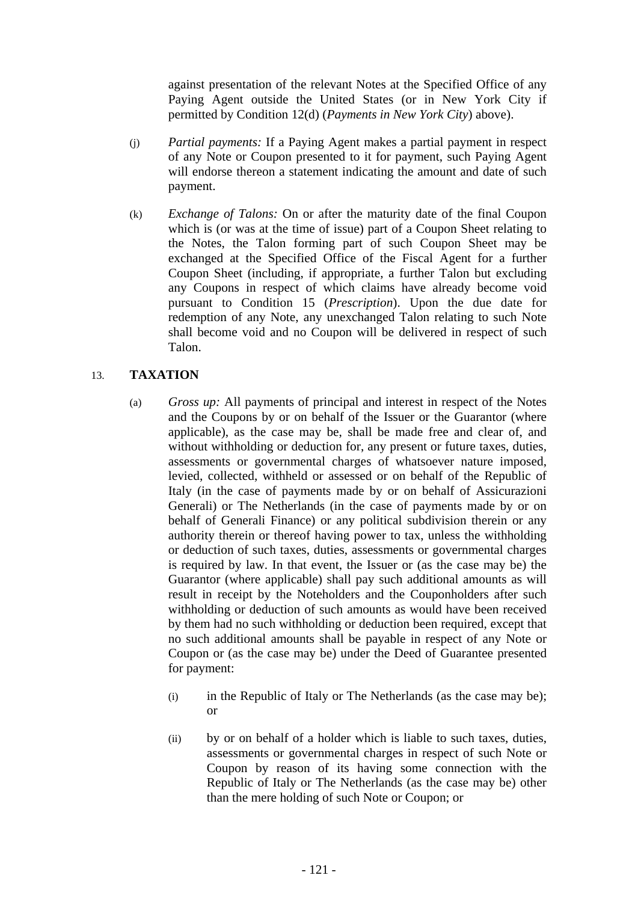against presentation of the relevant Notes at the Specified Office of any Paying Agent outside the United States (or in New York City if permitted by Condition 12(d) (*Payments in New York City*) above).

(j) *Partial payments:* If a Paying Agent makes a partial payment in respect of any Note or Coupon presented to it for payment, such Paying Agent will endorse thereon a statement indicating the amount and date of such payment.

(k) *Exchange of Talons:* On or after the maturity date of the final Coupon which is (or was at the time of issue) part of a Coupon Sheet relating to the Notes, the Talon forming part of such Coupon Sheet may be exchanged at the Specified Office of the Fiscal Agent for a further Coupon Sheet (including, if appropriate, a further Talon but excluding any Coupons in respect of which claims have already become void pursuant to Condition 15 (*Prescription*). Upon the due date for redemption of any Note, any unexchanged Talon relating to such Note shall become void and no Coupon will be delivered in respect of such Talon.

## 13. TAXATION

(a) *Gross up:* All payments of principal and interest in respect of the Notes and the Coupons by or on behalf of the Issuer or the Guarantor (where applicable), as the case may be, shall be made free and clear of, and without withholding or deduction for, any present or future taxes, duties, assessments or governmental charges of whatsoever nature imposed, levied, collected, withheld or assessed or on behalf of the Republic of Italy (in the case of payments made by or on behalf of Assicurazioni Generali) or The Netherlands (in the case of payments made by or on behalf of Generali Finance) or any political subdivision therein or any authority therein or thereof having power to tax, unless the withholding or deduction of such taxes, duties, assessments or governmental charges is required by law. In that event, the Issuer or (as the case may be) the Guarantor (where applicable) shall pay such additional amounts as will result in receipt by the Noteholders and the Couponholders after such withholding or deduction of such amounts as would have been received by them had no such withholding or deduction been required, except that no such additional amounts shall be payable in respect of any Note or Coupon or (as the case may be) under the Deed of Guarantee presented for payment:

(i) in the Republic of Italy or The Netherlands (as the case may be); or

(ii) by or on behalf of a holder which is liable to such taxes, duties, assessments or governmental charges in respect of such Note or Coupon by reason of its having some connection with the Republic of Italy or The Netherlands (as the case may be) other than the mere holding of such Note or Coupon; or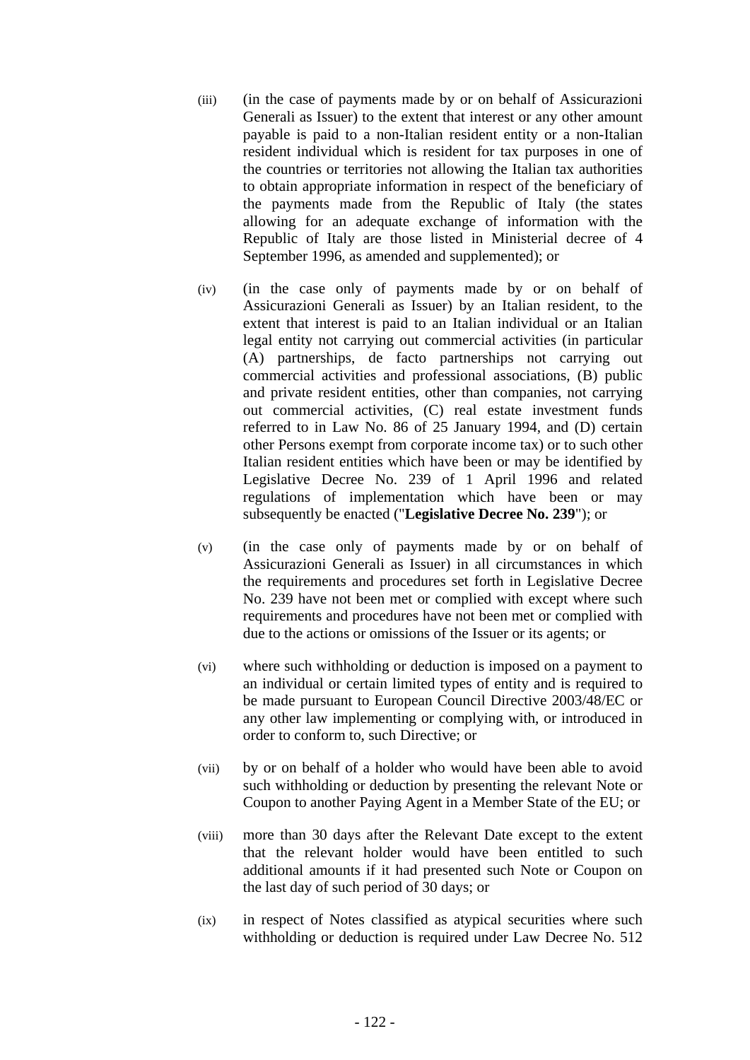(iii) (in the case of payments made by or on behalf of Assicurazioni Generali as Issuer) to the extent that interest or any other amount payable is paid to a non-Italian resident entity or a non-Italian resident individual which is resident for tax purposes in one of the countries or territories not allowing the Italian tax authorities to obtain appropriate information in respect of the beneficiary of the payments made from the Republic of Italy (the states allowing for an adequate exchange of information with the Republic of Italy are those listed in Ministerial decree of 4 September 1996, as amended and supplemented); or

(iv) (in the case only of payments made by or on behalf of Assicurazioni Generali as Issuer) by an Italian resident, to the extent that interest is paid to an Italian individual or an Italian legal entity not carrying out commercial activities (in particular (A) partnerships, de facto partnerships not carrying out commercial activities and professional associations, (B) public and private resident entities, other than companies, not carrying out commercial activities, (C) real estate investment funds referred to in Law No. 86 of 25 January 1994, and (D) certain other Persons exempt from corporate income tax) or to such other Italian resident entities which have been or may be identified by Legislative Decree No. 239 of 1 April 1996 and related regulations of implementation which have been or may subsequently be enacted ("**Legislative Decree No. 239**"); or

(v) (in the case only of payments made by or on behalf of Assicurazioni Generali as Issuer) in all circumstances in which the requirements and procedures set forth in Legislative Decree No. 239 have not been met or complied with except where such requirements and procedures have not been met or complied with due to the actions or omissions of the Issuer or its agents; or

(vi) where such withholding or deduction is imposed on a payment to an individual or certain limited types of entity and is required to be made pursuant to European Council Directive 2003/48/EC or any other law implementing or complying with, or introduced in order to conform to, such Directive; or

(vii) by or on behalf of a holder who would have been able to avoid such withholding or deduction by presenting the relevant Note or Coupon to another Paying Agent in a Member State of the EU; or

(viii) more than 30 days after the Relevant Date except to the extent that the relevant holder would have been entitled to such additional amounts if it had presented such Note or Coupon on the last day of such period of 30 days; or

(ix) in respect of Notes classified as atypical securities where such withholding or deduction is required under Law Decree No. 512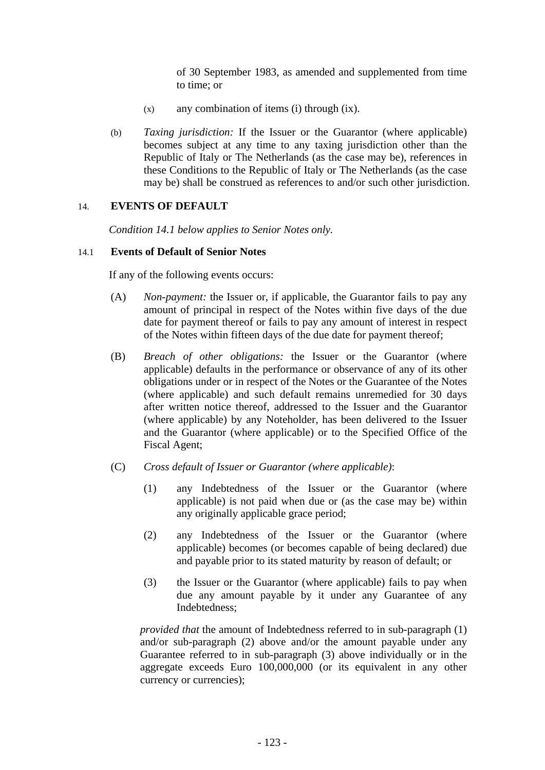of 30 September 1983, as amended and supplemented from time to time; or

(x) any combination of items (i) through (ix).

(b) *Taxing jurisdiction:* If the Issuer or the Guarantor (where applicable) becomes subject at any time to any taxing jurisdiction other than the Republic of Italy or The Netherlands (as the case may be), references in these Conditions to the Republic of Italy or The Netherlands (as the case may be) shall be construed as references to and/or such other jurisdiction.

## 14. EVENTS OF DEFAULT

*Condition 14.1 below applies to Senior Notes only.*

### 14.1 Events of Default of Senior Notes

If any of the following events occurs:

(A) *Non-payment:* the Issuer or, if applicable, the Guarantor fails to pay any amount of principal in respect of the Notes within five days of the due date for payment thereof or fails to pay any amount of interest in respect of the Notes within fifteen days of the due date for payment thereof;

(B) *Breach of other obligations:* the Issuer or the Guarantor (where applicable) defaults in the performance or observance of any of its other obligations under or in respect of the Notes or the Guarantee of the Notes (where applicable) and such default remains unremedied for 30 days after written notice thereof, addressed to the Issuer and the Guarantor (where applicable) by any Noteholder, has been delivered to the Issuer and the Guarantor (where applicable) or to the Specified Office of the Fiscal Agent;

(C) *Cross default of Issuer or Guarantor (where applicable)*:

(1) any Indebtedness of the Issuer or the Guarantor (where applicable) is not paid when due or (as the case may be) within any originally applicable grace period;

(2) any Indebtedness of the Issuer or the Guarantor (where applicable) becomes (or becomes capable of being declared) due and payable prior to its stated maturity by reason of default; or

(3) the Issuer or the Guarantor (where applicable) fails to pay when due any amount payable by it under any Guarantee of any Indebtedness;

*provided that* the amount of Indebtedness referred to in sub-paragraph (1) and/or sub-paragraph (2) above and/or the amount payable under any Guarantee referred to in sub-paragraph (3) above individually or in the aggregate exceeds Euro 100,000,000 (or its equivalent in any other currency or currencies);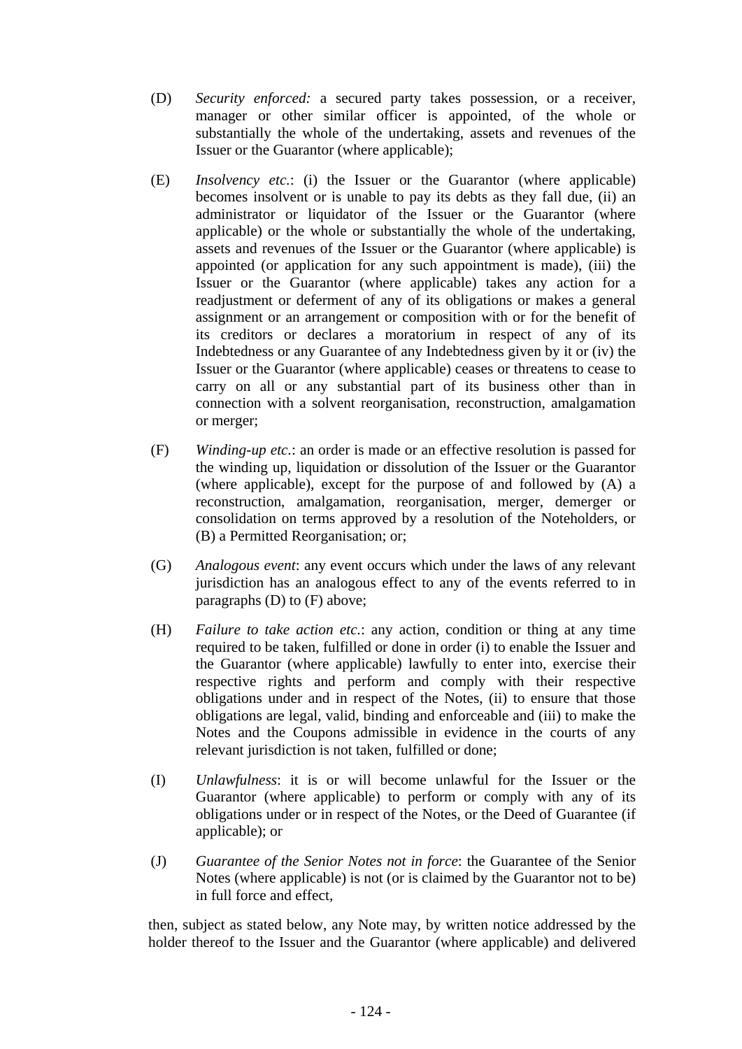(D) *Security enforced:* a secured party takes possession, or a receiver, manager or other similar officer is appointed, of the whole or substantially the whole of the undertaking, assets and revenues of the Issuer or the Guarantor (where applicable);

(E) *Insolvency etc.*: (i) the Issuer or the Guarantor (where applicable) becomes insolvent or is unable to pay its debts as they fall due, (ii) an administrator or liquidator of the Issuer or the Guarantor (where applicable) or the whole or substantially the whole of the undertaking, assets and revenues of the Issuer or the Guarantor (where applicable) is appointed (or application for any such appointment is made), (iii) the Issuer or the Guarantor (where applicable) takes any action for a readjustment or deferment of any of its obligations or makes a general assignment or an arrangement or composition with or for the benefit of its creditors or declares a moratorium in respect of any of its Indebtedness or any Guarantee of any Indebtedness given by it or (iv) the Issuer or the Guarantor (where applicable) ceases or threatens to cease to carry on all or any substantial part of its business other than in connection with a solvent reorganisation, reconstruction, amalgamation or merger;

(F) *Winding-up etc.*: an order is made or an effective resolution is passed for the winding up, liquidation or dissolution of the Issuer or the Guarantor (where applicable), except for the purpose of and followed by (A) a reconstruction, amalgamation, reorganisation, merger, demerger or consolidation on terms approved by a resolution of the Noteholders, or (B) a Permitted Reorganisation; or;

(G) *Analogous event*: any event occurs which under the laws of any relevant jurisdiction has an analogous effect to any of the events referred to in paragraphs (D) to (F) above;

(H) *Failure to take action etc.*: any action, condition or thing at any time required to be taken, fulfilled or done in order (i) to enable the Issuer and the Guarantor (where applicable) lawfully to enter into, exercise their respective rights and perform and comply with their respective obligations under and in respect of the Notes, (ii) to ensure that those obligations are legal, valid, binding and enforceable and (iii) to make the Notes and the Coupons admissible in evidence in the courts of any relevant jurisdiction is not taken, fulfilled or done;

(I) *Unlawfulness*: it is or will become unlawful for the Issuer or the Guarantor (where applicable) to perform or comply with any of its obligations under or in respect of the Notes, or the Deed of Guarantee (if applicable); or

(J) *Guarantee of the Senior Notes not in force*: the Guarantee of the Senior Notes (where applicable) is not (or is claimed by the Guarantor not to be) in full force and effect,

then, subject as stated below, any Note may, by written notice addressed by the holder thereof to the Issuer and the Guarantor (where applicable) and delivered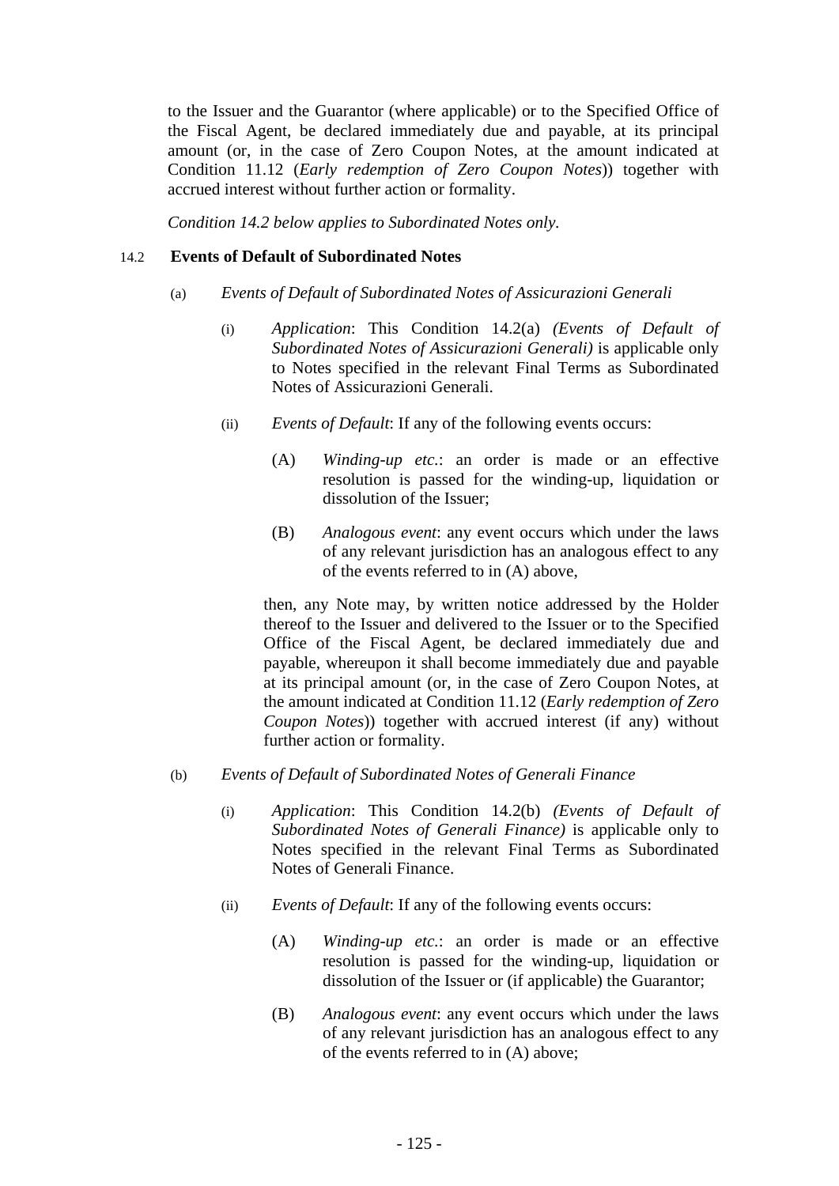to the Issuer and the Guarantor (where applicable) or to the Specified Office of the Fiscal Agent, be declared immediately due and payable, at its principal amount (or, in the case of Zero Coupon Notes, at the amount indicated at Condition 11.12 (*Early redemption of Zero Coupon Notes*)) together with accrued interest without further action or formality.

*Condition 14.2 below applies to Subordinated Notes only.*

### 14.2 Events of Default of Subordinated Notes

(a) *Events of Default of Subordinated Notes of Assicurazioni Generali*

(i) *Application*: This Condition 14.2(a) *(Events of Default of Subordinated Notes of Assicurazioni Generali)* is applicable only to Notes specified in the relevant Final Terms as Subordinated Notes of Assicurazioni Generali.

(ii) *Events of Default*: If any of the following events occurs:

(A) *Winding-up etc.*: an order is made or an effective resolution is passed for the winding-up, liquidation or dissolution of the Issuer;

(B) *Analogous event*: any event occurs which under the laws of any relevant jurisdiction has an analogous effect to any of the events referred to in (A) above,

then, any Note may, by written notice addressed by the Holder thereof to the Issuer and delivered to the Issuer or to the Specified Office of the Fiscal Agent, be declared immediately due and payable, whereupon it shall become immediately due and payable at its principal amount (or, in the case of Zero Coupon Notes, at the amount indicated at Condition 11.12 (*Early redemption of Zero Coupon Notes*)) together with accrued interest (if any) without further action or formality.

(b) *Events of Default of Subordinated Notes of Generali Finance*

(i) *Application*: This Condition 14.2(b) *(Events of Default of Subordinated Notes of Generali Finance)* is applicable only to Notes specified in the relevant Final Terms as Subordinated Notes of Generali Finance.

(ii) *Events of Default*: If any of the following events occurs:

(A) *Winding-up etc.*: an order is made or an effective resolution is passed for the winding-up, liquidation or dissolution of the Issuer or (if applicable) the Guarantor;

(B) *Analogous event*: any event occurs which under the laws of any relevant jurisdiction has an analogous effect to any of the events referred to in (A) above;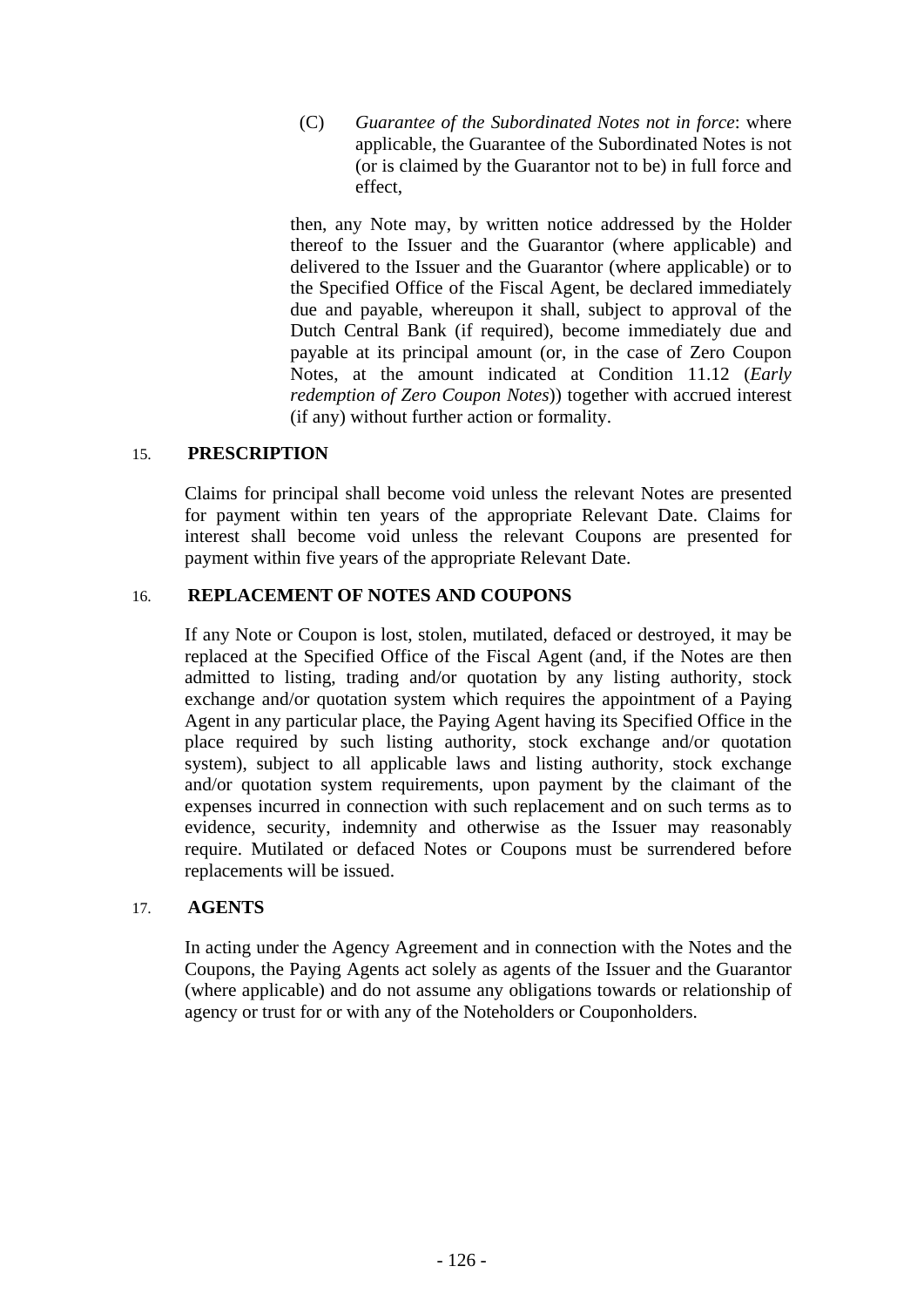(C) *Guarantee of the Subordinated Notes not in force*: where applicable, the Guarantee of the Subordinated Notes is not (or is claimed by the Guarantor not to be) in full force and effect,

then, any Note may, by written notice addressed by the Holder thereof to the Issuer and the Guarantor (where applicable) and delivered to the Issuer and the Guarantor (where applicable) or to the Specified Office of the Fiscal Agent, be declared immediately due and payable, whereupon it shall, subject to approval of the Dutch Central Bank (if required), become immediately due and payable at its principal amount (or, in the case of Zero Coupon Notes, at the amount indicated at Condition 11.12 (*Early redemption of Zero Coupon Notes*)) together with accrued interest (if any) without further action or formality.

## 15. PRESCRIPTION

Claims for principal shall become void unless the relevant Notes are presented for payment within ten years of the appropriate Relevant Date. Claims for interest shall become void unless the relevant Coupons are presented for payment within five years of the appropriate Relevant Date.

## 16. REPLACEMENT OF NOTES AND COUPONS

If any Note or Coupon is lost, stolen, mutilated, defaced or destroyed, it may be replaced at the Specified Office of the Fiscal Agent (and, if the Notes are then admitted to listing, trading and/or quotation by any listing authority, stock exchange and/or quotation system which requires the appointment of a Paying Agent in any particular place, the Paying Agent having its Specified Office in the place required by such listing authority, stock exchange and/or quotation system), subject to all applicable laws and listing authority, stock exchange and/or quotation system requirements, upon payment by the claimant of the expenses incurred in connection with such replacement and on such terms as to evidence, security, indemnity and otherwise as the Issuer may reasonably require. Mutilated or defaced Notes or Coupons must be surrendered before replacements will be issued.

## 17. AGENTS

In acting under the Agency Agreement and in connection with the Notes and the Coupons, the Paying Agents act solely as agents of the Issuer and the Guarantor (where applicable) and do not assume any obligations towards or relationship of agency or trust for or with any of the Noteholders or Couponholders.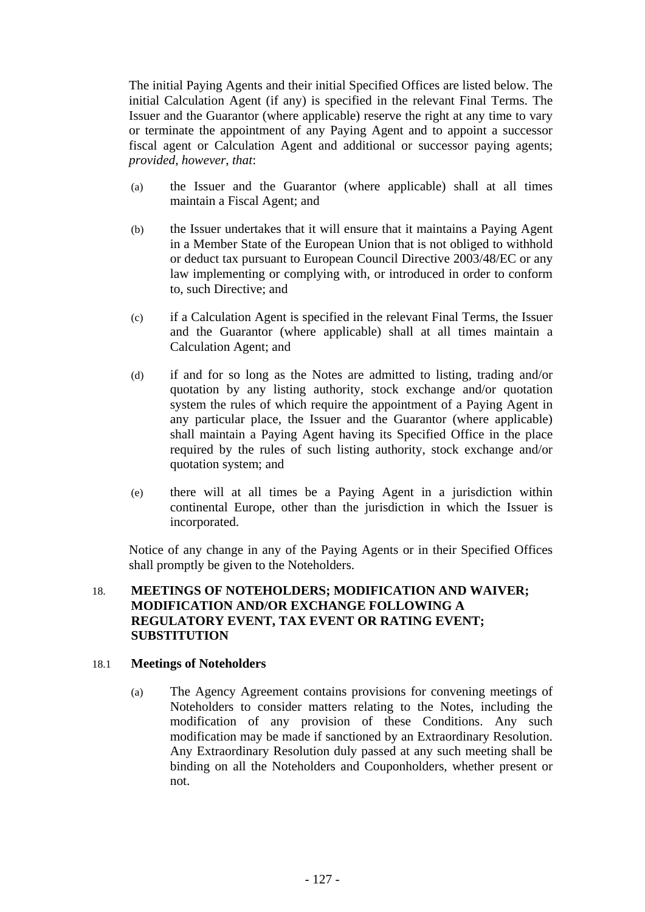The initial Paying Agents and their initial Specified Offices are listed below. The initial Calculation Agent (if any) is specified in the relevant Final Terms. The Issuer and the Guarantor (where applicable) reserve the right at any time to vary or terminate the appointment of any Paying Agent and to appoint a successor fiscal agent or Calculation Agent and additional or successor paying agents; *provided, however, that*:

(a) the Issuer and the Guarantor (where applicable) shall at all times maintain a Fiscal Agent; and

(b) the Issuer undertakes that it will ensure that it maintains a Paying Agent in a Member State of the European Union that is not obliged to withhold or deduct tax pursuant to European Council Directive 2003/48/EC or any law implementing or complying with, or introduced in order to conform to, such Directive; and

(c) if a Calculation Agent is specified in the relevant Final Terms, the Issuer and the Guarantor (where applicable) shall at all times maintain a Calculation Agent; and

(d) if and for so long as the Notes are admitted to listing, trading and/or quotation by any listing authority, stock exchange and/or quotation system the rules of which require the appointment of a Paying Agent in any particular place, the Issuer and the Guarantor (where applicable) shall maintain a Paying Agent having its Specified Office in the place required by the rules of such listing authority, stock exchange and/or quotation system; and

(e) there will at all times be a Paying Agent in a jurisdiction within continental Europe, other than the jurisdiction in which the Issuer is incorporated.

Notice of any change in any of the Paying Agents or in their Specified Offices shall promptly be given to the Noteholders.

## 18. MEETINGS OF NOTEHOLDERS; MODIFICATION AND WAIVER; MODIFICATION AND/OR EXCHANGE FOLLOWING A REGULATORY EVENT, TAX EVENT OR RATING EVENT; SUBSTITUTION

### 18.1 Meetings of Noteholders

(a) The Agency Agreement contains provisions for convening meetings of Noteholders to consider matters relating to the Notes, including the modification of any provision of these Conditions. Any such modification may be made if sanctioned by an Extraordinary Resolution. Any Extraordinary Resolution duly passed at any such meeting shall be binding on all the Noteholders and Couponholders, whether present or not.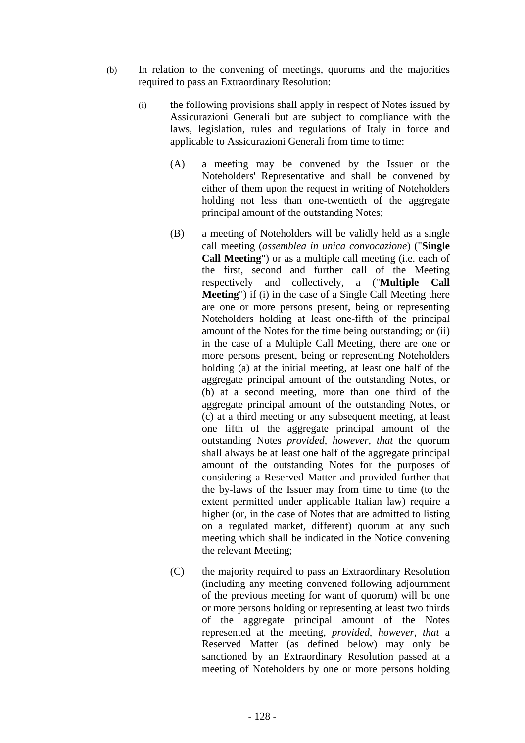(b) In relation to the convening of meetings, quorums and the majorities required to pass an Extraordinary Resolution:

(i) the following provisions shall apply in respect of Notes issued by Assicurazioni Generali but are subject to compliance with the laws, legislation, rules and regulations of Italy in force and applicable to Assicurazioni Generali from time to time:

(A) a meeting may be convened by the Issuer or the Noteholders' Representative and shall be convened by either of them upon the request in writing of Noteholders holding not less than one-twentieth of the aggregate principal amount of the outstanding Notes;

(B) a meeting of Noteholders will be validly held as a single call meeting (*assemblea in unica convocazione*) ("**Single Call Meeting**") or as a multiple call meeting (i.e. each of the first, second and further call of the Meeting respectively and collectively, a ("**Multiple Call Meeting**") if (i) in the case of a Single Call Meeting there are one or more persons present, being or representing Noteholders holding at least one-fifth of the principal amount of the Notes for the time being outstanding; or (ii) in the case of a Multiple Call Meeting, there are one or more persons present, being or representing Noteholders holding (a) at the initial meeting, at least one half of the aggregate principal amount of the outstanding Notes, or (b) at a second meeting, more than one third of the aggregate principal amount of the outstanding Notes, or (c) at a third meeting or any subsequent meeting, at least one fifth of the aggregate principal amount of the outstanding Notes *provided, however, that* the quorum shall always be at least one half of the aggregate principal amount of the outstanding Notes for the purposes of considering a Reserved Matter and provided further that the by-laws of the Issuer may from time to time (to the extent permitted under applicable Italian law) require a higher (or, in the case of Notes that are admitted to listing on a regulated market, different) quorum at any such meeting which shall be indicated in the Notice convening the relevant Meeting;

(C) the majority required to pass an Extraordinary Resolution (including any meeting convened following adjournment of the previous meeting for want of quorum) will be one or more persons holding or representing at least two thirds of the aggregate principal amount of the Notes represented at the meeting, *provided, however, that* a Reserved Matter (as defined below) may only be sanctioned by an Extraordinary Resolution passed at a meeting of Noteholders by one or more persons holding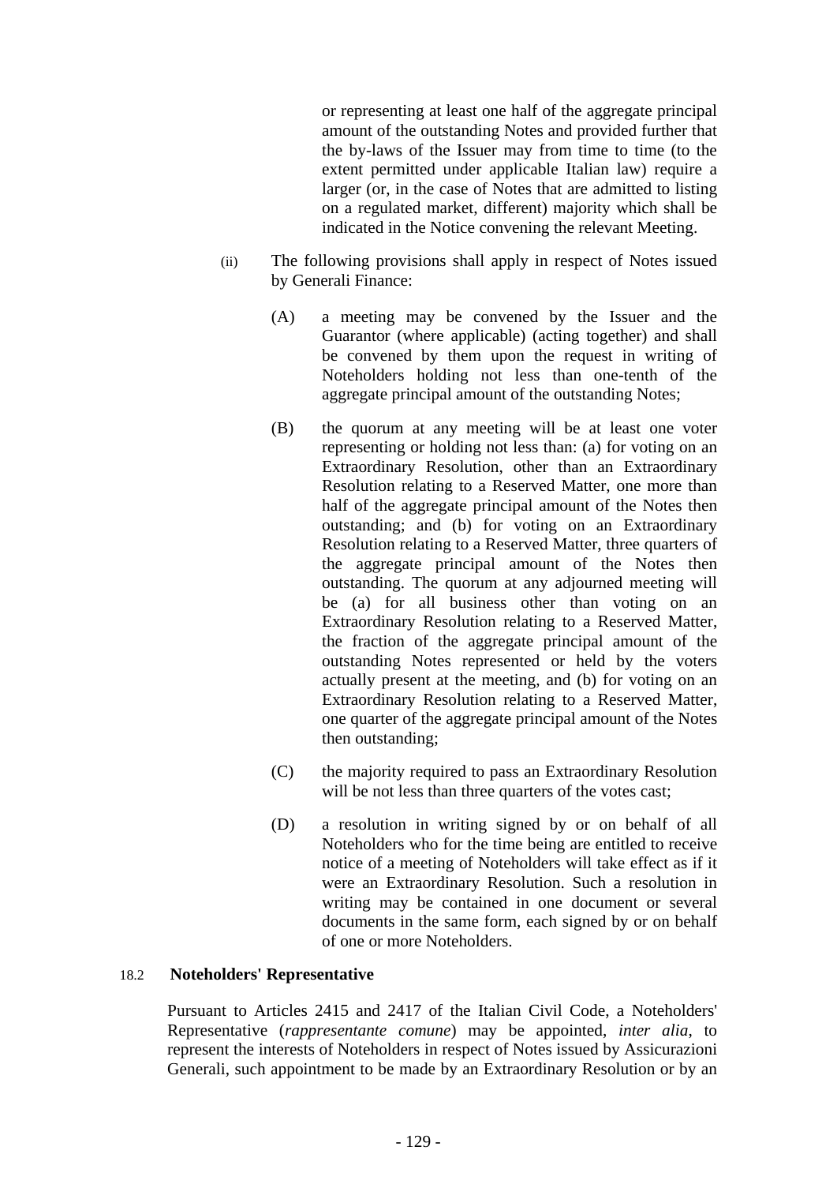or representing at least one half of the aggregate principal amount of the outstanding Notes and provided further that the by-laws of the Issuer may from time to time (to the extent permitted under applicable Italian law) require a larger (or, in the case of Notes that are admitted to listing on a regulated market, different) majority which shall be indicated in the Notice convening the relevant Meeting.

(ii) The following provisions shall apply in respect of Notes issued by Generali Finance:

(A) a meeting may be convened by the Issuer and the Guarantor (where applicable) (acting together) and shall be convened by them upon the request in writing of Noteholders holding not less than one-tenth of the aggregate principal amount of the outstanding Notes;

(B) the quorum at any meeting will be at least one voter representing or holding not less than: (a) for voting on an Extraordinary Resolution, other than an Extraordinary Resolution relating to a Reserved Matter, one more than half of the aggregate principal amount of the Notes then outstanding; and (b) for voting on an Extraordinary Resolution relating to a Reserved Matter, three quarters of the aggregate principal amount of the Notes then outstanding. The quorum at any adjourned meeting will be (a) for all business other than voting on an Extraordinary Resolution relating to a Reserved Matter, the fraction of the aggregate principal amount of the outstanding Notes represented or held by the voters actually present at the meeting, and (b) for voting on an Extraordinary Resolution relating to a Reserved Matter, one quarter of the aggregate principal amount of the Notes then outstanding;

(C) the majority required to pass an Extraordinary Resolution will be not less than three quarters of the votes cast;

(D) a resolution in writing signed by or on behalf of all Noteholders who for the time being are entitled to receive notice of a meeting of Noteholders will take effect as if it were an Extraordinary Resolution. Such a resolution in writing may be contained in one document or several documents in the same form, each signed by or on behalf of one or more Noteholders.

### 18.2 Noteholders' Representative

Pursuant to Articles 2415 and 2417 of the Italian Civil Code, a Noteholders' Representative (*rappresentante comune*) may be appointed, *inter alia*, to represent the interests of Noteholders in respect of Notes issued by Assicurazioni Generali, such appointment to be made by an Extraordinary Resolution or by an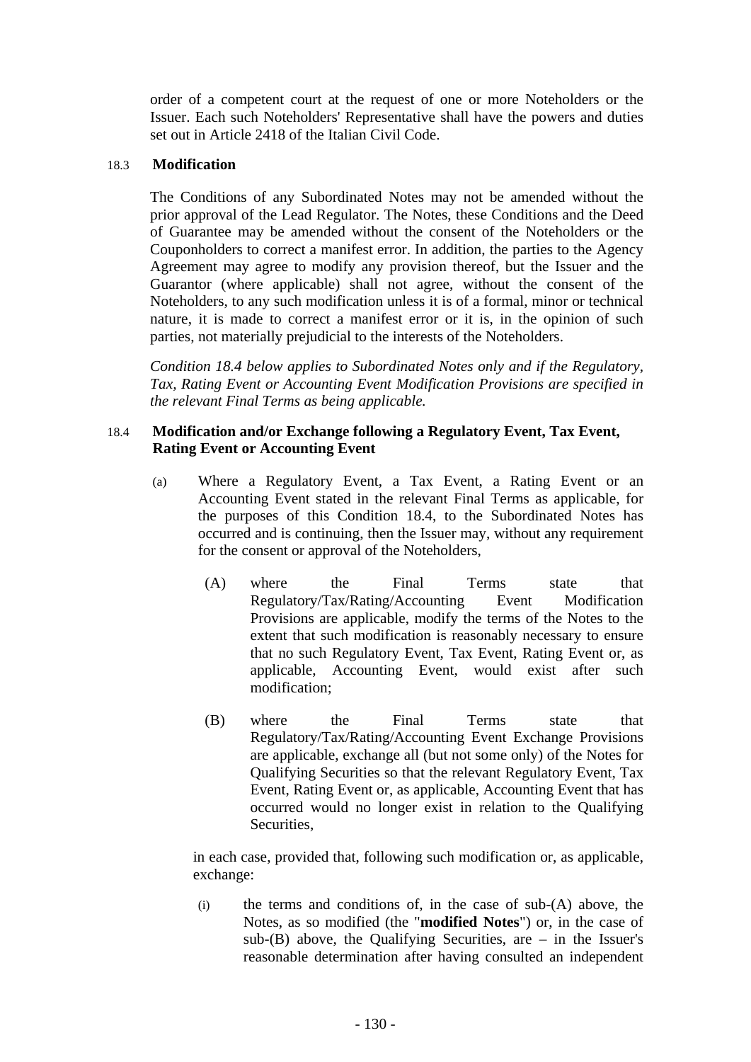order of a competent court at the request of one or more Noteholders or the Issuer. Each such Noteholders' Representative shall have the powers and duties set out in Article 2418 of the Italian Civil Code.

18.3 **Modification**

The Conditions of any Subordinated Notes may not be amended without the prior approval of the Lead Regulator. The Notes, these Conditions and the Deed of Guarantee may be amended without the consent of the Noteholders or the Couponholders to correct a manifest error. In addition, the parties to the Agency Agreement may agree to modify any provision thereof, but the Issuer and the Guarantor (where applicable) shall not agree, without the consent of the Noteholders, to any such modification unless it is of a formal, minor or technical nature, it is made to correct a manifest error or it is, in the opinion of such parties, not materially prejudicial to the interests of the Noteholders.

*Condition 18.4 below applies to Subordinated Notes only and if the Regulatory, Tax, Rating Event or Accounting Event Modification Provisions are specified in the relevant Final Terms as being applicable.*

18.4 **Modification and/or Exchange following a Regulatory Event, Tax Event, Rating Event or Accounting Event**

(a) Where a Regulatory Event, a Tax Event, a Rating Event or an Accounting Event stated in the relevant Final Terms as applicable, for the purposes of this Condition 18.4, to the Subordinated Notes has occurred and is continuing, then the Issuer may, without any requirement for the consent or approval of the Noteholders,

(A) where the Final Terms state that Regulatory/Tax/Rating/Accounting Event Modification Provisions are applicable, modify the terms of the Notes to the extent that such modification is reasonably necessary to ensure that no such Regulatory Event, Tax Event, Rating Event or, as applicable, Accounting Event, would exist after such modification;

(B) where the Final Terms state that Regulatory/Tax/Rating/Accounting Event Exchange Provisions are applicable, exchange all (but not some only) of the Notes for Qualifying Securities so that the relevant Regulatory Event, Tax Event, Rating Event or, as applicable, Accounting Event that has occurred would no longer exist in relation to the Qualifying Securities,

in each case, provided that, following such modification or, as applicable, exchange:

(i) the terms and conditions of, in the case of sub-(A) above, the Notes, as so modified (the "**modified Notes**") or, in the case of sub-(B) above, the Qualifying Securities, are – in the Issuer's reasonable determination after having consulted an independent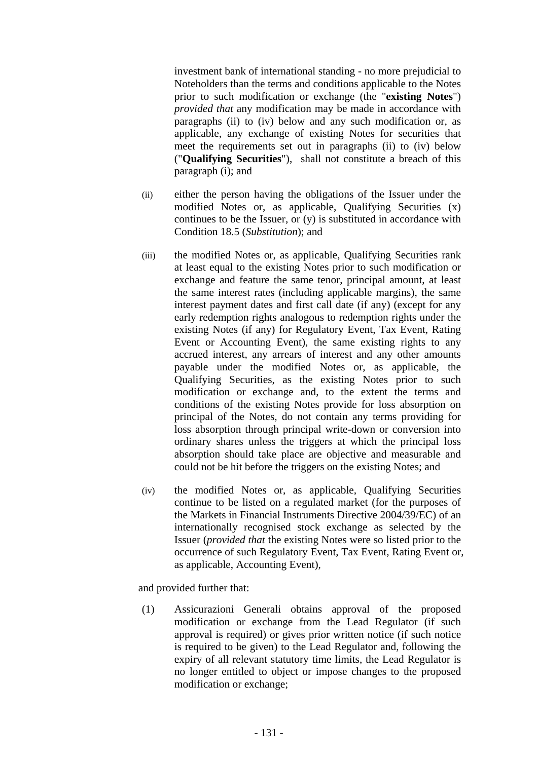investment bank of international standing - no more prejudicial to Noteholders than the terms and conditions applicable to the Notes prior to such modification or exchange (the "**existing Notes**") *provided that* any modification may be made in accordance with paragraphs (ii) to (iv) below and any such modification or, as applicable, any exchange of existing Notes for securities that meet the requirements set out in paragraphs (ii) to (iv) below ("**Qualifying Securities**"), shall not constitute a breach of this paragraph (i); and

(ii) either the person having the obligations of the Issuer under the modified Notes or, as applicable, Qualifying Securities (x) continues to be the Issuer, or (y) is substituted in accordance with Condition 18.5 (*Substitution*); and

(iii) the modified Notes or, as applicable, Qualifying Securities rank at least equal to the existing Notes prior to such modification or exchange and feature the same tenor, principal amount, at least the same interest rates (including applicable margins), the same interest payment dates and first call date (if any) (except for any early redemption rights analogous to redemption rights under the existing Notes (if any) for Regulatory Event, Tax Event, Rating Event or Accounting Event), the same existing rights to any accrued interest, any arrears of interest and any other amounts payable under the modified Notes or, as applicable, the Qualifying Securities, as the existing Notes prior to such modification or exchange and, to the extent the terms and conditions of the existing Notes provide for loss absorption on principal of the Notes, do not contain any terms providing for loss absorption through principal write-down or conversion into ordinary shares unless the triggers at which the principal loss absorption should take place are objective and measurable and could not be hit before the triggers on the existing Notes; and

(iv) the modified Notes or, as applicable, Qualifying Securities continue to be listed on a regulated market (for the purposes of the Markets in Financial Instruments Directive 2004/39/EC) of an internationally recognised stock exchange as selected by the Issuer (*provided that* the existing Notes were so listed prior to the occurrence of such Regulatory Event, Tax Event, Rating Event or, as applicable, Accounting Event),

and provided further that:

(1) Assicurazioni Generali obtains approval of the proposed modification or exchange from the Lead Regulator (if such approval is required) or gives prior written notice (if such notice is required to be given) to the Lead Regulator and, following the expiry of all relevant statutory time limits, the Lead Regulator is no longer entitled to object or impose changes to the proposed modification or exchange;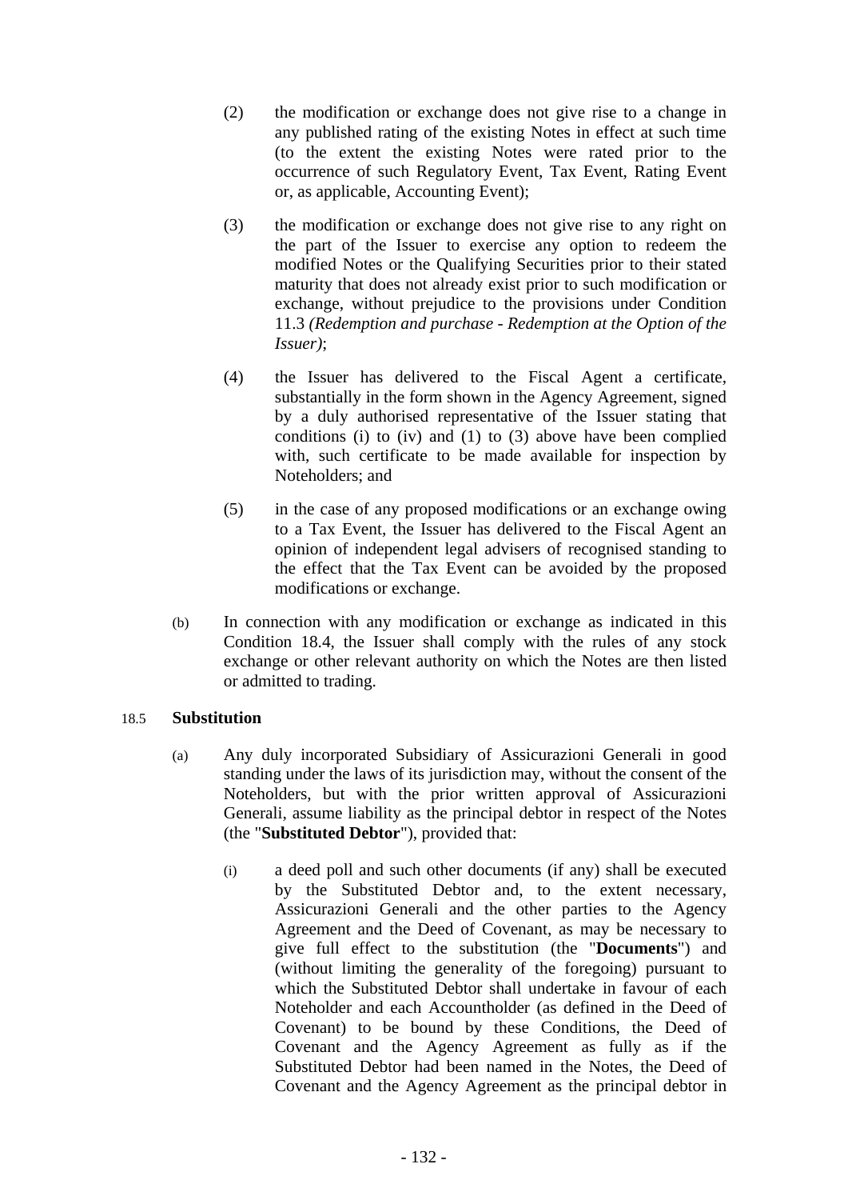(2) the modification or exchange does not give rise to a change in any published rating of the existing Notes in effect at such time (to the extent the existing Notes were rated prior to the occurrence of such Regulatory Event, Tax Event, Rating Event or, as applicable, Accounting Event);

(3) the modification or exchange does not give rise to any right on the part of the Issuer to exercise any option to redeem the modified Notes or the Qualifying Securities prior to their stated maturity that does not already exist prior to such modification or exchange, without prejudice to the provisions under Condition 11.3 *(Redemption and purchase - Redemption at the Option of the Issuer)*;

(4) the Issuer has delivered to the Fiscal Agent a certificate, substantially in the form shown in the Agency Agreement, signed by a duly authorised representative of the Issuer stating that conditions (i) to (iv) and (1) to (3) above have been complied with, such certificate to be made available for inspection by Noteholders; and

(5) in the case of any proposed modifications or an exchange owing to a Tax Event, the Issuer has delivered to the Fiscal Agent an opinion of independent legal advisers of recognised standing to the effect that the Tax Event can be avoided by the proposed modifications or exchange.

(b) In connection with any modification or exchange as indicated in this Condition 18.4, the Issuer shall comply with the rules of any stock exchange or other relevant authority on which the Notes are then listed or admitted to trading.

## 18.5 Substitution

(a) Any duly incorporated Subsidiary of Assicurazioni Generali in good standing under the laws of its jurisdiction may, without the consent of the Noteholders, but with the prior written approval of Assicurazioni Generali, assume liability as the principal debtor in respect of the Notes (the "**Substituted Debtor**"), provided that:

(i) a deed poll and such other documents (if any) shall be executed by the Substituted Debtor and, to the extent necessary, Assicurazioni Generali and the other parties to the Agency Agreement and the Deed of Covenant, as may be necessary to give full effect to the substitution (the "**Documents**") and (without limiting the generality of the foregoing) pursuant to which the Substituted Debtor shall undertake in favour of each Noteholder and each Accountholder (as defined in the Deed of Covenant) to be bound by these Conditions, the Deed of Covenant and the Agency Agreement as fully as if the Substituted Debtor had been named in the Notes, the Deed of Covenant and the Agency Agreement as the principal debtor in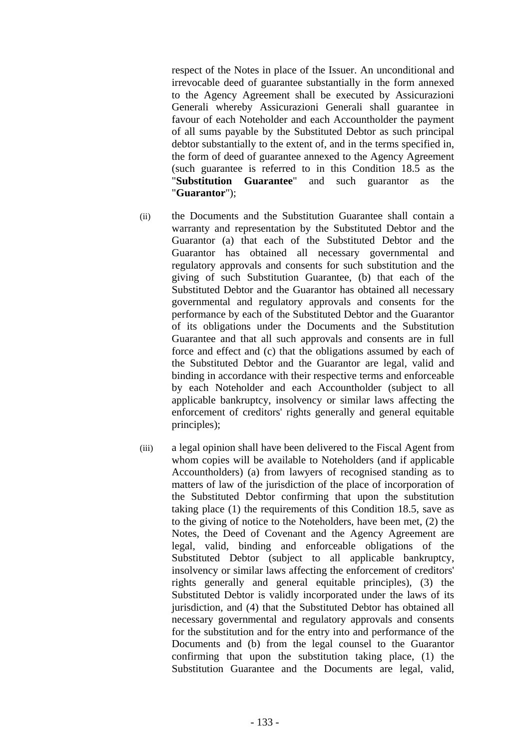respect of the Notes in place of the Issuer. An unconditional and irrevocable deed of guarantee substantially in the form annexed to the Agency Agreement shall be executed by Assicurazioni Generali whereby Assicurazioni Generali shall guarantee in favour of each Noteholder and each Accountholder the payment of all sums payable by the Substituted Debtor as such principal debtor substantially to the extent of, and in the terms specified in, the form of deed of guarantee annexed to the Agency Agreement (such guarantee is referred to in this Condition 18.5 as the "**Substitution Guarantee**" and such guarantor as the "**Guarantor**");

(ii) the Documents and the Substitution Guarantee shall contain a warranty and representation by the Substituted Debtor and the Guarantor (a) that each of the Substituted Debtor and the Guarantor has obtained all necessary governmental and regulatory approvals and consents for such substitution and the giving of such Substitution Guarantee, (b) that each of the Substituted Debtor and the Guarantor has obtained all necessary governmental and regulatory approvals and consents for the performance by each of the Substituted Debtor and the Guarantor of its obligations under the Documents and the Substitution Guarantee and that all such approvals and consents are in full force and effect and (c) that the obligations assumed by each of the Substituted Debtor and the Guarantor are legal, valid and binding in accordance with their respective terms and enforceable by each Noteholder and each Accountholder (subject to all applicable bankruptcy, insolvency or similar laws affecting the enforcement of creditors' rights generally and general equitable principles);

(iii) a legal opinion shall have been delivered to the Fiscal Agent from whom copies will be available to Noteholders (and if applicable Accountholders) (a) from lawyers of recognised standing as to matters of law of the jurisdiction of the place of incorporation of the Substituted Debtor confirming that upon the substitution taking place (1) the requirements of this Condition 18.5, save as to the giving of notice to the Noteholders, have been met, (2) the Notes, the Deed of Covenant and the Agency Agreement are legal, valid, binding and enforceable obligations of the Substituted Debtor (subject to all applicable bankruptcy, insolvency or similar laws affecting the enforcement of creditors' rights generally and general equitable principles), (3) the Substituted Debtor is validly incorporated under the laws of its jurisdiction, and (4) that the Substituted Debtor has obtained all necessary governmental and regulatory approvals and consents for the substitution and for the entry into and performance of the Documents and (b) from the legal counsel to the Guarantor confirming that upon the substitution taking place, (1) the Substitution Guarantee and the Documents are legal, valid,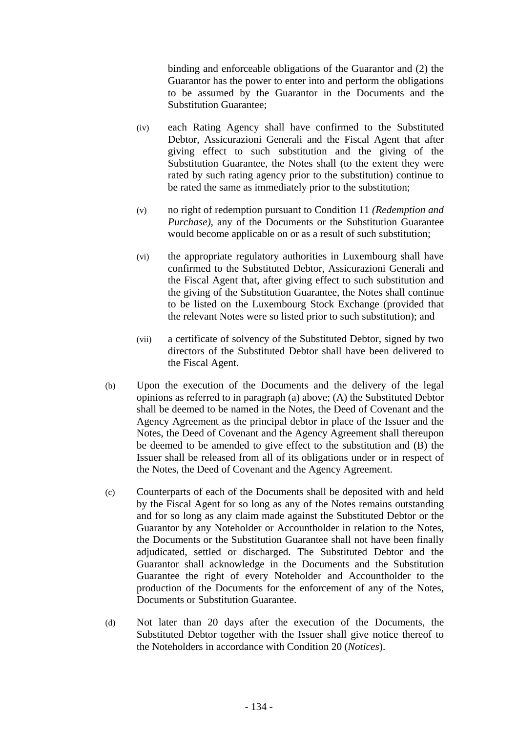binding and enforceable obligations of the Guarantor and (2) the Guarantor has the power to enter into and perform the obligations to be assumed by the Guarantor in the Documents and the Substitution Guarantee;

(iv) each Rating Agency shall have confirmed to the Substituted Debtor, Assicurazioni Generali and the Fiscal Agent that after giving effect to such substitution and the giving of the Substitution Guarantee, the Notes shall (to the extent they were rated by such rating agency prior to the substitution) continue to be rated the same as immediately prior to the substitution;

(v) no right of redemption pursuant to Condition 11 *(Redemption and Purchase)*, any of the Documents or the Substitution Guarantee would become applicable on or as a result of such substitution;

(vi) the appropriate regulatory authorities in Luxembourg shall have confirmed to the Substituted Debtor, Assicurazioni Generali and the Fiscal Agent that, after giving effect to such substitution and the giving of the Substitution Guarantee, the Notes shall continue to be listed on the Luxembourg Stock Exchange (provided that the relevant Notes were so listed prior to such substitution); and

(vii) a certificate of solvency of the Substituted Debtor, signed by two directors of the Substituted Debtor shall have been delivered to the Fiscal Agent.

(b) Upon the execution of the Documents and the delivery of the legal opinions as referred to in paragraph (a) above; (A) the Substituted Debtor shall be deemed to be named in the Notes, the Deed of Covenant and the Agency Agreement as the principal debtor in place of the Issuer and the Notes, the Deed of Covenant and the Agency Agreement shall thereupon be deemed to be amended to give effect to the substitution and (B) the Issuer shall be released from all of its obligations under or in respect of the Notes, the Deed of Covenant and the Agency Agreement.

(c) Counterparts of each of the Documents shall be deposited with and held by the Fiscal Agent for so long as any of the Notes remains outstanding and for so long as any claim made against the Substituted Debtor or the Guarantor by any Noteholder or Accountholder in relation to the Notes, the Documents or the Substitution Guarantee shall not have been finally adjudicated, settled or discharged. The Substituted Debtor and the Guarantor shall acknowledge in the Documents and the Substitution Guarantee the right of every Noteholder and Accountholder to the production of the Documents for the enforcement of any of the Notes, Documents or Substitution Guarantee.

(d) Not later than 20 days after the execution of the Documents, the Substituted Debtor together with the Issuer shall give notice thereof to the Noteholders in accordance with Condition 20 (*Notices*).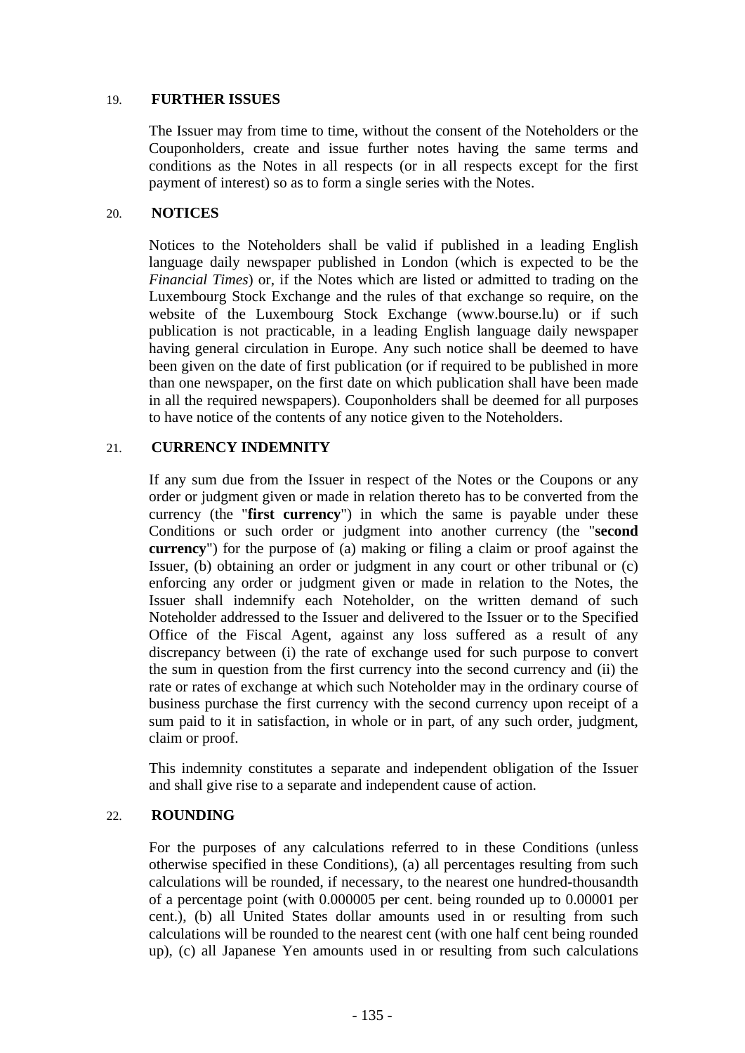## 19. FURTHER ISSUES

The Issuer may from time to time, without the consent of the Noteholders or the Couponholders, create and issue further notes having the same terms and conditions as the Notes in all respects (or in all respects except for the first payment of interest) so as to form a single series with the Notes.

## 20. NOTICES

Notices to the Noteholders shall be valid if published in a leading English language daily newspaper published in London (which is expected to be the *Financial Times*) or, if the Notes which are listed or admitted to trading on the Luxembourg Stock Exchange and the rules of that exchange so require, on the website of the Luxembourg Stock Exchange (www.bourse.lu) or if such publication is not practicable, in a leading English language daily newspaper having general circulation in Europe. Any such notice shall be deemed to have been given on the date of first publication (or if required to be published in more than one newspaper, on the first date on which publication shall have been made in all the required newspapers). Couponholders shall be deemed for all purposes to have notice of the contents of any notice given to the Noteholders.

## 21. CURRENCY INDEMNITY

If any sum due from the Issuer in respect of the Notes or the Coupons or any order or judgment given or made in relation thereto has to be converted from the currency (the "**first currency**") in which the same is payable under these Conditions or such order or judgment into another currency (the "**second currency**") for the purpose of (a) making or filing a claim or proof against the Issuer, (b) obtaining an order or judgment in any court or other tribunal or (c) enforcing any order or judgment given or made in relation to the Notes, the Issuer shall indemnify each Noteholder, on the written demand of such Noteholder addressed to the Issuer and delivered to the Issuer or to the Specified Office of the Fiscal Agent, against any loss suffered as a result of any discrepancy between (i) the rate of exchange used for such purpose to convert the sum in question from the first currency into the second currency and (ii) the rate or rates of exchange at which such Noteholder may in the ordinary course of business purchase the first currency with the second currency upon receipt of a sum paid to it in satisfaction, in whole or in part, of any such order, judgment, claim or proof.

This indemnity constitutes a separate and independent obligation of the Issuer and shall give rise to a separate and independent cause of action.

## 22. ROUNDING

For the purposes of any calculations referred to in these Conditions (unless otherwise specified in these Conditions), (a) all percentages resulting from such calculations will be rounded, if necessary, to the nearest one hundred-thousandth of a percentage point (with 0.000005 per cent. being rounded up to 0.00001 per cent.), (b) all United States dollar amounts used in or resulting from such calculations will be rounded to the nearest cent (with one half cent being rounded up), (c) all Japanese Yen amounts used in or resulting from such calculations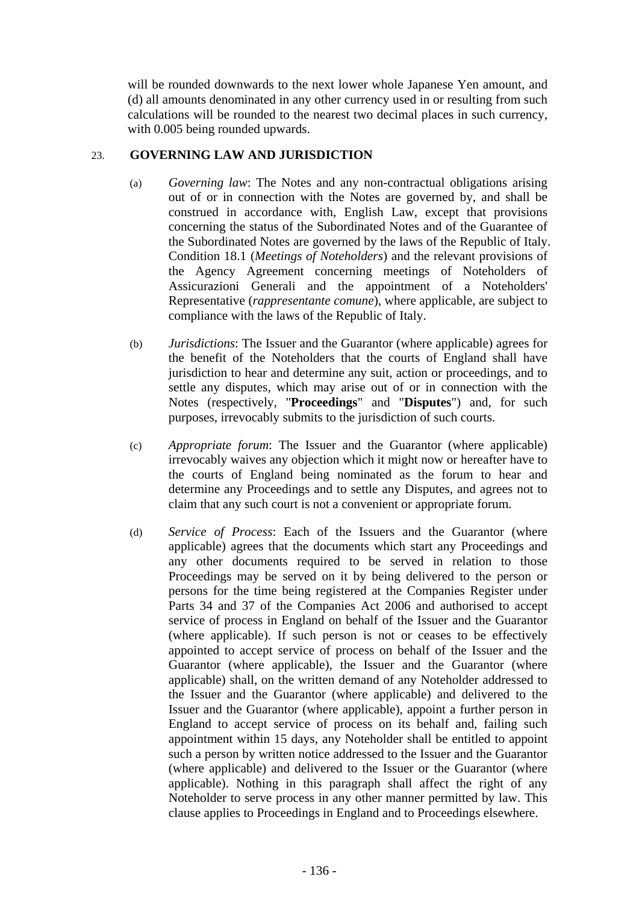will be rounded downwards to the next lower whole Japanese Yen amount, and (d) all amounts denominated in any other currency used in or resulting from such calculations will be rounded to the nearest two decimal places in such currency, with 0.005 being rounded upwards.

## 23. GOVERNING LAW AND JURISDICTION

(a) *Governing law*: The Notes and any non-contractual obligations arising out of or in connection with the Notes are governed by, and shall be construed in accordance with, English Law, except that provisions concerning the status of the Subordinated Notes and of the Guarantee of the Subordinated Notes are governed by the laws of the Republic of Italy. Condition 18.1 (*Meetings of Noteholders*) and the relevant provisions of the Agency Agreement concerning meetings of Noteholders of Assicurazioni Generali and the appointment of a Noteholders' Representative (*rappresentante comune*), where applicable, are subject to compliance with the laws of the Republic of Italy.

(b) *Jurisdictions*: The Issuer and the Guarantor (where applicable) agrees for the benefit of the Noteholders that the courts of England shall have jurisdiction to hear and determine any suit, action or proceedings, and to settle any disputes, which may arise out of or in connection with the Notes (respectively, "**Proceedings**" and "**Disputes**") and, for such purposes, irrevocably submits to the jurisdiction of such courts.

(c) *Appropriate forum*: The Issuer and the Guarantor (where applicable) irrevocably waives any objection which it might now or hereafter have to the courts of England being nominated as the forum to hear and determine any Proceedings and to settle any Disputes, and agrees not to claim that any such court is not a convenient or appropriate forum.

(d) *Service of Process*: Each of the Issuers and the Guarantor (where applicable) agrees that the documents which start any Proceedings and any other documents required to be served in relation to those Proceedings may be served on it by being delivered to the person or persons for the time being registered at the Companies Register under Parts 34 and 37 of the Companies Act 2006 and authorised to accept service of process in England on behalf of the Issuer and the Guarantor (where applicable). If such person is not or ceases to be effectively appointed to accept service of process on behalf of the Issuer and the Guarantor (where applicable), the Issuer and the Guarantor (where applicable) shall, on the written demand of any Noteholder addressed to the Issuer and the Guarantor (where applicable) and delivered to the Issuer and the Guarantor (where applicable), appoint a further person in England to accept service of process on its behalf and, failing such appointment within 15 days, any Noteholder shall be entitled to appoint such a person by written notice addressed to the Issuer and the Guarantor (where applicable) and delivered to the Issuer or the Guarantor (where applicable). Nothing in this paragraph shall affect the right of any Noteholder to serve process in any other manner permitted by law. This clause applies to Proceedings in England and to Proceedings elsewhere.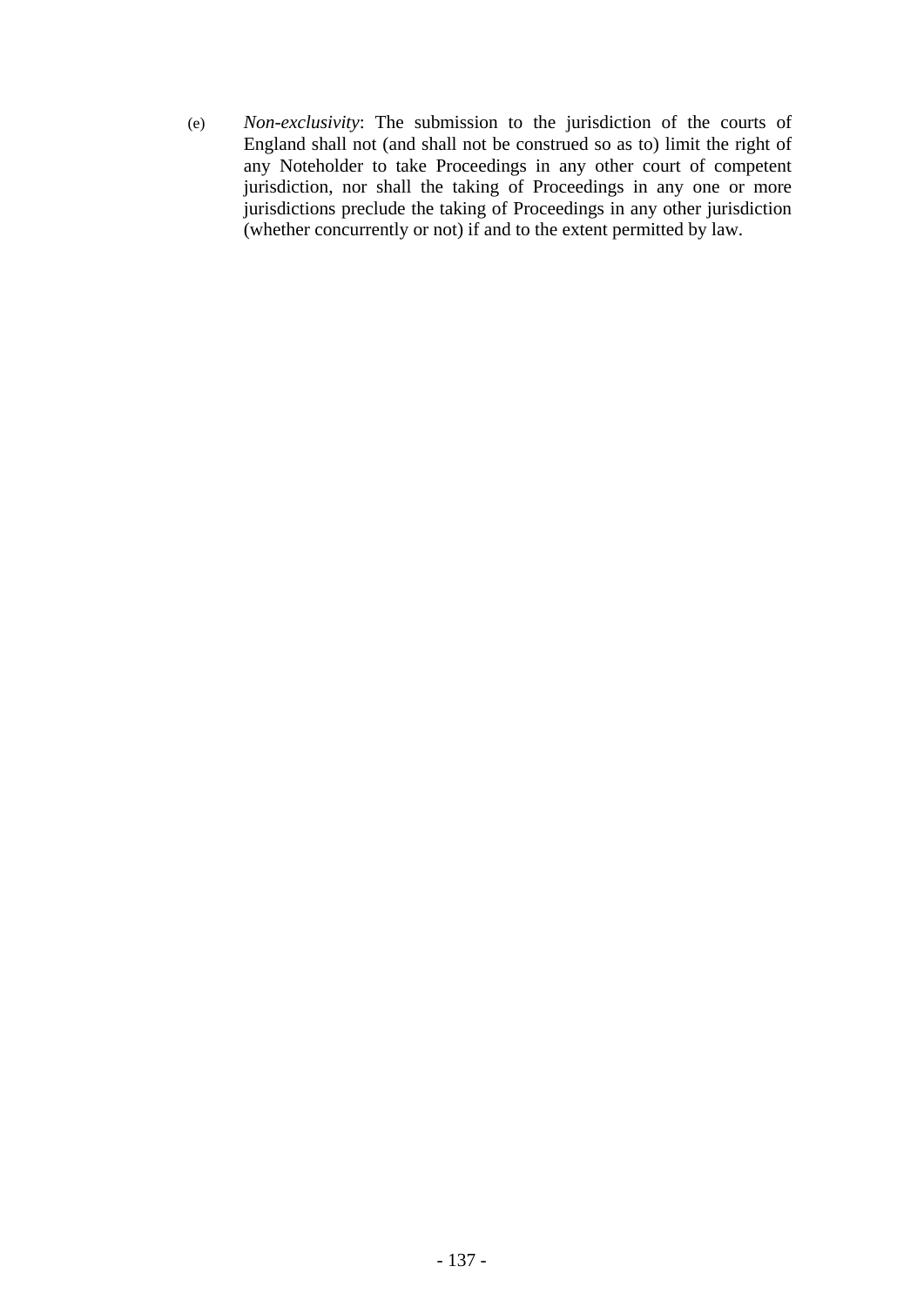(e) *Non-exclusivity*: The submission to the jurisdiction of the courts of England shall not (and shall not be construed so as to) limit the right of any Noteholder to take Proceedings in any other court of competent jurisdiction, nor shall the taking of Proceedings in any one or more jurisdictions preclude the taking of Proceedings in any other jurisdiction (whether concurrently or not) if and to the extent permitted by law.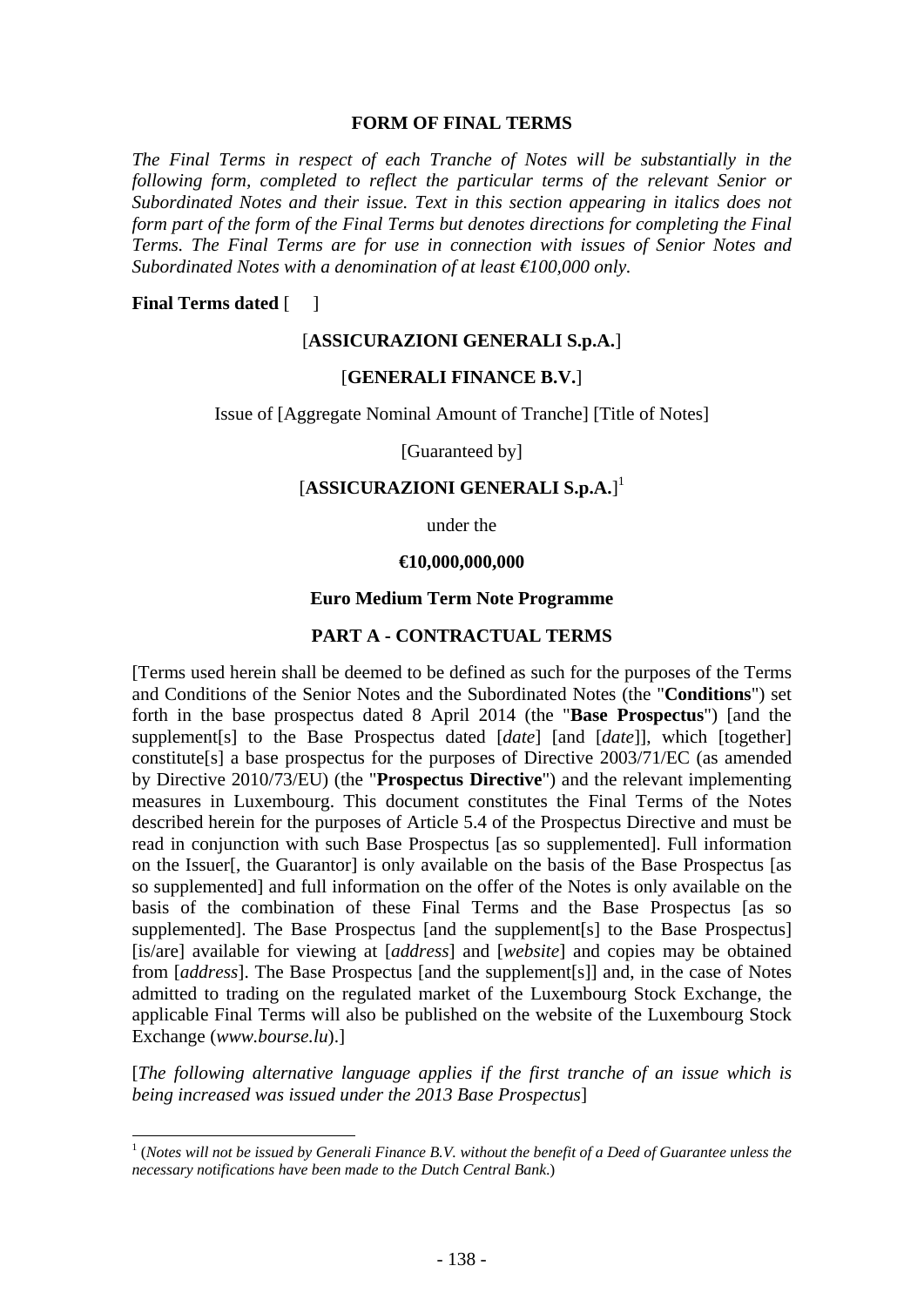## FORM OF FINAL TERMS

*The Final Terms in respect of each Tranche of Notes will be substantially in the following form, completed to reflect the particular terms of the relevant Senior or Subordinated Notes and their issue. Text in this section appearing in italics does not form part of the form of the Final Terms but denotes directions for completing the Final Terms. The Final Terms are for use in connection with issues of Senior Notes and Subordinated Notes with a denomination of at least €100,000 only.*

**Final Terms dated** [ ]

[**ASSICURAZIONI GENERALI S.p.A.**]

[**GENERALI FINANCE B.V.**]

Issue of [Aggregate Nominal Amount of Tranche] [Title of Notes]

[Guaranteed by]

[**ASSICURAZIONI GENERALI S.p.A.**][1]

under the

**€10,000,000,000**

**Euro Medium Term Note Programme**

### PART A - CONTRACTUAL TERMS

[Terms used herein shall be deemed to be defined as such for the purposes of the Terms and Conditions of the Senior Notes and the Subordinated Notes (the "**Conditions**") set forth in the base prospectus dated 8 April 2014 (the "**Base Prospectus**") [and the supplement[s] to the Base Prospectus dated [*date*] [and [*date*]], which [together] constitute[s] a base prospectus for the purposes of Directive 2003/71/EC (as amended by Directive 2010/73/EU) (the "**Prospectus Directive**") and the relevant implementing measures in Luxembourg. This document constitutes the Final Terms of the Notes described herein for the purposes of Article 5.4 of the Prospectus Directive and must be read in conjunction with such Base Prospectus [as so supplemented]. Full information on the Issuer[, the Guarantor] is only available on the basis of the Base Prospectus [as so supplemented] and full information on the offer of the Notes is only available on the basis of the combination of these Final Terms and the Base Prospectus [as so supplemented]. The Base Prospectus [and the supplement[s] to the Base Prospectus] [is/are] available for viewing at [*address*] and [*website*] and copies may be obtained from [*address*]. The Base Prospectus [and the supplement[s]] and, in the case of Notes admitted to trading on the regulated market of the Luxembourg Stock Exchange, the applicable Final Terms will also be published on the website of the Luxembourg Stock Exchange (*www.bourse.lu*).]

[*The following alternative language applies if the first tranche of an issue which is being increased was issued under the 2013 Base Prospectus*]

---

[1] (*Notes will not be issued by Generali Finance B.V. without the benefit of a Deed of Guarantee unless the necessary notifications have been made to the Dutch Central Bank.*)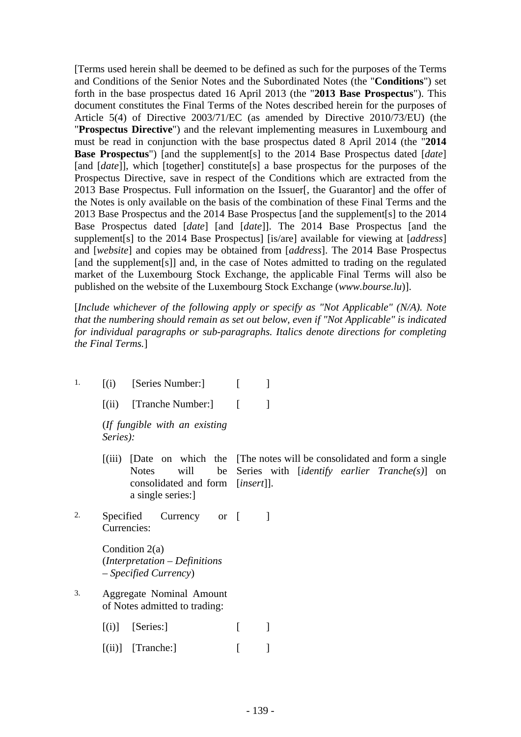[Terms used herein shall be deemed to be defined as such for the purposes of the Terms and Conditions of the Senior Notes and the Subordinated Notes (the "**Conditions**") set forth in the base prospectus dated 16 April 2013 (the "**2013 Base Prospectus**"). This document constitutes the Final Terms of the Notes described herein for the purposes of Article 5(4) of Directive 2003/71/EC (as amended by Directive 2010/73/EU) (the "**Prospectus Directive**") and the relevant implementing measures in Luxembourg and must be read in conjunction with the base prospectus dated 8 April 2014 (the "**2014 Base Prospectus**") [and the supplement[s] to the 2014 Base Prospectus dated [*date*] [and [*date*]], which [together] constitute[s] a base prospectus for the purposes of the Prospectus Directive, save in respect of the Conditions which are extracted from the 2013 Base Prospectus. Full information on the Issuer[, the Guarantor] and the offer of the Notes is only available on the basis of the combination of these Final Terms and the 2013 Base Prospectus and the 2014 Base Prospectus [and the supplement[s] to the 2014 Base Prospectus dated [*date*] [and [*date*]]. The 2014 Base Prospectus [and the supplement[s] to the 2014 Base Prospectus] [is/are] available for viewing at [*address*] and [*website*] and copies may be obtained from [*address*]. The 2014 Base Prospectus [and the supplement[s]] and, in the case of Notes admitted to trading on the regulated market of the Luxembourg Stock Exchange, the applicable Final Terms will also be published on the website of the Luxembourg Stock Exchange (*www.bourse.lu*)].

[*Include whichever of the following apply or specify as "Not Applicable" (N/A). Note that the numbering should remain as set out below, even if "Not Applicable" is indicated for individual paragraphs or sub-paragraphs. Italics denote directions for completing the Final Terms.*]

| | | |
|---|---|---|
| 1. | [(i) [Series Number:] | [ ] |
| | [(ii) [Tranche Number:] | [ ] |
| | (*If fungible with an existing Series):* | |
| | [(iii) [Date on which the Notes will be consolidated and form a single series:] | [The notes will be consolidated and form a single Series with [*identify earlier Tranche(s)*] on [*insert*]]. |
| 2. | Specified Currency or Currencies: | [ ] |
| | Condition 2(a) (*Interpretation – Definitions – Specified Currency*) | |
| 3. | Aggregate Nominal Amount of Notes admitted to trading: | |
| | [(i)] [Series:] | [ ] |
| | [(ii)] [Tranche:] | [ ] |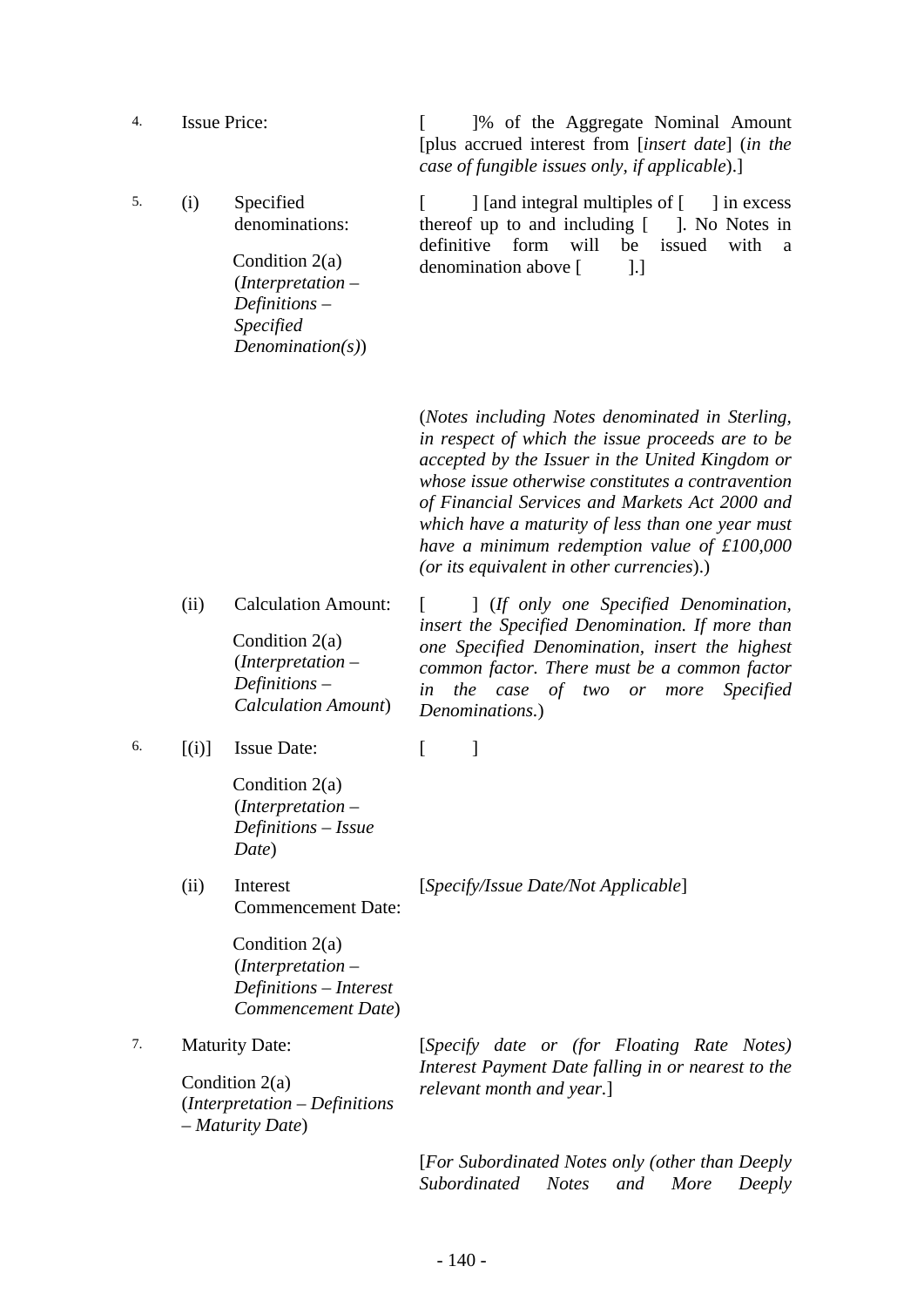| | | | |
|---|---|---|---|
| 4. | Issue Price: | | [ ]% of the Aggregate Nominal Amount [plus accrued interest from [*insert date*] (*in the case of fungible issues only, if applicable*).] |
| 5. | (i) | Specified denominations:<br><br>Condition 2(a) (*Interpretation – Definitions – Specified Denomination(s)*) | [ ] [and integral multiples of [ ] in excess thereof up to and including [ ]. No Notes in definitive form will be issued with a denomination above [ ].]<br><br>(*Notes including Notes denominated in Sterling, in respect of which the issue proceeds are to be accepted by the Issuer in the United Kingdom or whose issue otherwise constitutes a contravention of Financial Services and Markets Act 2000 and which have a maturity of less than one year must have a minimum redemption value of £100,000 (or its equivalent in other currencies*).) |
| | (ii) | Calculation Amount:<br><br>Condition 2(a) (*Interpretation – Definitions – Calculation Amount*) | [ ] (*If only one Specified Denomination, insert the Specified Denomination. If more than one Specified Denomination, insert the highest common factor. There must be a common factor in the case of two or more Specified Denominations.*) |
| 6. | [(i)] | Issue Date:<br><br>Condition 2(a) (*Interpretation – Definitions – Issue Date*) | [ ] |
| | (ii) | Interest Commencement Date:<br><br>Condition 2(a) (*Interpretation – Definitions – Interest Commencement Date*) | [*Specify/Issue Date/Not Applicable*] |
| 7. | Maturity Date:<br><br>Condition 2(a) (*Interpretation – Definitions – Maturity Date*) | | [*Specify date or (for Floating Rate Notes) Interest Payment Date falling in or nearest to the relevant month and year.*]<br><br>[*For Subordinated Notes only (other than Deeply Subordinated Notes and More Deeply* |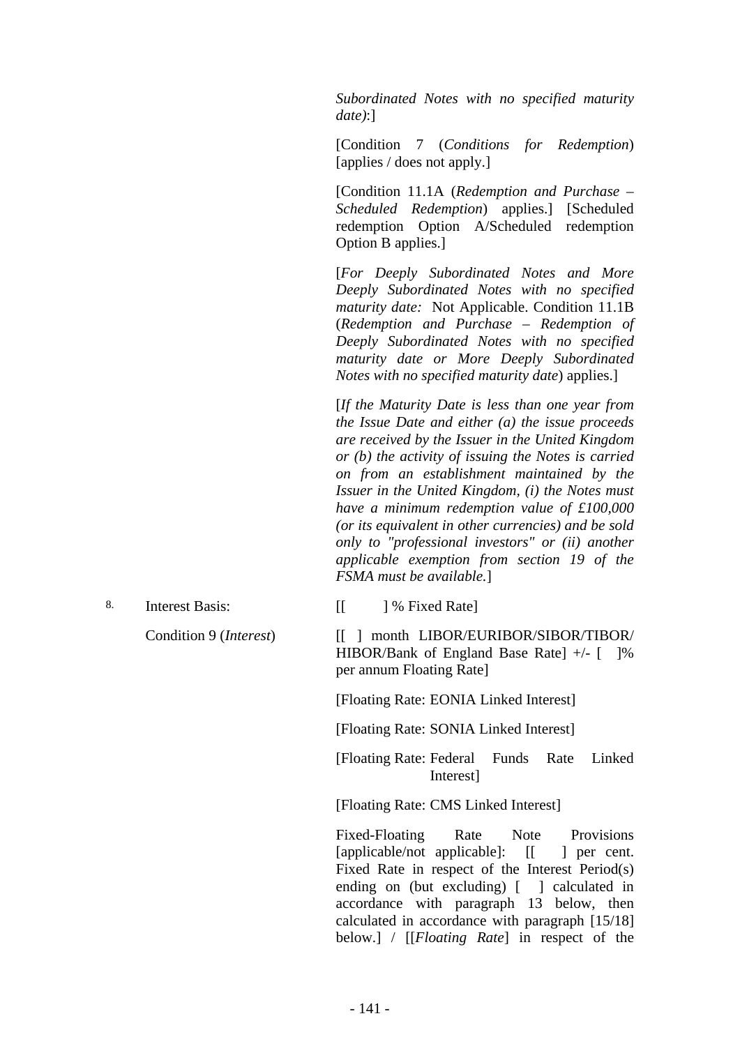*Subordinated Notes with no specified maturity date)*:]

[Condition 7 (*Conditions for Redemption*) [applies / does not apply.]

[Condition 11.1A (*Redemption and Purchase – Scheduled Redemption*) applies.] [Scheduled redemption Option A/Scheduled redemption Option B applies.]

[*For Deeply Subordinated Notes and More Deeply Subordinated Notes with no specified maturity date:* Not Applicable. Condition 11.1B (*Redemption and Purchase – Redemption of Deeply Subordinated Notes with no specified maturity date or More Deeply Subordinated Notes with no specified maturity date*) applies.]

[*If the Maturity Date is less than one year from the Issue Date and either (a) the issue proceeds are received by the Issuer in the United Kingdom or (b) the activity of issuing the Notes is carried on from an establishment maintained by the Issuer in the United Kingdom, (i) the Notes must have a minimum redemption value of £100,000 (or its equivalent in other currencies) and be sold only to "professional investors" or (ii) another applicable exemption from section 19 of the FSMA must be available.*]

8. Interest Basis: [[ ] % Fixed Rate]

Condition 9 (*Interest*) [[ ] month LIBOR/EURIBOR/SIBOR/TIBOR/HIBOR/Bank of England Base Rate] +/- [ ]% per annum Floating Rate]

[Floating Rate: EONIA Linked Interest]

[Floating Rate: SONIA Linked Interest]

[Floating Rate: Federal Funds Rate Linked Interest]

[Floating Rate: CMS Linked Interest]

Fixed-Floating Rate Note Provisions [applicable/not applicable]: [[ ] per cent. Fixed Rate in respect of the Interest Period(s) ending on (but excluding) [ ] calculated in accordance with paragraph 13 below, then calculated in accordance with paragraph [15/18] below.] / [[*Floating Rate*] in respect of the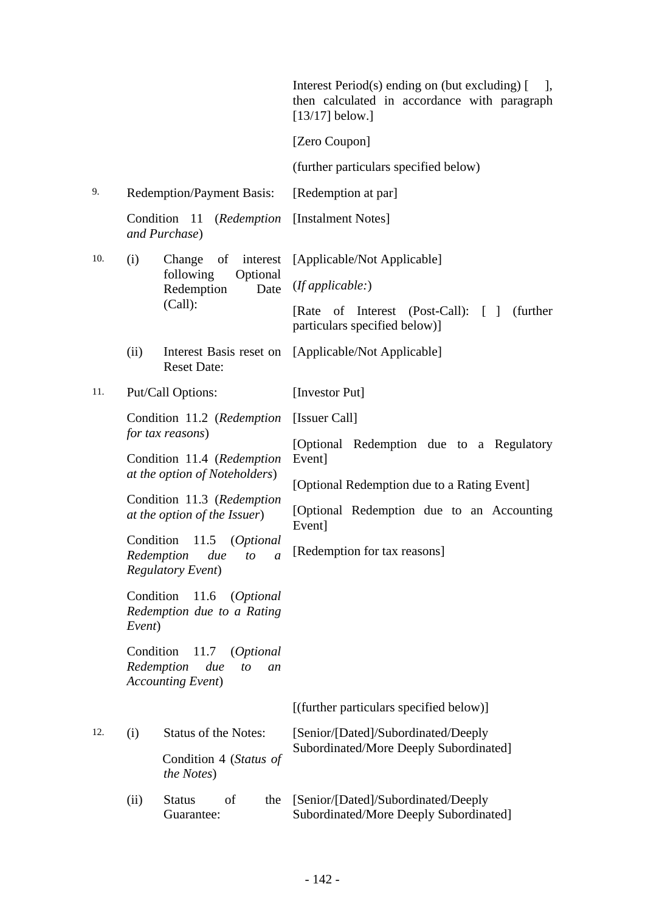| | | |
|---|---|---|
| | | Interest Period(s) ending on (but excluding) [ ], then calculated in accordance with paragraph [13/17] below.] |
| | | [Zero Coupon] |
| | | (further particulars specified below) |
| 9. | Redemption/Payment Basis: | [Redemption at par] |
| | Condition 11 (*Redemption and Purchase*) | [Instalment Notes] |
| 10. | (i) Change of interest following Optional Redemption Date (Call): | [Applicable/Not Applicable] |
| | | (*If applicable:*) |
| | | [Rate of Interest (Post-Call): [ ] (further particulars specified below)] |
| | (ii) Interest Basis reset on Reset Date: | [Applicable/Not Applicable] |
| 11. | Put/Call Options: | [Investor Put] |
| | Condition 11.2 (*Redemption for tax reasons*) | [Issuer Call] |
| | Condition 11.4 (*Redemption at the option of Noteholders*) | [Optional Redemption due to a Regulatory Event] |
| | Condition 11.3 (*Redemption at the option of the Issuer*) | [Optional Redemption due to a Rating Event] |
| | Condition 11.5 (*Optional Redemption due to a Regulatory Event*) | [Optional Redemption due to an Accounting Event] |
| | Condition 11.6 (*Optional Redemption due to a Rating Event*) | [Redemption for tax reasons] |
| | Condition 11.7 (*Optional Redemption due to an Accounting Event*) | |
| | | [(further particulars specified below)] |
| 12. | (i) Status of the Notes: | [Senior/[Dated]/Subordinated/Deeply Subordinated/More Deeply Subordinated] |
| | Condition 4 (*Status of the Notes*) | |
| | (ii) Status of the Guarantee: | [Senior/[Dated]/Subordinated/Deeply Subordinated/More Deeply Subordinated] |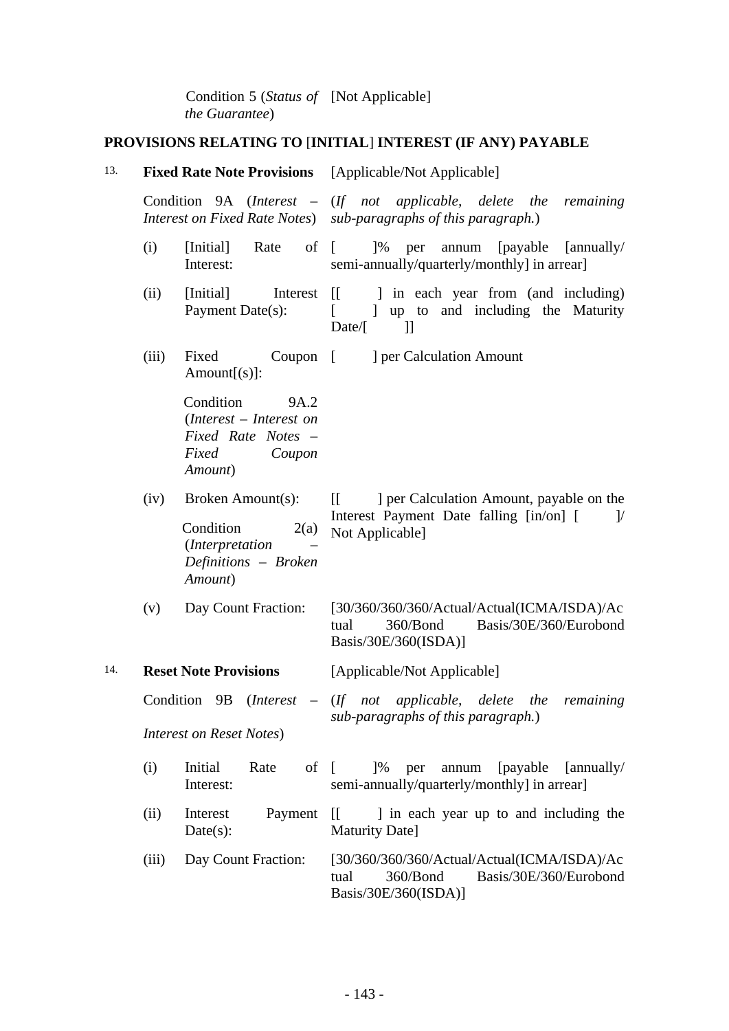| | | |
|---|---|---|
| | Condition 5 (*Status of the Guarantee*) | [Not Applicable] |

**PROVISIONS RELATING TO [INITIAL] INTEREST (IF ANY) PAYABLE**

| | | |
|---|---|---|
| 13. | **Fixed Rate Note Provisions** | [Applicable/Not Applicable] |
| | Condition 9A (*Interest – Interest on Fixed Rate Notes*) | (*If not applicable, delete the remaining sub-paragraphs of this paragraph.*) |
| (i) | [Initial] Rate of Interest: | [ ]% per annum [payable [annually/ semi-annually/quarterly/monthly] in arrear] |
| (ii) | [Initial] Interest Payment Date(s): | [[ ] in each year from (and including) [ ] up to and including the Maturity Date/[ ]] |
| (iii) | Fixed Coupon Amount[(s)]: Condition 9A.2 (*Interest – Interest on Fixed Rate Notes – Fixed Coupon Amount*) | [ ] per Calculation Amount |
| (iv) | Broken Amount(s): Condition 2(a) (*Interpretation – Definitions – Broken Amount*) | [[ ] per Calculation Amount, payable on the Interest Payment Date falling [in/on] [ ]/ Not Applicable] |
| (v) | Day Count Fraction: | [30/360/360/360/Actual/Actual(ICMA/ISDA)/Actual 360/Bond Basis/30E/360/Eurobond Basis/30E/360(ISDA)] |
| 14. | **Reset Note Provisions** | [Applicable/Not Applicable] |
| | Condition 9B (*Interest – Interest on Reset Notes*) | (*If not applicable, delete the remaining sub-paragraphs of this paragraph.*) |
| (i) | Initial Rate of Interest: | [ ]% per annum [payable [annually/ semi-annually/quarterly/monthly] in arrear] |
| (ii) | Interest Payment Date(s): | [[ ] in each year up to and including the Maturity Date] |
| (iii) | Day Count Fraction: | [30/360/360/360/Actual/Actual(ICMA/ISDA)/Actual 360/Bond Basis/30E/360/Eurobond Basis/30E/360(ISDA)] |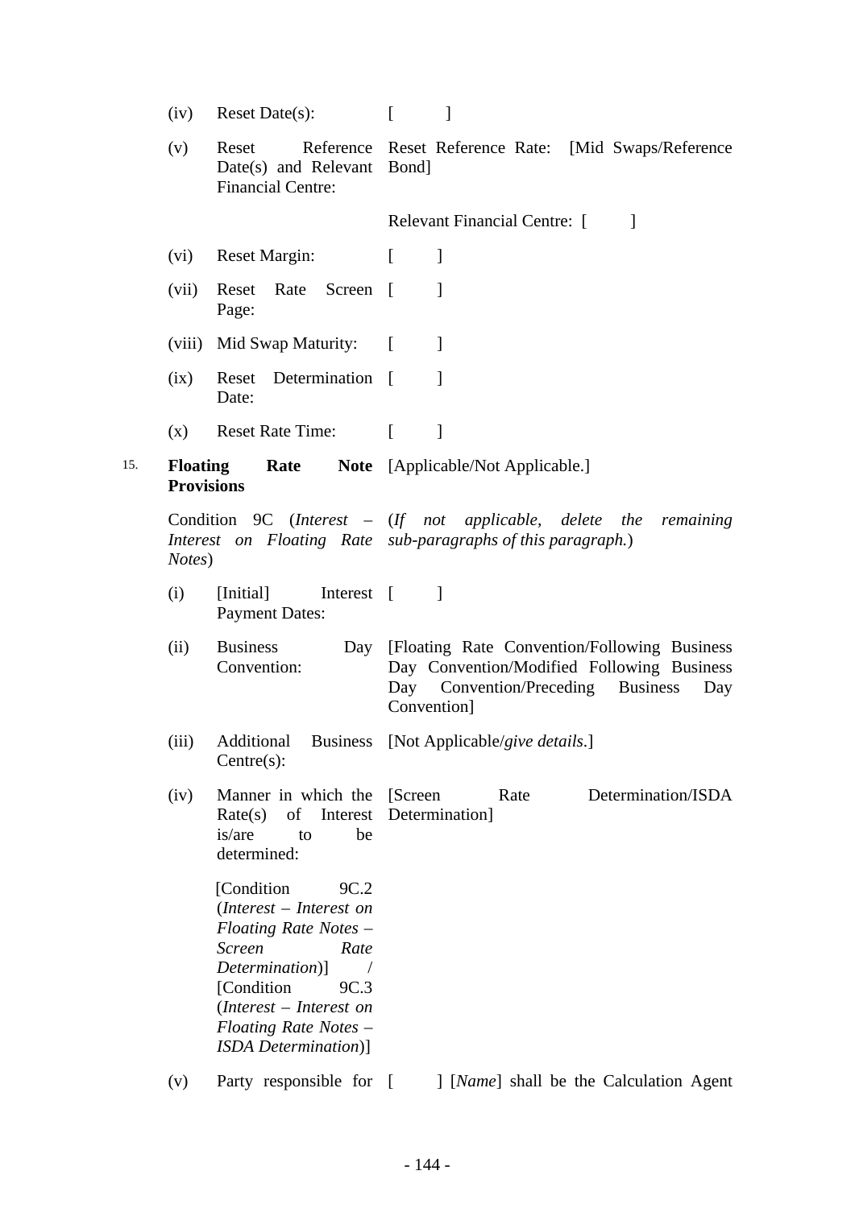| | | | |
|---|---|---|---|
| | (iv) | Reset Date(s): | [ ] |
| | (v) | Reset Reference Date(s) and Relevant Financial Centre: | Reset Reference Rate: [Mid Swaps/Reference Bond]<br><br>Relevant Financial Centre: [ ] |
| | (vi) | Reset Margin: | [ ] |
| | (vii) | Reset Rate Screen Page: | [ ] |
| | (viii) | Mid Swap Maturity: | [ ] |
| | (ix) | Reset Determination Date: | [ ] |
| | (x) | Reset Rate Time: | [ ] |
| 15. | **Floating Rate Note Provisions** | | [Applicable/Not Applicable.] |
| | Condition 9C (*Interest – Interest on Floating Rate Notes*) | | (*If not applicable, delete the remaining sub-paragraphs of this paragraph.*) |
| | (i) | [Initial] Interest Payment Dates: | [ ] |
| | (ii) | Business Day Convention: | [Floating Rate Convention/Following Business Day Convention/Modified Following Business Day Convention/Preceding Business Day Convention] |
| | (iii) | Additional Business Centre(s): | [Not Applicable/*give details*.] |
| | (iv) | Manner in which the Rate(s) of Interest is/are to be determined:<br><br>[Condition 9C.2 (*Interest – Interest on Floating Rate Notes – Screen Rate Determination*)] / [Condition 9C.3 (*Interest – Interest on Floating Rate Notes – ISDA Determination*)] | [Screen Rate Determination/ISDA Determination] |
| | (v) | Party responsible for | [ ] [*Name*] shall be the Calculation Agent |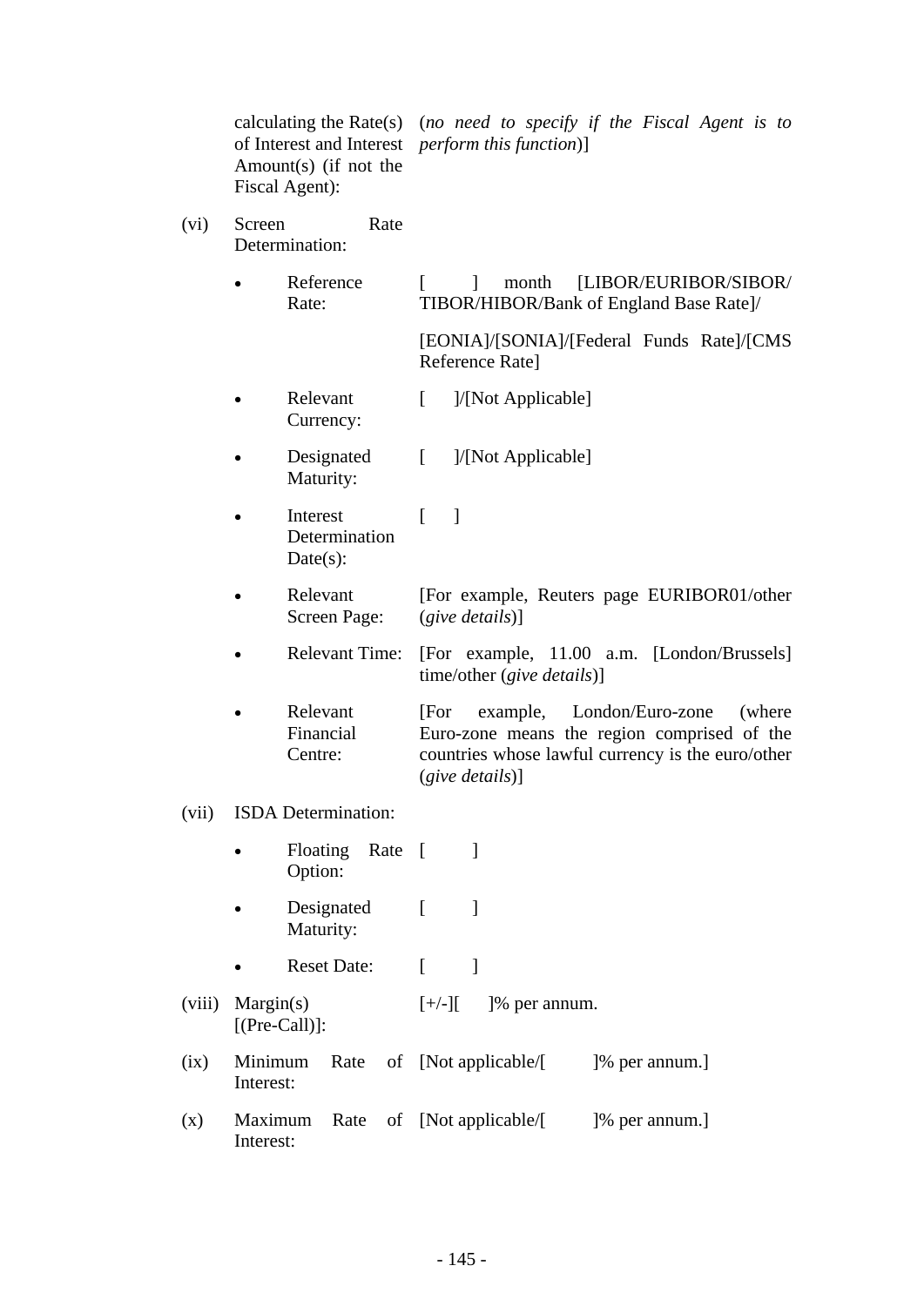| | | |
|---|---|---|
| | calculating the Rate(s) of Interest and Interest Amount(s) (if not the Fiscal Agent): | (*no need to specify if the Fiscal Agent is to perform this function*)] |
| (vi) | Screen Rate Determination: | |
| | • Reference Rate: | [ ] month [LIBOR/EURIBOR/SIBOR/ TIBOR/HIBOR/Bank of England Base Rate]/ [EONIA]/[SONIA]/[Federal Funds Rate]/[CMS Reference Rate] |
| | • Relevant Currency: | [ ]/[Not Applicable] |
| | • Designated Maturity: | [ ]/[Not Applicable] |
| | • Interest Determination Date(s): | [ ] |
| | • Relevant Screen Page: | [For example, Reuters page EURIBOR01/other (*give details*)] |
| | • Relevant Time: | [For example, 11.00 a.m. [London/Brussels] time/other (*give details*)] |
| | • Relevant Financial Centre: | [For example, London/Euro-zone (where Euro-zone means the region comprised of the countries whose lawful currency is the euro/other (*give details*)] |
| (vii) | ISDA Determination: | |
| | • Floating Rate Option: | [ ] |
| | • Designated Maturity: | [ ] |
| | • Reset Date: | [ ] |
| (viii) | Margin(s) [(Pre-Call)]: | [+/-][ ]% per annum. |
| (ix) | Minimum Rate of Interest: | [Not applicable/[ ]% per annum.] |
| (x) | Maximum Rate of Interest: | [Not applicable/[ ]% per annum.] |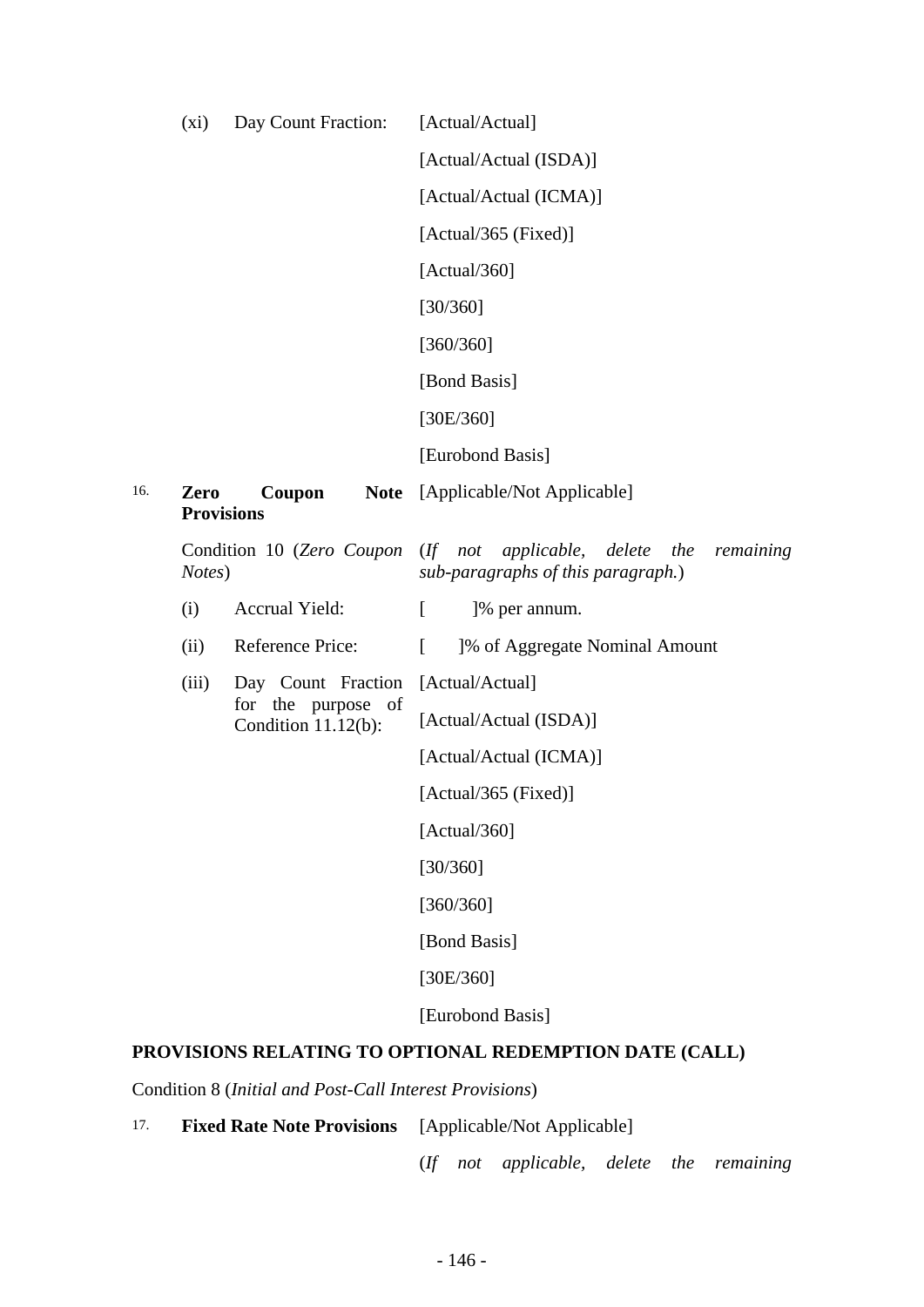| | | |
|---|---|---|
| (xi) | Day Count Fraction: | [Actual/Actual] |
| | | [Actual/Actual (ISDA)] |
| | | [Actual/Actual (ICMA)] |
| | | [Actual/365 (Fixed)] |
| | | [Actual/360] |
| | | [30/360] |
| | | [360/360] |
| | | [Bond Basis] |
| | | [30E/360] |
| | | [Eurobond Basis] |

| | | |
|---|---|---|
| 16. | **Zero Coupon Note Provisions** | [Applicable/Not Applicable] |
| | Condition 10 (*Zero Coupon Notes*) | (*If not applicable, delete the remaining sub-paragraphs of this paragraph.*) |
| | (i) Accrual Yield: | [ ]% per annum. |
| | (ii) Reference Price: | [ ]% of Aggregate Nominal Amount |
| | (iii) Day Count Fraction for the purpose of Condition 11.12(b): | [Actual/Actual] |
| | | [Actual/Actual (ISDA)] |
| | | [Actual/Actual (ICMA)] |
| | | [Actual/365 (Fixed)] |
| | | [Actual/360] |
| | | [30/360] |
| | | [360/360] |
| | | [Bond Basis] |
| | | [30E/360] |
| | | [Eurobond Basis] |

**PROVISIONS RELATING TO OPTIONAL REDEMPTION DATE (CALL)**

Condition 8 (*Initial and Post-Call Interest Provisions*)

| | | |
|---|---|---|
| 17. | **Fixed Rate Note Provisions** | [Applicable/Not Applicable] |
| | | (*If not applicable, delete the remaining* |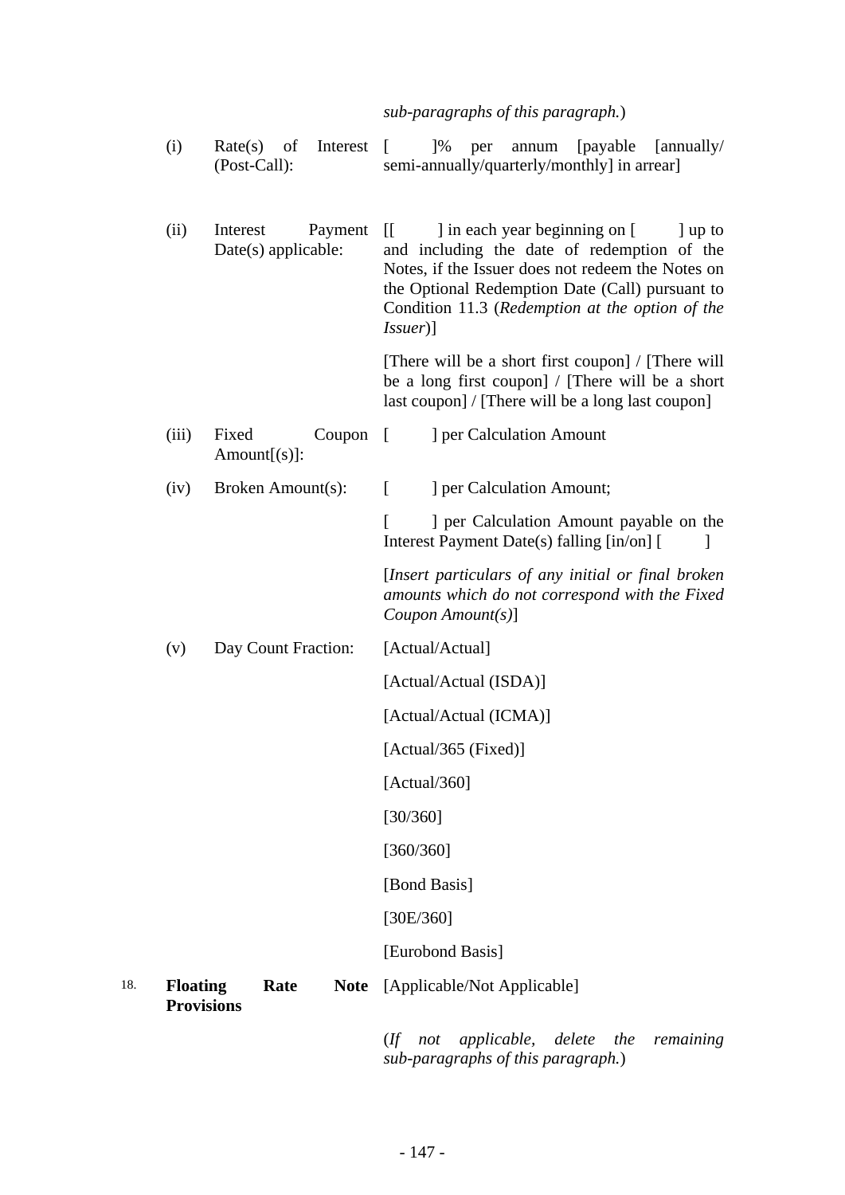*sub-paragraphs of this paragraph.*)

| | | |
|---|---|---|
| (i) | Rate(s) of Interest (Post-Call): | [ ]% per annum [payable [annually/ semi-annually/quarterly/monthly] in arrear] |
| (ii) | Interest Payment Date(s) applicable: | [[ ] in each year beginning on [ ] up to and including the date of redemption of the Notes, if the Issuer does not redeem the Notes on the Optional Redemption Date (Call) pursuant to Condition 11.3 (*Redemption at the option of the Issuer*)]<br><br>[There will be a short first coupon] / [There will be a long first coupon] / [There will be a short last coupon] / [There will be a long last coupon] |
| (iii) | Fixed Coupon Amount[(s)]: | [ ] per Calculation Amount |
| (iv) | Broken Amount(s): | [ ] per Calculation Amount;<br><br>[ ] per Calculation Amount payable on the Interest Payment Date(s) falling [in/on] [ ]<br><br>[*Insert particulars of any initial or final broken amounts which do not correspond with the Fixed Coupon Amount(s)*] |
| (v) | Day Count Fraction: | [Actual/Actual]<br><br>[Actual/Actual (ISDA)]<br><br>[Actual/Actual (ICMA)]<br><br>[Actual/365 (Fixed)]<br><br>[Actual/360]<br><br>[30/360]<br><br>[360/360]<br><br>[Bond Basis]<br><br>[30E/360]<br><br>[Eurobond Basis] |

18. **Floating Rate Note Provisions** [Applicable/Not Applicable]

(*If not applicable, delete the remaining sub-paragraphs of this paragraph.*)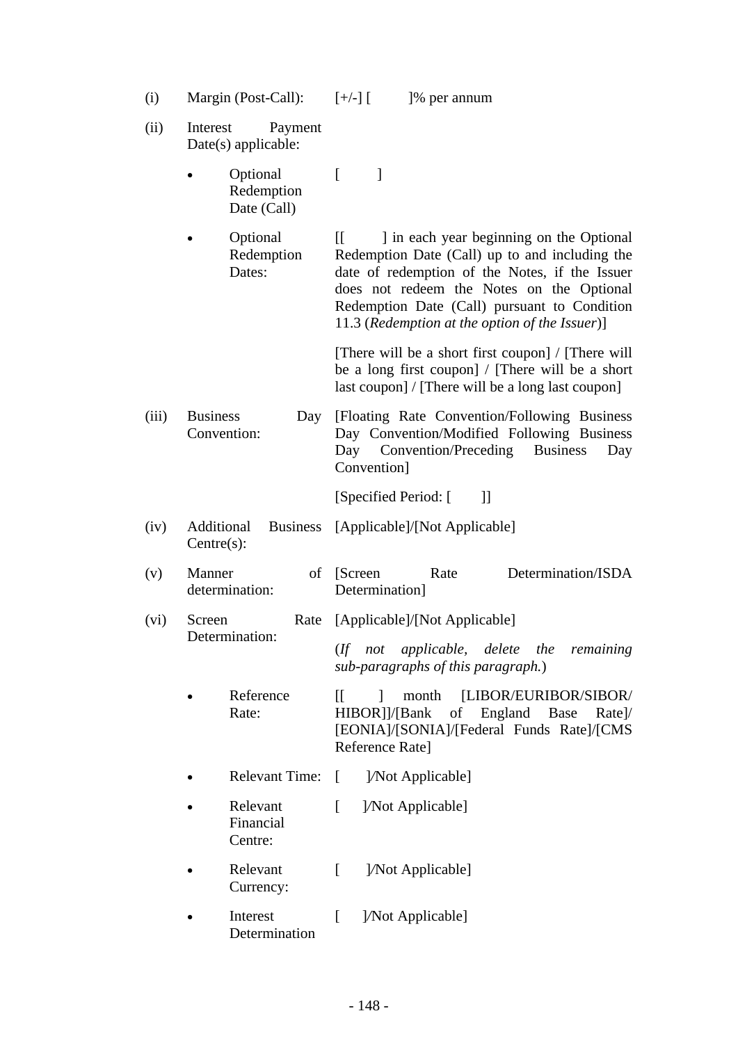| | | |
|---|---|---|
| (i) | Margin (Post-Call): | [+/-] [ ]% per annum |
| (ii) | Interest Payment Date(s) applicable: | |
| | • Optional Redemption Date (Call) | [ ] |
| | • Optional Redemption Dates: | [[ ] in each year beginning on the Optional Redemption Date (Call) up to and including the date of redemption of the Notes, if the Issuer does not redeem the Notes on the Optional Redemption Date (Call) pursuant to Condition 11.3 (*Redemption at the option of the Issuer*)] |
| | | [There will be a short first coupon] / [There will be a long first coupon] / [There will be a short last coupon] / [There will be a long last coupon] |
| (iii) | Business Day Convention: | [Floating Rate Convention/Following Business Day Convention/Modified Following Business Day Convention/Preceding Business Day Convention] |
| | | [Specified Period: [ ]] |
| (iv) | Additional Business Centre(s): | [Applicable]/[Not Applicable] |
| (v) | Manner of determination: | [Screen Rate Determination/ISDA Determination] |
| (vi) | Screen Rate Determination: | [Applicable]/[Not Applicable] |
| | | (*If not applicable, delete the remaining sub-paragraphs of this paragraph.*) |
| | • Reference Rate: | [[ ] month [LIBOR/EURIBOR/SIBOR/ HIBOR]]/[Bank of England Base Rate]/ [EONIA]/[SONIA]/[Federal Funds Rate]/[CMS Reference Rate] |
| | • Relevant Time: | [ ]/Not Applicable] |
| | • Relevant Financial Centre: | [ ]/Not Applicable] |
| | • Relevant Currency: | [ ]/Not Applicable] |
| | • Interest Determination | [ ]/Not Applicable] |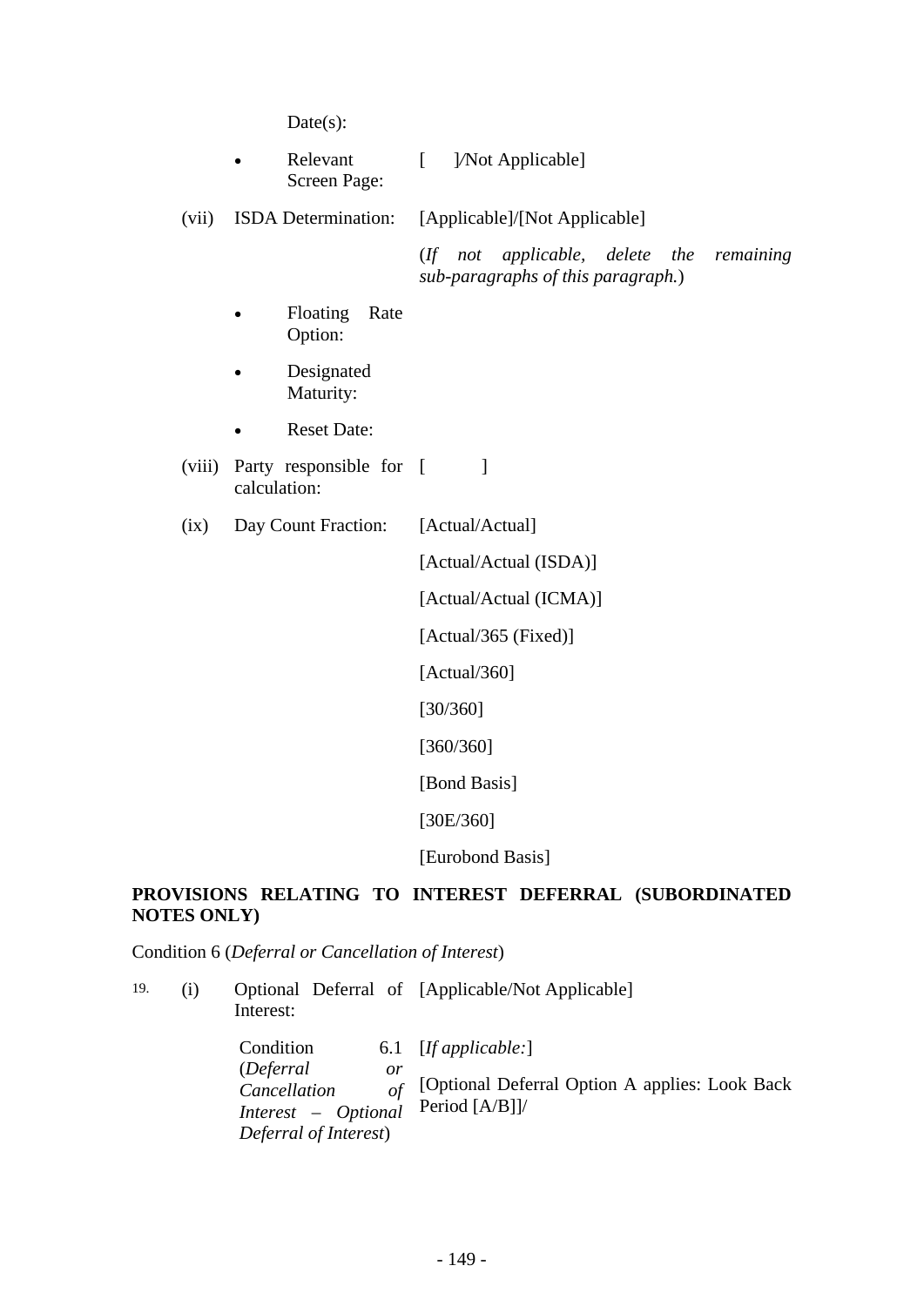| | | | |
|---|---|---|---|
| | | Date(s): | |
| | | • Relevant Screen Page: | [ ]/Not Applicable] |
| | (vii) | ISDA Determination: | [Applicable]/[Not Applicable] |
| | | | (*If not applicable, delete the remaining sub-paragraphs of this paragraph.*) |
| | | • Floating Rate Option: | |
| | | • Designated Maturity: | |
| | | • Reset Date: | |
| | (viii) | Party responsible for calculation: | [ ] |
| | (ix) | Day Count Fraction: | [Actual/Actual] |
| | | | [Actual/Actual (ISDA)] |
| | | | [Actual/Actual (ICMA)] |
| | | | [Actual/365 (Fixed)] |
| | | | [Actual/360] |
| | | | [30/360] |
| | | | [360/360] |
| | | | [Bond Basis] |
| | | | [30E/360] |
| | | | [Eurobond Basis] |

**PROVISIONS RELATING TO INTEREST DEFERRAL (SUBORDINATED NOTES ONLY)**

Condition 6 (*Deferral or Cancellation of Interest*)

| | | | |
|---|---|---|---|
| 19. | (i) | Optional Deferral of Interest: | [Applicable/Not Applicable] |
| | | Condition 6.1 (*Deferral or Cancellation of Interest – Optional Deferral of Interest*) | [*If applicable:*] |
| | | | [Optional Deferral Option A applies: Look Back Period [A/B]]/ |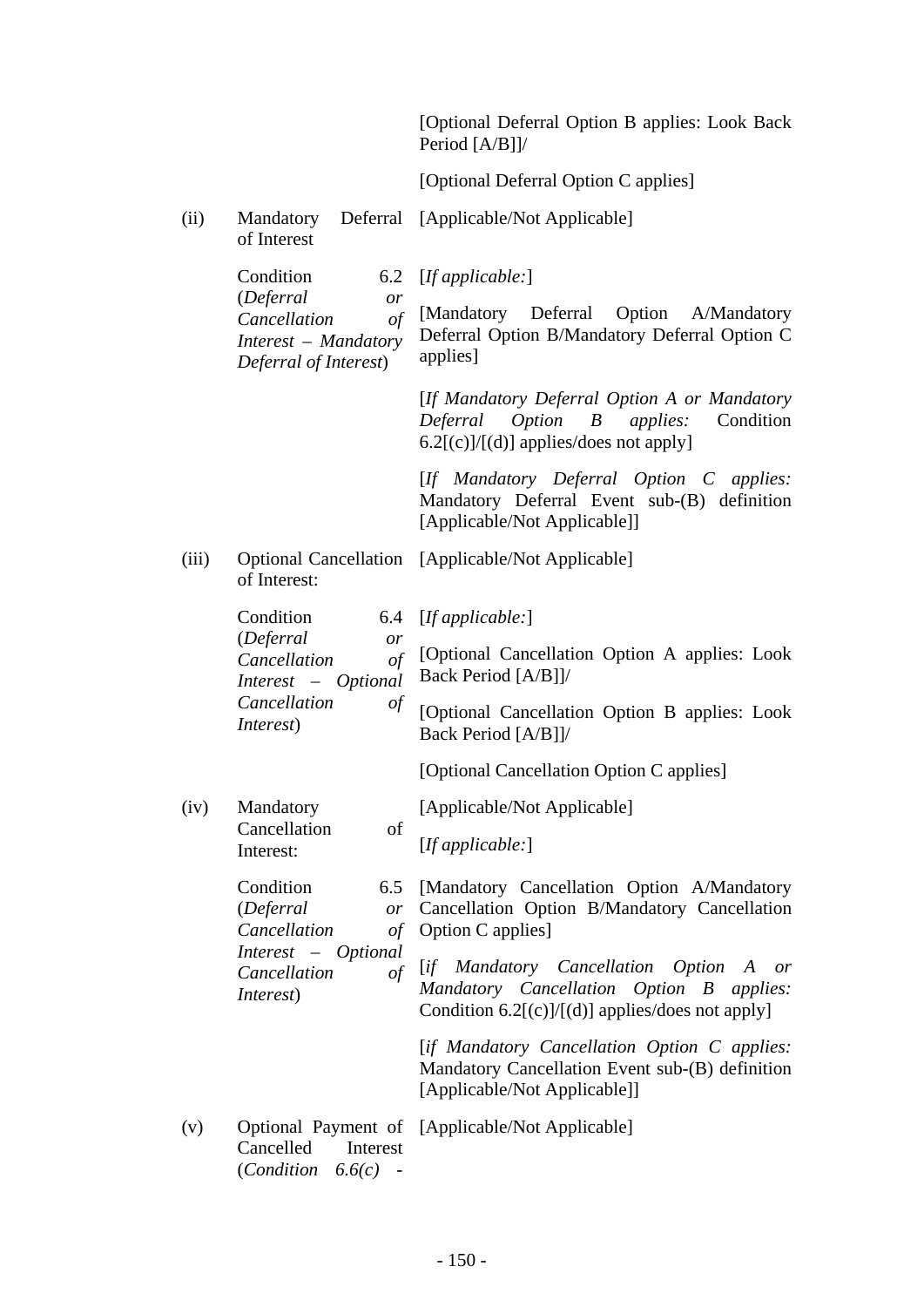| | | |
|---|---|---|
| | | [Optional Deferral Option B applies: Look Back Period [A/B]]/ |
| | | [Optional Deferral Option C applies] |
| (ii) | Mandatory Deferral of Interest | [Applicable/Not Applicable] |
| | Condition 6.2 (*Deferral or Cancellation of Interest – Mandatory Deferral of Interest*) | [*If applicable:*]<br><br>[Mandatory Deferral Option A/Mandatory Deferral Option B/Mandatory Deferral Option C applies]<br><br>[*If Mandatory Deferral Option A or Mandatory Deferral Option B applies:* Condition 6.2[(c)]/[(d)] applies/does not apply]<br><br>[*If Mandatory Deferral Option C applies:* Mandatory Deferral Event sub-(B) definition [Applicable/Not Applicable]] |
| (iii) | Optional Cancellation of Interest: | [Applicable/Not Applicable] |
| | Condition 6.4 (*Deferral or Cancellation of Interest – Optional Cancellation of Interest*) | [*If applicable:*]<br><br>[Optional Cancellation Option A applies: Look Back Period [A/B]]/<br><br>[Optional Cancellation Option B applies: Look Back Period [A/B]]/<br><br>[Optional Cancellation Option C applies] |
| (iv) | Mandatory Cancellation of Interest: | [Applicable/Not Applicable]<br><br>[*If applicable:*] |
| | Condition 6.5 (*Deferral or Cancellation of Interest – Optional Cancellation of Interest*) | [Mandatory Cancellation Option A/Mandatory Cancellation Option B/Mandatory Cancellation Option C applies]<br><br>[*if Mandatory Cancellation Option A or Mandatory Cancellation Option B applies:* Condition 6.2[(c)]/[(d)] applies/does not apply]<br><br>[*if Mandatory Cancellation Option C applies:* Mandatory Cancellation Event sub-(B) definition [Applicable/Not Applicable]] |
| (v) | Optional Payment of Cancelled Interest (*Condition 6.6(c)* - | [Applicable/Not Applicable] |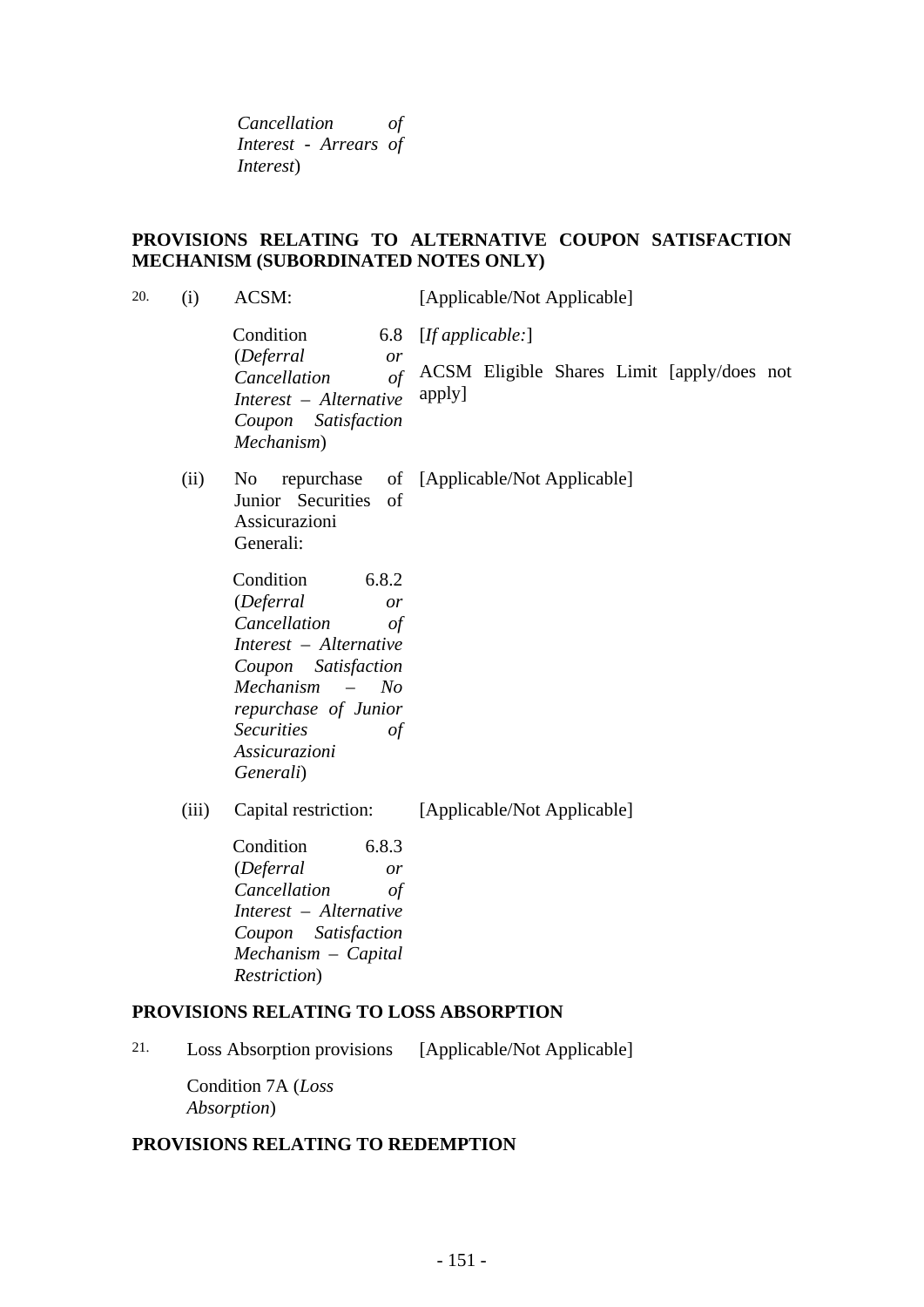*Cancellation of Interest - Arrears of Interest*)

**PROVISIONS RELATING TO ALTERNATIVE COUPON SATISFACTION MECHANISM (SUBORDINATED NOTES ONLY)**

| | | | |
|---|---|---|---|
| 20. | (i) | ACSM: | [Applicable/Not Applicable] |
| | | Condition 6.8 (*Deferral or Cancellation of Interest – Alternative Coupon Satisfaction Mechanism*) | [*If applicable:*]<br><br>ACSM Eligible Shares Limit [apply/does not apply] |
| | (ii) | No repurchase of Junior Securities of Assicurazioni Generali: | [Applicable/Not Applicable] |
| | | Condition 6.8.2 (*Deferral or Cancellation of Interest – Alternative Coupon Satisfaction Mechanism – No repurchase of Junior Securities of Assicurazioni Generali*) | |
| | (iii) | Capital restriction: | [Applicable/Not Applicable] |
| | | Condition 6.8.3 (*Deferral or Cancellation of Interest – Alternative Coupon Satisfaction Mechanism – Capital Restriction*) | |

**PROVISIONS RELATING TO LOSS ABSORPTION**

| | | |
|---|---|---|
| 21. | Loss Absorption provisions | [Applicable/Not Applicable] |
| | Condition 7A (*Loss Absorption*) | |

**PROVISIONS RELATING TO REDEMPTION**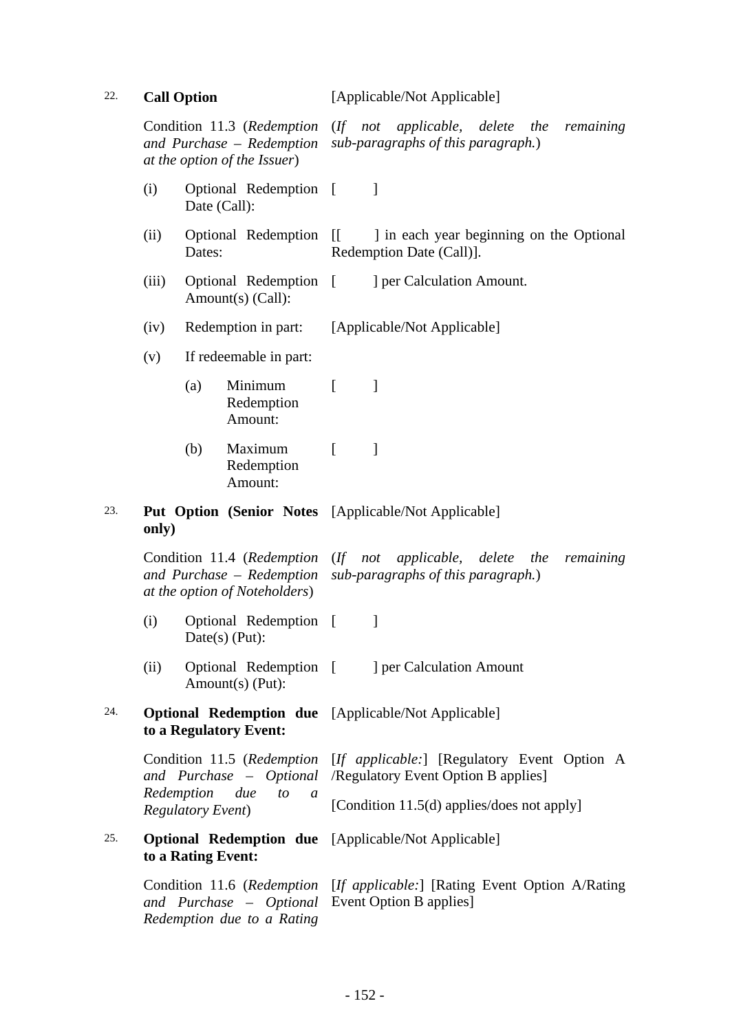| | | |
|---|---|---|
| 22. | **Call Option** | [Applicable/Not Applicable] |
| | Condition 11.3 (*Redemption and Purchase – Redemption at the option of the Issuer*) | (*If not applicable, delete the remaining sub-paragraphs of this paragraph.*) |
| | (i) Optional Redemption Date (Call): | [ ] |
| | (ii) Optional Redemption Dates: | [[ ] in each year beginning on the Optional Redemption Date (Call)]. |
| | (iii) Optional Redemption Amount(s) (Call): | [ ] per Calculation Amount. |
| | (iv) Redemption in part: | [Applicable/Not Applicable] |
| | (v) If redeemable in part: | |
| | (a) Minimum Redemption Amount: | [ ] |
| | (b) Maximum Redemption Amount: | [ ] |
| 23. | **Put Option (Senior Notes only)** | [Applicable/Not Applicable] |
| | Condition 11.4 (*Redemption and Purchase – Redemption at the option of Noteholders*) | (*If not applicable, delete the remaining sub-paragraphs of this paragraph.*) |
| | (i) Optional Redemption Date(s) (Put): | [ ] |
| | (ii) Optional Redemption Amount(s) (Put): | [ ] per Calculation Amount |
| 24. | **Optional Redemption due to a Regulatory Event:** | [Applicable/Not Applicable] |
| | Condition 11.5 (*Redemption and Purchase – Optional Redemption due to a Regulatory Event*) | [*If applicable:*] [Regulatory Event Option A /Regulatory Event Option B applies]<br><br>[Condition 11.5(d) applies/does not apply] |
| 25. | **Optional Redemption due to a Rating Event:** | [Applicable/Not Applicable] |
| | Condition 11.6 (*Redemption and Purchase – Optional Redemption due to a Rating* | [*If applicable:*] [Rating Event Option A/Rating Event Option B applies] |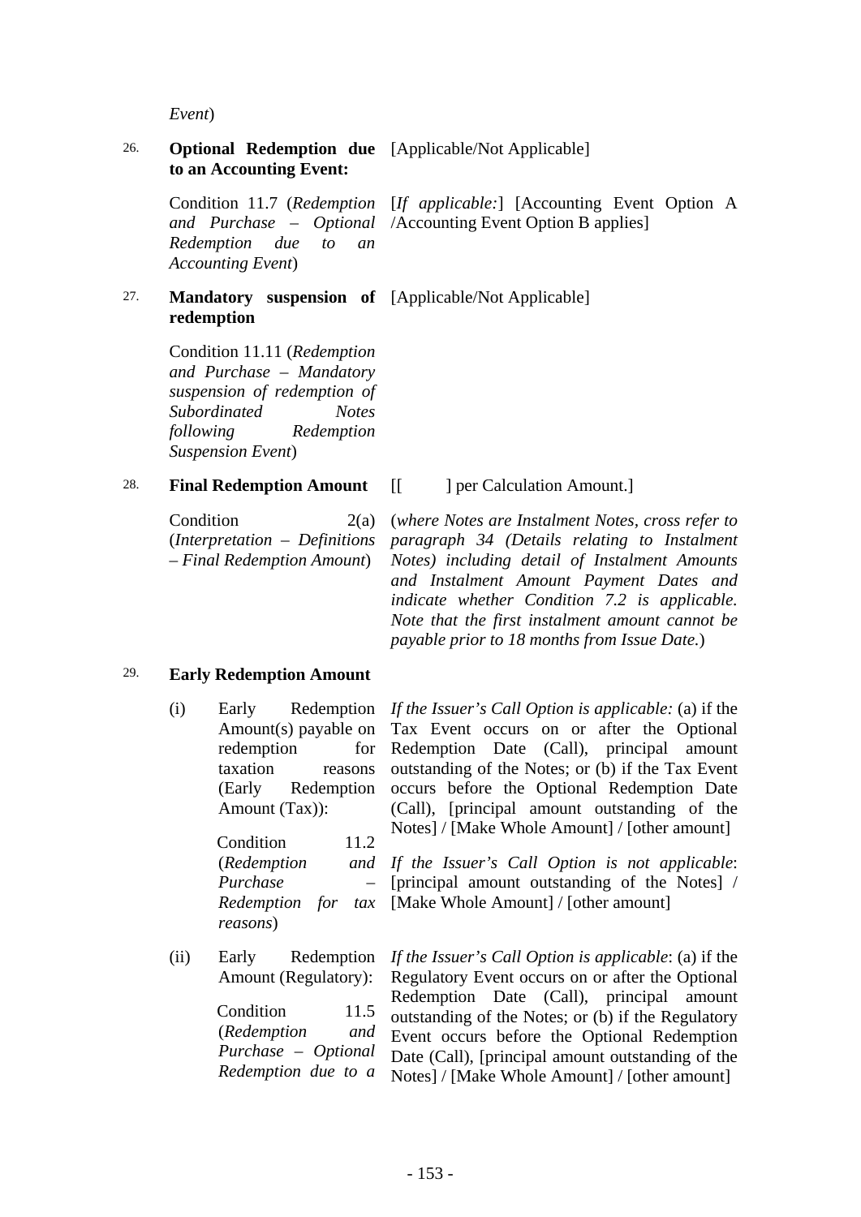*Event*)

| | | |
|---|---|---|
| 26. | **Optional Redemption due to an Accounting Event:** | [Applicable/Not Applicable] |
| | Condition 11.7 (*Redemption and Purchase – Optional Redemption due to an Accounting Event*) | [*If applicable:*] [Accounting Event Option A /Accounting Event Option B applies] |
| 27. | **Mandatory suspension of redemption** | [Applicable/Not Applicable] |
| | Condition 11.11 (*Redemption and Purchase – Mandatory suspension of redemption of Subordinated Notes following Redemption Suspension Event*) | |
| 28. | **Final Redemption Amount** | [[ ] per Calculation Amount.] |
| | Condition 2(a) (*Interpretation – Definitions – Final Redemption Amount*) | (*where Notes are Instalment Notes, cross refer to paragraph 34 (Details relating to Instalment Notes) including detail of Instalment Amounts and Instalment Amount Payment Dates and indicate whether Condition 7.2 is applicable. Note that the first instalment amount cannot be payable prior to 18 months from Issue Date.*) |
| 29. | **Early Redemption Amount** | |
| | (i) Early Redemption Amount(s) payable on redemption for taxation reasons (Early Redemption Amount (Tax)): Condition 11.2 (*Redemption and Purchase – Redemption for tax reasons*) | *If the Issuer's Call Option is applicable:* (a) if the Tax Event occurs on or after the Optional Redemption Date (Call), principal amount outstanding of the Notes; or (b) if the Tax Event occurs before the Optional Redemption Date (Call), [principal amount outstanding of the Notes] / [Make Whole Amount] / [other amount]<br><br>*If the Issuer's Call Option is not applicable*: [principal amount outstanding of the Notes] / [Make Whole Amount] / [other amount] |
| | (ii) Early Redemption Amount (Regulatory): Condition 11.5 (*Redemption and Purchase – Optional Redemption due to a* | *If the Issuer's Call Option is applicable*: (a) if the Regulatory Event occurs on or after the Optional Redemption Date (Call), principal amount outstanding of the Notes; or (b) if the Regulatory Event occurs before the Optional Redemption Date (Call), [principal amount outstanding of the Notes] / [Make Whole Amount] / [other amount] |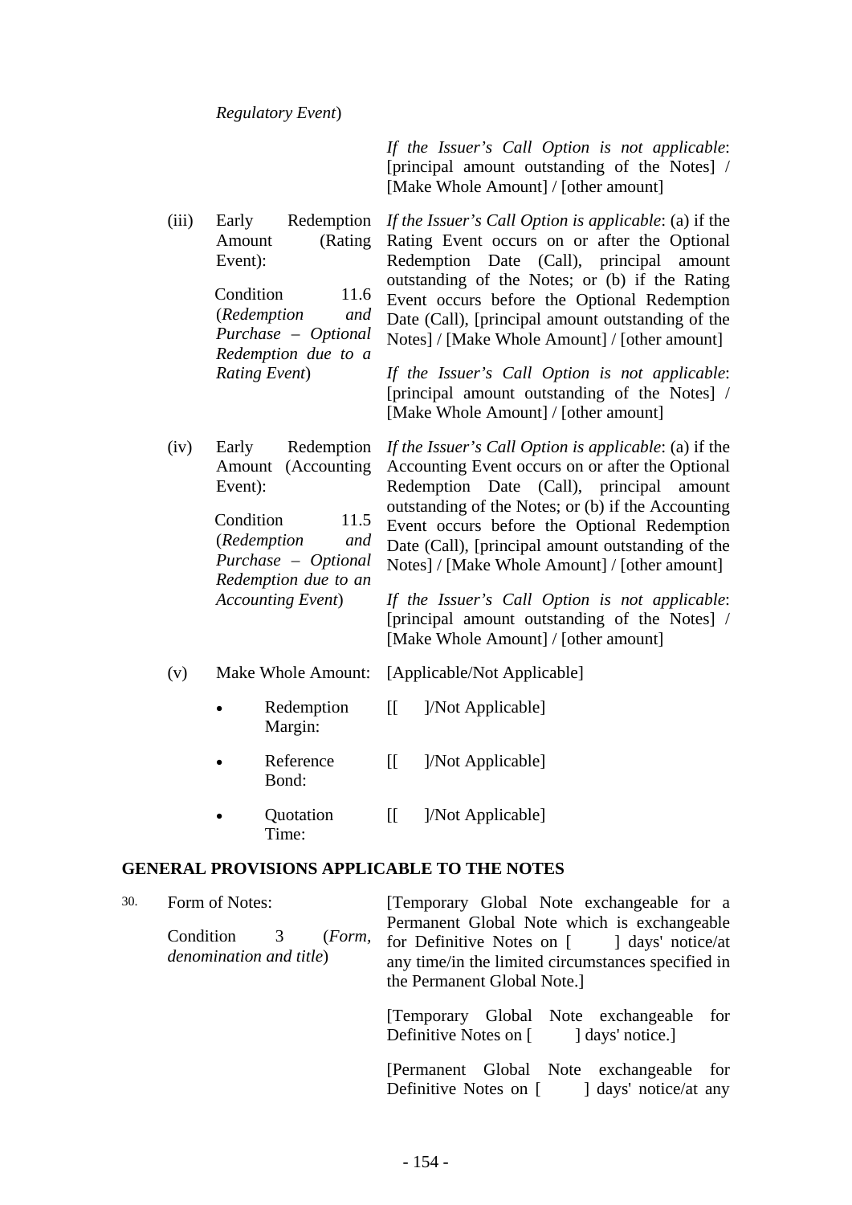*Regulatory Event*)

*If the Issuer's Call Option is not applicable*: [principal amount outstanding of the Notes] / [Make Whole Amount] / [other amount]

| | | |
|---|---|---|
| (iii) | Early Redemption Amount (Rating Event):<br><br>Condition 11.6 (*Redemption and Purchase – Optional Redemption due to a Rating Event*) | *If the Issuer's Call Option is applicable*: (a) if the Rating Event occurs on or after the Optional Redemption Date (Call), principal amount outstanding of the Notes; or (b) if the Rating Event occurs before the Optional Redemption Date (Call), [principal amount outstanding of the Notes] / [Make Whole Amount] / [other amount]<br><br>*If the Issuer's Call Option is not applicable*: [principal amount outstanding of the Notes] / [Make Whole Amount] / [other amount] |
| (iv) | Early Redemption Amount (Accounting Event):<br><br>Condition 11.5 (*Redemption and Purchase – Optional Redemption due to an Accounting Event*) | *If the Issuer's Call Option is applicable*: (a) if the Accounting Event occurs on or after the Optional Redemption Date (Call), principal amount outstanding of the Notes; or (b) if the Accounting Event occurs before the Optional Redemption Date (Call), [principal amount outstanding of the Notes] / [Make Whole Amount] / [other amount]<br><br>*If the Issuer's Call Option is not applicable*: [principal amount outstanding of the Notes] / [Make Whole Amount] / [other amount] |
| (v) | Make Whole Amount: | [Applicable/Not Applicable] |
| | • Redemption Margin: | [[ ]/Not Applicable] |
| | • Reference Bond: | [[ ]/Not Applicable] |
| | • Quotation Time: | [[ ]/Not Applicable] |

## GENERAL PROVISIONS APPLICABLE TO THE NOTES

| | | |
|---|---|---|
| 30. | Form of Notes:<br><br>Condition 3 (*Form, denomination and title*) | [Temporary Global Note exchangeable for a Permanent Global Note which is exchangeable for Definitive Notes on [ ] days' notice/at any time/in the limited circumstances specified in the Permanent Global Note.]<br><br>[Temporary Global Note exchangeable for Definitive Notes on [ ] days' notice.]<br><br>[Permanent Global Note exchangeable for Definitive Notes on [ ] days' notice/at any |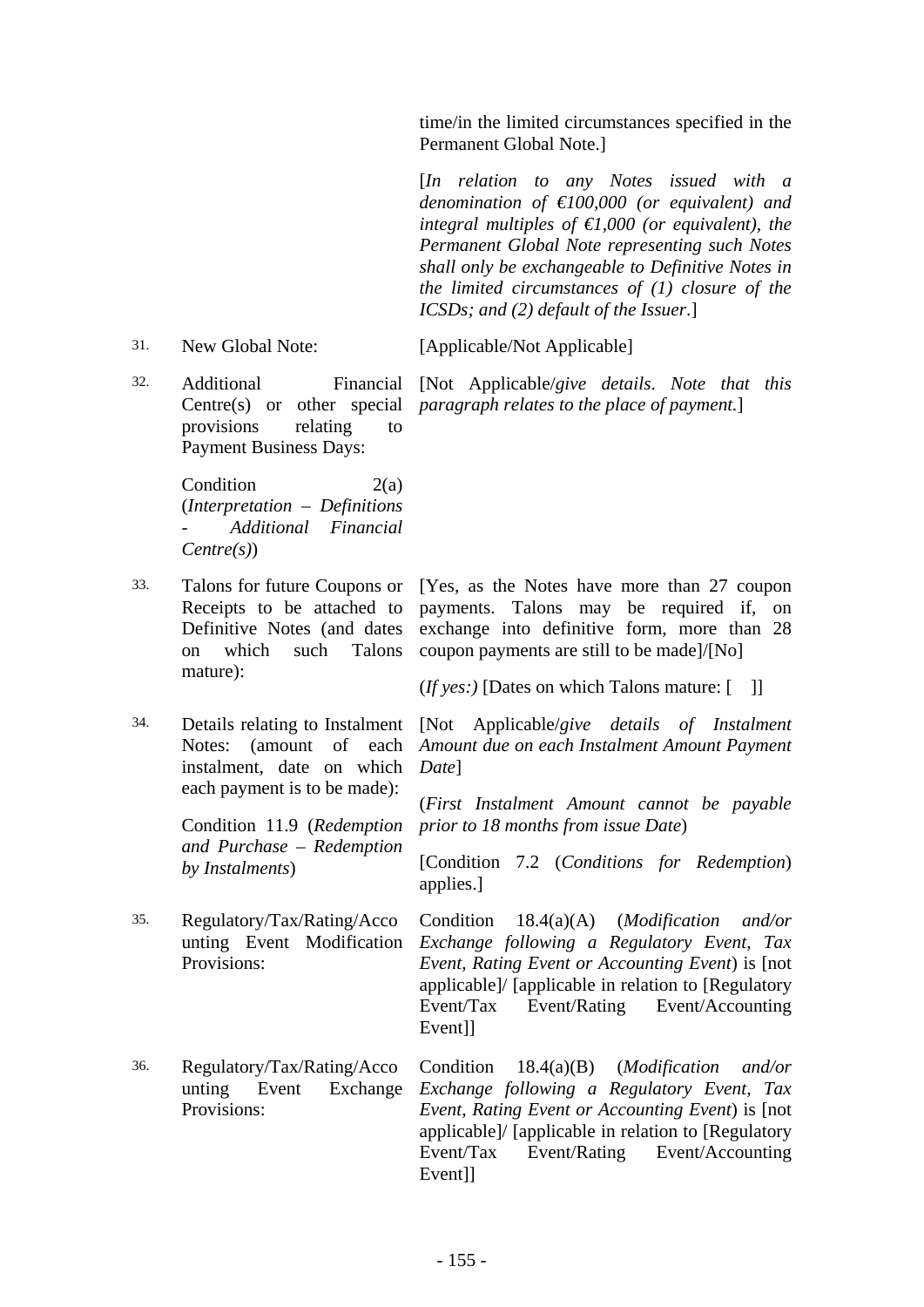| | | |
|---|---|---|
| | | time/in the limited circumstances specified in the Permanent Global Note.] |
| | | [*In relation to any Notes issued with a denomination of €100,000 (or equivalent) and integral multiples of €1,000 (or equivalent), the Permanent Global Note representing such Notes shall only be exchangeable to Definitive Notes in the limited circumstances of (1) closure of the ICSDs; and (2) default of the Issuer.*] |
| 31. | New Global Note: | [Applicable/Not Applicable] |
| 32. | Additional Financial Centre(s) or other special provisions relating to Payment Business Days:<br><br>Condition 2(a) (*Interpretation – Definitions - Additional Financial Centre(s)*) | [Not Applicable/*give details. Note that this paragraph relates to the place of payment.*] |
| 33. | Talons for future Coupons or Receipts to be attached to Definitive Notes (and dates on which such Talons mature): | [Yes, as the Notes have more than 27 coupon payments. Talons may be required if, on exchange into definitive form, more than 28 coupon payments are still to be made]/[No]<br><br>(*If yes:)* [Dates on which Talons mature: [ ]] |
| 34. | Details relating to Instalment Notes: (amount of each instalment, date on which each payment is to be made):<br><br>Condition 11.9 (*Redemption and Purchase – Redemption by Instalments*) | [Not Applicable/*give details of Instalment Amount due on each Instalment Amount Payment Date*]<br><br>(*First Instalment Amount cannot be payable prior to 18 months from issue Date*)<br><br>[Condition 7.2 (*Conditions for Redemption*) applies.] |
| 35. | Regulatory/Tax/Rating/Accounting Event Modification Provisions: | Condition 18.4(a)(A) (*Modification and/or Exchange following a Regulatory Event, Tax Event, Rating Event or Accounting Event*) is [not applicable]/ [applicable in relation to [Regulatory Event/Tax Event/Rating Event/Accounting Event]] |
| 36. | Regulatory/Tax/Rating/Accounting Event Exchange Provisions: | Condition 18.4(a)(B) (*Modification and/or Exchange following a Regulatory Event, Tax Event, Rating Event or Accounting Event*) is [not applicable]/ [applicable in relation to [Regulatory Event/Tax Event/Rating Event/Accounting Event]] |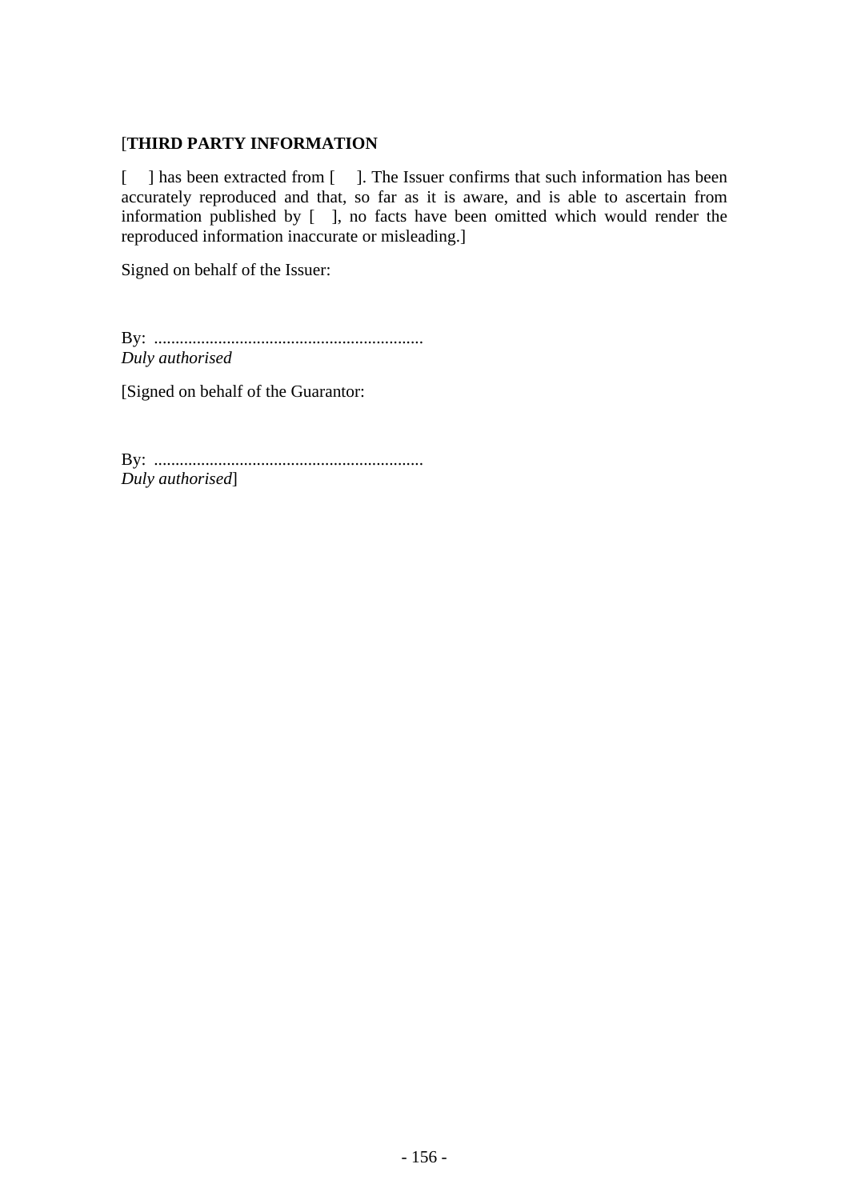[**THIRD PARTY INFORMATION**

[ ] has been extracted from [ ]. The Issuer confirms that such information has been accurately reproduced and that, so far as it is aware, and is able to ascertain from information published by [ ], no facts have been omitted which would render the reproduced information inaccurate or misleading.]

Signed on behalf of the Issuer:

By: ..............................................................
*Duly authorised*

[Signed on behalf of the Guarantor:

By: ..............................................................
*Duly authorised*]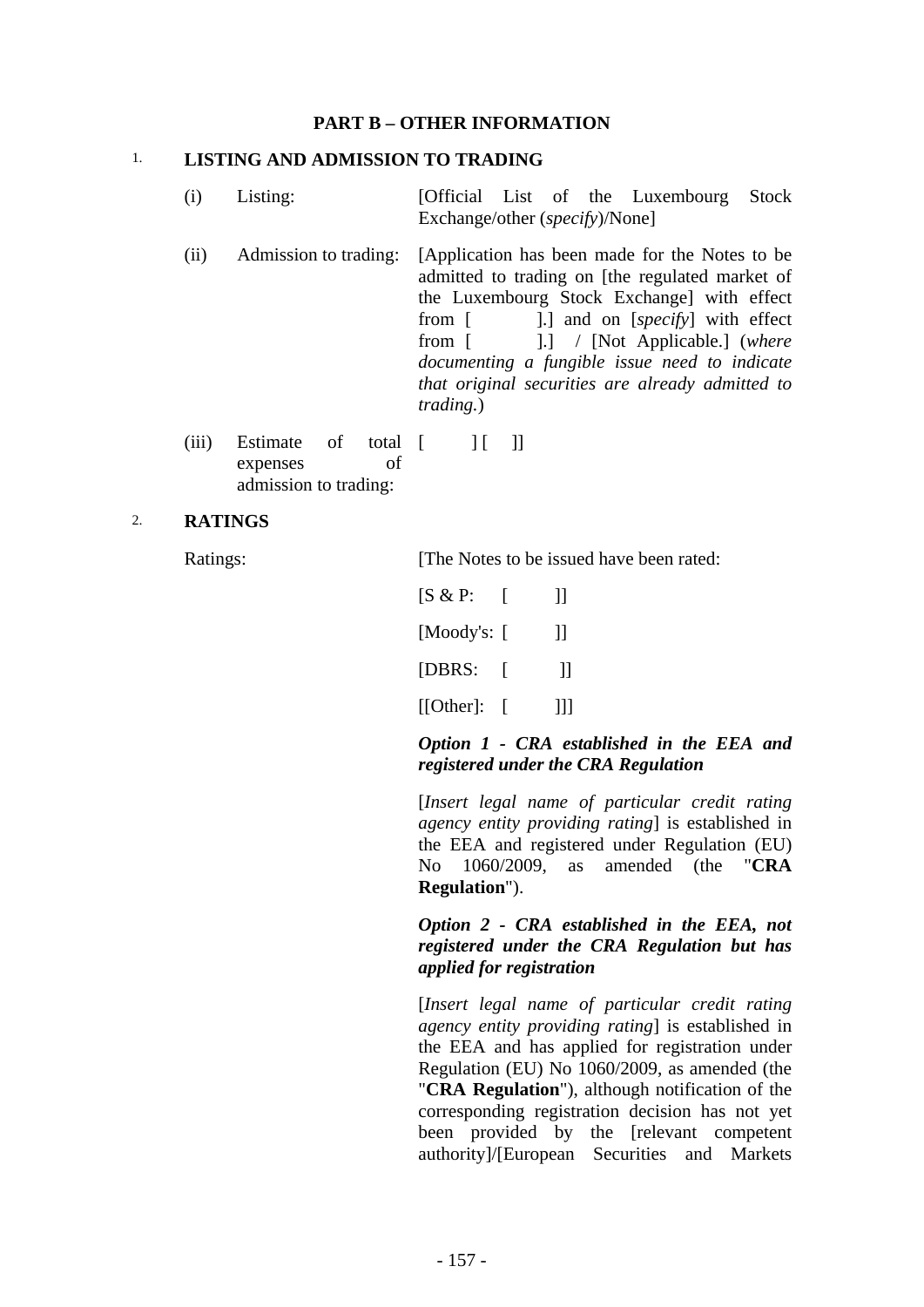## PART B – OTHER INFORMATION

### 1. LISTING AND ADMISSION TO TRADING

| | | |
|---|---|---|
| (i) | Listing: | [Official List of the Luxembourg Stock Exchange/other (*specify*)/None] |
| (ii) | Admission to trading: | [Application has been made for the Notes to be admitted to trading on [the regulated market of the Luxembourg Stock Exchange] with effect from [ ].] and on [*specify*] with effect from [ ].] / [Not Applicable.] (*where documenting a fungible issue need to indicate that original securities are already admitted to trading.*) |
| (iii) | Estimate of total expenses of admission to trading: | [ ] [ ]] |

### 2. RATINGS

Ratings: [The Notes to be issued have been rated:

[S & P: [ ]]

[Moody's: [ ]]

[DBRS: [ ]]

[[Other]: [ ]]]

***Option 1 - CRA established in the EEA and registered under the CRA Regulation***

[*Insert legal name of particular credit rating agency entity providing rating*] is established in the EEA and registered under Regulation (EU) No 1060/2009, as amended (the "**CRA Regulation**").

***Option 2 - CRA established in the EEA, not registered under the CRA Regulation but has applied for registration***

[*Insert legal name of particular credit rating agency entity providing rating*] is established in the EEA and has applied for registration under Regulation (EU) No 1060/2009, as amended (the "**CRA Regulation**"), although notification of the corresponding registration decision has not yet been provided by the [relevant competent authority]/[European Securities and Markets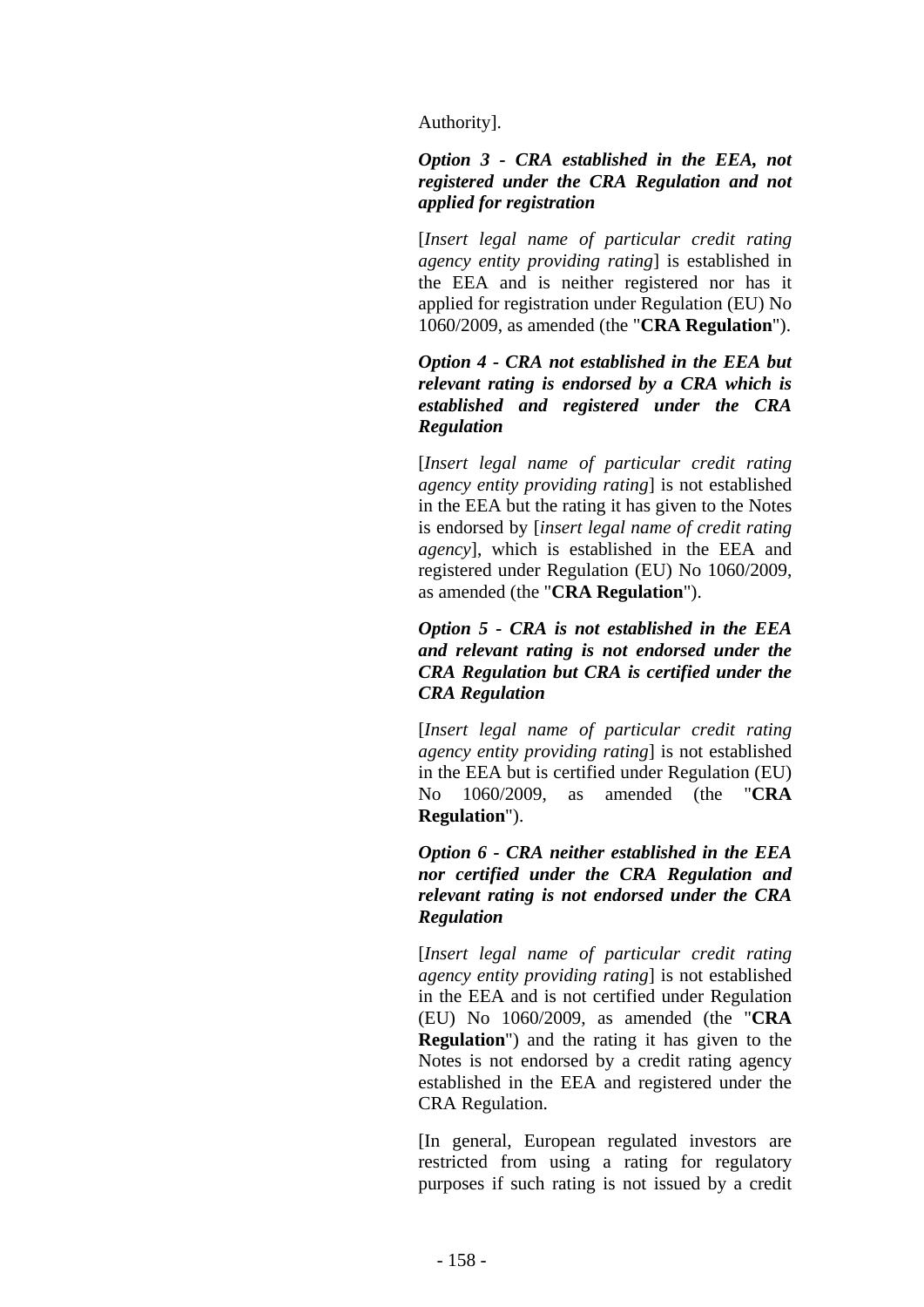Authority].

***Option 3 - CRA established in the EEA, not registered under the CRA Regulation and not applied for registration***

[*Insert legal name of particular credit rating agency entity providing rating*] is established in the EEA and is neither registered nor has it applied for registration under Regulation (EU) No 1060/2009, as amended (the "**CRA Regulation**").

***Option 4 - CRA not established in the EEA but relevant rating is endorsed by a CRA which is established and registered under the CRA Regulation***

[*Insert legal name of particular credit rating agency entity providing rating*] is not established in the EEA but the rating it has given to the Notes is endorsed by [*insert legal name of credit rating agency*], which is established in the EEA and registered under Regulation (EU) No 1060/2009, as amended (the "**CRA Regulation**").

***Option 5 - CRA is not established in the EEA and relevant rating is not endorsed under the CRA Regulation but CRA is certified under the CRA Regulation***

[*Insert legal name of particular credit rating agency entity providing rating*] is not established in the EEA but is certified under Regulation (EU) No 1060/2009, as amended (the "**CRA Regulation**").

***Option 6 - CRA neither established in the EEA nor certified under the CRA Regulation and relevant rating is not endorsed under the CRA Regulation***

[*Insert legal name of particular credit rating agency entity providing rating*] is not established in the EEA and is not certified under Regulation (EU) No 1060/2009, as amended (the "**CRA Regulation**") and the rating it has given to the Notes is not endorsed by a credit rating agency established in the EEA and registered under the CRA Regulation.

[In general, European regulated investors are restricted from using a rating for regulatory purposes if such rating is not issued by a credit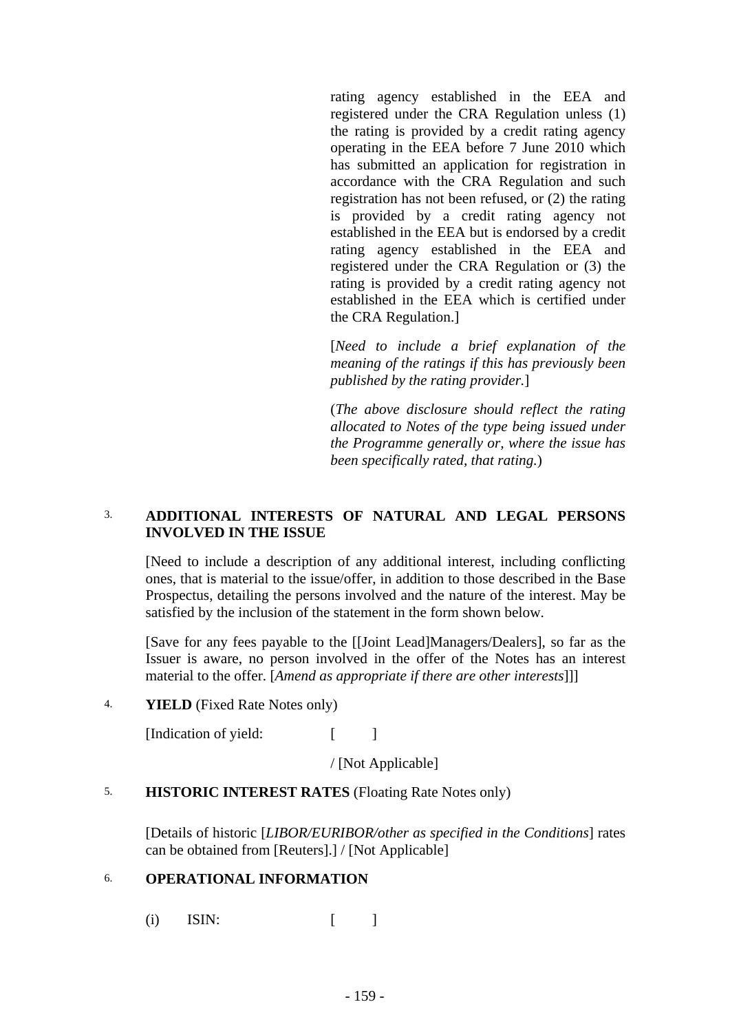rating agency established in the EEA and registered under the CRA Regulation unless (1) the rating is provided by a credit rating agency operating in the EEA before 7 June 2010 which has submitted an application for registration in accordance with the CRA Regulation and such registration has not been refused, or (2) the rating is provided by a credit rating agency not established in the EEA but is endorsed by a credit rating agency established in the EEA and registered under the CRA Regulation or (3) the rating is provided by a credit rating agency not established in the EEA which is certified under the CRA Regulation.]

[*Need to include a brief explanation of the meaning of the ratings if this has previously been published by the rating provider.*]

(*The above disclosure should reflect the rating allocated to Notes of the type being issued under the Programme generally or, where the issue has been specifically rated, that rating.*)

3. **ADDITIONAL INTERESTS OF NATURAL AND LEGAL PERSONS INVOLVED IN THE ISSUE**

[Need to include a description of any additional interest, including conflicting ones, that is material to the issue/offer, in addition to those described in the Base Prospectus, detailing the persons involved and the nature of the interest. May be satisfied by the inclusion of the statement in the form shown below.

[Save for any fees payable to the [[Joint Lead]Managers/Dealers], so far as the Issuer is aware, no person involved in the offer of the Notes has an interest material to the offer. [*Amend as appropriate if there are other interests*]]]

4. **YIELD** (Fixed Rate Notes only)

[Indication of yield: [ ]

/ [Not Applicable]

5. **HISTORIC INTEREST RATES** (Floating Rate Notes only)

[Details of historic [*LIBOR/EURIBOR/other as specified in the Conditions*] rates can be obtained from [Reuters].] / [Not Applicable]

6. **OPERATIONAL INFORMATION**

(i) ISIN: [ ]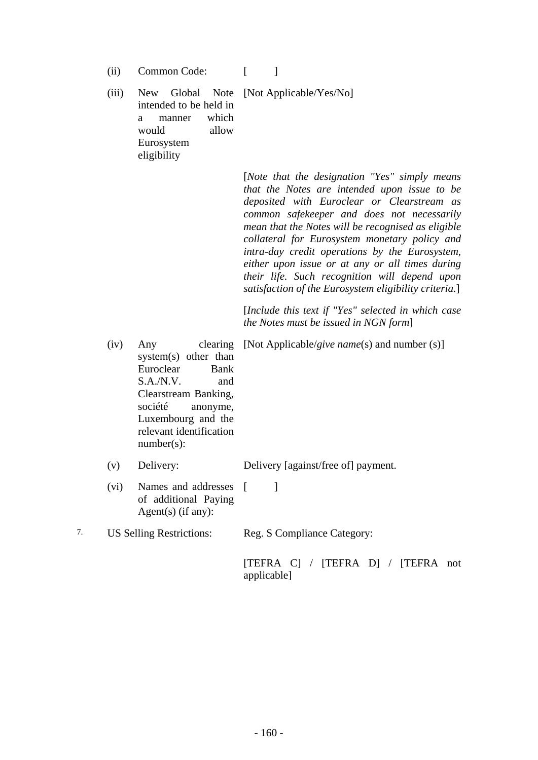| | | |
|---|---|---|
| (ii) | Common Code: | [ ] |
| (iii) | New Global Note intended to be held in a manner which would allow Eurosystem eligibility | [Not Applicable/Yes/No] |
| | | [*Note that the designation "Yes" simply means that the Notes are intended upon issue to be deposited with Euroclear or Clearstream as common safekeeper and does not necessarily mean that the Notes will be recognised as eligible collateral for Eurosystem monetary policy and intra-day credit operations by the Eurosystem, either upon issue or at any or all times during their life. Such recognition will depend upon satisfaction of the Eurosystem eligibility criteria.*] |
| | | [*Include this text if "Yes" selected in which case the Notes must be issued in NGN form*] |
| (iv) | Any clearing system(s) other than Euroclear Bank S.A./N.V. and Clearstream Banking, société anonyme, Luxembourg and the relevant identification number(s): | [Not Applicable/*give name*(s) and number (s)] |
| (v) | Delivery: | Delivery [against/free of] payment. |
| (vi) | Names and addresses of additional Paying Agent(s) (if any): | [ ] |

7. US Selling Restrictions: Reg. S Compliance Category:

[TEFRA C] / [TEFRA D] / [TEFRA not applicable]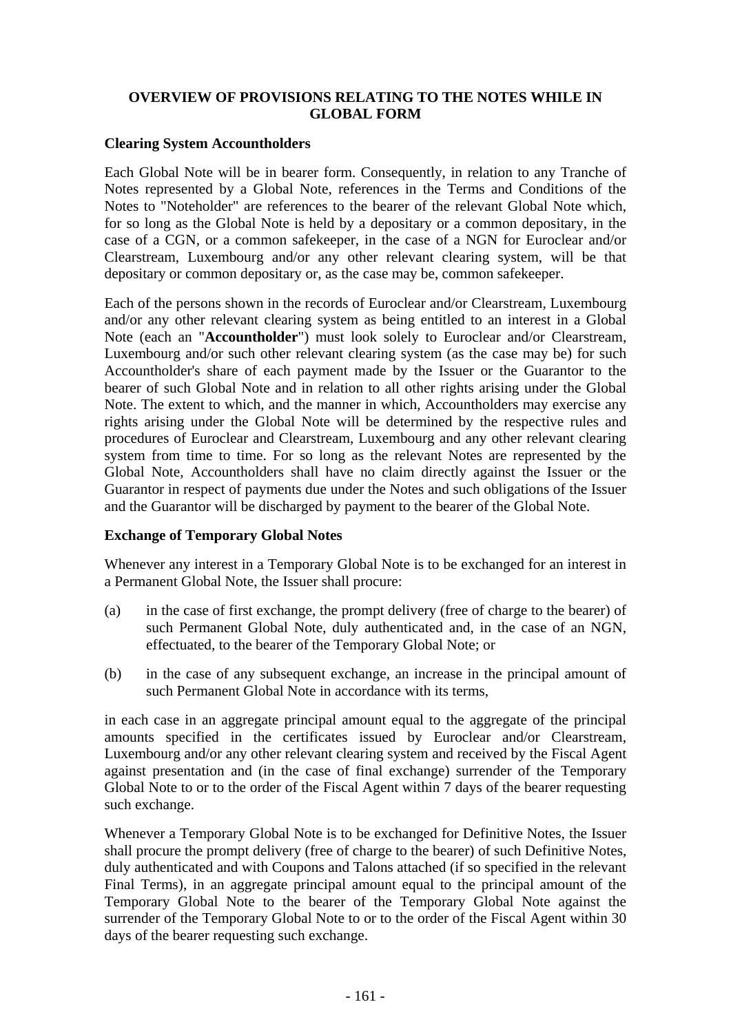# OVERVIEW OF PROVISIONS RELATING TO THE NOTES WHILE IN GLOBAL FORM

## Clearing System Accountholders

Each Global Note will be in bearer form. Consequently, in relation to any Tranche of Notes represented by a Global Note, references in the Terms and Conditions of the Notes to "Noteholder" are references to the bearer of the relevant Global Note which, for so long as the Global Note is held by a depositary or a common depositary, in the case of a CGN, or a common safekeeper, in the case of a NGN for Euroclear and/or Clearstream, Luxembourg and/or any other relevant clearing system, will be that depositary or common depositary or, as the case may be, common safekeeper.

Each of the persons shown in the records of Euroclear and/or Clearstream, Luxembourg and/or any other relevant clearing system as being entitled to an interest in a Global Note (each an "**Accountholder**") must look solely to Euroclear and/or Clearstream, Luxembourg and/or such other relevant clearing system (as the case may be) for such Accountholder's share of each payment made by the Issuer or the Guarantor to the bearer of such Global Note and in relation to all other rights arising under the Global Note. The extent to which, and the manner in which, Accountholders may exercise any rights arising under the Global Note will be determined by the respective rules and procedures of Euroclear and Clearstream, Luxembourg and any other relevant clearing system from time to time. For so long as the relevant Notes are represented by the Global Note, Accountholders shall have no claim directly against the Issuer or the Guarantor in respect of payments due under the Notes and such obligations of the Issuer and the Guarantor will be discharged by payment to the bearer of the Global Note.

## Exchange of Temporary Global Notes

Whenever any interest in a Temporary Global Note is to be exchanged for an interest in a Permanent Global Note, the Issuer shall procure:

(a) in the case of first exchange, the prompt delivery (free of charge to the bearer) of such Permanent Global Note, duly authenticated and, in the case of an NGN, effectuated, to the bearer of the Temporary Global Note; or

(b) in the case of any subsequent exchange, an increase in the principal amount of such Permanent Global Note in accordance with its terms,

in each case in an aggregate principal amount equal to the aggregate of the principal amounts specified in the certificates issued by Euroclear and/or Clearstream, Luxembourg and/or any other relevant clearing system and received by the Fiscal Agent against presentation and (in the case of final exchange) surrender of the Temporary Global Note to or to the order of the Fiscal Agent within 7 days of the bearer requesting such exchange.

Whenever a Temporary Global Note is to be exchanged for Definitive Notes, the Issuer shall procure the prompt delivery (free of charge to the bearer) of such Definitive Notes, duly authenticated and with Coupons and Talons attached (if so specified in the relevant Final Terms), in an aggregate principal amount equal to the principal amount of the Temporary Global Note to the bearer of the Temporary Global Note against the surrender of the Temporary Global Note to or to the order of the Fiscal Agent within 30 days of the bearer requesting such exchange.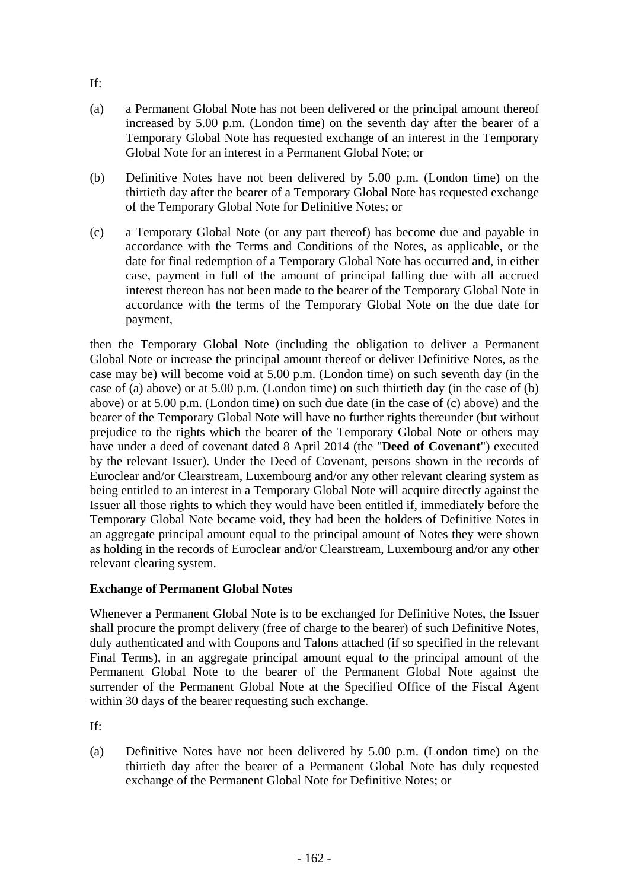If:

(a) a Permanent Global Note has not been delivered or the principal amount thereof increased by 5.00 p.m. (London time) on the seventh day after the bearer of a Temporary Global Note has requested exchange of an interest in the Temporary Global Note for an interest in a Permanent Global Note; or

(b) Definitive Notes have not been delivered by 5.00 p.m. (London time) on the thirtieth day after the bearer of a Temporary Global Note has requested exchange of the Temporary Global Note for Definitive Notes; or

(c) a Temporary Global Note (or any part thereof) has become due and payable in accordance with the Terms and Conditions of the Notes, as applicable, or the date for final redemption of a Temporary Global Note has occurred and, in either case, payment in full of the amount of principal falling due with all accrued interest thereon has not been made to the bearer of the Temporary Global Note in accordance with the terms of the Temporary Global Note on the due date for payment,

then the Temporary Global Note (including the obligation to deliver a Permanent Global Note or increase the principal amount thereof or deliver Definitive Notes, as the case may be) will become void at 5.00 p.m. (London time) on such seventh day (in the case of (a) above) or at 5.00 p.m. (London time) on such thirtieth day (in the case of (b) above) or at 5.00 p.m. (London time) on such due date (in the case of (c) above) and the bearer of the Temporary Global Note will have no further rights thereunder (but without prejudice to the rights which the bearer of the Temporary Global Note or others may have under a deed of covenant dated 8 April 2014 (the "**Deed of Covenant**") executed by the relevant Issuer). Under the Deed of Covenant, persons shown in the records of Euroclear and/or Clearstream, Luxembourg and/or any other relevant clearing system as being entitled to an interest in a Temporary Global Note will acquire directly against the Issuer all those rights to which they would have been entitled if, immediately before the Temporary Global Note became void, they had been the holders of Definitive Notes in an aggregate principal amount equal to the principal amount of Notes they were shown as holding in the records of Euroclear and/or Clearstream, Luxembourg and/or any other relevant clearing system.

**Exchange of Permanent Global Notes**

Whenever a Permanent Global Note is to be exchanged for Definitive Notes, the Issuer shall procure the prompt delivery (free of charge to the bearer) of such Definitive Notes, duly authenticated and with Coupons and Talons attached (if so specified in the relevant Final Terms), in an aggregate principal amount equal to the principal amount of the Permanent Global Note to the bearer of the Permanent Global Note against the surrender of the Permanent Global Note at the Specified Office of the Fiscal Agent within 30 days of the bearer requesting such exchange.

If:

(a) Definitive Notes have not been delivered by 5.00 p.m. (London time) on the thirtieth day after the bearer of a Permanent Global Note has duly requested exchange of the Permanent Global Note for Definitive Notes; or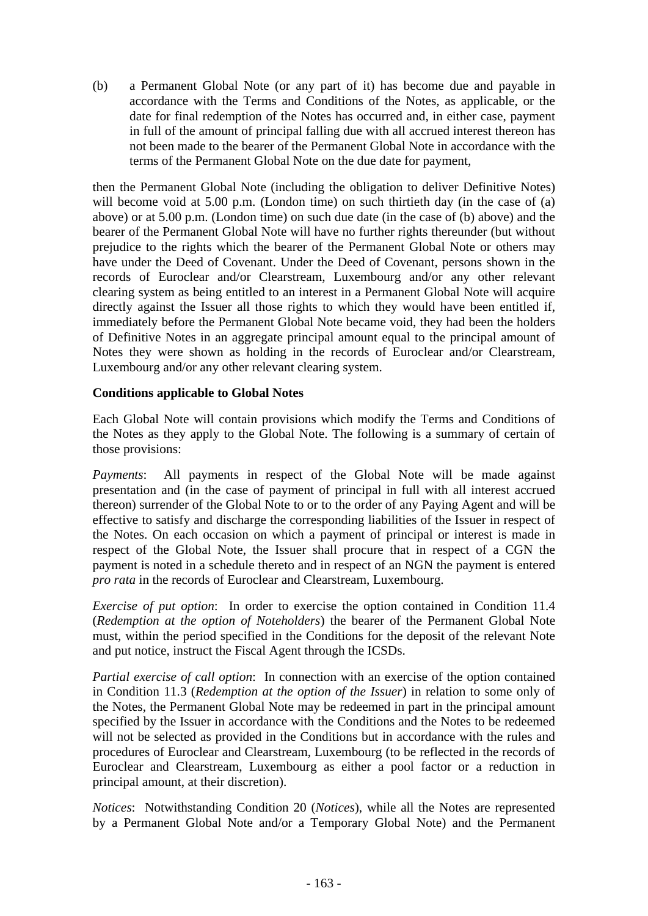(b) a Permanent Global Note (or any part of it) has become due and payable in accordance with the Terms and Conditions of the Notes, as applicable, or the date for final redemption of the Notes has occurred and, in either case, payment in full of the amount of principal falling due with all accrued interest thereon has not been made to the bearer of the Permanent Global Note in accordance with the terms of the Permanent Global Note on the due date for payment,

then the Permanent Global Note (including the obligation to deliver Definitive Notes) will become void at 5.00 p.m. (London time) on such thirtieth day (in the case of (a) above) or at 5.00 p.m. (London time) on such due date (in the case of (b) above) and the bearer of the Permanent Global Note will have no further rights thereunder (but without prejudice to the rights which the bearer of the Permanent Global Note or others may have under the Deed of Covenant. Under the Deed of Covenant, persons shown in the records of Euroclear and/or Clearstream, Luxembourg and/or any other relevant clearing system as being entitled to an interest in a Permanent Global Note will acquire directly against the Issuer all those rights to which they would have been entitled if, immediately before the Permanent Global Note became void, they had been the holders of Definitive Notes in an aggregate principal amount equal to the principal amount of Notes they were shown as holding in the records of Euroclear and/or Clearstream, Luxembourg and/or any other relevant clearing system.

**Conditions applicable to Global Notes**

Each Global Note will contain provisions which modify the Terms and Conditions of the Notes as they apply to the Global Note. The following is a summary of certain of those provisions:

*Payments*: All payments in respect of the Global Note will be made against presentation and (in the case of payment of principal in full with all interest accrued thereon) surrender of the Global Note to or to the order of any Paying Agent and will be effective to satisfy and discharge the corresponding liabilities of the Issuer in respect of the Notes. On each occasion on which a payment of principal or interest is made in respect of the Global Note, the Issuer shall procure that in respect of a CGN the payment is noted in a schedule thereto and in respect of an NGN the payment is entered *pro rata* in the records of Euroclear and Clearstream, Luxembourg.

*Exercise of put option*: In order to exercise the option contained in Condition 11.4 (*Redemption at the option of Noteholders*) the bearer of the Permanent Global Note must, within the period specified in the Conditions for the deposit of the relevant Note and put notice, instruct the Fiscal Agent through the ICSDs.

*Partial exercise of call option*: In connection with an exercise of the option contained in Condition 11.3 (*Redemption at the option of the Issuer*) in relation to some only of the Notes, the Permanent Global Note may be redeemed in part in the principal amount specified by the Issuer in accordance with the Conditions and the Notes to be redeemed will not be selected as provided in the Conditions but in accordance with the rules and procedures of Euroclear and Clearstream, Luxembourg (to be reflected in the records of Euroclear and Clearstream, Luxembourg as either a pool factor or a reduction in principal amount, at their discretion).

*Notices*: Notwithstanding Condition 20 (*Notices*), while all the Notes are represented by a Permanent Global Note and/or a Temporary Global Note) and the Permanent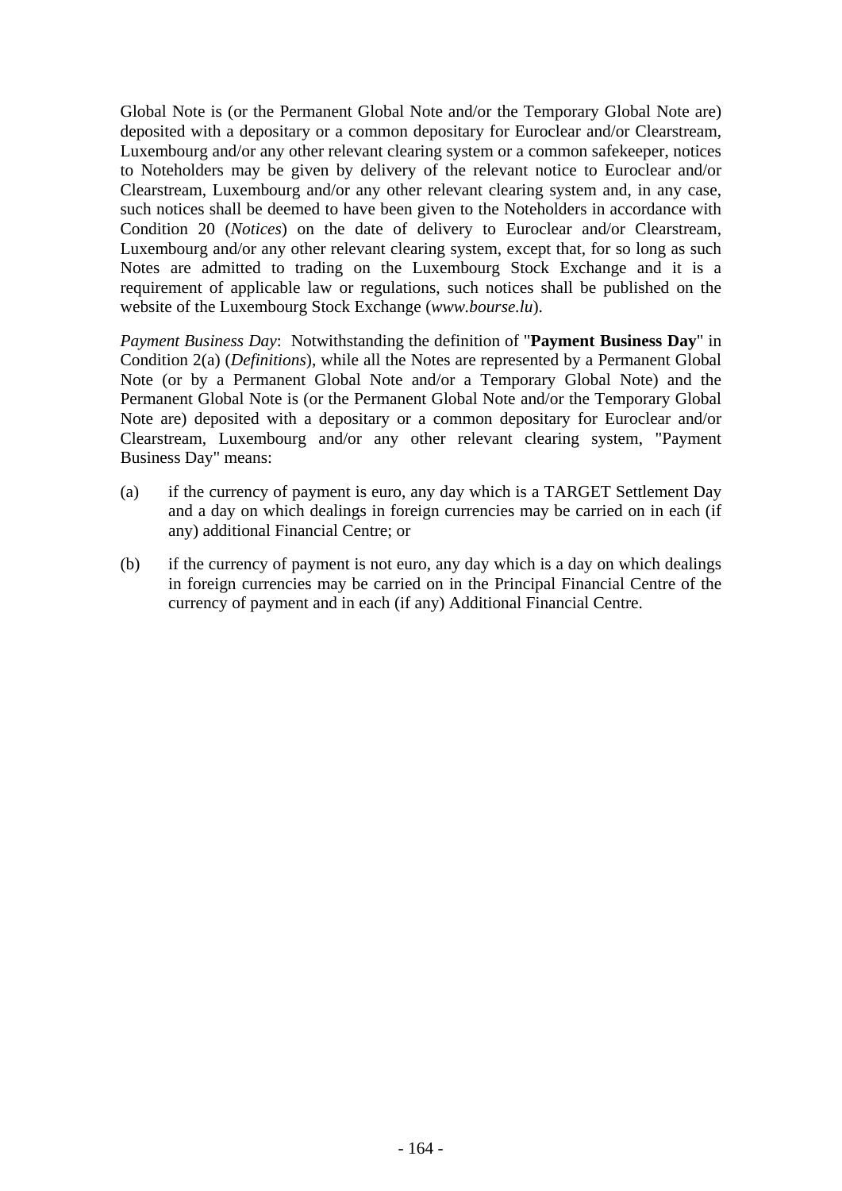Global Note is (or the Permanent Global Note and/or the Temporary Global Note are) deposited with a depositary or a common depositary for Euroclear and/or Clearstream, Luxembourg and/or any other relevant clearing system or a common safekeeper, notices to Noteholders may be given by delivery of the relevant notice to Euroclear and/or Clearstream, Luxembourg and/or any other relevant clearing system and, in any case, such notices shall be deemed to have been given to the Noteholders in accordance with Condition 20 (*Notices*) on the date of delivery to Euroclear and/or Clearstream, Luxembourg and/or any other relevant clearing system, except that, for so long as such Notes are admitted to trading on the Luxembourg Stock Exchange and it is a requirement of applicable law or regulations, such notices shall be published on the website of the Luxembourg Stock Exchange (*www.bourse.lu*).

*Payment Business Day*: Notwithstanding the definition of "**Payment Business Day**" in Condition 2(a) (*Definitions*), while all the Notes are represented by a Permanent Global Note (or by a Permanent Global Note and/or a Temporary Global Note) and the Permanent Global Note is (or the Permanent Global Note and/or the Temporary Global Note are) deposited with a depositary or a common depositary for Euroclear and/or Clearstream, Luxembourg and/or any other relevant clearing system, "Payment Business Day" means:

(a) if the currency of payment is euro, any day which is a TARGET Settlement Day and a day on which dealings in foreign currencies may be carried on in each (if any) additional Financial Centre; or

(b) if the currency of payment is not euro, any day which is a day on which dealings in foreign currencies may be carried on in the Principal Financial Centre of the currency of payment and in each (if any) Additional Financial Centre.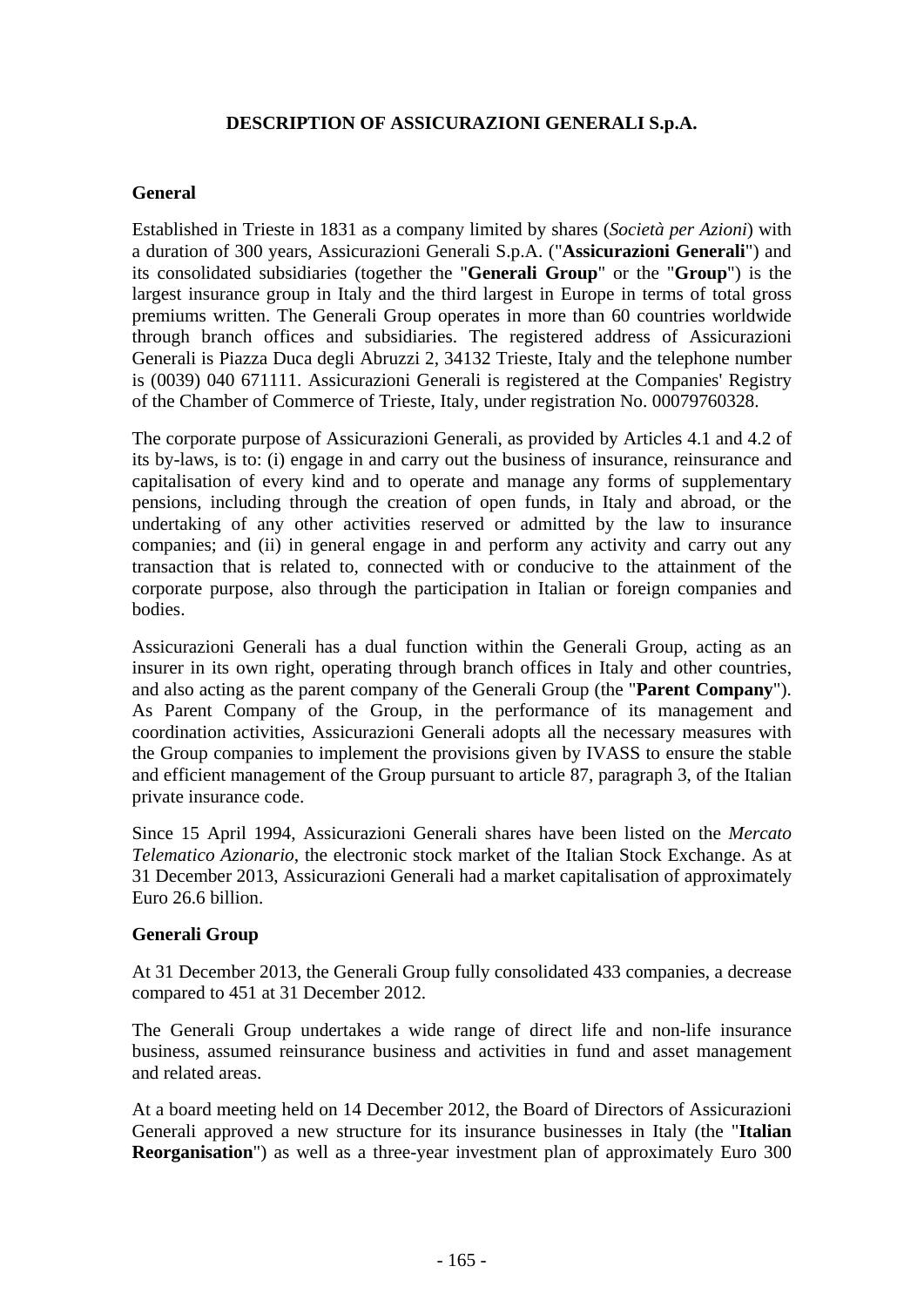# DESCRIPTION OF ASSICURAZIONI GENERALI S.p.A.

## General

Established in Trieste in 1831 as a company limited by shares (*Società per Azioni*) with a duration of 300 years, Assicurazioni Generali S.p.A. ("**Assicurazioni Generali**") and its consolidated subsidiaries (together the "**Generali Group**" or the "**Group**") is the largest insurance group in Italy and the third largest in Europe in terms of total gross premiums written. The Generali Group operates in more than 60 countries worldwide through branch offices and subsidiaries. The registered address of Assicurazioni Generali is Piazza Duca degli Abruzzi 2, 34132 Trieste, Italy and the telephone number is (0039) 040 671111. Assicurazioni Generali is registered at the Companies' Registry of the Chamber of Commerce of Trieste, Italy, under registration No. 00079760328.

The corporate purpose of Assicurazioni Generali, as provided by Articles 4.1 and 4.2 of its by-laws, is to: (i) engage in and carry out the business of insurance, reinsurance and capitalisation of every kind and to operate and manage any forms of supplementary pensions, including through the creation of open funds, in Italy and abroad, or the undertaking of any other activities reserved or admitted by the law to insurance companies; and (ii) in general engage in and perform any activity and carry out any transaction that is related to, connected with or conducive to the attainment of the corporate purpose, also through the participation in Italian or foreign companies and bodies.

Assicurazioni Generali has a dual function within the Generali Group, acting as an insurer in its own right, operating through branch offices in Italy and other countries, and also acting as the parent company of the Generali Group (the "**Parent Company**"). As Parent Company of the Group, in the performance of its management and coordination activities, Assicurazioni Generali adopts all the necessary measures with the Group companies to implement the provisions given by IVASS to ensure the stable and efficient management of the Group pursuant to article 87, paragraph 3, of the Italian private insurance code.

Since 15 April 1994, Assicurazioni Generali shares have been listed on the *Mercato Telematico Azionario*, the electronic stock market of the Italian Stock Exchange. As at 31 December 2013, Assicurazioni Generali had a market capitalisation of approximately Euro 26.6 billion.

## Generali Group

At 31 December 2013, the Generali Group fully consolidated 433 companies, a decrease compared to 451 at 31 December 2012.

The Generali Group undertakes a wide range of direct life and non-life insurance business, assumed reinsurance business and activities in fund and asset management and related areas.

At a board meeting held on 14 December 2012, the Board of Directors of Assicurazioni Generali approved a new structure for its insurance businesses in Italy (the "**Italian Reorganisation**") as well as a three-year investment plan of approximately Euro 300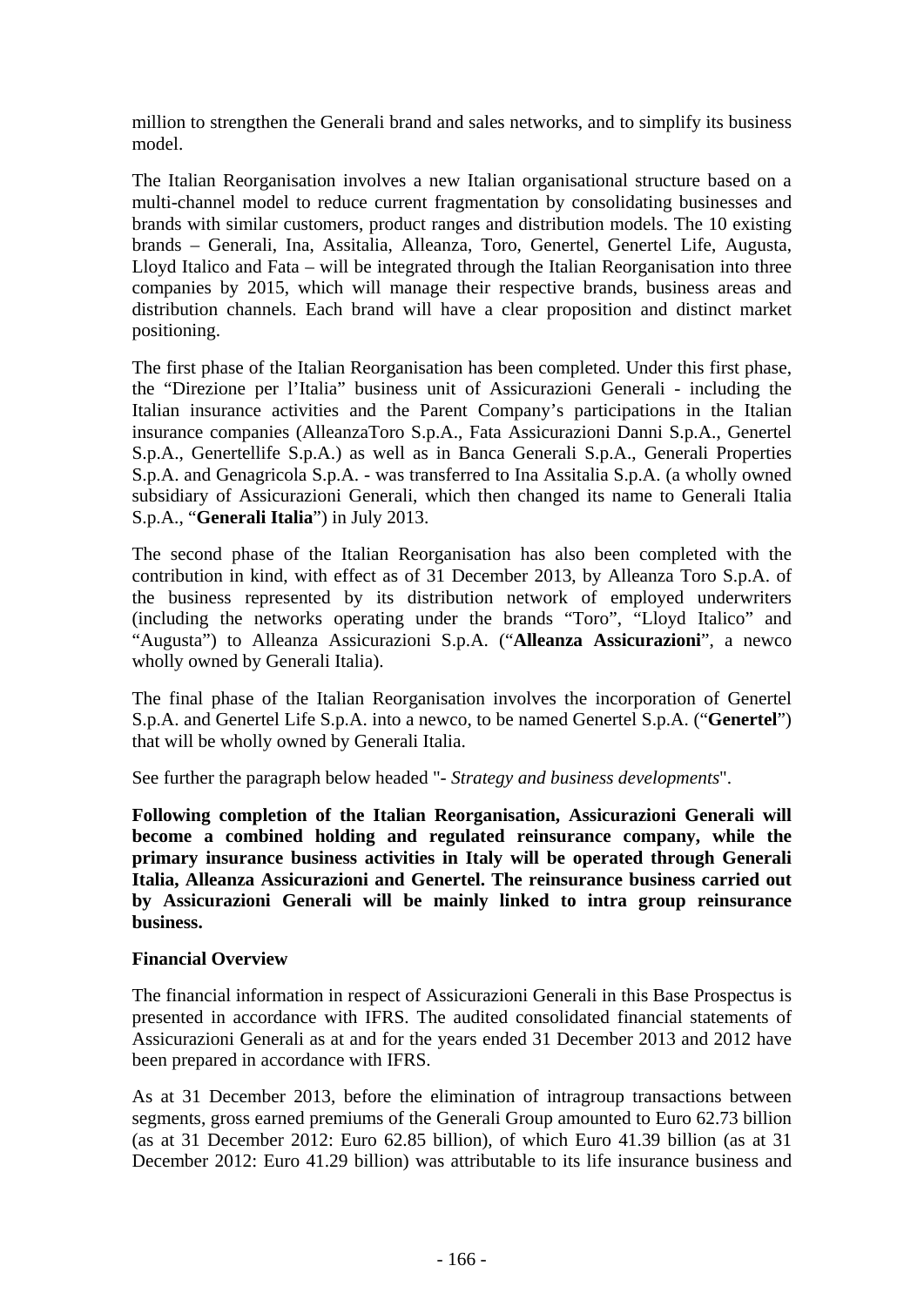million to strengthen the Generali brand and sales networks, and to simplify its business model.

The Italian Reorganisation involves a new Italian organisational structure based on a multi-channel model to reduce current fragmentation by consolidating businesses and brands with similar customers, product ranges and distribution models. The 10 existing brands – Generali, Ina, Assitalia, Alleanza, Toro, Genertel, Genertel Life, Augusta, Lloyd Italico and Fata – will be integrated through the Italian Reorganisation into three companies by 2015, which will manage their respective brands, business areas and distribution channels. Each brand will have a clear proposition and distinct market positioning.

The first phase of the Italian Reorganisation has been completed. Under this first phase, the "Direzione per l'Italia" business unit of Assicurazioni Generali - including the Italian insurance activities and the Parent Company's participations in the Italian insurance companies (AlleanzaToro S.p.A., Fata Assicurazioni Danni S.p.A., Genertel S.p.A., Genertellife S.p.A.) as well as in Banca Generali S.p.A., Generali Properties S.p.A. and Genagricola S.p.A. - was transferred to Ina Assitalia S.p.A. (a wholly owned subsidiary of Assicurazioni Generali, which then changed its name to Generali Italia S.p.A., "**Generali Italia**") in July 2013.

The second phase of the Italian Reorganisation has also been completed with the contribution in kind, with effect as of 31 December 2013, by Alleanza Toro S.p.A. of the business represented by its distribution network of employed underwriters (including the networks operating under the brands "Toro", "Lloyd Italico" and "Augusta") to Alleanza Assicurazioni S.p.A. ("**Alleanza Assicurazioni**", a newco wholly owned by Generali Italia).

The final phase of the Italian Reorganisation involves the incorporation of Genertel S.p.A. and Genertel Life S.p.A. into a newco, to be named Genertel S.p.A. ("**Genertel**") that will be wholly owned by Generali Italia.

See further the paragraph below headed "- *Strategy and business developments*".

**Following completion of the Italian Reorganisation, Assicurazioni Generali will become a combined holding and regulated reinsurance company, while the primary insurance business activities in Italy will be operated through Generali Italia, Alleanza Assicurazioni and Genertel. The reinsurance business carried out by Assicurazioni Generali will be mainly linked to intra group reinsurance business.**

**Financial Overview**

The financial information in respect of Assicurazioni Generali in this Base Prospectus is presented in accordance with IFRS. The audited consolidated financial statements of Assicurazioni Generali as at and for the years ended 31 December 2013 and 2012 have been prepared in accordance with IFRS.

As at 31 December 2013, before the elimination of intragroup transactions between segments, gross earned premiums of the Generali Group amounted to Euro 62.73 billion (as at 31 December 2012: Euro 62.85 billion), of which Euro 41.39 billion (as at 31 December 2012: Euro 41.29 billion) was attributable to its life insurance business and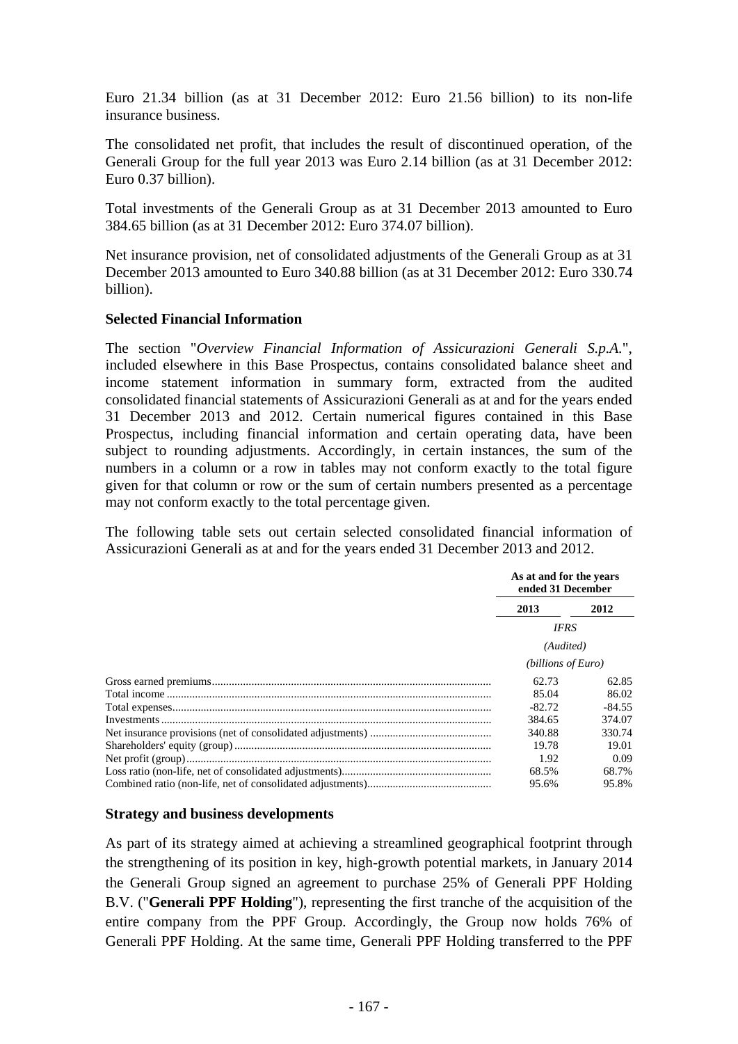Euro 21.34 billion (as at 31 December 2012: Euro 21.56 billion) to its non-life insurance business.

The consolidated net profit, that includes the result of discontinued operation, of the Generali Group for the full year 2013 was Euro 2.14 billion (as at 31 December 2012: Euro 0.37 billion).

Total investments of the Generali Group as at 31 December 2013 amounted to Euro 384.65 billion (as at 31 December 2012: Euro 374.07 billion).

Net insurance provision, net of consolidated adjustments of the Generali Group as at 31 December 2013 amounted to Euro 340.88 billion (as at 31 December 2012: Euro 330.74 billion).

**Selected Financial Information**

The section "*Overview Financial Information of Assicurazioni Generali S.p.A.*", included elsewhere in this Base Prospectus, contains consolidated balance sheet and income statement information in summary form, extracted from the audited consolidated financial statements of Assicurazioni Generali as at and for the years ended 31 December 2013 and 2012. Certain numerical figures contained in this Base Prospectus, including financial information and certain operating data, have been subject to rounding adjustments. Accordingly, in certain instances, the sum of the numbers in a column or a row in tables may not conform exactly to the total figure given for that column or row or the sum of certain numbers presented as a percentage may not conform exactly to the total percentage given.

The following table sets out certain selected consolidated financial information of Assicurazioni Generali as at and for the years ended 31 December 2013 and 2012.

| | As at and for the years ended 31 December | |
|---|---|---|
| | 2013 | 2012 |
| | *IFRS* | |
| | *(Audited)* | |
| | *(billions of Euro)* | |
| Gross earned premiums | 62.73 | 62.85 |
| Total income | 85.04 | 86.02 |
| Total expenses | -82.72 | -84.55 |
| Investments | 384.65 | 374.07 |
| Net insurance provisions (net of consolidated adjustments) | 340.88 | 330.74 |
| Shareholders' equity (group) | 19.78 | 19.01 |
| Net profit (group) | 1.92 | 0.09 |
| Loss ratio (non-life, net of consolidated adjustments) | 68.5% | 68.7% |
| Combined ratio (non-life, net of consolidated adjustments) | 95.6% | 95.8% |

**Strategy and business developments**

As part of its strategy aimed at achieving a streamlined geographical footprint through the strengthening of its position in key, high-growth potential markets, in January 2014 the Generali Group signed an agreement to purchase 25% of Generali PPF Holding B.V. ("**Generali PPF Holding**"), representing the first tranche of the acquisition of the entire company from the PPF Group. Accordingly, the Group now holds 76% of Generali PPF Holding. At the same time, Generali PPF Holding transferred to the PPF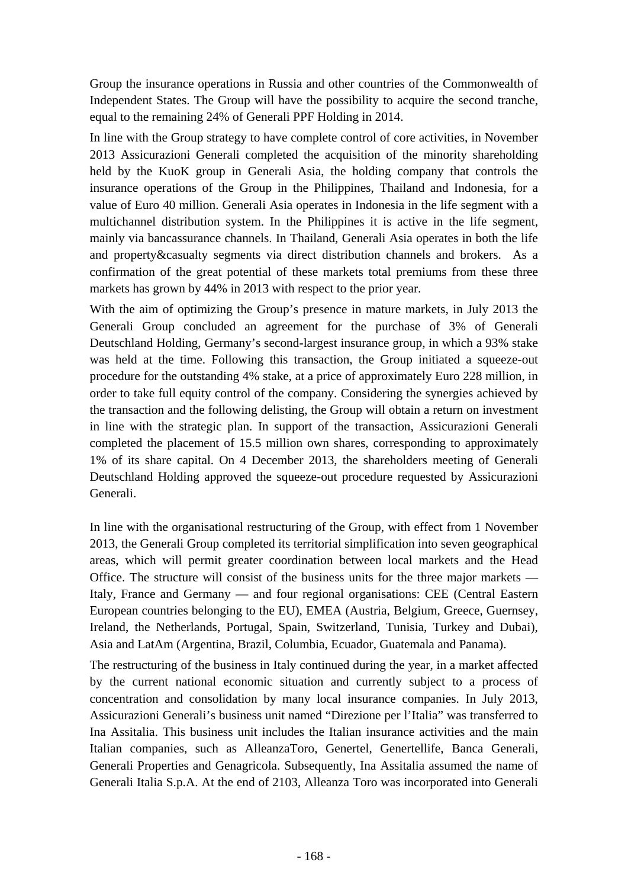Group the insurance operations in Russia and other countries of the Commonwealth of Independent States. The Group will have the possibility to acquire the second tranche, equal to the remaining 24% of Generali PPF Holding in 2014.

In line with the Group strategy to have complete control of core activities, in November 2013 Assicurazioni Generali completed the acquisition of the minority shareholding held by the KuoK group in Generali Asia, the holding company that controls the insurance operations of the Group in the Philippines, Thailand and Indonesia, for a value of Euro 40 million. Generali Asia operates in Indonesia in the life segment with a multichannel distribution system. In the Philippines it is active in the life segment, mainly via bancassurance channels. In Thailand, Generali Asia operates in both the life and property&casualty segments via direct distribution channels and brokers. As a confirmation of the great potential of these markets total premiums from these three markets has grown by 44% in 2013 with respect to the prior year.

With the aim of optimizing the Group's presence in mature markets, in July 2013 the Generali Group concluded an agreement for the purchase of 3% of Generali Deutschland Holding, Germany's second-largest insurance group, in which a 93% stake was held at the time. Following this transaction, the Group initiated a squeeze-out procedure for the outstanding 4% stake, at a price of approximately Euro 228 million, in order to take full equity control of the company. Considering the synergies achieved by the transaction and the following delisting, the Group will obtain a return on investment in line with the strategic plan. In support of the transaction, Assicurazioni Generali completed the placement of 15.5 million own shares, corresponding to approximately 1% of its share capital. On 4 December 2013, the shareholders meeting of Generali Deutschland Holding approved the squeeze-out procedure requested by Assicurazioni Generali.

In line with the organisational restructuring of the Group, with effect from 1 November 2013, the Generali Group completed its territorial simplification into seven geographical areas, which will permit greater coordination between local markets and the Head Office. The structure will consist of the business units for the three major markets — Italy, France and Germany — and four regional organisations: CEE (Central Eastern European countries belonging to the EU), EMEA (Austria, Belgium, Greece, Guernsey, Ireland, the Netherlands, Portugal, Spain, Switzerland, Tunisia, Turkey and Dubai), Asia and LatAm (Argentina, Brazil, Columbia, Ecuador, Guatemala and Panama).

The restructuring of the business in Italy continued during the year, in a market affected by the current national economic situation and currently subject to a process of concentration and consolidation by many local insurance companies. In July 2013, Assicurazioni Generali's business unit named "Direzione per l'Italia" was transferred to Ina Assitalia. This business unit includes the Italian insurance activities and the main Italian companies, such as AlleanzaToro, Genertel, Genertellife, Banca Generali, Generali Properties and Genagricola. Subsequently, Ina Assitalia assumed the name of Generali Italia S.p.A. At the end of 2103, Alleanza Toro was incorporated into Generali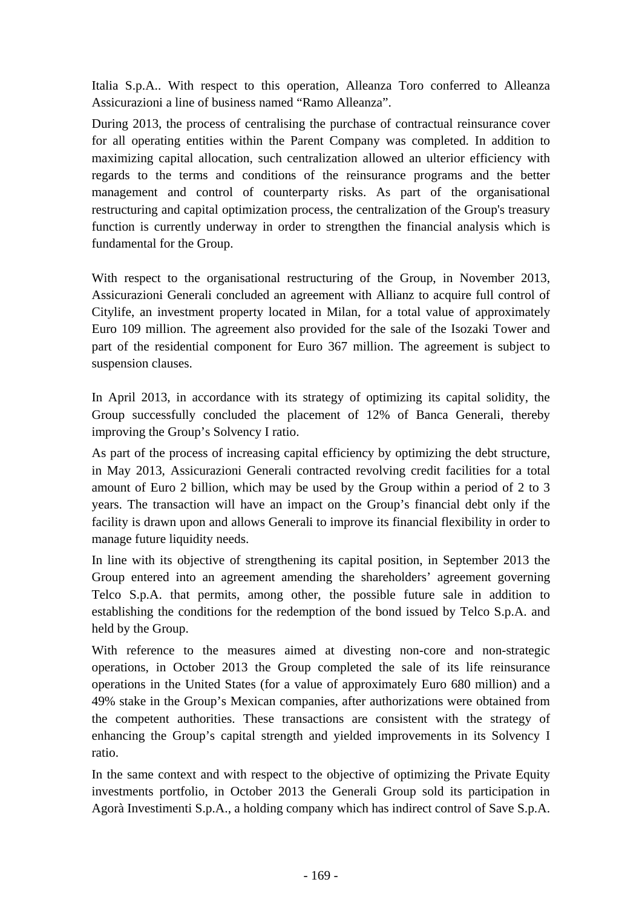Italia S.p.A.. With respect to this operation, Alleanza Toro conferred to Alleanza Assicurazioni a line of business named “Ramo Alleanza”.

During 2013, the process of centralising the purchase of contractual reinsurance cover for all operating entities within the Parent Company was completed. In addition to maximizing capital allocation, such centralization allowed an ulterior efficiency with regards to the terms and conditions of the reinsurance programs and the better management and control of counterparty risks. As part of the organisational restructuring and capital optimization process, the centralization of the Group's treasury function is currently underway in order to strengthen the financial analysis which is fundamental for the Group.

With respect to the organisational restructuring of the Group, in November 2013, Assicurazioni Generali concluded an agreement with Allianz to acquire full control of Citylife, an investment property located in Milan, for a total value of approximately Euro 109 million. The agreement also provided for the sale of the Isozaki Tower and part of the residential component for Euro 367 million. The agreement is subject to suspension clauses.

In April 2013, in accordance with its strategy of optimizing its capital solidity, the Group successfully concluded the placement of 12% of Banca Generali, thereby improving the Group’s Solvency I ratio.

As part of the process of increasing capital efficiency by optimizing the debt structure, in May 2013, Assicurazioni Generali contracted revolving credit facilities for a total amount of Euro 2 billion, which may be used by the Group within a period of 2 to 3 years. The transaction will have an impact on the Group’s financial debt only if the facility is drawn upon and allows Generali to improve its financial flexibility in order to manage future liquidity needs.

In line with its objective of strengthening its capital position, in September 2013 the Group entered into an agreement amending the shareholders’ agreement governing Telco S.p.A. that permits, among other, the possible future sale in addition to establishing the conditions for the redemption of the bond issued by Telco S.p.A. and held by the Group.

With reference to the measures aimed at divesting non-core and non-strategic operations, in October 2013 the Group completed the sale of its life reinsurance operations in the United States (for a value of approximately Euro 680 million) and a 49% stake in the Group’s Mexican companies, after authorizations were obtained from the competent authorities. These transactions are consistent with the strategy of enhancing the Group’s capital strength and yielded improvements in its Solvency I ratio.

In the same context and with respect to the objective of optimizing the Private Equity investments portfolio, in October 2013 the Generali Group sold its participation in Agorà Investimenti S.p.A., a holding company which has indirect control of Save S.p.A.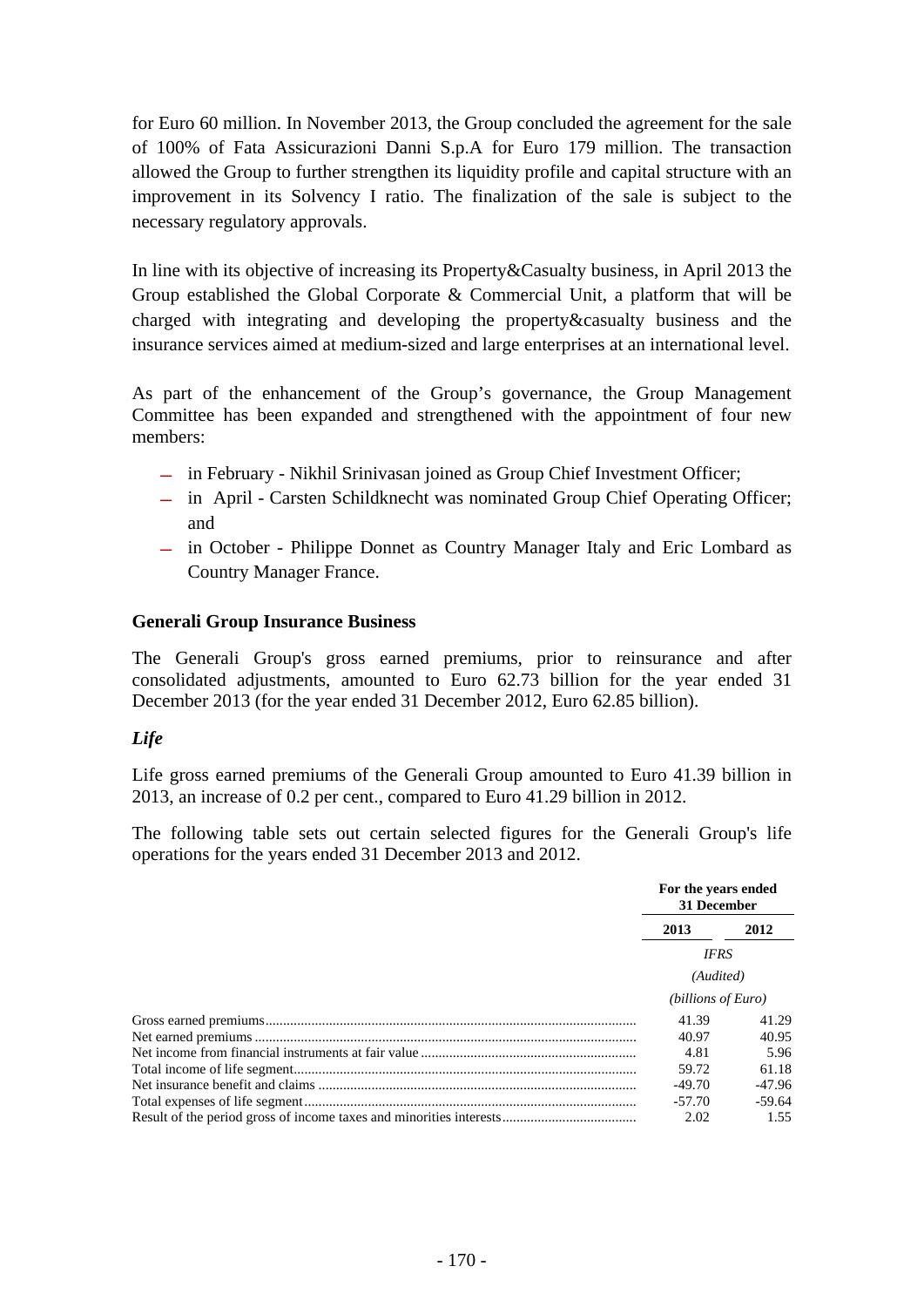for Euro 60 million. In November 2013, the Group concluded the agreement for the sale of 100% of Fata Assicurazioni Danni S.p.A for Euro 179 million. The transaction allowed the Group to further strengthen its liquidity profile and capital structure with an improvement in its Solvency I ratio. The finalization of the sale is subject to the necessary regulatory approvals.

In line with its objective of increasing its Property&Casualty business, in April 2013 the Group established the Global Corporate & Commercial Unit, a platform that will be charged with integrating and developing the property&casualty business and the insurance services aimed at medium-sized and large enterprises at an international level.

As part of the enhancement of the Group's governance, the Group Management Committee has been expanded and strengthened with the appointment of four new members:

- in February - Nikhil Srinivasan joined as Group Chief Investment Officer;
- in April - Carsten Schildknecht was nominated Group Chief Operating Officer; and
- in October - Philippe Donnet as Country Manager Italy and Eric Lombard as Country Manager France.

**Generali Group Insurance Business**

The Generali Group's gross earned premiums, prior to reinsurance and after consolidated adjustments, amounted to Euro 62.73 billion for the year ended 31 December 2013 (for the year ended 31 December 2012, Euro 62.85 billion).

***Life***

Life gross earned premiums of the Generali Group amounted to Euro 41.39 billion in 2013, an increase of 0.2 per cent., compared to Euro 41.29 billion in 2012.

The following table sets out certain selected figures for the Generali Group's life operations for the years ended 31 December 2013 and 2012.

| | For the years ended 31 December | |
|---|---|---|
| | 2013 | 2012 |
| | *IFRS* | |
| | *(Audited)* | |
| | *(billions of Euro)* | |
| Gross earned premiums | 41.39 | 41.29 |
| Net earned premiums | 40.97 | 40.95 |
| Net income from financial instruments at fair value | 4.81 | 5.96 |
| Total income of life segment | 59.72 | 61.18 |
| Net insurance benefit and claims | -49.70 | -47.96 |
| Total expenses of life segment | -57.70 | -59.64 |
| Result of the period gross of income taxes and minorities interests | 2.02 | 1.55 |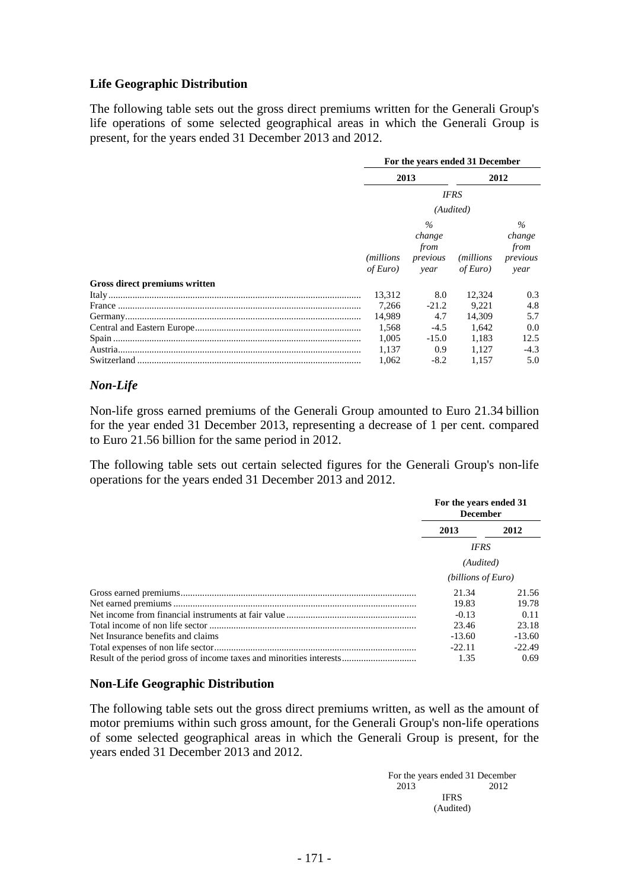### Life Geographic Distribution

The following table sets out the gross direct premiums written for the Generali Group's life operations of some selected geographical areas in which the Generali Group is present, for the years ended 31 December 2013 and 2012.

| | For the years ended 31 December | | | |
|---|---|---|---|---|
| | 2013 | | 2012 | |
| | *IFRS* | | | |
| | *(Audited)* | | | |
| | *(millions of Euro)* | *% change from previous year* | *(millions of Euro)* | *% change from previous year* |
| **Gross direct premiums written** | | | | |
| Italy | 13,312 | 8.0 | 12,324 | 0.3 |
| France | 7,266 | -21.2 | 9,221 | 4.8 |
| Germany | 14,989 | 4.7 | 14,309 | 5.7 |
| Central and Eastern Europe | 1,568 | -4.5 | 1,642 | 0.0 |
| Spain | 1,005 | -15.0 | 1,183 | 12.5 |
| Austria | 1,137 | 0.9 | 1,127 | -4.3 |
| Switzerland | 1,062 | -8.2 | 1,157 | 5.0 |

## *Non-Life*

Non-life gross earned premiums of the Generali Group amounted to Euro 21.34 billion for the year ended 31 December 2013, representing a decrease of 1 per cent. compared to Euro 21.56 billion for the same period in 2012.

The following table sets out certain selected figures for the Generali Group's non-life operations for the years ended 31 December 2013 and 2012.

| | For the years ended 31 December | |
|---|---|---|
| | 2013 | 2012 |
| | *IFRS* | |
| | *(Audited)* | |
| | *(billions of Euro)* | |
| Gross earned premiums | 21.34 | 21.56 |
| Net earned premiums | 19.83 | 19.78 |
| Net income from financial instruments at fair value | -0.13 | 0.11 |
| Total income of non life sector | 23.46 | 23.18 |
| Net Insurance benefits and claims | -13.60 | -13.60 |
| Total expenses of non life sector | -22.11 | -22.49 |
| Result of the period gross of income taxes and minorities interests | 1.35 | 0.69 |

### Non-Life Geographic Distribution

The following table sets out the gross direct premiums written, as well as the amount of motor premiums within such gross amount, for the Generali Group's non-life operations of some selected geographical areas in which the Generali Group is present, for the years ended 31 December 2013 and 2012.

| For the years ended 31 December | |
|---|---|
| 2013 | 2012 |
| IFRS | |
| (Audited) | |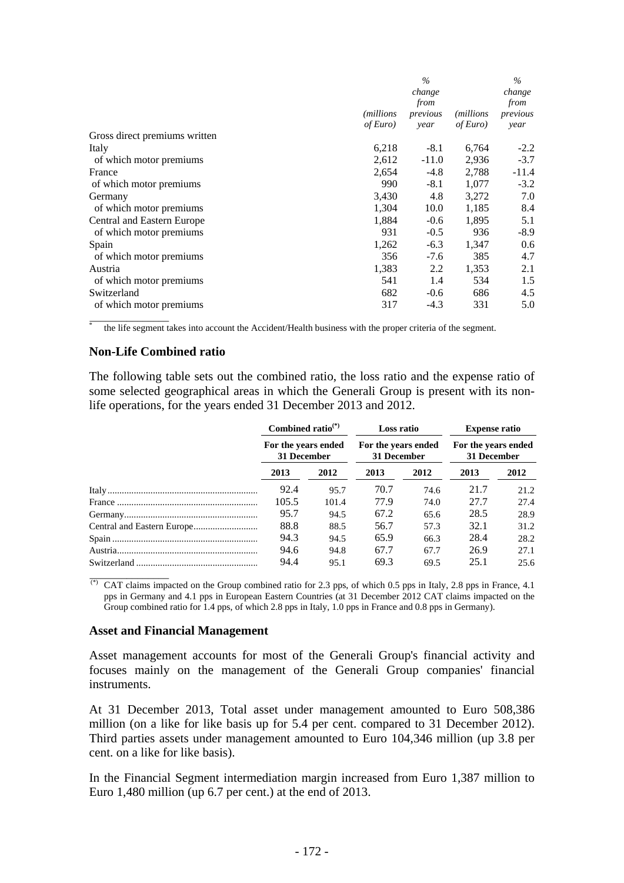| | (millions of Euro) | % change from previous year | (millions of Euro) | % change from previous year |
|---|---|---|---|---|
| Gross direct premiums written | | | | |
| Italy | 6,218 | -8.1 | 6,764 | -2.2 |
| of which motor premiums | 2,612 | -11.0 | 2,936 | -3.7 |
| France | 2,654 | -4.8 | 2,788 | -11.4 |
| of which motor premiums | 990 | -8.1 | 1,077 | -3.2 |
| Germany | 3,430 | 4.8 | 3,272 | 7.0 |
| of which motor premiums | 1,304 | 10.0 | 1,185 | 8.4 |
| Central and Eastern Europe | 1,884 | -0.6 | 1,895 | 5.1 |
| of which motor premiums | 931 | -0.5 | 936 | -8.9 |
| Spain | 1,262 | -6.3 | 1,347 | 0.6 |
| of which motor premiums | 356 | -7.6 | 385 | 4.7 |
| Austria | 1,383 | 2.2 | 1,353 | 2.1 |
| of which motor premiums | 541 | 1.4 | 534 | 1.5 |
| Switzerland | 682 | -0.6 | 686 | 4.5 |
| of which motor premiums | 317 | -4.3 | 331 | 5.0 |

\* the life segment takes into account the Accident/Health business with the proper criteria of the segment.

### Non-Life Combined ratio

The following table sets out the combined ratio, the loss ratio and the expense ratio of some selected geographical areas in which the Generali Group is present with its non-life operations, for the years ended 31 December 2013 and 2012.

| | Combined ratio(*) | | Loss ratio | | Expense ratio | |
|---|---|---|---|---|---|---|
| | For the years ended 31 December | | For the years ended 31 December | | For the years ended 31 December | |
| | 2013 | 2012 | 2013 | 2012 | 2013 | 2012 |
| Italy | 92.4 | 95.7 | 70.7 | 74.6 | 21.7 | 21.2 |
| France | 105.5 | 101.4 | 77.9 | 74.0 | 27.7 | 27.4 |
| Germany | 95.7 | 94.5 | 67.2 | 65.6 | 28.5 | 28.9 |
| Central and Eastern Europe | 88.8 | 88.5 | 56.7 | 57.3 | 32.1 | 31.2 |
| Spain | 94.3 | 94.5 | 65.9 | 66.3 | 28.4 | 28.2 |
| Austria | 94.6 | 94.8 | 67.7 | 67.7 | 26.9 | 27.1 |
| Switzerland | 94.4 | 95.1 | 69.3 | 69.5 | 25.1 | 25.6 |

(*) CAT claims impacted on the Group combined ratio for 2.3 pps, of which 0.5 pps in Italy, 2.8 pps in France, 4.1 pps in Germany and 4.1 pps in European Eastern Countries (at 31 December 2012 CAT claims impacted on the Group combined ratio for 1.4 pps, of which 2.8 pps in Italy, 1.0 pps in France and 0.8 pps in Germany).

### Asset and Financial Management

Asset management accounts for most of the Generali Group's financial activity and focuses mainly on the management of the Generali Group companies' financial instruments.

At 31 December 2013, Total asset under management amounted to Euro 508,386 million (on a like for like basis up for 5.4 per cent. compared to 31 December 2012). Third parties assets under management amounted to Euro 104,346 million (up 3.8 per cent. on a like for like basis).

In the Financial Segment intermediation margin increased from Euro 1,387 million to Euro 1,480 million (up 6.7 per cent.) at the end of 2013.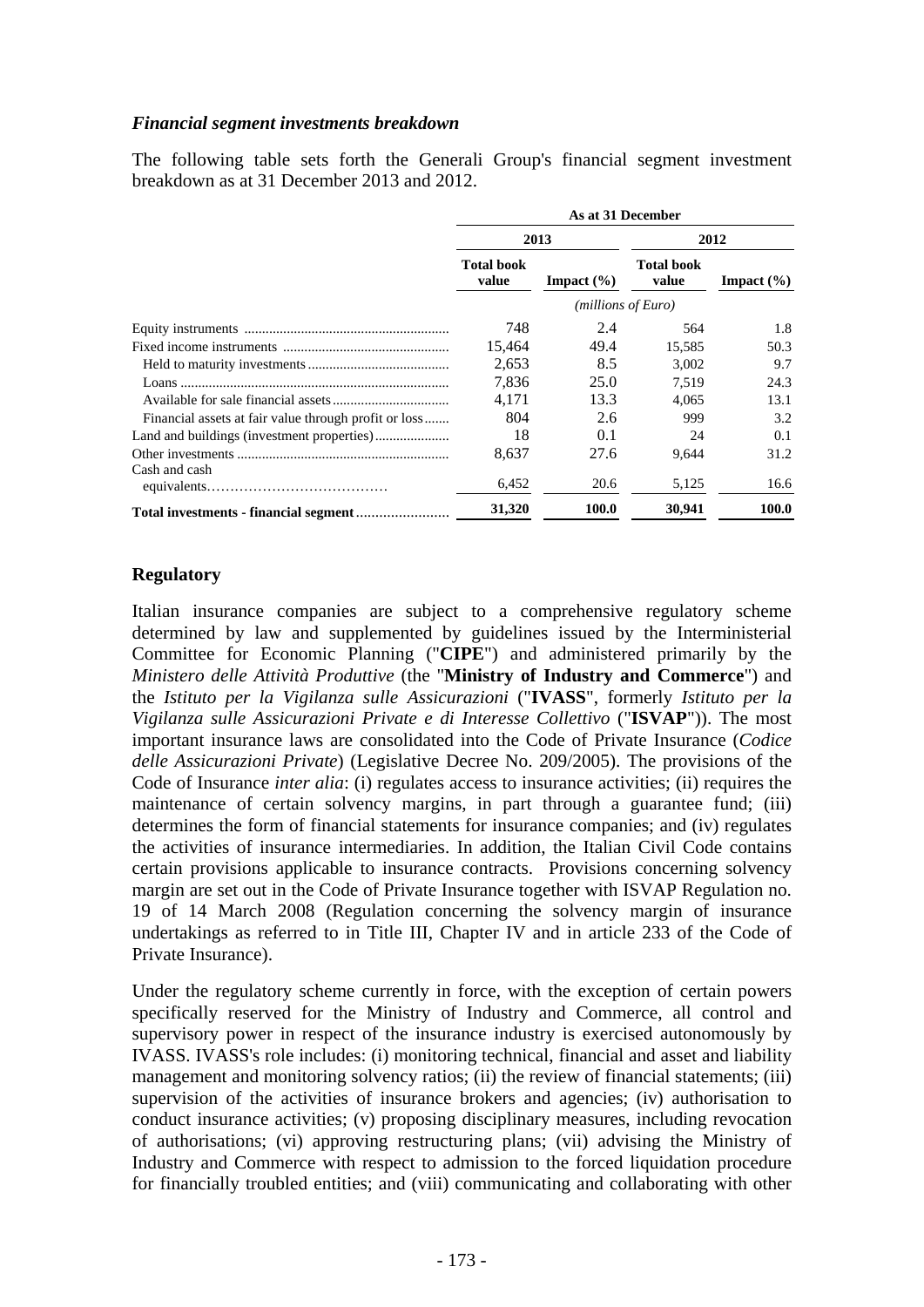### *Financial segment investments breakdown*

The following table sets forth the Generali Group's financial segment investment breakdown as at 31 December 2013 and 2012.

| | As at 31 December | | | |
|---|---|---|---|---|
| | 2013 | | 2012 | |
| | Total book value | Impact (%) | Total book value | Impact (%) |
| | *(millions of Euro)* | | | |
| Equity instruments | 748 | 2.4 | 564 | 1.8 |
| Fixed income instruments | 15,464 | 49.4 | 15,585 | 50.3 |
| Held to maturity investments | 2,653 | 8.5 | 3,002 | 9.7 |
| Loans | 7,836 | 25.0 | 7,519 | 24.3 |
| Available for sale financial assets | 4,171 | 13.3 | 4,065 | 13.1 |
| Financial assets at fair value through profit or loss | 804 | 2.6 | 999 | 3.2 |
| Land and buildings (investment properties) | 18 | 0.1 | 24 | 0.1 |
| Other investments | 8,637 | 27.6 | 9,644 | 31.2 |
| Cash and cash equivalents | 6,452 | 20.6 | 5,125 | 16.6 |
| **Total investments - financial segment** | **31,320** | **100.0** | **30,941** | **100.0** |

## Regulatory

Italian insurance companies are subject to a comprehensive regulatory scheme determined by law and supplemented by guidelines issued by the Interministerial Committee for Economic Planning ("**CIPE**") and administered primarily by the *Ministero delle Attività Produttive* (the "**Ministry of Industry and Commerce**") and the *Istituto per la Vigilanza sulle Assicurazioni* ("**IVASS**", formerly *Istituto per la Vigilanza sulle Assicurazioni Private e di Interesse Collettivo* ("**ISVAP**")). The most important insurance laws are consolidated into the Code of Private Insurance (*Codice delle Assicurazioni Private*) (Legislative Decree No. 209/2005). The provisions of the Code of Insurance *inter alia*: (i) regulates access to insurance activities; (ii) requires the maintenance of certain solvency margins, in part through a guarantee fund; (iii) determines the form of financial statements for insurance companies; and (iv) regulates the activities of insurance intermediaries. In addition, the Italian Civil Code contains certain provisions applicable to insurance contracts. Provisions concerning solvency margin are set out in the Code of Private Insurance together with ISVAP Regulation no. 19 of 14 March 2008 (Regulation concerning the solvency margin of insurance undertakings as referred to in Title III, Chapter IV and in article 233 of the Code of Private Insurance).

Under the regulatory scheme currently in force, with the exception of certain powers specifically reserved for the Ministry of Industry and Commerce, all control and supervisory power in respect of the insurance industry is exercised autonomously by IVASS. IVASS's role includes: (i) monitoring technical, financial and asset and liability management and monitoring solvency ratios; (ii) the review of financial statements; (iii) supervision of the activities of insurance brokers and agencies; (iv) authorisation to conduct insurance activities; (v) proposing disciplinary measures, including revocation of authorisations; (vi) approving restructuring plans; (vii) advising the Ministry of Industry and Commerce with respect to admission to the forced liquidation procedure for financially troubled entities; and (viii) communicating and collaborating with other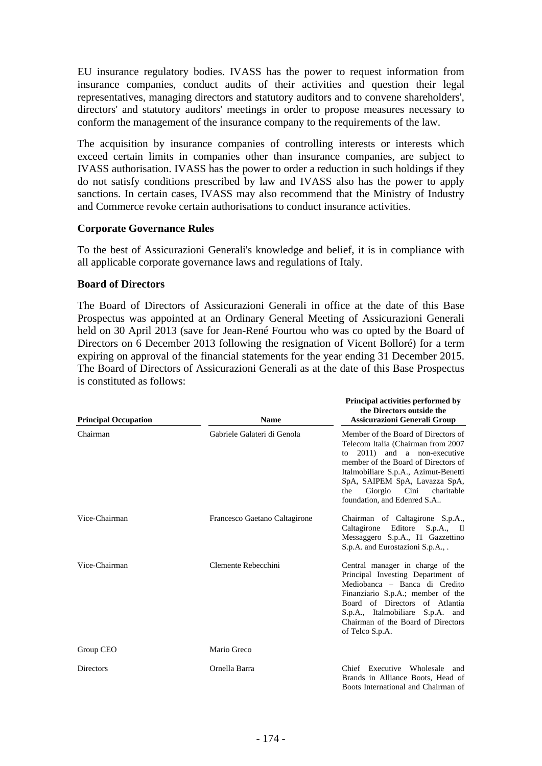EU insurance regulatory bodies. IVASS has the power to request information from insurance companies, conduct audits of their activities and question their legal representatives, managing directors and statutory auditors and to convene shareholders', directors' and statutory auditors' meetings in order to propose measures necessary to conform the management of the insurance company to the requirements of the law.

The acquisition by insurance companies of controlling interests or interests which exceed certain limits in companies other than insurance companies, are subject to IVASS authorisation. IVASS has the power to order a reduction in such holdings if they do not satisfy conditions prescribed by law and IVASS also has the power to apply sanctions. In certain cases, IVASS may also recommend that the Ministry of Industry and Commerce revoke certain authorisations to conduct insurance activities.

**Corporate Governance Rules**

To the best of Assicurazioni Generali's knowledge and belief, it is in compliance with all applicable corporate governance laws and regulations of Italy.

**Board of Directors**

The Board of Directors of Assicurazioni Generali in office at the date of this Base Prospectus was appointed at an Ordinary General Meeting of Assicurazioni Generali held on 30 April 2013 (save for Jean-René Fourtou who was co opted by the Board of Directors on 6 December 2013 following the resignation of Vicent Bolloré) for a term expiring on approval of the financial statements for the year ending 31 December 2015. The Board of Directors of Assicurazioni Generali as at the date of this Base Prospectus is constituted as follows:

| Principal Occupation | Name | Principal activities performed by the Directors outside the Assicurazioni Generali Group |
|---|---|---|
| Chairman | Gabriele Galateri di Genola | Member of the Board of Directors of Telecom Italia (Chairman from 2007 to 2011) and a non-executive member of the Board of Directors of Italmobiliare S.p.A., Azimut-Benetti SpA, SAIPEM SpA, Lavazza SpA, the Giorgio Cini charitable foundation, and Edenred S.A.. |
| Vice-Chairman | Francesco Gaetano Caltagirone | Chairman of Caltagirone S.p.A., Caltagirone Editore S.p.A., Il Messaggero S.p.A., I1 Gazzettino S.p.A. and Eurostazioni S.p.A., . |
| Vice-Chairman | Clemente Rebecchini | Central manager in charge of the Principal Investing Department of Mediobanca – Banca di Credito Finanziario S.p.A.; member of the Board of Directors of Atlantia S.p.A., Italmobiliare S.p.A. and Chairman of the Board of Directors of Telco S.p.A. |
| Group CEO | Mario Greco | |
| Directors | Ornella Barra | Chief Executive Wholesale and Brands in Alliance Boots, Head of Boots International and Chairman of |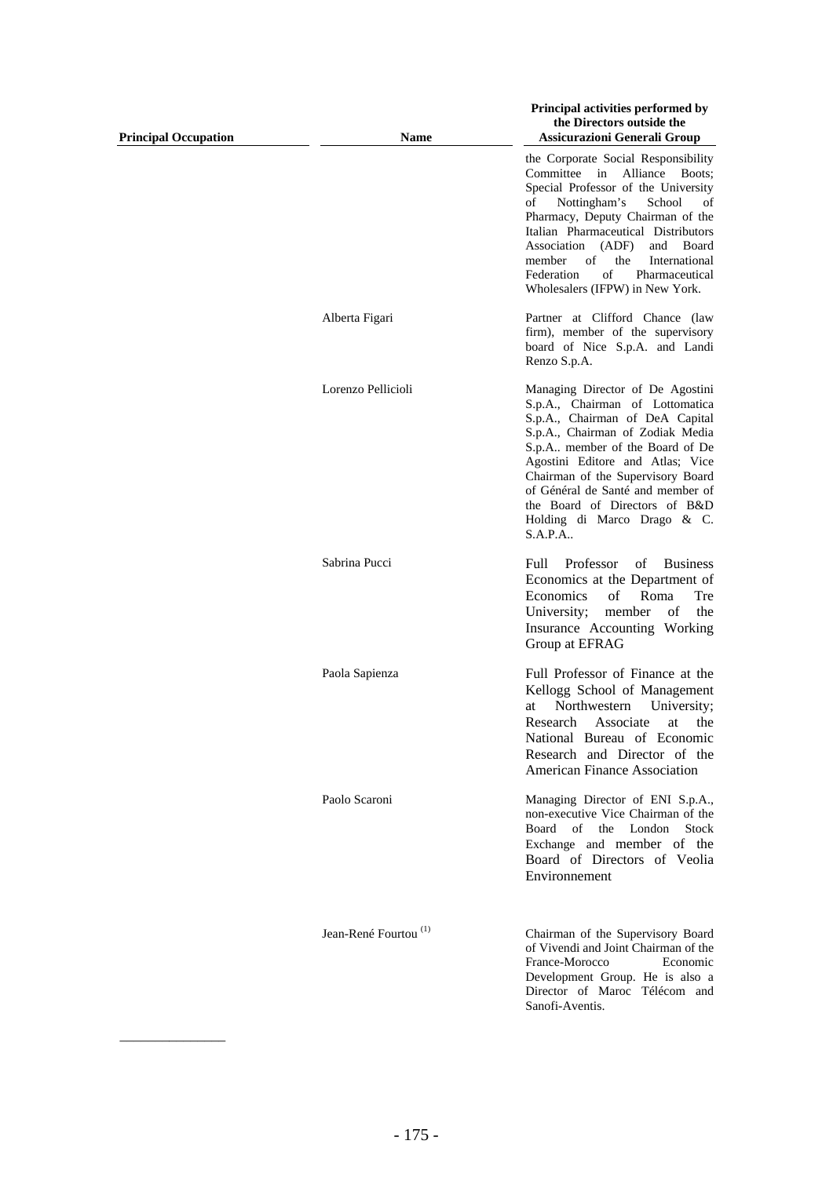| Principal Occupation | Name | Principal activities performed by the Directors outside the Assicurazioni Generali Group |
|---|---|---|
| | | the Corporate Social Responsibility Committee in Alliance Boots; Special Professor of the University of Nottingham's School of Pharmacy, Deputy Chairman of the Italian Pharmaceutical Distributors Association (ADF) and Board member of the International Federation of Pharmaceutical Wholesalers (IFPW) in New York. |
| | Alberta Figari | Partner at Clifford Chance (law firm), member of the supervisory board of Nice S.p.A. and Landi Renzo S.p.A. |
| | Lorenzo Pellicioli | Managing Director of De Agostini S.p.A., Chairman of Lottomatica S.p.A., Chairman of DeA Capital S.p.A., Chairman of Zodiak Media S.p.A.. member of the Board of De Agostini Editore and Atlas; Vice Chairman of the Supervisory Board of Général de Santé and member of the Board of Directors of B&D Holding di Marco Drago & C. S.A.P.A.. |
| | Sabrina Pucci | Full Professor of Business Economics at the Department of Economics of Roma Tre University; member of the Insurance Accounting Working Group at EFRAG |
| | Paola Sapienza | Full Professor of Finance at the Kellogg School of Management at Northwestern University; Research Associate at the National Bureau of Economic Research and Director of the American Finance Association |
| | Paolo Scaroni | Managing Director of ENI S.p.A., non-executive Vice Chairman of the Board of the London Stock Exchange and member of the Board of Directors of Veolia Environnement |
| | Jean-René Fourtou [(1)] | Chairman of the Supervisory Board of Vivendi and Joint Chairman of the France-Morocco Economic Development Group. He is also a Director of Maroc Télécom and Sanofi-Aventis. |

________________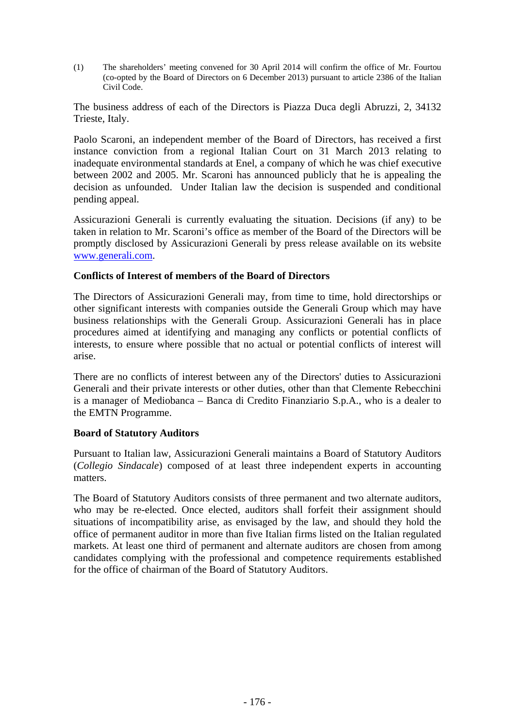(1) The shareholders' meeting convened for 30 April 2014 will confirm the office of Mr. Fourtou (co-opted by the Board of Directors on 6 December 2013) pursuant to article 2386 of the Italian Civil Code.

The business address of each of the Directors is Piazza Duca degli Abruzzi, 2, 34132 Trieste, Italy.

Paolo Scaroni, an independent member of the Board of Directors, has received a first instance conviction from a regional Italian Court on 31 March 2013 relating to inadequate environmental standards at Enel, a company of which he was chief executive between 2002 and 2005. Mr. Scaroni has announced publicly that he is appealing the decision as unfounded. Under Italian law the decision is suspended and conditional pending appeal.

Assicurazioni Generali is currently evaluating the situation. Decisions (if any) to be taken in relation to Mr. Scaroni's office as member of the Board of the Directors will be promptly disclosed by Assicurazioni Generali by press release available on its website www.generali.com.

**Conflicts of Interest of members of the Board of Directors**

The Directors of Assicurazioni Generali may, from time to time, hold directorships or other significant interests with companies outside the Generali Group which may have business relationships with the Generali Group. Assicurazioni Generali has in place procedures aimed at identifying and managing any conflicts or potential conflicts of interests, to ensure where possible that no actual or potential conflicts of interest will arise.

There are no conflicts of interest between any of the Directors' duties to Assicurazioni Generali and their private interests or other duties, other than that Clemente Rebecchini is a manager of Mediobanca – Banca di Credito Finanziario S.p.A., who is a dealer to the EMTN Programme.

**Board of Statutory Auditors**

Pursuant to Italian law, Assicurazioni Generali maintains a Board of Statutory Auditors (*Collegio Sindacale*) composed of at least three independent experts in accounting matters.

The Board of Statutory Auditors consists of three permanent and two alternate auditors, who may be re-elected. Once elected, auditors shall forfeit their assignment should situations of incompatibility arise, as envisaged by the law, and should they hold the office of permanent auditor in more than five Italian firms listed on the Italian regulated markets. At least one third of permanent and alternate auditors are chosen from among candidates complying with the professional and competence requirements established for the office of chairman of the Board of Statutory Auditors.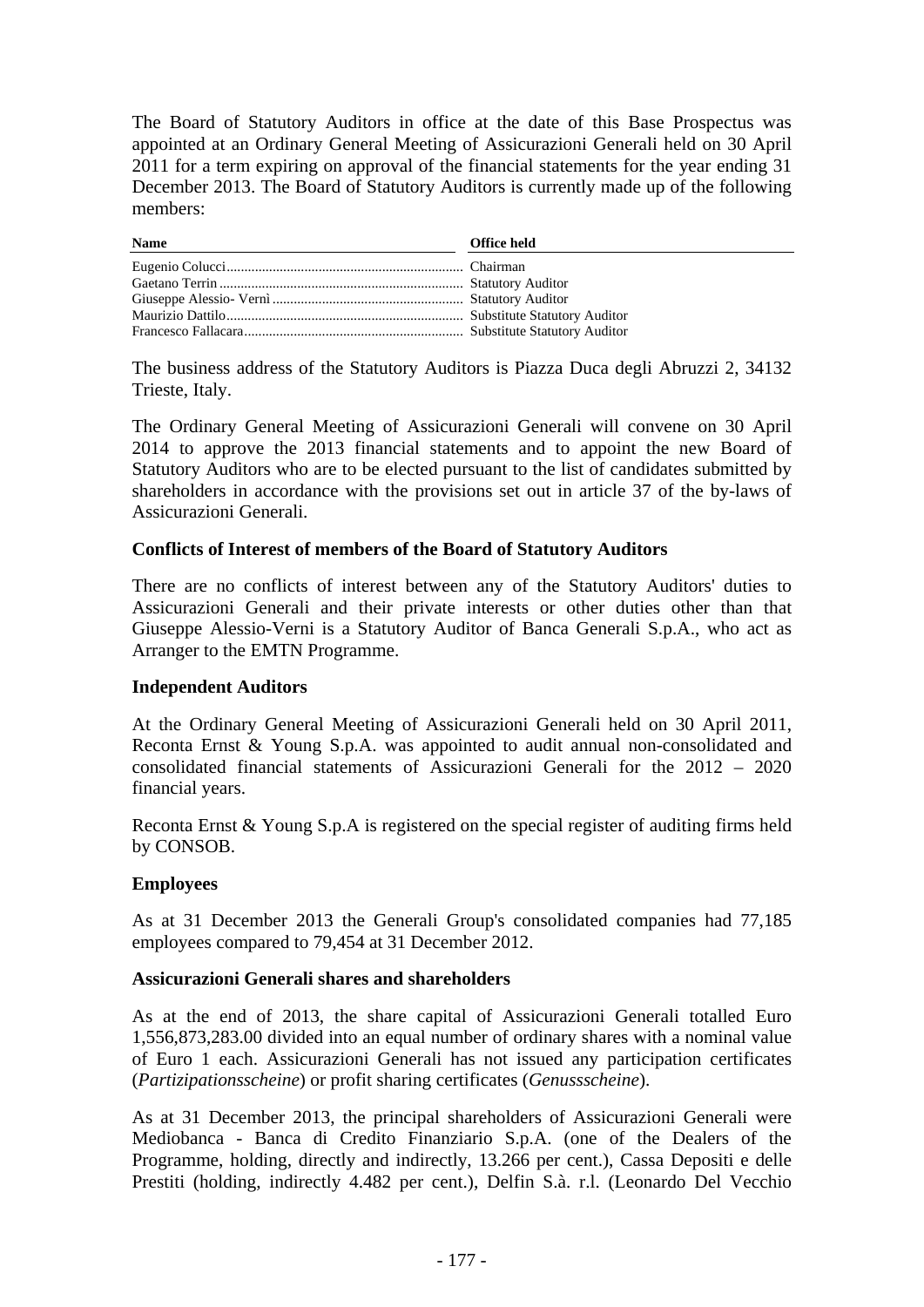The Board of Statutory Auditors in office at the date of this Base Prospectus was appointed at an Ordinary General Meeting of Assicurazioni Generali held on 30 April 2011 for a term expiring on approval of the financial statements for the year ending 31 December 2013. The Board of Statutory Auditors is currently made up of the following members:

| Name | Office held |
|---|---|
| Eugenio Colucci | Chairman |
| Gaetano Terrin | Statutory Auditor |
| Giuseppe Alessio- Vernì | Statutory Auditor |
| Maurizio Dattilo | Substitute Statutory Auditor |
| Francesco Fallacara | Substitute Statutory Auditor |

The business address of the Statutory Auditors is Piazza Duca degli Abruzzi 2, 34132 Trieste, Italy.

The Ordinary General Meeting of Assicurazioni Generali will convene on 30 April 2014 to approve the 2013 financial statements and to appoint the new Board of Statutory Auditors who are to be elected pursuant to the list of candidates submitted by shareholders in accordance with the provisions set out in article 37 of the by-laws of Assicurazioni Generali.

### Conflicts of Interest of members of the Board of Statutory Auditors

There are no conflicts of interest between any of the Statutory Auditors' duties to Assicurazioni Generali and their private interests or other duties other than that Giuseppe Alessio-Verni is a Statutory Auditor of Banca Generali S.p.A., who act as Arranger to the EMTN Programme.

### Independent Auditors

At the Ordinary General Meeting of Assicurazioni Generali held on 30 April 2011, Reconta Ernst & Young S.p.A. was appointed to audit annual non-consolidated and consolidated financial statements of Assicurazioni Generali for the 2012 – 2020 financial years.

Reconta Ernst & Young S.p.A is registered on the special register of auditing firms held by CONSOB.

### Employees

As at 31 December 2013 the Generali Group's consolidated companies had 77,185 employees compared to 79,454 at 31 December 2012.

### Assicurazioni Generali shares and shareholders

As at the end of 2013, the share capital of Assicurazioni Generali totalled Euro 1,556,873,283.00 divided into an equal number of ordinary shares with a nominal value of Euro 1 each. Assicurazioni Generali has not issued any participation certificates (*Partizipationsscheine*) or profit sharing certificates (*Genussscheine*).

As at 31 December 2013, the principal shareholders of Assicurazioni Generali were Mediobanca - Banca di Credito Finanziario S.p.A. (one of the Dealers of the Programme, holding, directly and indirectly, 13.266 per cent.), Cassa Depositi e delle Prestiti (holding, indirectly 4.482 per cent.), Delfin S.à. r.l. (Leonardo Del Vecchio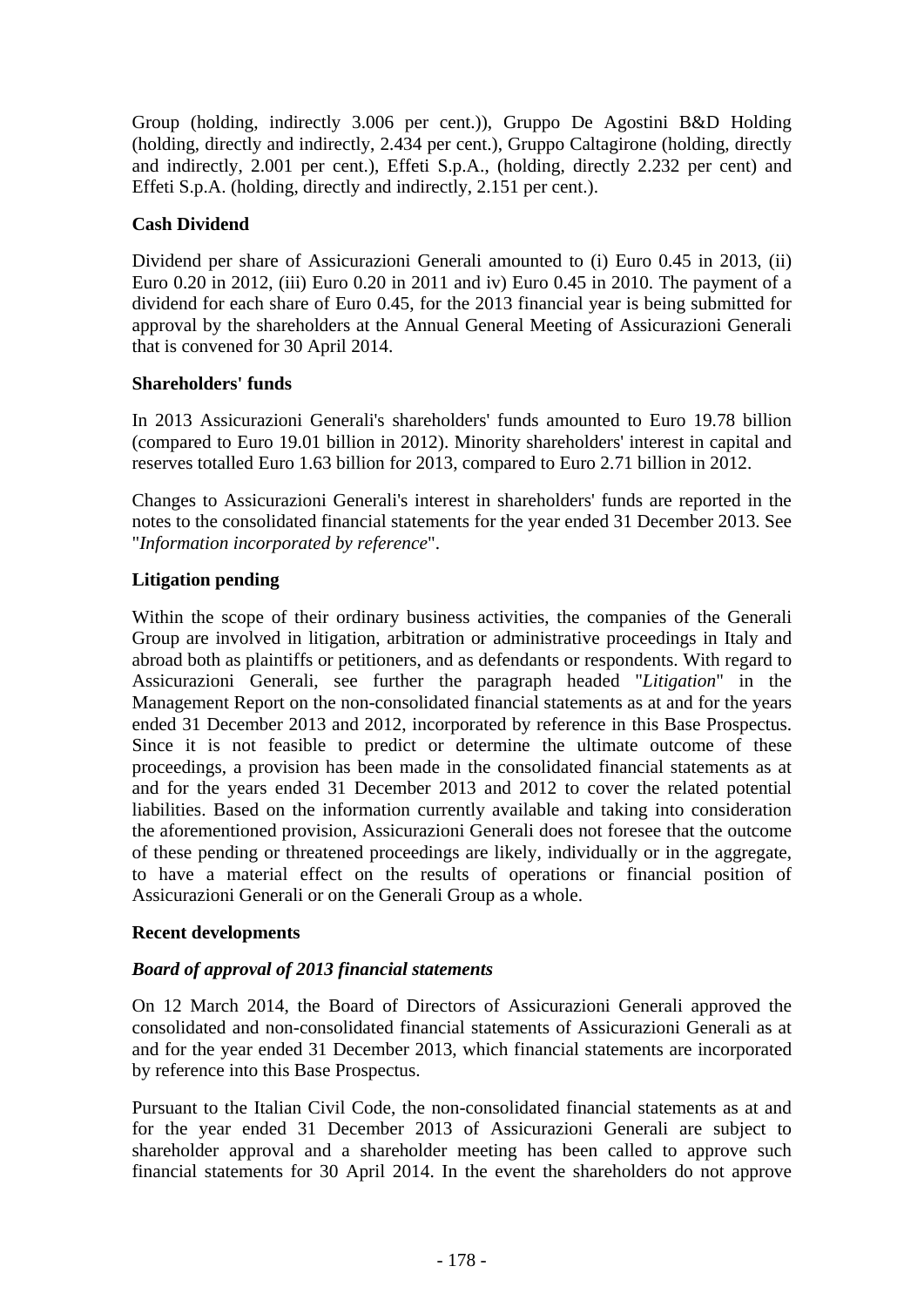Group (holding, indirectly 3.006 per cent.)), Gruppo De Agostini B&D Holding (holding, directly and indirectly, 2.434 per cent.), Gruppo Caltagirone (holding, directly and indirectly, 2.001 per cent.), Effeti S.p.A., (holding, directly 2.232 per cent) and Effeti S.p.A. (holding, directly and indirectly, 2.151 per cent.).

**Cash Dividend**

Dividend per share of Assicurazioni Generali amounted to (i) Euro 0.45 in 2013, (ii) Euro 0.20 in 2012, (iii) Euro 0.20 in 2011 and iv) Euro 0.45 in 2010. The payment of a dividend for each share of Euro 0.45, for the 2013 financial year is being submitted for approval by the shareholders at the Annual General Meeting of Assicurazioni Generali that is convened for 30 April 2014.

**Shareholders' funds**

In 2013 Assicurazioni Generali's shareholders' funds amounted to Euro 19.78 billion (compared to Euro 19.01 billion in 2012). Minority shareholders' interest in capital and reserves totalled Euro 1.63 billion for 2013, compared to Euro 2.71 billion in 2012.

Changes to Assicurazioni Generali's interest in shareholders' funds are reported in the notes to the consolidated financial statements for the year ended 31 December 2013. See "*Information incorporated by reference*".

**Litigation pending**

Within the scope of their ordinary business activities, the companies of the Generali Group are involved in litigation, arbitration or administrative proceedings in Italy and abroad both as plaintiffs or petitioners, and as defendants or respondents. With regard to Assicurazioni Generali, see further the paragraph headed "*Litigation*" in the Management Report on the non-consolidated financial statements as at and for the years ended 31 December 2013 and 2012, incorporated by reference in this Base Prospectus. Since it is not feasible to predict or determine the ultimate outcome of these proceedings, a provision has been made in the consolidated financial statements as at and for the years ended 31 December 2013 and 2012 to cover the related potential liabilities. Based on the information currently available and taking into consideration the aforementioned provision, Assicurazioni Generali does not foresee that the outcome of these pending or threatened proceedings are likely, individually or in the aggregate, to have a material effect on the results of operations or financial position of Assicurazioni Generali or on the Generali Group as a whole.

**Recent developments**

***Board of approval of 2013 financial statements***

On 12 March 2014, the Board of Directors of Assicurazioni Generali approved the consolidated and non-consolidated financial statements of Assicurazioni Generali as at and for the year ended 31 December 2013, which financial statements are incorporated by reference into this Base Prospectus.

Pursuant to the Italian Civil Code, the non-consolidated financial statements as at and for the year ended 31 December 2013 of Assicurazioni Generali are subject to shareholder approval and a shareholder meeting has been called to approve such financial statements for 30 April 2014. In the event the shareholders do not approve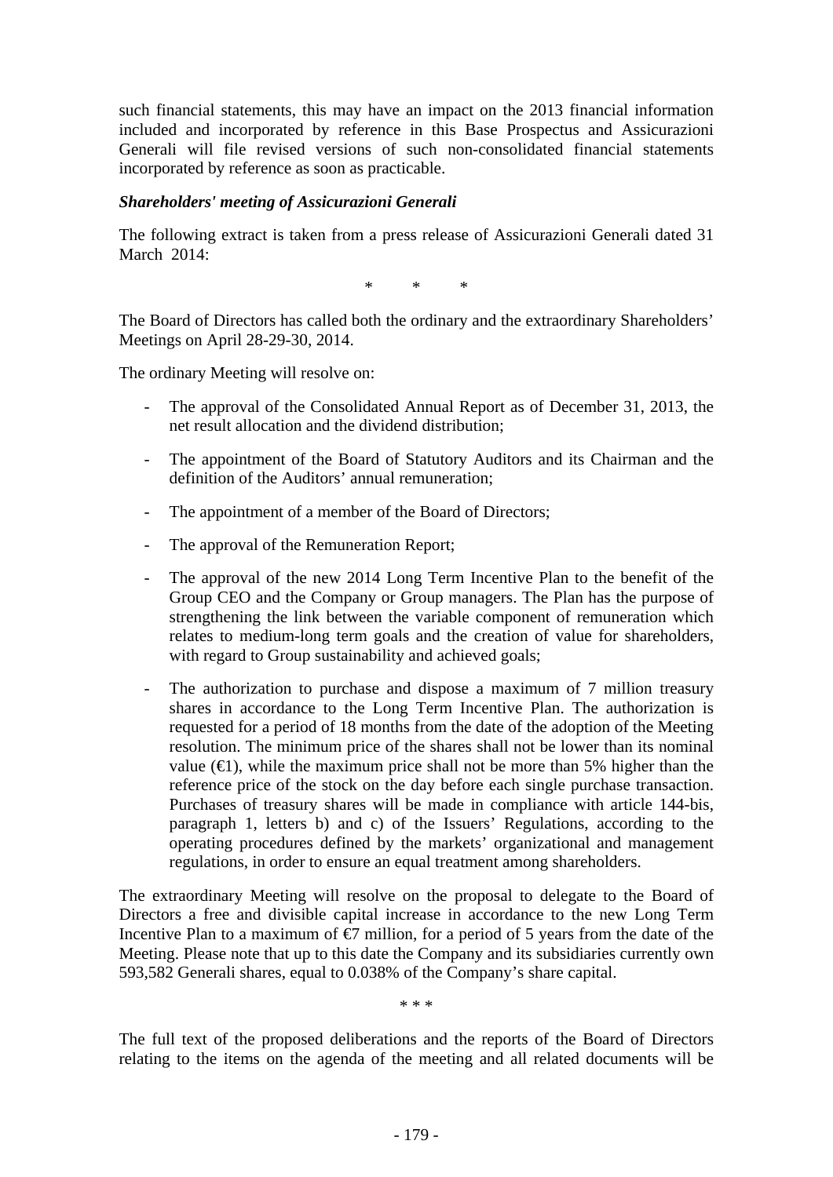such financial statements, this may have an impact on the 2013 financial information included and incorporated by reference in this Base Prospectus and Assicurazioni Generali will file revised versions of such non-consolidated financial statements incorporated by reference as soon as practicable.

***Shareholders' meeting of Assicurazioni Generali***

The following extract is taken from a press release of Assicurazioni Generali dated 31 March 2014:

\* \* \*

The Board of Directors has called both the ordinary and the extraordinary Shareholders' Meetings on April 28-29-30, 2014.

The ordinary Meeting will resolve on:

- The approval of the Consolidated Annual Report as of December 31, 2013, the net result allocation and the dividend distribution;
- The appointment of the Board of Statutory Auditors and its Chairman and the definition of the Auditors' annual remuneration;
- The appointment of a member of the Board of Directors;
- The approval of the Remuneration Report;
- The approval of the new 2014 Long Term Incentive Plan to the benefit of the Group CEO and the Company or Group managers. The Plan has the purpose of strengthening the link between the variable component of remuneration which relates to medium-long term goals and the creation of value for shareholders, with regard to Group sustainability and achieved goals;
- The authorization to purchase and dispose a maximum of 7 million treasury shares in accordance to the Long Term Incentive Plan. The authorization is requested for a period of 18 months from the date of the adoption of the Meeting resolution. The minimum price of the shares shall not be lower than its nominal value (€1), while the maximum price shall not be more than 5% higher than the reference price of the stock on the day before each single purchase transaction. Purchases of treasury shares will be made in compliance with article 144-bis, paragraph 1, letters b) and c) of the Issuers' Regulations, according to the operating procedures defined by the markets' organizational and management regulations, in order to ensure an equal treatment among shareholders.

The extraordinary Meeting will resolve on the proposal to delegate to the Board of Directors a free and divisible capital increase in accordance to the new Long Term Incentive Plan to a maximum of €7 million, for a period of 5 years from the date of the Meeting. Please note that up to this date the Company and its subsidiaries currently own 593,582 Generali shares, equal to 0.038% of the Company's share capital.

\* \* \*

The full text of the proposed deliberations and the reports of the Board of Directors relating to the items on the agenda of the meeting and all related documents will be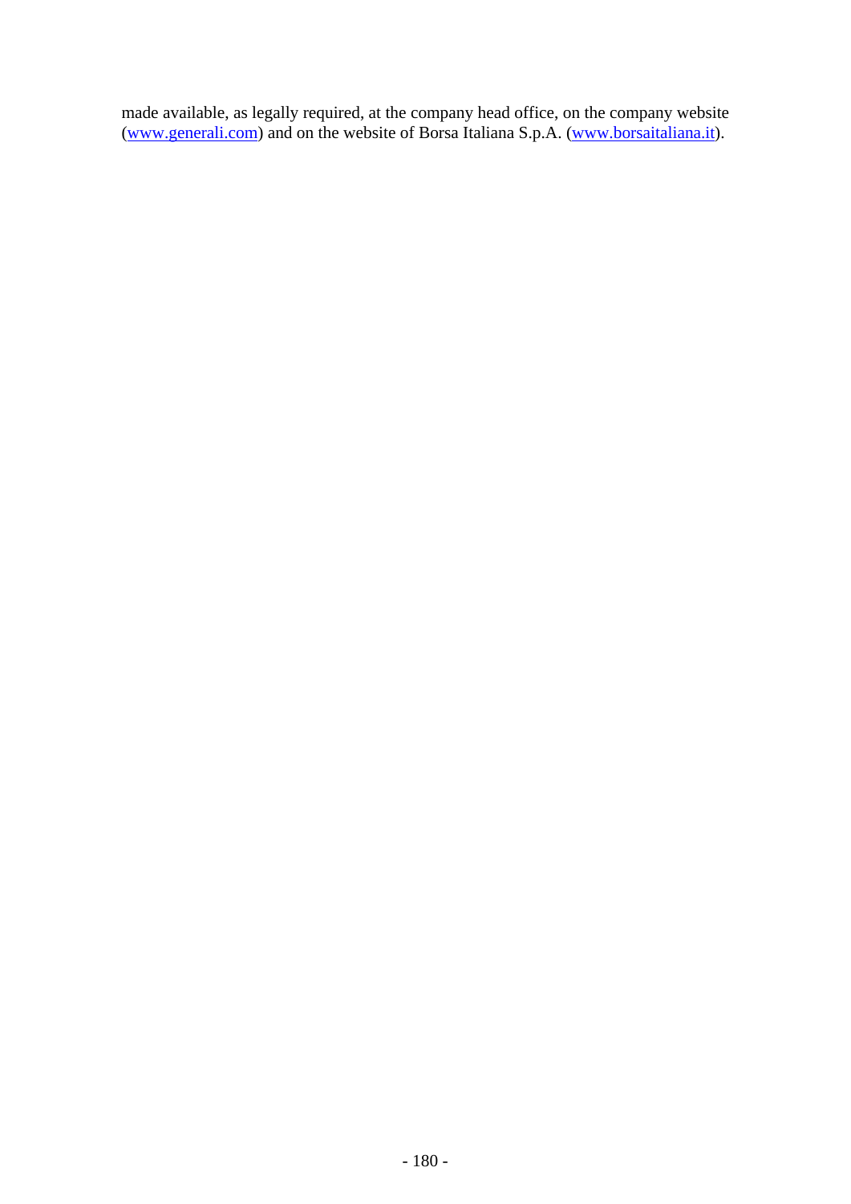made available, as legally required, at the company head office, on the company website (www.generali.com) and on the website of Borsa Italiana S.p.A. (www.borsaitaliana.it).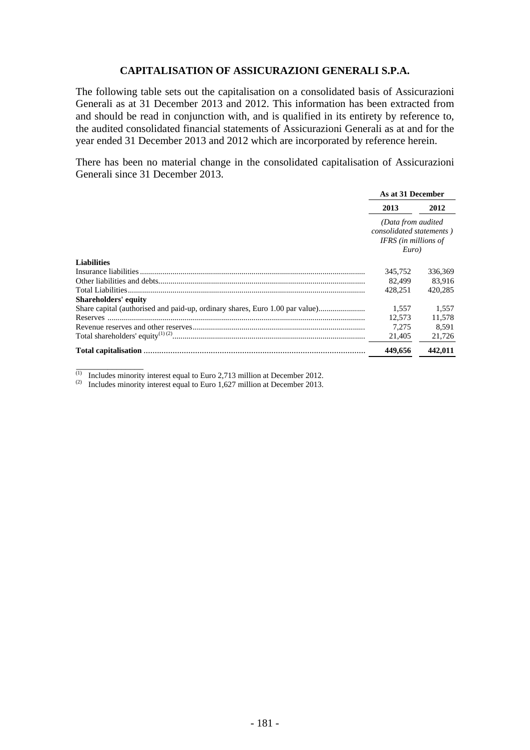## CAPITALISATION OF ASSICURAZIONI GENERALI S.P.A.

The following table sets out the capitalisation on a consolidated basis of Assicurazioni Generali as at 31 December 2013 and 2012. This information has been extracted from and should be read in conjunction with, and is qualified in its entirety by reference to, the audited consolidated financial statements of Assicurazioni Generali as at and for the year ended 31 December 2013 and 2012 which are incorporated by reference herein.

There has been no material change in the consolidated capitalisation of Assicurazioni Generali since 31 December 2013.

| | As at 31 December | |
|---|---|---|
| | **2013** | **2012** |
| | *(Data from audited consolidated statements ) IFRS (in millions of Euro)* | |
| **Liabilities** | | |
| Insurance liabilities | 345,752 | 336,369 |
| Other liabilities and debts | 82,499 | 83,916 |
| Total Liabilities | 428,251 | 420,285 |
| **Shareholders' equity** | | |
| Share capital (authorised and paid-up, ordinary shares, Euro 1.00 par value) | 1,557 | 1,557 |
| Reserves | 12,573 | 11,578 |
| Revenue reserves and other reserves | 7,275 | 8,591 |
| Total shareholders' equity[(1) (2)] | 21,405 | 21,726 |
| **Total capitalisation** | **449,656** | **442,011** |

(1) Includes minority interest equal to Euro 2,713 million at December 2012.

(2) Includes minority interest equal to Euro 1,627 million at December 2013.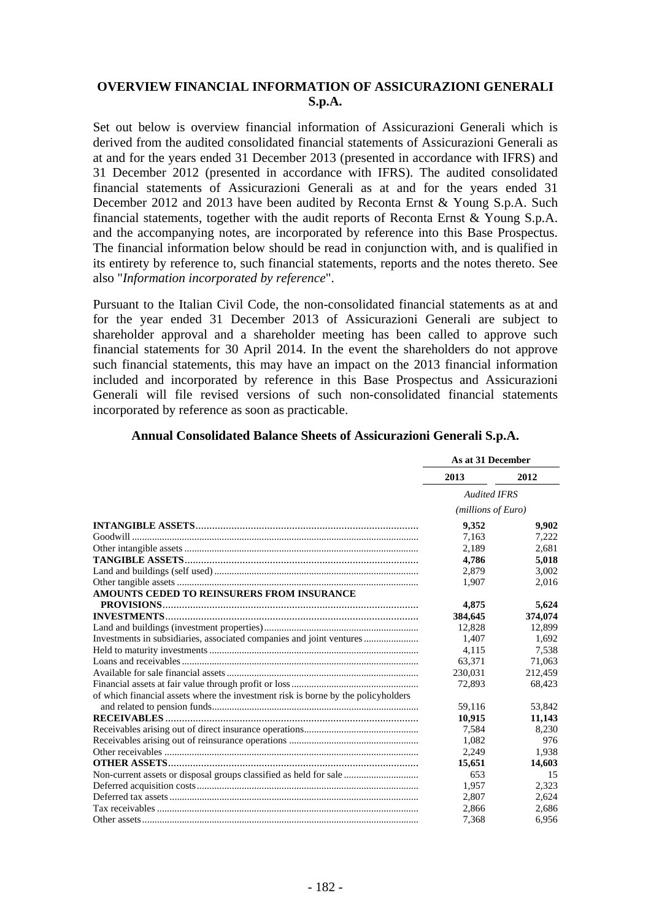## OVERVIEW FINANCIAL INFORMATION OF ASSICURAZIONI GENERALI S.p.A.

Set out below is overview financial information of Assicurazioni Generali which is derived from the audited consolidated financial statements of Assicurazioni Generali as at and for the years ended 31 December 2013 (presented in accordance with IFRS) and 31 December 2012 (presented in accordance with IFRS). The audited consolidated financial statements of Assicurazioni Generali as at and for the years ended 31 December 2012 and 2013 have been audited by Reconta Ernst & Young S.p.A. Such financial statements, together with the audit reports of Reconta Ernst & Young S.p.A. and the accompanying notes, are incorporated by reference into this Base Prospectus. The financial information below should be read in conjunction with, and is qualified in its entirety by reference to, such financial statements, reports and the notes thereto. See also "*Information incorporated by reference*".

Pursuant to the Italian Civil Code, the non-consolidated financial statements as at and for the year ended 31 December 2013 of Assicurazioni Generali are subject to shareholder approval and a shareholder meeting has been called to approve such financial statements for 30 April 2014. In the event the shareholders do not approve such financial statements, this may have an impact on the 2013 financial information included and incorporated by reference in this Base Prospectus and Assicurazioni Generali will file revised versions of such non-consolidated financial statements incorporated by reference as soon as practicable.

### Annual Consolidated Balance Sheets of Assicurazioni Generali S.p.A.

| | As at 31 December | |
|---|---|---|
| | **2013** | **2012** |
| | *Audited IFRS* | |
| | *(millions of Euro)* | |
| **INTANGIBLE ASSETS** | **9,352** | **9,902** |
| Goodwill | 7,163 | 7,222 |
| Other intangible assets | 2,189 | 2,681 |
| **TANGIBLE ASSETS** | **4,786** | **5,018** |
| Land and buildings (self used) | 2,879 | 3,002 |
| Other tangible assets | 1,907 | 2,016 |
| **AMOUNTS CEDED TO REINSURERS FROM INSURANCE PROVISIONS** | **4,875** | **5,624** |
| **INVESTMENTS** | **384,645** | **374,074** |
| Land and buildings (investment properties) | 12,828 | 12,899 |
| Investments in subsidiaries, associated companies and joint ventures | 1,407 | 1,692 |
| Held to maturity investments | 4,115 | 7,538 |
| Loans and receivables | 63,371 | 71,063 |
| Available for sale financial assets | 230,031 | 212,459 |
| Financial assets at fair value through profit or loss | 72,893 | 68,423 |
| of which financial assets where the investment risk is borne by the policyholders and related to pension funds | 59,116 | 53,842 |
| **RECEIVABLES** | **10,915** | **11,143** |
| Receivables arising out of direct insurance operations | 7,584 | 8,230 |
| Receivables arising out of reinsurance operations | 1,082 | 976 |
| Other receivables | 2,249 | 1,938 |
| **OTHER ASSETS** | **15,651** | **14,603** |
| Non-current assets or disposal groups classified as held for sale | 653 | 15 |
| Deferred acquisition costs | 1,957 | 2,323 |
| Deferred tax assets | 2,807 | 2,624 |
| Tax receivables | 2,866 | 2,686 |
| Other assets | 7,368 | 6,956 |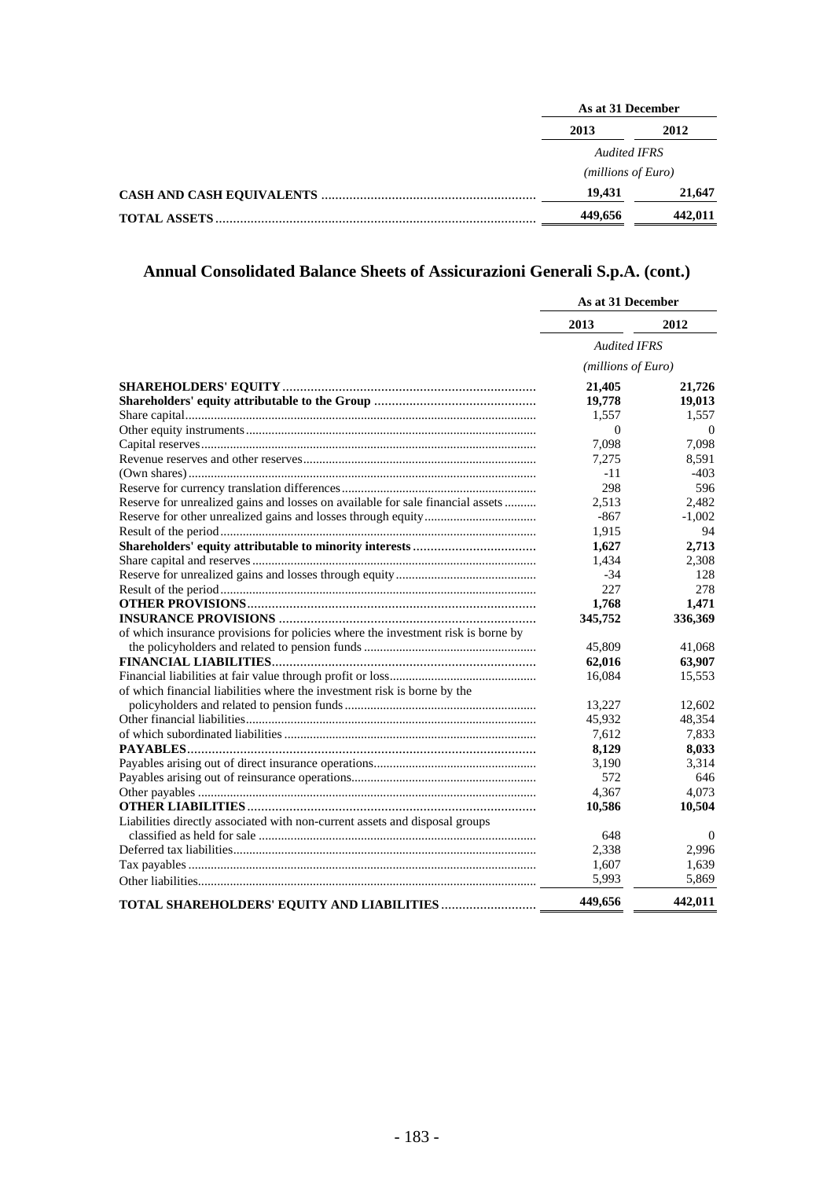| | As at 31 December | |
|---|---|---|
| | 2013 | 2012 |
| | *Audited IFRS* | |
| | *(millions of Euro)* | |
| **CASH AND CASH EQUIVALENTS** | **19,431** | **21,647** |
| **TOTAL ASSETS** | **449,656** | **442,011** |

## Annual Consolidated Balance Sheets of Assicurazioni Generali S.p.A. (cont.)

| | As at 31 December | |
|---|---|---|
| | 2013 | 2012 |
| | *Audited IFRS* | |
| | *(millions of Euro)* | |
| **SHAREHOLDERS' EQUITY** | **21,405** | **21,726** |
| **Shareholders' equity attributable to the Group** | **19,778** | **19,013** |
| Share capital | 1,557 | 1,557 |
| Other equity instruments | 0 | 0 |
| Capital reserves | 7,098 | 7,098 |
| Revenue reserves and other reserves | 7,275 | 8,591 |
| (Own shares) | -11 | -403 |
| Reserve for currency translation differences | 298 | 596 |
| Reserve for unrealized gains and losses on available for sale financial assets | 2,513 | 2,482 |
| Reserve for other unrealized gains and losses through equity | -867 | -1,002 |
| Result of the period | 1,915 | 94 |
| **Shareholders' equity attributable to minority interests** | **1,627** | **2,713** |
| Share capital and reserves | 1,434 | 2,308 |
| Reserve for unrealized gains and losses through equity | -34 | 128 |
| Result of the period | 227 | 278 |
| **OTHER PROVISIONS** | **1,768** | **1,471** |
| **INSURANCE PROVISIONS** | **345,752** | **336,369** |
| of which insurance provisions for policies where the investment risk is borne by the policyholders and related to pension funds | 45,809 | 41,068 |
| **FINANCIAL LIABILITIES** | **62,016** | **63,907** |
| Financial liabilities at fair value through profit or loss | 16,084 | 15,553 |
| of which financial liabilities where the investment risk is borne by the policyholders and related to pension funds | 13,227 | 12,602 |
| Other financial liabilities | 45,932 | 48,354 |
| of which subordinated liabilities | 7,612 | 7,833 |
| **PAYABLES** | **8,129** | **8,033** |
| Payables arising out of direct insurance operations | 3,190 | 3,314 |
| Payables arising out of reinsurance operations | 572 | 646 |
| Other payables | 4,367 | 4,073 |
| **OTHER LIABILITIES** | **10,586** | **10,504** |
| Liabilities directly associated with non-current assets and disposal groups classified as held for sale | 648 | 0 |
| Deferred tax liabilities | 2,338 | 2,996 |
| Tax payables | 1,607 | 1,639 |
| Other liabilities | 5,993 | 5,869 |
| **TOTAL SHAREHOLDERS' EQUITY AND LIABILITIES** | **449,656** | **442,011** |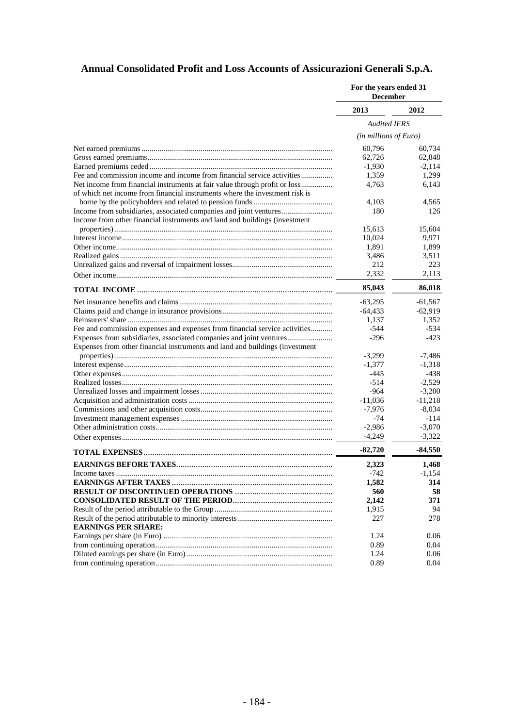## Annual Consolidated Profit and Loss Accounts of Assicurazioni Generali S.p.A.

| | For the years ended 31 December | |
|---|---|---|
| | 2013 | 2012 |
| | *Audited IFRS* | |
| | *(in millions of Euro)* | |
| Net earned premiums | 60,796 | 60,734 |
| Gross earned premiums | 62,726 | 62,848 |
| Earned premiums ceded | -1,930 | -2,114 |
| Fee and commission income and income from financial service activities | 1,359 | 1,299 |
| Net income from financial instruments at fair value through profit or loss | 4,763 | 6,143 |
| of which net income from financial instruments where the investment risk is borne by the policyholders and related to pension funds | 4,103 | 4,565 |
| Income from subsidiaries, associated companies and joint ventures | 180 | 126 |
| Income from other financial instruments and land and buildings (investment properties) | 15,613 | 15,604 |
| Interest income | 10,024 | 9,971 |
| Other income | 1,891 | 1,899 |
| Realized gains | 3,486 | 3,511 |
| Unrealized gains and reversal of impairment losses | 212 | 223 |
| Other income | 2,332 | 2,113 |
| **TOTAL INCOME** | **85,043** | **86,018** |
| Net insurance benefits and claims | -63,295 | -61,567 |
| Claims paid and change in insurance provisions | -64,433 | -62,919 |
| Reinsurers' share | 1,137 | 1,352 |
| Fee and commission expenses and expenses from financial service activities | -544 | -534 |
| Expenses from subsidiaries, associated companies and joint ventures | -296 | -423 |
| Expenses from other financial instruments and land and buildings (investment properties) | -3,299 | -7,486 |
| Interest expense | -1,377 | -1,318 |
| Other expenses | -445 | -438 |
| Realized losses | -514 | -2,529 |
| Unrealized losses and impairment losses | -964 | -3,200 |
| Acquisition and administration costs | -11,036 | -11,218 |
| Commissions and other acquisition costs | -7,976 | -8,034 |
| Investment management expenses | -74 | -114 |
| Other administration costs | -2,986 | -3,070 |
| Other expenses | -4,249 | -3,322 |
| **TOTAL EXPENSES** | **-82,720** | **-84,550** |
| **EARNINGS BEFORE TAXES** | **2,323** | **1,468** |
| Income taxes | -742 | -1,154 |
| **EARNINGS AFTER TAXES** | **1,582** | **314** |
| **RESULT OF DISCONTINUED OPERATIONS** | **560** | **58** |
| **CONSOLIDATED RESULT OF THE PERIOD** | **2,142** | **371** |
| Result of the period attributable to the Group | 1,915 | 94 |
| Result of the period attributable to minority interests | 227 | 278 |
| **EARNINGS PER SHARE:** | | |
| Earnings per share (in Euro) | 1.24 | 0.06 |
| from continuing operation | 0.89 | 0.04 |
| Diluted earnings per share (in Euro) | 1.24 | 0.06 |
| from continuing operation | 0.89 | 0.04 |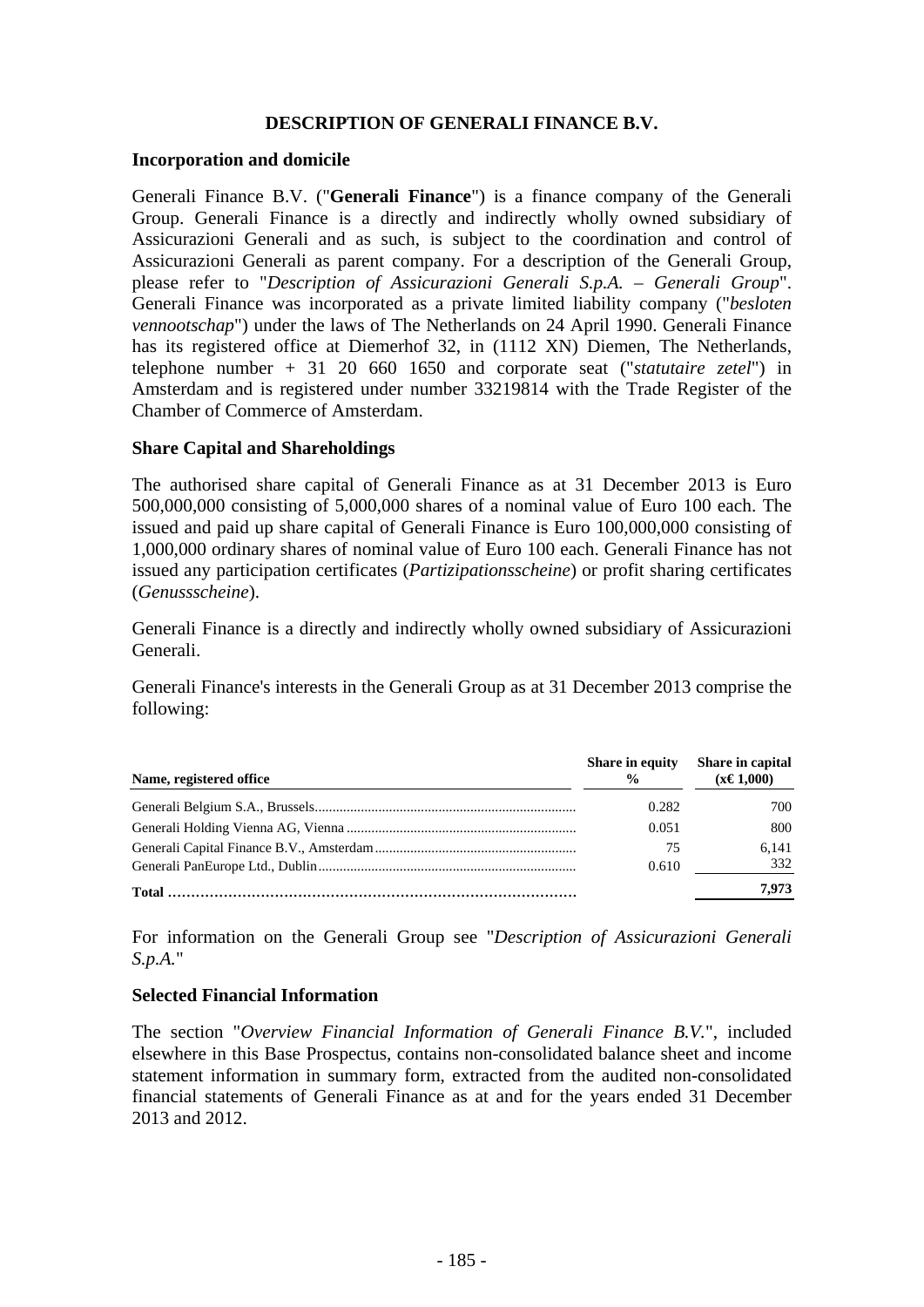# DESCRIPTION OF GENERALI FINANCE B.V.

## Incorporation and domicile

Generali Finance B.V. ("**Generali Finance**") is a finance company of the Generali Group. Generali Finance is a directly and indirectly wholly owned subsidiary of Assicurazioni Generali and as such, is subject to the coordination and control of Assicurazioni Generali as parent company. For a description of the Generali Group, please refer to "*Description of Assicurazioni Generali S.p.A. – Generali Group*". Generali Finance was incorporated as a private limited liability company ("*besloten vennootschap*") under the laws of The Netherlands on 24 April 1990. Generali Finance has its registered office at Diemerhof 32, in (1112 XN) Diemen, The Netherlands, telephone number + 31 20 660 1650 and corporate seat ("*statutaire zetel*") in Amsterdam and is registered under number 33219814 with the Trade Register of the Chamber of Commerce of Amsterdam.

## Share Capital and Shareholdings

The authorised share capital of Generali Finance as at 31 December 2013 is Euro 500,000,000 consisting of 5,000,000 shares of a nominal value of Euro 100 each. The issued and paid up share capital of Generali Finance is Euro 100,000,000 consisting of 1,000,000 ordinary shares of nominal value of Euro 100 each. Generali Finance has not issued any participation certificates (*Partizipationsscheine*) or profit sharing certificates (*Genussscheine*).

Generali Finance is a directly and indirectly wholly owned subsidiary of Assicurazioni Generali.

Generali Finance's interests in the Generali Group as at 31 December 2013 comprise the following:

| Name, registered office | Share in equity % | Share in capital (x€ 1,000) |
|---|---|---|
| Generali Belgium S.A., Brussels | 0.282 | 700 |
| Generali Holding Vienna AG, Vienna | 0.051 | 800 |
| Generali Capital Finance B.V., Amsterdam | 75 | 6,141 |
| Generali PanEurope Ltd., Dublin | 0.610 | 332 |
| **Total** | | **7,973** |

For information on the Generali Group see "*Description of Assicurazioni Generali S.p.A.*"

## Selected Financial Information

The section "*Overview Financial Information of Generali Finance B.V.*", included elsewhere in this Base Prospectus, contains non-consolidated balance sheet and income statement information in summary form, extracted from the audited non-consolidated financial statements of Generali Finance as at and for the years ended 31 December 2013 and 2012.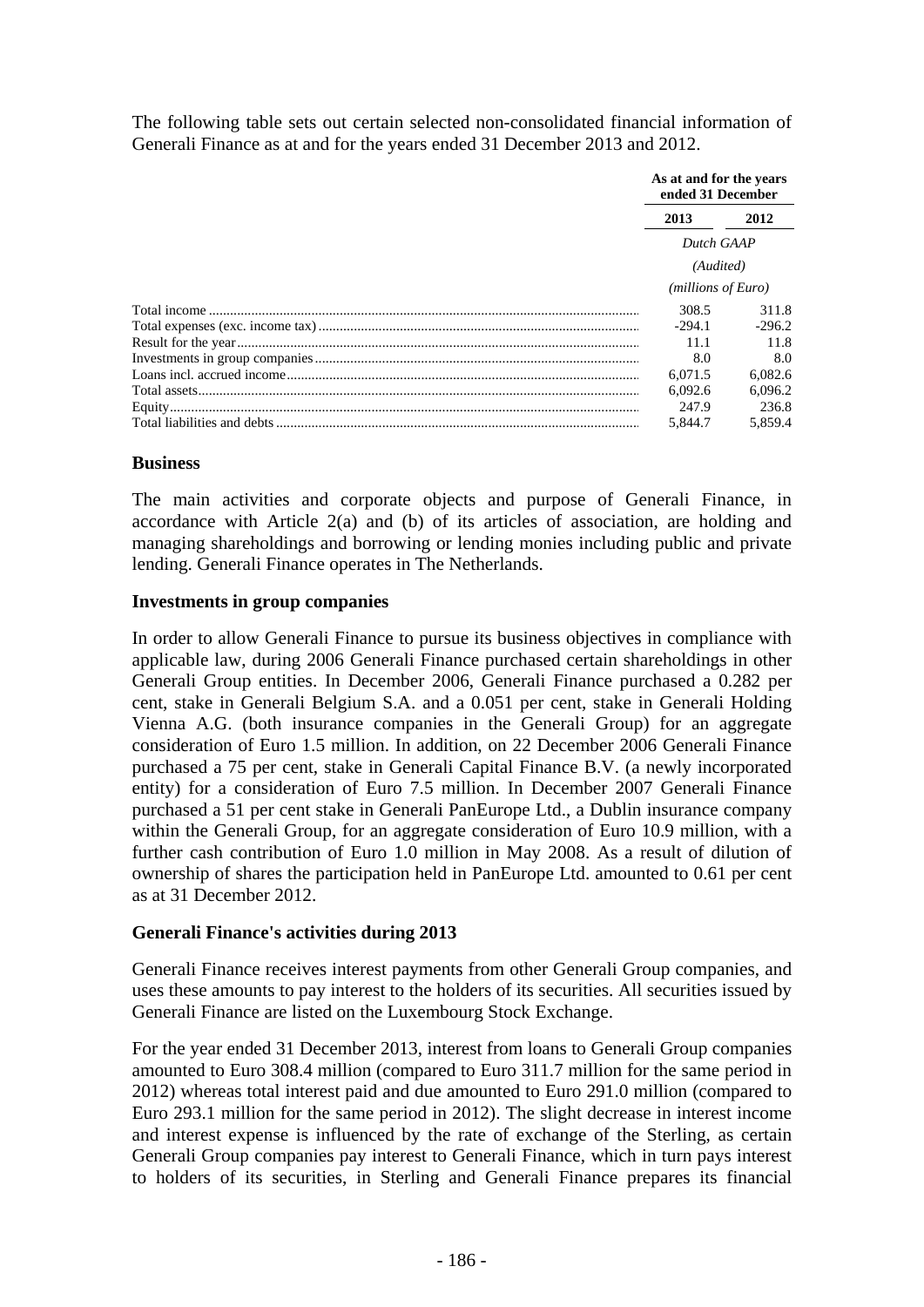The following table sets out certain selected non-consolidated financial information of Generali Finance as at and for the years ended 31 December 2013 and 2012.

| | As at and for the years ended 31 December | |
|---|---|---|
| | **2013** | **2012** |
| | *Dutch GAAP* | |
| | *(Audited)* | |
| | *(millions of Euro)* | |
| Total income | 308.5 | 311.8 |
| Total expenses (exc. income tax) | -294.1 | -296.2 |
| Result for the year | 11.1 | 11.8 |
| Investments in group companies | 8.0 | 8.0 |
| Loans incl. accrued income | 6,071.5 | 6,082.6 |
| Total assets | 6,092.6 | 6,096.2 |
| Equity | 247.9 | 236.8 |
| Total liabilities and debts | 5,844.7 | 5,859.4 |

### Business

The main activities and corporate objects and purpose of Generali Finance, in accordance with Article 2(a) and (b) of its articles of association, are holding and managing shareholdings and borrowing or lending monies including public and private lending. Generali Finance operates in The Netherlands.

### Investments in group companies

In order to allow Generali Finance to pursue its business objectives in compliance with applicable law, during 2006 Generali Finance purchased certain shareholdings in other Generali Group entities. In December 2006, Generali Finance purchased a 0.282 per cent, stake in Generali Belgium S.A. and a 0.051 per cent, stake in Generali Holding Vienna A.G. (both insurance companies in the Generali Group) for an aggregate consideration of Euro 1.5 million. In addition, on 22 December 2006 Generali Finance purchased a 75 per cent, stake in Generali Capital Finance B.V. (a newly incorporated entity) for a consideration of Euro 7.5 million. In December 2007 Generali Finance purchased a 51 per cent stake in Generali PanEurope Ltd., a Dublin insurance company within the Generali Group, for an aggregate consideration of Euro 10.9 million, with a further cash contribution of Euro 1.0 million in May 2008. As a result of dilution of ownership of shares the participation held in PanEurope Ltd. amounted to 0.61 per cent as at 31 December 2012.

### Generali Finance's activities during 2013

Generali Finance receives interest payments from other Generali Group companies, and uses these amounts to pay interest to the holders of its securities. All securities issued by Generali Finance are listed on the Luxembourg Stock Exchange.

For the year ended 31 December 2013, interest from loans to Generali Group companies amounted to Euro 308.4 million (compared to Euro 311.7 million for the same period in 2012) whereas total interest paid and due amounted to Euro 291.0 million (compared to Euro 293.1 million for the same period in 2012). The slight decrease in interest income and interest expense is influenced by the rate of exchange of the Sterling, as certain Generali Group companies pay interest to Generali Finance, which in turn pays interest to holders of its securities, in Sterling and Generali Finance prepares its financial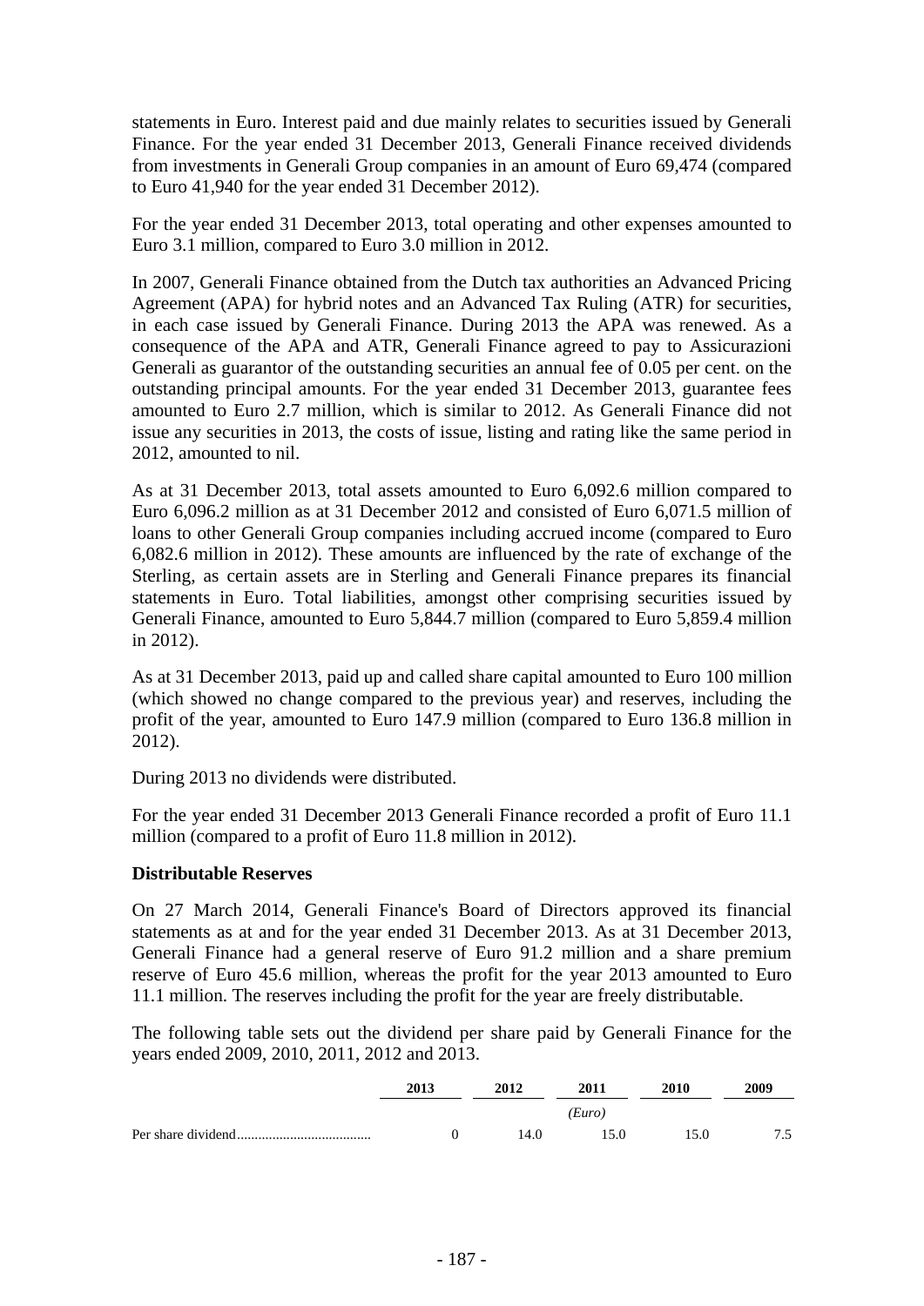statements in Euro. Interest paid and due mainly relates to securities issued by Generali Finance. For the year ended 31 December 2013, Generali Finance received dividends from investments in Generali Group companies in an amount of Euro 69,474 (compared to Euro 41,940 for the year ended 31 December 2012).

For the year ended 31 December 2013, total operating and other expenses amounted to Euro 3.1 million, compared to Euro 3.0 million in 2012.

In 2007, Generali Finance obtained from the Dutch tax authorities an Advanced Pricing Agreement (APA) for hybrid notes and an Advanced Tax Ruling (ATR) for securities, in each case issued by Generali Finance. During 2013 the APA was renewed. As a consequence of the APA and ATR, Generali Finance agreed to pay to Assicurazioni Generali as guarantor of the outstanding securities an annual fee of 0.05 per cent. on the outstanding principal amounts. For the year ended 31 December 2013, guarantee fees amounted to Euro 2.7 million, which is similar to 2012. As Generali Finance did not issue any securities in 2013, the costs of issue, listing and rating like the same period in 2012, amounted to nil.

As at 31 December 2013, total assets amounted to Euro 6,092.6 million compared to Euro 6,096.2 million as at 31 December 2012 and consisted of Euro 6,071.5 million of loans to other Generali Group companies including accrued income (compared to Euro 6,082.6 million in 2012). These amounts are influenced by the rate of exchange of the Sterling, as certain assets are in Sterling and Generali Finance prepares its financial statements in Euro. Total liabilities, amongst other comprising securities issued by Generali Finance, amounted to Euro 5,844.7 million (compared to Euro 5,859.4 million in 2012).

As at 31 December 2013, paid up and called share capital amounted to Euro 100 million (which showed no change compared to the previous year) and reserves, including the profit of the year, amounted to Euro 147.9 million (compared to Euro 136.8 million in 2012).

During 2013 no dividends were distributed.

For the year ended 31 December 2013 Generali Finance recorded a profit of Euro 11.1 million (compared to a profit of Euro 11.8 million in 2012).

**Distributable Reserves**

On 27 March 2014, Generali Finance's Board of Directors approved its financial statements as at and for the year ended 31 December 2013. As at 31 December 2013, Generali Finance had a general reserve of Euro 91.2 million and a share premium reserve of Euro 45.6 million, whereas the profit for the year 2013 amounted to Euro 11.1 million. The reserves including the profit for the year are freely distributable.

The following table sets out the dividend per share paid by Generali Finance for the years ended 2009, 2010, 2011, 2012 and 2013.

| | 2013 | 2012 | 2011 | 2010 | 2009 |
|---|---|---|---|---|---|
| | | | *(Euro)* | | |
| Per share dividend | 0 | 14.0 | 15.0 | 15.0 | 7.5 |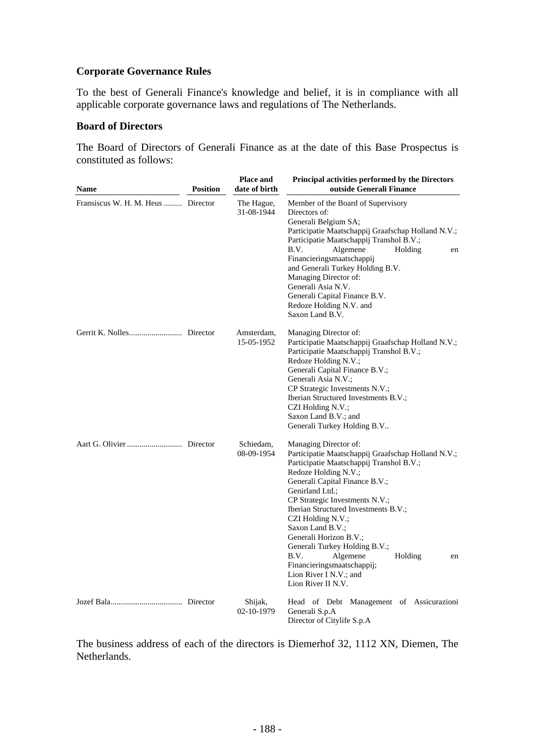## Corporate Governance Rules

To the best of Generali Finance's knowledge and belief, it is in compliance with all applicable corporate governance laws and regulations of The Netherlands.

## Board of Directors

The Board of Directors of Generali Finance as at the date of this Base Prospectus is constituted as follows:

| Name | Position | Place and date of birth | Principal activities performed by the Directors outside Generali Finance |
|---|---|---|---|
| Fransiscus W. H. M. Heus | Director | The Hague, 31-08-1944 | Member of the Board of Supervisory Directors of:<br>Generali Belgium SA;<br>Participatie Maatschappij Graafschap Holland N.V.;<br>Participatie Maatschappij Transhol B.V.;<br>B.V. Algemene Holding en Financieringsmaatschappij<br>and Generali Turkey Holding B.V.<br>Managing Director of:<br>Generali Asia N.V.<br>Generali Capital Finance B.V.<br>Redoze Holding N.V. and<br>Saxon Land B.V. |
| Gerrit K. Nolles | Director | Amsterdam, 15-05-1952 | Managing Director of:<br>Participatie Maatschappij Graafschap Holland N.V.;<br>Participatie Maatschappij Transhol B.V.;<br>Redoze Holding N.V.;<br>Generali Capital Finance B.V.;<br>Generali Asia N.V.;<br>CP Strategic Investments N.V.;<br>Iberian Structured Investments B.V.;<br>CZI Holding N.V.;<br>Saxon Land B.V.; and<br>Generali Turkey Holding B.V.. |
| Aart G. Olivier | Director | Schiedam, 08-09-1954 | Managing Director of:<br>Participatie Maatschappij Graafschap Holland N.V.;<br>Participatie Maatschappij Transhol B.V.;<br>Redoze Holding N.V.;<br>Generali Capital Finance B.V.;<br>Genirland Ltd.;<br>CP Strategic Investments N.V.;<br>Iberian Structured Investments B.V.;<br>CZI Holding N.V.;<br>Saxon Land B.V.;<br>Generali Horizon B.V.;<br>Generali Turkey Holding B.V.;<br>B.V. Algemene Holding en Financieringsmaatschappij;<br>Lion River I N.V.; and<br>Lion River II N.V. |
| Jozef Bala | Director | Shijak, 02-10-1979 | Head of Debt Management of Assicurazioni Generali S.p.A<br>Director of Citylife S.p.A |

The business address of each of the directors is Diemerhof 32, 1112 XN, Diemen, The Netherlands.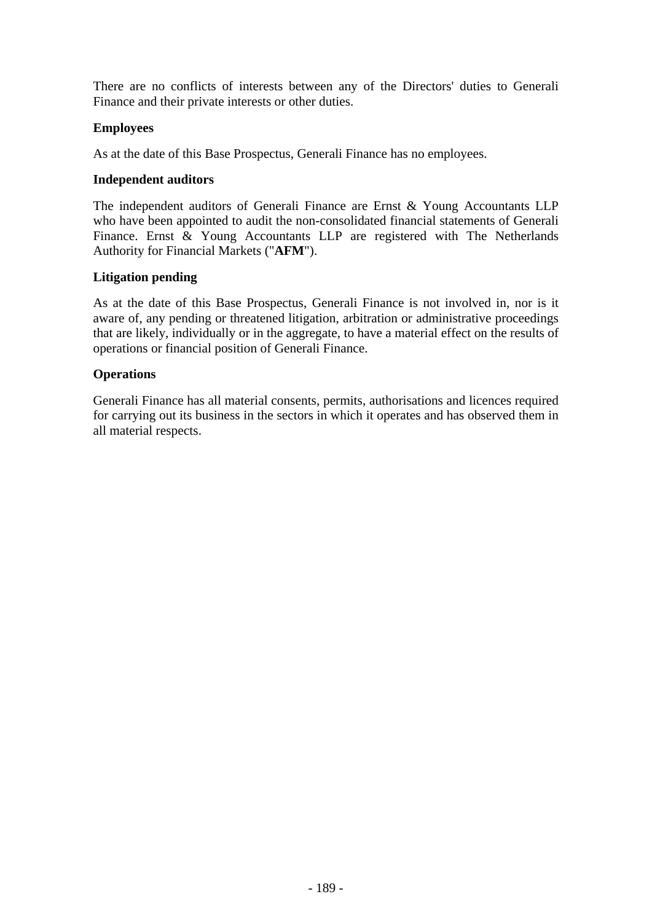There are no conflicts of interests between any of the Directors' duties to Generali Finance and their private interests or other duties.

**Employees**

As at the date of this Base Prospectus, Generali Finance has no employees.

**Independent auditors**

The independent auditors of Generali Finance are Ernst & Young Accountants LLP who have been appointed to audit the non-consolidated financial statements of Generali Finance. Ernst & Young Accountants LLP are registered with The Netherlands Authority for Financial Markets ("**AFM**").

**Litigation pending**

As at the date of this Base Prospectus, Generali Finance is not involved in, nor is it aware of, any pending or threatened litigation, arbitration or administrative proceedings that are likely, individually or in the aggregate, to have a material effect on the results of operations or financial position of Generali Finance.

**Operations**

Generali Finance has all material consents, permits, authorisations and licences required for carrying out its business in the sectors in which it operates and has observed them in all material respects.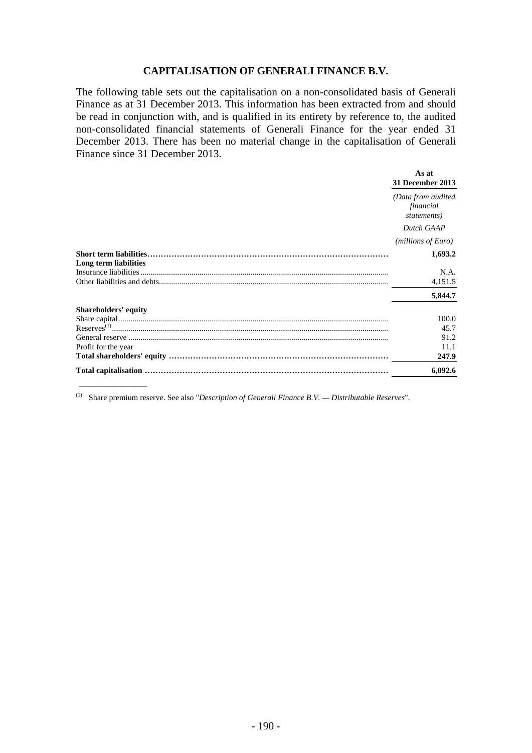## CAPITALISATION OF GENERALI FINANCE B.V.

The following table sets out the capitalisation on a non-consolidated basis of Generali Finance as at 31 December 2013. This information has been extracted from and should be read in conjunction with, and is qualified in its entirety by reference to, the audited non-consolidated financial statements of Generali Finance for the year ended 31 December 2013. There has been no material change in the capitalisation of Generali Finance since 31 December 2013.

| | **As at 31 December 2013** |
|---|---|
| | *(Data from audited financial statements)* |
| | *Dutch GAAP* |
| | *(millions of Euro)* |
| **Short term liabilities** | **1,693.2** |
| **Long term liabilities** | |
| Insurance liabilities | N.A. |
| Other liabilities and debts | 4,151.5 |
| | **5,844.7** |
| **Shareholders' equity** | |
| Share capital | 100.0 |
| Reserves[1] | 45.7 |
| General reserve | 91.2 |
| Profit for the year | 11.1 |
| **Total shareholders' equity** | **247.9** |
| **Total capitalisation** | **6,092.6** |

[1] Share premium reserve. See also "*Description of Generali Finance B.V. — Distributable Reserves*".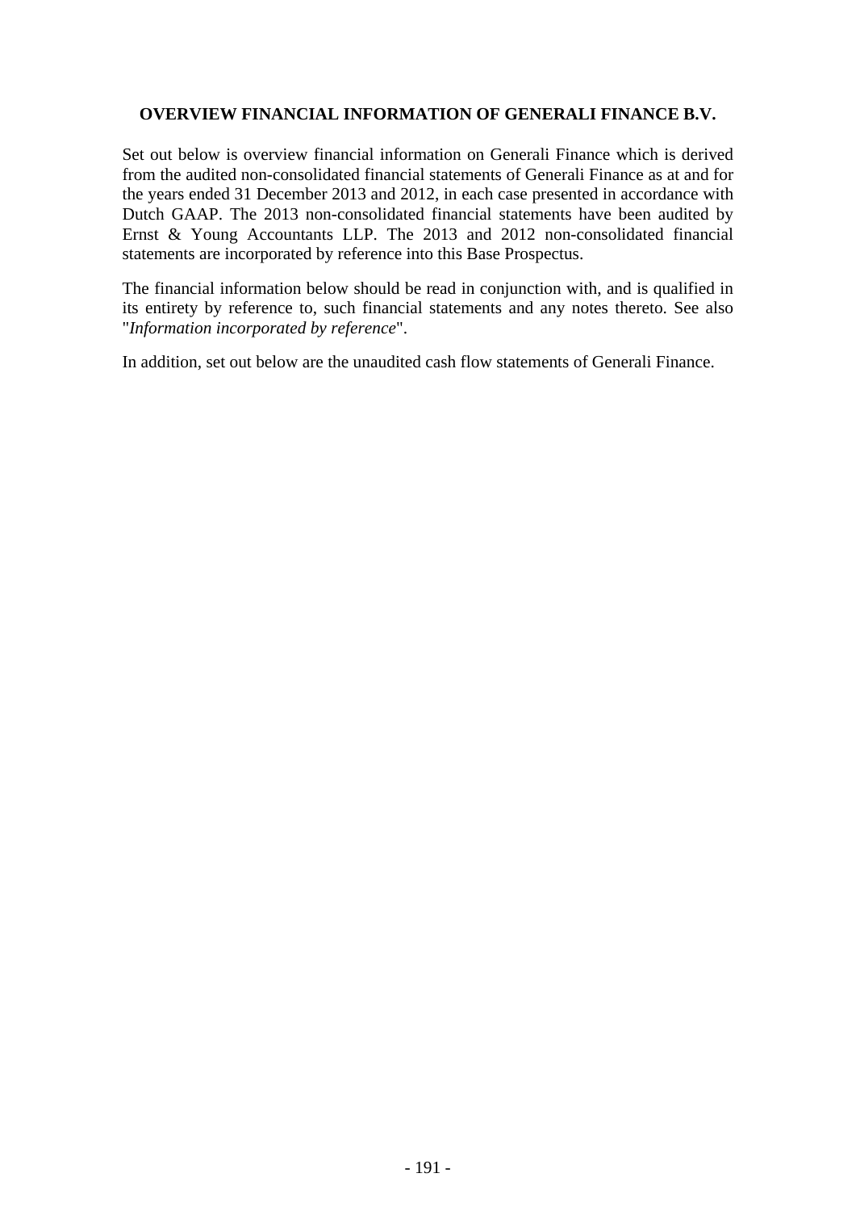## OVERVIEW FINANCIAL INFORMATION OF GENERALI FINANCE B.V.

Set out below is overview financial information on Generali Finance which is derived from the audited non-consolidated financial statements of Generali Finance as at and for the years ended 31 December 2013 and 2012, in each case presented in accordance with Dutch GAAP. The 2013 non-consolidated financial statements have been audited by Ernst & Young Accountants LLP. The 2013 and 2012 non-consolidated financial statements are incorporated by reference into this Base Prospectus.

The financial information below should be read in conjunction with, and is qualified in its entirety by reference to, such financial statements and any notes thereto. See also "*Information incorporated by reference*".

In addition, set out below are the unaudited cash flow statements of Generali Finance.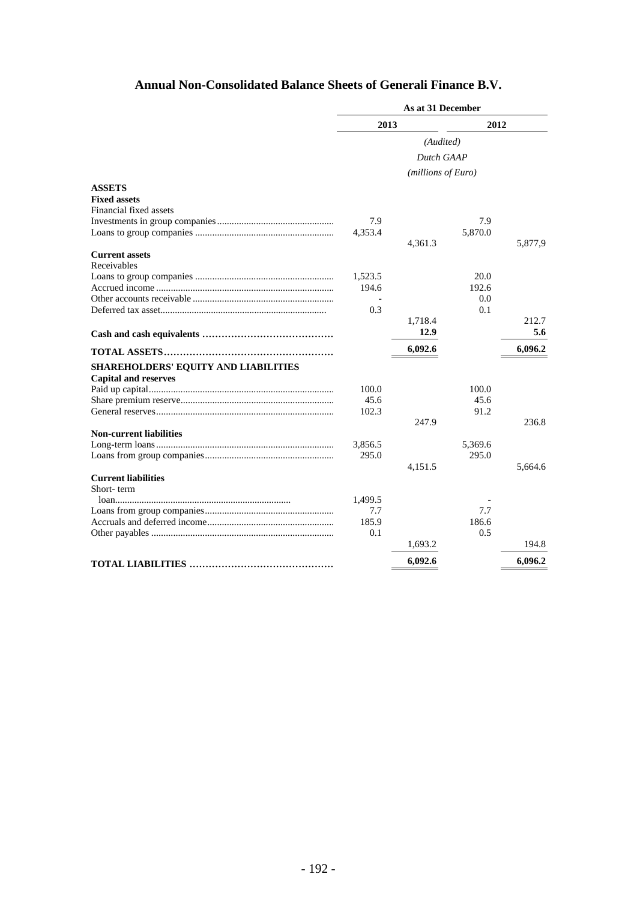## Annual Non-Consolidated Balance Sheets of Generali Finance B.V.

| | As at 31 December | | | |
|---|---|---|---|---|
| | 2013 | | 2012 | |
| | *(Audited)* | | | |
| | *Dutch GAAP* | | | |
| | *(millions of Euro)* | | | |
| **ASSETS** | | | | |
| **Fixed assets** | | | | |
| Financial fixed assets | | | | |
| Investments in group companies | 7.9 | | 7.9 | |
| Loans to group companies | 4,353.4 | | 5,870.0 | |
| | | 4,361.3 | | 5,877,9 |
| **Current assets** | | | | |
| Receivables | | | | |
| Loans to group companies | 1,523.5 | | 20.0 | |
| Accrued income | 194.6 | | 192.6 | |
| Other accounts receivable | - | | 0.0 | |
| Deferred tax asset | 0.3 | | 0.1 | |
| | | 1,718.4 | | 212.7 |
| **Cash and cash equivalents** | | **12.9** | | **5.6** |
| **TOTAL ASSETS** | | **6,092.6** | | **6,096.2** |
| **SHAREHOLDERS' EQUITY AND LIABILITIES** | | | | |
| **Capital and reserves** | | | | |
| Paid up capital | 100.0 | | 100.0 | |
| Share premium reserve | 45.6 | | 45.6 | |
| General reserves | 102.3 | | 91.2 | |
| | | 247.9 | | 236.8 |
| **Non-current liabilities** | | | | |
| Long-term loans | 3,856.5 | | 5,369.6 | |
| Loans from group companies | 295.0 | | 295.0 | |
| | | 4,151.5 | | 5,664.6 |
| **Current liabilities** | | | | |
| Short- term loan | 1,499.5 | | - | |
| Loans from group companies | 7.7 | | 7.7 | |
| Accruals and deferred income | 185.9 | | 186.6 | |
| Other payables | 0.1 | | 0.5 | |
| | | 1,693.2 | | 194.8 |
| **TOTAL LIABILITIES** | | **6,092.6** | | **6,096.2** |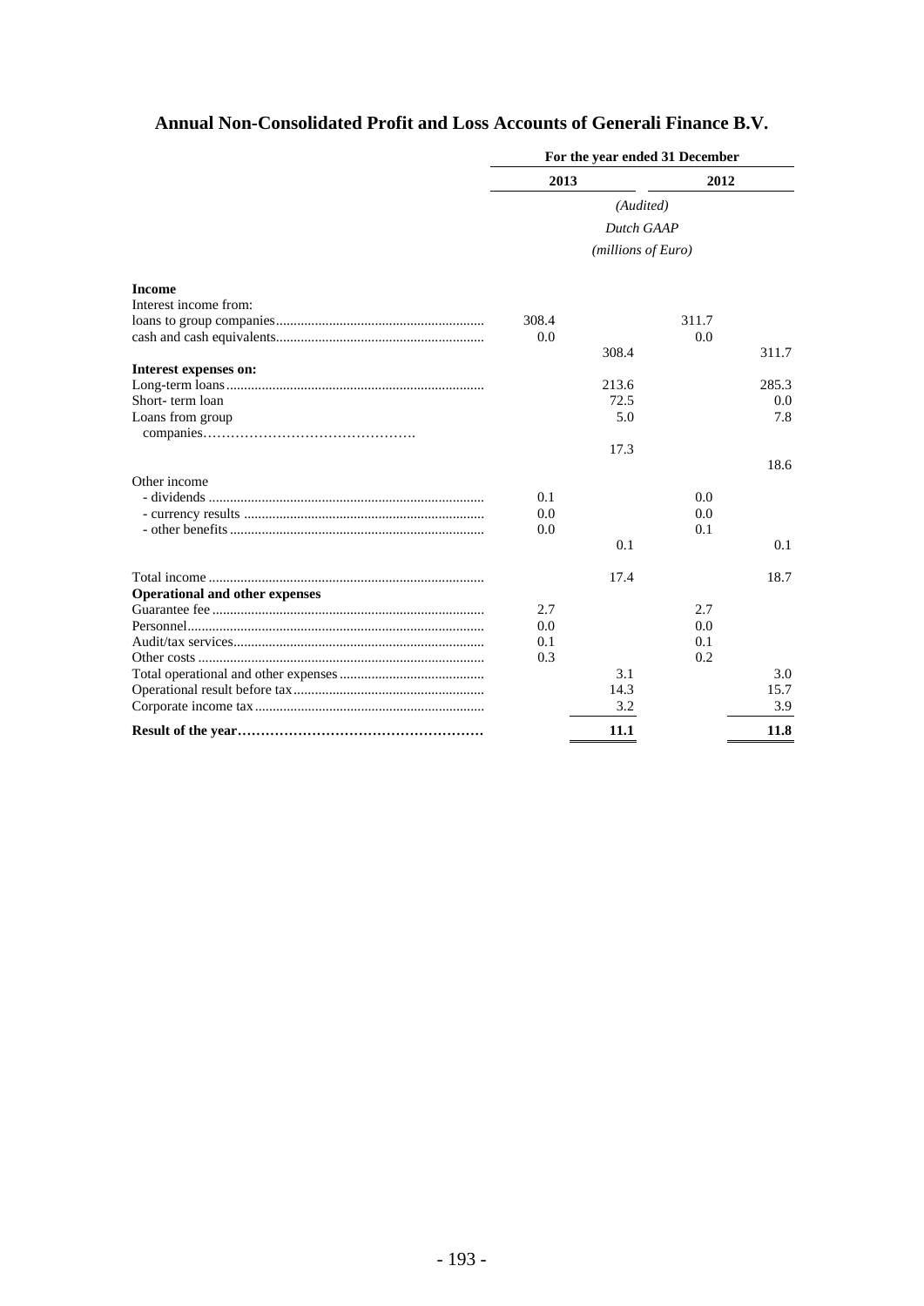## Annual Non-Consolidated Profit and Loss Accounts of Generali Finance B.V.

| | For the year ended 31 December | | | |
|---|---|---|---|---|
| | 2013 | | 2012 | |
| | *(Audited)* | | | |
| | *Dutch GAAP* | | | |
| | *(millions of Euro)* | | | |
| **Income** | | | | |
| Interest income from: | | | | |
| loans to group companies | 308.4 | | 311.7 | |
| cash and cash equivalents | 0.0 | | 0.0 | |
| | | 308.4 | | 311.7 |
| **Interest expenses on:** | | | | |
| Long-term loans | | 213.6 | | 285.3 |
| Short- term loan | | 72.5 | | 0.0 |
| Loans from group companies | | 5.0 | | 7.8 |
| | | 17.3 | | |
| | | | | 18.6 |
| Other income | | | | |
| - dividends | 0.1 | | 0.0 | |
| - currency results | 0.0 | | 0.0 | |
| - other benefits | 0.0 | | 0.1 | |
| | | 0.1 | | 0.1 |
| Total income | | 17.4 | | 18.7 |
| **Operational and other expenses** | | | | |
| Guarantee fee | 2.7 | | 2.7 | |
| Personnel | 0.0 | | 0.0 | |
| Audit/tax services | 0.1 | | 0.1 | |
| Other costs | 0.3 | | 0.2 | |
| Total operational and other expenses | | 3.1 | | 3.0 |
| Operational result before tax | | 14.3 | | 15.7 |
| Corporate income tax | | 3.2 | | 3.9 |
| **Result of the year** | | **11.1** | | **11.8** |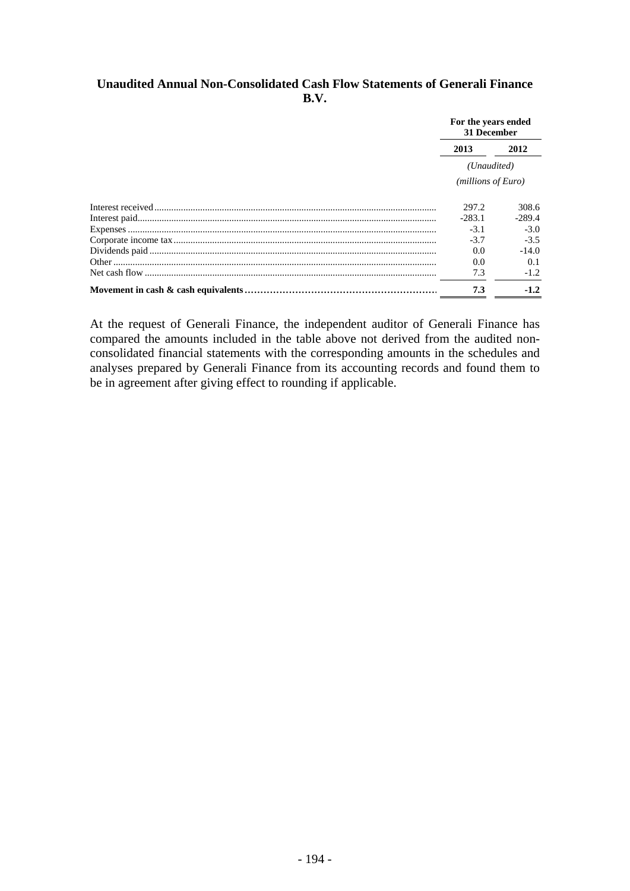## Unaudited Annual Non-Consolidated Cash Flow Statements of Generali Finance B.V.

| | For the years ended 31 December | |
|---|---|---|
| | 2013 | 2012 |
| | *(Unaudited)* | |
| | *(millions of Euro)* | |
| Interest received | 297.2 | 308.6 |
| Interest paid | -283.1 | -289.4 |
| Expenses | -3.1 | -3.0 |
| Corporate income tax | -3.7 | -3.5 |
| Dividends paid | 0.0 | -14.0 |
| Other | 0.0 | 0.1 |
| Net cash flow | 7.3 | -1.2 |
| **Movement in cash & cash equivalents** | **7.3** | **-1.2** |

At the request of Generali Finance, the independent auditor of Generali Finance has compared the amounts included in the table above not derived from the audited non-consolidated financial statements with the corresponding amounts in the schedules and analyses prepared by Generali Finance from its accounting records and found them to be in agreement after giving effect to rounding if applicable.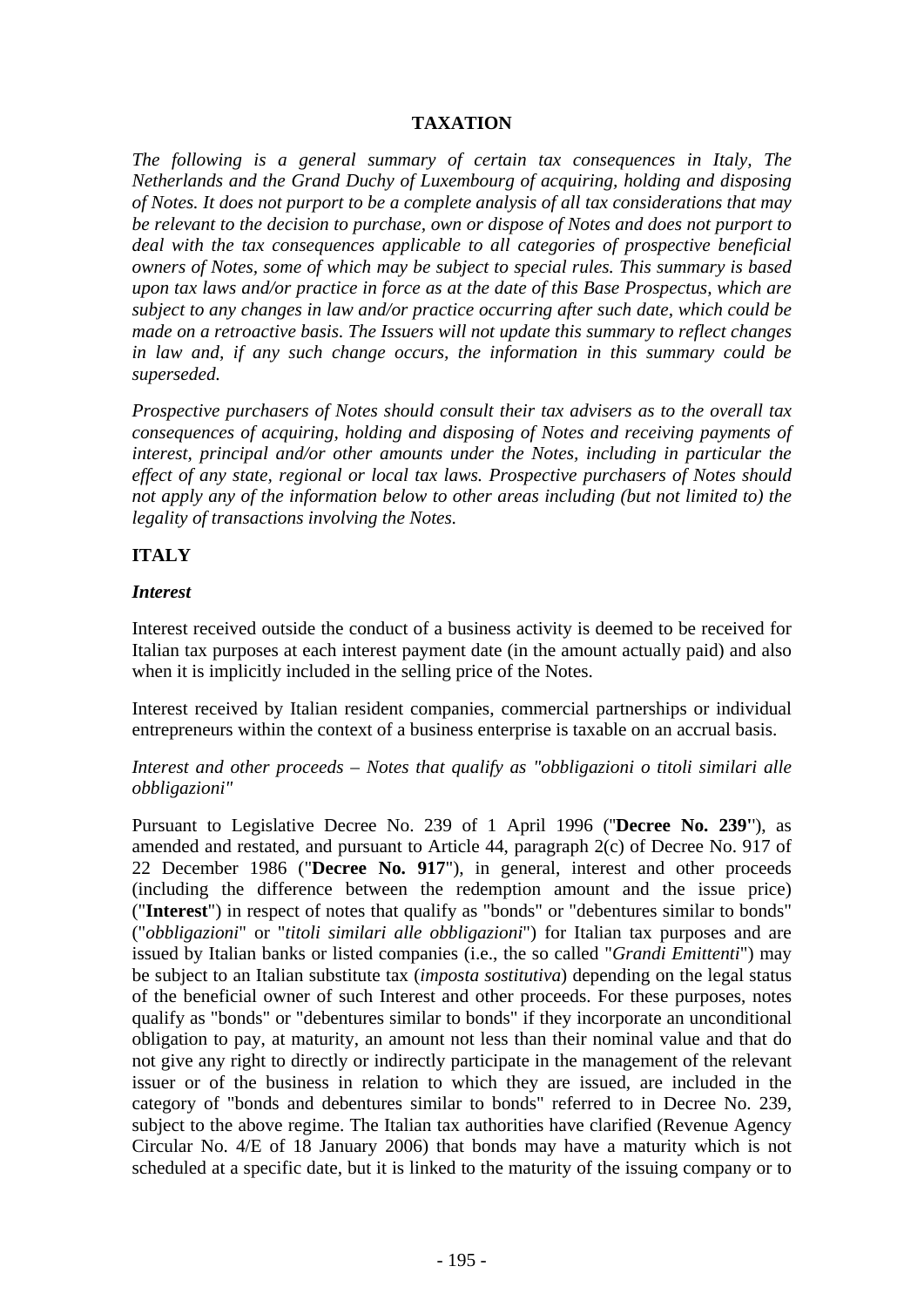# TAXATION

*The following is a general summary of certain tax consequences in Italy, The Netherlands and the Grand Duchy of Luxembourg of acquiring, holding and disposing of Notes. It does not purport to be a complete analysis of all tax considerations that may be relevant to the decision to purchase, own or dispose of Notes and does not purport to deal with the tax consequences applicable to all categories of prospective beneficial owners of Notes, some of which may be subject to special rules. This summary is based upon tax laws and/or practice in force as at the date of this Base Prospectus, which are subject to any changes in law and/or practice occurring after such date, which could be made on a retroactive basis. The Issuers will not update this summary to reflect changes in law and, if any such change occurs, the information in this summary could be superseded.*

*Prospective purchasers of Notes should consult their tax advisers as to the overall tax consequences of acquiring, holding and disposing of Notes and receiving payments of interest, principal and/or other amounts under the Notes, including in particular the effect of any state, regional or local tax laws. Prospective purchasers of Notes should not apply any of the information below to other areas including (but not limited to) the legality of transactions involving the Notes.*

## ITALY

### *Interest*

Interest received outside the conduct of a business activity is deemed to be received for Italian tax purposes at each interest payment date (in the amount actually paid) and also when it is implicitly included in the selling price of the Notes.

Interest received by Italian resident companies, commercial partnerships or individual entrepreneurs within the context of a business enterprise is taxable on an accrual basis.

*Interest and other proceeds – Notes that qualify as "obbligazioni o titoli similari alle obbligazioni"*

Pursuant to Legislative Decree No. 239 of 1 April 1996 ("**Decree No. 239**"), as amended and restated, and pursuant to Article 44, paragraph 2(c) of Decree No. 917 of 22 December 1986 ("**Decree No. 917**"), in general, interest and other proceeds (including the difference between the redemption amount and the issue price) ("**Interest**") in respect of notes that qualify as "bonds" or "debentures similar to bonds" ("*obbligazioni*" or "*titoli similari alle obbligazioni*") for Italian tax purposes and are issued by Italian banks or listed companies (i.e., the so called "*Grandi Emittenti*") may be subject to an Italian substitute tax (*imposta sostitutiva*) depending on the legal status of the beneficial owner of such Interest and other proceeds. For these purposes, notes qualify as "bonds" or "debentures similar to bonds" if they incorporate an unconditional obligation to pay, at maturity, an amount not less than their nominal value and that do not give any right to directly or indirectly participate in the management of the relevant issuer or of the business in relation to which they are issued, are included in the category of "bonds and debentures similar to bonds" referred to in Decree No. 239, subject to the above regime. The Italian tax authorities have clarified (Revenue Agency Circular No. 4/E of 18 January 2006) that bonds may have a maturity which is not scheduled at a specific date, but it is linked to the maturity of the issuing company or to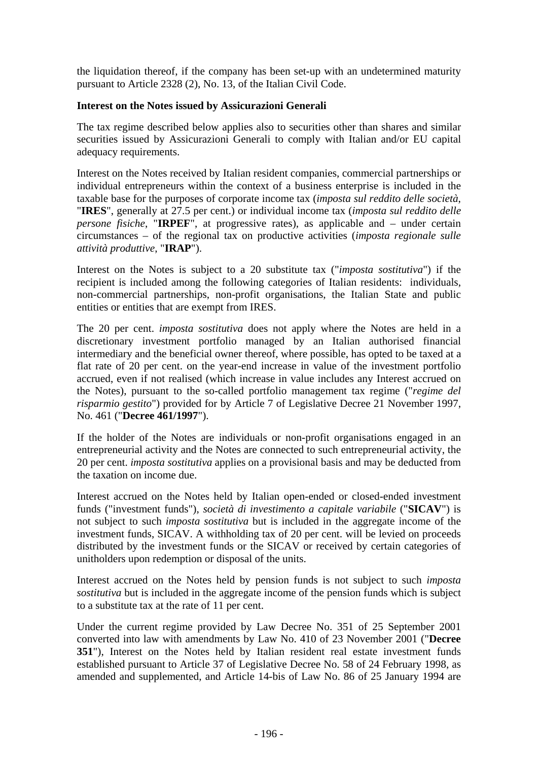the liquidation thereof, if the company has been set-up with an undetermined maturity pursuant to Article 2328 (2), No. 13, of the Italian Civil Code.

**Interest on the Notes issued by Assicurazioni Generali**

The tax regime described below applies also to securities other than shares and similar securities issued by Assicurazioni Generali to comply with Italian and/or EU capital adequacy requirements.

Interest on the Notes received by Italian resident companies, commercial partnerships or individual entrepreneurs within the context of a business enterprise is included in the taxable base for the purposes of corporate income tax (*imposta sul reddito delle società*, "**IRES**", generally at 27.5 per cent.) or individual income tax (*imposta sul reddito delle persone fisiche*, "**IRPEF**", at progressive rates), as applicable and – under certain circumstances – of the regional tax on productive activities (*imposta regionale sulle attività produttive*, "**IRAP**").

Interest on the Notes is subject to a 20 substitute tax ("*imposta sostitutiva*") if the recipient is included among the following categories of Italian residents: individuals, non-commercial partnerships, non-profit organisations, the Italian State and public entities or entities that are exempt from IRES.

The 20 per cent. *imposta sostitutiva* does not apply where the Notes are held in a discretionary investment portfolio managed by an Italian authorised financial intermediary and the beneficial owner thereof, where possible, has opted to be taxed at a flat rate of 20 per cent. on the year-end increase in value of the investment portfolio accrued, even if not realised (which increase in value includes any Interest accrued on the Notes), pursuant to the so-called portfolio management tax regime ("*regime del risparmio gestito*") provided for by Article 7 of Legislative Decree 21 November 1997, No. 461 ("**Decree 461/1997**").

If the holder of the Notes are individuals or non-profit organisations engaged in an entrepreneurial activity and the Notes are connected to such entrepreneurial activity, the 20 per cent. *imposta sostitutiva* applies on a provisional basis and may be deducted from the taxation on income due.

Interest accrued on the Notes held by Italian open-ended or closed-ended investment funds ("investment funds"), *società di investimento a capitale variabile* ("**SICAV**") is not subject to such *imposta sostitutiva* but is included in the aggregate income of the investment funds, SICAV. A withholding tax of 20 per cent. will be levied on proceeds distributed by the investment funds or the SICAV or received by certain categories of unitholders upon redemption or disposal of the units.

Interest accrued on the Notes held by pension funds is not subject to such *imposta sostitutiva* but is included in the aggregate income of the pension funds which is subject to a substitute tax at the rate of 11 per cent.

Under the current regime provided by Law Decree No. 351 of 25 September 2001 converted into law with amendments by Law No. 410 of 23 November 2001 ("**Decree 351**"), Interest on the Notes held by Italian resident real estate investment funds established pursuant to Article 37 of Legislative Decree No. 58 of 24 February 1998, as amended and supplemented, and Article 14-bis of Law No. 86 of 25 January 1994 are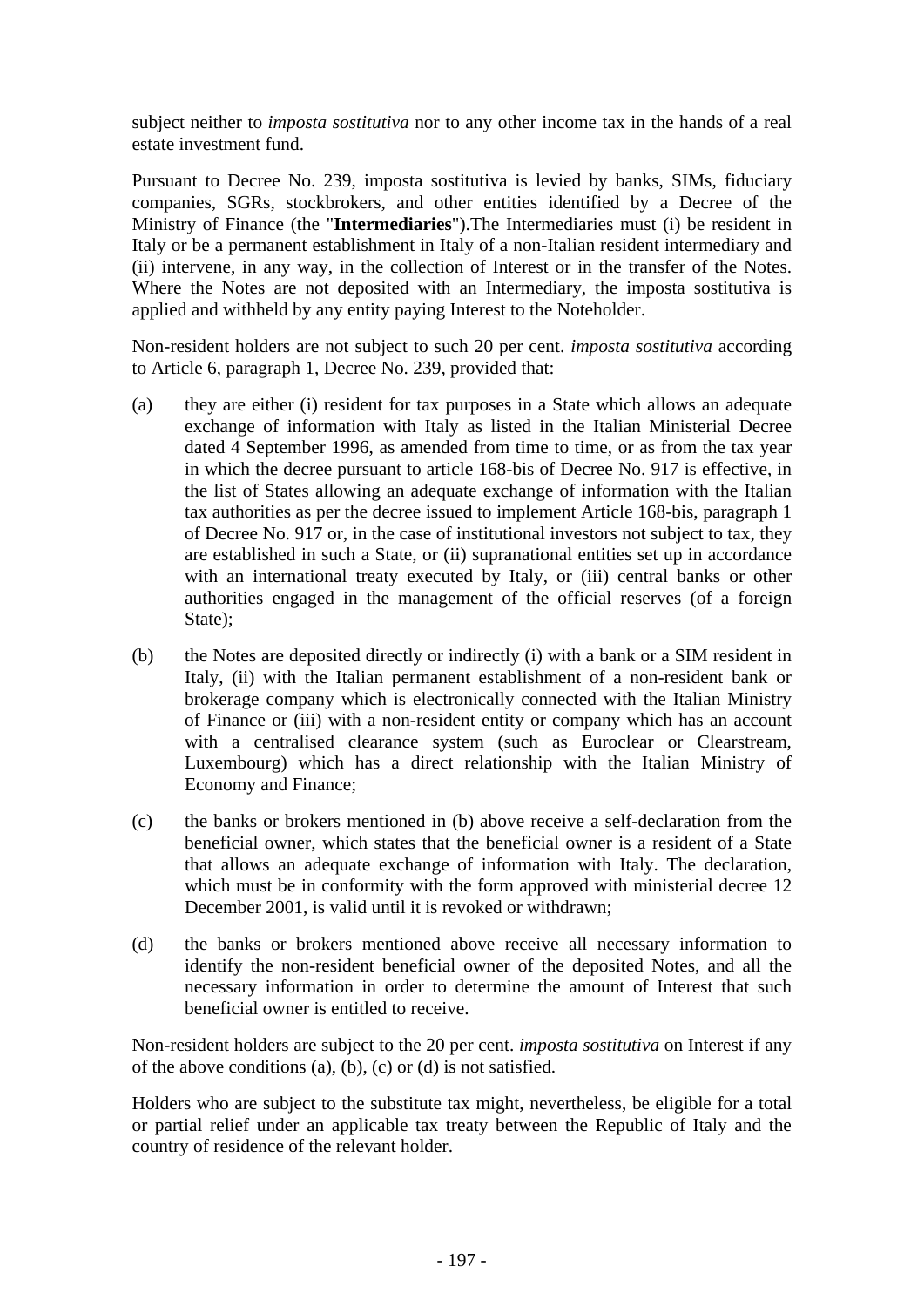subject neither to *imposta sostitutiva* nor to any other income tax in the hands of a real estate investment fund.

Pursuant to Decree No. 239, imposta sostitutiva is levied by banks, SIMs, fiduciary companies, SGRs, stockbrokers, and other entities identified by a Decree of the Ministry of Finance (the "**Intermediaries**").The Intermediaries must (i) be resident in Italy or be a permanent establishment in Italy of a non-Italian resident intermediary and (ii) intervene, in any way, in the collection of Interest or in the transfer of the Notes. Where the Notes are not deposited with an Intermediary, the imposta sostitutiva is applied and withheld by any entity paying Interest to the Noteholder.

Non-resident holders are not subject to such 20 per cent. *imposta sostitutiva* according to Article 6, paragraph 1, Decree No. 239, provided that:

(a) they are either (i) resident for tax purposes in a State which allows an adequate exchange of information with Italy as listed in the Italian Ministerial Decree dated 4 September 1996, as amended from time to time, or as from the tax year in which the decree pursuant to article 168-bis of Decree No. 917 is effective, in the list of States allowing an adequate exchange of information with the Italian tax authorities as per the decree issued to implement Article 168-bis, paragraph 1 of Decree No. 917 or, in the case of institutional investors not subject to tax, they are established in such a State, or (ii) supranational entities set up in accordance with an international treaty executed by Italy, or (iii) central banks or other authorities engaged in the management of the official reserves (of a foreign State);

(b) the Notes are deposited directly or indirectly (i) with a bank or a SIM resident in Italy, (ii) with the Italian permanent establishment of a non-resident bank or brokerage company which is electronically connected with the Italian Ministry of Finance or (iii) with a non-resident entity or company which has an account with a centralised clearance system (such as Euroclear or Clearstream, Luxembourg) which has a direct relationship with the Italian Ministry of Economy and Finance;

(c) the banks or brokers mentioned in (b) above receive a self-declaration from the beneficial owner, which states that the beneficial owner is a resident of a State that allows an adequate exchange of information with Italy. The declaration, which must be in conformity with the form approved with ministerial decree 12 December 2001, is valid until it is revoked or withdrawn;

(d) the banks or brokers mentioned above receive all necessary information to identify the non-resident beneficial owner of the deposited Notes, and all the necessary information in order to determine the amount of Interest that such beneficial owner is entitled to receive.

Non-resident holders are subject to the 20 per cent. *imposta sostitutiva* on Interest if any of the above conditions (a), (b), (c) or (d) is not satisfied.

Holders who are subject to the substitute tax might, nevertheless, be eligible for a total or partial relief under an applicable tax treaty between the Republic of Italy and the country of residence of the relevant holder.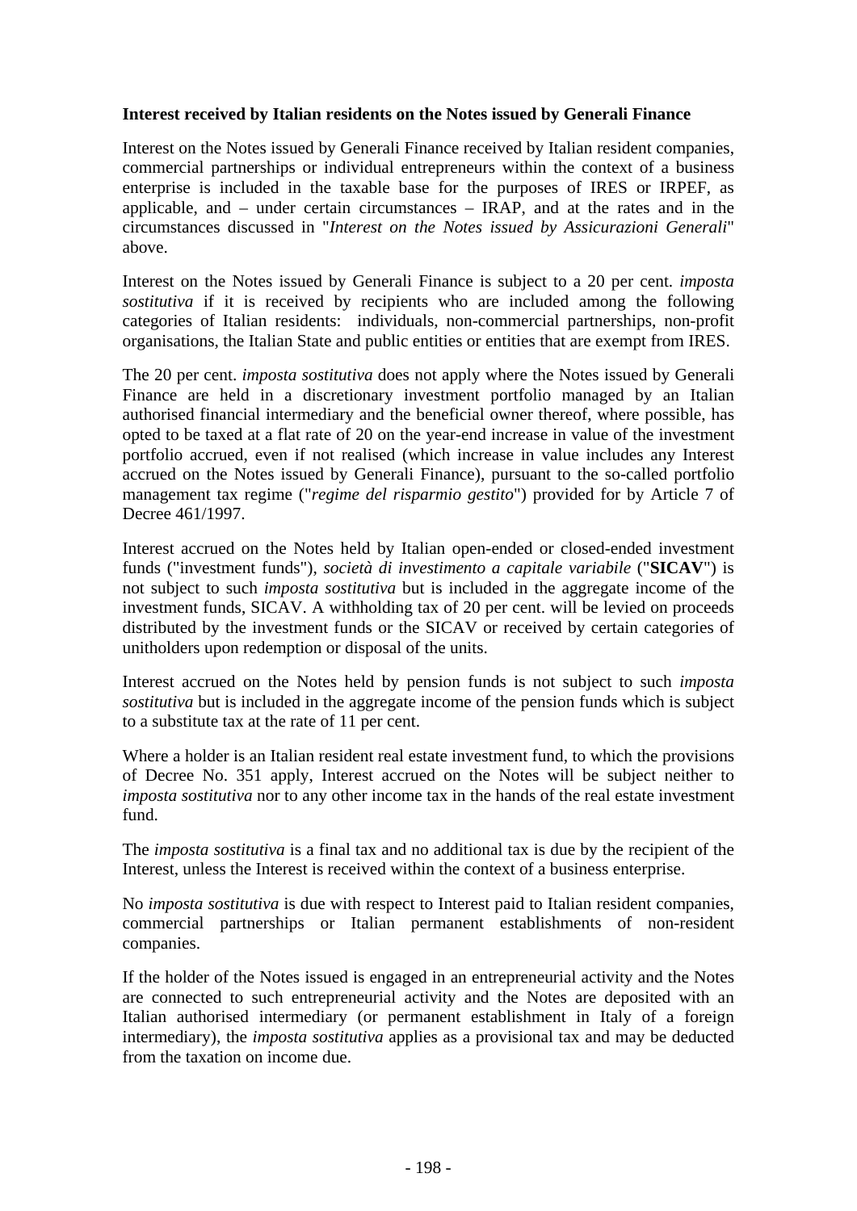**Interest received by Italian residents on the Notes issued by Generali Finance**

Interest on the Notes issued by Generali Finance received by Italian resident companies, commercial partnerships or individual entrepreneurs within the context of a business enterprise is included in the taxable base for the purposes of IRES or IRPEF, as applicable, and – under certain circumstances – IRAP, and at the rates and in the circumstances discussed in "*Interest on the Notes issued by Assicurazioni Generali*" above.

Interest on the Notes issued by Generali Finance is subject to a 20 per cent. *imposta sostitutiva* if it is received by recipients who are included among the following categories of Italian residents: individuals, non-commercial partnerships, non-profit organisations, the Italian State and public entities or entities that are exempt from IRES.

The 20 per cent. *imposta sostitutiva* does not apply where the Notes issued by Generali Finance are held in a discretionary investment portfolio managed by an Italian authorised financial intermediary and the beneficial owner thereof, where possible, has opted to be taxed at a flat rate of 20 on the year-end increase in value of the investment portfolio accrued, even if not realised (which increase in value includes any Interest accrued on the Notes issued by Generali Finance), pursuant to the so-called portfolio management tax regime ("*regime del risparmio gestito*") provided for by Article 7 of Decree 461/1997.

Interest accrued on the Notes held by Italian open-ended or closed-ended investment funds ("investment funds"), *società di investimento a capitale variabile* ("**SICAV**") is not subject to such *imposta sostitutiva* but is included in the aggregate income of the investment funds, SICAV. A withholding tax of 20 per cent. will be levied on proceeds distributed by the investment funds or the SICAV or received by certain categories of unitholders upon redemption or disposal of the units.

Interest accrued on the Notes held by pension funds is not subject to such *imposta sostitutiva* but is included in the aggregate income of the pension funds which is subject to a substitute tax at the rate of 11 per cent.

Where a holder is an Italian resident real estate investment fund, to which the provisions of Decree No. 351 apply, Interest accrued on the Notes will be subject neither to *imposta sostitutiva* nor to any other income tax in the hands of the real estate investment fund.

The *imposta sostitutiva* is a final tax and no additional tax is due by the recipient of the Interest, unless the Interest is received within the context of a business enterprise.

No *imposta sostitutiva* is due with respect to Interest paid to Italian resident companies, commercial partnerships or Italian permanent establishments of non-resident companies.

If the holder of the Notes issued is engaged in an entrepreneurial activity and the Notes are connected to such entrepreneurial activity and the Notes are deposited with an Italian authorised intermediary (or permanent establishment in Italy of a foreign intermediary), the *imposta sostitutiva* applies as a provisional tax and may be deducted from the taxation on income due.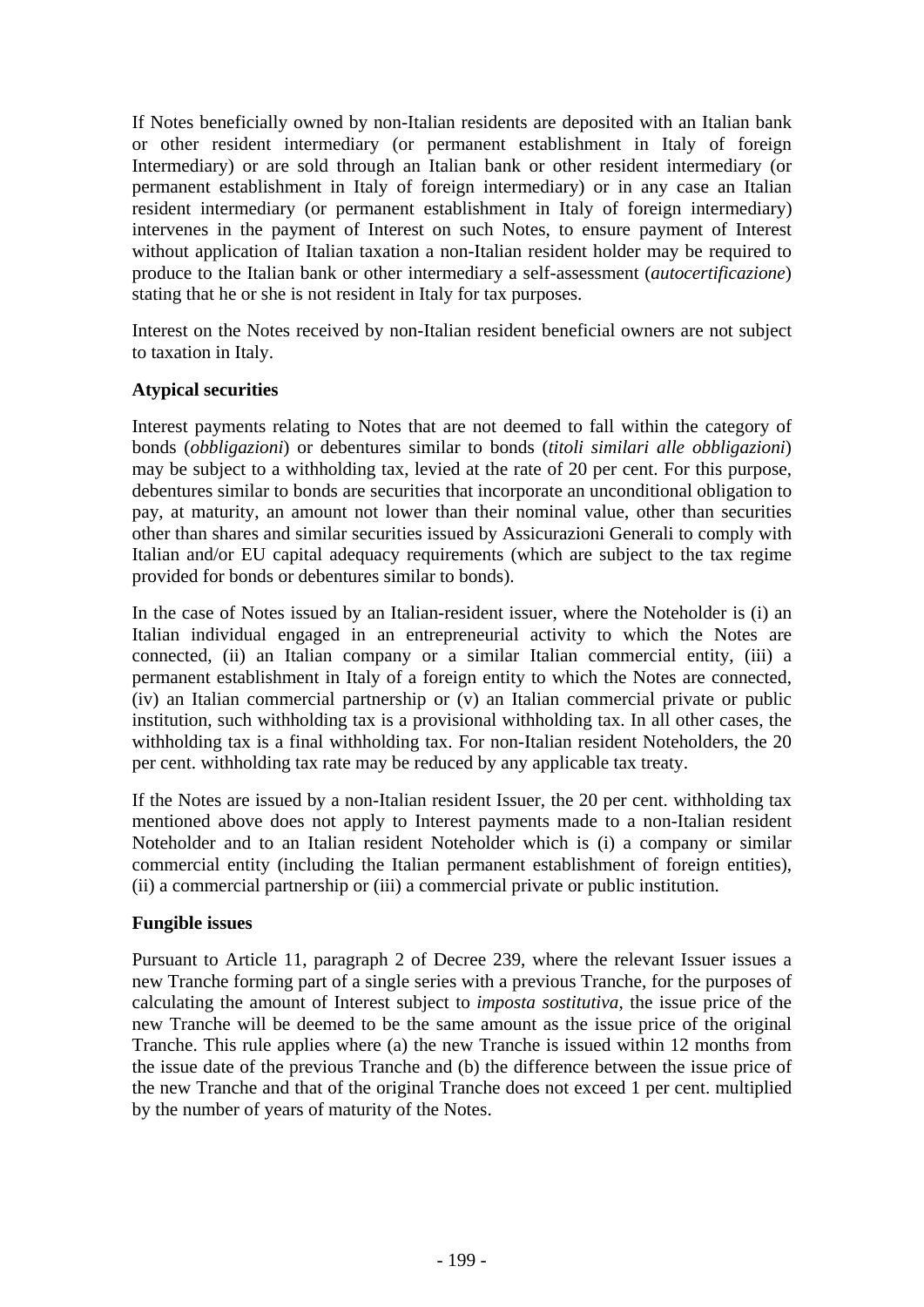If Notes beneficially owned by non-Italian residents are deposited with an Italian bank or other resident intermediary (or permanent establishment in Italy of foreign Intermediary) or are sold through an Italian bank or other resident intermediary (or permanent establishment in Italy of foreign intermediary) or in any case an Italian resident intermediary (or permanent establishment in Italy of foreign intermediary) intervenes in the payment of Interest on such Notes, to ensure payment of Interest without application of Italian taxation a non-Italian resident holder may be required to produce to the Italian bank or other intermediary a self-assessment (*autocertificazione*) stating that he or she is not resident in Italy for tax purposes.

Interest on the Notes received by non-Italian resident beneficial owners are not subject to taxation in Italy.

**Atypical securities**

Interest payments relating to Notes that are not deemed to fall within the category of bonds (*obbligazioni*) or debentures similar to bonds (*titoli similari alle obbligazioni*) may be subject to a withholding tax, levied at the rate of 20 per cent. For this purpose, debentures similar to bonds are securities that incorporate an unconditional obligation to pay, at maturity, an amount not lower than their nominal value, other than securities other than shares and similar securities issued by Assicurazioni Generali to comply with Italian and/or EU capital adequacy requirements (which are subject to the tax regime provided for bonds or debentures similar to bonds).

In the case of Notes issued by an Italian-resident issuer, where the Noteholder is (i) an Italian individual engaged in an entrepreneurial activity to which the Notes are connected, (ii) an Italian company or a similar Italian commercial entity, (iii) a permanent establishment in Italy of a foreign entity to which the Notes are connected, (iv) an Italian commercial partnership or (v) an Italian commercial private or public institution, such withholding tax is a provisional withholding tax. In all other cases, the withholding tax is a final withholding tax. For non-Italian resident Noteholders, the 20 per cent. withholding tax rate may be reduced by any applicable tax treaty.

If the Notes are issued by a non-Italian resident Issuer, the 20 per cent. withholding tax mentioned above does not apply to Interest payments made to a non-Italian resident Noteholder and to an Italian resident Noteholder which is (i) a company or similar commercial entity (including the Italian permanent establishment of foreign entities), (ii) a commercial partnership or (iii) a commercial private or public institution.

**Fungible issues**

Pursuant to Article 11, paragraph 2 of Decree 239, where the relevant Issuer issues a new Tranche forming part of a single series with a previous Tranche, for the purposes of calculating the amount of Interest subject to *imposta sostitutiva*, the issue price of the new Tranche will be deemed to be the same amount as the issue price of the original Tranche. This rule applies where (a) the new Tranche is issued within 12 months from the issue date of the previous Tranche and (b) the difference between the issue price of the new Tranche and that of the original Tranche does not exceed 1 per cent. multiplied by the number of years of maturity of the Notes.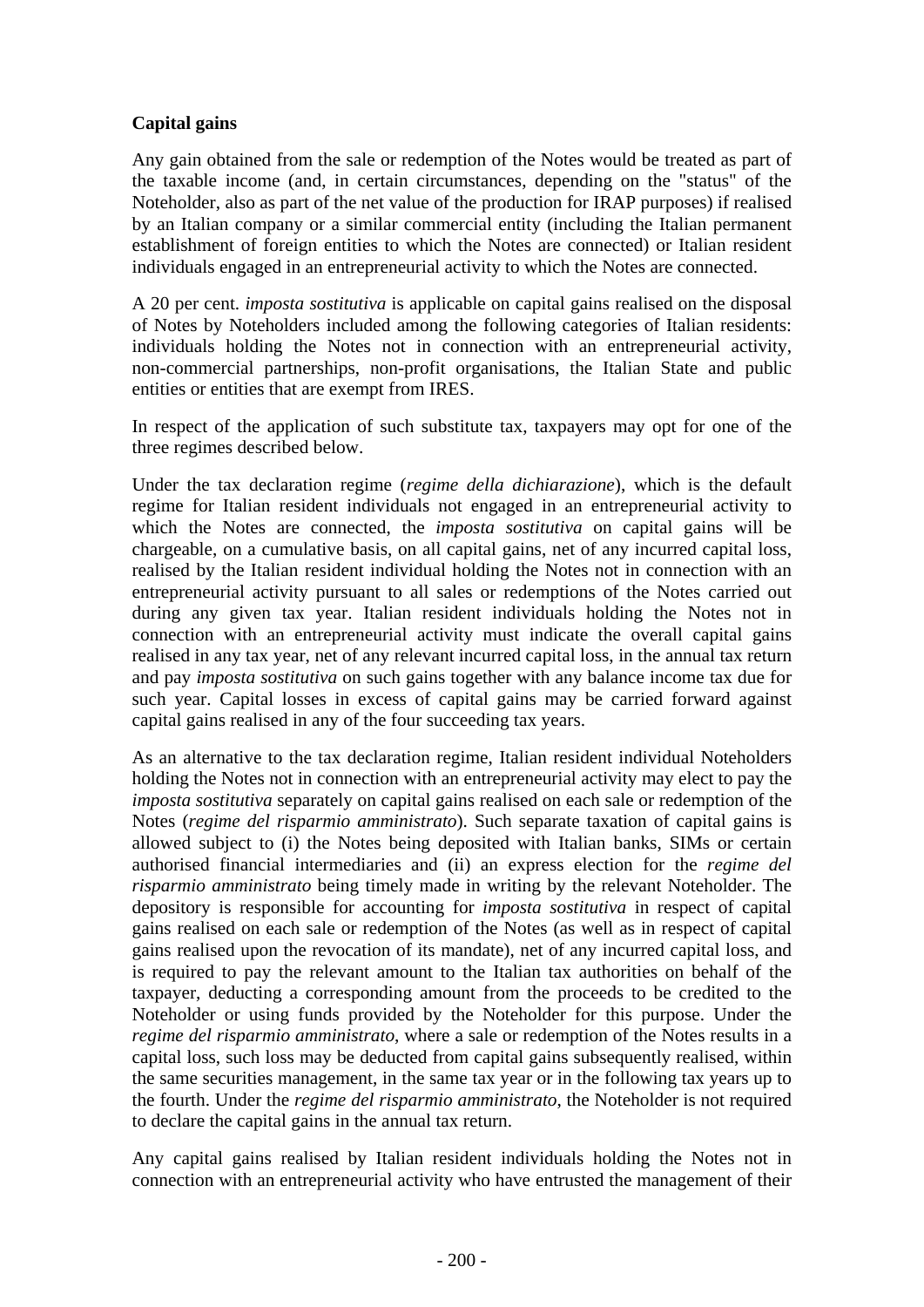**Capital gains**

Any gain obtained from the sale or redemption of the Notes would be treated as part of the taxable income (and, in certain circumstances, depending on the "status" of the Noteholder, also as part of the net value of the production for IRAP purposes) if realised by an Italian company or a similar commercial entity (including the Italian permanent establishment of foreign entities to which the Notes are connected) or Italian resident individuals engaged in an entrepreneurial activity to which the Notes are connected.

A 20 per cent. *imposta sostitutiva* is applicable on capital gains realised on the disposal of Notes by Noteholders included among the following categories of Italian residents: individuals holding the Notes not in connection with an entrepreneurial activity, non-commercial partnerships, non-profit organisations, the Italian State and public entities or entities that are exempt from IRES.

In respect of the application of such substitute tax, taxpayers may opt for one of the three regimes described below.

Under the tax declaration regime (*regime della dichiarazione*), which is the default regime for Italian resident individuals not engaged in an entrepreneurial activity to which the Notes are connected, the *imposta sostitutiva* on capital gains will be chargeable, on a cumulative basis, on all capital gains, net of any incurred capital loss, realised by the Italian resident individual holding the Notes not in connection with an entrepreneurial activity pursuant to all sales or redemptions of the Notes carried out during any given tax year. Italian resident individuals holding the Notes not in connection with an entrepreneurial activity must indicate the overall capital gains realised in any tax year, net of any relevant incurred capital loss, in the annual tax return and pay *imposta sostitutiva* on such gains together with any balance income tax due for such year. Capital losses in excess of capital gains may be carried forward against capital gains realised in any of the four succeeding tax years.

As an alternative to the tax declaration regime, Italian resident individual Noteholders holding the Notes not in connection with an entrepreneurial activity may elect to pay the *imposta sostitutiva* separately on capital gains realised on each sale or redemption of the Notes (*regime del risparmio amministrato*). Such separate taxation of capital gains is allowed subject to (i) the Notes being deposited with Italian banks, SIMs or certain authorised financial intermediaries and (ii) an express election for the *regime del risparmio amministrato* being timely made in writing by the relevant Noteholder. The depository is responsible for accounting for *imposta sostitutiva* in respect of capital gains realised on each sale or redemption of the Notes (as well as in respect of capital gains realised upon the revocation of its mandate), net of any incurred capital loss, and is required to pay the relevant amount to the Italian tax authorities on behalf of the taxpayer, deducting a corresponding amount from the proceeds to be credited to the Noteholder or using funds provided by the Noteholder for this purpose. Under the *regime del risparmio amministrato*, where a sale or redemption of the Notes results in a capital loss, such loss may be deducted from capital gains subsequently realised, within the same securities management, in the same tax year or in the following tax years up to the fourth. Under the *regime del risparmio amministrato*, the Noteholder is not required to declare the capital gains in the annual tax return.

Any capital gains realised by Italian resident individuals holding the Notes not in connection with an entrepreneurial activity who have entrusted the management of their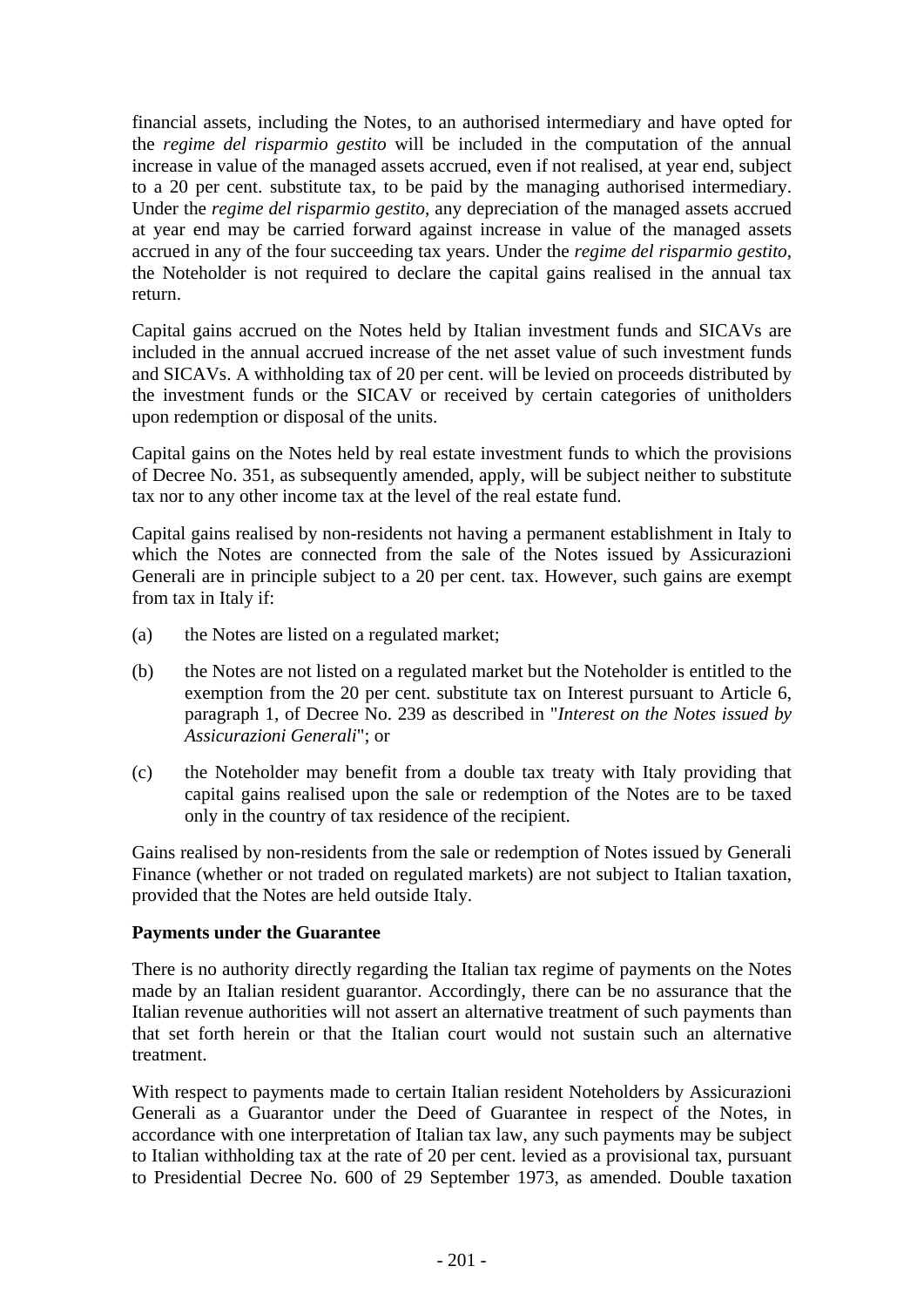financial assets, including the Notes, to an authorised intermediary and have opted for the *regime del risparmio gestito* will be included in the computation of the annual increase in value of the managed assets accrued, even if not realised, at year end, subject to a 20 per cent. substitute tax, to be paid by the managing authorised intermediary. Under the *regime del risparmio gestito*, any depreciation of the managed assets accrued at year end may be carried forward against increase in value of the managed assets accrued in any of the four succeeding tax years. Under the *regime del risparmio gestito*, the Noteholder is not required to declare the capital gains realised in the annual tax return.

Capital gains accrued on the Notes held by Italian investment funds and SICAVs are included in the annual accrued increase of the net asset value of such investment funds and SICAVs. A withholding tax of 20 per cent. will be levied on proceeds distributed by the investment funds or the SICAV or received by certain categories of unitholders upon redemption or disposal of the units.

Capital gains on the Notes held by real estate investment funds to which the provisions of Decree No. 351, as subsequently amended, apply, will be subject neither to substitute tax nor to any other income tax at the level of the real estate fund.

Capital gains realised by non-residents not having a permanent establishment in Italy to which the Notes are connected from the sale of the Notes issued by Assicurazioni Generali are in principle subject to a 20 per cent. tax. However, such gains are exempt from tax in Italy if:

(a) the Notes are listed on a regulated market;

(b) the Notes are not listed on a regulated market but the Noteholder is entitled to the exemption from the 20 per cent. substitute tax on Interest pursuant to Article 6, paragraph 1, of Decree No. 239 as described in "*Interest on the Notes issued by Assicurazioni Generali*"; or

(c) the Noteholder may benefit from a double tax treaty with Italy providing that capital gains realised upon the sale or redemption of the Notes are to be taxed only in the country of tax residence of the recipient.

Gains realised by non-residents from the sale or redemption of Notes issued by Generali Finance (whether or not traded on regulated markets) are not subject to Italian taxation, provided that the Notes are held outside Italy.

**Payments under the Guarantee**

There is no authority directly regarding the Italian tax regime of payments on the Notes made by an Italian resident guarantor. Accordingly, there can be no assurance that the Italian revenue authorities will not assert an alternative treatment of such payments than that set forth herein or that the Italian court would not sustain such an alternative treatment.

With respect to payments made to certain Italian resident Noteholders by Assicurazioni Generali as a Guarantor under the Deed of Guarantee in respect of the Notes, in accordance with one interpretation of Italian tax law, any such payments may be subject to Italian withholding tax at the rate of 20 per cent. levied as a provisional tax, pursuant to Presidential Decree No. 600 of 29 September 1973, as amended. Double taxation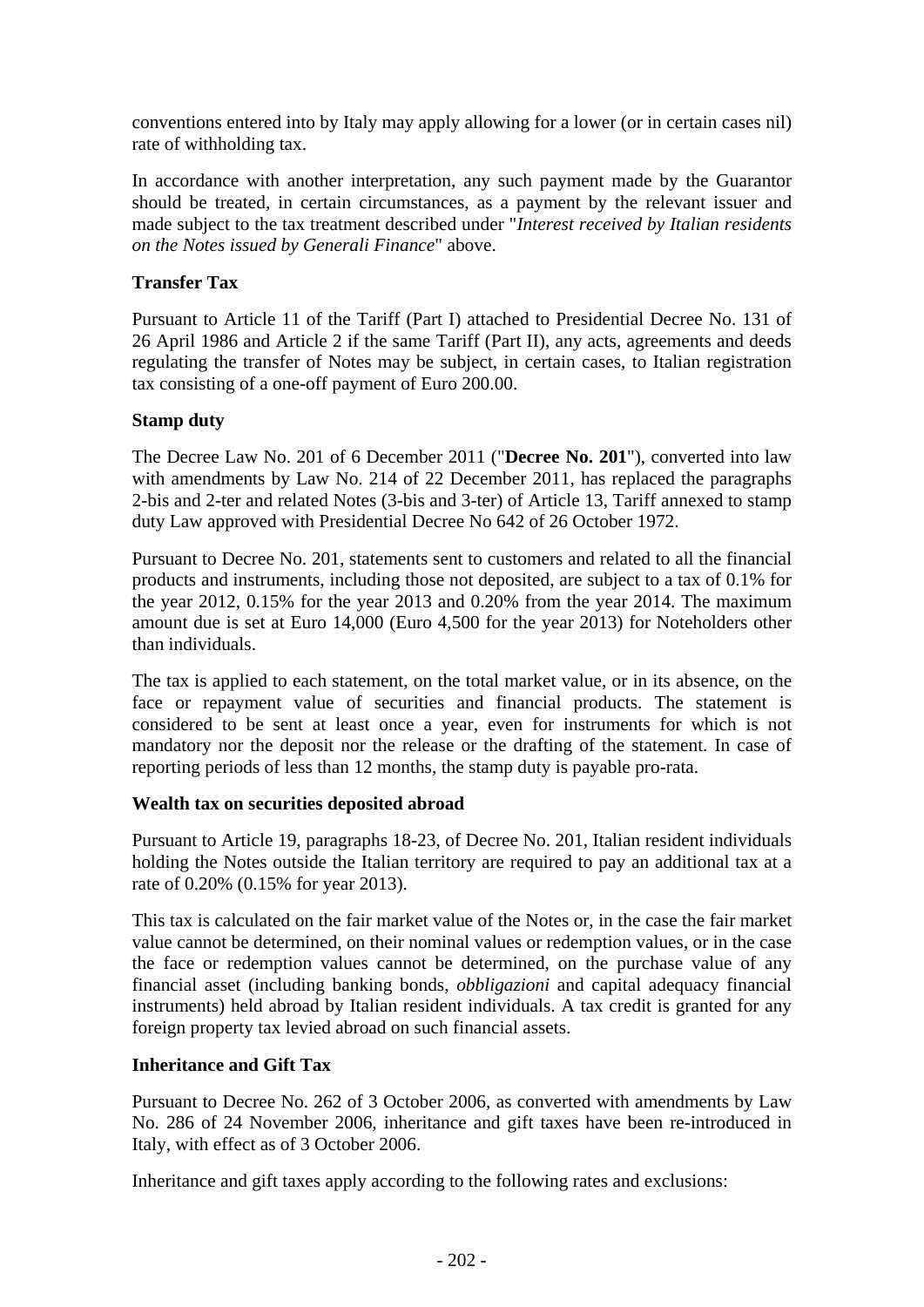conventions entered into by Italy may apply allowing for a lower (or in certain cases nil) rate of withholding tax.

In accordance with another interpretation, any such payment made by the Guarantor should be treated, in certain circumstances, as a payment by the relevant issuer and made subject to the tax treatment described under "*Interest received by Italian residents on the Notes issued by Generali Finance*" above.

**Transfer Tax**

Pursuant to Article 11 of the Tariff (Part I) attached to Presidential Decree No. 131 of 26 April 1986 and Article 2 if the same Tariff (Part II), any acts, agreements and deeds regulating the transfer of Notes may be subject, in certain cases, to Italian registration tax consisting of a one-off payment of Euro 200.00.

**Stamp duty**

The Decree Law No. 201 of 6 December 2011 ("**Decree No. 201**"), converted into law with amendments by Law No. 214 of 22 December 2011, has replaced the paragraphs 2-bis and 2-ter and related Notes (3-bis and 3-ter) of Article 13, Tariff annexed to stamp duty Law approved with Presidential Decree No 642 of 26 October 1972.

Pursuant to Decree No. 201, statements sent to customers and related to all the financial products and instruments, including those not deposited, are subject to a tax of 0.1% for the year 2012, 0.15% for the year 2013 and 0.20% from the year 2014. The maximum amount due is set at Euro 14,000 (Euro 4,500 for the year 2013) for Noteholders other than individuals.

The tax is applied to each statement, on the total market value, or in its absence, on the face or repayment value of securities and financial products. The statement is considered to be sent at least once a year, even for instruments for which is not mandatory nor the deposit nor the release or the drafting of the statement. In case of reporting periods of less than 12 months, the stamp duty is payable pro-rata.

**Wealth tax on securities deposited abroad**

Pursuant to Article 19, paragraphs 18-23, of Decree No. 201, Italian resident individuals holding the Notes outside the Italian territory are required to pay an additional tax at a rate of 0.20% (0.15% for year 2013).

This tax is calculated on the fair market value of the Notes or, in the case the fair market value cannot be determined, on their nominal values or redemption values, or in the case the face or redemption values cannot be determined, on the purchase value of any financial asset (including banking bonds, *obbligazioni* and capital adequacy financial instruments) held abroad by Italian resident individuals. A tax credit is granted for any foreign property tax levied abroad on such financial assets.

**Inheritance and Gift Tax**

Pursuant to Decree No. 262 of 3 October 2006, as converted with amendments by Law No. 286 of 24 November 2006, inheritance and gift taxes have been re-introduced in Italy, with effect as of 3 October 2006.

Inheritance and gift taxes apply according to the following rates and exclusions: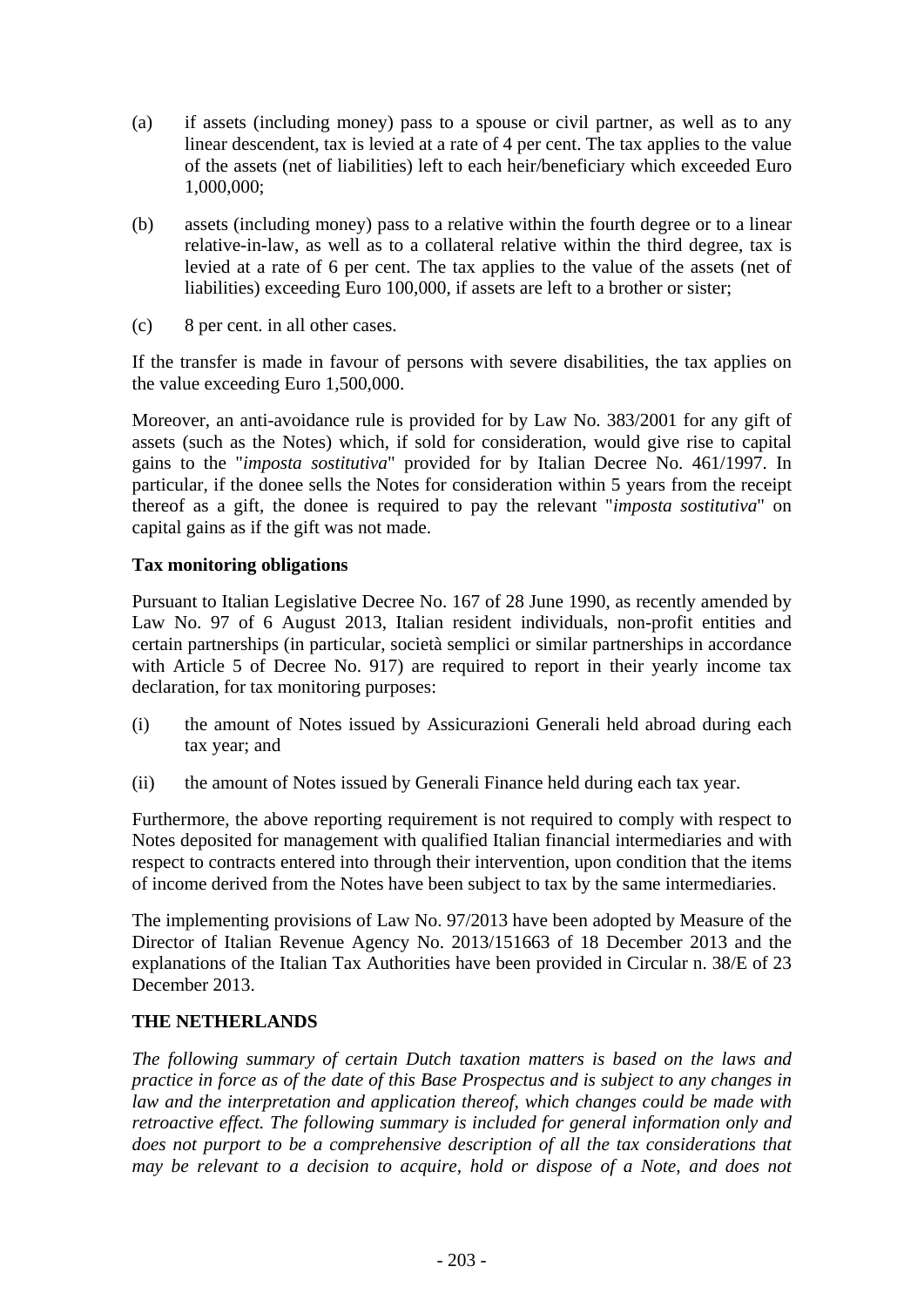(a) if assets (including money) pass to a spouse or civil partner, as well as to any linear descendent, tax is levied at a rate of 4 per cent. The tax applies to the value of the assets (net of liabilities) left to each heir/beneficiary which exceeded Euro 1,000,000;

(b) assets (including money) pass to a relative within the fourth degree or to a linear relative-in-law, as well as to a collateral relative within the third degree, tax is levied at a rate of 6 per cent. The tax applies to the value of the assets (net of liabilities) exceeding Euro 100,000, if assets are left to a brother or sister;

(c) 8 per cent. in all other cases.

If the transfer is made in favour of persons with severe disabilities, the tax applies on the value exceeding Euro 1,500,000.

Moreover, an anti-avoidance rule is provided for by Law No. 383/2001 for any gift of assets (such as the Notes) which, if sold for consideration, would give rise to capital gains to the "*imposta sostitutiva*" provided for by Italian Decree No. 461/1997. In particular, if the donee sells the Notes for consideration within 5 years from the receipt thereof as a gift, the donee is required to pay the relevant "*imposta sostitutiva*" on capital gains as if the gift was not made.

**Tax monitoring obligations**

Pursuant to Italian Legislative Decree No. 167 of 28 June 1990, as recently amended by Law No. 97 of 6 August 2013, Italian resident individuals, non-profit entities and certain partnerships (in particular, società semplici or similar partnerships in accordance with Article 5 of Decree No. 917) are required to report in their yearly income tax declaration, for tax monitoring purposes:

(i) the amount of Notes issued by Assicurazioni Generali held abroad during each tax year; and

(ii) the amount of Notes issued by Generali Finance held during each tax year.

Furthermore, the above reporting requirement is not required to comply with respect to Notes deposited for management with qualified Italian financial intermediaries and with respect to contracts entered into through their intervention, upon condition that the items of income derived from the Notes have been subject to tax by the same intermediaries.

The implementing provisions of Law No. 97/2013 have been adopted by Measure of the Director of Italian Revenue Agency No. 2013/151663 of 18 December 2013 and the explanations of the Italian Tax Authorities have been provided in Circular n. 38/E of 23 December 2013.

## THE NETHERLANDS

*The following summary of certain Dutch taxation matters is based on the laws and practice in force as of the date of this Base Prospectus and is subject to any changes in law and the interpretation and application thereof, which changes could be made with retroactive effect. The following summary is included for general information only and does not purport to be a comprehensive description of all the tax considerations that may be relevant to a decision to acquire, hold or dispose of a Note, and does not*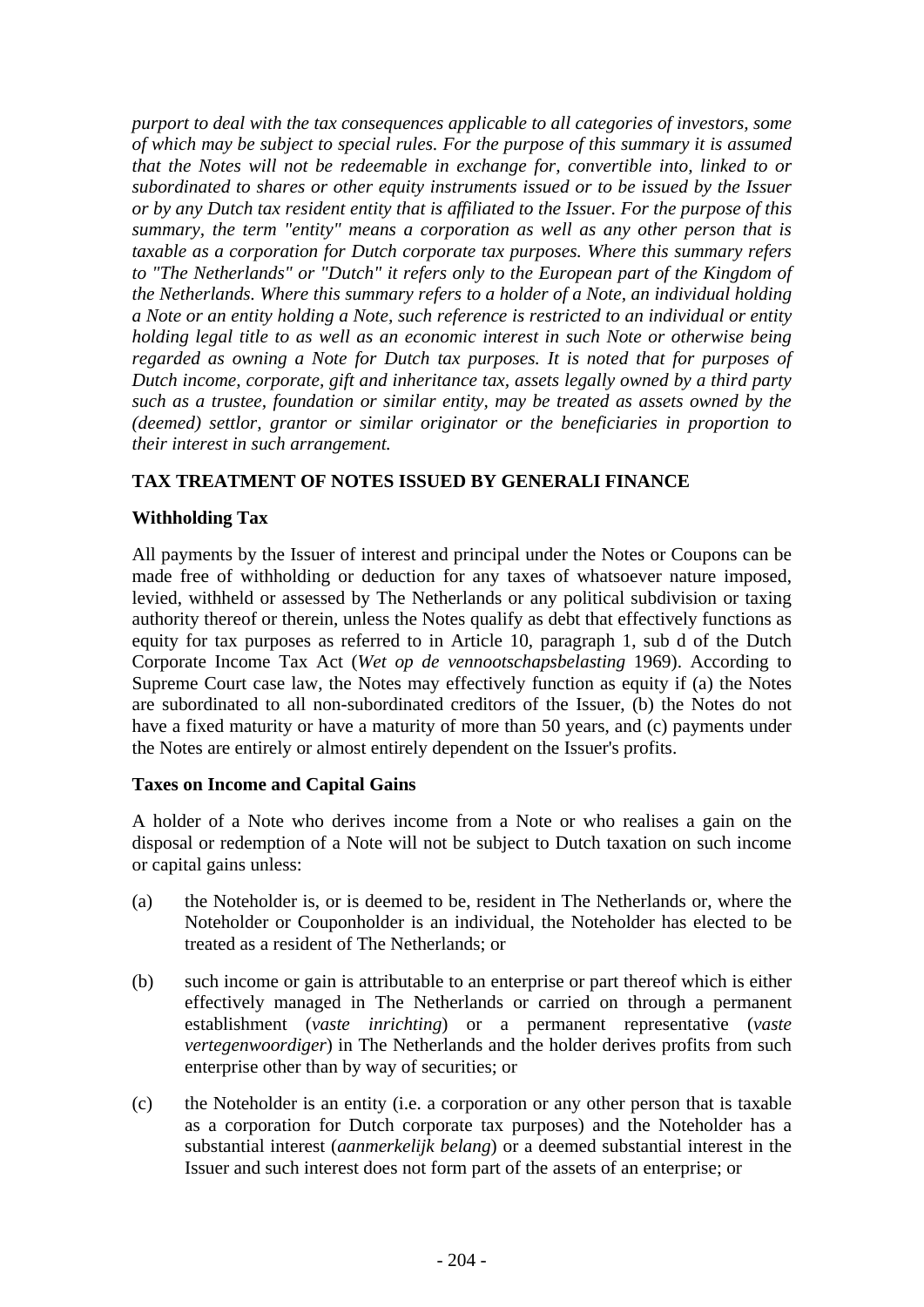*purport to deal with the tax consequences applicable to all categories of investors, some of which may be subject to special rules. For the purpose of this summary it is assumed that the Notes will not be redeemable in exchange for, convertible into, linked to or subordinated to shares or other equity instruments issued or to be issued by the Issuer or by any Dutch tax resident entity that is affiliated to the Issuer. For the purpose of this summary, the term "entity" means a corporation as well as any other person that is taxable as a corporation for Dutch corporate tax purposes. Where this summary refers to "The Netherlands" or "Dutch" it refers only to the European part of the Kingdom of the Netherlands. Where this summary refers to a holder of a Note, an individual holding a Note or an entity holding a Note, such reference is restricted to an individual or entity holding legal title to as well as an economic interest in such Note or otherwise being regarded as owning a Note for Dutch tax purposes. It is noted that for purposes of Dutch income, corporate, gift and inheritance tax, assets legally owned by a third party such as a trustee, foundation or similar entity, may be treated as assets owned by the (deemed) settlor, grantor or similar originator or the beneficiaries in proportion to their interest in such arrangement.*

## TAX TREATMENT OF NOTES ISSUED BY GENERALI FINANCE

### Withholding Tax

All payments by the Issuer of interest and principal under the Notes or Coupons can be made free of withholding or deduction for any taxes of whatsoever nature imposed, levied, withheld or assessed by The Netherlands or any political subdivision or taxing authority thereof or therein, unless the Notes qualify as debt that effectively functions as equity for tax purposes as referred to in Article 10, paragraph 1, sub d of the Dutch Corporate Income Tax Act (*Wet op de vennootschapsbelasting* 1969). According to Supreme Court case law, the Notes may effectively function as equity if (a) the Notes are subordinated to all non-subordinated creditors of the Issuer, (b) the Notes do not have a fixed maturity or have a maturity of more than 50 years, and (c) payments under the Notes are entirely or almost entirely dependent on the Issuer's profits.

### Taxes on Income and Capital Gains

A holder of a Note who derives income from a Note or who realises a gain on the disposal or redemption of a Note will not be subject to Dutch taxation on such income or capital gains unless:

(a) the Noteholder is, or is deemed to be, resident in The Netherlands or, where the Noteholder or Couponholder is an individual, the Noteholder has elected to be treated as a resident of The Netherlands; or

(b) such income or gain is attributable to an enterprise or part thereof which is either effectively managed in The Netherlands or carried on through a permanent establishment (*vaste inrichting*) or a permanent representative (*vaste vertegenwoordiger*) in The Netherlands and the holder derives profits from such enterprise other than by way of securities; or

(c) the Noteholder is an entity (i.e. a corporation or any other person that is taxable as a corporation for Dutch corporate tax purposes) and the Noteholder has a substantial interest (*aanmerkelijk belang*) or a deemed substantial interest in the Issuer and such interest does not form part of the assets of an enterprise; or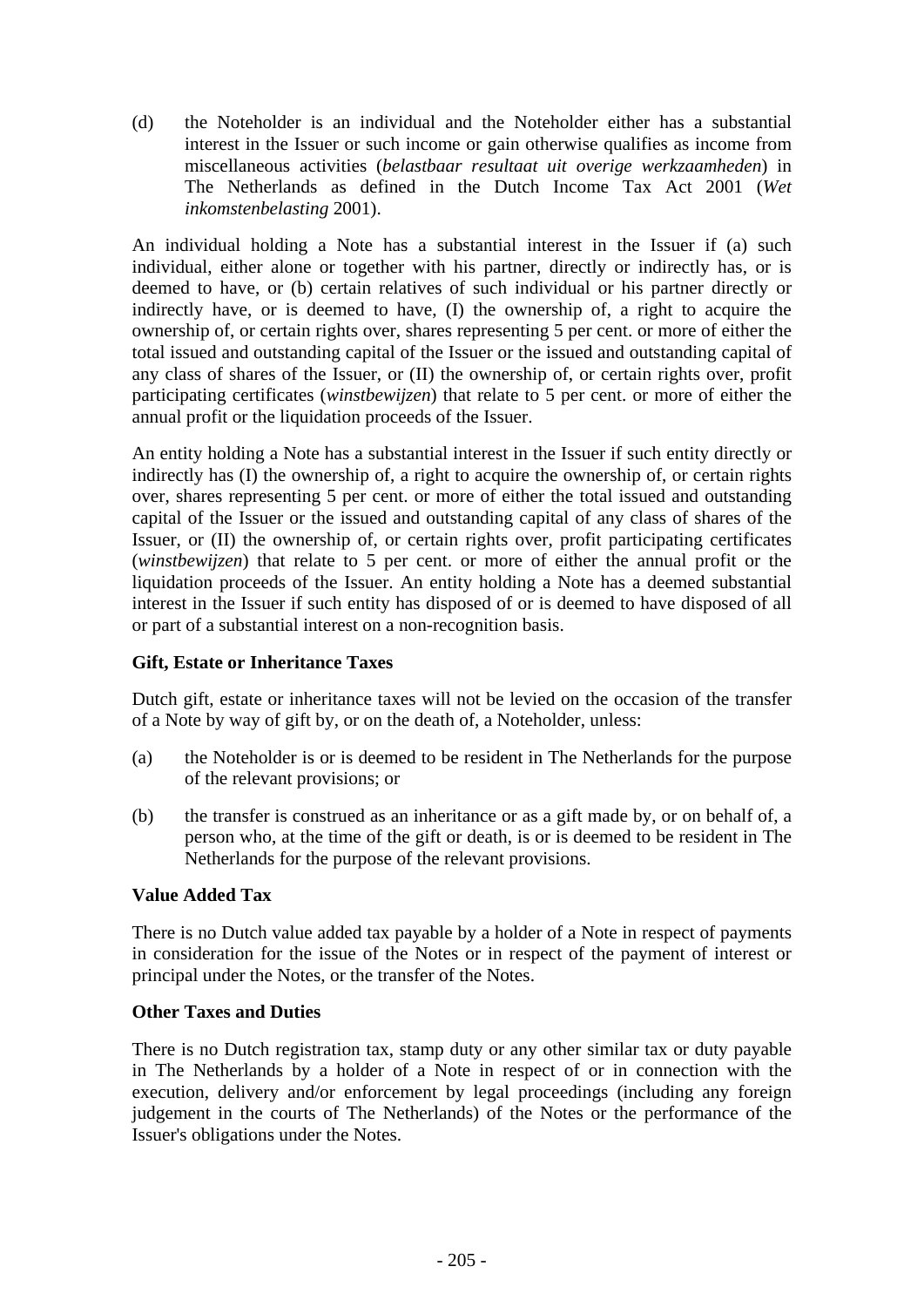(d) the Noteholder is an individual and the Noteholder either has a substantial interest in the Issuer or such income or gain otherwise qualifies as income from miscellaneous activities (*belastbaar resultaat uit overige werkzaamheden*) in The Netherlands as defined in the Dutch Income Tax Act 2001 (*Wet inkomstenbelasting* 2001).

An individual holding a Note has a substantial interest in the Issuer if (a) such individual, either alone or together with his partner, directly or indirectly has, or is deemed to have, or (b) certain relatives of such individual or his partner directly or indirectly have, or is deemed to have, (I) the ownership of, a right to acquire the ownership of, or certain rights over, shares representing 5 per cent. or more of either the total issued and outstanding capital of the Issuer or the issued and outstanding capital of any class of shares of the Issuer, or (II) the ownership of, or certain rights over, profit participating certificates (*winstbewijzen*) that relate to 5 per cent. or more of either the annual profit or the liquidation proceeds of the Issuer.

An entity holding a Note has a substantial interest in the Issuer if such entity directly or indirectly has (I) the ownership of, a right to acquire the ownership of, or certain rights over, shares representing 5 per cent. or more of either the total issued and outstanding capital of the Issuer or the issued and outstanding capital of any class of shares of the Issuer, or (II) the ownership of, or certain rights over, profit participating certificates (*winstbewijzen*) that relate to 5 per cent. or more of either the annual profit or the liquidation proceeds of the Issuer. An entity holding a Note has a deemed substantial interest in the Issuer if such entity has disposed of or is deemed to have disposed of all or part of a substantial interest on a non-recognition basis.

**Gift, Estate or Inheritance Taxes**

Dutch gift, estate or inheritance taxes will not be levied on the occasion of the transfer of a Note by way of gift by, or on the death of, a Noteholder, unless:

(a) the Noteholder is or is deemed to be resident in The Netherlands for the purpose of the relevant provisions; or

(b) the transfer is construed as an inheritance or as a gift made by, or on behalf of, a person who, at the time of the gift or death, is or is deemed to be resident in The Netherlands for the purpose of the relevant provisions.

**Value Added Tax**

There is no Dutch value added tax payable by a holder of a Note in respect of payments in consideration for the issue of the Notes or in respect of the payment of interest or principal under the Notes, or the transfer of the Notes.

**Other Taxes and Duties**

There is no Dutch registration tax, stamp duty or any other similar tax or duty payable in The Netherlands by a holder of a Note in respect of or in connection with the execution, delivery and/or enforcement by legal proceedings (including any foreign judgement in the courts of The Netherlands) of the Notes or the performance of the Issuer's obligations under the Notes.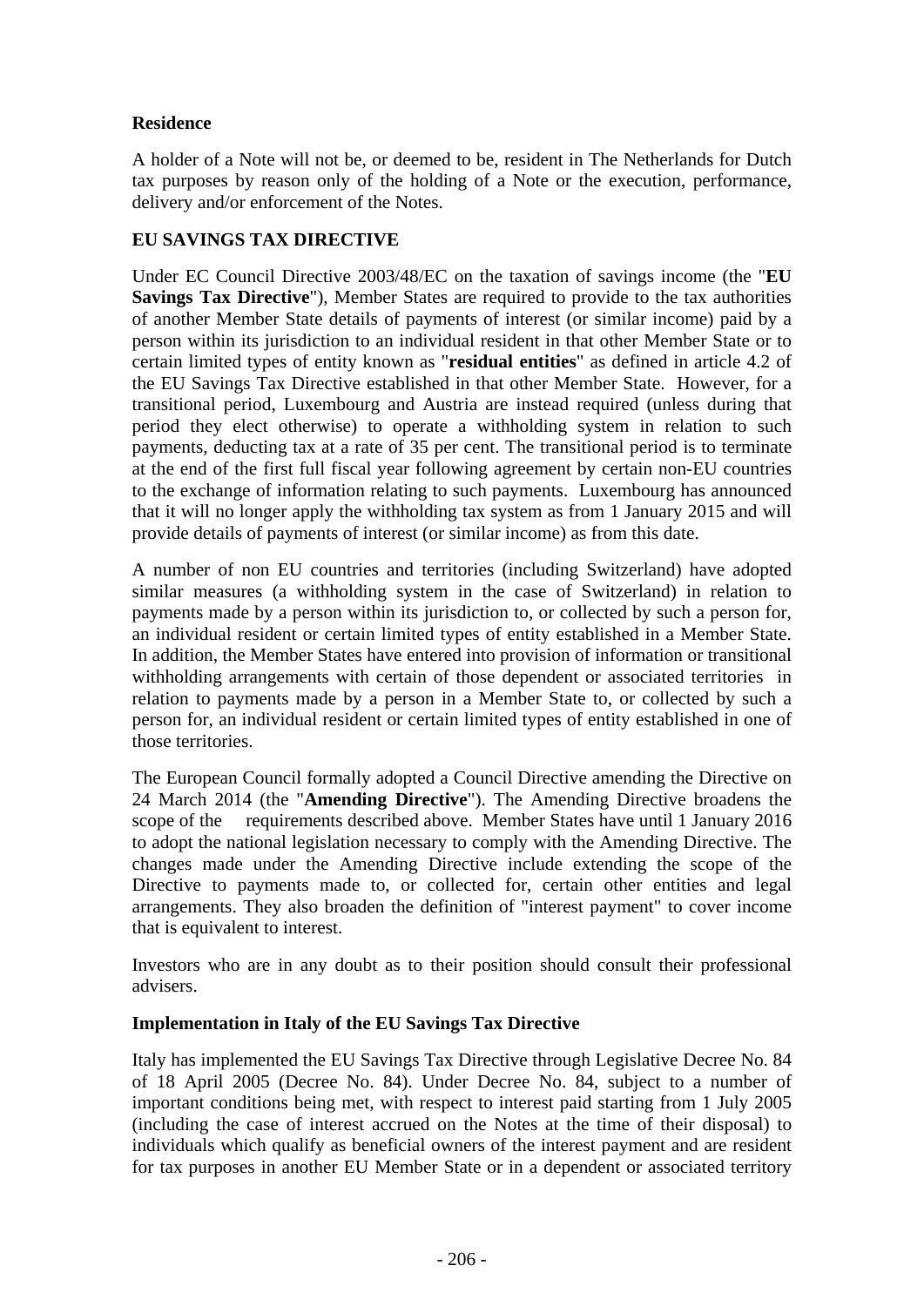**Residence**

A holder of a Note will not be, or deemed to be, resident in The Netherlands for Dutch tax purposes by reason only of the holding of a Note or the execution, performance, delivery and/or enforcement of the Notes.

## EU SAVINGS TAX DIRECTIVE

Under EC Council Directive 2003/48/EC on the taxation of savings income (the "**EU Savings Tax Directive**"), Member States are required to provide to the tax authorities of another Member State details of payments of interest (or similar income) paid by a person within its jurisdiction to an individual resident in that other Member State or to certain limited types of entity known as "**residual entities**" as defined in article 4.2 of the EU Savings Tax Directive established in that other Member State. However, for a transitional period, Luxembourg and Austria are instead required (unless during that period they elect otherwise) to operate a withholding system in relation to such payments, deducting tax at a rate of 35 per cent. The transitional period is to terminate at the end of the first full fiscal year following agreement by certain non-EU countries to the exchange of information relating to such payments. Luxembourg has announced that it will no longer apply the withholding tax system as from 1 January 2015 and will provide details of payments of interest (or similar income) as from this date.

A number of non EU countries and territories (including Switzerland) have adopted similar measures (a withholding system in the case of Switzerland) in relation to payments made by a person within its jurisdiction to, or collected by such a person for, an individual resident or certain limited types of entity established in a Member State. In addition, the Member States have entered into provision of information or transitional withholding arrangements with certain of those dependent or associated territories in relation to payments made by a person in a Member State to, or collected by such a person for, an individual resident or certain limited types of entity established in one of those territories.

The European Council formally adopted a Council Directive amending the Directive on 24 March 2014 (the "**Amending Directive**"). The Amending Directive broadens the scope of the requirements described above. Member States have until 1 January 2016 to adopt the national legislation necessary to comply with the Amending Directive. The changes made under the Amending Directive include extending the scope of the Directive to payments made to, or collected for, certain other entities and legal arrangements. They also broaden the definition of "interest payment" to cover income that is equivalent to interest.

Investors who are in any doubt as to their position should consult their professional advisers.

**Implementation in Italy of the EU Savings Tax Directive**

Italy has implemented the EU Savings Tax Directive through Legislative Decree No. 84 of 18 April 2005 (Decree No. 84). Under Decree No. 84, subject to a number of important conditions being met, with respect to interest paid starting from 1 July 2005 (including the case of interest accrued on the Notes at the time of their disposal) to individuals which qualify as beneficial owners of the interest payment and are resident for tax purposes in another EU Member State or in a dependent or associated territory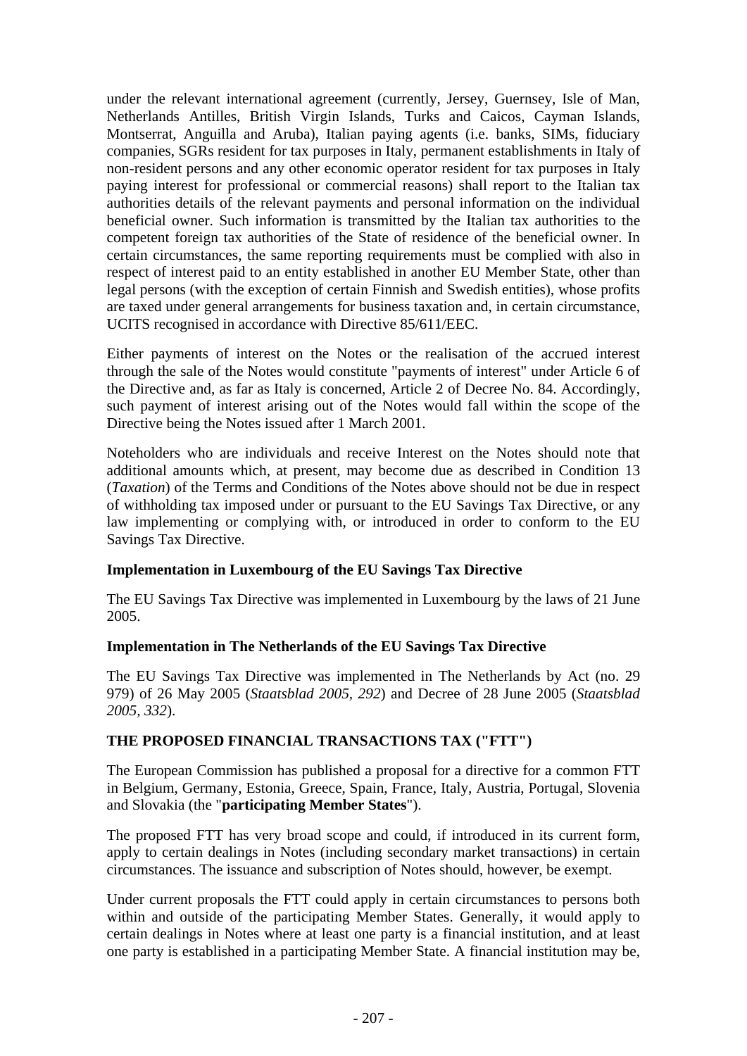under the relevant international agreement (currently, Jersey, Guernsey, Isle of Man, Netherlands Antilles, British Virgin Islands, Turks and Caicos, Cayman Islands, Montserrat, Anguilla and Aruba), Italian paying agents (i.e. banks, SIMs, fiduciary companies, SGRs resident for tax purposes in Italy, permanent establishments in Italy of non-resident persons and any other economic operator resident for tax purposes in Italy paying interest for professional or commercial reasons) shall report to the Italian tax authorities details of the relevant payments and personal information on the individual beneficial owner. Such information is transmitted by the Italian tax authorities to the competent foreign tax authorities of the State of residence of the beneficial owner. In certain circumstances, the same reporting requirements must be complied with also in respect of interest paid to an entity established in another EU Member State, other than legal persons (with the exception of certain Finnish and Swedish entities), whose profits are taxed under general arrangements for business taxation and, in certain circumstance, UCITS recognised in accordance with Directive 85/611/EEC.

Either payments of interest on the Notes or the realisation of the accrued interest through the sale of the Notes would constitute "payments of interest" under Article 6 of the Directive and, as far as Italy is concerned, Article 2 of Decree No. 84. Accordingly, such payment of interest arising out of the Notes would fall within the scope of the Directive being the Notes issued after 1 March 2001.

Noteholders who are individuals and receive Interest on the Notes should note that additional amounts which, at present, may become due as described in Condition 13 (*Taxation*) of the Terms and Conditions of the Notes above should not be due in respect of withholding tax imposed under or pursuant to the EU Savings Tax Directive, or any law implementing or complying with, or introduced in order to conform to the EU Savings Tax Directive.

**Implementation in Luxembourg of the EU Savings Tax Directive**

The EU Savings Tax Directive was implemented in Luxembourg by the laws of 21 June 2005.

**Implementation in The Netherlands of the EU Savings Tax Directive**

The EU Savings Tax Directive was implemented in The Netherlands by Act (no. 29 979) of 26 May 2005 (*Staatsblad 2005, 292*) and Decree of 28 June 2005 (*Staatsblad 2005, 332*).

**THE PROPOSED FINANCIAL TRANSACTIONS TAX ("FTT")**

The European Commission has published a proposal for a directive for a common FTT in Belgium, Germany, Estonia, Greece, Spain, France, Italy, Austria, Portugal, Slovenia and Slovakia (the "**participating Member States**").

The proposed FTT has very broad scope and could, if introduced in its current form, apply to certain dealings in Notes (including secondary market transactions) in certain circumstances. The issuance and subscription of Notes should, however, be exempt.

Under current proposals the FTT could apply in certain circumstances to persons both within and outside of the participating Member States. Generally, it would apply to certain dealings in Notes where at least one party is a financial institution, and at least one party is established in a participating Member State. A financial institution may be,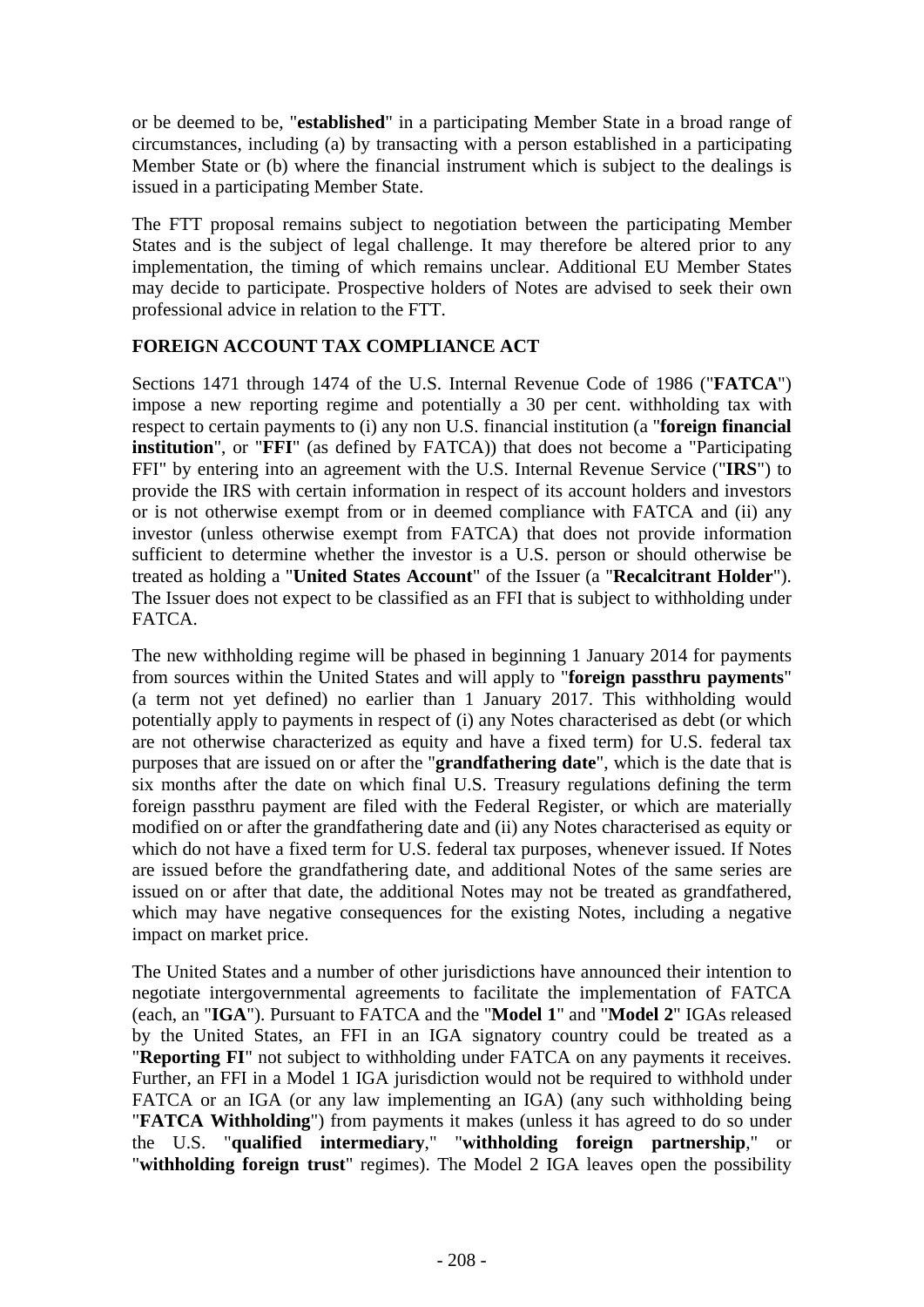or be deemed to be, "**established**" in a participating Member State in a broad range of circumstances, including (a) by transacting with a person established in a participating Member State or (b) where the financial instrument which is subject to the dealings is issued in a participating Member State.

The FTT proposal remains subject to negotiation between the participating Member States and is the subject of legal challenge. It may therefore be altered prior to any implementation, the timing of which remains unclear. Additional EU Member States may decide to participate. Prospective holders of Notes are advised to seek their own professional advice in relation to the FTT.

## FOREIGN ACCOUNT TAX COMPLIANCE ACT

Sections 1471 through 1474 of the U.S. Internal Revenue Code of 1986 ("**FATCA**") impose a new reporting regime and potentially a 30 per cent. withholding tax with respect to certain payments to (i) any non U.S. financial institution (a "**foreign financial institution**", or "**FFI**" (as defined by FATCA)) that does not become a "Participating FFI" by entering into an agreement with the U.S. Internal Revenue Service ("**IRS**") to provide the IRS with certain information in respect of its account holders and investors or is not otherwise exempt from or in deemed compliance with FATCA and (ii) any investor (unless otherwise exempt from FATCA) that does not provide information sufficient to determine whether the investor is a U.S. person or should otherwise be treated as holding a "**United States Account**" of the Issuer (a "**Recalcitrant Holder**"). The Issuer does not expect to be classified as an FFI that is subject to withholding under FATCA.

The new withholding regime will be phased in beginning 1 January 2014 for payments from sources within the United States and will apply to "**foreign passthru payments**" (a term not yet defined) no earlier than 1 January 2017. This withholding would potentially apply to payments in respect of (i) any Notes characterised as debt (or which are not otherwise characterized as equity and have a fixed term) for U.S. federal tax purposes that are issued on or after the "**grandfathering date**", which is the date that is six months after the date on which final U.S. Treasury regulations defining the term foreign passthru payment are filed with the Federal Register, or which are materially modified on or after the grandfathering date and (ii) any Notes characterised as equity or which do not have a fixed term for U.S. federal tax purposes, whenever issued. If Notes are issued before the grandfathering date, and additional Notes of the same series are issued on or after that date, the additional Notes may not be treated as grandfathered, which may have negative consequences for the existing Notes, including a negative impact on market price.

The United States and a number of other jurisdictions have announced their intention to negotiate intergovernmental agreements to facilitate the implementation of FATCA (each, an "**IGA**"). Pursuant to FATCA and the "**Model 1**" and "**Model 2**" IGAs released by the United States, an FFI in an IGA signatory country could be treated as a "**Reporting FI**" not subject to withholding under FATCA on any payments it receives. Further, an FFI in a Model 1 IGA jurisdiction would not be required to withhold under FATCA or an IGA (or any law implementing an IGA) (any such withholding being "**FATCA Withholding**") from payments it makes (unless it has agreed to do so under the U.S. "**qualified intermediary**," "**withholding foreign partnership**," or "**withholding foreign trust**" regimes). The Model 2 IGA leaves open the possibility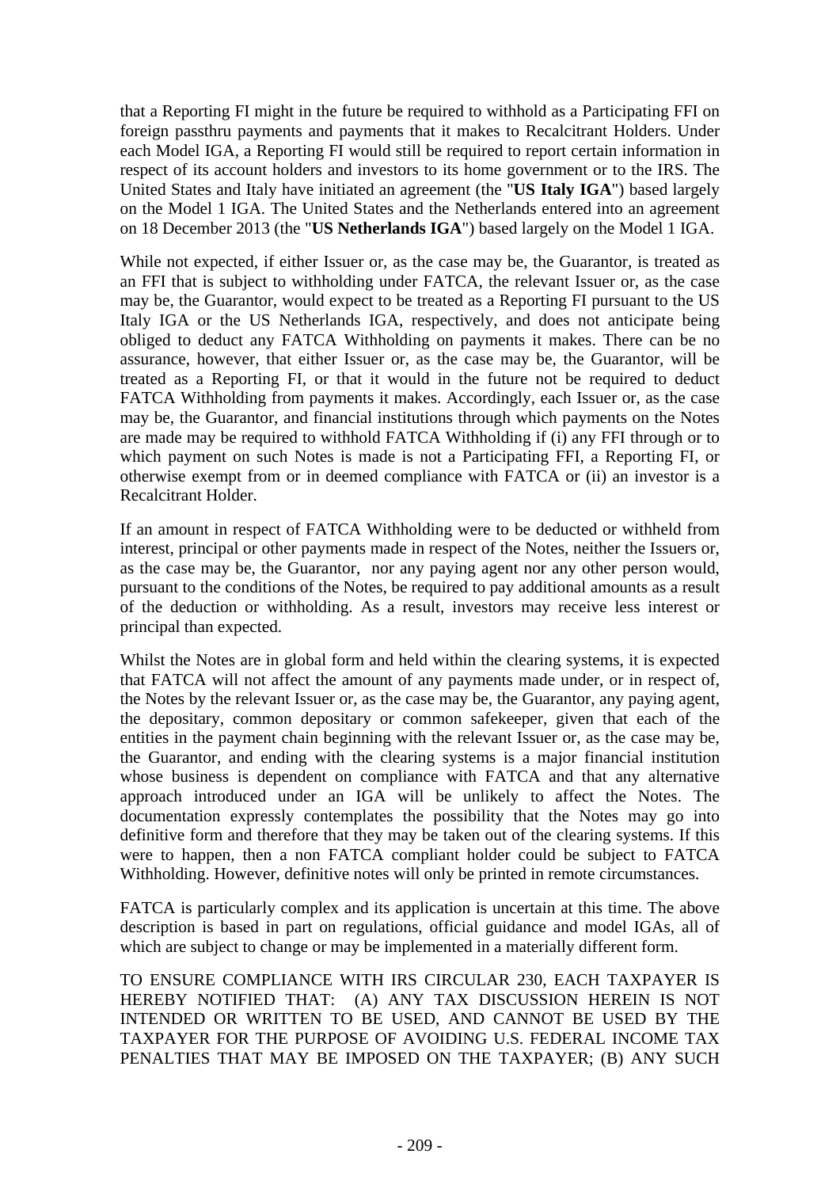that a Reporting FI might in the future be required to withhold as a Participating FFI on foreign passthru payments and payments that it makes to Recalcitrant Holders. Under each Model IGA, a Reporting FI would still be required to report certain information in respect of its account holders and investors to its home government or to the IRS. The United States and Italy have initiated an agreement (the "**US Italy IGA**") based largely on the Model 1 IGA. The United States and the Netherlands entered into an agreement on 18 December 2013 (the "**US Netherlands IGA**") based largely on the Model 1 IGA.

While not expected, if either Issuer or, as the case may be, the Guarantor, is treated as an FFI that is subject to withholding under FATCA, the relevant Issuer or, as the case may be, the Guarantor, would expect to be treated as a Reporting FI pursuant to the US Italy IGA or the US Netherlands IGA, respectively, and does not anticipate being obliged to deduct any FATCA Withholding on payments it makes. There can be no assurance, however, that either Issuer or, as the case may be, the Guarantor, will be treated as a Reporting FI, or that it would in the future not be required to deduct FATCA Withholding from payments it makes. Accordingly, each Issuer or, as the case may be, the Guarantor, and financial institutions through which payments on the Notes are made may be required to withhold FATCA Withholding if (i) any FFI through or to which payment on such Notes is made is not a Participating FFI, a Reporting FI, or otherwise exempt from or in deemed compliance with FATCA or (ii) an investor is a Recalcitrant Holder.

If an amount in respect of FATCA Withholding were to be deducted or withheld from interest, principal or other payments made in respect of the Notes, neither the Issuers or, as the case may be, the Guarantor, nor any paying agent nor any other person would, pursuant to the conditions of the Notes, be required to pay additional amounts as a result of the deduction or withholding. As a result, investors may receive less interest or principal than expected.

Whilst the Notes are in global form and held within the clearing systems, it is expected that FATCA will not affect the amount of any payments made under, or in respect of, the Notes by the relevant Issuer or, as the case may be, the Guarantor, any paying agent, the depositary, common depositary or common safekeeper, given that each of the entities in the payment chain beginning with the relevant Issuer or, as the case may be, the Guarantor, and ending with the clearing systems is a major financial institution whose business is dependent on compliance with FATCA and that any alternative approach introduced under an IGA will be unlikely to affect the Notes. The documentation expressly contemplates the possibility that the Notes may go into definitive form and therefore that they may be taken out of the clearing systems. If this were to happen, then a non FATCA compliant holder could be subject to FATCA Withholding. However, definitive notes will only be printed in remote circumstances.

FATCA is particularly complex and its application is uncertain at this time. The above description is based in part on regulations, official guidance and model IGAs, all of which are subject to change or may be implemented in a materially different form.

TO ENSURE COMPLIANCE WITH IRS CIRCULAR 230, EACH TAXPAYER IS HEREBY NOTIFIED THAT: (A) ANY TAX DISCUSSION HEREIN IS NOT INTENDED OR WRITTEN TO BE USED, AND CANNOT BE USED BY THE TAXPAYER FOR THE PURPOSE OF AVOIDING U.S. FEDERAL INCOME TAX PENALTIES THAT MAY BE IMPOSED ON THE TAXPAYER; (B) ANY SUCH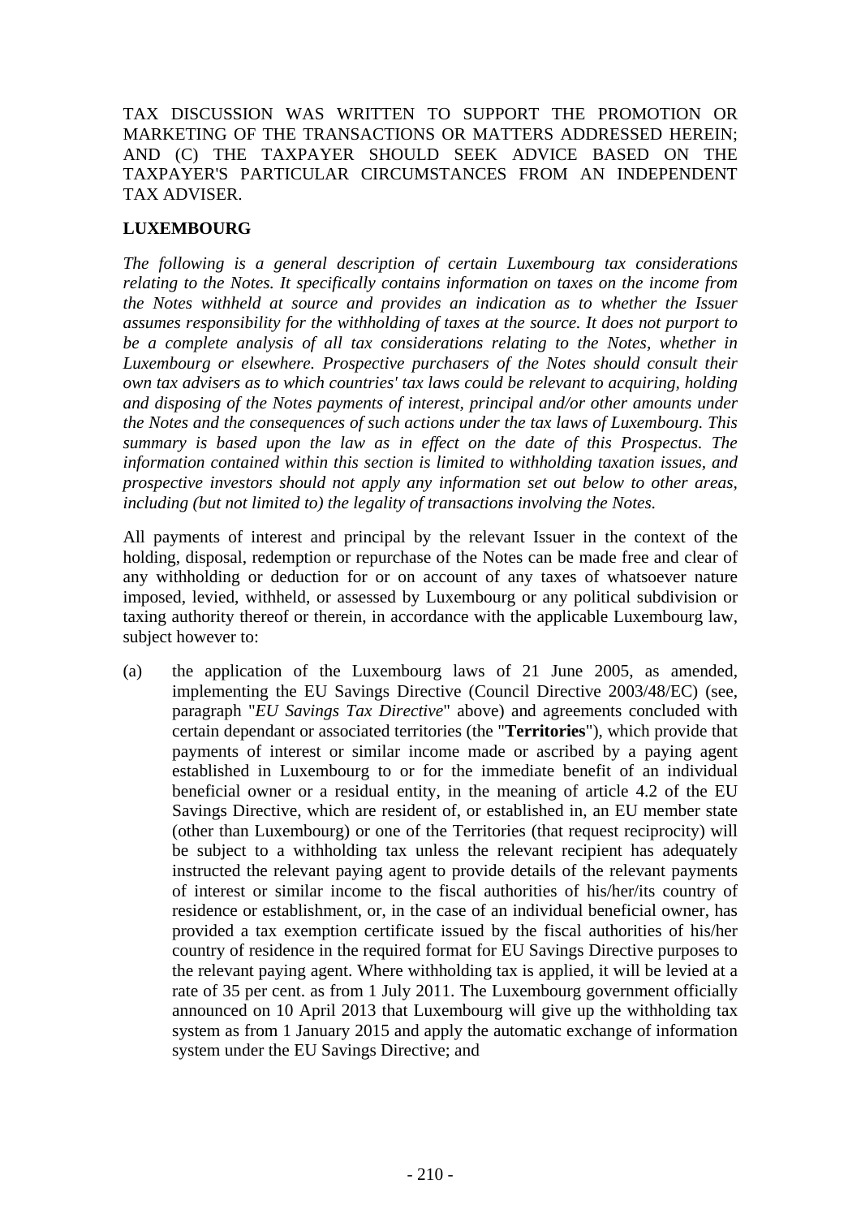TAX DISCUSSION WAS WRITTEN TO SUPPORT THE PROMOTION OR MARKETING OF THE TRANSACTIONS OR MATTERS ADDRESSED HEREIN; AND (C) THE TAXPAYER SHOULD SEEK ADVICE BASED ON THE TAXPAYER'S PARTICULAR CIRCUMSTANCES FROM AN INDEPENDENT TAX ADVISER.

**LUXEMBOURG**

*The following is a general description of certain Luxembourg tax considerations relating to the Notes. It specifically contains information on taxes on the income from the Notes withheld at source and provides an indication as to whether the Issuer assumes responsibility for the withholding of taxes at the source. It does not purport to be a complete analysis of all tax considerations relating to the Notes, whether in Luxembourg or elsewhere. Prospective purchasers of the Notes should consult their own tax advisers as to which countries' tax laws could be relevant to acquiring, holding and disposing of the Notes payments of interest, principal and/or other amounts under the Notes and the consequences of such actions under the tax laws of Luxembourg. This summary is based upon the law as in effect on the date of this Prospectus. The information contained within this section is limited to withholding taxation issues, and prospective investors should not apply any information set out below to other areas, including (but not limited to) the legality of transactions involving the Notes.*

All payments of interest and principal by the relevant Issuer in the context of the holding, disposal, redemption or repurchase of the Notes can be made free and clear of any withholding or deduction for or on account of any taxes of whatsoever nature imposed, levied, withheld, or assessed by Luxembourg or any political subdivision or taxing authority thereof or therein, in accordance with the applicable Luxembourg law, subject however to:

(a) the application of the Luxembourg laws of 21 June 2005, as amended, implementing the EU Savings Directive (Council Directive 2003/48/EC) (see, paragraph "*EU Savings Tax Directive*" above) and agreements concluded with certain dependant or associated territories (the "**Territories**"), which provide that payments of interest or similar income made or ascribed by a paying agent established in Luxembourg to or for the immediate benefit of an individual beneficial owner or a residual entity, in the meaning of article 4.2 of the EU Savings Directive, which are resident of, or established in, an EU member state (other than Luxembourg) or one of the Territories (that request reciprocity) will be subject to a withholding tax unless the relevant recipient has adequately instructed the relevant paying agent to provide details of the relevant payments of interest or similar income to the fiscal authorities of his/her/its country of residence or establishment, or, in the case of an individual beneficial owner, has provided a tax exemption certificate issued by the fiscal authorities of his/her country of residence in the required format for EU Savings Directive purposes to the relevant paying agent. Where withholding tax is applied, it will be levied at a rate of 35 per cent. as from 1 July 2011. The Luxembourg government officially announced on 10 April 2013 that Luxembourg will give up the withholding tax system as from 1 January 2015 and apply the automatic exchange of information system under the EU Savings Directive; and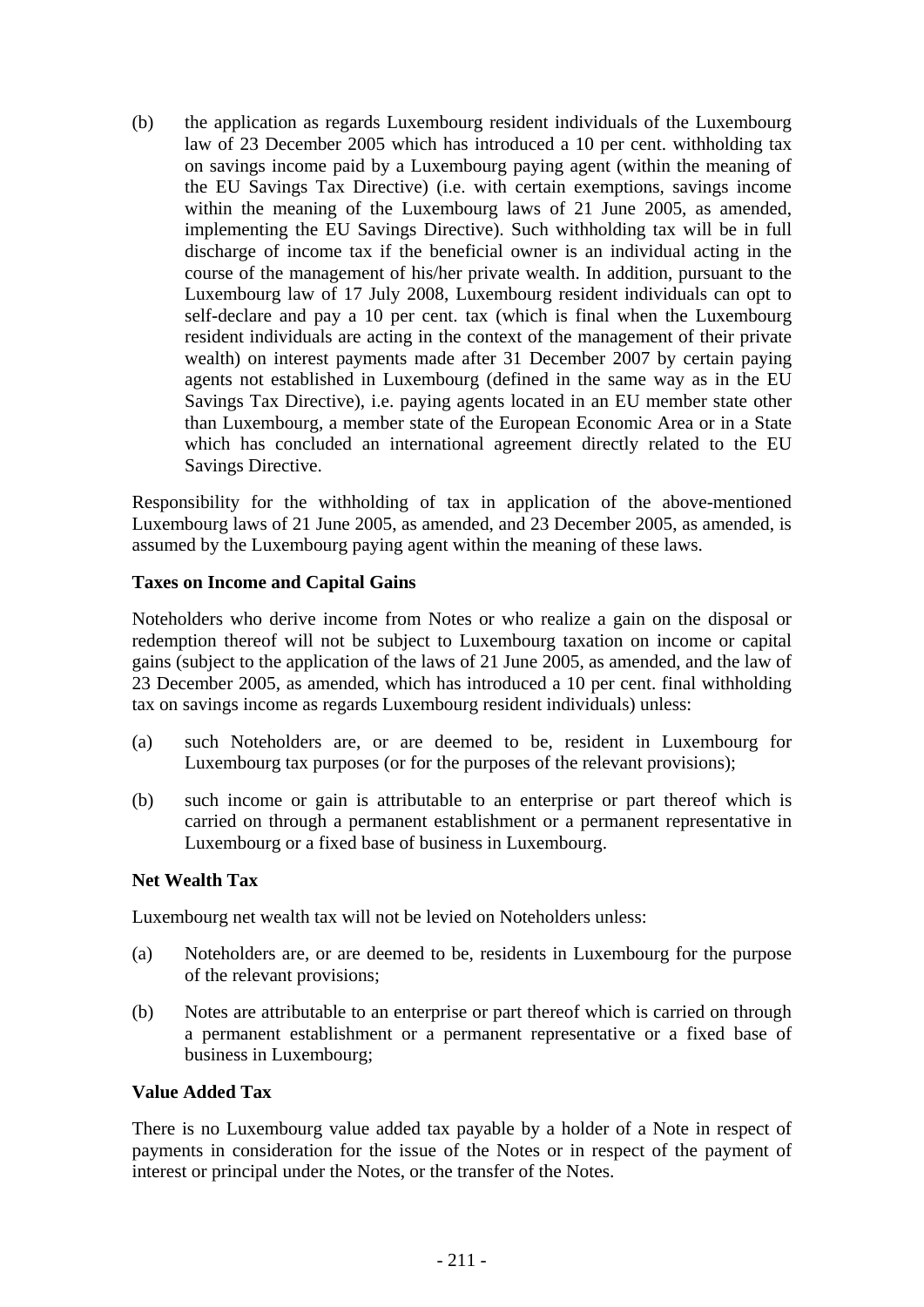(b) the application as regards Luxembourg resident individuals of the Luxembourg law of 23 December 2005 which has introduced a 10 per cent. withholding tax on savings income paid by a Luxembourg paying agent (within the meaning of the EU Savings Tax Directive) (i.e. with certain exemptions, savings income within the meaning of the Luxembourg laws of 21 June 2005, as amended, implementing the EU Savings Directive). Such withholding tax will be in full discharge of income tax if the beneficial owner is an individual acting in the course of the management of his/her private wealth. In addition, pursuant to the Luxembourg law of 17 July 2008, Luxembourg resident individuals can opt to self-declare and pay a 10 per cent. tax (which is final when the Luxembourg resident individuals are acting in the context of the management of their private wealth) on interest payments made after 31 December 2007 by certain paying agents not established in Luxembourg (defined in the same way as in the EU Savings Tax Directive), i.e. paying agents located in an EU member state other than Luxembourg, a member state of the European Economic Area or in a State which has concluded an international agreement directly related to the EU Savings Directive.

Responsibility for the withholding of tax in application of the above-mentioned Luxembourg laws of 21 June 2005, as amended, and 23 December 2005, as amended, is assumed by the Luxembourg paying agent within the meaning of these laws.

**Taxes on Income and Capital Gains**

Noteholders who derive income from Notes or who realize a gain on the disposal or redemption thereof will not be subject to Luxembourg taxation on income or capital gains (subject to the application of the laws of 21 June 2005, as amended, and the law of 23 December 2005, as amended, which has introduced a 10 per cent. final withholding tax on savings income as regards Luxembourg resident individuals) unless:

(a) such Noteholders are, or are deemed to be, resident in Luxembourg for Luxembourg tax purposes (or for the purposes of the relevant provisions);

(b) such income or gain is attributable to an enterprise or part thereof which is carried on through a permanent establishment or a permanent representative in Luxembourg or a fixed base of business in Luxembourg.

**Net Wealth Tax**

Luxembourg net wealth tax will not be levied on Noteholders unless:

(a) Noteholders are, or are deemed to be, residents in Luxembourg for the purpose of the relevant provisions;

(b) Notes are attributable to an enterprise or part thereof which is carried on through a permanent establishment or a permanent representative or a fixed base of business in Luxembourg;

**Value Added Tax**

There is no Luxembourg value added tax payable by a holder of a Note in respect of payments in consideration for the issue of the Notes or in respect of the payment of interest or principal under the Notes, or the transfer of the Notes.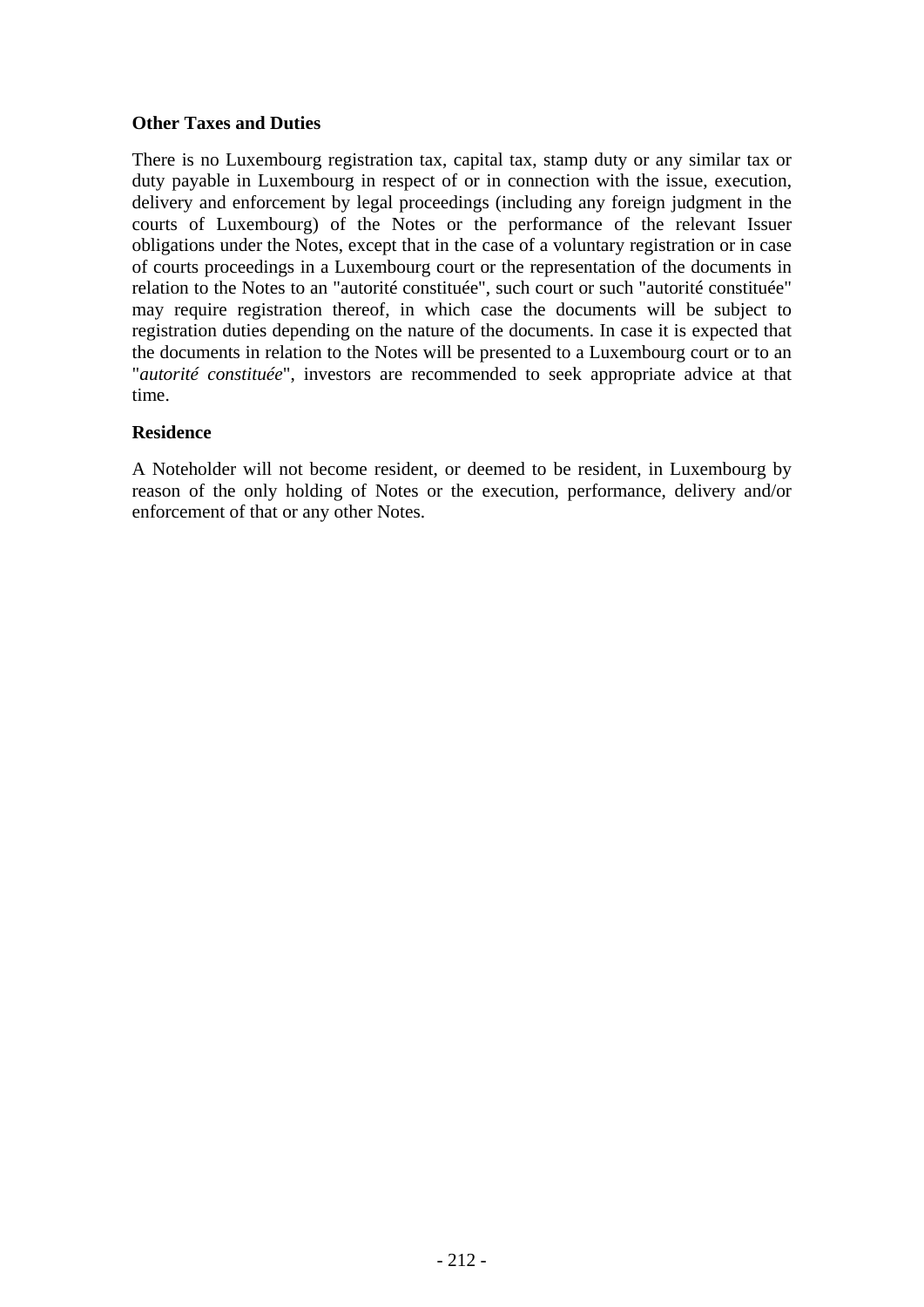**Other Taxes and Duties**

There is no Luxembourg registration tax, capital tax, stamp duty or any similar tax or duty payable in Luxembourg in respect of or in connection with the issue, execution, delivery and enforcement by legal proceedings (including any foreign judgment in the courts of Luxembourg) of the Notes or the performance of the relevant Issuer obligations under the Notes, except that in the case of a voluntary registration or in case of courts proceedings in a Luxembourg court or the representation of the documents in relation to the Notes to an "autorité constituée", such court or such "autorité constituée" may require registration thereof, in which case the documents will be subject to registration duties depending on the nature of the documents. In case it is expected that the documents in relation to the Notes will be presented to a Luxembourg court or to an "*autorité constituée*", investors are recommended to seek appropriate advice at that time.

**Residence**

A Noteholder will not become resident, or deemed to be resident, in Luxembourg by reason of the only holding of Notes or the execution, performance, delivery and/or enforcement of that or any other Notes.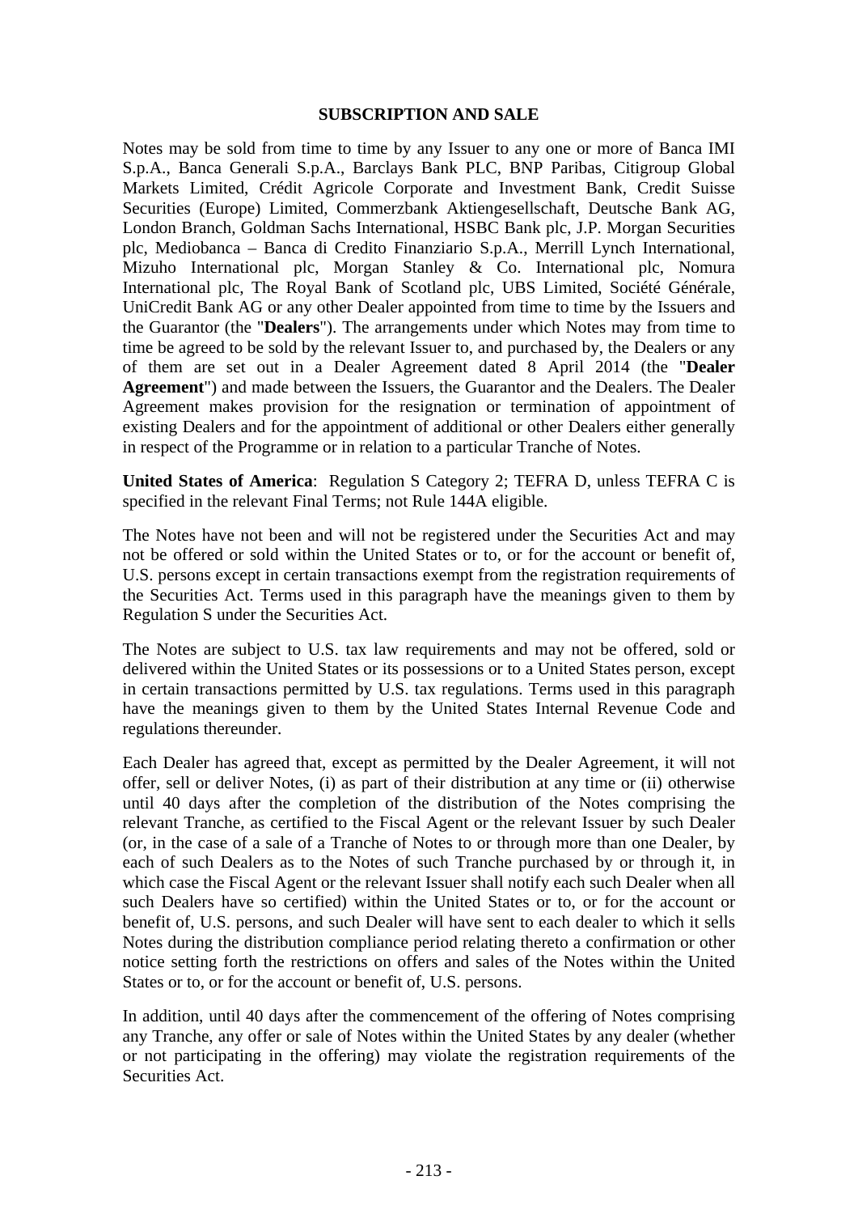## SUBSCRIPTION AND SALE

Notes may be sold from time to time by any Issuer to any one or more of Banca IMI S.p.A., Banca Generali S.p.A., Barclays Bank PLC, BNP Paribas, Citigroup Global Markets Limited, Crédit Agricole Corporate and Investment Bank, Credit Suisse Securities (Europe) Limited, Commerzbank Aktiengesellschaft, Deutsche Bank AG, London Branch, Goldman Sachs International, HSBC Bank plc, J.P. Morgan Securities plc, Mediobanca – Banca di Credito Finanziario S.p.A., Merrill Lynch International, Mizuho International plc, Morgan Stanley & Co. International plc, Nomura International plc, The Royal Bank of Scotland plc, UBS Limited, Société Générale, UniCredit Bank AG or any other Dealer appointed from time to time by the Issuers and the Guarantor (the "**Dealers**"). The arrangements under which Notes may from time to time be agreed to be sold by the relevant Issuer to, and purchased by, the Dealers or any of them are set out in a Dealer Agreement dated 8 April 2014 (the "**Dealer Agreement**") and made between the Issuers, the Guarantor and the Dealers. The Dealer Agreement makes provision for the resignation or termination of appointment of existing Dealers and for the appointment of additional or other Dealers either generally in respect of the Programme or in relation to a particular Tranche of Notes.

**United States of America**: Regulation S Category 2; TEFRA D, unless TEFRA C is specified in the relevant Final Terms; not Rule 144A eligible.

The Notes have not been and will not be registered under the Securities Act and may not be offered or sold within the United States or to, or for the account or benefit of, U.S. persons except in certain transactions exempt from the registration requirements of the Securities Act. Terms used in this paragraph have the meanings given to them by Regulation S under the Securities Act.

The Notes are subject to U.S. tax law requirements and may not be offered, sold or delivered within the United States or its possessions or to a United States person, except in certain transactions permitted by U.S. tax regulations. Terms used in this paragraph have the meanings given to them by the United States Internal Revenue Code and regulations thereunder.

Each Dealer has agreed that, except as permitted by the Dealer Agreement, it will not offer, sell or deliver Notes, (i) as part of their distribution at any time or (ii) otherwise until 40 days after the completion of the distribution of the Notes comprising the relevant Tranche, as certified to the Fiscal Agent or the relevant Issuer by such Dealer (or, in the case of a sale of a Tranche of Notes to or through more than one Dealer, by each of such Dealers as to the Notes of such Tranche purchased by or through it, in which case the Fiscal Agent or the relevant Issuer shall notify each such Dealer when all such Dealers have so certified) within the United States or to, or for the account or benefit of, U.S. persons, and such Dealer will have sent to each dealer to which it sells Notes during the distribution compliance period relating thereto a confirmation or other notice setting forth the restrictions on offers and sales of the Notes within the United States or to, or for the account or benefit of, U.S. persons.

In addition, until 40 days after the commencement of the offering of Notes comprising any Tranche, any offer or sale of Notes within the United States by any dealer (whether or not participating in the offering) may violate the registration requirements of the Securities Act.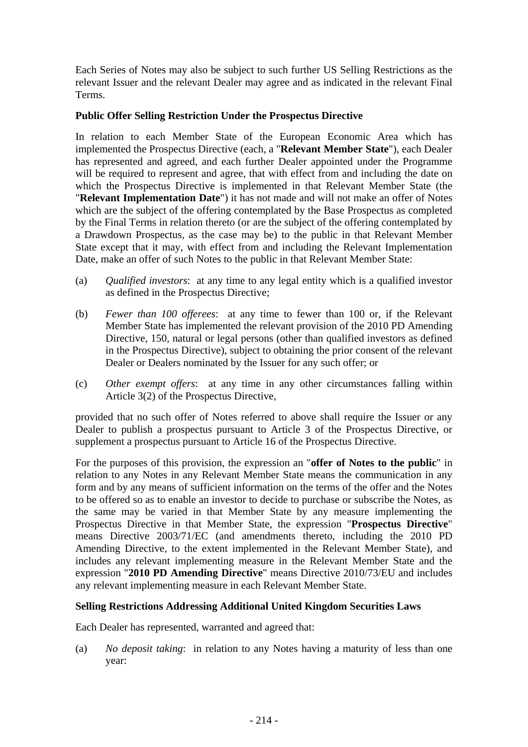Each Series of Notes may also be subject to such further US Selling Restrictions as the relevant Issuer and the relevant Dealer may agree and as indicated in the relevant Final Terms.

**Public Offer Selling Restriction Under the Prospectus Directive**

In relation to each Member State of the European Economic Area which has implemented the Prospectus Directive (each, a "**Relevant Member State**"), each Dealer has represented and agreed, and each further Dealer appointed under the Programme will be required to represent and agree, that with effect from and including the date on which the Prospectus Directive is implemented in that Relevant Member State (the "**Relevant Implementation Date**") it has not made and will not make an offer of Notes which are the subject of the offering contemplated by the Base Prospectus as completed by the Final Terms in relation thereto (or are the subject of the offering contemplated by a Drawdown Prospectus, as the case may be) to the public in that Relevant Member State except that it may, with effect from and including the Relevant Implementation Date, make an offer of such Notes to the public in that Relevant Member State:

(a) *Qualified investors*: at any time to any legal entity which is a qualified investor as defined in the Prospectus Directive;

(b) *Fewer than 100 offerees*: at any time to fewer than 100 or, if the Relevant Member State has implemented the relevant provision of the 2010 PD Amending Directive, 150, natural or legal persons (other than qualified investors as defined in the Prospectus Directive), subject to obtaining the prior consent of the relevant Dealer or Dealers nominated by the Issuer for any such offer; or

(c) *Other exempt offers*: at any time in any other circumstances falling within Article 3(2) of the Prospectus Directive,

provided that no such offer of Notes referred to above shall require the Issuer or any Dealer to publish a prospectus pursuant to Article 3 of the Prospectus Directive, or supplement a prospectus pursuant to Article 16 of the Prospectus Directive.

For the purposes of this provision, the expression an "**offer of Notes to the public**" in relation to any Notes in any Relevant Member State means the communication in any form and by any means of sufficient information on the terms of the offer and the Notes to be offered so as to enable an investor to decide to purchase or subscribe the Notes, as the same may be varied in that Member State by any measure implementing the Prospectus Directive in that Member State, the expression "**Prospectus Directive**" means Directive 2003/71/EC (and amendments thereto, including the 2010 PD Amending Directive, to the extent implemented in the Relevant Member State), and includes any relevant implementing measure in the Relevant Member State and the expression "**2010 PD Amending Directive**" means Directive 2010/73/EU and includes any relevant implementing measure in each Relevant Member State.

**Selling Restrictions Addressing Additional United Kingdom Securities Laws**

Each Dealer has represented, warranted and agreed that:

(a) *No deposit taking*: in relation to any Notes having a maturity of less than one year: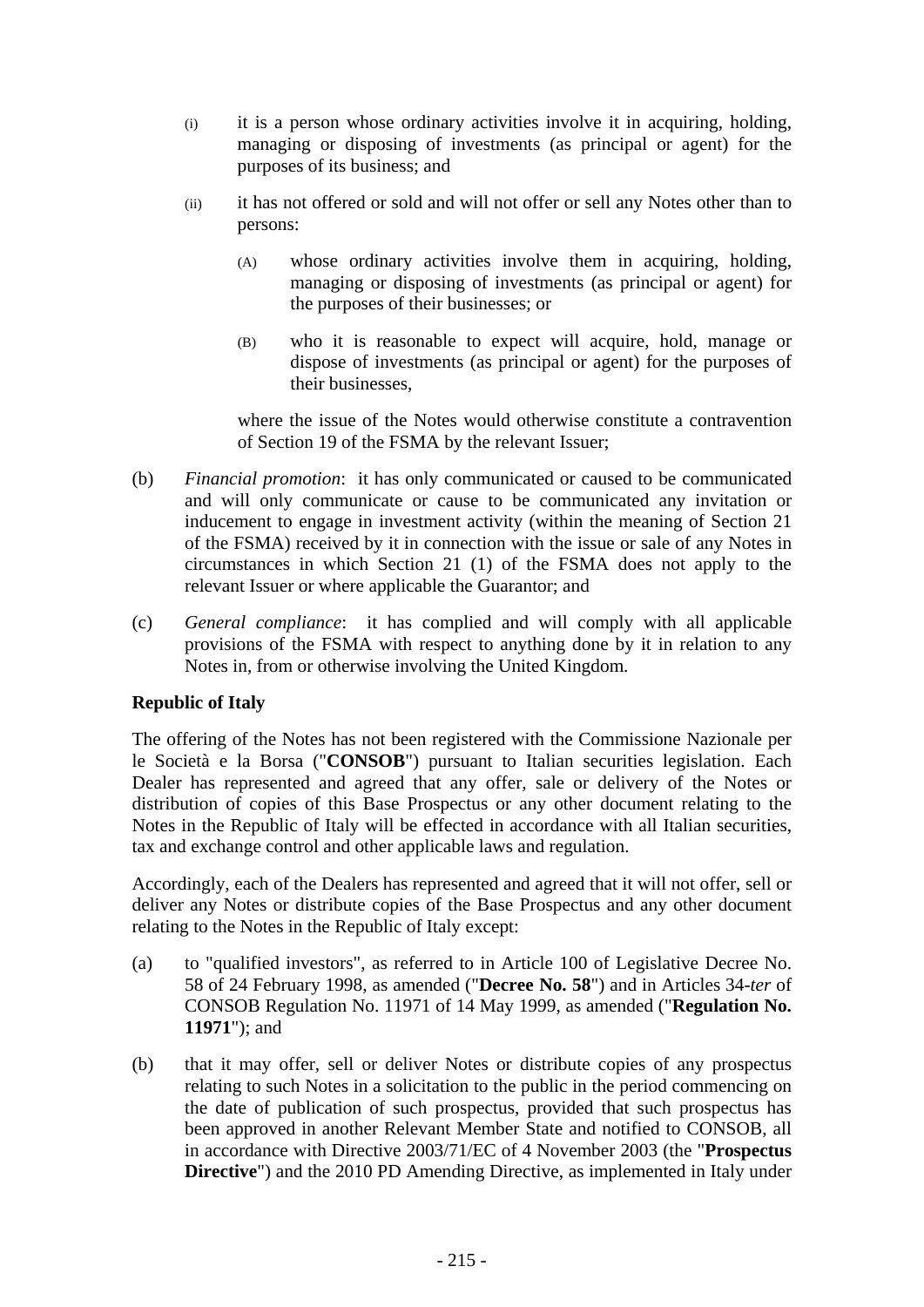(i) it is a person whose ordinary activities involve it in acquiring, holding, managing or disposing of investments (as principal or agent) for the purposes of its business; and

(ii) it has not offered or sold and will not offer or sell any Notes other than to persons:

(A) whose ordinary activities involve them in acquiring, holding, managing or disposing of investments (as principal or agent) for the purposes of their businesses; or

(B) who it is reasonable to expect will acquire, hold, manage or dispose of investments (as principal or agent) for the purposes of their businesses,

where the issue of the Notes would otherwise constitute a contravention of Section 19 of the FSMA by the relevant Issuer;

(b) *Financial promotion*: it has only communicated or caused to be communicated and will only communicate or cause to be communicated any invitation or inducement to engage in investment activity (within the meaning of Section 21 of the FSMA) received by it in connection with the issue or sale of any Notes in circumstances in which Section 21 (1) of the FSMA does not apply to the relevant Issuer or where applicable the Guarantor; and

(c) *General compliance*: it has complied and will comply with all applicable provisions of the FSMA with respect to anything done by it in relation to any Notes in, from or otherwise involving the United Kingdom.

**Republic of Italy**

The offering of the Notes has not been registered with the Commissione Nazionale per le Società e la Borsa ("**CONSOB**") pursuant to Italian securities legislation. Each Dealer has represented and agreed that any offer, sale or delivery of the Notes or distribution of copies of this Base Prospectus or any other document relating to the Notes in the Republic of Italy will be effected in accordance with all Italian securities, tax and exchange control and other applicable laws and regulation.

Accordingly, each of the Dealers has represented and agreed that it will not offer, sell or deliver any Notes or distribute copies of the Base Prospectus and any other document relating to the Notes in the Republic of Italy except:

(a) to "qualified investors", as referred to in Article 100 of Legislative Decree No. 58 of 24 February 1998, as amended ("**Decree No. 58**") and in Articles 34-*ter* of CONSOB Regulation No. 11971 of 14 May 1999, as amended ("**Regulation No. 11971**"); and

(b) that it may offer, sell or deliver Notes or distribute copies of any prospectus relating to such Notes in a solicitation to the public in the period commencing on the date of publication of such prospectus, provided that such prospectus has been approved in another Relevant Member State and notified to CONSOB, all in accordance with Directive 2003/71/EC of 4 November 2003 (the "**Prospectus Directive**") and the 2010 PD Amending Directive, as implemented in Italy under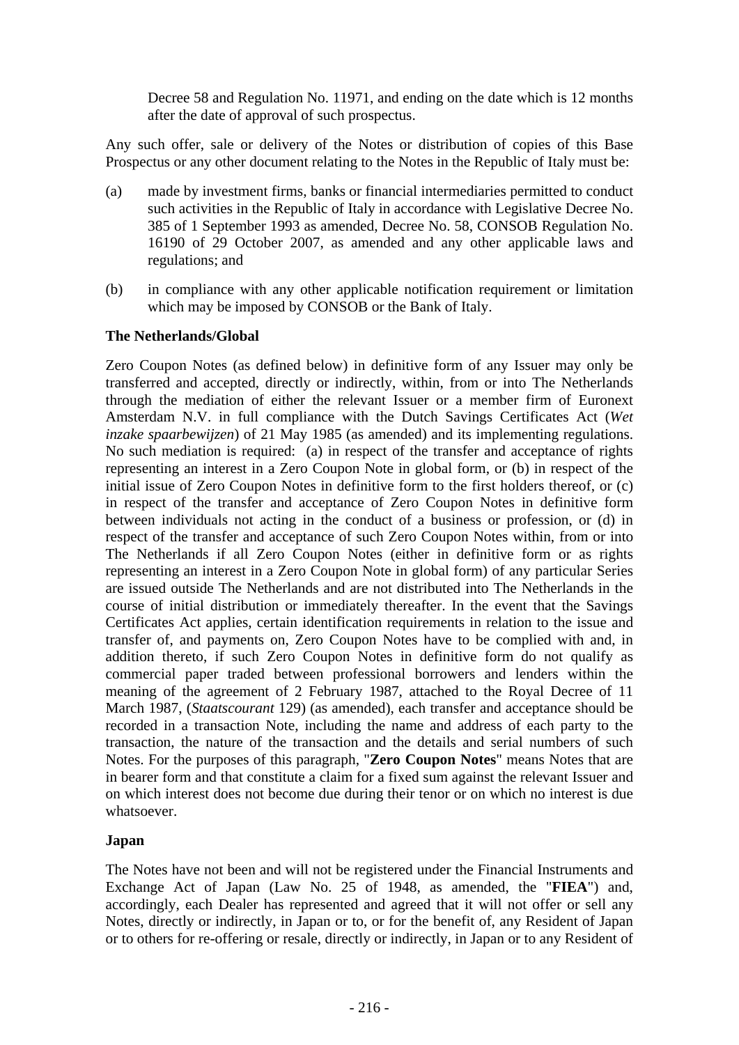Decree 58 and Regulation No. 11971, and ending on the date which is 12 months after the date of approval of such prospectus.

Any such offer, sale or delivery of the Notes or distribution of copies of this Base Prospectus or any other document relating to the Notes in the Republic of Italy must be:

(a) made by investment firms, banks or financial intermediaries permitted to conduct such activities in the Republic of Italy in accordance with Legislative Decree No. 385 of 1 September 1993 as amended, Decree No. 58, CONSOB Regulation No. 16190 of 29 October 2007, as amended and any other applicable laws and regulations; and

(b) in compliance with any other applicable notification requirement or limitation which may be imposed by CONSOB or the Bank of Italy.

**The Netherlands/Global**

Zero Coupon Notes (as defined below) in definitive form of any Issuer may only be transferred and accepted, directly or indirectly, within, from or into The Netherlands through the mediation of either the relevant Issuer or a member firm of Euronext Amsterdam N.V. in full compliance with the Dutch Savings Certificates Act (*Wet inzake spaarbewijzen*) of 21 May 1985 (as amended) and its implementing regulations. No such mediation is required: (a) in respect of the transfer and acceptance of rights representing an interest in a Zero Coupon Note in global form, or (b) in respect of the initial issue of Zero Coupon Notes in definitive form to the first holders thereof, or (c) in respect of the transfer and acceptance of Zero Coupon Notes in definitive form between individuals not acting in the conduct of a business or profession, or (d) in respect of the transfer and acceptance of such Zero Coupon Notes within, from or into The Netherlands if all Zero Coupon Notes (either in definitive form or as rights representing an interest in a Zero Coupon Note in global form) of any particular Series are issued outside The Netherlands and are not distributed into The Netherlands in the course of initial distribution or immediately thereafter. In the event that the Savings Certificates Act applies, certain identification requirements in relation to the issue and transfer of, and payments on, Zero Coupon Notes have to be complied with and, in addition thereto, if such Zero Coupon Notes in definitive form do not qualify as commercial paper traded between professional borrowers and lenders within the meaning of the agreement of 2 February 1987, attached to the Royal Decree of 11 March 1987, (*Staatscourant* 129) (as amended), each transfer and acceptance should be recorded in a transaction Note, including the name and address of each party to the transaction, the nature of the transaction and the details and serial numbers of such Notes. For the purposes of this paragraph, "**Zero Coupon Notes**" means Notes that are in bearer form and that constitute a claim for a fixed sum against the relevant Issuer and on which interest does not become due during their tenor or on which no interest is due whatsoever.

**Japan**

The Notes have not been and will not be registered under the Financial Instruments and Exchange Act of Japan (Law No. 25 of 1948, as amended, the "**FIEA**") and, accordingly, each Dealer has represented and agreed that it will not offer or sell any Notes, directly or indirectly, in Japan or to, or for the benefit of, any Resident of Japan or to others for re-offering or resale, directly or indirectly, in Japan or to any Resident of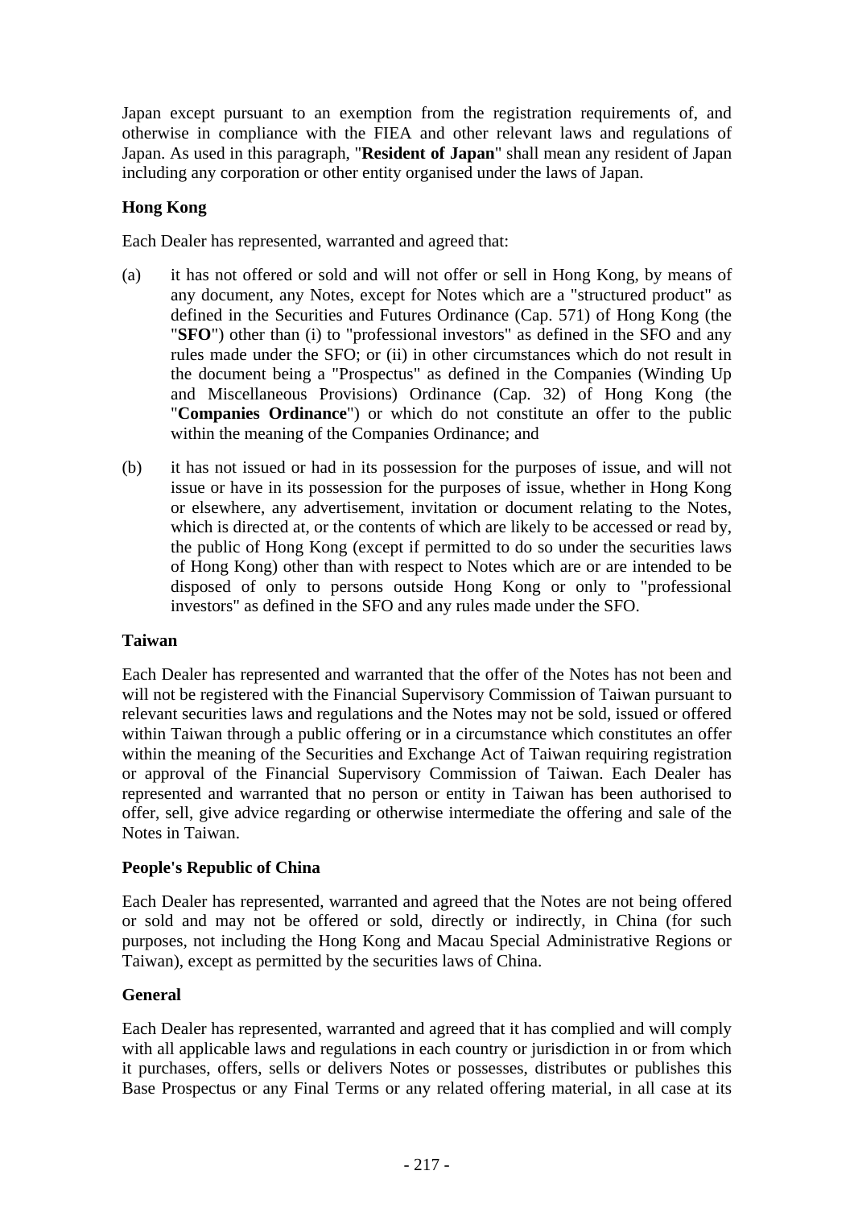Japan except pursuant to an exemption from the registration requirements of, and otherwise in compliance with the FIEA and other relevant laws and regulations of Japan. As used in this paragraph, "**Resident of Japan**" shall mean any resident of Japan including any corporation or other entity organised under the laws of Japan.

### Hong Kong

Each Dealer has represented, warranted and agreed that:

(a) it has not offered or sold and will not offer or sell in Hong Kong, by means of any document, any Notes, except for Notes which are a "structured product" as defined in the Securities and Futures Ordinance (Cap. 571) of Hong Kong (the "**SFO**") other than (i) to "professional investors" as defined in the SFO and any rules made under the SFO; or (ii) in other circumstances which do not result in the document being a "Prospectus" as defined in the Companies (Winding Up and Miscellaneous Provisions) Ordinance (Cap. 32) of Hong Kong (the "**Companies Ordinance**") or which do not constitute an offer to the public within the meaning of the Companies Ordinance; and

(b) it has not issued or had in its possession for the purposes of issue, and will not issue or have in its possession for the purposes of issue, whether in Hong Kong or elsewhere, any advertisement, invitation or document relating to the Notes, which is directed at, or the contents of which are likely to be accessed or read by, the public of Hong Kong (except if permitted to do so under the securities laws of Hong Kong) other than with respect to Notes which are or are intended to be disposed of only to persons outside Hong Kong or only to "professional investors" as defined in the SFO and any rules made under the SFO.

### Taiwan

Each Dealer has represented and warranted that the offer of the Notes has not been and will not be registered with the Financial Supervisory Commission of Taiwan pursuant to relevant securities laws and regulations and the Notes may not be sold, issued or offered within Taiwan through a public offering or in a circumstance which constitutes an offer within the meaning of the Securities and Exchange Act of Taiwan requiring registration or approval of the Financial Supervisory Commission of Taiwan. Each Dealer has represented and warranted that no person or entity in Taiwan has been authorised to offer, sell, give advice regarding or otherwise intermediate the offering and sale of the Notes in Taiwan.

### People's Republic of China

Each Dealer has represented, warranted and agreed that the Notes are not being offered or sold and may not be offered or sold, directly or indirectly, in China (for such purposes, not including the Hong Kong and Macau Special Administrative Regions or Taiwan), except as permitted by the securities laws of China.

### General

Each Dealer has represented, warranted and agreed that it has complied and will comply with all applicable laws and regulations in each country or jurisdiction in or from which it purchases, offers, sells or delivers Notes or possesses, distributes or publishes this Base Prospectus or any Final Terms or any related offering material, in all case at its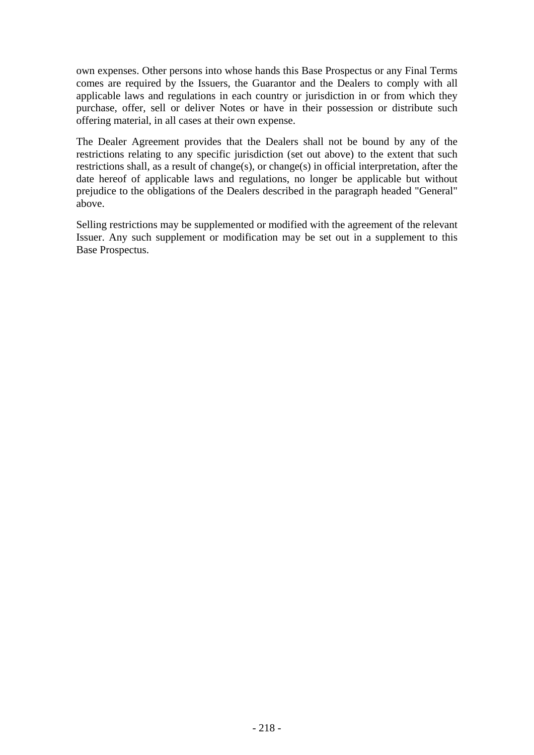own expenses. Other persons into whose hands this Base Prospectus or any Final Terms comes are required by the Issuers, the Guarantor and the Dealers to comply with all applicable laws and regulations in each country or jurisdiction in or from which they purchase, offer, sell or deliver Notes or have in their possession or distribute such offering material, in all cases at their own expense.

The Dealer Agreement provides that the Dealers shall not be bound by any of the restrictions relating to any specific jurisdiction (set out above) to the extent that such restrictions shall, as a result of change(s), or change(s) in official interpretation, after the date hereof of applicable laws and regulations, no longer be applicable but without prejudice to the obligations of the Dealers described in the paragraph headed "General" above.

Selling restrictions may be supplemented or modified with the agreement of the relevant Issuer. Any such supplement or modification may be set out in a supplement to this Base Prospectus.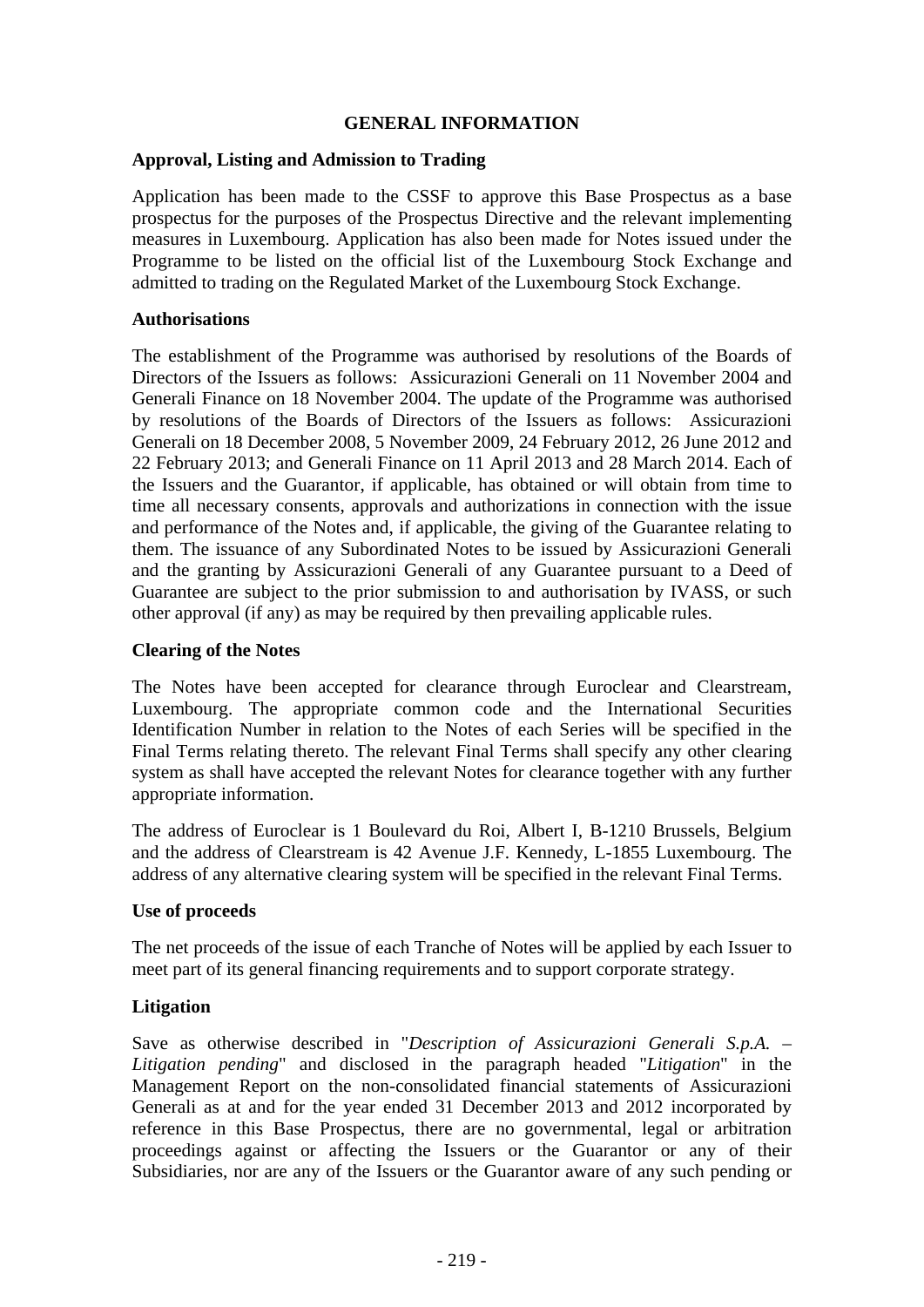# GENERAL INFORMATION

## Approval, Listing and Admission to Trading

Application has been made to the CSSF to approve this Base Prospectus as a base prospectus for the purposes of the Prospectus Directive and the relevant implementing measures in Luxembourg. Application has also been made for Notes issued under the Programme to be listed on the official list of the Luxembourg Stock Exchange and admitted to trading on the Regulated Market of the Luxembourg Stock Exchange.

## Authorisations

The establishment of the Programme was authorised by resolutions of the Boards of Directors of the Issuers as follows: Assicurazioni Generali on 11 November 2004 and Generali Finance on 18 November 2004. The update of the Programme was authorised by resolutions of the Boards of Directors of the Issuers as follows: Assicurazioni Generali on 18 December 2008, 5 November 2009, 24 February 2012, 26 June 2012 and 22 February 2013; and Generali Finance on 11 April 2013 and 28 March 2014. Each of the Issuers and the Guarantor, if applicable, has obtained or will obtain from time to time all necessary consents, approvals and authorizations in connection with the issue and performance of the Notes and, if applicable, the giving of the Guarantee relating to them. The issuance of any Subordinated Notes to be issued by Assicurazioni Generali and the granting by Assicurazioni Generali of any Guarantee pursuant to a Deed of Guarantee are subject to the prior submission to and authorisation by IVASS, or such other approval (if any) as may be required by then prevailing applicable rules.

## Clearing of the Notes

The Notes have been accepted for clearance through Euroclear and Clearstream, Luxembourg. The appropriate common code and the International Securities Identification Number in relation to the Notes of each Series will be specified in the Final Terms relating thereto. The relevant Final Terms shall specify any other clearing system as shall have accepted the relevant Notes for clearance together with any further appropriate information.

The address of Euroclear is 1 Boulevard du Roi, Albert I, B-1210 Brussels, Belgium and the address of Clearstream is 42 Avenue J.F. Kennedy, L-1855 Luxembourg. The address of any alternative clearing system will be specified in the relevant Final Terms.

## Use of proceeds

The net proceeds of the issue of each Tranche of Notes will be applied by each Issuer to meet part of its general financing requirements and to support corporate strategy.

## Litigation

Save as otherwise described in "*Description of Assicurazioni Generali S.p.A. – Litigation pending*" and disclosed in the paragraph headed "*Litigation*" in the Management Report on the non-consolidated financial statements of Assicurazioni Generali as at and for the year ended 31 December 2013 and 2012 incorporated by reference in this Base Prospectus, there are no governmental, legal or arbitration proceedings against or affecting the Issuers or the Guarantor or any of their Subsidiaries, nor are any of the Issuers or the Guarantor aware of any such pending or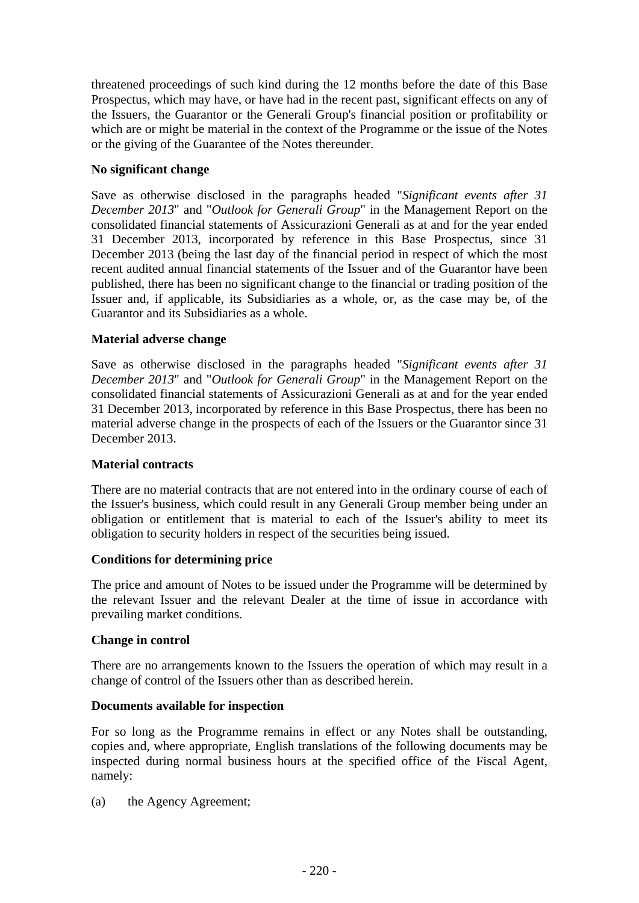threatened proceedings of such kind during the 12 months before the date of this Base Prospectus, which may have, or have had in the recent past, significant effects on any of the Issuers, the Guarantor or the Generali Group's financial position or profitability or which are or might be material in the context of the Programme or the issue of the Notes or the giving of the Guarantee of the Notes thereunder.

**No significant change**

Save as otherwise disclosed in the paragraphs headed "*Significant events after 31 December 2013*" and "*Outlook for Generali Group*" in the Management Report on the consolidated financial statements of Assicurazioni Generali as at and for the year ended 31 December 2013, incorporated by reference in this Base Prospectus, since 31 December 2013 (being the last day of the financial period in respect of which the most recent audited annual financial statements of the Issuer and of the Guarantor have been published, there has been no significant change to the financial or trading position of the Issuer and, if applicable, its Subsidiaries as a whole, or, as the case may be, of the Guarantor and its Subsidiaries as a whole.

**Material adverse change**

Save as otherwise disclosed in the paragraphs headed "*Significant events after 31 December 2013*" and "*Outlook for Generali Group*" in the Management Report on the consolidated financial statements of Assicurazioni Generali as at and for the year ended 31 December 2013, incorporated by reference in this Base Prospectus, there has been no material adverse change in the prospects of each of the Issuers or the Guarantor since 31 December 2013.

**Material contracts**

There are no material contracts that are not entered into in the ordinary course of each of the Issuer's business, which could result in any Generali Group member being under an obligation or entitlement that is material to each of the Issuer's ability to meet its obligation to security holders in respect of the securities being issued.

**Conditions for determining price**

The price and amount of Notes to be issued under the Programme will be determined by the relevant Issuer and the relevant Dealer at the time of issue in accordance with prevailing market conditions.

**Change in control**

There are no arrangements known to the Issuers the operation of which may result in a change of control of the Issuers other than as described herein.

**Documents available for inspection**

For so long as the Programme remains in effect or any Notes shall be outstanding, copies and, where appropriate, English translations of the following documents may be inspected during normal business hours at the specified office of the Fiscal Agent, namely:

(a) the Agency Agreement;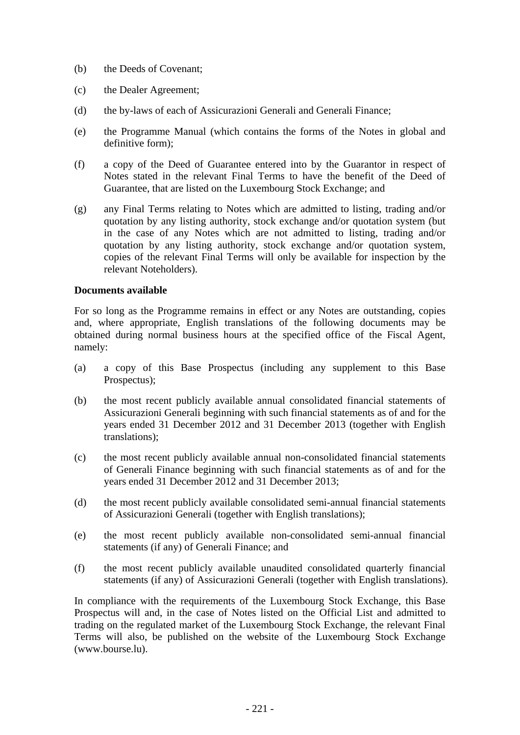(b) the Deeds of Covenant;

(c) the Dealer Agreement;

(d) the by-laws of each of Assicurazioni Generali and Generali Finance;

(e) the Programme Manual (which contains the forms of the Notes in global and definitive form);

(f) a copy of the Deed of Guarantee entered into by the Guarantor in respect of Notes stated in the relevant Final Terms to have the benefit of the Deed of Guarantee, that are listed on the Luxembourg Stock Exchange; and

(g) any Final Terms relating to Notes which are admitted to listing, trading and/or quotation by any listing authority, stock exchange and/or quotation system (but in the case of any Notes which are not admitted to listing, trading and/or quotation by any listing authority, stock exchange and/or quotation system, copies of the relevant Final Terms will only be available for inspection by the relevant Noteholders).

**Documents available**

For so long as the Programme remains in effect or any Notes are outstanding, copies and, where appropriate, English translations of the following documents may be obtained during normal business hours at the specified office of the Fiscal Agent, namely:

(a) a copy of this Base Prospectus (including any supplement to this Base Prospectus);

(b) the most recent publicly available annual consolidated financial statements of Assicurazioni Generali beginning with such financial statements as of and for the years ended 31 December 2012 and 31 December 2013 (together with English translations);

(c) the most recent publicly available annual non-consolidated financial statements of Generali Finance beginning with such financial statements as of and for the years ended 31 December 2012 and 31 December 2013;

(d) the most recent publicly available consolidated semi-annual financial statements of Assicurazioni Generali (together with English translations);

(e) the most recent publicly available non-consolidated semi-annual financial statements (if any) of Generali Finance; and

(f) the most recent publicly available unaudited consolidated quarterly financial statements (if any) of Assicurazioni Generali (together with English translations).

In compliance with the requirements of the Luxembourg Stock Exchange, this Base Prospectus will and, in the case of Notes listed on the Official List and admitted to trading on the regulated market of the Luxembourg Stock Exchange, the relevant Final Terms will also, be published on the website of the Luxembourg Stock Exchange (www.bourse.lu).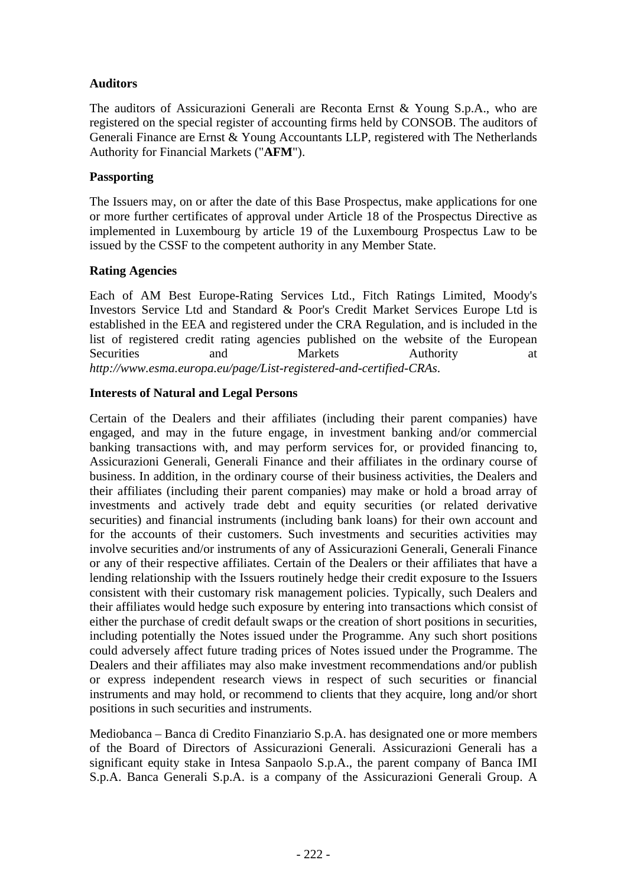**Auditors**

The auditors of Assicurazioni Generali are Reconta Ernst & Young S.p.A., who are registered on the special register of accounting firms held by CONSOB. The auditors of Generali Finance are Ernst & Young Accountants LLP, registered with The Netherlands Authority for Financial Markets ("**AFM**").

**Passporting**

The Issuers may, on or after the date of this Base Prospectus, make applications for one or more further certificates of approval under Article 18 of the Prospectus Directive as implemented in Luxembourg by article 19 of the Luxembourg Prospectus Law to be issued by the CSSF to the competent authority in any Member State.

**Rating Agencies**

Each of AM Best Europe-Rating Services Ltd., Fitch Ratings Limited, Moody's Investors Service Ltd and Standard & Poor's Credit Market Services Europe Ltd is established in the EEA and registered under the CRA Regulation, and is included in the list of registered credit rating agencies published on the website of the European Securities and Markets Authority at *http://www.esma.europa.eu/page/List-registered-and-certified-CRAs*.

**Interests of Natural and Legal Persons**

Certain of the Dealers and their affiliates (including their parent companies) have engaged, and may in the future engage, in investment banking and/or commercial banking transactions with, and may perform services for, or provided financing to, Assicurazioni Generali, Generali Finance and their affiliates in the ordinary course of business. In addition, in the ordinary course of their business activities, the Dealers and their affiliates (including their parent companies) may make or hold a broad array of investments and actively trade debt and equity securities (or related derivative securities) and financial instruments (including bank loans) for their own account and for the accounts of their customers. Such investments and securities activities may involve securities and/or instruments of any of Assicurazioni Generali, Generali Finance or any of their respective affiliates. Certain of the Dealers or their affiliates that have a lending relationship with the Issuers routinely hedge their credit exposure to the Issuers consistent with their customary risk management policies. Typically, such Dealers and their affiliates would hedge such exposure by entering into transactions which consist of either the purchase of credit default swaps or the creation of short positions in securities, including potentially the Notes issued under the Programme. Any such short positions could adversely affect future trading prices of Notes issued under the Programme. The Dealers and their affiliates may also make investment recommendations and/or publish or express independent research views in respect of such securities or financial instruments and may hold, or recommend to clients that they acquire, long and/or short positions in such securities and instruments.

Mediobanca – Banca di Credito Finanziario S.p.A. has designated one or more members of the Board of Directors of Assicurazioni Generali. Assicurazioni Generali has a significant equity stake in Intesa Sanpaolo S.p.A., the parent company of Banca IMI S.p.A. Banca Generali S.p.A. is a company of the Assicurazioni Generali Group. A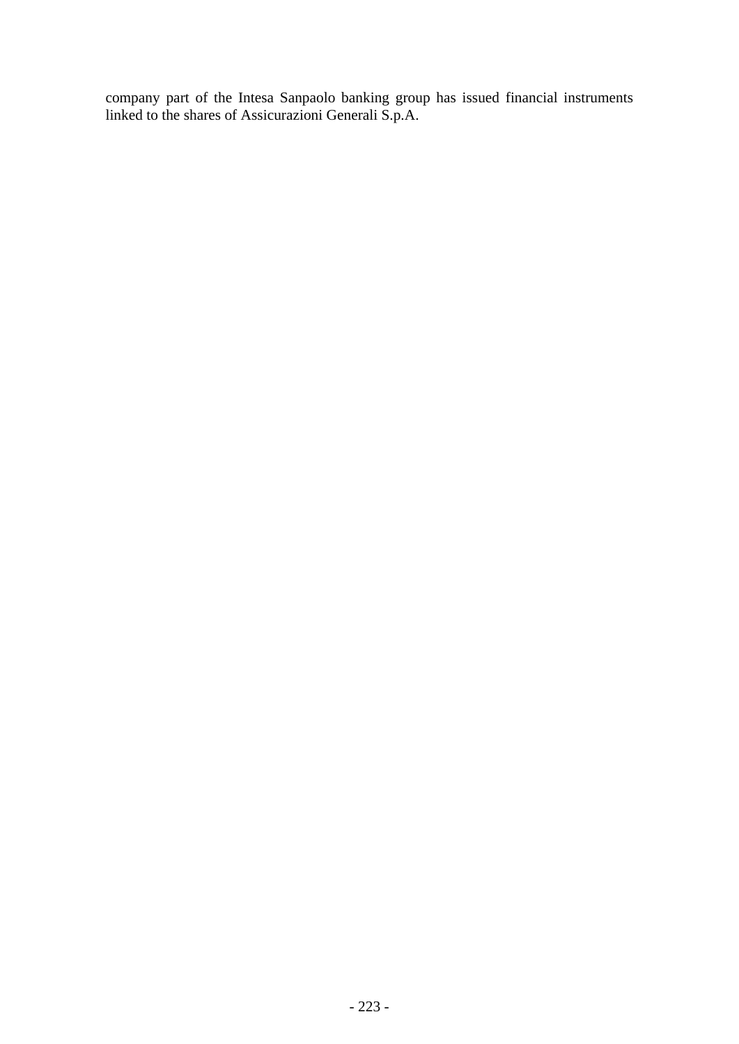company part of the Intesa Sanpaolo banking group has issued financial instruments linked to the shares of Assicurazioni Generali S.p.A.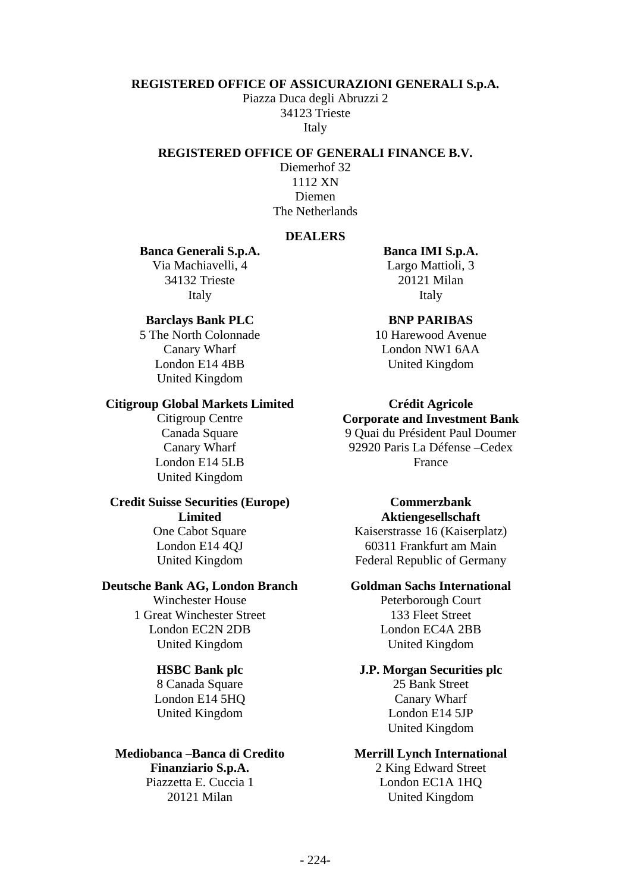**REGISTERED OFFICE OF ASSICURAZIONI GENERALI S.p.A.**

Piazza Duca degli Abruzzi 2
34123 Trieste
Italy

**REGISTERED OFFICE OF GENERALI FINANCE B.V.**

Diemerhof 32
1112 XN
Diemen
The Netherlands

**DEALERS**

**Banca Generali S.p.A.**
Via Machiavelli, 4
34132 Trieste
Italy

**Banca IMI S.p.A.**
Largo Mattioli, 3
20121 Milan
Italy

**Barclays Bank PLC**
5 The North Colonnade
Canary Wharf
London E14 4BB
United Kingdom

**BNP PARIBAS**
10 Harewood Avenue
London NW1 6AA
United Kingdom

**Citigroup Global Markets Limited**
Citigroup Centre
Canada Square
Canary Wharf
London E14 5LB
United Kingdom

**Crédit Agricole Corporate and Investment Bank**
9 Quai du Président Paul Doumer
92920 Paris La Défense –Cedex
France

**Credit Suisse Securities (Europe) Limited**
One Cabot Square
London E14 4QJ
United Kingdom

**Commerzbank Aktiengesellschaft**
Kaiserstrasse 16 (Kaiserplatz)
60311 Frankfurt am Main
Federal Republic of Germany

**Deutsche Bank AG, London Branch**
Winchester House
1 Great Winchester Street
London EC2N 2DB
United Kingdom

**Goldman Sachs International**
Peterborough Court
133 Fleet Street
London EC4A 2BB
United Kingdom

**HSBC Bank plc**
8 Canada Square
London E14 5HQ
United Kingdom

**J.P. Morgan Securities plc**
25 Bank Street
Canary Wharf
London E14 5JP
United Kingdom

**Mediobanca –Banca di Credito Finanziario S.p.A.**
Piazzetta E. Cuccia 1
20121 Milan

**Merrill Lynch International**
2 King Edward Street
London EC1A 1HQ
United Kingdom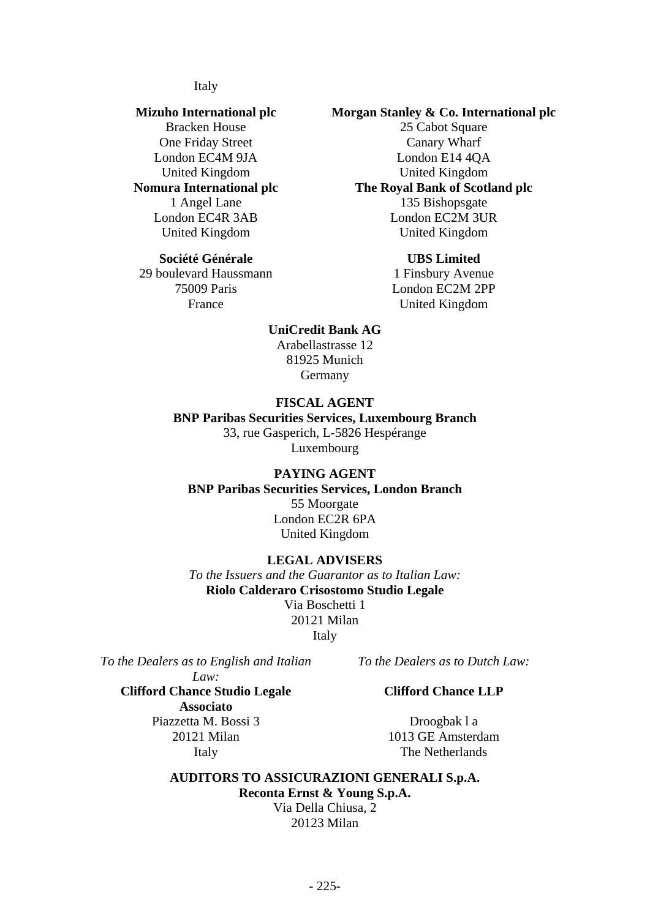Italy

**Mizuho International plc**
Bracken House
One Friday Street
London EC4M 9JA
United Kingdom

**Morgan Stanley & Co. International plc**
25 Cabot Square
Canary Wharf
London E14 4QA
United Kingdom

**Nomura International plc**
1 Angel Lane
London EC4R 3AB
United Kingdom

**The Royal Bank of Scotland plc**
135 Bishopsgate
London EC2M 3UR
United Kingdom

**Société Générale**
29 boulevard Haussmann
75009 Paris
France

**UBS Limited**
1 Finsbury Avenue
London EC2M 2PP
United Kingdom

**UniCredit Bank AG**
Arabellastrasse 12
81925 Munich
Germany

**FISCAL AGENT**

**BNP Paribas Securities Services, Luxembourg Branch**
33, rue Gasperich, L-5826 Hespérange
Luxembourg

**PAYING AGENT**

**BNP Paribas Securities Services, London Branch**
55 Moorgate
London EC2R 6PA
United Kingdom

**LEGAL ADVISERS**

*To the Issuers and the Guarantor as to Italian Law:*

**Riolo Calderaro Crisostomo Studio Legale**
Via Boschetti 1
20121 Milan
Italy

*To the Dealers as to English and Italian Law:*

**Clifford Chance Studio Legale Associato**
Piazzetta M. Bossi 3
20121 Milan
Italy

*To the Dealers as to Dutch Law:*

**Clifford Chance LLP**
Droogbak l a
1013 GE Amsterdam
The Netherlands

**AUDITORS TO ASSICURAZIONI GENERALI S.p.A.**

**Reconta Ernst & Young S.p.A.**
Via Della Chiusa, 2
20123 Milan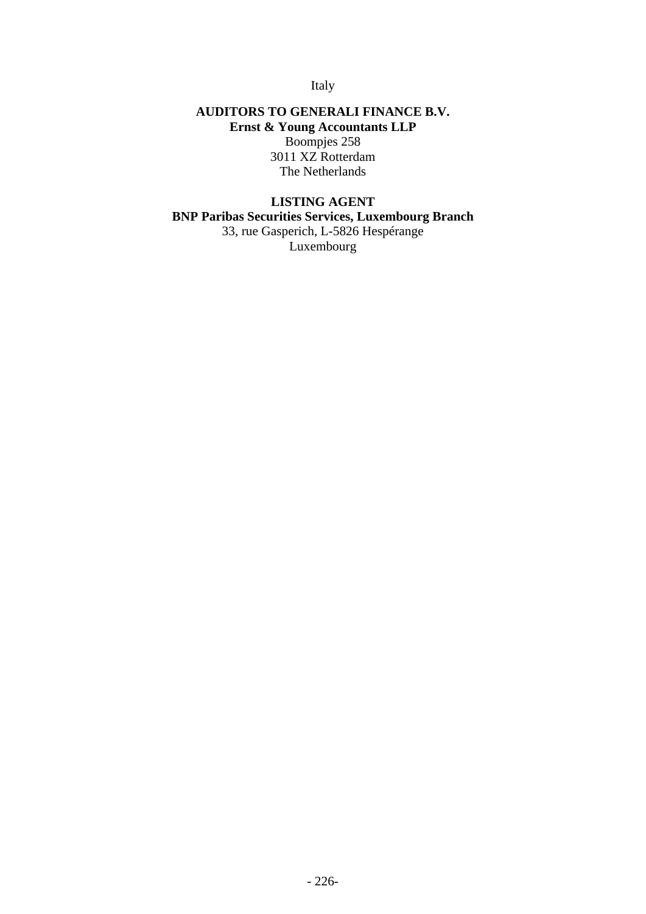Italy

**AUDITORS TO GENERALI FINANCE B.V.**

**Ernst & Young Accountants LLP**

Boompjes 258

3011 XZ Rotterdam

The Netherlands

**LISTING AGENT**

**BNP Paribas Securities Services, Luxembourg Branch**

33, rue Gasperich, L-5826 Hespérange

Luxembourg